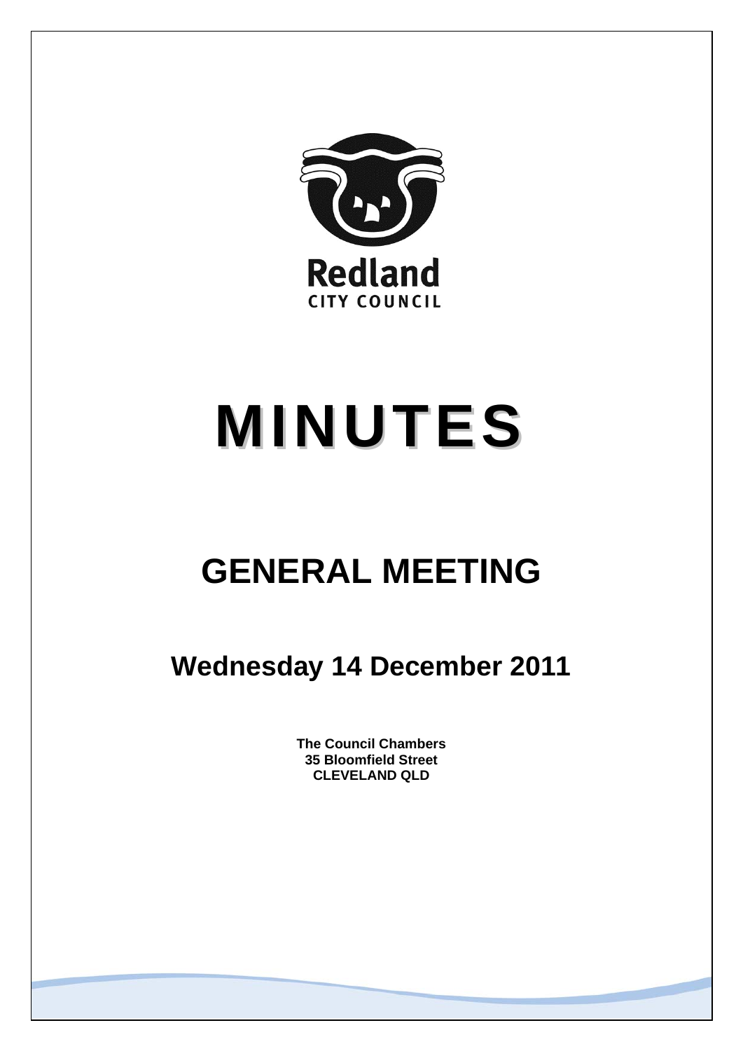Redland
CITY COUNCIL

# MINUTES

## GENERAL MEETING

### Wednesday 14 December 2011

**The Council Chambers**
**35 Bloomfield Street**
**CLEVELAND QLD**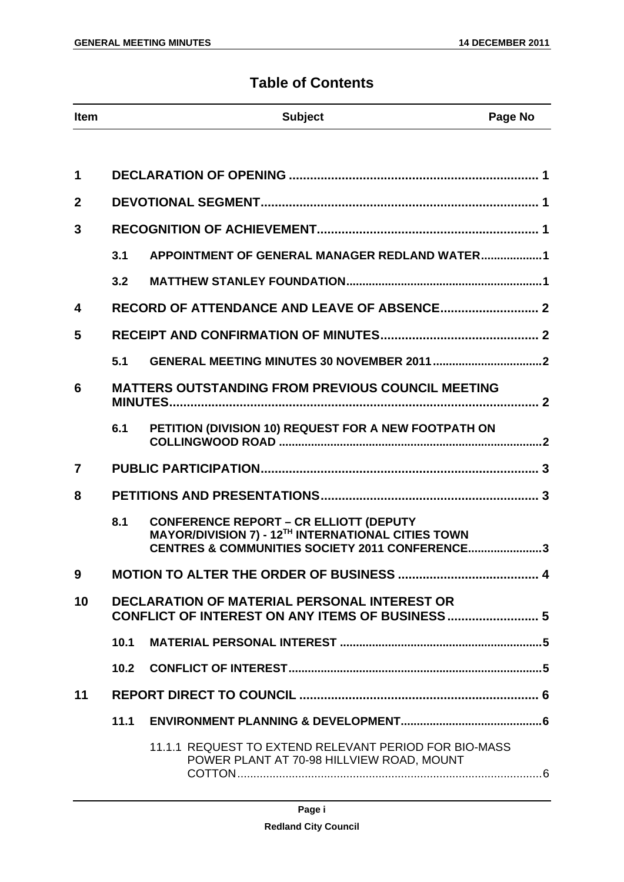# Table of Contents

| Item | | Subject | Page No |
|---|---|---|---|
| 1 | | DECLARATION OF OPENING | 1 |
| 2 | | DEVOTIONAL SEGMENT | 1 |
| 3 | | RECOGNITION OF ACHIEVEMENT | 1 |
| | 3.1 | APPOINTMENT OF GENERAL MANAGER REDLAND WATER | 1 |
| | 3.2 | MATTHEW STANLEY FOUNDATION | 1 |
| 4 | | RECORD OF ATTENDANCE AND LEAVE OF ABSENCE | 2 |
| 5 | | RECEIPT AND CONFIRMATION OF MINUTES | 2 |
| | 5.1 | GENERAL MEETING MINUTES 30 NOVEMBER 2011 | 2 |
| 6 | | MATTERS OUTSTANDING FROM PREVIOUS COUNCIL MEETING MINUTES | 2 |
| | 6.1 | PETITION (DIVISION 10) REQUEST FOR A NEW FOOTPATH ON COLLINGWOOD ROAD | 2 |
| 7 | | PUBLIC PARTICIPATION | 3 |
| 8 | | PETITIONS AND PRESENTATIONS | 3 |
| | 8.1 | CONFERENCE REPORT – CR ELLIOTT (DEPUTY MAYOR/DIVISION 7) - 12TH INTERNATIONAL CITIES TOWN CENTRES & COMMUNITIES SOCIETY 2011 CONFERENCE | 3 |
| 9 | | MOTION TO ALTER THE ORDER OF BUSINESS | 4 |
| 10 | | DECLARATION OF MATERIAL PERSONAL INTEREST OR CONFLICT OF INTEREST ON ANY ITEMS OF BUSINESS | 5 |
| | 10.1 | MATERIAL PERSONAL INTEREST | 5 |
| | 10.2 | CONFLICT OF INTEREST | 5 |
| 11 | | REPORT DIRECT TO COUNCIL | 6 |
| | 11.1 | ENVIRONMENT PLANNING & DEVELOPMENT | 6 |
| | | 11.1.1 REQUEST TO EXTEND RELEVANT PERIOD FOR BIO-MASS POWER PLANT AT 70-98 HILLVIEW ROAD, MOUNT COTTON | 6 |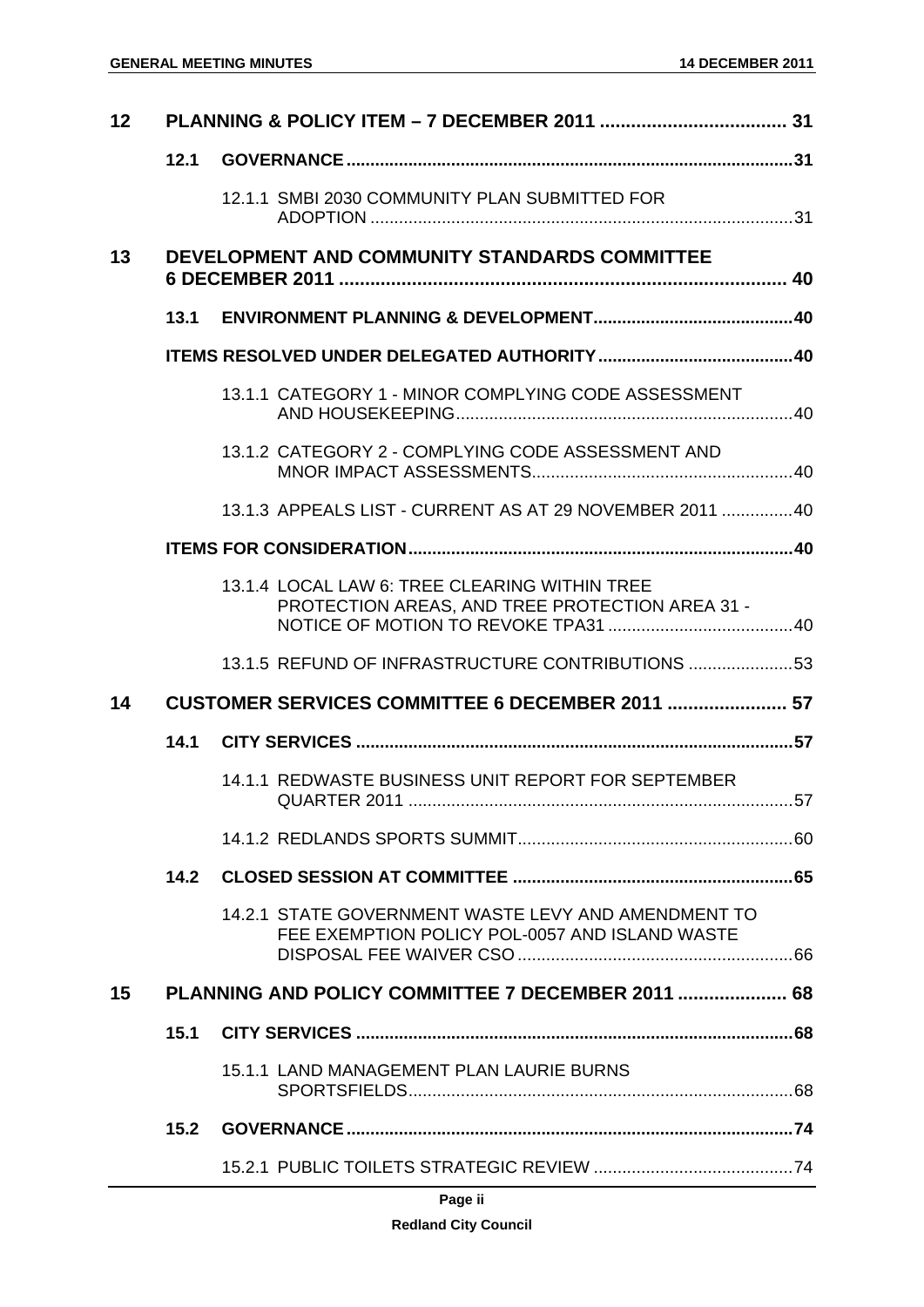| | | | |
|---|---|---|---|
| **12** | **PLANNING & POLICY ITEM – 7 DECEMBER 2011** | | **31** |
| | **12.1** | **GOVERNANCE** | **31** |
| | | 12.1.1 SMBI 2030 COMMUNITY PLAN SUBMITTED FOR ADOPTION | 31 |
| **13** | **DEVELOPMENT AND COMMUNITY STANDARDS COMMITTEE 6 DECEMBER 2011** | | **40** |
| | **13.1** | **ENVIRONMENT PLANNING & DEVELOPMENT** | **40** |
| | **ITEMS RESOLVED UNDER DELEGATED AUTHORITY** | | **40** |
| | | 13.1.1 CATEGORY 1 - MINOR COMPLYING CODE ASSESSMENT AND HOUSEKEEPING | 40 |
| | | 13.1.2 CATEGORY 2 - COMPLYING CODE ASSESSMENT AND MNOR IMPACT ASSESSMENTS | 40 |
| | | 13.1.3 APPEALS LIST - CURRENT AS AT 29 NOVEMBER 2011 | 40 |
| | **ITEMS FOR CONSIDERATION** | | **40** |
| | | 13.1.4 LOCAL LAW 6: TREE CLEARING WITHIN TREE PROTECTION AREAS, AND TREE PROTECTION AREA 31 - NOTICE OF MOTION TO REVOKE TPA31 | 40 |
| | | 13.1.5 REFUND OF INFRASTRUCTURE CONTRIBUTIONS | 53 |
| **14** | **CUSTOMER SERVICES COMMITTEE 6 DECEMBER 2011** | | **57** |
| | **14.1** | **CITY SERVICES** | **57** |
| | | 14.1.1 REDWASTE BUSINESS UNIT REPORT FOR SEPTEMBER QUARTER 2011 | 57 |
| | | 14.1.2 REDLANDS SPORTS SUMMIT | 60 |
| | **14.2** | **CLOSED SESSION AT COMMITTEE** | **65** |
| | | 14.2.1 STATE GOVERNMENT WASTE LEVY AND AMENDMENT TO FEE EXEMPTION POLICY POL-0057 AND ISLAND WASTE DISPOSAL FEE WAIVER CSO | 66 |
| **15** | **PLANNING AND POLICY COMMITTEE 7 DECEMBER 2011** | | **68** |
| | **15.1** | **CITY SERVICES** | **68** |
| | | 15.1.1 LAND MANAGEMENT PLAN LAURIE BURNS SPORTSFIELDS | 68 |
| | **15.2** | **GOVERNANCE** | **74** |
| | | 15.2.1 PUBLIC TOILETS STRATEGIC REVIEW | 74 |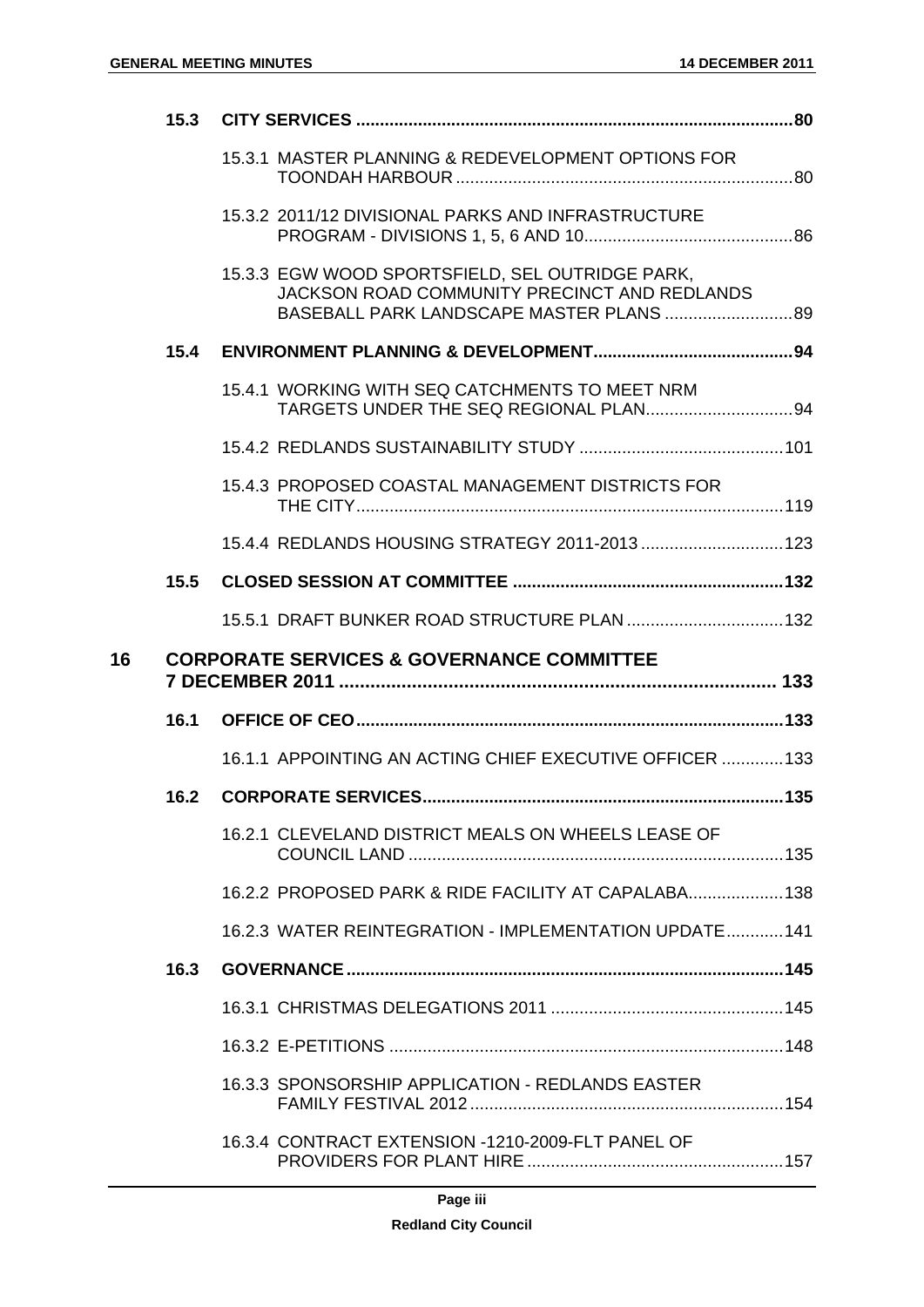| | | |
|---|---|---|
| **15.3** | **CITY SERVICES** | **80** |
| | 15.3.1 MASTER PLANNING & REDEVELOPMENT OPTIONS FOR TOONDAH HARBOUR | 80 |
| | 15.3.2 2011/12 DIVISIONAL PARKS AND INFRASTRUCTURE PROGRAM - DIVISIONS 1, 5, 6 AND 10 | 86 |
| | 15.3.3 EGW WOOD SPORTSFIELD, SEL OUTRIDGE PARK, JACKSON ROAD COMMUNITY PRECINCT AND REDLANDS BASEBALL PARK LANDSCAPE MASTER PLANS | 89 |
| **15.4** | **ENVIRONMENT PLANNING & DEVELOPMENT** | **94** |
| | 15.4.1 WORKING WITH SEQ CATCHMENTS TO MEET NRM TARGETS UNDER THE SEQ REGIONAL PLAN | 94 |
| | 15.4.2 REDLANDS SUSTAINABILITY STUDY | 101 |
| | 15.4.3 PROPOSED COASTAL MANAGEMENT DISTRICTS FOR THE CITY | 119 |
| | 15.4.4 REDLANDS HOUSING STRATEGY 2011-2013 | 123 |
| **15.5** | **CLOSED SESSION AT COMMITTEE** | **132** |
| | 15.5.1 DRAFT BUNKER ROAD STRUCTURE PLAN | 132 |

**16 CORPORATE SERVICES & GOVERNANCE COMMITTEE 7 DECEMBER 2011 ..... 133**

| | | |
|---|---|---|
| **16.1** | **OFFICE OF CEO** | **133** |
| | 16.1.1 APPOINTING AN ACTING CHIEF EXECUTIVE OFFICER | 133 |
| **16.2** | **CORPORATE SERVICES** | **135** |
| | 16.2.1 CLEVELAND DISTRICT MEALS ON WHEELS LEASE OF COUNCIL LAND | 135 |
| | 16.2.2 PROPOSED PARK & RIDE FACILITY AT CAPALABA | 138 |
| | 16.2.3 WATER REINTEGRATION - IMPLEMENTATION UPDATE | 141 |
| **16.3** | **GOVERNANCE** | **145** |
| | 16.3.1 CHRISTMAS DELEGATIONS 2011 | 145 |
| | 16.3.2 E-PETITIONS | 148 |
| | 16.3.3 SPONSORSHIP APPLICATION - REDLANDS EASTER FAMILY FESTIVAL 2012 | 154 |
| | 16.3.4 CONTRACT EXTENSION -1210-2009-FLT PANEL OF PROVIDERS FOR PLANT HIRE | 157 |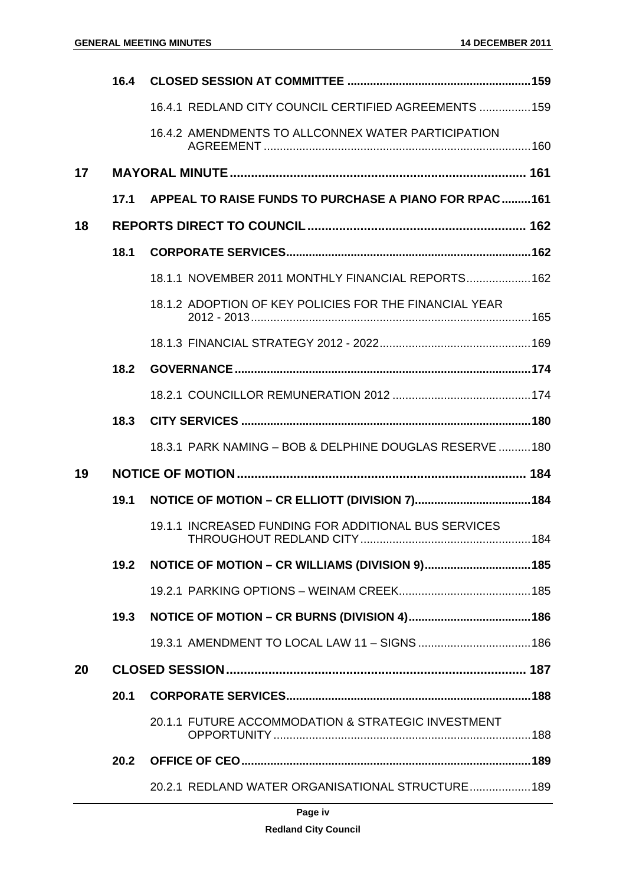| | | | |
|---|---|---|---|
| | 16.4 | **CLOSED SESSION AT COMMITTEE** | **159** |
| | | 16.4.1 REDLAND CITY COUNCIL CERTIFIED AGREEMENTS | 159 |
| | | 16.4.2 AMENDMENTS TO ALLCONNEX WATER PARTICIPATION AGREEMENT | 160 |
| **17** | | **MAYORAL MINUTE** | **161** |
| | 17.1 | **APPEAL TO RAISE FUNDS TO PURCHASE A PIANO FOR RPAC** | **161** |
| **18** | | **REPORTS DIRECT TO COUNCIL** | **162** |
| | 18.1 | **CORPORATE SERVICES** | **162** |
| | | 18.1.1 NOVEMBER 2011 MONTHLY FINANCIAL REPORTS | 162 |
| | | 18.1.2 ADOPTION OF KEY POLICIES FOR THE FINANCIAL YEAR 2012 - 2013 | 165 |
| | | 18.1.3 FINANCIAL STRATEGY 2012 - 2022 | 169 |
| | 18.2 | **GOVERNANCE** | **174** |
| | | 18.2.1 COUNCILLOR REMUNERATION 2012 | 174 |
| | 18.3 | **CITY SERVICES** | **180** |
| | | 18.3.1 PARK NAMING – BOB & DELPHINE DOUGLAS RESERVE | 180 |
| **19** | | **NOTICE OF MOTION** | **184** |
| | 19.1 | **NOTICE OF MOTION – CR ELLIOTT (DIVISION 7)** | **184** |
| | | 19.1.1 INCREASED FUNDING FOR ADDITIONAL BUS SERVICES THROUGHOUT REDLAND CITY | 184 |
| | 19.2 | **NOTICE OF MOTION – CR WILLIAMS (DIVISION 9)** | **185** |
| | | 19.2.1 PARKING OPTIONS – WEINAM CREEK | 185 |
| | 19.3 | **NOTICE OF MOTION – CR BURNS (DIVISION 4)** | **186** |
| | | 19.3.1 AMENDMENT TO LOCAL LAW 11 – SIGNS | 186 |
| **20** | | **CLOSED SESSION** | **187** |
| | 20.1 | **CORPORATE SERVICES** | **188** |
| | | 20.1.1 FUTURE ACCOMMODATION & STRATEGIC INVESTMENT OPPORTUNITY | 188 |
| | 20.2 | **OFFICE OF CEO** | **189** |
| | | 20.2.1 REDLAND WATER ORGANISATIONAL STRUCTURE | 189 |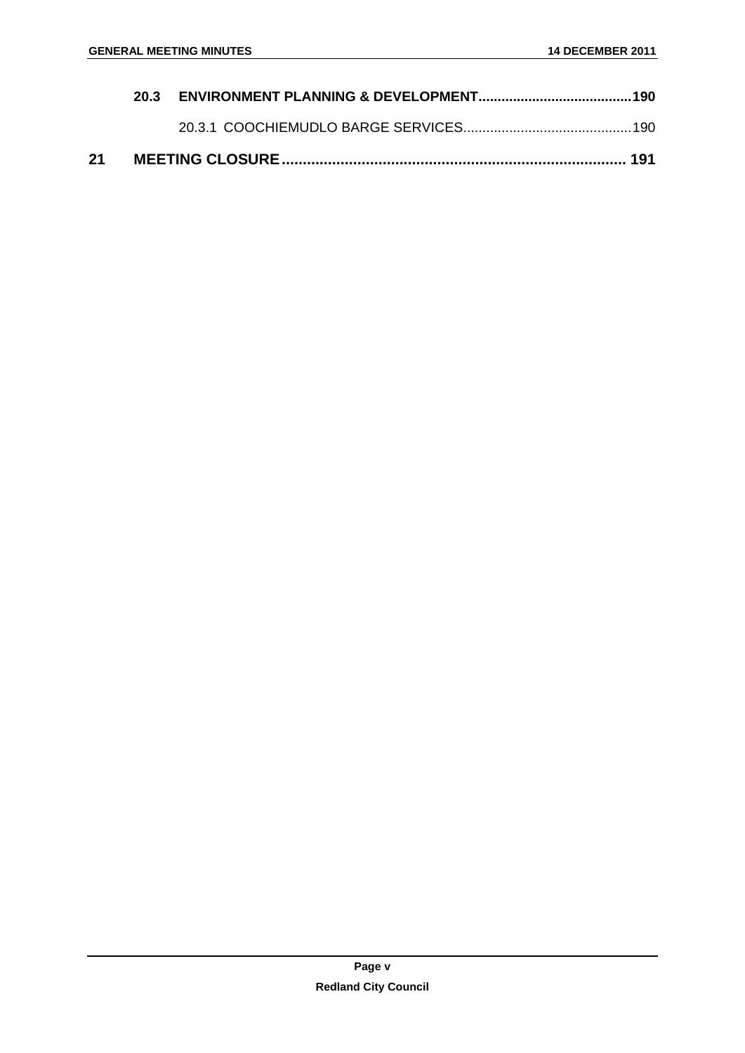**20.3 ENVIRONMENT PLANNING & DEVELOPMENT .......................................190**

20.3.1 COOCHIEMUDLO BARGE SERVICES............................................190

**21 MEETING CLOSURE ................................................................................. 191**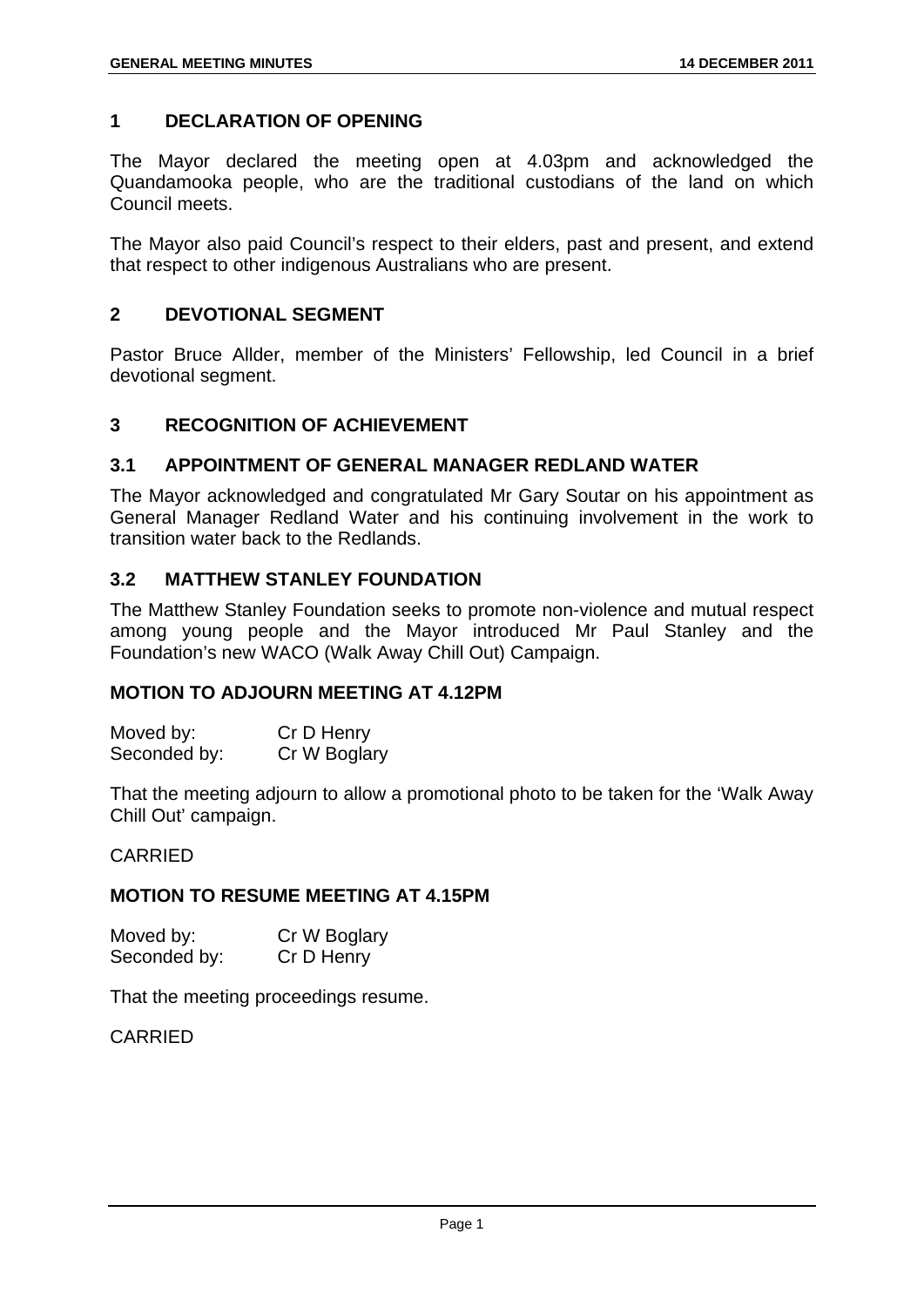## 1 DECLARATION OF OPENING

The Mayor declared the meeting open at 4.03pm and acknowledged the Quandamooka people, who are the traditional custodians of the land on which Council meets.

The Mayor also paid Council's respect to their elders, past and present, and extend that respect to other indigenous Australians who are present.

## 2 DEVOTIONAL SEGMENT

Pastor Bruce Allder, member of the Ministers' Fellowship, led Council in a brief devotional segment.

## 3 RECOGNITION OF ACHIEVEMENT

### 3.1 APPOINTMENT OF GENERAL MANAGER REDLAND WATER

The Mayor acknowledged and congratulated Mr Gary Soutar on his appointment as General Manager Redland Water and his continuing involvement in the work to transition water back to the Redlands.

### 3.2 MATTHEW STANLEY FOUNDATION

The Matthew Stanley Foundation seeks to promote non-violence and mutual respect among young people and the Mayor introduced Mr Paul Stanley and the Foundation's new WACO (Walk Away Chill Out) Campaign.

**MOTION TO ADJOURN MEETING AT 4.12PM**

Moved by: Cr D Henry
Seconded by: Cr W Boglary

That the meeting adjourn to allow a promotional photo to be taken for the 'Walk Away Chill Out' campaign.

CARRIED

**MOTION TO RESUME MEETING AT 4.15PM**

Moved by: Cr W Boglary
Seconded by: Cr D Henry

That the meeting proceedings resume.

CARRIED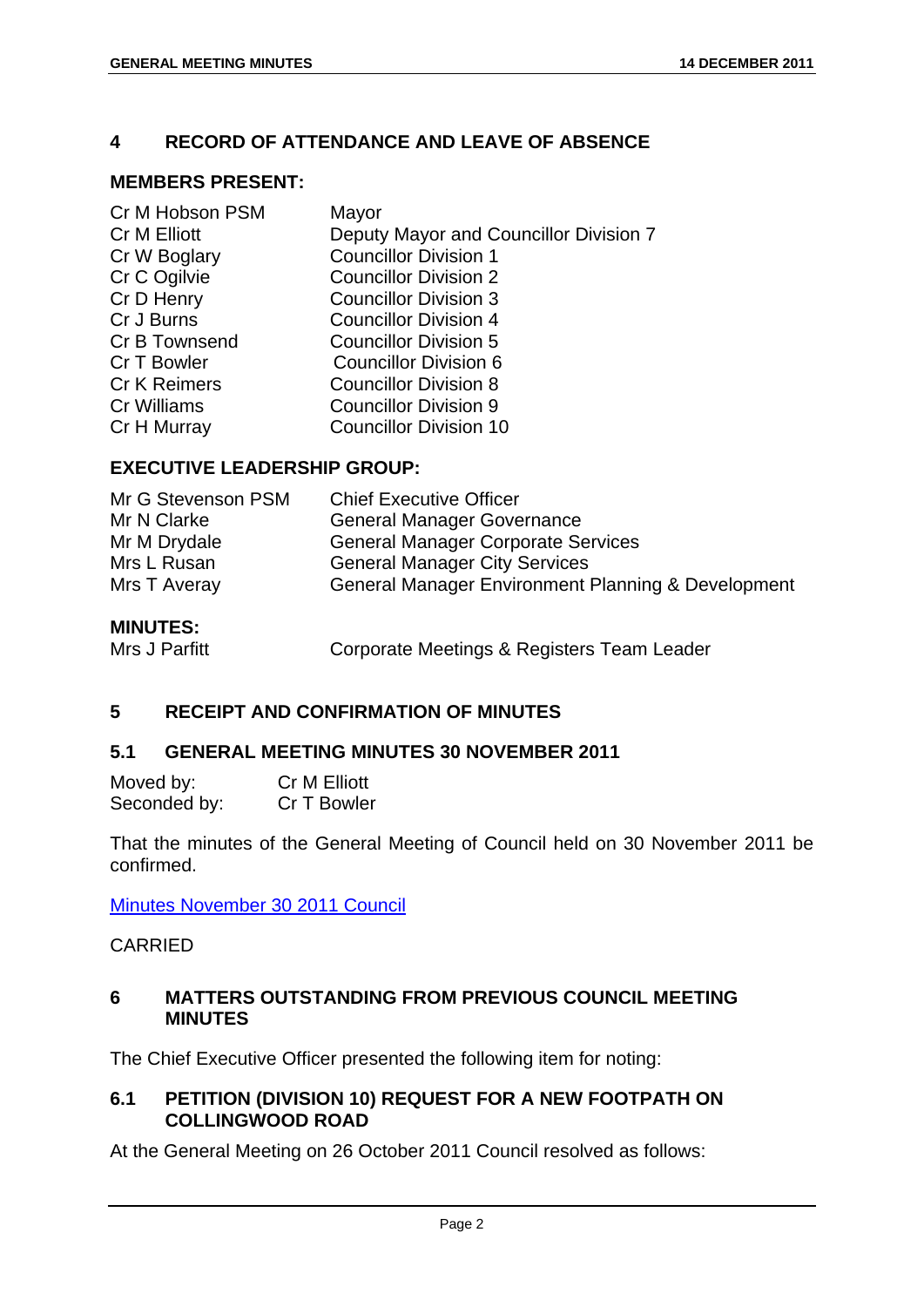## 4 RECORD OF ATTENDANCE AND LEAVE OF ABSENCE

### MEMBERS PRESENT:

| | |
|---|---|
| Cr M Hobson PSM | Mayor |
| Cr M Elliott | Deputy Mayor and Councillor Division 7 |
| Cr W Boglary | Councillor Division 1 |
| Cr C Ogilvie | Councillor Division 2 |
| Cr D Henry | Councillor Division 3 |
| Cr J Burns | Councillor Division 4 |
| Cr B Townsend | Councillor Division 5 |
| Cr T Bowler | Councillor Division 6 |
| Cr K Reimers | Councillor Division 8 |
| Cr Williams | Councillor Division 9 |
| Cr H Murray | Councillor Division 10 |

### EXECUTIVE LEADERSHIP GROUP:

| | |
|---|---|
| Mr G Stevenson PSM | Chief Executive Officer |
| Mr N Clarke | General Manager Governance |
| Mr M Drydale | General Manager Corporate Services |
| Mrs L Rusan | General Manager City Services |
| Mrs T Averay | General Manager Environment Planning & Development |

### MINUTES:

| | |
|---|---|
| Mrs J Parfitt | Corporate Meetings & Registers Team Leader |

## 5 RECEIPT AND CONFIRMATION OF MINUTES

### 5.1 GENERAL MEETING MINUTES 30 NOVEMBER 2011

Moved by: Cr M Elliott
Seconded by: Cr T Bowler

That the minutes of the General Meeting of Council held on 30 November 2011 be confirmed.

Minutes November 30 2011 Council

CARRIED

## 6 MATTERS OUTSTANDING FROM PREVIOUS COUNCIL MEETING MINUTES

The Chief Executive Officer presented the following item for noting:

### 6.1 PETITION (DIVISION 10) REQUEST FOR A NEW FOOTPATH ON COLLINGWOOD ROAD

At the General Meeting on 26 October 2011 Council resolved as follows: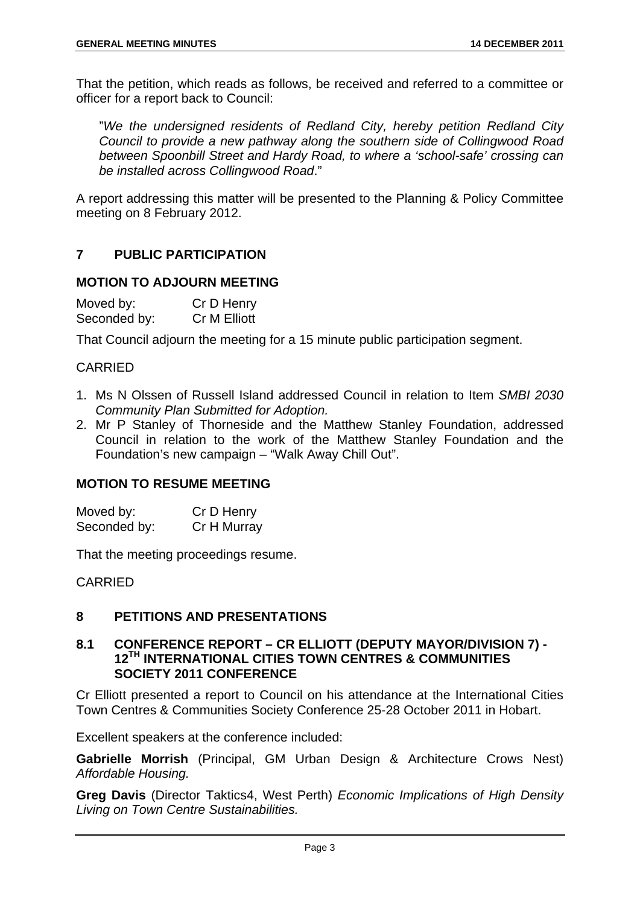That the petition, which reads as follows, be received and referred to a committee or officer for a report back to Council:

> "*We the undersigned residents of Redland City, hereby petition Redland City Council to provide a new pathway along the southern side of Collingwood Road between Spoonbill Street and Hardy Road, to where a 'school-safe' crossing can be installed across Collingwood Road*."

A report addressing this matter will be presented to the Planning & Policy Committee meeting on 8 February 2012.

## 7 PUBLIC PARTICIPATION

### MOTION TO ADJOURN MEETING

Moved by: Cr D Henry
Seconded by: Cr M Elliott

That Council adjourn the meeting for a 15 minute public participation segment.

CARRIED

1. Ms N Olssen of Russell Island addressed Council in relation to Item *SMBI 2030 Community Plan Submitted for Adoption.*
2. Mr P Stanley of Thorneside and the Matthew Stanley Foundation, addressed Council in relation to the work of the Matthew Stanley Foundation and the Foundation's new campaign – "Walk Away Chill Out".

### MOTION TO RESUME MEETING

Moved by: Cr D Henry
Seconded by: Cr H Murray

That the meeting proceedings resume.

CARRIED

## 8 PETITIONS AND PRESENTATIONS

### 8.1 CONFERENCE REPORT – CR ELLIOTT (DEPUTY MAYOR/DIVISION 7) - 12TH INTERNATIONAL CITIES TOWN CENTRES & COMMUNITIES SOCIETY 2011 CONFERENCE

Cr Elliott presented a report to Council on his attendance at the International Cities Town Centres & Communities Society Conference 25-28 October 2011 in Hobart.

Excellent speakers at the conference included:

**Gabrielle Morrish** (Principal, GM Urban Design & Architecture Crows Nest) *Affordable Housing.*

**Greg Davis** (Director Taktics4, West Perth) *Economic Implications of High Density Living on Town Centre Sustainabilities.*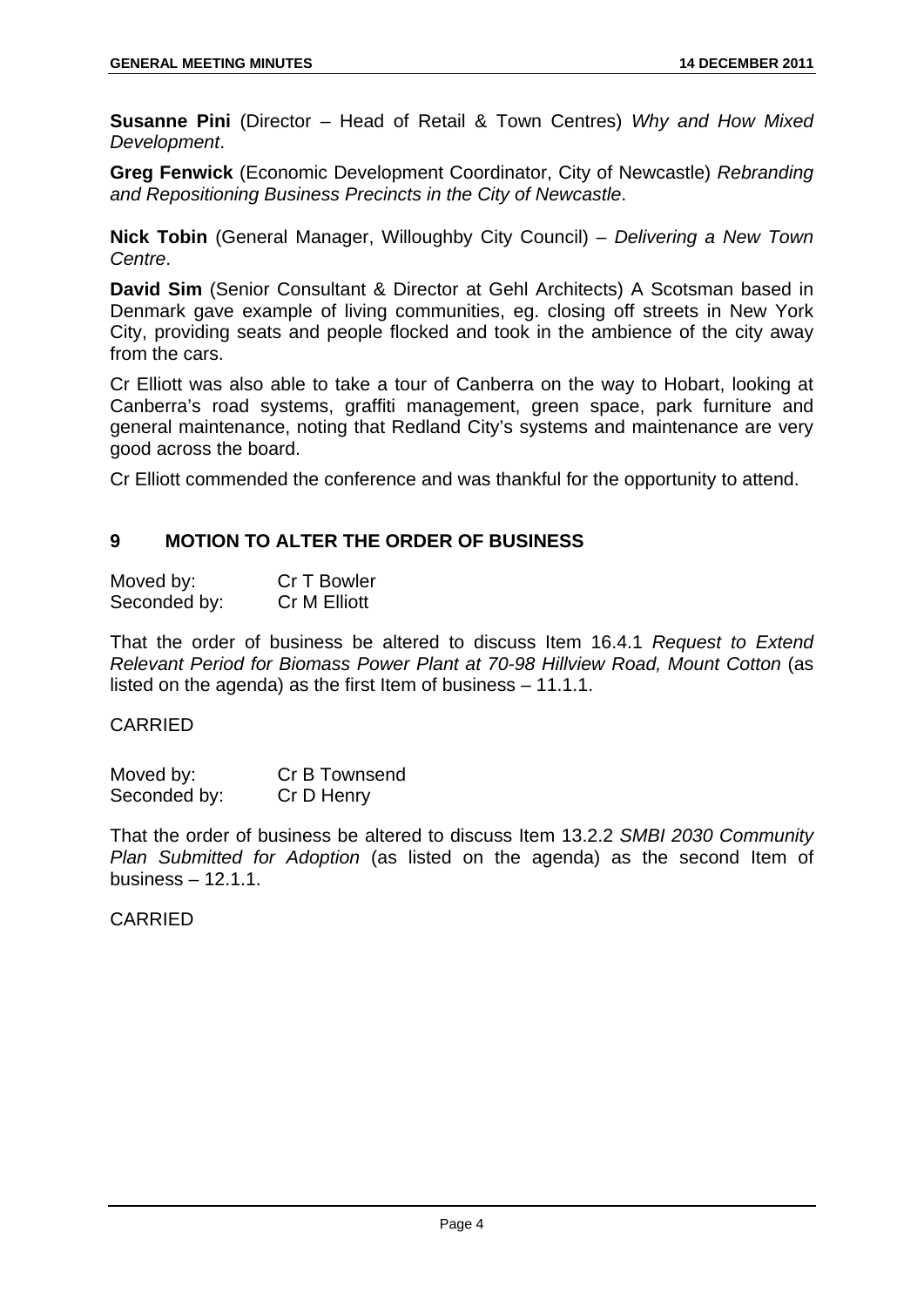**Susanne Pini** (Director – Head of Retail & Town Centres) *Why and How Mixed Development*.

**Greg Fenwick** (Economic Development Coordinator, City of Newcastle) *Rebranding and Repositioning Business Precincts in the City of Newcastle*.

**Nick Tobin** (General Manager, Willoughby City Council) – *Delivering a New Town Centre*.

**David Sim** (Senior Consultant & Director at Gehl Architects) A Scotsman based in Denmark gave example of living communities, eg. closing off streets in New York City, providing seats and people flocked and took in the ambience of the city away from the cars.

Cr Elliott was also able to take a tour of Canberra on the way to Hobart, looking at Canberra's road systems, graffiti management, green space, park furniture and general maintenance, noting that Redland City's systems and maintenance are very good across the board.

Cr Elliott commended the conference and was thankful for the opportunity to attend.

## 9 MOTION TO ALTER THE ORDER OF BUSINESS

Moved by: Cr T Bowler
Seconded by: Cr M Elliott

That the order of business be altered to discuss Item 16.4.1 *Request to Extend Relevant Period for Biomass Power Plant at 70-98 Hillview Road, Mount Cotton* (as listed on the agenda) as the first Item of business – 11.1.1.

CARRIED

Moved by: Cr B Townsend
Seconded by: Cr D Henry

That the order of business be altered to discuss Item 13.2.2 *SMBI 2030 Community Plan Submitted for Adoption* (as listed on the agenda) as the second Item of business – 12.1.1.

CARRIED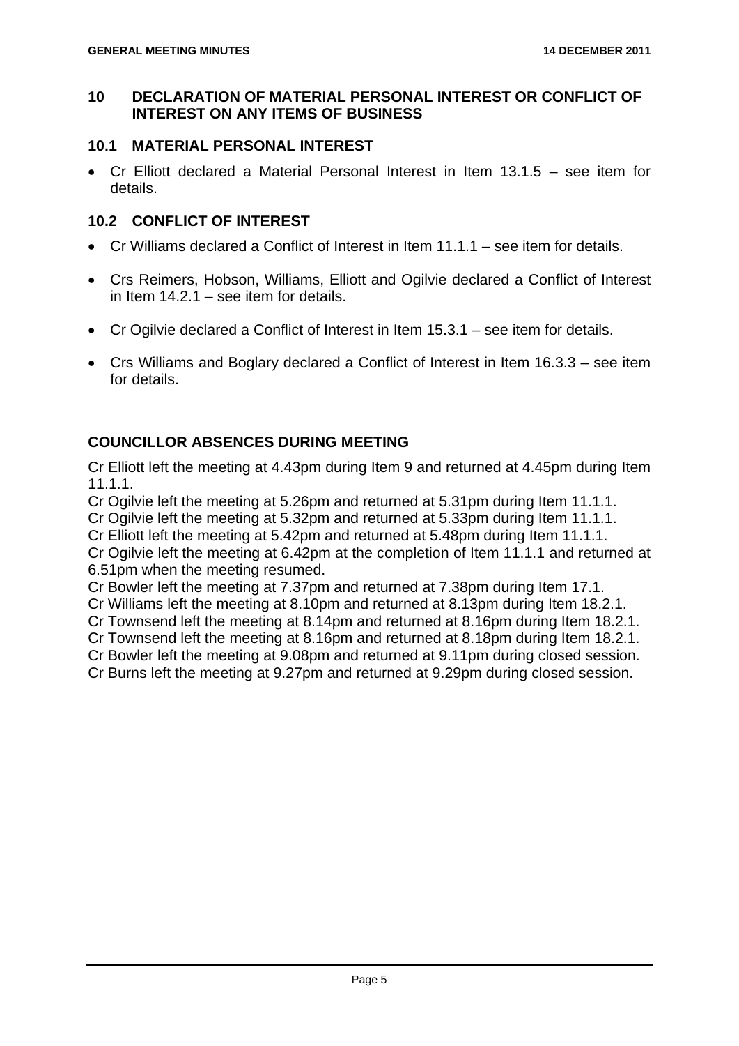## 10 DECLARATION OF MATERIAL PERSONAL INTEREST OR CONFLICT OF INTEREST ON ANY ITEMS OF BUSINESS

### 10.1 MATERIAL PERSONAL INTEREST

- Cr Elliott declared a Material Personal Interest in Item 13.1.5 – see item for details.

### 10.2 CONFLICT OF INTEREST

- Cr Williams declared a Conflict of Interest in Item 11.1.1 – see item for details.
- Crs Reimers, Hobson, Williams, Elliott and Ogilvie declared a Conflict of Interest in Item 14.2.1 – see item for details.
- Cr Ogilvie declared a Conflict of Interest in Item 15.3.1 – see item for details.
- Crs Williams and Boglary declared a Conflict of Interest in Item 16.3.3 – see item for details.

### COUNCILLOR ABSENCES DURING MEETING

Cr Elliott left the meeting at 4.43pm during Item 9 and returned at 4.45pm during Item 11.1.1.
Cr Ogilvie left the meeting at 5.26pm and returned at 5.31pm during Item 11.1.1.
Cr Ogilvie left the meeting at 5.32pm and returned at 5.33pm during Item 11.1.1.
Cr Elliott left the meeting at 5.42pm and returned at 5.48pm during Item 11.1.1.
Cr Ogilvie left the meeting at 6.42pm at the completion of Item 11.1.1 and returned at 6.51pm when the meeting resumed.
Cr Bowler left the meeting at 7.37pm and returned at 7.38pm during Item 17.1.
Cr Williams left the meeting at 8.10pm and returned at 8.13pm during Item 18.2.1.
Cr Townsend left the meeting at 8.14pm and returned at 8.16pm during Item 18.2.1.
Cr Townsend left the meeting at 8.16pm and returned at 8.18pm during Item 18.2.1.
Cr Bowler left the meeting at 9.08pm and returned at 9.11pm during closed session.
Cr Burns left the meeting at 9.27pm and returned at 9.29pm during closed session.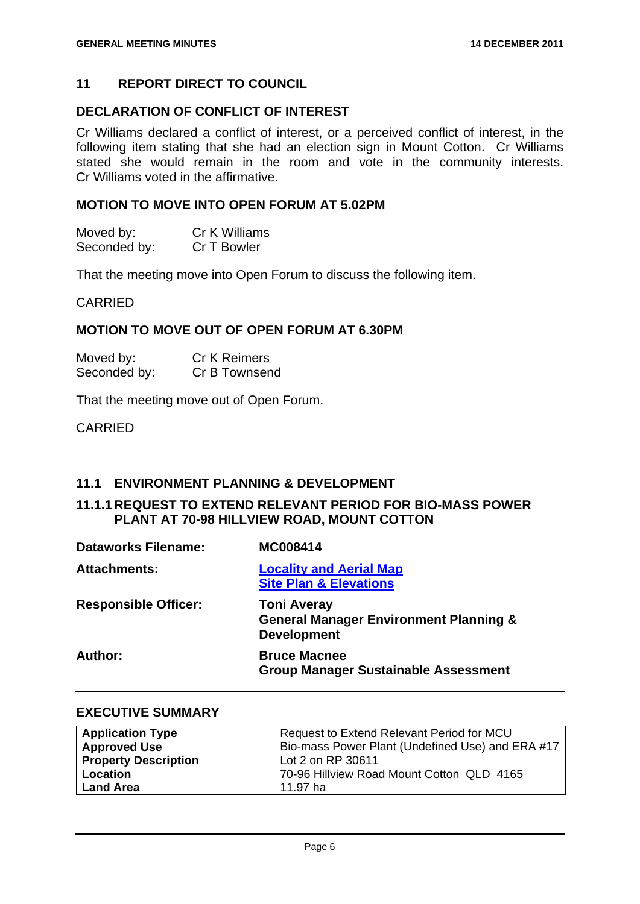## 11 REPORT DIRECT TO COUNCIL

### DECLARATION OF CONFLICT OF INTEREST

Cr Williams declared a conflict of interest, or a perceived conflict of interest, in the following item stating that she had an election sign in Mount Cotton. Cr Williams stated she would remain in the room and vote in the community interests. Cr Williams voted in the affirmative.

### MOTION TO MOVE INTO OPEN FORUM AT 5.02PM

Moved by: Cr K Williams
Seconded by: Cr T Bowler

That the meeting move into Open Forum to discuss the following item.

CARRIED

### MOTION TO MOVE OUT OF OPEN FORUM AT 6.30PM

Moved by: Cr K Reimers
Seconded by: Cr B Townsend

That the meeting move out of Open Forum.

CARRIED

## 11.1 ENVIRONMENT PLANNING & DEVELOPMENT

### 11.1.1 REQUEST TO EXTEND RELEVANT PERIOD FOR BIO-MASS POWER PLANT AT 70-98 HILLVIEW ROAD, MOUNT COTTON

**Dataworks Filename:** **MC008414**

**Attachments:** **Locality and Aerial Map**
**Site Plan & Elevations**

**Responsible Officer:** **Toni Averay**
**General Manager Environment Planning & Development**

**Author:** **Bruce Macnee**
**Group Manager Sustainable Assessment**

### EXECUTIVE SUMMARY

| | |
|---|---|
| **Application Type** | Request to Extend Relevant Period for MCU |
| **Approved Use** | Bio-mass Power Plant (Undefined Use) and ERA #17 |
| **Property Description** | Lot 2 on RP 30611 |
| **Location** | 70-96 Hillview Road Mount Cotton QLD 4165 |
| **Land Area** | 11.97 ha |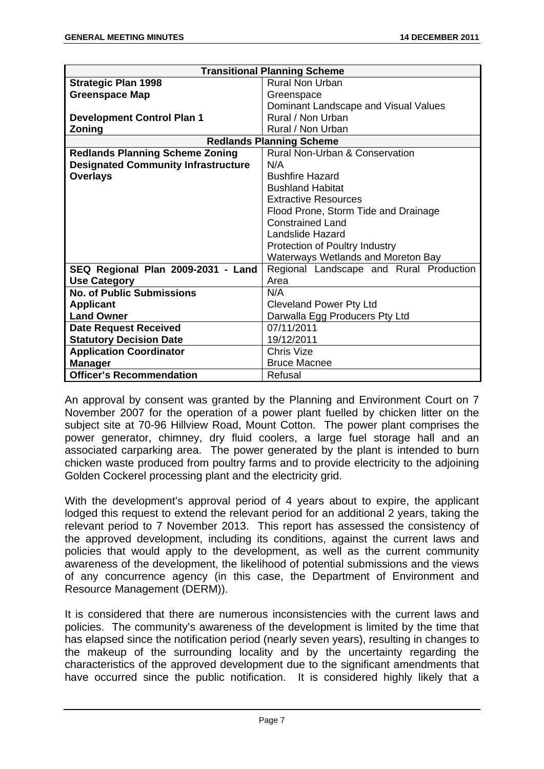| Transitional Planning Scheme | |
|---|---|
| **Strategic Plan 1998** | Rural Non Urban |
| **Greenspace Map** | Greenspace<br>Dominant Landscape and Visual Values |
| **Development Control Plan 1** | Rural / Non Urban |
| **Zoning** | Rural / Non Urban |
| **Redlands Planning Scheme** | |
| **Redlands Planning Scheme Zoning** | Rural Non-Urban & Conservation |
| **Designated Community Infrastructure** | N/A |
| **Overlays** | Bushfire Hazard<br>Bushland Habitat<br>Extractive Resources<br>Flood Prone, Storm Tide and Drainage<br>Constrained Land<br>Landslide Hazard<br>Protection of Poultry Industry<br>Waterways Wetlands and Moreton Bay |
| **SEQ Regional Plan 2009-2031 - Land Use Category** | Regional Landscape and Rural Production Area |
| **No. of Public Submissions** | N/A |
| **Applicant** | Cleveland Power Pty Ltd |
| **Land Owner** | Darwalla Egg Producers Pty Ltd |
| **Date Request Received** | 07/11/2011 |
| **Statutory Decision Date** | 19/12/2011 |
| **Application Coordinator** | Chris Vize |
| **Manager** | Bruce Macnee |
| **Officer's Recommendation** | Refusal |

An approval by consent was granted by the Planning and Environment Court on 7 November 2007 for the operation of a power plant fuelled by chicken litter on the subject site at 70-96 Hillview Road, Mount Cotton. The power plant comprises the power generator, chimney, dry fluid coolers, a large fuel storage hall and an associated carparking area. The power generated by the plant is intended to burn chicken waste produced from poultry farms and to provide electricity to the adjoining Golden Cockerel processing plant and the electricity grid.

With the development's approval period of 4 years about to expire, the applicant lodged this request to extend the relevant period for an additional 2 years, taking the relevant period to 7 November 2013. This report has assessed the consistency of the approved development, including its conditions, against the current laws and policies that would apply to the development, as well as the current community awareness of the development, the likelihood of potential submissions and the views of any concurrence agency (in this case, the Department of Environment and Resource Management (DERM)).

It is considered that there are numerous inconsistencies with the current laws and policies. The community's awareness of the development is limited by the time that has elapsed since the notification period (nearly seven years), resulting in changes to the makeup of the surrounding locality and by the uncertainty regarding the characteristics of the approved development due to the significant amendments that have occurred since the public notification. It is considered highly likely that a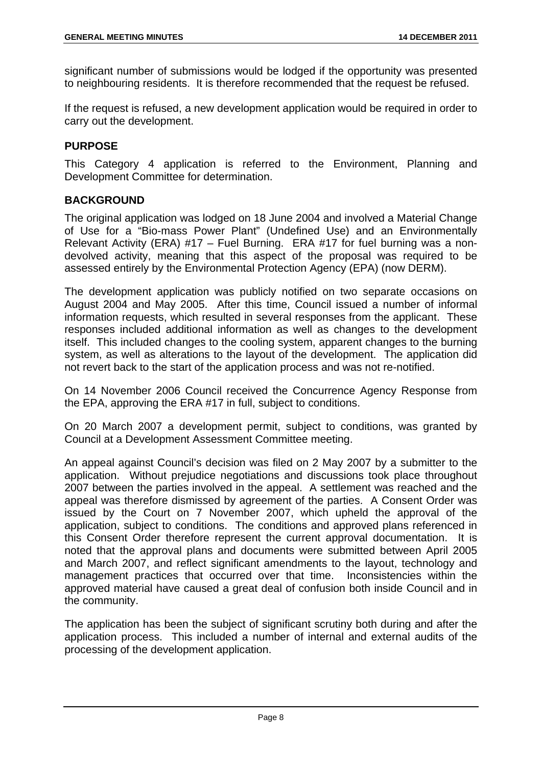significant number of submissions would be lodged if the opportunity was presented to neighbouring residents. It is therefore recommended that the request be refused.

If the request is refused, a new development application would be required in order to carry out the development.

## PURPOSE

This Category 4 application is referred to the Environment, Planning and Development Committee for determination.

## BACKGROUND

The original application was lodged on 18 June 2004 and involved a Material Change of Use for a "Bio-mass Power Plant" (Undefined Use) and an Environmentally Relevant Activity (ERA) #17 – Fuel Burning. ERA #17 for fuel burning was a non-devolved activity, meaning that this aspect of the proposal was required to be assessed entirely by the Environmental Protection Agency (EPA) (now DERM).

The development application was publicly notified on two separate occasions on August 2004 and May 2005. After this time, Council issued a number of informal information requests, which resulted in several responses from the applicant. These responses included additional information as well as changes to the development itself. This included changes to the cooling system, apparent changes to the burning system, as well as alterations to the layout of the development. The application did not revert back to the start of the application process and was not re-notified.

On 14 November 2006 Council received the Concurrence Agency Response from the EPA, approving the ERA #17 in full, subject to conditions.

On 20 March 2007 a development permit, subject to conditions, was granted by Council at a Development Assessment Committee meeting.

An appeal against Council's decision was filed on 2 May 2007 by a submitter to the application. Without prejudice negotiations and discussions took place throughout 2007 between the parties involved in the appeal. A settlement was reached and the appeal was therefore dismissed by agreement of the parties. A Consent Order was issued by the Court on 7 November 2007, which upheld the approval of the application, subject to conditions. The conditions and approved plans referenced in this Consent Order therefore represent the current approval documentation. It is noted that the approval plans and documents were submitted between April 2005 and March 2007, and reflect significant amendments to the layout, technology and management practices that occurred over that time. Inconsistencies within the approved material have caused a great deal of confusion both inside Council and in the community.

The application has been the subject of significant scrutiny both during and after the application process. This included a number of internal and external audits of the processing of the development application.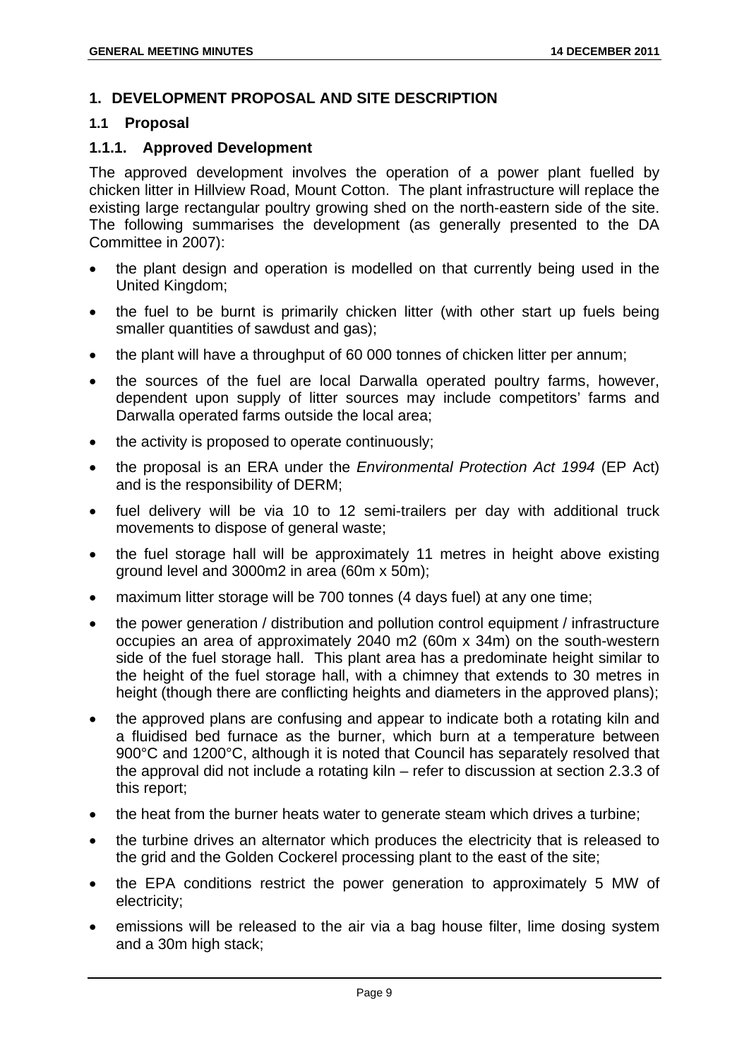## 1. DEVELOPMENT PROPOSAL AND SITE DESCRIPTION

### 1.1 Proposal

#### 1.1.1. Approved Development

The approved development involves the operation of a power plant fuelled by chicken litter in Hillview Road, Mount Cotton. The plant infrastructure will replace the existing large rectangular poultry growing shed on the north-eastern side of the site. The following summarises the development (as generally presented to the DA Committee in 2007):

- the plant design and operation is modelled on that currently being used in the United Kingdom;
- the fuel to be burnt is primarily chicken litter (with other start up fuels being smaller quantities of sawdust and gas);
- the plant will have a throughput of 60 000 tonnes of chicken litter per annum;
- the sources of the fuel are local Darwalla operated poultry farms, however, dependent upon supply of litter sources may include competitors' farms and Darwalla operated farms outside the local area;
- the activity is proposed to operate continuously;
- the proposal is an ERA under the *Environmental Protection Act 1994* (EP Act) and is the responsibility of DERM;
- fuel delivery will be via 10 to 12 semi-trailers per day with additional truck movements to dispose of general waste;
- the fuel storage hall will be approximately 11 metres in height above existing ground level and 3000m2 in area (60m x 50m);
- maximum litter storage will be 700 tonnes (4 days fuel) at any one time;
- the power generation / distribution and pollution control equipment / infrastructure occupies an area of approximately 2040 m2 (60m x 34m) on the south-western side of the fuel storage hall. This plant area has a predominate height similar to the height of the fuel storage hall, with a chimney that extends to 30 metres in height (though there are conflicting heights and diameters in the approved plans);
- the approved plans are confusing and appear to indicate both a rotating kiln and a fluidised bed furnace as the burner, which burn at a temperature between 900°C and 1200°C, although it is noted that Council has separately resolved that the approval did not include a rotating kiln – refer to discussion at section 2.3.3 of this report;
- the heat from the burner heats water to generate steam which drives a turbine;
- the turbine drives an alternator which produces the electricity that is released to the grid and the Golden Cockerel processing plant to the east of the site;
- the EPA conditions restrict the power generation to approximately 5 MW of electricity;
- emissions will be released to the air via a bag house filter, lime dosing system and a 30m high stack;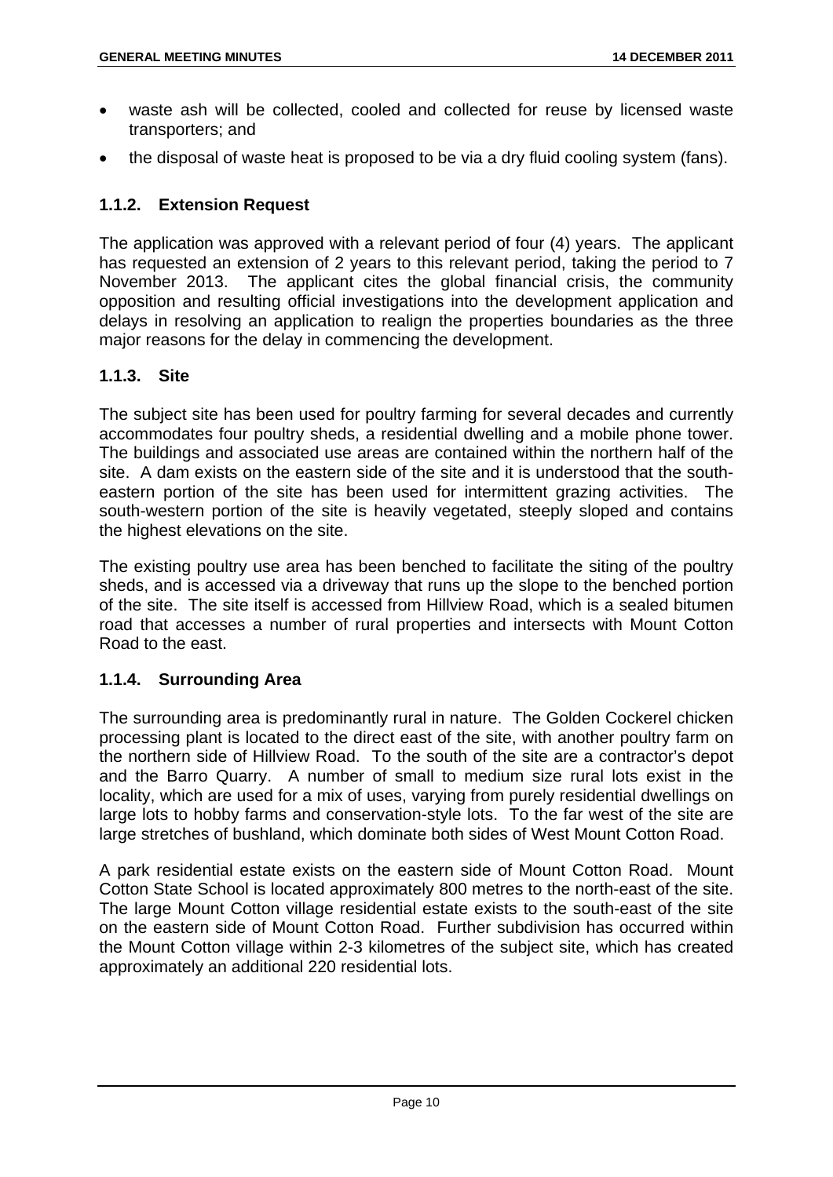- waste ash will be collected, cooled and collected for reuse by licensed waste transporters; and
- the disposal of waste heat is proposed to be via a dry fluid cooling system (fans).

### 1.1.2. Extension Request

The application was approved with a relevant period of four (4) years. The applicant has requested an extension of 2 years to this relevant period, taking the period to 7 November 2013. The applicant cites the global financial crisis, the community opposition and resulting official investigations into the development application and delays in resolving an application to realign the properties boundaries as the three major reasons for the delay in commencing the development.

### 1.1.3. Site

The subject site has been used for poultry farming for several decades and currently accommodates four poultry sheds, a residential dwelling and a mobile phone tower. The buildings and associated use areas are contained within the northern half of the site. A dam exists on the eastern side of the site and it is understood that the south-eastern portion of the site has been used for intermittent grazing activities. The south-western portion of the site is heavily vegetated, steeply sloped and contains the highest elevations on the site.

The existing poultry use area has been benched to facilitate the siting of the poultry sheds, and is accessed via a driveway that runs up the slope to the benched portion of the site. The site itself is accessed from Hillview Road, which is a sealed bitumen road that accesses a number of rural properties and intersects with Mount Cotton Road to the east.

### 1.1.4. Surrounding Area

The surrounding area is predominantly rural in nature. The Golden Cockerel chicken processing plant is located to the direct east of the site, with another poultry farm on the northern side of Hillview Road. To the south of the site are a contractor's depot and the Barro Quarry. A number of small to medium size rural lots exist in the locality, which are used for a mix of uses, varying from purely residential dwellings on large lots to hobby farms and conservation-style lots. To the far west of the site are large stretches of bushland, which dominate both sides of West Mount Cotton Road.

A park residential estate exists on the eastern side of Mount Cotton Road. Mount Cotton State School is located approximately 800 metres to the north-east of the site. The large Mount Cotton village residential estate exists to the south-east of the site on the eastern side of Mount Cotton Road. Further subdivision has occurred within the Mount Cotton village within 2-3 kilometres of the subject site, which has created approximately an additional 220 residential lots.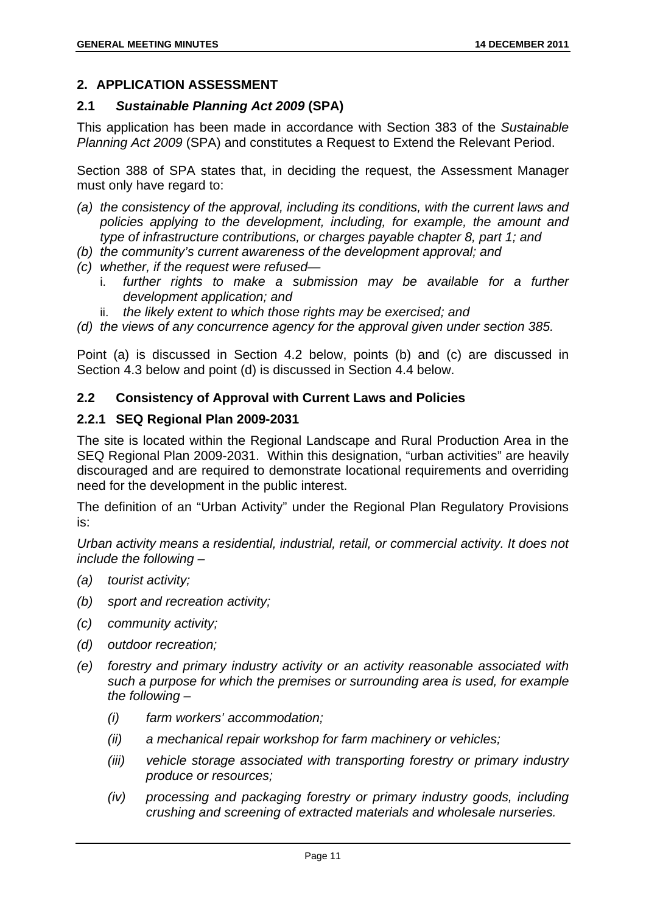## 2. APPLICATION ASSESSMENT

### 2.1 *Sustainable Planning Act 2009* (SPA)

This application has been made in accordance with Section 383 of the *Sustainable Planning Act 2009* (SPA) and constitutes a Request to Extend the Relevant Period.

Section 388 of SPA states that, in deciding the request, the Assessment Manager must only have regard to:

*(a) the consistency of the approval, including its conditions, with the current laws and policies applying to the development, including, for example, the amount and type of infrastructure contributions, or charges payable chapter 8, part 1; and*

*(b) the community's current awareness of the development approval; and*

*(c) whether, if the request were refused—*

   i. *further rights to make a submission may be available for a further development application; and*

   ii. *the likely extent to which those rights may be exercised; and*

*(d) the views of any concurrence agency for the approval given under section 385.*

Point (a) is discussed in Section 4.2 below, points (b) and (c) are discussed in Section 4.3 below and point (d) is discussed in Section 4.4 below.

### 2.2 Consistency of Approval with Current Laws and Policies

#### 2.2.1 SEQ Regional Plan 2009-2031

The site is located within the Regional Landscape and Rural Production Area in the SEQ Regional Plan 2009-2031. Within this designation, "urban activities" are heavily discouraged and are required to demonstrate locational requirements and overriding need for the development in the public interest.

The definition of an "Urban Activity" under the Regional Plan Regulatory Provisions is:

*Urban activity means a residential, industrial, retail, or commercial activity. It does not include the following –*

*(a) tourist activity;*

*(b) sport and recreation activity;*

*(c) community activity;*

*(d) outdoor recreation;*

*(e) forestry and primary industry activity or an activity reasonable associated with such a purpose for which the premises or surrounding area is used, for example the following –*

   *(i) farm workers' accommodation;*

   *(ii) a mechanical repair workshop for farm machinery or vehicles;*

   *(iii) vehicle storage associated with transporting forestry or primary industry produce or resources;*

   *(iv) processing and packaging forestry or primary industry goods, including crushing and screening of extracted materials and wholesale nurseries.*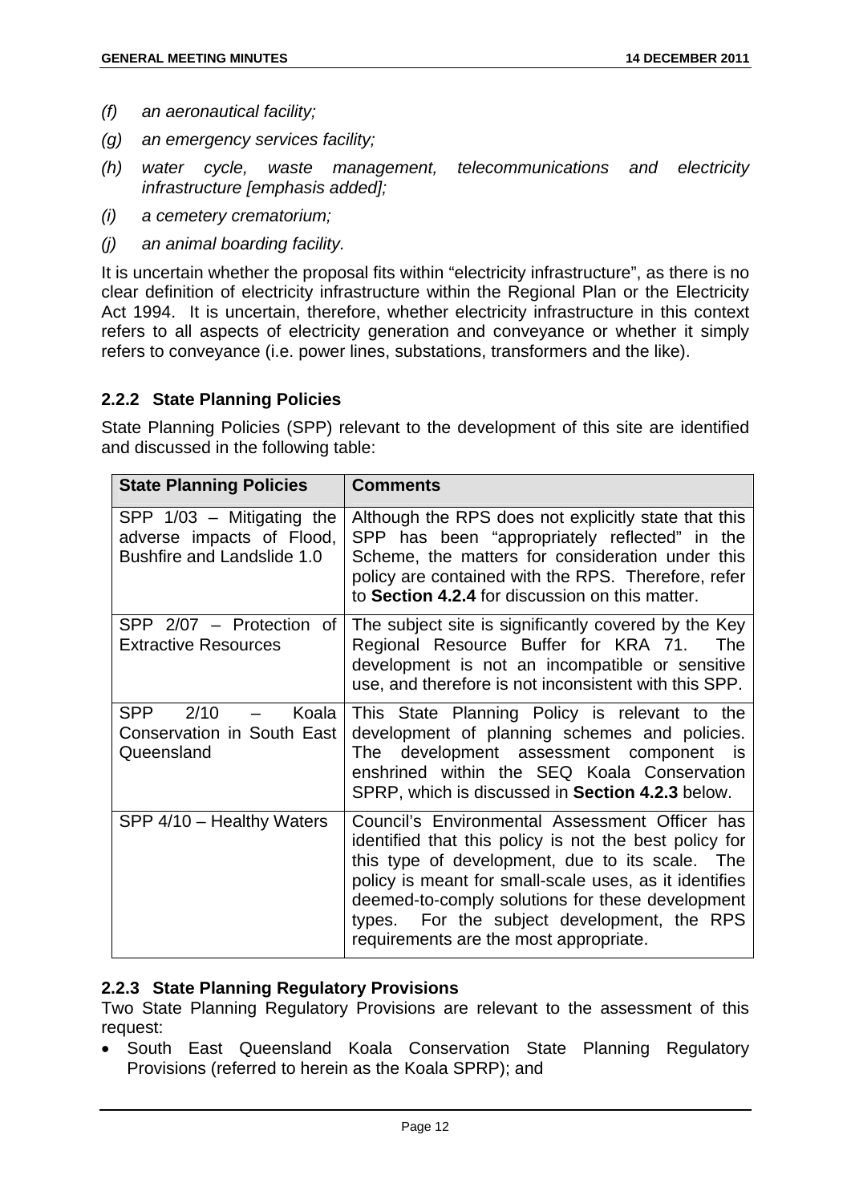*(f) an aeronautical facility;*

*(g) an emergency services facility;*

*(h) water cycle, waste management, telecommunications and electricity infrastructure [emphasis added];*

*(i) a cemetery crematorium;*

*(j) an animal boarding facility.*

It is uncertain whether the proposal fits within "electricity infrastructure", as there is no clear definition of electricity infrastructure within the Regional Plan or the Electricity Act 1994. It is uncertain, therefore, whether electricity infrastructure in this context refers to all aspects of electricity generation and conveyance or whether it simply refers to conveyance (i.e. power lines, substations, transformers and the like).

### 2.2.2 State Planning Policies

State Planning Policies (SPP) relevant to the development of this site are identified and discussed in the following table:

| State Planning Policies | Comments |
|---|---|
| SPP 1/03 – Mitigating the adverse impacts of Flood, Bushfire and Landslide 1.0 | Although the RPS does not explicitly state that this SPP has been "appropriately reflected" in the Scheme, the matters for consideration under this policy are contained with the RPS. Therefore, refer to **Section 4.2.4** for discussion on this matter. |
| SPP 2/07 – Protection of Extractive Resources | The subject site is significantly covered by the Key Regional Resource Buffer for KRA 71. The development is not an incompatible or sensitive use, and therefore is not inconsistent with this SPP. |
| SPP 2/10 – Koala Conservation in South East Queensland | This State Planning Policy is relevant to the development of planning schemes and policies. The development assessment component is enshrined within the SEQ Koala Conservation SPRP, which is discussed in **Section 4.2.3** below. |
| SPP 4/10 – Healthy Waters | Council's Environmental Assessment Officer has identified that this policy is not the best policy for this type of development, due to its scale. The policy is meant for small-scale uses, as it identifies deemed-to-comply solutions for these development types. For the subject development, the RPS requirements are the most appropriate. |

### 2.2.3 State Planning Regulatory Provisions

Two State Planning Regulatory Provisions are relevant to the assessment of this request:

- South East Queensland Koala Conservation State Planning Regulatory Provisions (referred to herein as the Koala SPRP); and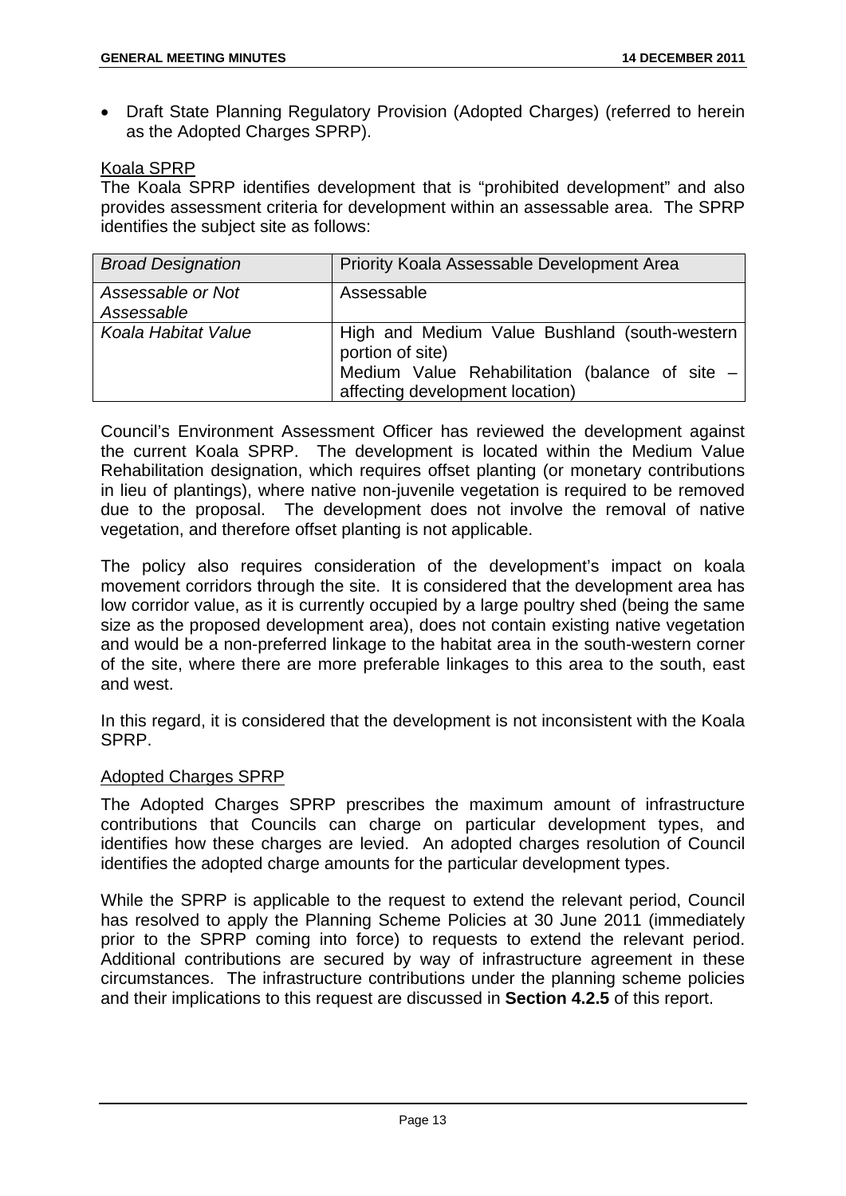- Draft State Planning Regulatory Provision (Adopted Charges) (referred to herein as the Adopted Charges SPRP).

Koala SPRP

The Koala SPRP identifies development that is "prohibited development" and also provides assessment criteria for development within an assessable area. The SPRP identifies the subject site as follows:

| *Broad Designation* | Priority Koala Assessable Development Area |
|---|---|
| *Assessable or Not Assessable* | Assessable |
| *Koala Habitat Value* | High and Medium Value Bushland (south-western portion of site)<br>Medium Value Rehabilitation (balance of site – affecting development location) |

Council's Environment Assessment Officer has reviewed the development against the current Koala SPRP. The development is located within the Medium Value Rehabilitation designation, which requires offset planting (or monetary contributions in lieu of plantings), where native non-juvenile vegetation is required to be removed due to the proposal. The development does not involve the removal of native vegetation, and therefore offset planting is not applicable.

The policy also requires consideration of the development's impact on koala movement corridors through the site. It is considered that the development area has low corridor value, as it is currently occupied by a large poultry shed (being the same size as the proposed development area), does not contain existing native vegetation and would be a non-preferred linkage to the habitat area in the south-western corner of the site, where there are more preferable linkages to this area to the south, east and west.

In this regard, it is considered that the development is not inconsistent with the Koala SPRP.

Adopted Charges SPRP

The Adopted Charges SPRP prescribes the maximum amount of infrastructure contributions that Councils can charge on particular development types, and identifies how these charges are levied. An adopted charges resolution of Council identifies the adopted charge amounts for the particular development types.

While the SPRP is applicable to the request to extend the relevant period, Council has resolved to apply the Planning Scheme Policies at 30 June 2011 (immediately prior to the SPRP coming into force) to requests to extend the relevant period. Additional contributions are secured by way of infrastructure agreement in these circumstances. The infrastructure contributions under the planning scheme policies and their implications to this request are discussed in **Section 4.2.5** of this report.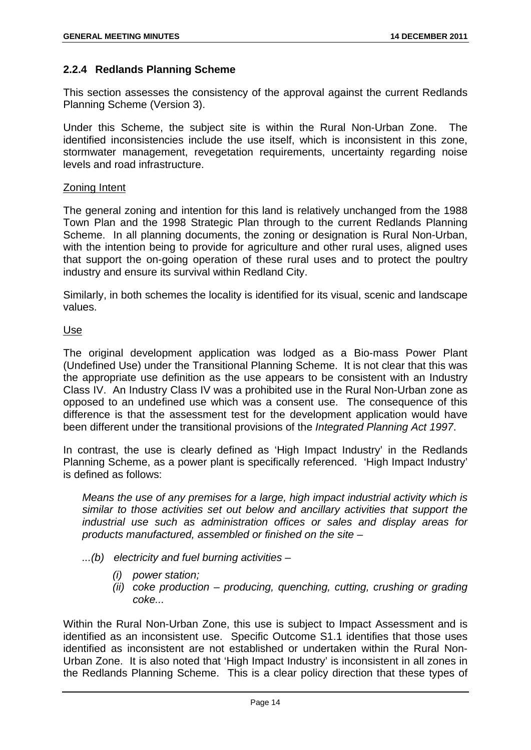### 2.2.4 Redlands Planning Scheme

This section assesses the consistency of the approval against the current Redlands Planning Scheme (Version 3).

Under this Scheme, the subject site is within the Rural Non-Urban Zone. The identified inconsistencies include the use itself, which is inconsistent in this zone, stormwater management, revegetation requirements, uncertainty regarding noise levels and road infrastructure.

Zoning Intent

The general zoning and intention for this land is relatively unchanged from the 1988 Town Plan and the 1998 Strategic Plan through to the current Redlands Planning Scheme. In all planning documents, the zoning or designation is Rural Non-Urban, with the intention being to provide for agriculture and other rural uses, aligned uses that support the on-going operation of these rural uses and to protect the poultry industry and ensure its survival within Redland City.

Similarly, in both schemes the locality is identified for its visual, scenic and landscape values.

Use

The original development application was lodged as a Bio-mass Power Plant (Undefined Use) under the Transitional Planning Scheme. It is not clear that this was the appropriate use definition as the use appears to be consistent with an Industry Class IV. An Industry Class IV was a prohibited use in the Rural Non-Urban zone as opposed to an undefined use which was a consent use. The consequence of this difference is that the assessment test for the development application would have been different under the transitional provisions of the *Integrated Planning Act 1997*.

In contrast, the use is clearly defined as 'High Impact Industry' in the Redlands Planning Scheme, as a power plant is specifically referenced. 'High Impact Industry' is defined as follows:

> *Means the use of any premises for a large, high impact industrial activity which is similar to those activities set out below and ancillary activities that support the industrial use such as administration offices or sales and display areas for products manufactured, assembled or finished on the site –*
>
> *...(b) electricity and fuel burning activities –*
>
> *(i) power station;*
>
> *(ii) coke production – producing, quenching, cutting, crushing or grading coke...*

Within the Rural Non-Urban Zone, this use is subject to Impact Assessment and is identified as an inconsistent use. Specific Outcome S1.1 identifies that those uses identified as inconsistent are not established or undertaken within the Rural Non-Urban Zone. It is also noted that 'High Impact Industry' is inconsistent in all zones in the Redlands Planning Scheme. This is a clear policy direction that these types of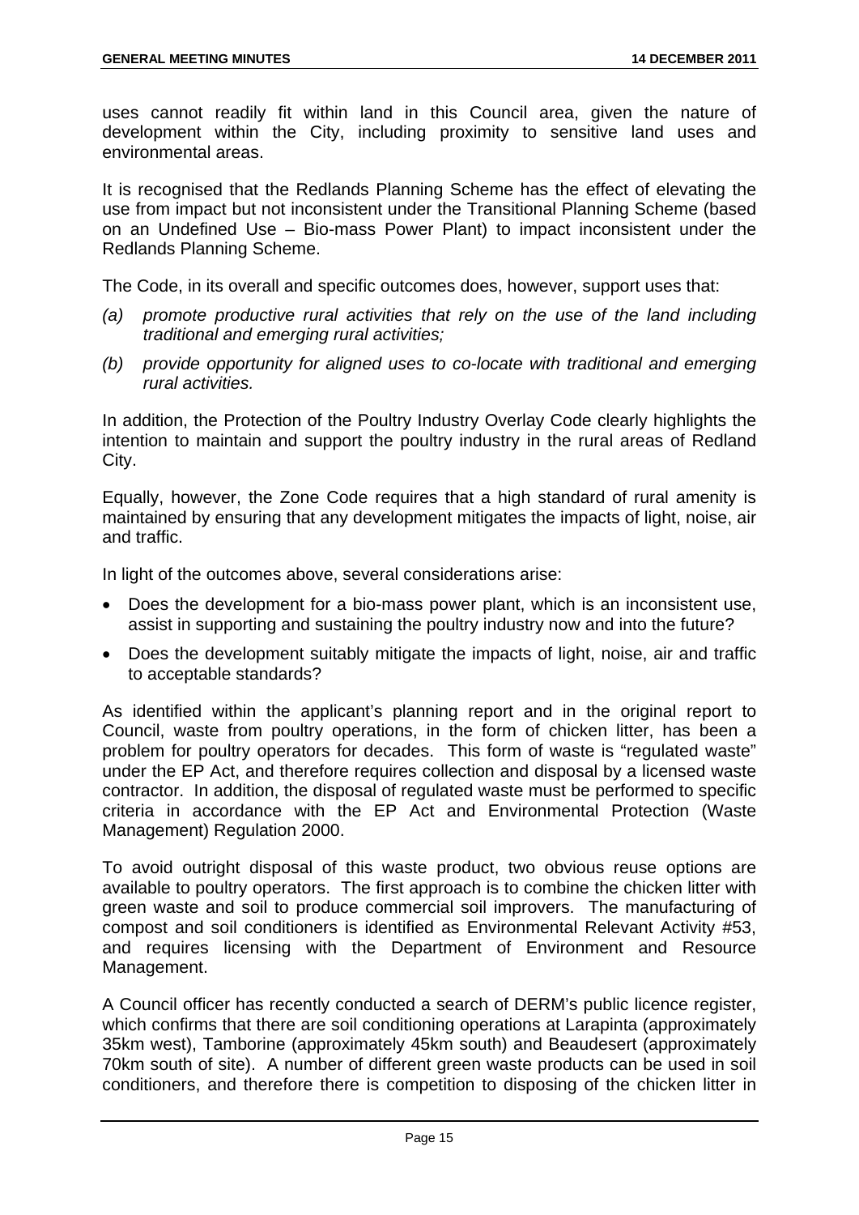uses cannot readily fit within land in this Council area, given the nature of development within the City, including proximity to sensitive land uses and environmental areas.

It is recognised that the Redlands Planning Scheme has the effect of elevating the use from impact but not inconsistent under the Transitional Planning Scheme (based on an Undefined Use – Bio-mass Power Plant) to impact inconsistent under the Redlands Planning Scheme.

The Code, in its overall and specific outcomes does, however, support uses that:

*(a) promote productive rural activities that rely on the use of the land including traditional and emerging rural activities;*

*(b) provide opportunity for aligned uses to co-locate with traditional and emerging rural activities.*

In addition, the Protection of the Poultry Industry Overlay Code clearly highlights the intention to maintain and support the poultry industry in the rural areas of Redland City.

Equally, however, the Zone Code requires that a high standard of rural amenity is maintained by ensuring that any development mitigates the impacts of light, noise, air and traffic.

In light of the outcomes above, several considerations arise:

- Does the development for a bio-mass power plant, which is an inconsistent use, assist in supporting and sustaining the poultry industry now and into the future?
- Does the development suitably mitigate the impacts of light, noise, air and traffic to acceptable standards?

As identified within the applicant's planning report and in the original report to Council, waste from poultry operations, in the form of chicken litter, has been a problem for poultry operators for decades. This form of waste is "regulated waste" under the EP Act, and therefore requires collection and disposal by a licensed waste contractor. In addition, the disposal of regulated waste must be performed to specific criteria in accordance with the EP Act and Environmental Protection (Waste Management) Regulation 2000.

To avoid outright disposal of this waste product, two obvious reuse options are available to poultry operators. The first approach is to combine the chicken litter with green waste and soil to produce commercial soil improvers. The manufacturing of compost and soil conditioners is identified as Environmental Relevant Activity #53, and requires licensing with the Department of Environment and Resource Management.

A Council officer has recently conducted a search of DERM's public licence register, which confirms that there are soil conditioning operations at Larapinta (approximately 35km west), Tamborine (approximately 45km south) and Beaudesert (approximately 70km south of site). A number of different green waste products can be used in soil conditioners, and therefore there is competition to disposing of the chicken litter in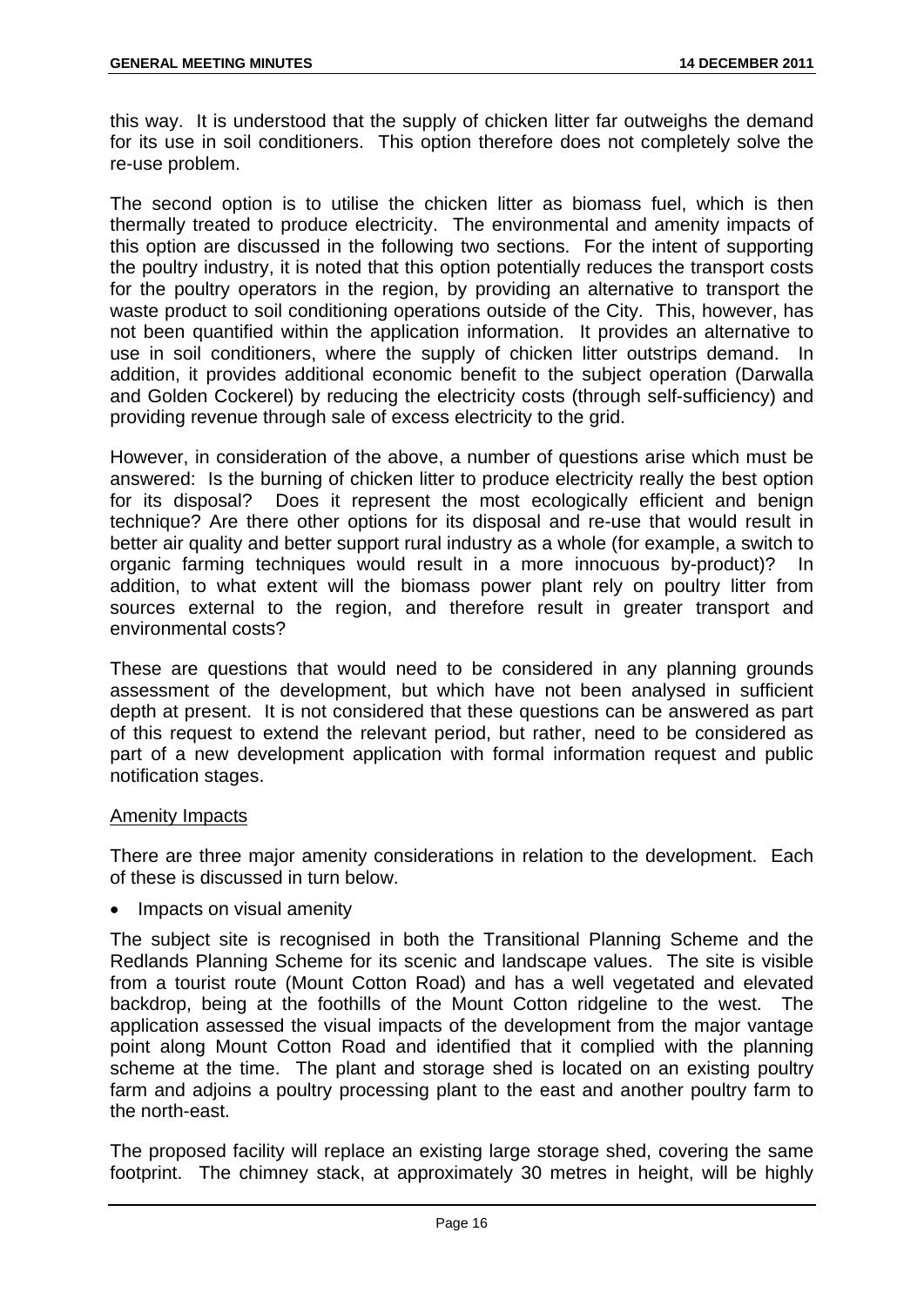this way. It is understood that the supply of chicken litter far outweighs the demand for its use in soil conditioners. This option therefore does not completely solve the re-use problem.

The second option is to utilise the chicken litter as biomass fuel, which is then thermally treated to produce electricity. The environmental and amenity impacts of this option are discussed in the following two sections. For the intent of supporting the poultry industry, it is noted that this option potentially reduces the transport costs for the poultry operators in the region, by providing an alternative to transport the waste product to soil conditioning operations outside of the City. This, however, has not been quantified within the application information. It provides an alternative to use in soil conditioners, where the supply of chicken litter outstrips demand. In addition, it provides additional economic benefit to the subject operation (Darwalla and Golden Cockerel) by reducing the electricity costs (through self-sufficiency) and providing revenue through sale of excess electricity to the grid.

However, in consideration of the above, a number of questions arise which must be answered: Is the burning of chicken litter to produce electricity really the best option for its disposal? Does it represent the most ecologically efficient and benign technique? Are there other options for its disposal and re-use that would result in better air quality and better support rural industry as a whole (for example, a switch to organic farming techniques would result in a more innocuous by-product)? In addition, to what extent will the biomass power plant rely on poultry litter from sources external to the region, and therefore result in greater transport and environmental costs?

These are questions that would need to be considered in any planning grounds assessment of the development, but which have not been analysed in sufficient depth at present. It is not considered that these questions can be answered as part of this request to extend the relevant period, but rather, need to be considered as part of a new development application with formal information request and public notification stages.

Amenity Impacts

There are three major amenity considerations in relation to the development. Each of these is discussed in turn below.

- Impacts on visual amenity

The subject site is recognised in both the Transitional Planning Scheme and the Redlands Planning Scheme for its scenic and landscape values. The site is visible from a tourist route (Mount Cotton Road) and has a well vegetated and elevated backdrop, being at the foothills of the Mount Cotton ridgeline to the west. The application assessed the visual impacts of the development from the major vantage point along Mount Cotton Road and identified that it complied with the planning scheme at the time. The plant and storage shed is located on an existing poultry farm and adjoins a poultry processing plant to the east and another poultry farm to the north-east.

The proposed facility will replace an existing large storage shed, covering the same footprint. The chimney stack, at approximately 30 metres in height, will be highly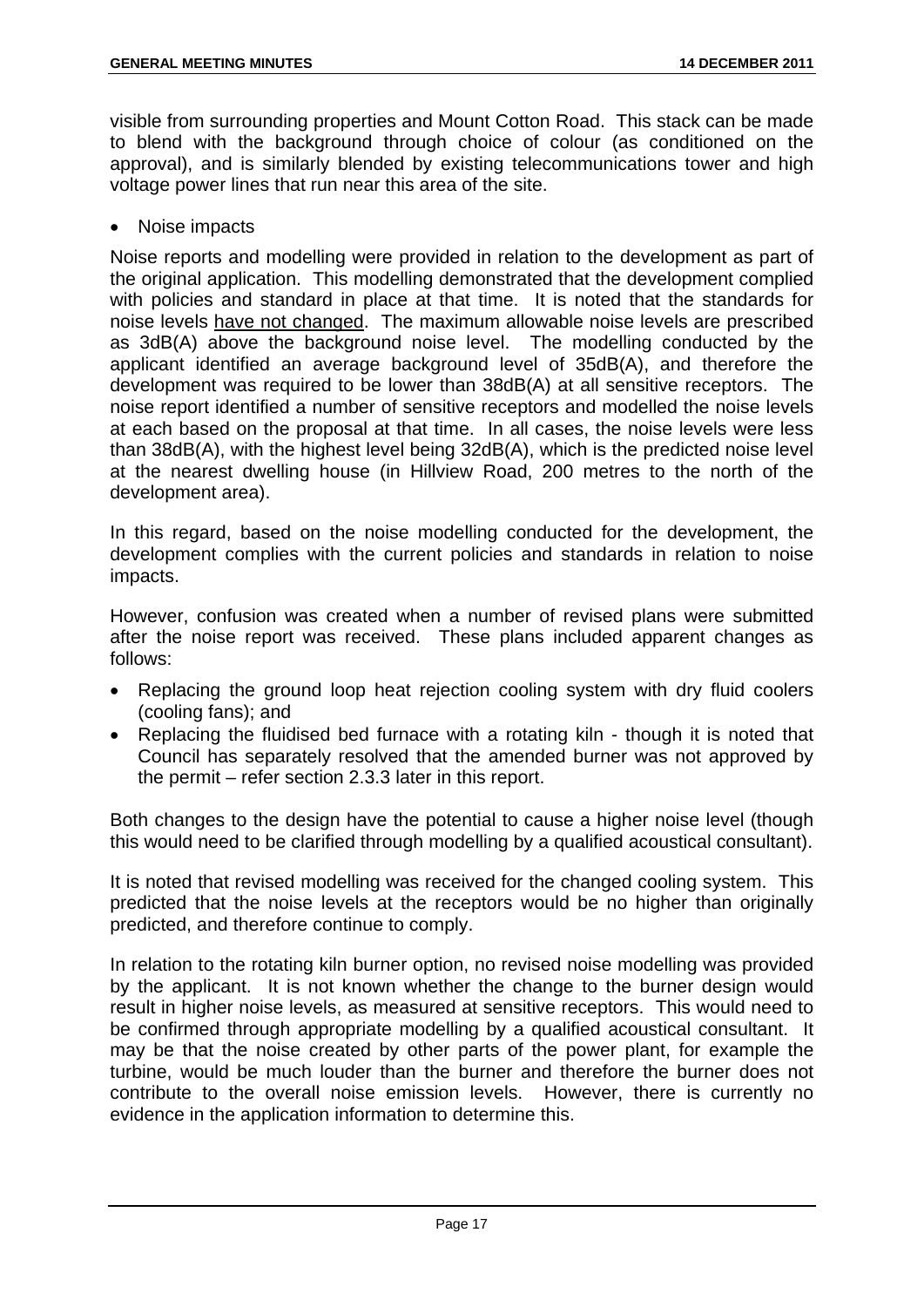visible from surrounding properties and Mount Cotton Road. This stack can be made to blend with the background through choice of colour (as conditioned on the approval), and is similarly blended by existing telecommunications tower and high voltage power lines that run near this area of the site.

- Noise impacts

Noise reports and modelling were provided in relation to the development as part of the original application. This modelling demonstrated that the development complied with policies and standard in place at that time. It is noted that the standards for noise levels <u>have not changed</u>. The maximum allowable noise levels are prescribed as 3dB(A) above the background noise level. The modelling conducted by the applicant identified an average background level of 35dB(A), and therefore the development was required to be lower than 38dB(A) at all sensitive receptors. The noise report identified a number of sensitive receptors and modelled the noise levels at each based on the proposal at that time. In all cases, the noise levels were less than 38dB(A), with the highest level being 32dB(A), which is the predicted noise level at the nearest dwelling house (in Hillview Road, 200 metres to the north of the development area).

In this regard, based on the noise modelling conducted for the development, the development complies with the current policies and standards in relation to noise impacts.

However, confusion was created when a number of revised plans were submitted after the noise report was received. These plans included apparent changes as follows:

- Replacing the ground loop heat rejection cooling system with dry fluid coolers (cooling fans); and
- Replacing the fluidised bed furnace with a rotating kiln - though it is noted that Council has separately resolved that the amended burner was not approved by the permit – refer section 2.3.3 later in this report.

Both changes to the design have the potential to cause a higher noise level (though this would need to be clarified through modelling by a qualified acoustical consultant).

It is noted that revised modelling was received for the changed cooling system. This predicted that the noise levels at the receptors would be no higher than originally predicted, and therefore continue to comply.

In relation to the rotating kiln burner option, no revised noise modelling was provided by the applicant. It is not known whether the change to the burner design would result in higher noise levels, as measured at sensitive receptors. This would need to be confirmed through appropriate modelling by a qualified acoustical consultant. It may be that the noise created by other parts of the power plant, for example the turbine, would be much louder than the burner and therefore the burner does not contribute to the overall noise emission levels. However, there is currently no evidence in the application information to determine this.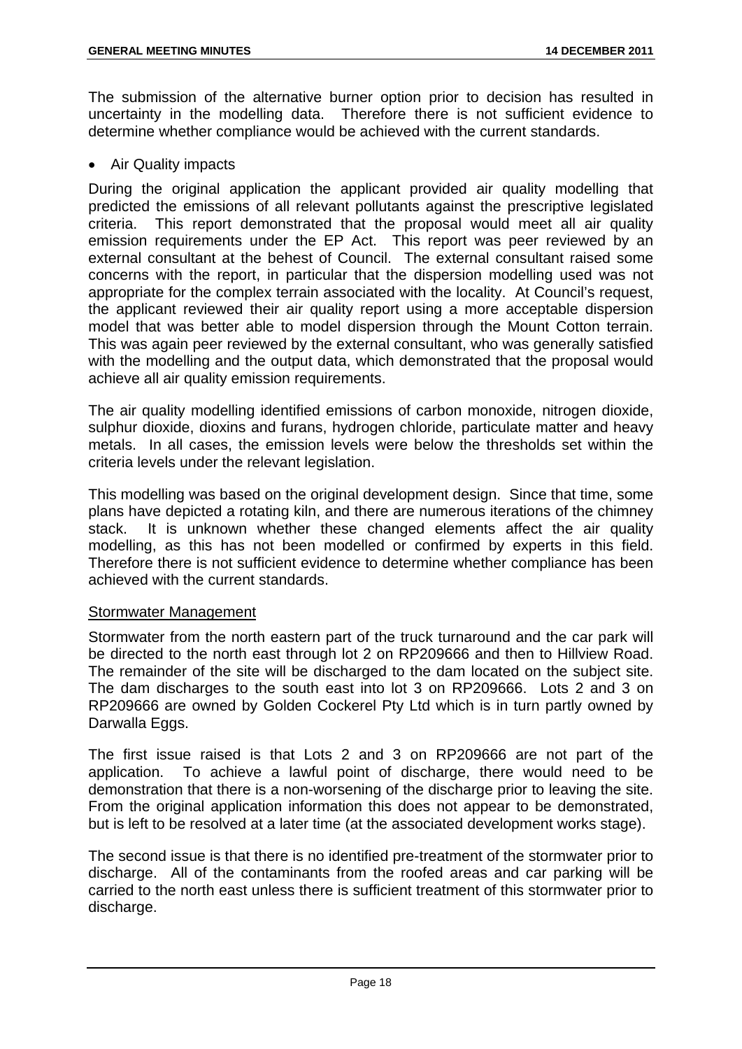The submission of the alternative burner option prior to decision has resulted in uncertainty in the modelling data. Therefore there is not sufficient evidence to determine whether compliance would be achieved with the current standards.

- Air Quality impacts

During the original application the applicant provided air quality modelling that predicted the emissions of all relevant pollutants against the prescriptive legislated criteria. This report demonstrated that the proposal would meet all air quality emission requirements under the EP Act. This report was peer reviewed by an external consultant at the behest of Council. The external consultant raised some concerns with the report, in particular that the dispersion modelling used was not appropriate for the complex terrain associated with the locality. At Council's request, the applicant reviewed their air quality report using a more acceptable dispersion model that was better able to model dispersion through the Mount Cotton terrain. This was again peer reviewed by the external consultant, who was generally satisfied with the modelling and the output data, which demonstrated that the proposal would achieve all air quality emission requirements.

The air quality modelling identified emissions of carbon monoxide, nitrogen dioxide, sulphur dioxide, dioxins and furans, hydrogen chloride, particulate matter and heavy metals. In all cases, the emission levels were below the thresholds set within the criteria levels under the relevant legislation.

This modelling was based on the original development design. Since that time, some plans have depicted a rotating kiln, and there are numerous iterations of the chimney stack. It is unknown whether these changed elements affect the air quality modelling, as this has not been modelled or confirmed by experts in this field. Therefore there is not sufficient evidence to determine whether compliance has been achieved with the current standards.

<u>Stormwater Management</u>

Stormwater from the north eastern part of the truck turnaround and the car park will be directed to the north east through lot 2 on RP209666 and then to Hillview Road. The remainder of the site will be discharged to the dam located on the subject site. The dam discharges to the south east into lot 3 on RP209666. Lots 2 and 3 on RP209666 are owned by Golden Cockerel Pty Ltd which is in turn partly owned by Darwalla Eggs.

The first issue raised is that Lots 2 and 3 on RP209666 are not part of the application. To achieve a lawful point of discharge, there would need to be demonstration that there is a non-worsening of the discharge prior to leaving the site. From the original application information this does not appear to be demonstrated, but is left to be resolved at a later time (at the associated development works stage).

The second issue is that there is no identified pre-treatment of the stormwater prior to discharge. All of the contaminants from the roofed areas and car parking will be carried to the north east unless there is sufficient treatment of this stormwater prior to discharge.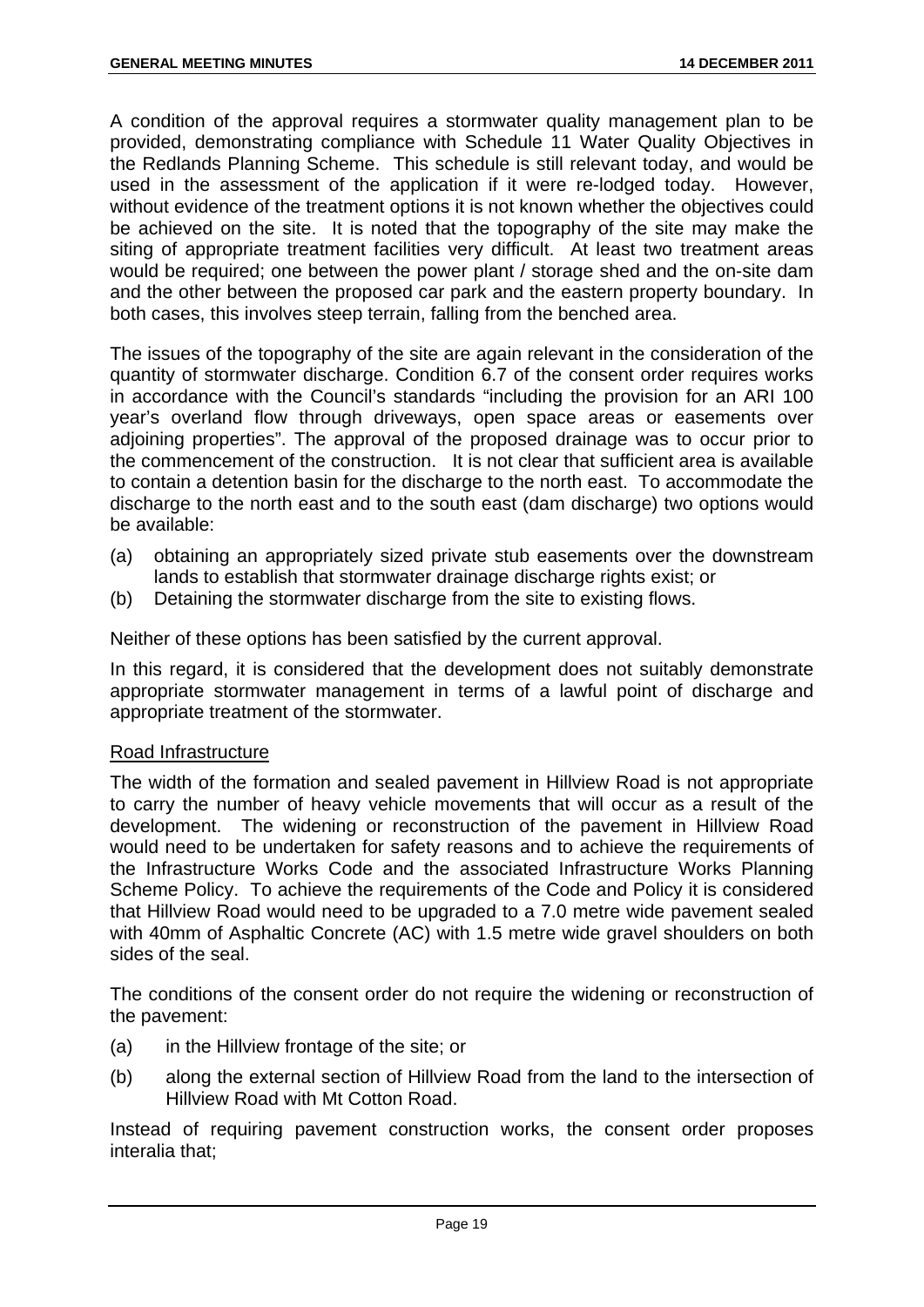A condition of the approval requires a stormwater quality management plan to be provided, demonstrating compliance with Schedule 11 Water Quality Objectives in the Redlands Planning Scheme. This schedule is still relevant today, and would be used in the assessment of the application if it were re-lodged today. However, without evidence of the treatment options it is not known whether the objectives could be achieved on the site. It is noted that the topography of the site may make the siting of appropriate treatment facilities very difficult. At least two treatment areas would be required; one between the power plant / storage shed and the on-site dam and the other between the proposed car park and the eastern property boundary. In both cases, this involves steep terrain, falling from the benched area.

The issues of the topography of the site are again relevant in the consideration of the quantity of stormwater discharge. Condition 6.7 of the consent order requires works in accordance with the Council's standards "including the provision for an ARI 100 year's overland flow through driveways, open space areas or easements over adjoining properties". The approval of the proposed drainage was to occur prior to the commencement of the construction. It is not clear that sufficient area is available to contain a detention basin for the discharge to the north east. To accommodate the discharge to the north east and to the south east (dam discharge) two options would be available:

(a) obtaining an appropriately sized private stub easements over the downstream lands to establish that stormwater drainage discharge rights exist; or
(b) Detaining the stormwater discharge from the site to existing flows.

Neither of these options has been satisfied by the current approval.

In this regard, it is considered that the development does not suitably demonstrate appropriate stormwater management in terms of a lawful point of discharge and appropriate treatment of the stormwater.

<u>Road Infrastructure</u>

The width of the formation and sealed pavement in Hillview Road is not appropriate to carry the number of heavy vehicle movements that will occur as a result of the development. The widening or reconstruction of the pavement in Hillview Road would need to be undertaken for safety reasons and to achieve the requirements of the Infrastructure Works Code and the associated Infrastructure Works Planning Scheme Policy. To achieve the requirements of the Code and Policy it is considered that Hillview Road would need to be upgraded to a 7.0 metre wide pavement sealed with 40mm of Asphaltic Concrete (AC) with 1.5 metre wide gravel shoulders on both sides of the seal.

The conditions of the consent order do not require the widening or reconstruction of the pavement:

(a) in the Hillview frontage of the site; or
(b) along the external section of Hillview Road from the land to the intersection of Hillview Road with Mt Cotton Road.

Instead of requiring pavement construction works, the consent order proposes interalia that;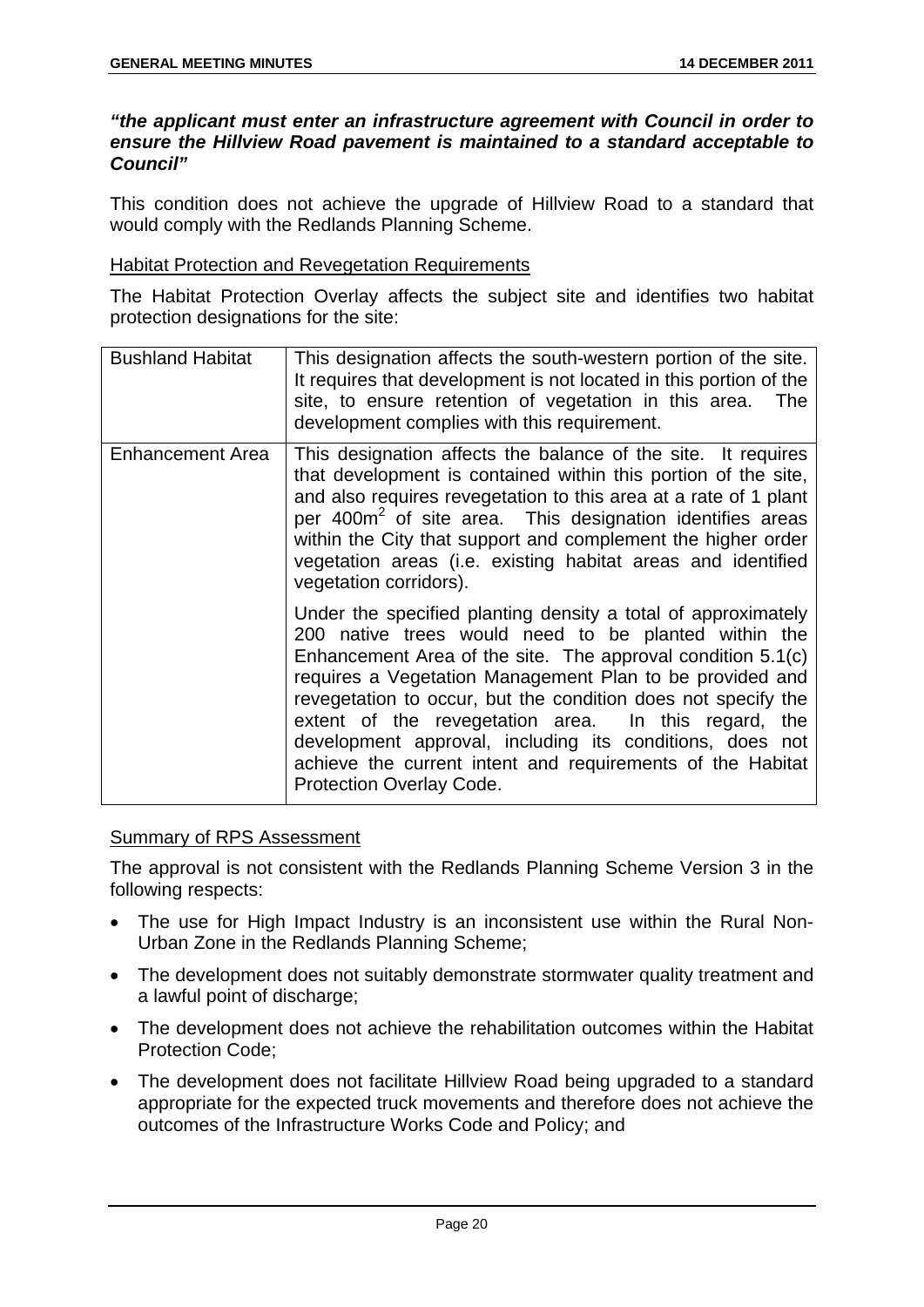***"the applicant must enter an infrastructure agreement with Council in order to ensure the Hillview Road pavement is maintained to a standard acceptable to Council"***

This condition does not achieve the upgrade of Hillview Road to a standard that would comply with the Redlands Planning Scheme.

<u>Habitat Protection and Revegetation Requirements</u>

The Habitat Protection Overlay affects the subject site and identifies two habitat protection designations for the site:

| | |
|---|---|
| Bushland Habitat | This designation affects the south-western portion of the site. It requires that development is not located in this portion of the site, to ensure retention of vegetation in this area. The development complies with this requirement. |
| Enhancement Area | This designation affects the balance of the site. It requires that development is contained within this portion of the site, and also requires revegetation to this area at a rate of 1 plant per $400m^2$ of site area. This designation identifies areas within the City that support and complement the higher order vegetation areas (i.e. existing habitat areas and identified vegetation corridors).<br><br>Under the specified planting density a total of approximately 200 native trees would need to be planted within the Enhancement Area of the site. The approval condition 5.1(c) requires a Vegetation Management Plan to be provided and revegetation to occur, but the condition does not specify the extent of the revegetation area. In this regard, the development approval, including its conditions, does not achieve the current intent and requirements of the Habitat Protection Overlay Code. |

<u>Summary of RPS Assessment</u>

The approval is not consistent with the Redlands Planning Scheme Version 3 in the following respects:

- The use for High Impact Industry is an inconsistent use within the Rural Non-Urban Zone in the Redlands Planning Scheme;
- The development does not suitably demonstrate stormwater quality treatment and a lawful point of discharge;
- The development does not achieve the rehabilitation outcomes within the Habitat Protection Code;
- The development does not facilitate Hillview Road being upgraded to a standard appropriate for the expected truck movements and therefore does not achieve the outcomes of the Infrastructure Works Code and Policy; and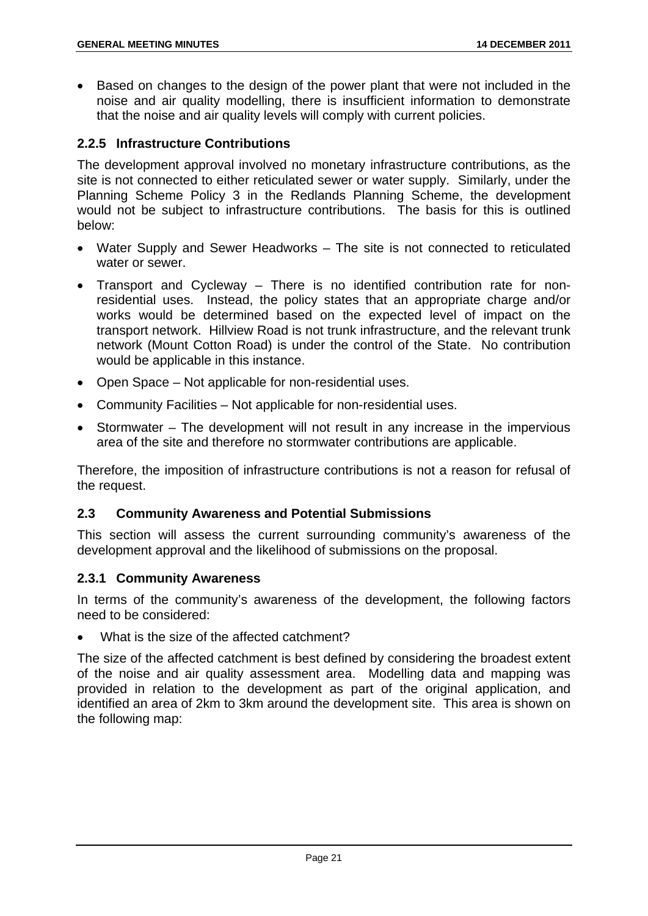- Based on changes to the design of the power plant that were not included in the noise and air quality modelling, there is insufficient information to demonstrate that the noise and air quality levels will comply with current policies.

### 2.2.5 Infrastructure Contributions

The development approval involved no monetary infrastructure contributions, as the site is not connected to either reticulated sewer or water supply. Similarly, under the Planning Scheme Policy 3 in the Redlands Planning Scheme, the development would not be subject to infrastructure contributions. The basis for this is outlined below:

- Water Supply and Sewer Headworks – The site is not connected to reticulated water or sewer.
- Transport and Cycleway – There is no identified contribution rate for non-residential uses. Instead, the policy states that an appropriate charge and/or works would be determined based on the expected level of impact on the transport network. Hillview Road is not trunk infrastructure, and the relevant trunk network (Mount Cotton Road) is under the control of the State. No contribution would be applicable in this instance.
- Open Space – Not applicable for non-residential uses.
- Community Facilities – Not applicable for non-residential uses.
- Stormwater – The development will not result in any increase in the impervious area of the site and therefore no stormwater contributions are applicable.

Therefore, the imposition of infrastructure contributions is not a reason for refusal of the request.

## 2.3 Community Awareness and Potential Submissions

This section will assess the current surrounding community's awareness of the development approval and the likelihood of submissions on the proposal.

### 2.3.1 Community Awareness

In terms of the community's awareness of the development, the following factors need to be considered:

- What is the size of the affected catchment?

The size of the affected catchment is best defined by considering the broadest extent of the noise and air quality assessment area. Modelling data and mapping was provided in relation to the development as part of the original application, and identified an area of 2km to 3km around the development site. This area is shown on the following map: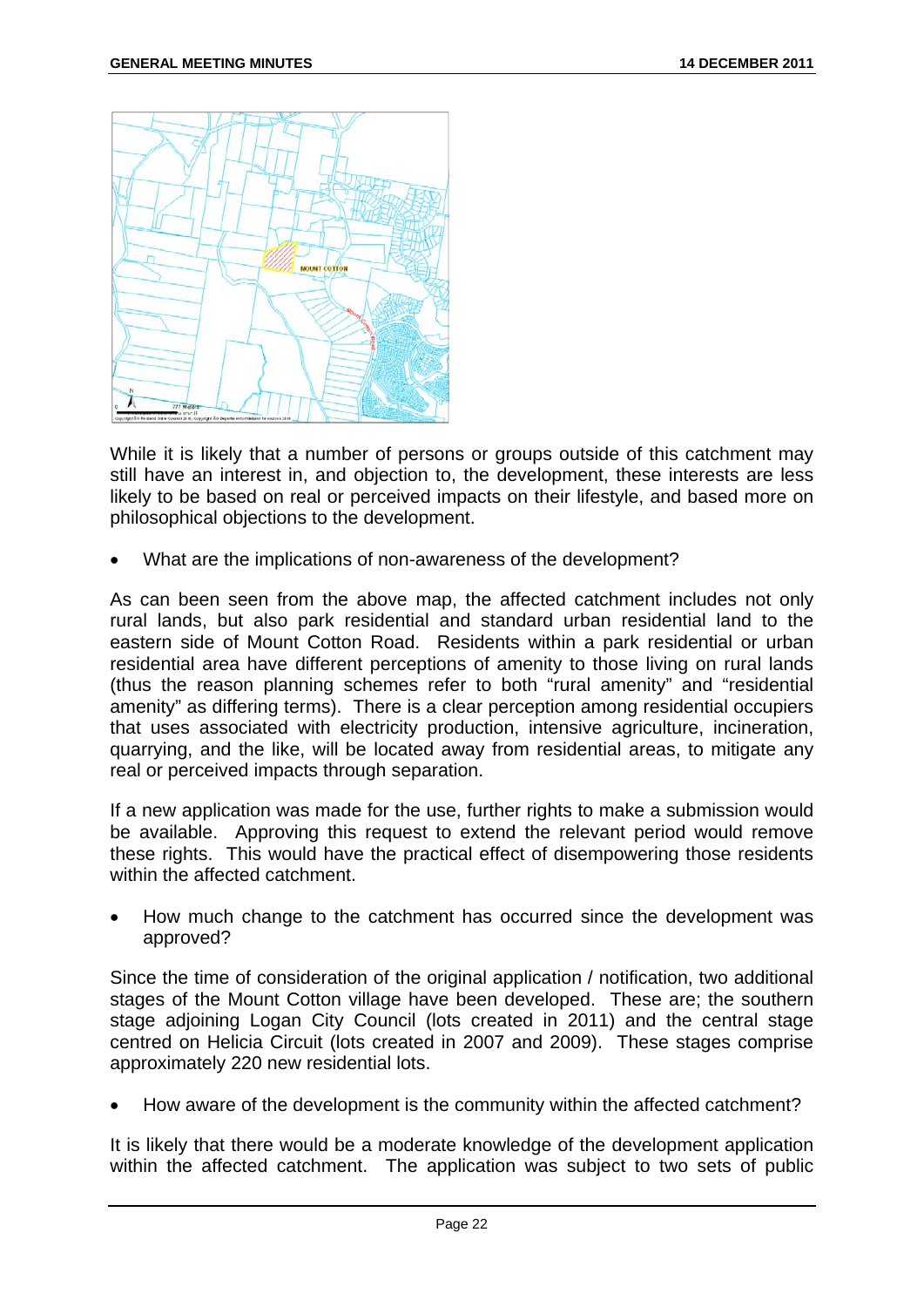While it is likely that a number of persons or groups outside of this catchment may still have an interest in, and objection to, the development, these interests are less likely to be based on real or perceived impacts on their lifestyle, and based more on philosophical objections to the development.

- What are the implications of non-awareness of the development?

As can been seen from the above map, the affected catchment includes not only rural lands, but also park residential and standard urban residential land to the eastern side of Mount Cotton Road. Residents within a park residential or urban residential area have different perceptions of amenity to those living on rural lands (thus the reason planning schemes refer to both "rural amenity" and "residential amenity" as differing terms). There is a clear perception among residential occupiers that uses associated with electricity production, intensive agriculture, incineration, quarrying, and the like, will be located away from residential areas, to mitigate any real or perceived impacts through separation.

If a new application was made for the use, further rights to make a submission would be available. Approving this request to extend the relevant period would remove these rights. This would have the practical effect of disempowering those residents within the affected catchment.

- How much change to the catchment has occurred since the development was approved?

Since the time of consideration of the original application / notification, two additional stages of the Mount Cotton village have been developed. These are; the southern stage adjoining Logan City Council (lots created in 2011) and the central stage centred on Helicia Circuit (lots created in 2007 and 2009). These stages comprise approximately 220 new residential lots.

- How aware of the development is the community within the affected catchment?

It is likely that there would be a moderate knowledge of the development application within the affected catchment. The application was subject to two sets of public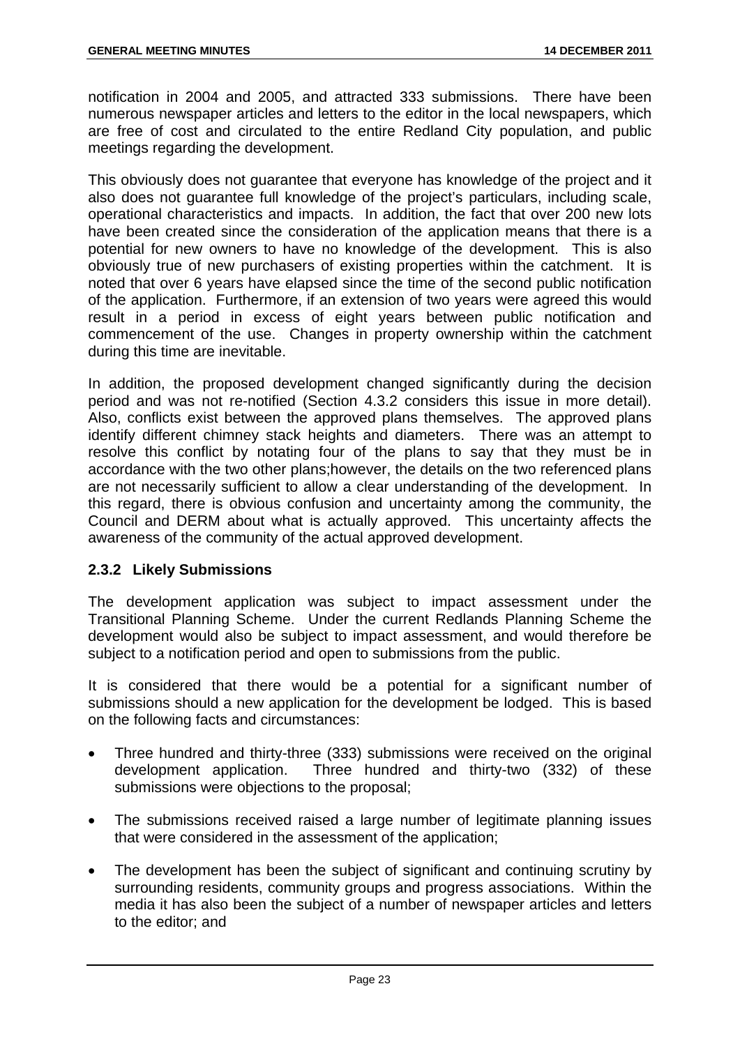notification in 2004 and 2005, and attracted 333 submissions. There have been numerous newspaper articles and letters to the editor in the local newspapers, which are free of cost and circulated to the entire Redland City population, and public meetings regarding the development.

This obviously does not guarantee that everyone has knowledge of the project and it also does not guarantee full knowledge of the project's particulars, including scale, operational characteristics and impacts. In addition, the fact that over 200 new lots have been created since the consideration of the application means that there is a potential for new owners to have no knowledge of the development. This is also obviously true of new purchasers of existing properties within the catchment. It is noted that over 6 years have elapsed since the time of the second public notification of the application. Furthermore, if an extension of two years were agreed this would result in a period in excess of eight years between public notification and commencement of the use. Changes in property ownership within the catchment during this time are inevitable.

In addition, the proposed development changed significantly during the decision period and was not re-notified (Section 4.3.2 considers this issue in more detail). Also, conflicts exist between the approved plans themselves. The approved plans identify different chimney stack heights and diameters. There was an attempt to resolve this conflict by notating four of the plans to say that they must be in accordance with the two other plans;however, the details on the two referenced plans are not necessarily sufficient to allow a clear understanding of the development. In this regard, there is obvious confusion and uncertainty among the community, the Council and DERM about what is actually approved. This uncertainty affects the awareness of the community of the actual approved development.

### 2.3.2 Likely Submissions

The development application was subject to impact assessment under the Transitional Planning Scheme. Under the current Redlands Planning Scheme the development would also be subject to impact assessment, and would therefore be subject to a notification period and open to submissions from the public.

It is considered that there would be a potential for a significant number of submissions should a new application for the development be lodged. This is based on the following facts and circumstances:

- Three hundred and thirty-three (333) submissions were received on the original development application. Three hundred and thirty-two (332) of these submissions were objections to the proposal;
- The submissions received raised a large number of legitimate planning issues that were considered in the assessment of the application;
- The development has been the subject of significant and continuing scrutiny by surrounding residents, community groups and progress associations. Within the media it has also been the subject of a number of newspaper articles and letters to the editor; and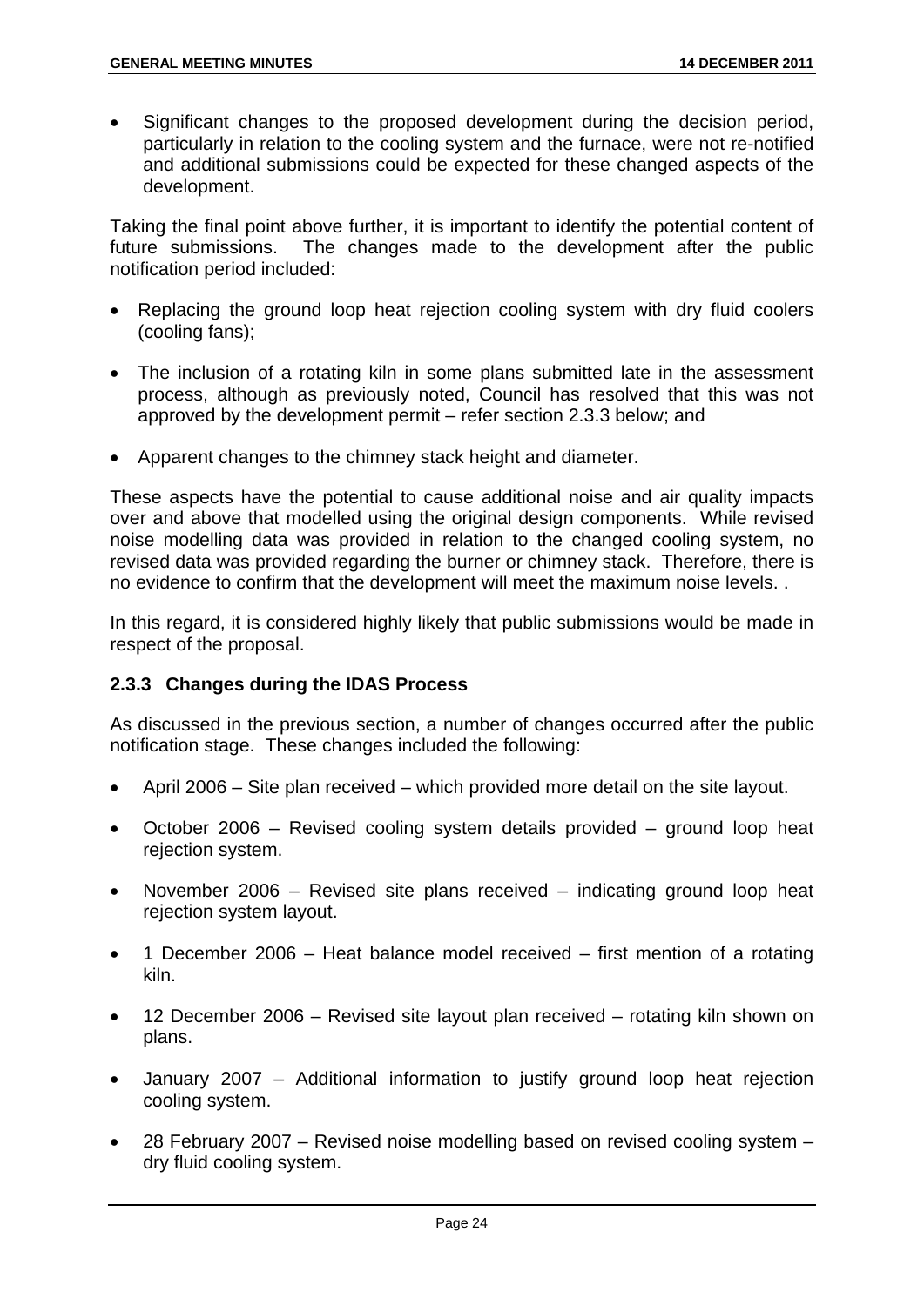- Significant changes to the proposed development during the decision period, particularly in relation to the cooling system and the furnace, were not re-notified and additional submissions could be expected for these changed aspects of the development.

Taking the final point above further, it is important to identify the potential content of future submissions. The changes made to the development after the public notification period included:

- Replacing the ground loop heat rejection cooling system with dry fluid coolers (cooling fans);
- The inclusion of a rotating kiln in some plans submitted late in the assessment process, although as previously noted, Council has resolved that this was not approved by the development permit – refer section 2.3.3 below; and
- Apparent changes to the chimney stack height and diameter.

These aspects have the potential to cause additional noise and air quality impacts over and above that modelled using the original design components. While revised noise modelling data was provided in relation to the changed cooling system, no revised data was provided regarding the burner or chimney stack. Therefore, there is no evidence to confirm that the development will meet the maximum noise levels. .

In this regard, it is considered highly likely that public submissions would be made in respect of the proposal.

### 2.3.3 Changes during the IDAS Process

As discussed in the previous section, a number of changes occurred after the public notification stage. These changes included the following:

- April 2006 – Site plan received – which provided more detail on the site layout.
- October 2006 – Revised cooling system details provided – ground loop heat rejection system.
- November 2006 – Revised site plans received – indicating ground loop heat rejection system layout.
- 1 December 2006 – Heat balance model received – first mention of a rotating kiln.
- 12 December 2006 – Revised site layout plan received – rotating kiln shown on plans.
- January 2007 – Additional information to justify ground loop heat rejection cooling system.
- 28 February 2007 – Revised noise modelling based on revised cooling system – dry fluid cooling system.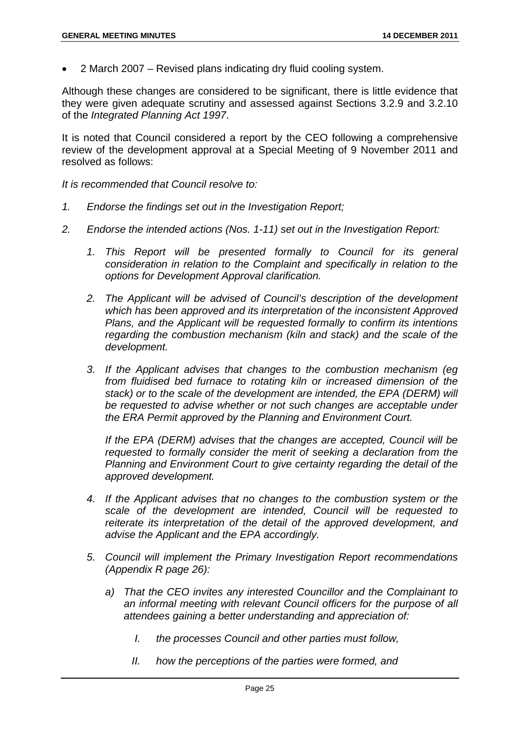- 2 March 2007 – Revised plans indicating dry fluid cooling system.

Although these changes are considered to be significant, there is little evidence that they were given adequate scrutiny and assessed against Sections 3.2.9 and 3.2.10 of the *Integrated Planning Act 1997*.

It is noted that Council considered a report by the CEO following a comprehensive review of the development approval at a Special Meeting of 9 November 2011 and resolved as follows:

*It is recommended that Council resolve to:*

1. *Endorse the findings set out in the Investigation Report;*
2. *Endorse the intended actions (Nos. 1-11) set out in the Investigation Report:*
   1. *This Report will be presented formally to Council for its general consideration in relation to the Complaint and specifically in relation to the options for Development Approval clarification.*
   2. *The Applicant will be advised of Council's description of the development which has been approved and its interpretation of the inconsistent Approved Plans, and the Applicant will be requested formally to confirm its intentions regarding the combustion mechanism (kiln and stack) and the scale of the development.*
   3. *If the Applicant advises that changes to the combustion mechanism (eg from fluidised bed furnace to rotating kiln or increased dimension of the stack) or to the scale of the development are intended, the EPA (DERM) will be requested to advise whether or not such changes are acceptable under the ERA Permit approved by the Planning and Environment Court.*

      *If the EPA (DERM) advises that the changes are accepted, Council will be requested to formally consider the merit of seeking a declaration from the Planning and Environment Court to give certainty regarding the detail of the approved development.*
   4. *If the Applicant advises that no changes to the combustion system or the scale of the development are intended, Council will be requested to reiterate its interpretation of the detail of the approved development, and advise the Applicant and the EPA accordingly.*
   5. *Council will implement the Primary Investigation Report recommendations (Appendix R page 26):*
      a) *That the CEO invites any interested Councillor and the Complainant to an informal meeting with relevant Council officers for the purpose of all attendees gaining a better understanding and appreciation of:*
         I. *the processes Council and other parties must follow,*
         II. *how the perceptions of the parties were formed, and*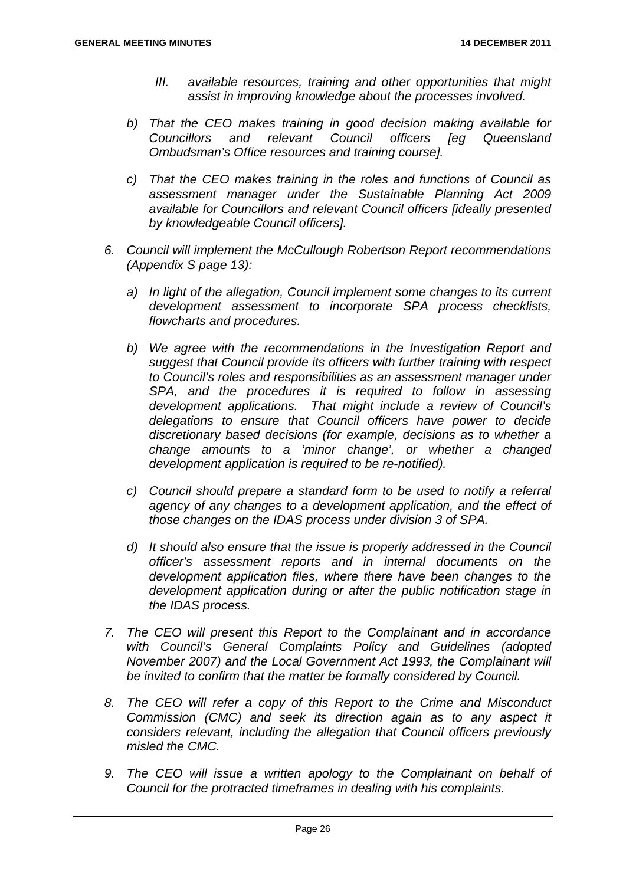*III. available resources, training and other opportunities that might assist in improving knowledge about the processes involved.*

*b) That the CEO makes training in good decision making available for Councillors and relevant Council officers [eg Queensland Ombudsman's Office resources and training course].*

*c) That the CEO makes training in the roles and functions of Council as assessment manager under the Sustainable Planning Act 2009 available for Councillors and relevant Council officers [ideally presented by knowledgeable Council officers].*

*6. Council will implement the McCullough Robertson Report recommendations (Appendix S page 13):*

*a) In light of the allegation, Council implement some changes to its current development assessment to incorporate SPA process checklists, flowcharts and procedures.*

*b) We agree with the recommendations in the Investigation Report and suggest that Council provide its officers with further training with respect to Council's roles and responsibilities as an assessment manager under SPA, and the procedures it is required to follow in assessing development applications. That might include a review of Council's delegations to ensure that Council officers have power to decide discretionary based decisions (for example, decisions as to whether a change amounts to a 'minor change', or whether a changed development application is required to be re-notified).*

*c) Council should prepare a standard form to be used to notify a referral agency of any changes to a development application, and the effect of those changes on the IDAS process under division 3 of SPA.*

*d) It should also ensure that the issue is properly addressed in the Council officer's assessment reports and in internal documents on the development application files, where there have been changes to the development application during or after the public notification stage in the IDAS process.*

*7. The CEO will present this Report to the Complainant and in accordance with Council's General Complaints Policy and Guidelines (adopted November 2007) and the Local Government Act 1993, the Complainant will be invited to confirm that the matter be formally considered by Council.*

*8. The CEO will refer a copy of this Report to the Crime and Misconduct Commission (CMC) and seek its direction again as to any aspect it considers relevant, including the allegation that Council officers previously misled the CMC.*

*9. The CEO will issue a written apology to the Complainant on behalf of Council for the protracted timeframes in dealing with his complaints.*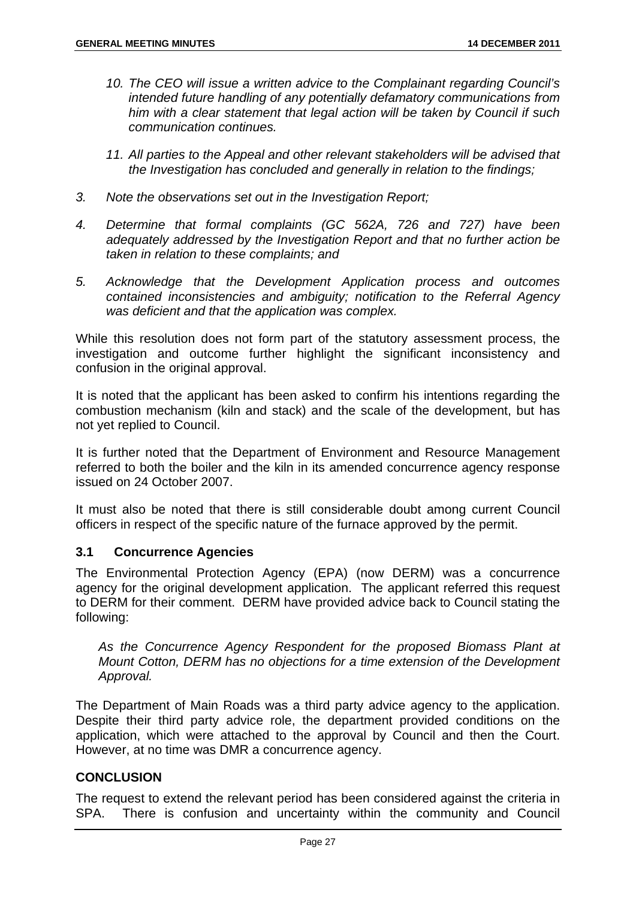*10. The CEO will issue a written advice to the Complainant regarding Council's intended future handling of any potentially defamatory communications from him with a clear statement that legal action will be taken by Council if such communication continues.*

*11. All parties to the Appeal and other relevant stakeholders will be advised that the Investigation has concluded and generally in relation to the findings;*

*3. Note the observations set out in the Investigation Report;*

*4. Determine that formal complaints (GC 562A, 726 and 727) have been adequately addressed by the Investigation Report and that no further action be taken in relation to these complaints; and*

*5. Acknowledge that the Development Application process and outcomes contained inconsistencies and ambiguity; notification to the Referral Agency was deficient and that the application was complex.*

While this resolution does not form part of the statutory assessment process, the investigation and outcome further highlight the significant inconsistency and confusion in the original approval.

It is noted that the applicant has been asked to confirm his intentions regarding the combustion mechanism (kiln and stack) and the scale of the development, but has not yet replied to Council.

It is further noted that the Department of Environment and Resource Management referred to both the boiler and the kiln in its amended concurrence agency response issued on 24 October 2007.

It must also be noted that there is still considerable doubt among current Council officers in respect of the specific nature of the furnace approved by the permit.

### 3.1 Concurrence Agencies

The Environmental Protection Agency (EPA) (now DERM) was a concurrence agency for the original development application. The applicant referred this request to DERM for their comment. DERM have provided advice back to Council stating the following:

*As the Concurrence Agency Respondent for the proposed Biomass Plant at Mount Cotton, DERM has no objections for a time extension of the Development Approval.*

The Department of Main Roads was a third party advice agency to the application. Despite their third party advice role, the department provided conditions on the application, which were attached to the approval by Council and then the Court. However, at no time was DMR a concurrence agency.

### CONCLUSION

The request to extend the relevant period has been considered against the criteria in SPA. There is confusion and uncertainty within the community and Council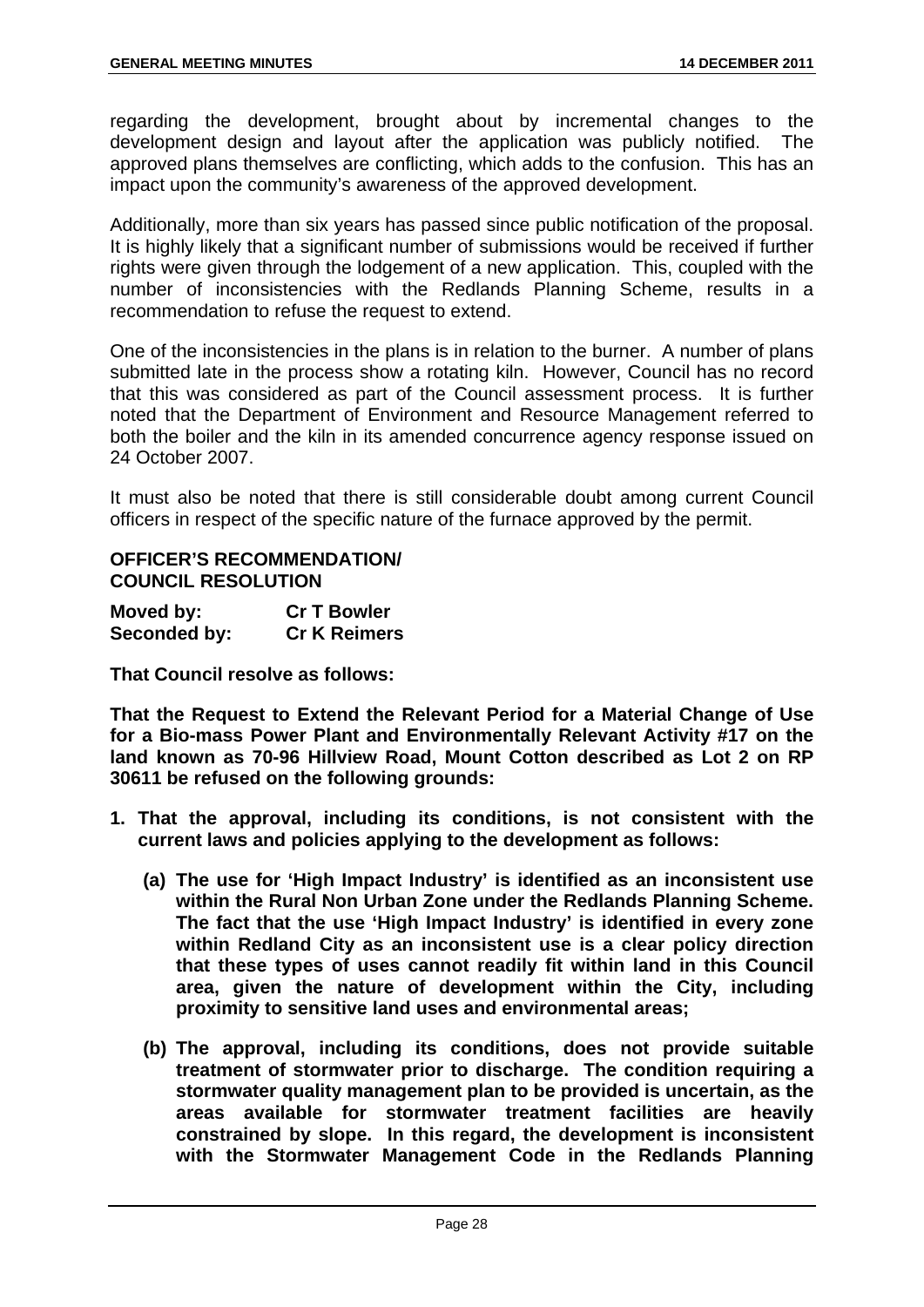regarding the development, brought about by incremental changes to the development design and layout after the application was publicly notified. The approved plans themselves are conflicting, which adds to the confusion. This has an impact upon the community's awareness of the approved development.

Additionally, more than six years has passed since public notification of the proposal. It is highly likely that a significant number of submissions would be received if further rights were given through the lodgement of a new application. This, coupled with the number of inconsistencies with the Redlands Planning Scheme, results in a recommendation to refuse the request to extend.

One of the inconsistencies in the plans is in relation to the burner. A number of plans submitted late in the process show a rotating kiln. However, Council has no record that this was considered as part of the Council assessment process. It is further noted that the Department of Environment and Resource Management referred to both the boiler and the kiln in its amended concurrence agency response issued on 24 October 2007.

It must also be noted that there is still considerable doubt among current Council officers in respect of the specific nature of the furnace approved by the permit.

**OFFICER'S RECOMMENDATION/**
**COUNCIL RESOLUTION**

| | |
|---|---|
| **Moved by:** | **Cr T Bowler** |
| **Seconded by:** | **Cr K Reimers** |

**That Council resolve as follows:**

**That the Request to Extend the Relevant Period for a Material Change of Use for a Bio-mass Power Plant and Environmentally Relevant Activity #17 on the land known as 70-96 Hillview Road, Mount Cotton described as Lot 2 on RP 30611 be refused on the following grounds:**

1. **That the approval, including its conditions, is not consistent with the current laws and policies applying to the development as follows:**

   (a) **The use for 'High Impact Industry' is identified as an inconsistent use within the Rural Non Urban Zone under the Redlands Planning Scheme. The fact that the use 'High Impact Industry' is identified in every zone within Redland City as an inconsistent use is a clear policy direction that these types of uses cannot readily fit within land in this Council area, given the nature of development within the City, including proximity to sensitive land uses and environmental areas;**

   (b) **The approval, including its conditions, does not provide suitable treatment of stormwater prior to discharge. The condition requiring a stormwater quality management plan to be provided is uncertain, as the areas available for stormwater treatment facilities are heavily constrained by slope. In this regard, the development is inconsistent with the Stormwater Management Code in the Redlands Planning**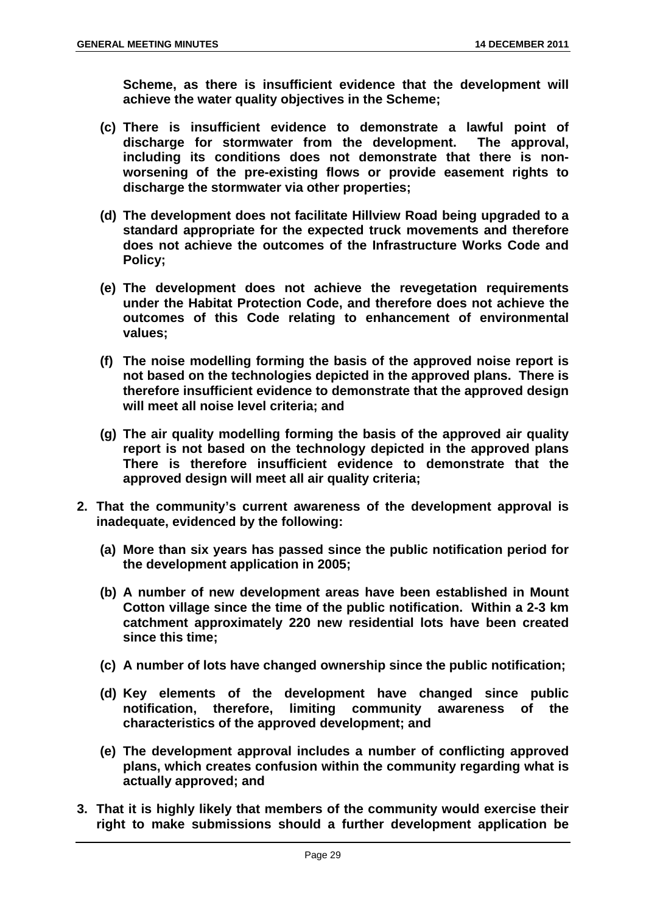**Scheme, as there is insufficient evidence that the development will achieve the water quality objectives in the Scheme;**

**(c) There is insufficient evidence to demonstrate a lawful point of discharge for stormwater from the development. The approval, including its conditions does not demonstrate that there is non-worsening of the pre-existing flows or provide easement rights to discharge the stormwater via other properties;**

**(d) The development does not facilitate Hillview Road being upgraded to a standard appropriate for the expected truck movements and therefore does not achieve the outcomes of the Infrastructure Works Code and Policy;**

**(e) The development does not achieve the revegetation requirements under the Habitat Protection Code, and therefore does not achieve the outcomes of this Code relating to enhancement of environmental values;**

**(f) The noise modelling forming the basis of the approved noise report is not based on the technologies depicted in the approved plans. There is therefore insufficient evidence to demonstrate that the approved design will meet all noise level criteria; and**

**(g) The air quality modelling forming the basis of the approved air quality report is not based on the technology depicted in the approved plans There is therefore insufficient evidence to demonstrate that the approved design will meet all air quality criteria;**

**2. That the community's current awareness of the development approval is inadequate, evidenced by the following:**

**(a) More than six years has passed since the public notification period for the development application in 2005;**

**(b) A number of new development areas have been established in Mount Cotton village since the time of the public notification. Within a 2-3 km catchment approximately 220 new residential lots have been created since this time;**

**(c) A number of lots have changed ownership since the public notification;**

**(d) Key elements of the development have changed since public notification, therefore, limiting community awareness of the characteristics of the approved development; and**

**(e) The development approval includes a number of conflicting approved plans, which creates confusion within the community regarding what is actually approved; and**

**3. That it is highly likely that members of the community would exercise their right to make submissions should a further development application be**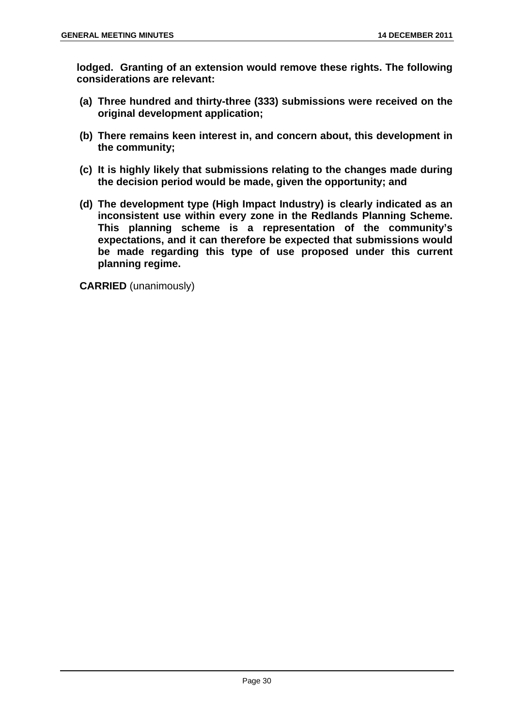**lodged. Granting of an extension would remove these rights. The following considerations are relevant:**

**(a) Three hundred and thirty-three (333) submissions were received on the original development application;**

**(b) There remains keen interest in, and concern about, this development in the community;**

**(c) It is highly likely that submissions relating to the changes made during the decision period would be made, given the opportunity; and**

**(d) The development type (High Impact Industry) is clearly indicated as an inconsistent use within every zone in the Redlands Planning Scheme. This planning scheme is a representation of the community's expectations, and it can therefore be expected that submissions would be made regarding this type of use proposed under this current planning regime.**

**CARRIED** (unanimously)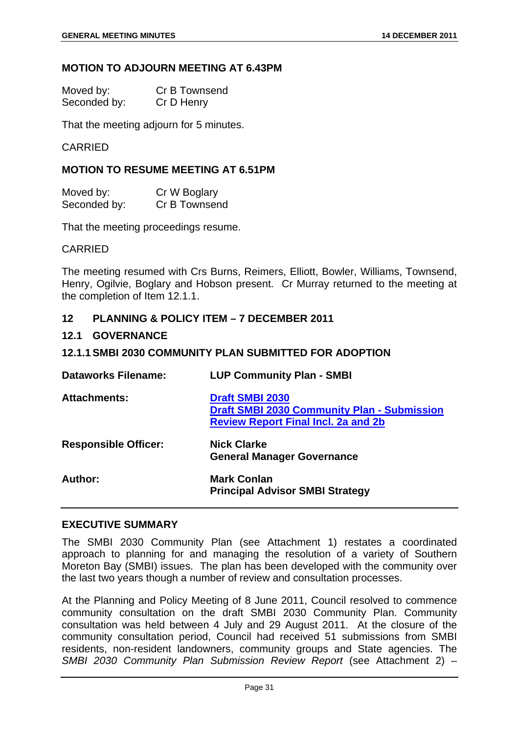### MOTION TO ADJOURN MEETING AT 6.43PM

Moved by: Cr B Townsend
Seconded by: Cr D Henry

That the meeting adjourn for 5 minutes.

CARRIED

### MOTION TO RESUME MEETING AT 6.51PM

Moved by: Cr W Boglary
Seconded by: Cr B Townsend

That the meeting proceedings resume.

CARRIED

The meeting resumed with Crs Burns, Reimers, Elliott, Bowler, Williams, Townsend, Henry, Ogilvie, Boglary and Hobson present. Cr Murray returned to the meeting at the completion of Item 12.1.1.

## 12 PLANNING & POLICY ITEM – 7 DECEMBER 2011

### 12.1 GOVERNANCE

#### 12.1.1 SMBI 2030 COMMUNITY PLAN SUBMITTED FOR ADOPTION

| | |
|---|---|
| **Dataworks Filename:** | **LUP Community Plan - SMBI** |
| **Attachments:** | **Draft SMBI 2030**<br>**Draft SMBI 2030 Community Plan - Submission Review Report Final Incl. 2a and 2b** |
| **Responsible Officer:** | **Nick Clarke**<br>**General Manager Governance** |
| **Author:** | **Mark Conlan**<br>**Principal Advisor SMBI Strategy** |

### EXECUTIVE SUMMARY

The SMBI 2030 Community Plan (see Attachment 1) restates a coordinated approach to planning for and managing the resolution of a variety of Southern Moreton Bay (SMBI) issues. The plan has been developed with the community over the last two years though a number of review and consultation processes.

At the Planning and Policy Meeting of 8 June 2011, Council resolved to commence community consultation on the draft SMBI 2030 Community Plan. Community consultation was held between 4 July and 29 August 2011. At the closure of the community consultation period, Council had received 51 submissions from SMBI residents, non-resident landowners, community groups and State agencies. The *SMBI 2030 Community Plan Submission Review Report* (see Attachment 2) –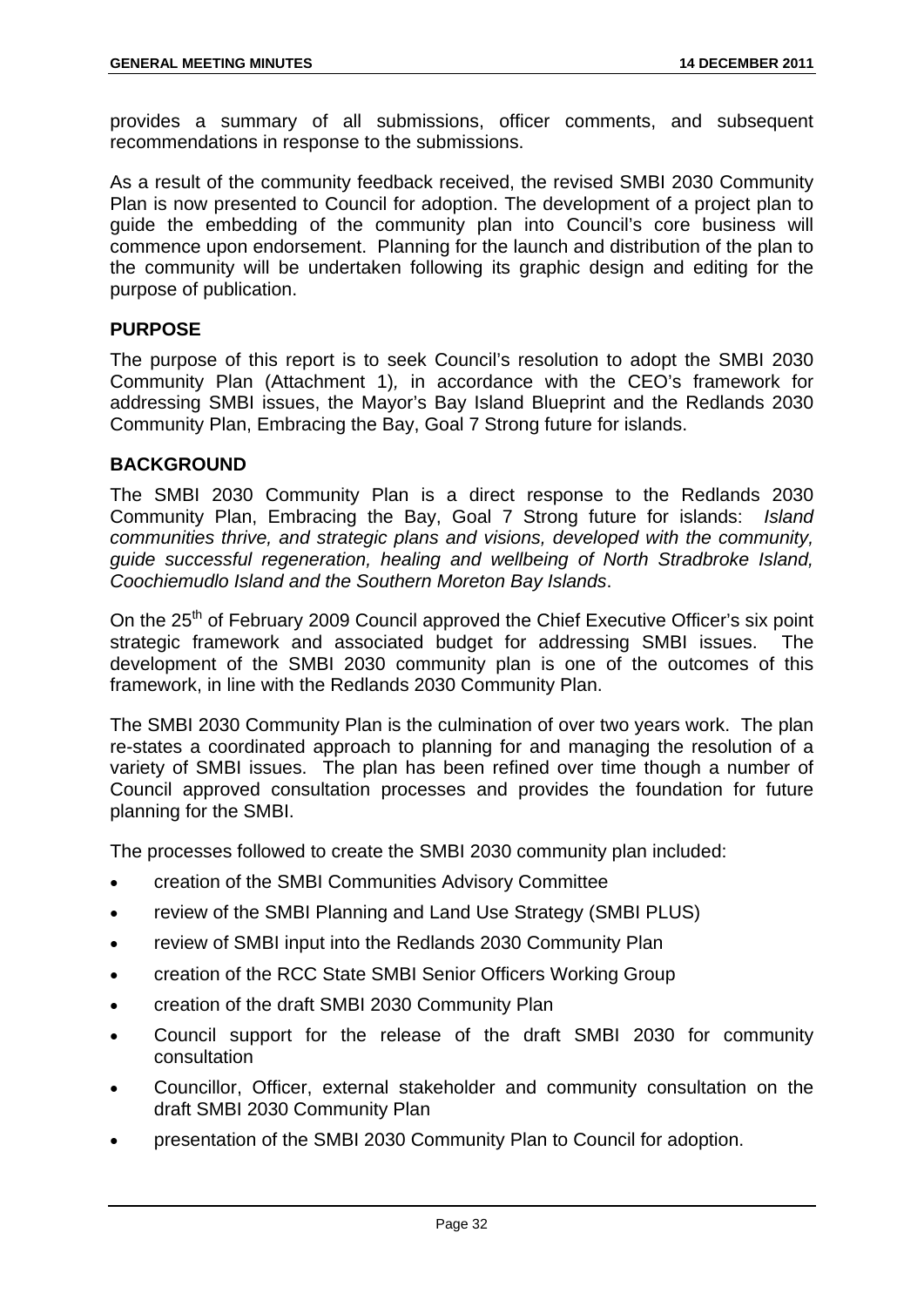provides a summary of all submissions, officer comments, and subsequent recommendations in response to the submissions.

As a result of the community feedback received, the revised SMBI 2030 Community Plan is now presented to Council for adoption. The development of a project plan to guide the embedding of the community plan into Council's core business will commence upon endorsement. Planning for the launch and distribution of the plan to the community will be undertaken following its graphic design and editing for the purpose of publication.

## PURPOSE

The purpose of this report is to seek Council's resolution to adopt the SMBI 2030 Community Plan (Attachment 1), in accordance with the CEO's framework for addressing SMBI issues, the Mayor's Bay Island Blueprint and the Redlands 2030 Community Plan, Embracing the Bay, Goal 7 Strong future for islands.

## BACKGROUND

The SMBI 2030 Community Plan is a direct response to the Redlands 2030 Community Plan, Embracing the Bay, Goal 7 Strong future for islands: *Island communities thrive, and strategic plans and visions, developed with the community, guide successful regeneration, healing and wellbeing of North Stradbroke Island, Coochiemudlo Island and the Southern Moreton Bay Islands*.

On the 25th of February 2009 Council approved the Chief Executive Officer's six point strategic framework and associated budget for addressing SMBI issues. The development of the SMBI 2030 community plan is one of the outcomes of this framework, in line with the Redlands 2030 Community Plan.

The SMBI 2030 Community Plan is the culmination of over two years work. The plan re-states a coordinated approach to planning for and managing the resolution of a variety of SMBI issues. The plan has been refined over time though a number of Council approved consultation processes and provides the foundation for future planning for the SMBI.

The processes followed to create the SMBI 2030 community plan included:

- creation of the SMBI Communities Advisory Committee
- review of the SMBI Planning and Land Use Strategy (SMBI PLUS)
- review of SMBI input into the Redlands 2030 Community Plan
- creation of the RCC State SMBI Senior Officers Working Group
- creation of the draft SMBI 2030 Community Plan
- Council support for the release of the draft SMBI 2030 for community consultation
- Councillor, Officer, external stakeholder and community consultation on the draft SMBI 2030 Community Plan
- presentation of the SMBI 2030 Community Plan to Council for adoption.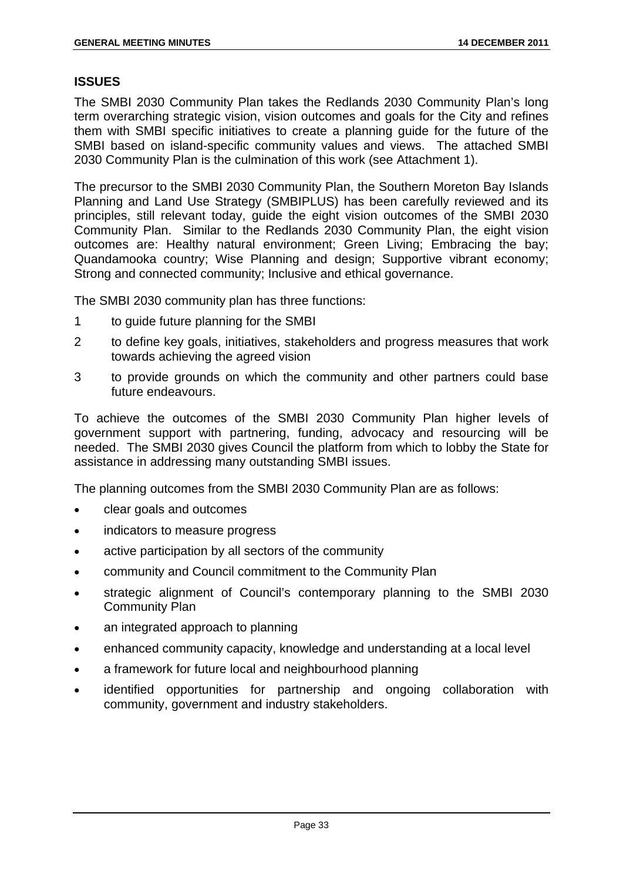## ISSUES

The SMBI 2030 Community Plan takes the Redlands 2030 Community Plan's long term overarching strategic vision, vision outcomes and goals for the City and refines them with SMBI specific initiatives to create a planning guide for the future of the SMBI based on island-specific community values and views. The attached SMBI 2030 Community Plan is the culmination of this work (see Attachment 1).

The precursor to the SMBI 2030 Community Plan, the Southern Moreton Bay Islands Planning and Land Use Strategy (SMBIPLUS) has been carefully reviewed and its principles, still relevant today, guide the eight vision outcomes of the SMBI 2030 Community Plan. Similar to the Redlands 2030 Community Plan, the eight vision outcomes are: Healthy natural environment; Green Living; Embracing the bay; Quandamooka country; Wise Planning and design; Supportive vibrant economy; Strong and connected community; Inclusive and ethical governance.

The SMBI 2030 community plan has three functions:

1 to guide future planning for the SMBI

2 to define key goals, initiatives, stakeholders and progress measures that work towards achieving the agreed vision

3 to provide grounds on which the community and other partners could base future endeavours.

To achieve the outcomes of the SMBI 2030 Community Plan higher levels of government support with partnering, funding, advocacy and resourcing will be needed. The SMBI 2030 gives Council the platform from which to lobby the State for assistance in addressing many outstanding SMBI issues.

The planning outcomes from the SMBI 2030 Community Plan are as follows:

- clear goals and outcomes
- indicators to measure progress
- active participation by all sectors of the community
- community and Council commitment to the Community Plan
- strategic alignment of Council's contemporary planning to the SMBI 2030 Community Plan
- an integrated approach to planning
- enhanced community capacity, knowledge and understanding at a local level
- a framework for future local and neighbourhood planning
- identified opportunities for partnership and ongoing collaboration with community, government and industry stakeholders.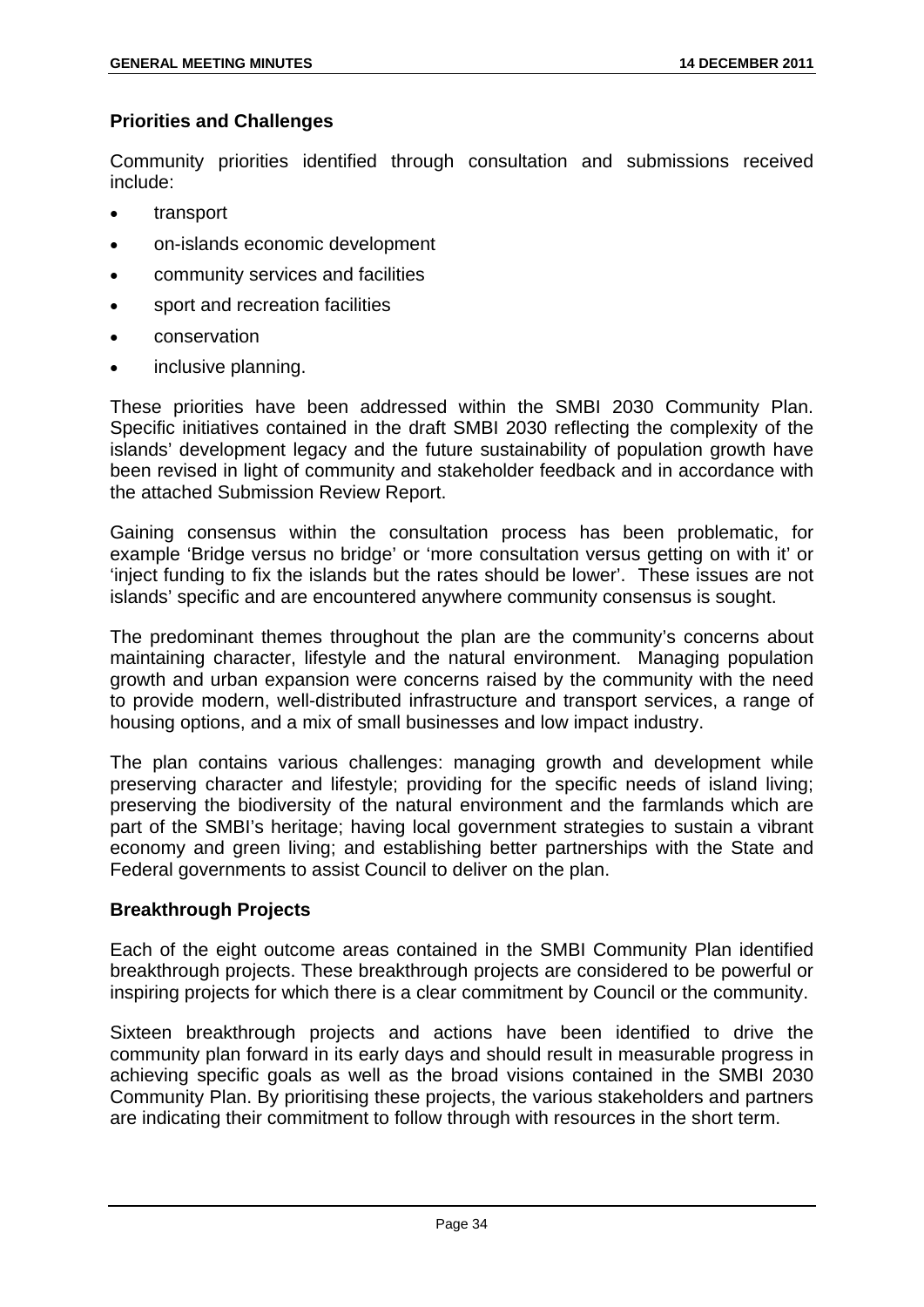## Priorities and Challenges

Community priorities identified through consultation and submissions received include:

- transport
- on-islands economic development
- community services and facilities
- sport and recreation facilities
- conservation
- inclusive planning.

These priorities have been addressed within the SMBI 2030 Community Plan. Specific initiatives contained in the draft SMBI 2030 reflecting the complexity of the islands' development legacy and the future sustainability of population growth have been revised in light of community and stakeholder feedback and in accordance with the attached Submission Review Report.

Gaining consensus within the consultation process has been problematic, for example 'Bridge versus no bridge' or 'more consultation versus getting on with it' or 'inject funding to fix the islands but the rates should be lower'. These issues are not islands' specific and are encountered anywhere community consensus is sought.

The predominant themes throughout the plan are the community's concerns about maintaining character, lifestyle and the natural environment. Managing population growth and urban expansion were concerns raised by the community with the need to provide modern, well-distributed infrastructure and transport services, a range of housing options, and a mix of small businesses and low impact industry.

The plan contains various challenges: managing growth and development while preserving character and lifestyle; providing for the specific needs of island living; preserving the biodiversity of the natural environment and the farmlands which are part of the SMBI's heritage; having local government strategies to sustain a vibrant economy and green living; and establishing better partnerships with the State and Federal governments to assist Council to deliver on the plan.

## Breakthrough Projects

Each of the eight outcome areas contained in the SMBI Community Plan identified breakthrough projects. These breakthrough projects are considered to be powerful or inspiring projects for which there is a clear commitment by Council or the community.

Sixteen breakthrough projects and actions have been identified to drive the community plan forward in its early days and should result in measurable progress in achieving specific goals as well as the broad visions contained in the SMBI 2030 Community Plan. By prioritising these projects, the various stakeholders and partners are indicating their commitment to follow through with resources in the short term.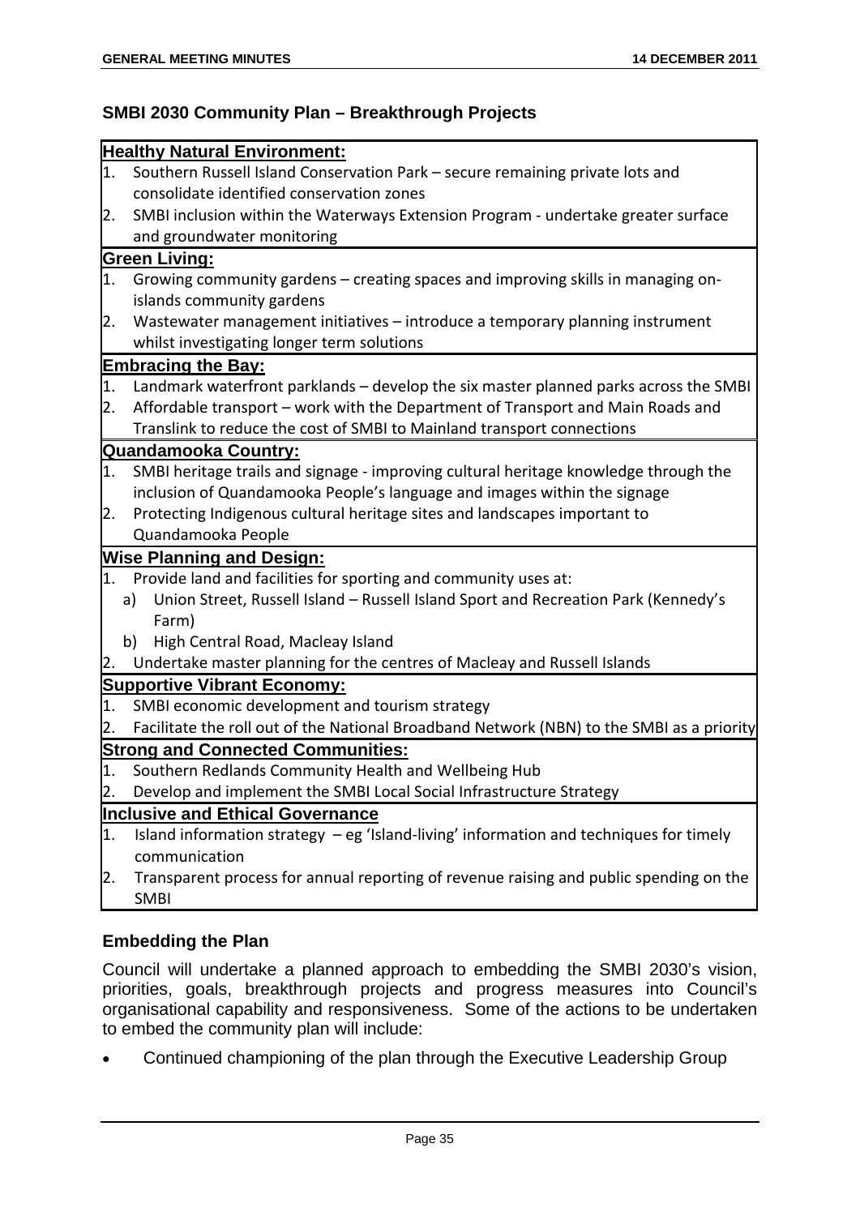### SMBI 2030 Community Plan – Breakthrough Projects

**Healthy Natural Environment:**

1. Southern Russell Island Conservation Park – secure remaining private lots and consolidate identified conservation zones
2. SMBI inclusion within the Waterways Extension Program - undertake greater surface and groundwater monitoring

**Green Living:**

1. Growing community gardens – creating spaces and improving skills in managing on-islands community gardens
2. Wastewater management initiatives – introduce a temporary planning instrument whilst investigating longer term solutions

**Embracing the Bay:**

1. Landmark waterfront parklands – develop the six master planned parks across the SMBI
2. Affordable transport – work with the Department of Transport and Main Roads and Translink to reduce the cost of SMBI to Mainland transport connections

**Quandamooka Country:**

1. SMBI heritage trails and signage - improving cultural heritage knowledge through the inclusion of Quandamooka People's language and images within the signage
2. Protecting Indigenous cultural heritage sites and landscapes important to Quandamooka People

**Wise Planning and Design:**

1. Provide land and facilities for sporting and community uses at:
   a) Union Street, Russell Island – Russell Island Sport and Recreation Park (Kennedy's Farm)
   b) High Central Road, Macleay Island
2. Undertake master planning for the centres of Macleay and Russell Islands

**Supportive Vibrant Economy:**

1. SMBI economic development and tourism strategy
2. Facilitate the roll out of the National Broadband Network (NBN) to the SMBI as a priority

**Strong and Connected Communities:**

1. Southern Redlands Community Health and Wellbeing Hub
2. Develop and implement the SMBI Local Social Infrastructure Strategy

**Inclusive and Ethical Governance**

1. Island information strategy – eg 'Island-living' information and techniques for timely communication
2. Transparent process for annual reporting of revenue raising and public spending on the SMBI

### Embedding the Plan

Council will undertake a planned approach to embedding the SMBI 2030's vision, priorities, goals, breakthrough projects and progress measures into Council's organisational capability and responsiveness. Some of the actions to be undertaken to embed the community plan will include:

- Continued championing of the plan through the Executive Leadership Group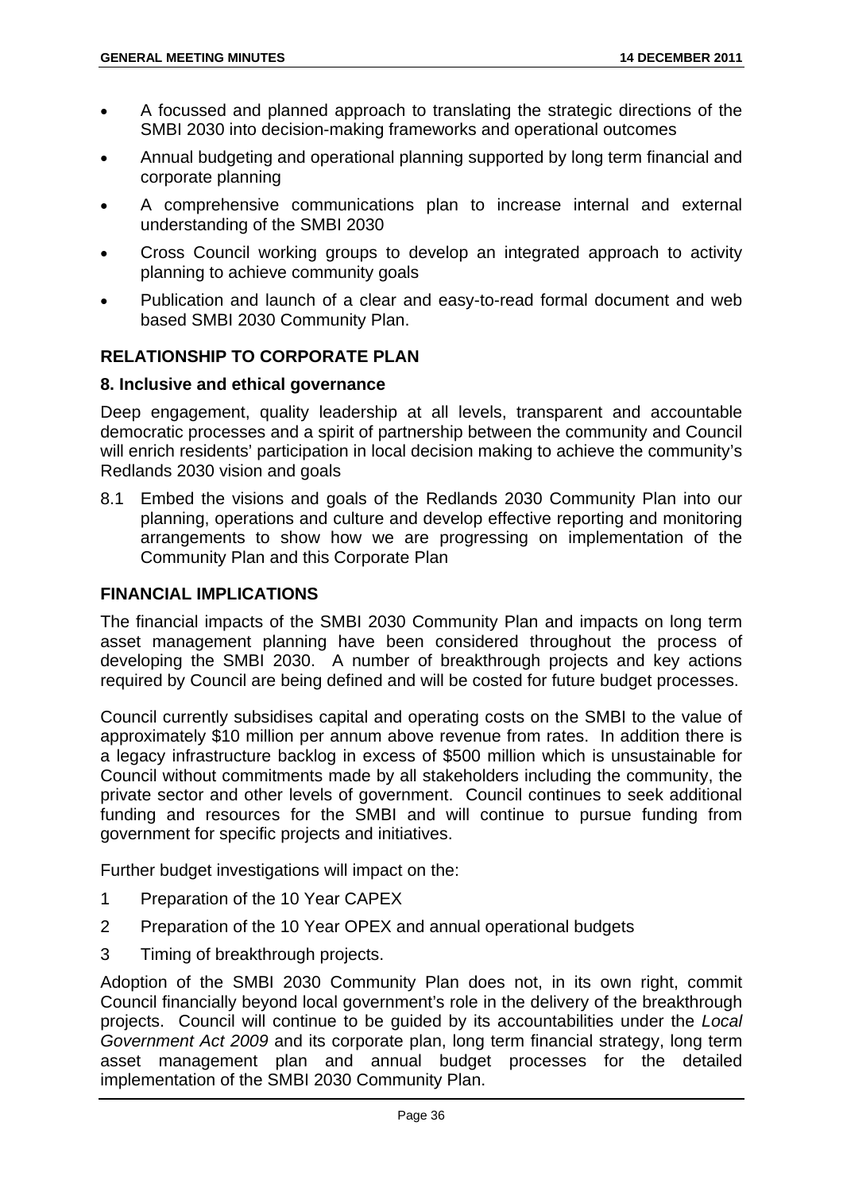- A focussed and planned approach to translating the strategic directions of the SMBI 2030 into decision-making frameworks and operational outcomes
- Annual budgeting and operational planning supported by long term financial and corporate planning
- A comprehensive communications plan to increase internal and external understanding of the SMBI 2030
- Cross Council working groups to develop an integrated approach to activity planning to achieve community goals
- Publication and launch of a clear and easy-to-read formal document and web based SMBI 2030 Community Plan.

## RELATIONSHIP TO CORPORATE PLAN

### 8. Inclusive and ethical governance

Deep engagement, quality leadership at all levels, transparent and accountable democratic processes and a spirit of partnership between the community and Council will enrich residents' participation in local decision making to achieve the community's Redlands 2030 vision and goals

8.1 Embed the visions and goals of the Redlands 2030 Community Plan into our planning, operations and culture and develop effective reporting and monitoring arrangements to show how we are progressing on implementation of the Community Plan and this Corporate Plan

## FINANCIAL IMPLICATIONS

The financial impacts of the SMBI 2030 Community Plan and impacts on long term asset management planning have been considered throughout the process of developing the SMBI 2030. A number of breakthrough projects and key actions required by Council are being defined and will be costed for future budget processes.

Council currently subsidises capital and operating costs on the SMBI to the value of approximately $10 million per annum above revenue from rates. In addition there is a legacy infrastructure backlog in excess of $500 million which is unsustainable for Council without commitments made by all stakeholders including the community, the private sector and other levels of government. Council continues to seek additional funding and resources for the SMBI and will continue to pursue funding from government for specific projects and initiatives.

Further budget investigations will impact on the:

1 Preparation of the 10 Year CAPEX

2 Preparation of the 10 Year OPEX and annual operational budgets

3 Timing of breakthrough projects.

Adoption of the SMBI 2030 Community Plan does not, in its own right, commit Council financially beyond local government's role in the delivery of the breakthrough projects. Council will continue to be guided by its accountabilities under the *Local Government Act 2009* and its corporate plan, long term financial strategy, long term asset management plan and annual budget processes for the detailed implementation of the SMBI 2030 Community Plan.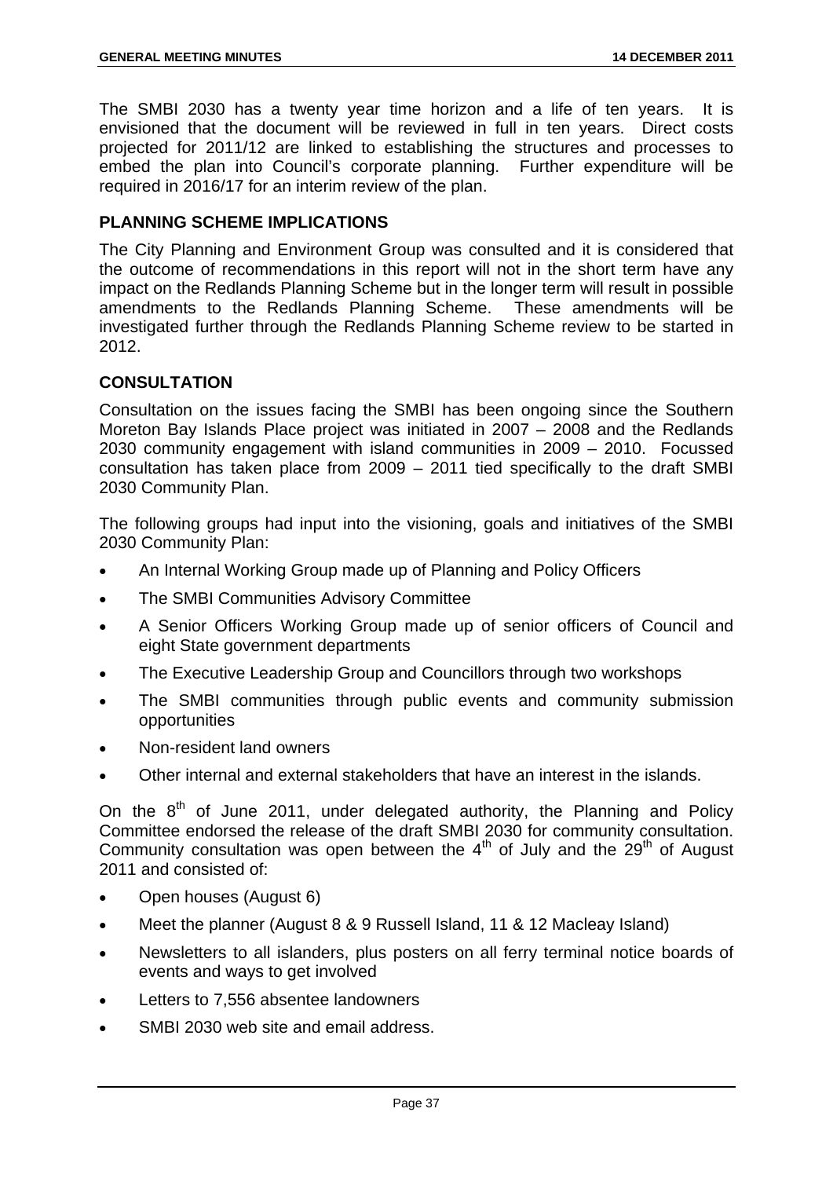The SMBI 2030 has a twenty year time horizon and a life of ten years. It is envisioned that the document will be reviewed in full in ten years. Direct costs projected for 2011/12 are linked to establishing the structures and processes to embed the plan into Council's corporate planning. Further expenditure will be required in 2016/17 for an interim review of the plan.

## PLANNING SCHEME IMPLICATIONS

The City Planning and Environment Group was consulted and it is considered that the outcome of recommendations in this report will not in the short term have any impact on the Redlands Planning Scheme but in the longer term will result in possible amendments to the Redlands Planning Scheme. These amendments will be investigated further through the Redlands Planning Scheme review to be started in 2012.

## CONSULTATION

Consultation on the issues facing the SMBI has been ongoing since the Southern Moreton Bay Islands Place project was initiated in 2007 – 2008 and the Redlands 2030 community engagement with island communities in 2009 – 2010. Focussed consultation has taken place from 2009 – 2011 tied specifically to the draft SMBI 2030 Community Plan.

The following groups had input into the visioning, goals and initiatives of the SMBI 2030 Community Plan:

- An Internal Working Group made up of Planning and Policy Officers
- The SMBI Communities Advisory Committee
- A Senior Officers Working Group made up of senior officers of Council and eight State government departments
- The Executive Leadership Group and Councillors through two workshops
- The SMBI communities through public events and community submission opportunities
- Non-resident land owners
- Other internal and external stakeholders that have an interest in the islands.

On the 8th of June 2011, under delegated authority, the Planning and Policy Committee endorsed the release of the draft SMBI 2030 for community consultation. Community consultation was open between the 4th of July and the 29th of August 2011 and consisted of:

- Open houses (August 6)
- Meet the planner (August 8 & 9 Russell Island, 11 & 12 Macleay Island)
- Newsletters to all islanders, plus posters on all ferry terminal notice boards of events and ways to get involved
- Letters to 7,556 absentee landowners
- SMBI 2030 web site and email address.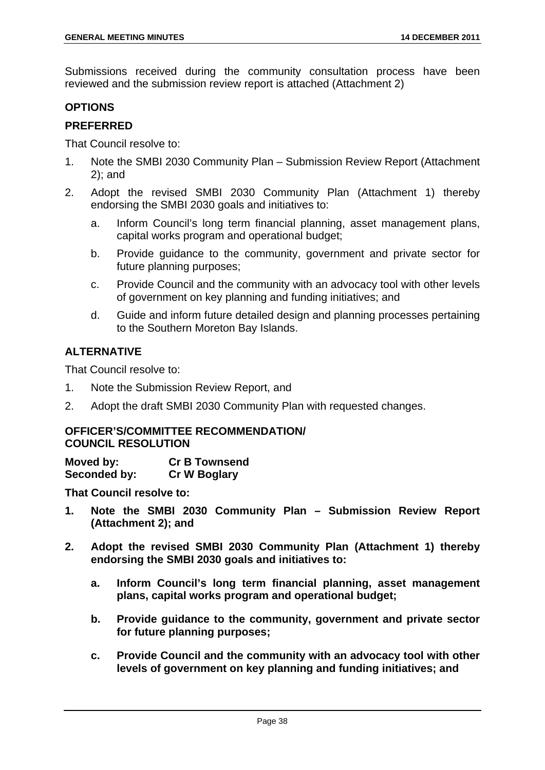Submissions received during the community consultation process have been reviewed and the submission review report is attached (Attachment 2)

**OPTIONS**

**PREFERRED**

That Council resolve to:

1. Note the SMBI 2030 Community Plan – Submission Review Report (Attachment 2); and
2. Adopt the revised SMBI 2030 Community Plan (Attachment 1) thereby endorsing the SMBI 2030 goals and initiatives to:
   a. Inform Council's long term financial planning, asset management plans, capital works program and operational budget;
   b. Provide guidance to the community, government and private sector for future planning purposes;
   c. Provide Council and the community with an advocacy tool with other levels of government on key planning and funding initiatives; and
   d. Guide and inform future detailed design and planning processes pertaining to the Southern Moreton Bay Islands.

**ALTERNATIVE**

That Council resolve to:

1. Note the Submission Review Report, and
2. Adopt the draft SMBI 2030 Community Plan with requested changes.

**OFFICER'S/COMMITTEE RECOMMENDATION/**
**COUNCIL RESOLUTION**

**Moved by:** **Cr B Townsend**
**Seconded by:** **Cr W Boglary**

**That Council resolve to:**

1. **Note the SMBI 2030 Community Plan – Submission Review Report (Attachment 2); and**
2. **Adopt the revised SMBI 2030 Community Plan (Attachment 1) thereby endorsing the SMBI 2030 goals and initiatives to:**
   **a. Inform Council's long term financial planning, asset management plans, capital works program and operational budget;**
   **b. Provide guidance to the community, government and private sector for future planning purposes;**
   **c. Provide Council and the community with an advocacy tool with other levels of government on key planning and funding initiatives; and**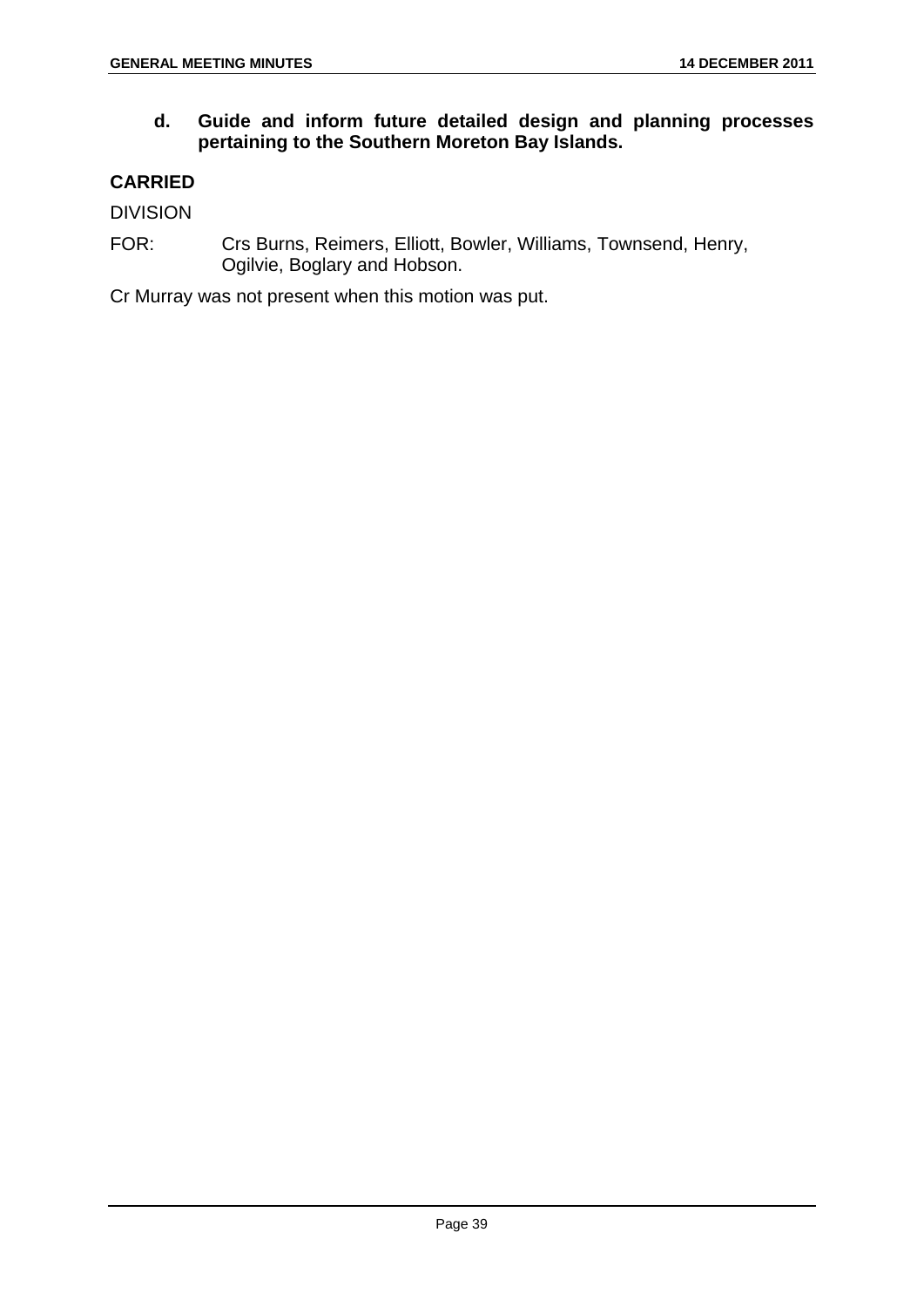**d. Guide and inform future detailed design and planning processes pertaining to the Southern Moreton Bay Islands.**

**CARRIED**

DIVISION

FOR: Crs Burns, Reimers, Elliott, Bowler, Williams, Townsend, Henry, Ogilvie, Boglary and Hobson.

Cr Murray was not present when this motion was put.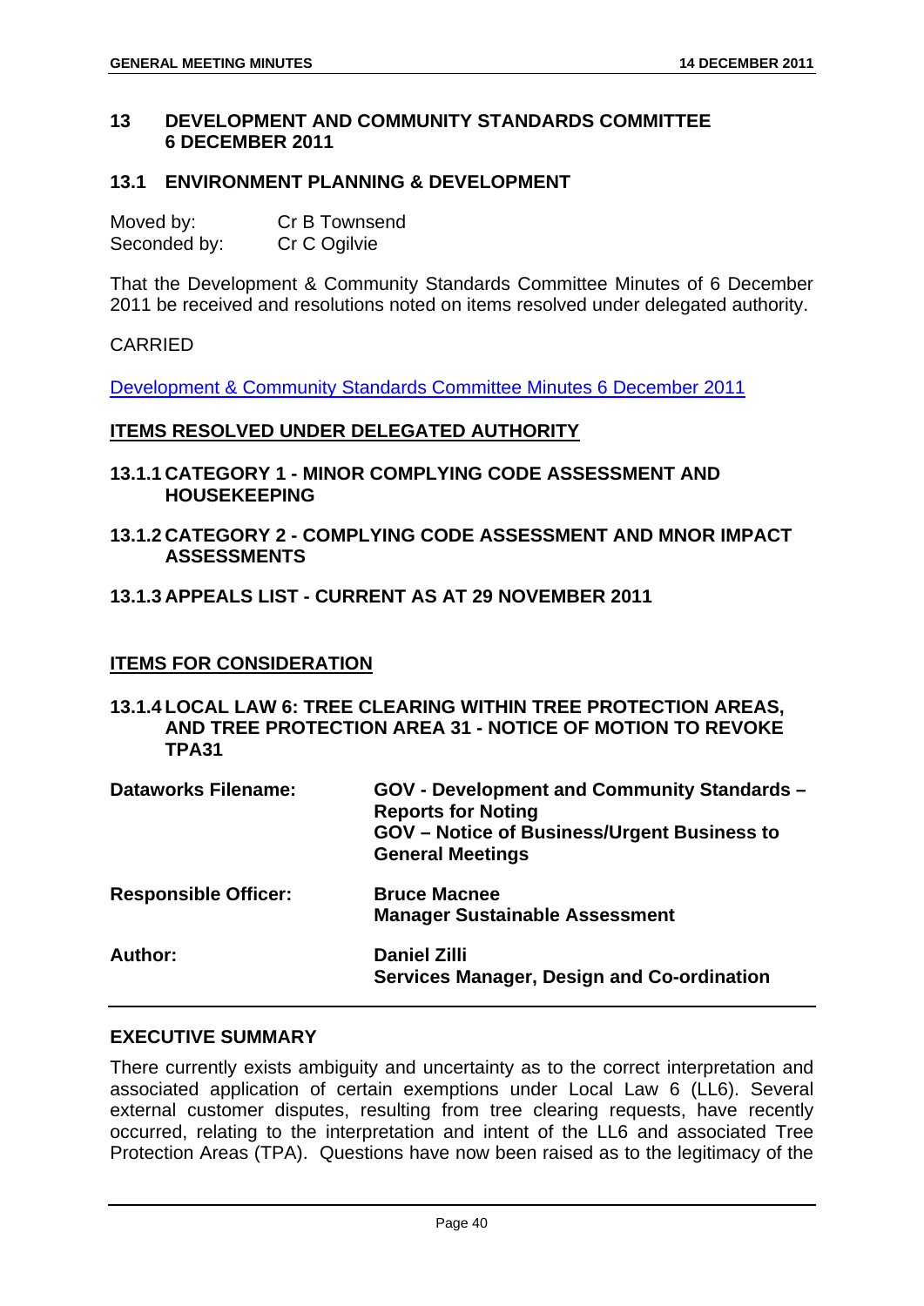## 13 DEVELOPMENT AND COMMUNITY STANDARDS COMMITTEE 6 DECEMBER 2011

### 13.1 ENVIRONMENT PLANNING & DEVELOPMENT

Moved by: Cr B Townsend
Seconded by: Cr C Ogilvie

That the Development & Community Standards Committee Minutes of 6 December 2011 be received and resolutions noted on items resolved under delegated authority.

CARRIED

Development & Community Standards Committee Minutes 6 December 2011

**ITEMS RESOLVED UNDER DELEGATED AUTHORITY**

#### 13.1.1 CATEGORY 1 - MINOR COMPLYING CODE ASSESSMENT AND HOUSEKEEPING

#### 13.1.2 CATEGORY 2 - COMPLYING CODE ASSESSMENT AND MNOR IMPACT ASSESSMENTS

#### 13.1.3 APPEALS LIST - CURRENT AS AT 29 NOVEMBER 2011

**ITEMS FOR CONSIDERATION**

#### 13.1.4 LOCAL LAW 6: TREE CLEARING WITHIN TREE PROTECTION AREAS, AND TREE PROTECTION AREA 31 - NOTICE OF MOTION TO REVOKE TPA31

| | |
|---|---|
| **Dataworks Filename:** | **GOV - Development and Community Standards – Reports for Noting**<br>**GOV – Notice of Business/Urgent Business to General Meetings** |
| **Responsible Officer:** | **Bruce Macnee**<br>**Manager Sustainable Assessment** |
| **Author:** | **Daniel Zilli**<br>**Services Manager, Design and Co-ordination** |

**EXECUTIVE SUMMARY**

There currently exists ambiguity and uncertainty as to the correct interpretation and associated application of certain exemptions under Local Law 6 (LL6). Several external customer disputes, resulting from tree clearing requests, have recently occurred, relating to the interpretation and intent of the LL6 and associated Tree Protection Areas (TPA). Questions have now been raised as to the legitimacy of the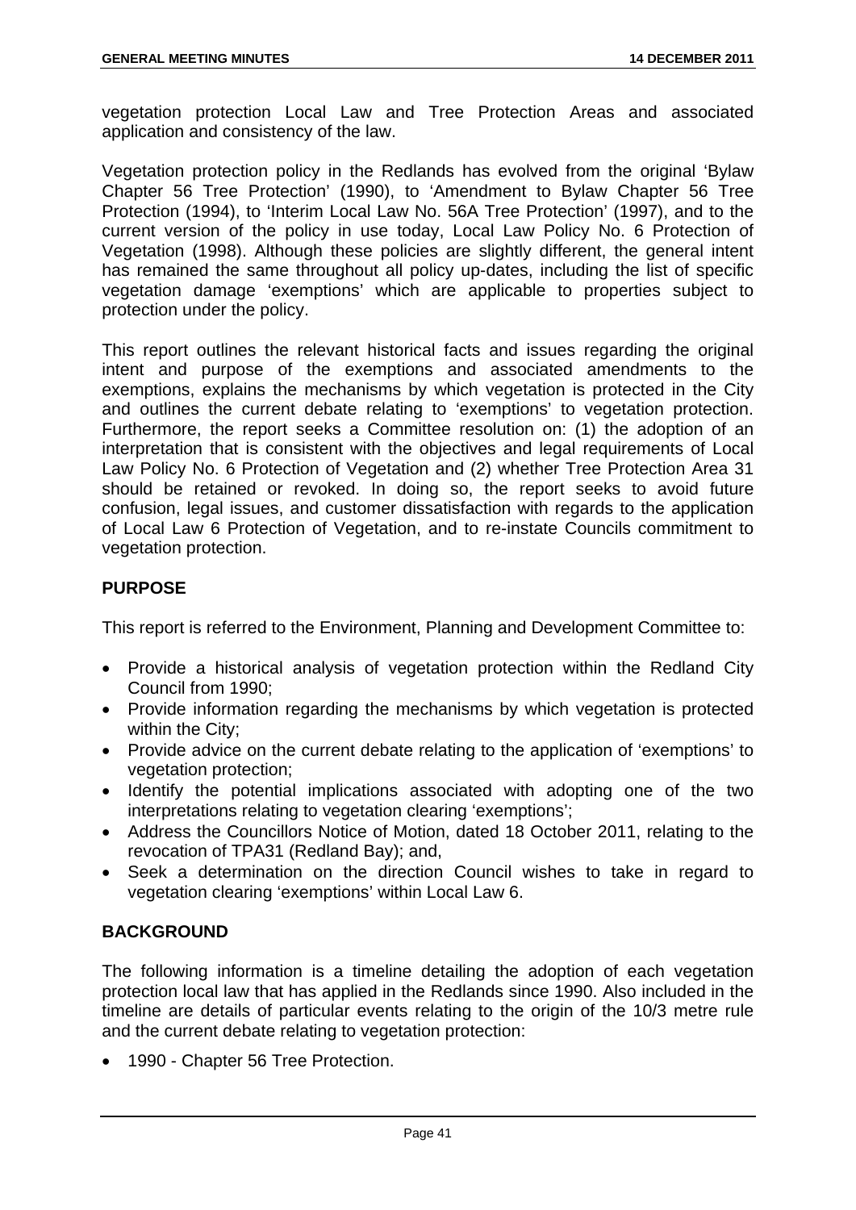vegetation protection Local Law and Tree Protection Areas and associated application and consistency of the law.

Vegetation protection policy in the Redlands has evolved from the original 'Bylaw Chapter 56 Tree Protection' (1990), to 'Amendment to Bylaw Chapter 56 Tree Protection (1994), to 'Interim Local Law No. 56A Tree Protection' (1997), and to the current version of the policy in use today, Local Law Policy No. 6 Protection of Vegetation (1998). Although these policies are slightly different, the general intent has remained the same throughout all policy up-dates, including the list of specific vegetation damage 'exemptions' which are applicable to properties subject to protection under the policy.

This report outlines the relevant historical facts and issues regarding the original intent and purpose of the exemptions and associated amendments to the exemptions, explains the mechanisms by which vegetation is protected in the City and outlines the current debate relating to 'exemptions' to vegetation protection. Furthermore, the report seeks a Committee resolution on: (1) the adoption of an interpretation that is consistent with the objectives and legal requirements of Local Law Policy No. 6 Protection of Vegetation and (2) whether Tree Protection Area 31 should be retained or revoked. In doing so, the report seeks to avoid future confusion, legal issues, and customer dissatisfaction with regards to the application of Local Law 6 Protection of Vegetation, and to re-instate Councils commitment to vegetation protection.

## PURPOSE

This report is referred to the Environment, Planning and Development Committee to:

- Provide a historical analysis of vegetation protection within the Redland City Council from 1990;
- Provide information regarding the mechanisms by which vegetation is protected within the City;
- Provide advice on the current debate relating to the application of 'exemptions' to vegetation protection;
- Identify the potential implications associated with adopting one of the two interpretations relating to vegetation clearing 'exemptions';
- Address the Councillors Notice of Motion, dated 18 October 2011, relating to the revocation of TPA31 (Redland Bay); and,
- Seek a determination on the direction Council wishes to take in regard to vegetation clearing 'exemptions' within Local Law 6.

## BACKGROUND

The following information is a timeline detailing the adoption of each vegetation protection local law that has applied in the Redlands since 1990. Also included in the timeline are details of particular events relating to the origin of the 10/3 metre rule and the current debate relating to vegetation protection:

- 1990 - Chapter 56 Tree Protection.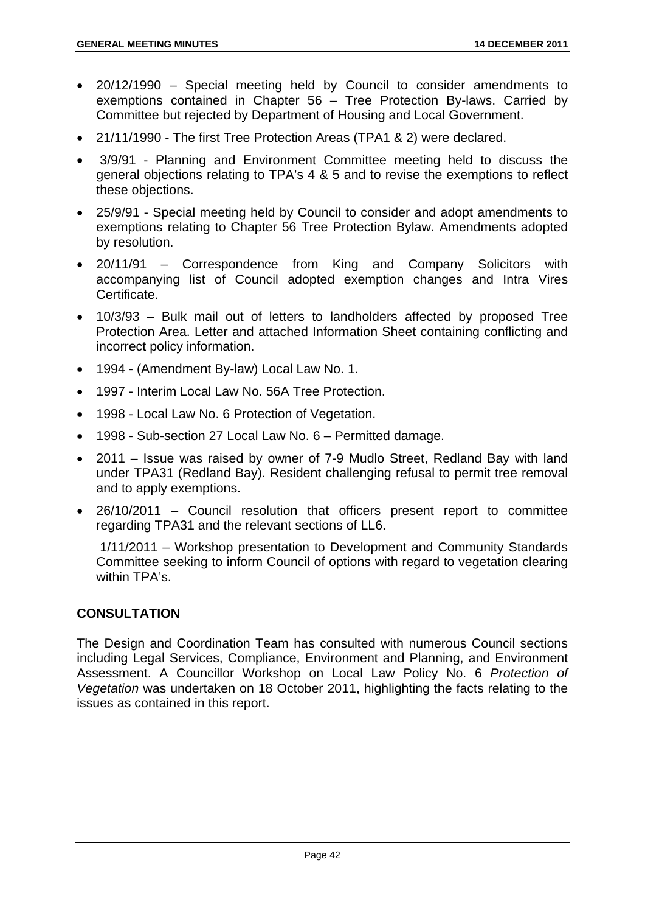- 20/12/1990 – Special meeting held by Council to consider amendments to exemptions contained in Chapter 56 – Tree Protection By-laws. Carried by Committee but rejected by Department of Housing and Local Government.
- 21/11/1990 - The first Tree Protection Areas (TPA1 & 2) were declared.
- 3/9/91 - Planning and Environment Committee meeting held to discuss the general objections relating to TPA's 4 & 5 and to revise the exemptions to reflect these objections.
- 25/9/91 - Special meeting held by Council to consider and adopt amendments to exemptions relating to Chapter 56 Tree Protection Bylaw. Amendments adopted by resolution.
- 20/11/91 – Correspondence from King and Company Solicitors with accompanying list of Council adopted exemption changes and Intra Vires Certificate.
- 10/3/93 – Bulk mail out of letters to landholders affected by proposed Tree Protection Area. Letter and attached Information Sheet containing conflicting and incorrect policy information.
- 1994 - (Amendment By-law) Local Law No. 1.
- 1997 - Interim Local Law No. 56A Tree Protection.
- 1998 - Local Law No. 6 Protection of Vegetation.
- 1998 - Sub-section 27 Local Law No. 6 – Permitted damage.
- 2011 – Issue was raised by owner of 7-9 Mudlo Street, Redland Bay with land under TPA31 (Redland Bay). Resident challenging refusal to permit tree removal and to apply exemptions.
- 26/10/2011 – Council resolution that officers present report to committee regarding TPA31 and the relevant sections of LL6.

  1/11/2011 – Workshop presentation to Development and Community Standards Committee seeking to inform Council of options with regard to vegetation clearing within TPA's.

## CONSULTATION

The Design and Coordination Team has consulted with numerous Council sections including Legal Services, Compliance, Environment and Planning, and Environment Assessment. A Councillor Workshop on Local Law Policy No. 6 *Protection of Vegetation* was undertaken on 18 October 2011, highlighting the facts relating to the issues as contained in this report.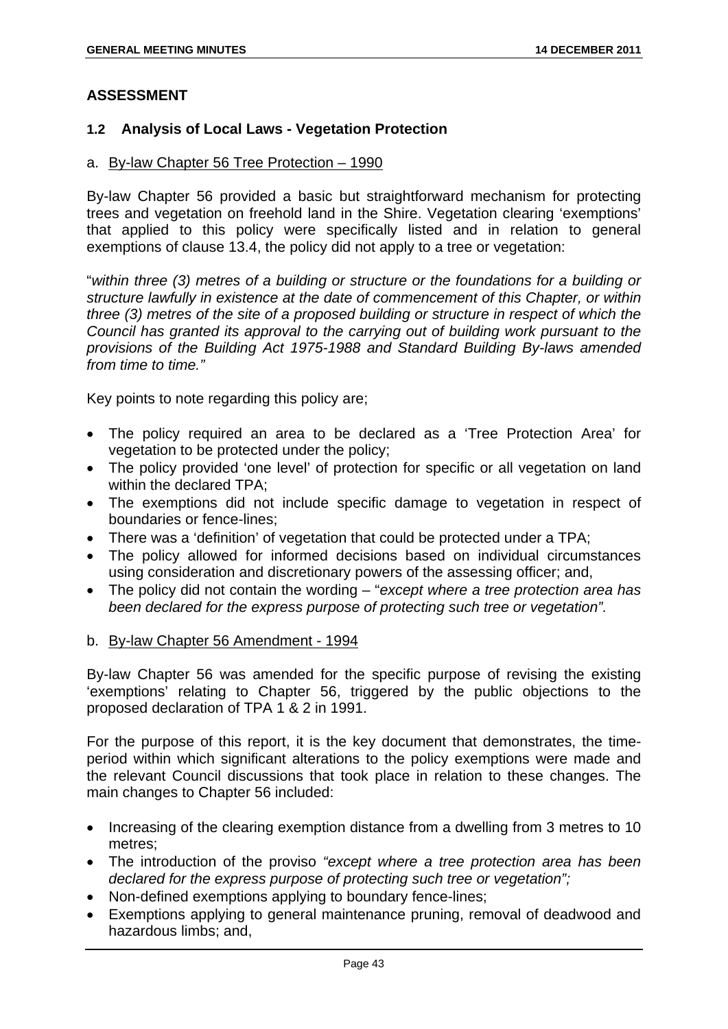## ASSESSMENT

### 1.2 Analysis of Local Laws - Vegetation Protection

a. By-law Chapter 56 Tree Protection – 1990

By-law Chapter 56 provided a basic but straightforward mechanism for protecting trees and vegetation on freehold land in the Shire. Vegetation clearing 'exemptions' that applied to this policy were specifically listed and in relation to general exemptions of clause 13.4, the policy did not apply to a tree or vegetation:

"*within three (3) metres of a building or structure or the foundations for a building or structure lawfully in existence at the date of commencement of this Chapter, or within three (3) metres of the site of a proposed building or structure in respect of which the Council has granted its approval to the carrying out of building work pursuant to the provisions of the Building Act 1975-1988 and Standard Building By-laws amended from time to time.*"

Key points to note regarding this policy are;

- The policy required an area to be declared as a 'Tree Protection Area' for vegetation to be protected under the policy;
- The policy provided 'one level' of protection for specific or all vegetation on land within the declared TPA;
- The exemptions did not include specific damage to vegetation in respect of boundaries or fence-lines;
- There was a 'definition' of vegetation that could be protected under a TPA;
- The policy allowed for informed decisions based on individual circumstances using consideration and discretionary powers of the assessing officer; and,
- The policy did not contain the wording – "*except where a tree protection area has been declared for the express purpose of protecting such tree or vegetation".*

b. By-law Chapter 56 Amendment - 1994

By-law Chapter 56 was amended for the specific purpose of revising the existing 'exemptions' relating to Chapter 56, triggered by the public objections to the proposed declaration of TPA 1 & 2 in 1991.

For the purpose of this report, it is the key document that demonstrates, the time-period within which significant alterations to the policy exemptions were made and the relevant Council discussions that took place in relation to these changes. The main changes to Chapter 56 included:

- Increasing of the clearing exemption distance from a dwelling from 3 metres to 10 metres;
- The introduction of the proviso *"except where a tree protection area has been declared for the express purpose of protecting such tree or vegetation";*
- Non-defined exemptions applying to boundary fence-lines;
- Exemptions applying to general maintenance pruning, removal of deadwood and hazardous limbs; and,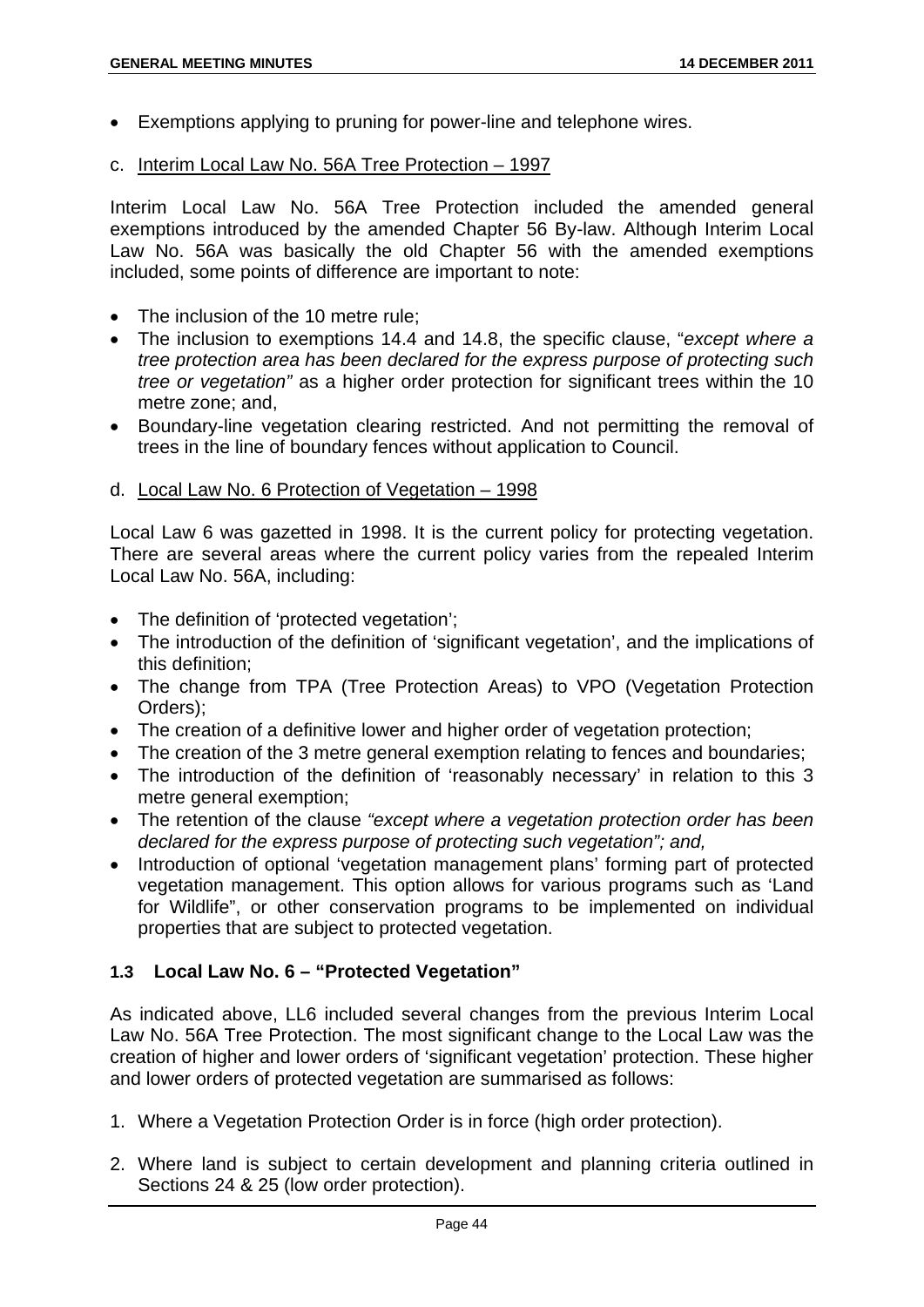- Exemptions applying to pruning for power-line and telephone wires.

c. <u>Interim Local Law No. 56A Tree Protection – 1997</u>

Interim Local Law No. 56A Tree Protection included the amended general exemptions introduced by the amended Chapter 56 By-law. Although Interim Local Law No. 56A was basically the old Chapter 56 with the amended exemptions included, some points of difference are important to note:

- The inclusion of the 10 metre rule;
- The inclusion to exemptions 14.4 and 14.8, the specific clause, "*except where a tree protection area has been declared for the express purpose of protecting such tree or vegetation"* as a higher order protection for significant trees within the 10 metre zone; and,
- Boundary-line vegetation clearing restricted. And not permitting the removal of trees in the line of boundary fences without application to Council.

d. <u>Local Law No. 6 Protection of Vegetation – 1998</u>

Local Law 6 was gazetted in 1998. It is the current policy for protecting vegetation. There are several areas where the current policy varies from the repealed Interim Local Law No. 56A, including:

- The definition of 'protected vegetation';
- The introduction of the definition of 'significant vegetation', and the implications of this definition;
- The change from TPA (Tree Protection Areas) to VPO (Vegetation Protection Orders);
- The creation of a definitive lower and higher order of vegetation protection;
- The creation of the 3 metre general exemption relating to fences and boundaries;
- The introduction of the definition of 'reasonably necessary' in relation to this 3 metre general exemption;
- The retention of the clause *"except where a vegetation protection order has been declared for the express purpose of protecting such vegetation"; and,*
- Introduction of optional 'vegetation management plans' forming part of protected vegetation management. This option allows for various programs such as 'Land for Wildlife", or other conservation programs to be implemented on individual properties that are subject to protected vegetation.

### 1.3 Local Law No. 6 – "Protected Vegetation"

As indicated above, LL6 included several changes from the previous Interim Local Law No. 56A Tree Protection. The most significant change to the Local Law was the creation of higher and lower orders of 'significant vegetation' protection. These higher and lower orders of protected vegetation are summarised as follows:

1. Where a Vegetation Protection Order is in force (high order protection).

2. Where land is subject to certain development and planning criteria outlined in Sections 24 & 25 (low order protection).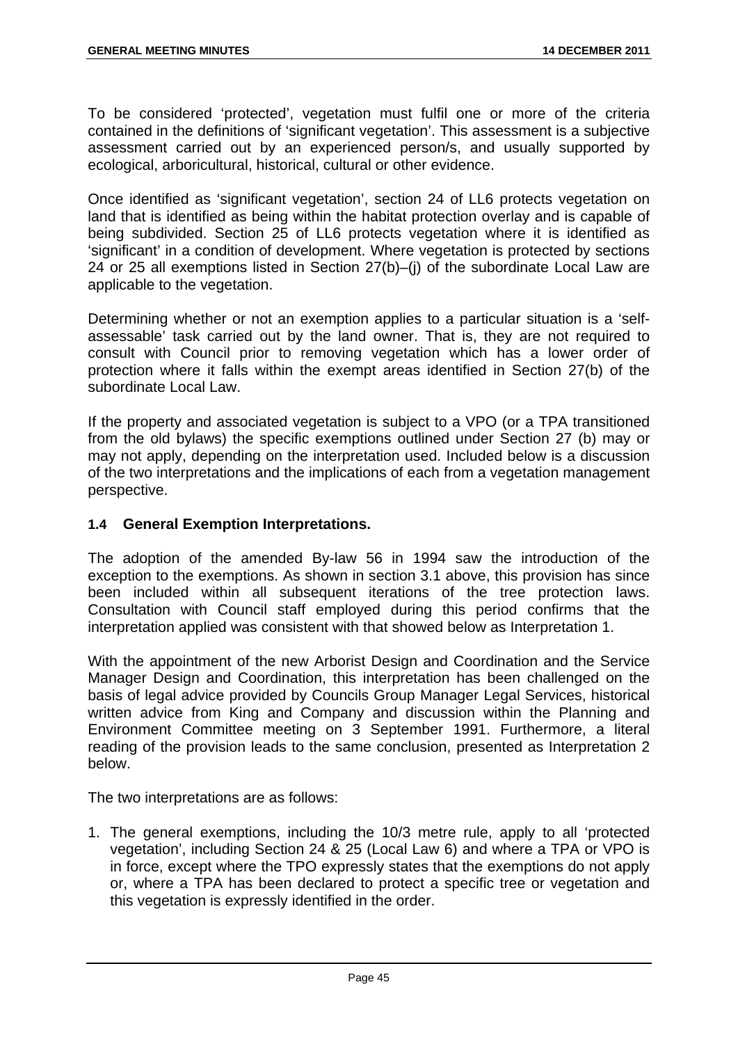To be considered 'protected', vegetation must fulfil one or more of the criteria contained in the definitions of 'significant vegetation'. This assessment is a subjective assessment carried out by an experienced person/s, and usually supported by ecological, arboricultural, historical, cultural or other evidence.

Once identified as 'significant vegetation', section 24 of LL6 protects vegetation on land that is identified as being within the habitat protection overlay and is capable of being subdivided. Section 25 of LL6 protects vegetation where it is identified as 'significant' in a condition of development. Where vegetation is protected by sections 24 or 25 all exemptions listed in Section 27(b)–(j) of the subordinate Local Law are applicable to the vegetation.

Determining whether or not an exemption applies to a particular situation is a 'self-assessable' task carried out by the land owner. That is, they are not required to consult with Council prior to removing vegetation which has a lower order of protection where it falls within the exempt areas identified in Section 27(b) of the subordinate Local Law.

If the property and associated vegetation is subject to a VPO (or a TPA transitioned from the old bylaws) the specific exemptions outlined under Section 27 (b) may or may not apply, depending on the interpretation used. Included below is a discussion of the two interpretations and the implications of each from a vegetation management perspective.

### 1.4 General Exemption Interpretations.

The adoption of the amended By-law 56 in 1994 saw the introduction of the exception to the exemptions. As shown in section 3.1 above, this provision has since been included within all subsequent iterations of the tree protection laws. Consultation with Council staff employed during this period confirms that the interpretation applied was consistent with that showed below as Interpretation 1.

With the appointment of the new Arborist Design and Coordination and the Service Manager Design and Coordination, this interpretation has been challenged on the basis of legal advice provided by Councils Group Manager Legal Services, historical written advice from King and Company and discussion within the Planning and Environment Committee meeting on 3 September 1991. Furthermore, a literal reading of the provision leads to the same conclusion, presented as Interpretation 2 below.

The two interpretations are as follows:

1. The general exemptions, including the 10/3 metre rule, apply to all 'protected vegetation', including Section 24 & 25 (Local Law 6) and where a TPA or VPO is in force, except where the TPO expressly states that the exemptions do not apply or, where a TPA has been declared to protect a specific tree or vegetation and this vegetation is expressly identified in the order.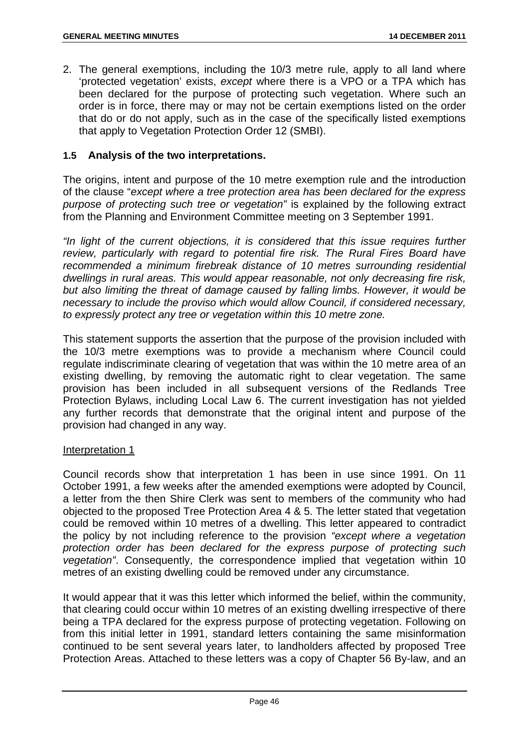2. The general exemptions, including the 10/3 metre rule, apply to all land where 'protected vegetation' exists, *except* where there is a VPO or a TPA which has been declared for the purpose of protecting such vegetation. Where such an order is in force, there may or may not be certain exemptions listed on the order that do or do not apply, such as in the case of the specifically listed exemptions that apply to Vegetation Protection Order 12 (SMBI).

### 1.5 Analysis of the two interpretations.

The origins, intent and purpose of the 10 metre exemption rule and the introduction of the clause "*except where a tree protection area has been declared for the express purpose of protecting such tree or vegetation"* is explained by the following extract from the Planning and Environment Committee meeting on 3 September 1991.

*"In light of the current objections, it is considered that this issue requires further review, particularly with regard to potential fire risk. The Rural Fires Board have recommended a minimum firebreak distance of 10 metres surrounding residential dwellings in rural areas. This would appear reasonable, not only decreasing fire risk, but also limiting the threat of damage caused by falling limbs. However, it would be necessary to include the proviso which would allow Council, if considered necessary, to expressly protect any tree or vegetation within this 10 metre zone.*

This statement supports the assertion that the purpose of the provision included with the 10/3 metre exemptions was to provide a mechanism where Council could regulate indiscriminate clearing of vegetation that was within the 10 metre area of an existing dwelling, by removing the automatic right to clear vegetation. The same provision has been included in all subsequent versions of the Redlands Tree Protection Bylaws, including Local Law 6. The current investigation has not yielded any further records that demonstrate that the original intent and purpose of the provision had changed in any way.

<u>Interpretation 1</u>

Council records show that interpretation 1 has been in use since 1991. On 11 October 1991, a few weeks after the amended exemptions were adopted by Council, a letter from the then Shire Clerk was sent to members of the community who had objected to the proposed Tree Protection Area 4 & 5. The letter stated that vegetation could be removed within 10 metres of a dwelling. This letter appeared to contradict the policy by not including reference to the provision *"except where a vegetation protection order has been declared for the express purpose of protecting such vegetation"*. Consequently, the correspondence implied that vegetation within 10 metres of an existing dwelling could be removed under any circumstance.

It would appear that it was this letter which informed the belief, within the community, that clearing could occur within 10 metres of an existing dwelling irrespective of there being a TPA declared for the express purpose of protecting vegetation. Following on from this initial letter in 1991, standard letters containing the same misinformation continued to be sent several years later, to landholders affected by proposed Tree Protection Areas. Attached to these letters was a copy of Chapter 56 By-law, and an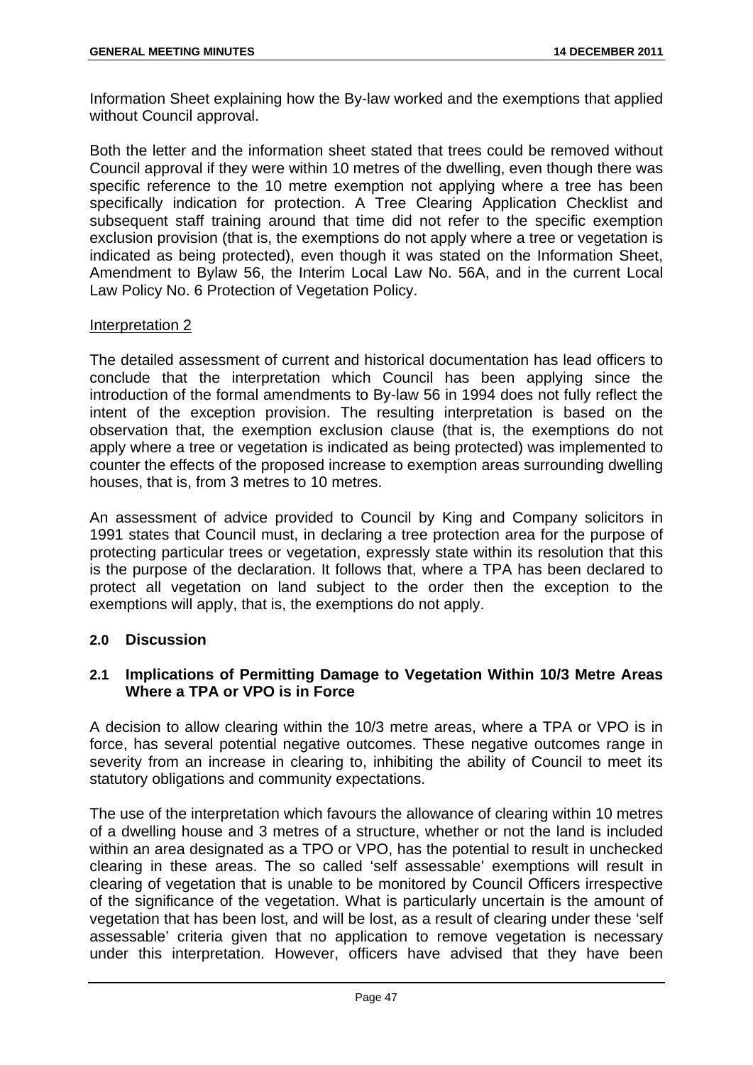Information Sheet explaining how the By-law worked and the exemptions that applied without Council approval.

Both the letter and the information sheet stated that trees could be removed without Council approval if they were within 10 metres of the dwelling, even though there was specific reference to the 10 metre exemption not applying where a tree has been specifically indication for protection. A Tree Clearing Application Checklist and subsequent staff training around that time did not refer to the specific exemption exclusion provision (that is, the exemptions do not apply where a tree or vegetation is indicated as being protected), even though it was stated on the Information Sheet, Amendment to Bylaw 56, the Interim Local Law No. 56A, and in the current Local Law Policy No. 6 Protection of Vegetation Policy.

Interpretation 2

The detailed assessment of current and historical documentation has lead officers to conclude that the interpretation which Council has been applying since the introduction of the formal amendments to By-law 56 in 1994 does not fully reflect the intent of the exception provision. The resulting interpretation is based on the observation that, the exemption exclusion clause (that is, the exemptions do not apply where a tree or vegetation is indicated as being protected) was implemented to counter the effects of the proposed increase to exemption areas surrounding dwelling houses, that is, from 3 metres to 10 metres.

An assessment of advice provided to Council by King and Company solicitors in 1991 states that Council must, in declaring a tree protection area for the purpose of protecting particular trees or vegetation, expressly state within its resolution that this is the purpose of the declaration. It follows that, where a TPA has been declared to protect all vegetation on land subject to the order then the exception to the exemptions will apply, that is, the exemptions do not apply.

## 2.0 Discussion

### 2.1 Implications of Permitting Damage to Vegetation Within 10/3 Metre Areas Where a TPA or VPO is in Force

A decision to allow clearing within the 10/3 metre areas, where a TPA or VPO is in force, has several potential negative outcomes. These negative outcomes range in severity from an increase in clearing to, inhibiting the ability of Council to meet its statutory obligations and community expectations.

The use of the interpretation which favours the allowance of clearing within 10 metres of a dwelling house and 3 metres of a structure, whether or not the land is included within an area designated as a TPO or VPO, has the potential to result in unchecked clearing in these areas. The so called 'self assessable' exemptions will result in clearing of vegetation that is unable to be monitored by Council Officers irrespective of the significance of the vegetation. What is particularly uncertain is the amount of vegetation that has been lost, and will be lost, as a result of clearing under these 'self assessable' criteria given that no application to remove vegetation is necessary under this interpretation. However, officers have advised that they have been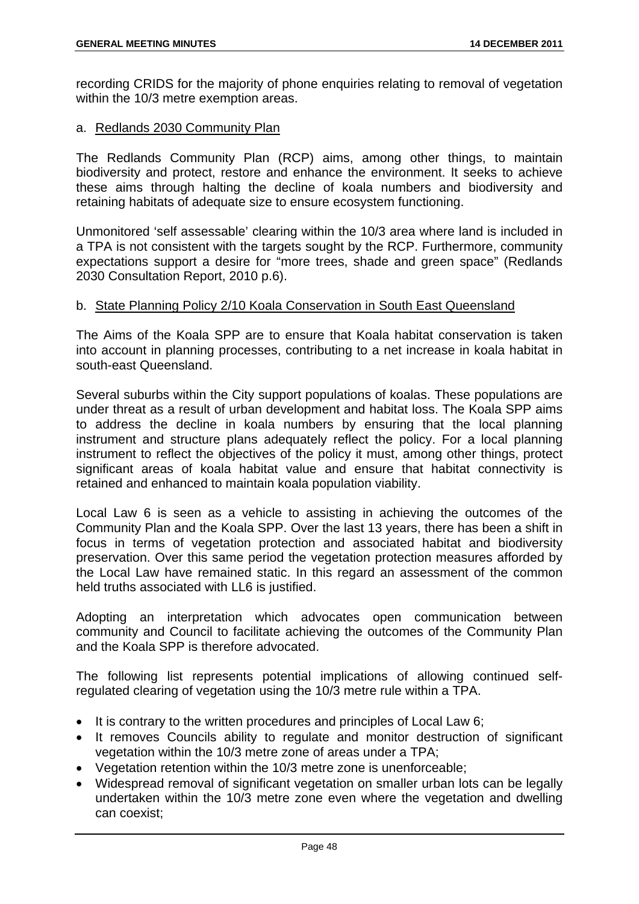recording CRIDS for the majority of phone enquiries relating to removal of vegetation within the 10/3 metre exemption areas.

a. Redlands 2030 Community Plan

The Redlands Community Plan (RCP) aims, among other things, to maintain biodiversity and protect, restore and enhance the environment. It seeks to achieve these aims through halting the decline of koala numbers and biodiversity and retaining habitats of adequate size to ensure ecosystem functioning.

Unmonitored 'self assessable' clearing within the 10/3 area where land is included in a TPA is not consistent with the targets sought by the RCP. Furthermore, community expectations support a desire for "more trees, shade and green space" (Redlands 2030 Consultation Report, 2010 p.6).

b. State Planning Policy 2/10 Koala Conservation in South East Queensland

The Aims of the Koala SPP are to ensure that Koala habitat conservation is taken into account in planning processes, contributing to a net increase in koala habitat in south-east Queensland.

Several suburbs within the City support populations of koalas. These populations are under threat as a result of urban development and habitat loss. The Koala SPP aims to address the decline in koala numbers by ensuring that the local planning instrument and structure plans adequately reflect the policy. For a local planning instrument to reflect the objectives of the policy it must, among other things, protect significant areas of koala habitat value and ensure that habitat connectivity is retained and enhanced to maintain koala population viability.

Local Law 6 is seen as a vehicle to assisting in achieving the outcomes of the Community Plan and the Koala SPP. Over the last 13 years, there has been a shift in focus in terms of vegetation protection and associated habitat and biodiversity preservation. Over this same period the vegetation protection measures afforded by the Local Law have remained static. In this regard an assessment of the common held truths associated with LL6 is justified.

Adopting an interpretation which advocates open communication between community and Council to facilitate achieving the outcomes of the Community Plan and the Koala SPP is therefore advocated.

The following list represents potential implications of allowing continued self-regulated clearing of vegetation using the 10/3 metre rule within a TPA.

- It is contrary to the written procedures and principles of Local Law 6;
- It removes Councils ability to regulate and monitor destruction of significant vegetation within the 10/3 metre zone of areas under a TPA;
- Vegetation retention within the 10/3 metre zone is unenforceable;
- Widespread removal of significant vegetation on smaller urban lots can be legally undertaken within the 10/3 metre zone even where the vegetation and dwelling can coexist;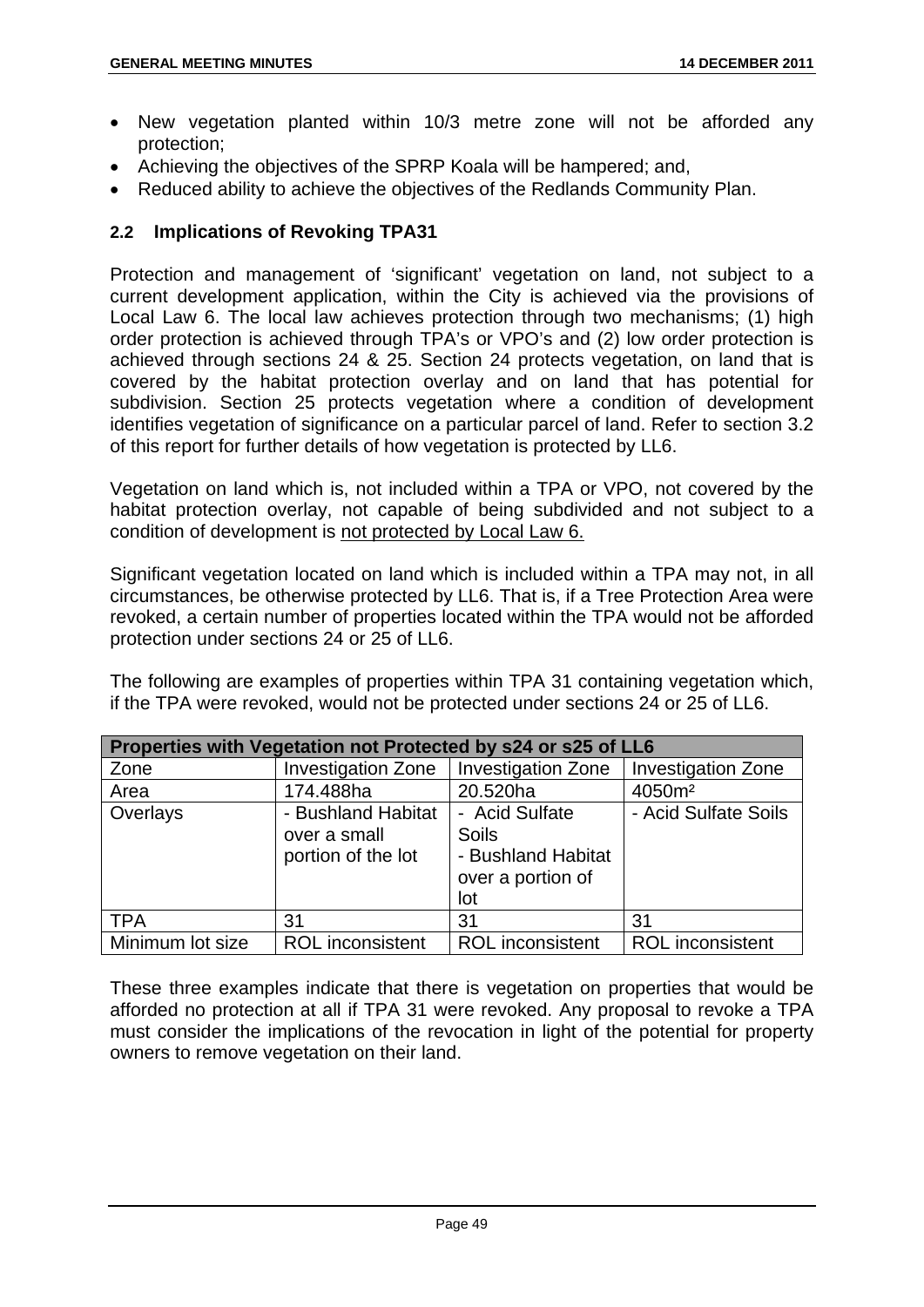- New vegetation planted within 10/3 metre zone will not be afforded any protection;
- Achieving the objectives of the SPRP Koala will be hampered; and,
- Reduced ability to achieve the objectives of the Redlands Community Plan.

### 2.2 Implications of Revoking TPA31

Protection and management of 'significant' vegetation on land, not subject to a current development application, within the City is achieved via the provisions of Local Law 6. The local law achieves protection through two mechanisms; (1) high order protection is achieved through TPA's or VPO's and (2) low order protection is achieved through sections 24 & 25. Section 24 protects vegetation, on land that is covered by the habitat protection overlay and on land that has potential for subdivision. Section 25 protects vegetation where a condition of development identifies vegetation of significance on a particular parcel of land. Refer to section 3.2 of this report for further details of how vegetation is protected by LL6.

Vegetation on land which is, not included within a TPA or VPO, not covered by the habitat protection overlay, not capable of being subdivided and not subject to a condition of development is <u>not protected by Local Law 6.</u>

Significant vegetation located on land which is included within a TPA may not, in all circumstances, be otherwise protected by LL6. That is, if a Tree Protection Area were revoked, a certain number of properties located within the TPA would not be afforded protection under sections 24 or 25 of LL6.

The following are examples of properties within TPA 31 containing vegetation which, if the TPA were revoked, would not be protected under sections 24 or 25 of LL6.

| **Properties with Vegetation not Protected by s24 or s25 of LL6** | | | |
|---|---|---|---|
| Zone | Investigation Zone | Investigation Zone | Investigation Zone |
| Area | 174.488ha | 20.520ha | 4050m² |
| Overlays | - Bushland Habitat over a small portion of the lot | - Acid Sulfate Soils<br>- Bushland Habitat over a portion of lot | - Acid Sulfate Soils |
| TPA | 31 | 31 | 31 |
| Minimum lot size | ROL inconsistent | ROL inconsistent | ROL inconsistent |

These three examples indicate that there is vegetation on properties that would be afforded no protection at all if TPA 31 were revoked. Any proposal to revoke a TPA must consider the implications of the revocation in light of the potential for property owners to remove vegetation on their land.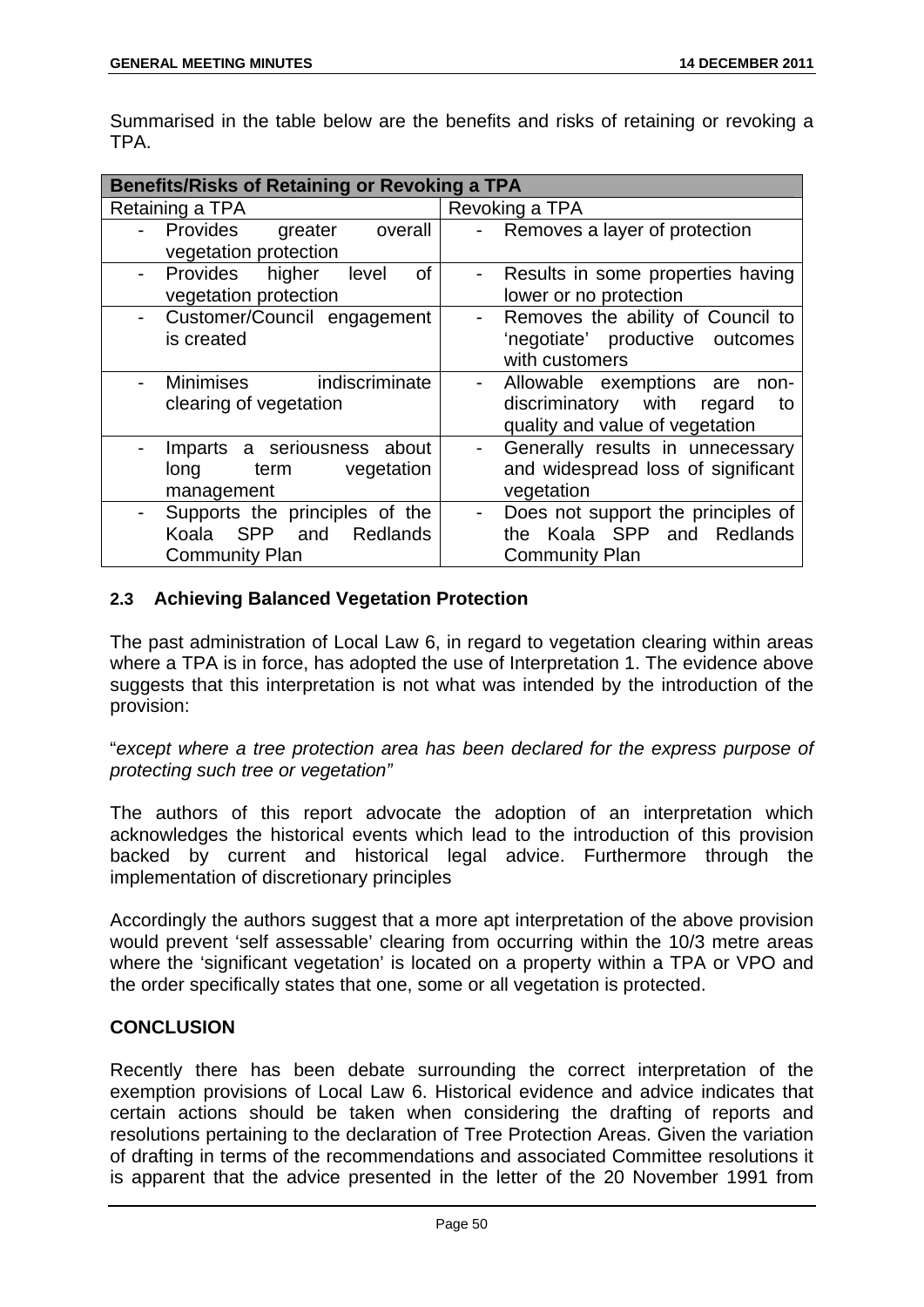Summarised in the table below are the benefits and risks of retaining or revoking a TPA.

| **Benefits/Risks of Retaining or Revoking a TPA** | |
|---|---|
| Retaining a TPA | Revoking a TPA |
| - Provides greater overall vegetation protection | - Removes a layer of protection |
| - Provides higher level of vegetation protection | - Results in some properties having lower or no protection |
| - Customer/Council engagement is created | - Removes the ability of Council to 'negotiate' productive outcomes with customers |
| - Minimises indiscriminate clearing of vegetation | - Allowable exemptions are non-discriminatory with regard to quality and value of vegetation |
| - Imparts a seriousness about long term vegetation management | - Generally results in unnecessary and widespread loss of significant vegetation |
| - Supports the principles of the Koala SPP and Redlands Community Plan | - Does not support the principles of the Koala SPP and Redlands Community Plan |

### 2.3 Achieving Balanced Vegetation Protection

The past administration of Local Law 6, in regard to vegetation clearing within areas where a TPA is in force, has adopted the use of Interpretation 1. The evidence above suggests that this interpretation is not what was intended by the introduction of the provision:

"*except where a tree protection area has been declared for the express purpose of protecting such tree or vegetation"*

The authors of this report advocate the adoption of an interpretation which acknowledges the historical events which lead to the introduction of this provision backed by current and historical legal advice. Furthermore through the implementation of discretionary principles

Accordingly the authors suggest that a more apt interpretation of the above provision would prevent 'self assessable' clearing from occurring within the 10/3 metre areas where the 'significant vegetation' is located on a property within a TPA or VPO and the order specifically states that one, some or all vegetation is protected.

## CONCLUSION

Recently there has been debate surrounding the correct interpretation of the exemption provisions of Local Law 6. Historical evidence and advice indicates that certain actions should be taken when considering the drafting of reports and resolutions pertaining to the declaration of Tree Protection Areas. Given the variation of drafting in terms of the recommendations and associated Committee resolutions it is apparent that the advice presented in the letter of the 20 November 1991 from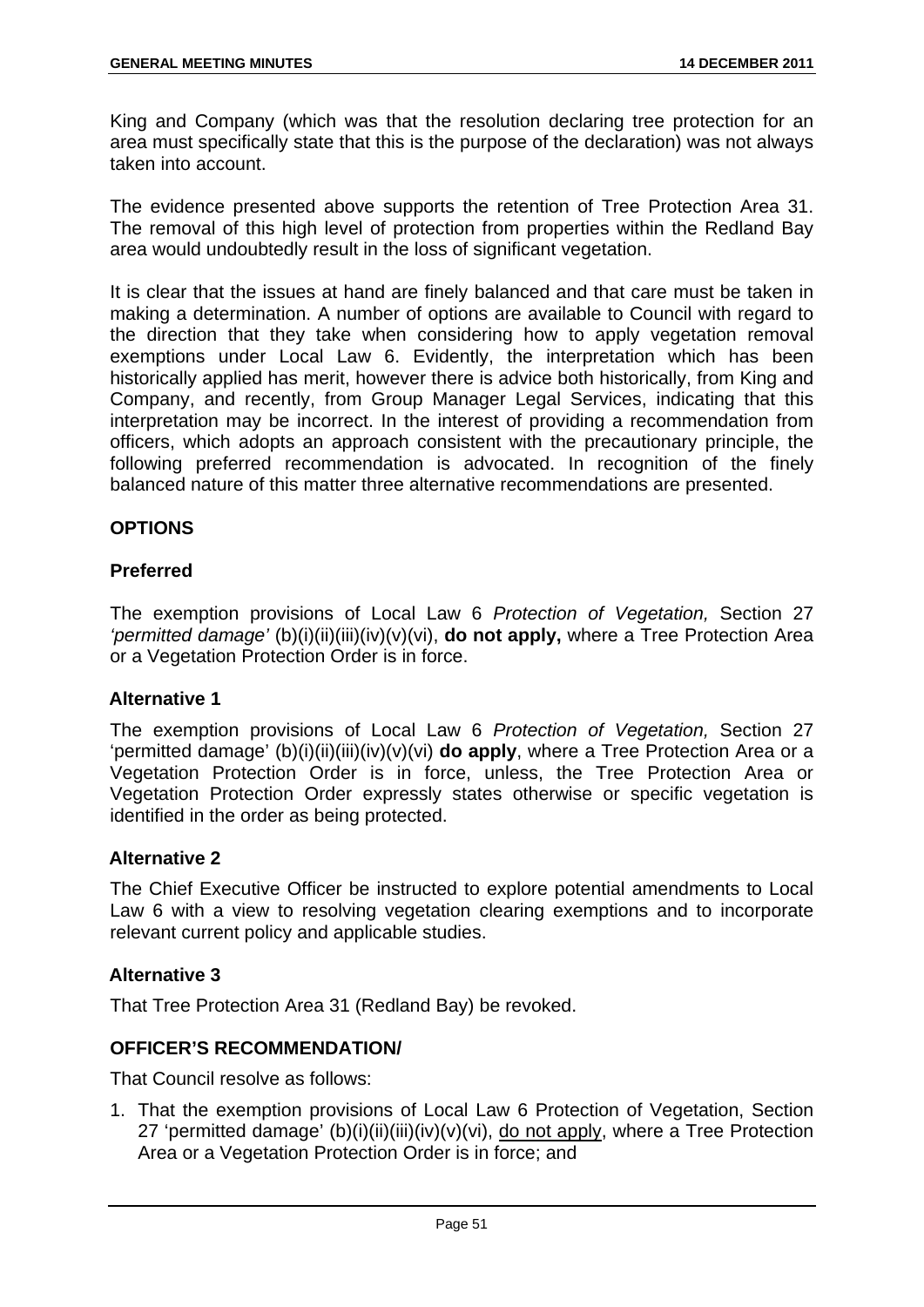King and Company (which was that the resolution declaring tree protection for an area must specifically state that this is the purpose of the declaration) was not always taken into account.

The evidence presented above supports the retention of Tree Protection Area 31. The removal of this high level of protection from properties within the Redland Bay area would undoubtedly result in the loss of significant vegetation.

It is clear that the issues at hand are finely balanced and that care must be taken in making a determination. A number of options are available to Council with regard to the direction that they take when considering how to apply vegetation removal exemptions under Local Law 6. Evidently, the interpretation which has been historically applied has merit, however there is advice both historically, from King and Company, and recently, from Group Manager Legal Services, indicating that this interpretation may be incorrect. In the interest of providing a recommendation from officers, which adopts an approach consistent with the precautionary principle, the following preferred recommendation is advocated. In recognition of the finely balanced nature of this matter three alternative recommendations are presented.

## OPTIONS

### Preferred

The exemption provisions of Local Law 6 *Protection of Vegetation,* Section 27 *'permitted damage'* (b)(i)(ii)(iii)(iv)(v)(vi), **do not apply,** where a Tree Protection Area or a Vegetation Protection Order is in force.

### Alternative 1

The exemption provisions of Local Law 6 *Protection of Vegetation,* Section 27 'permitted damage' (b)(i)(ii)(iii)(iv)(v)(vi) **do apply**, where a Tree Protection Area or a Vegetation Protection Order is in force, unless, the Tree Protection Area or Vegetation Protection Order expressly states otherwise or specific vegetation is identified in the order as being protected.

### Alternative 2

The Chief Executive Officer be instructed to explore potential amendments to Local Law 6 with a view to resolving vegetation clearing exemptions and to incorporate relevant current policy and applicable studies.

### Alternative 3

That Tree Protection Area 31 (Redland Bay) be revoked.

## OFFICER'S RECOMMENDATION/

That Council resolve as follows:

1. That the exemption provisions of Local Law 6 Protection of Vegetation, Section 27 'permitted damage' (b)(i)(ii)(iii)(iv)(v)(vi), do not apply, where a Tree Protection Area or a Vegetation Protection Order is in force; and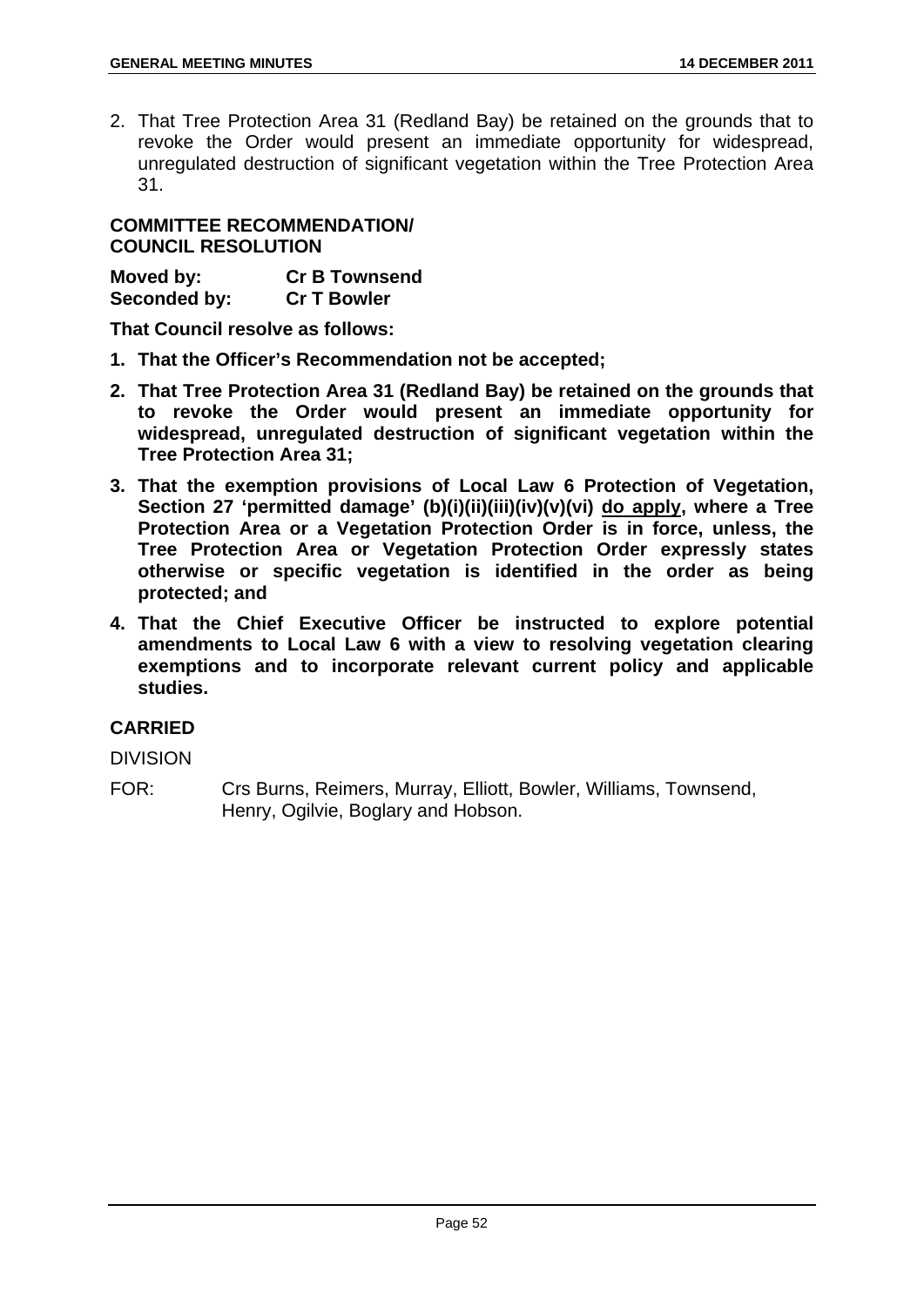2. That Tree Protection Area 31 (Redland Bay) be retained on the grounds that to revoke the Order would present an immediate opportunity for widespread, unregulated destruction of significant vegetation within the Tree Protection Area 31.

**COMMITTEE RECOMMENDATION/ COUNCIL RESOLUTION**

**Moved by:** **Cr B Townsend**
**Seconded by:** **Cr T Bowler**

**That Council resolve as follows:**

1. **That the Officer's Recommendation not be accepted;**
2. **That Tree Protection Area 31 (Redland Bay) be retained on the grounds that to revoke the Order would present an immediate opportunity for widespread, unregulated destruction of significant vegetation within the Tree Protection Area 31;**
3. **That the exemption provisions of Local Law 6 Protection of Vegetation, Section 27 'permitted damage' (b)(i)(ii)(iii)(iv)(v)(vi) <u>do apply</u>, where a Tree Protection Area or a Vegetation Protection Order is in force, unless, the Tree Protection Area or Vegetation Protection Order expressly states otherwise or specific vegetation is identified in the order as being protected; and**
4. **That the Chief Executive Officer be instructed to explore potential amendments to Local Law 6 with a view to resolving vegetation clearing exemptions and to incorporate relevant current policy and applicable studies.**

**CARRIED**

DIVISION

FOR: Crs Burns, Reimers, Murray, Elliott, Bowler, Williams, Townsend, Henry, Ogilvie, Boglary and Hobson.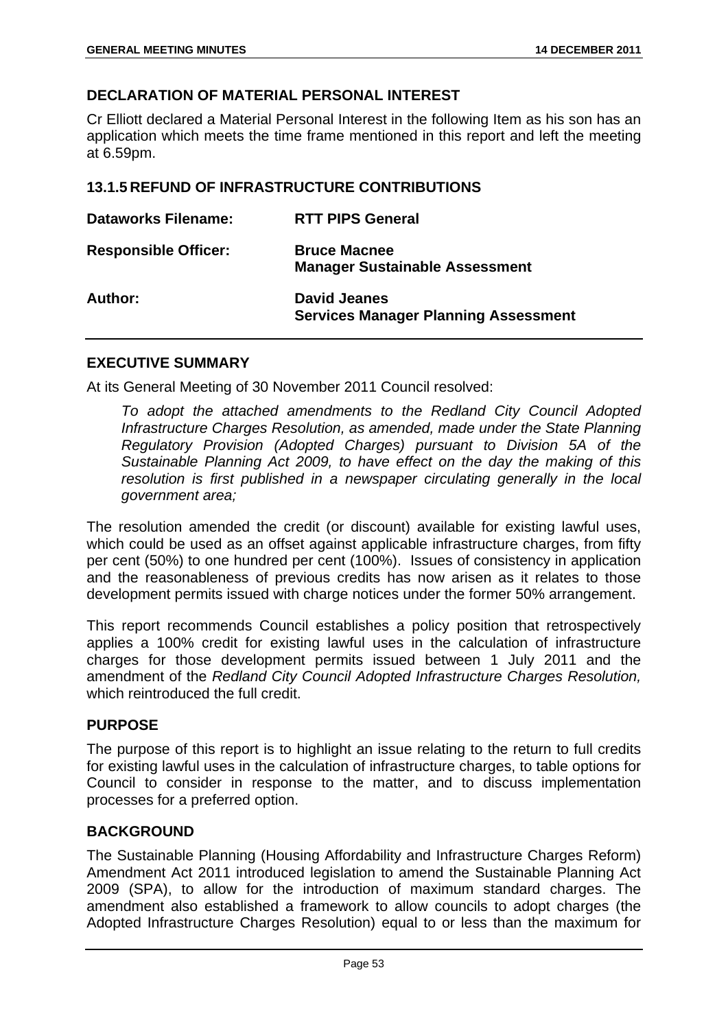## DECLARATION OF MATERIAL PERSONAL INTEREST

Cr Elliott declared a Material Personal Interest in the following Item as his son has an application which meets the time frame mentioned in this report and left the meeting at 6.59pm.

## 13.1.5 REFUND OF INFRASTRUCTURE CONTRIBUTIONS

| | |
|---|---|
| **Dataworks Filename:** | **RTT PIPS General** |
| **Responsible Officer:** | **Bruce Macnee**<br>**Manager Sustainable Assessment** |
| **Author:** | **David Jeanes**<br>**Services Manager Planning Assessment** |

### EXECUTIVE SUMMARY

At its General Meeting of 30 November 2011 Council resolved:

*To adopt the attached amendments to the Redland City Council Adopted Infrastructure Charges Resolution, as amended, made under the State Planning Regulatory Provision (Adopted Charges) pursuant to Division 5A of the Sustainable Planning Act 2009, to have effect on the day the making of this resolution is first published in a newspaper circulating generally in the local government area;*

The resolution amended the credit (or discount) available for existing lawful uses, which could be used as an offset against applicable infrastructure charges, from fifty per cent (50%) to one hundred per cent (100%). Issues of consistency in application and the reasonableness of previous credits has now arisen as it relates to those development permits issued with charge notices under the former 50% arrangement.

This report recommends Council establishes a policy position that retrospectively applies a 100% credit for existing lawful uses in the calculation of infrastructure charges for those development permits issued between 1 July 2011 and the amendment of the *Redland City Council Adopted Infrastructure Charges Resolution,* which reintroduced the full credit.

### PURPOSE

The purpose of this report is to highlight an issue relating to the return to full credits for existing lawful uses in the calculation of infrastructure charges, to table options for Council to consider in response to the matter, and to discuss implementation processes for a preferred option.

### BACKGROUND

The Sustainable Planning (Housing Affordability and Infrastructure Charges Reform) Amendment Act 2011 introduced legislation to amend the Sustainable Planning Act 2009 (SPA), to allow for the introduction of maximum standard charges. The amendment also established a framework to allow councils to adopt charges (the Adopted Infrastructure Charges Resolution) equal to or less than the maximum for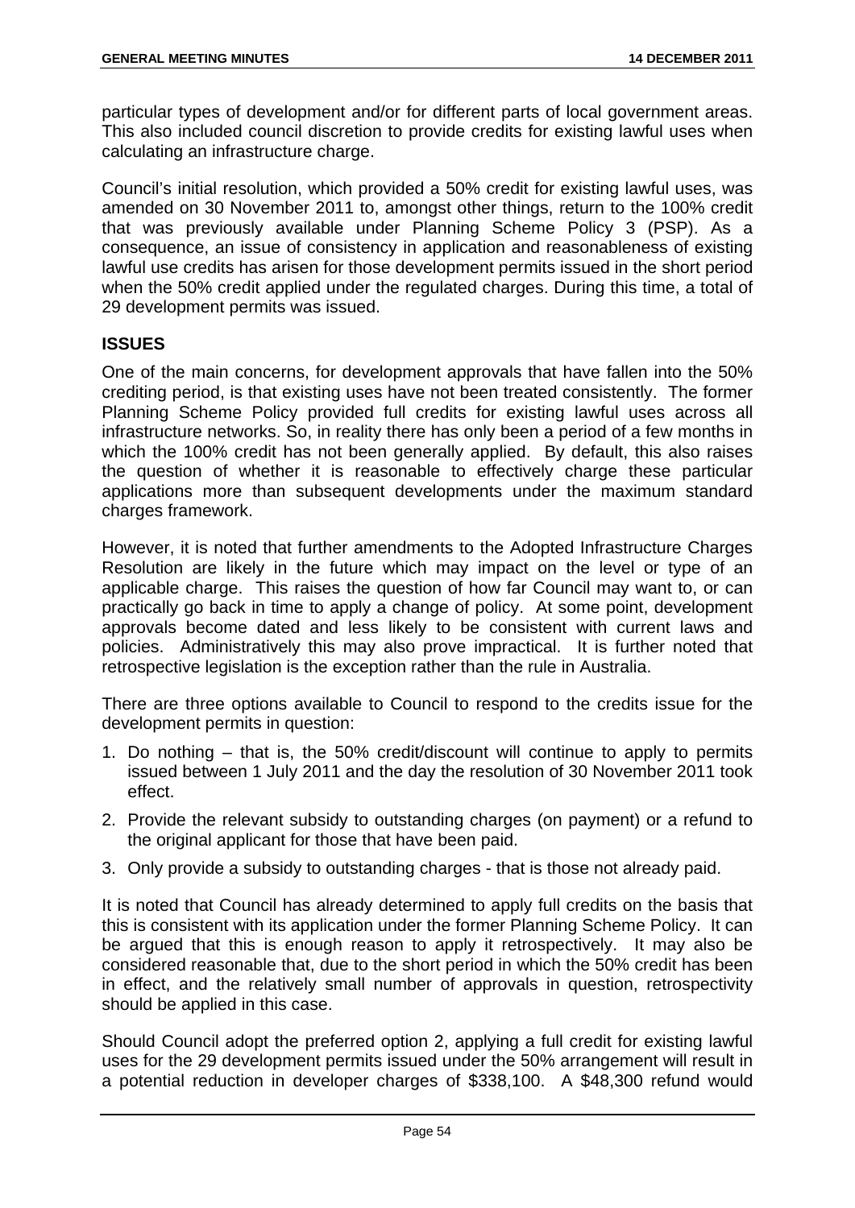particular types of development and/or for different parts of local government areas. This also included council discretion to provide credits for existing lawful uses when calculating an infrastructure charge.

Council's initial resolution, which provided a 50% credit for existing lawful uses, was amended on 30 November 2011 to, amongst other things, return to the 100% credit that was previously available under Planning Scheme Policy 3 (PSP). As a consequence, an issue of consistency in application and reasonableness of existing lawful use credits has arisen for those development permits issued in the short period when the 50% credit applied under the regulated charges. During this time, a total of 29 development permits was issued.

## ISSUES

One of the main concerns, for development approvals that have fallen into the 50% crediting period, is that existing uses have not been treated consistently. The former Planning Scheme Policy provided full credits for existing lawful uses across all infrastructure networks. So, in reality there has only been a period of a few months in which the 100% credit has not been generally applied. By default, this also raises the question of whether it is reasonable to effectively charge these particular applications more than subsequent developments under the maximum standard charges framework.

However, it is noted that further amendments to the Adopted Infrastructure Charges Resolution are likely in the future which may impact on the level or type of an applicable charge. This raises the question of how far Council may want to, or can practically go back in time to apply a change of policy. At some point, development approvals become dated and less likely to be consistent with current laws and policies. Administratively this may also prove impractical. It is further noted that retrospective legislation is the exception rather than the rule in Australia.

There are three options available to Council to respond to the credits issue for the development permits in question:

1. Do nothing – that is, the 50% credit/discount will continue to apply to permits issued between 1 July 2011 and the day the resolution of 30 November 2011 took effect.
2. Provide the relevant subsidy to outstanding charges (on payment) or a refund to the original applicant for those that have been paid.
3. Only provide a subsidy to outstanding charges - that is those not already paid.

It is noted that Council has already determined to apply full credits on the basis that this is consistent with its application under the former Planning Scheme Policy. It can be argued that this is enough reason to apply it retrospectively. It may also be considered reasonable that, due to the short period in which the 50% credit has been in effect, and the relatively small number of approvals in question, retrospectivity should be applied in this case.

Should Council adopt the preferred option 2, applying a full credit for existing lawful uses for the 29 development permits issued under the 50% arrangement will result in a potential reduction in developer charges of $338,100. A $48,300 refund would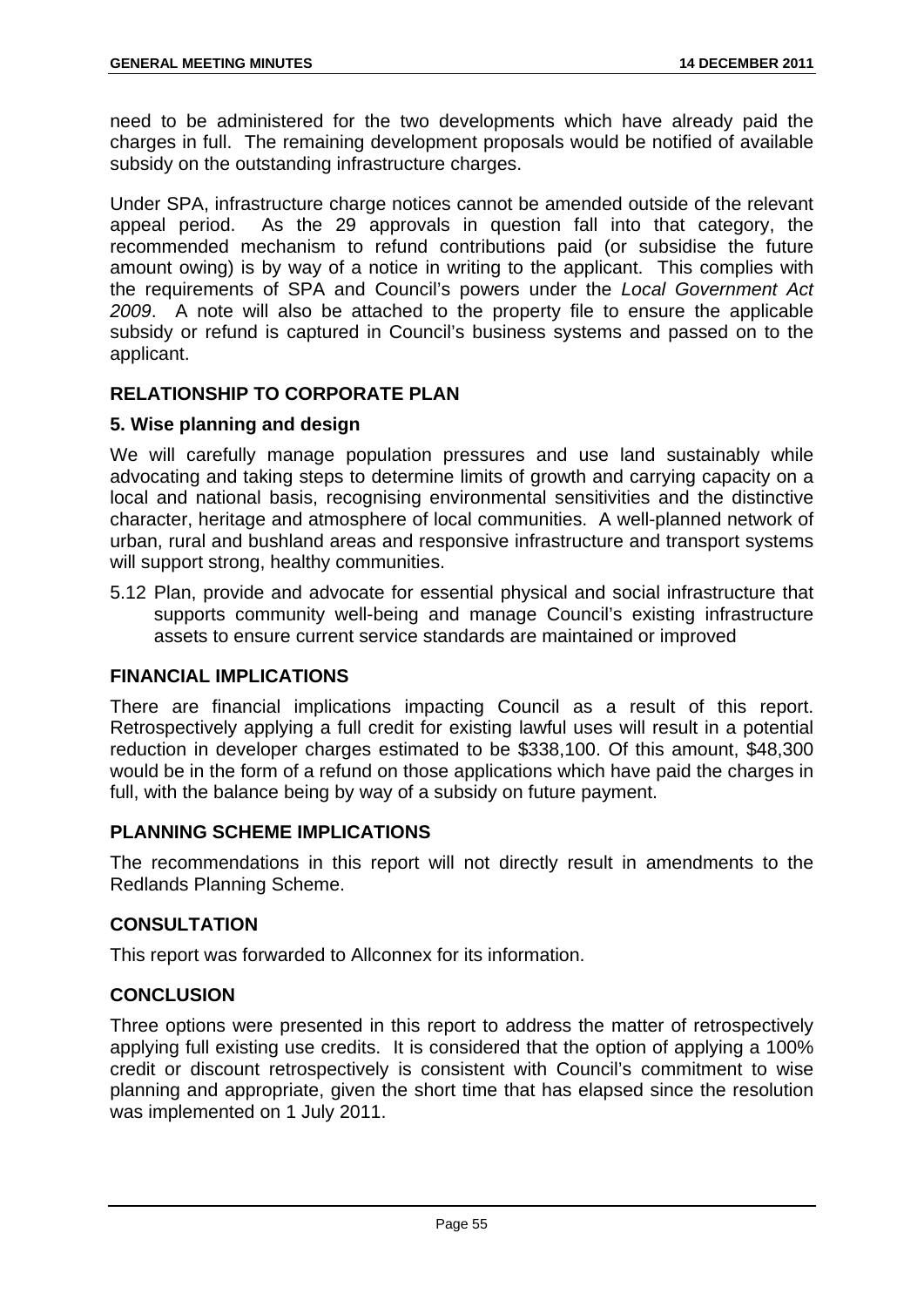need to be administered for the two developments which have already paid the charges in full. The remaining development proposals would be notified of available subsidy on the outstanding infrastructure charges.

Under SPA, infrastructure charge notices cannot be amended outside of the relevant appeal period. As the 29 approvals in question fall into that category, the recommended mechanism to refund contributions paid (or subsidise the future amount owing) is by way of a notice in writing to the applicant. This complies with the requirements of SPA and Council's powers under the *Local Government Act 2009*. A note will also be attached to the property file to ensure the applicable subsidy or refund is captured in Council's business systems and passed on to the applicant.

## RELATIONSHIP TO CORPORATE PLAN

### 5. Wise planning and design

We will carefully manage population pressures and use land sustainably while advocating and taking steps to determine limits of growth and carrying capacity on a local and national basis, recognising environmental sensitivities and the distinctive character, heritage and atmosphere of local communities. A well-planned network of urban, rural and bushland areas and responsive infrastructure and transport systems will support strong, healthy communities.

5.12 Plan, provide and advocate for essential physical and social infrastructure that supports community well-being and manage Council's existing infrastructure assets to ensure current service standards are maintained or improved

## FINANCIAL IMPLICATIONS

There are financial implications impacting Council as a result of this report. Retrospectively applying a full credit for existing lawful uses will result in a potential reduction in developer charges estimated to be $338,100. Of this amount, $48,300 would be in the form of a refund on those applications which have paid the charges in full, with the balance being by way of a subsidy on future payment.

## PLANNING SCHEME IMPLICATIONS

The recommendations in this report will not directly result in amendments to the Redlands Planning Scheme.

## CONSULTATION

This report was forwarded to Allconnex for its information.

## CONCLUSION

Three options were presented in this report to address the matter of retrospectively applying full existing use credits. It is considered that the option of applying a 100% credit or discount retrospectively is consistent with Council's commitment to wise planning and appropriate, given the short time that has elapsed since the resolution was implemented on 1 July 2011.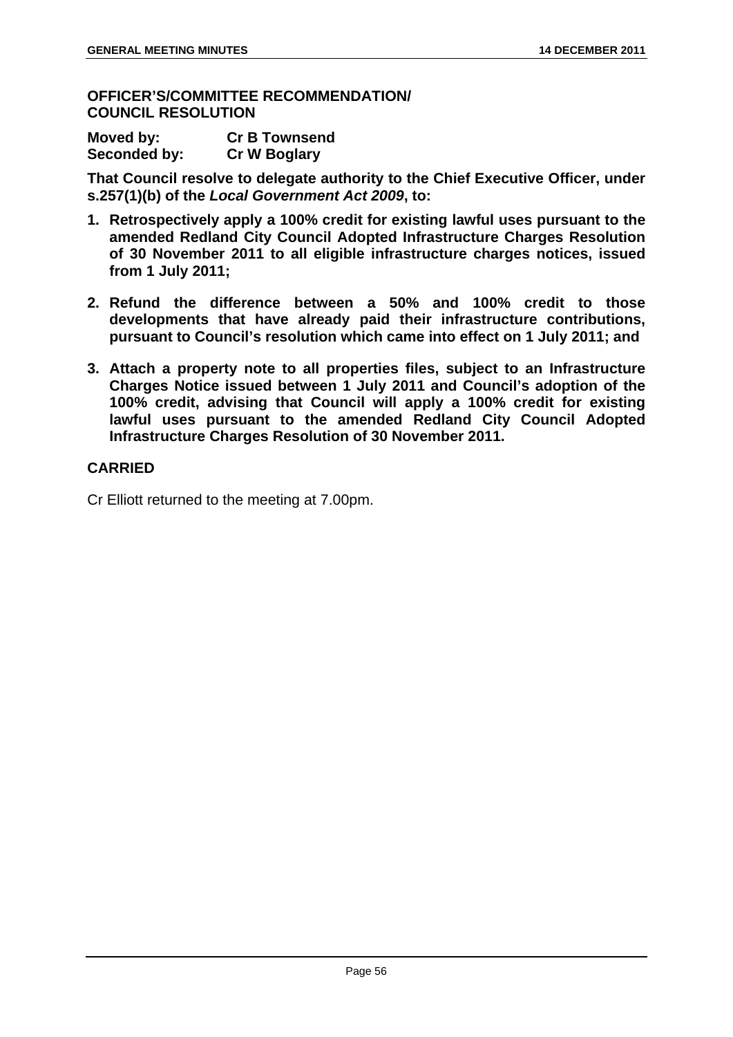**OFFICER'S/COMMITTEE RECOMMENDATION/ COUNCIL RESOLUTION**

**Moved by:** **Cr B Townsend**
**Seconded by:** **Cr W Boglary**

**That Council resolve to delegate authority to the Chief Executive Officer, under s.257(1)(b) of the *Local Government Act 2009*, to:**

1. **Retrospectively apply a 100% credit for existing lawful uses pursuant to the amended Redland City Council Adopted Infrastructure Charges Resolution of 30 November 2011 to all eligible infrastructure charges notices, issued from 1 July 2011;**

2. **Refund the difference between a 50% and 100% credit to those developments that have already paid their infrastructure contributions, pursuant to Council's resolution which came into effect on 1 July 2011; and**

3. **Attach a property note to all properties files, subject to an Infrastructure Charges Notice issued between 1 July 2011 and Council's adoption of the 100% credit, advising that Council will apply a 100% credit for existing lawful uses pursuant to the amended Redland City Council Adopted Infrastructure Charges Resolution of 30 November 2011.**

**CARRIED**

Cr Elliott returned to the meeting at 7.00pm.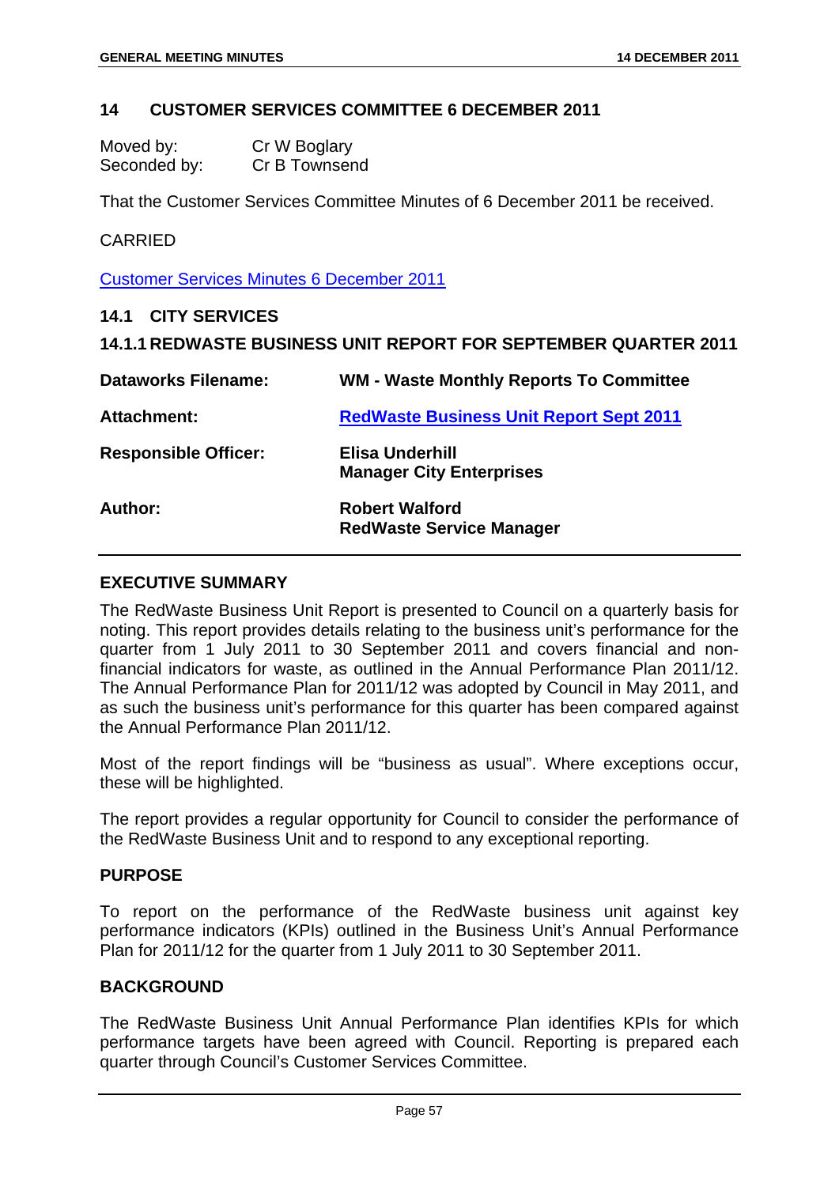## 14 CUSTOMER SERVICES COMMITTEE 6 DECEMBER 2011

Moved by: Cr W Boglary
Seconded by: Cr B Townsend

That the Customer Services Committee Minutes of 6 December 2011 be received.

CARRIED

Customer Services Minutes 6 December 2011

### 14.1 CITY SERVICES

### 14.1.1 REDWASTE BUSINESS UNIT REPORT FOR SEPTEMBER QUARTER 2011

| | |
|---|---|
| **Dataworks Filename:** | **WM - Waste Monthly Reports To Committee** |
| **Attachment:** | **RedWaste Business Unit Report Sept 2011** |
| **Responsible Officer:** | **Elisa Underhill**<br>**Manager City Enterprises** |
| **Author:** | **Robert Walford**<br>**RedWaste Service Manager** |

#### EXECUTIVE SUMMARY

The RedWaste Business Unit Report is presented to Council on a quarterly basis for noting. This report provides details relating to the business unit's performance for the quarter from 1 July 2011 to 30 September 2011 and covers financial and non-financial indicators for waste, as outlined in the Annual Performance Plan 2011/12. The Annual Performance Plan for 2011/12 was adopted by Council in May 2011, and as such the business unit's performance for this quarter has been compared against the Annual Performance Plan 2011/12.

Most of the report findings will be "business as usual". Where exceptions occur, these will be highlighted.

The report provides a regular opportunity for Council to consider the performance of the RedWaste Business Unit and to respond to any exceptional reporting.

#### PURPOSE

To report on the performance of the RedWaste business unit against key performance indicators (KPIs) outlined in the Business Unit's Annual Performance Plan for 2011/12 for the quarter from 1 July 2011 to 30 September 2011.

#### BACKGROUND

The RedWaste Business Unit Annual Performance Plan identifies KPIs for which performance targets have been agreed with Council. Reporting is prepared each quarter through Council's Customer Services Committee.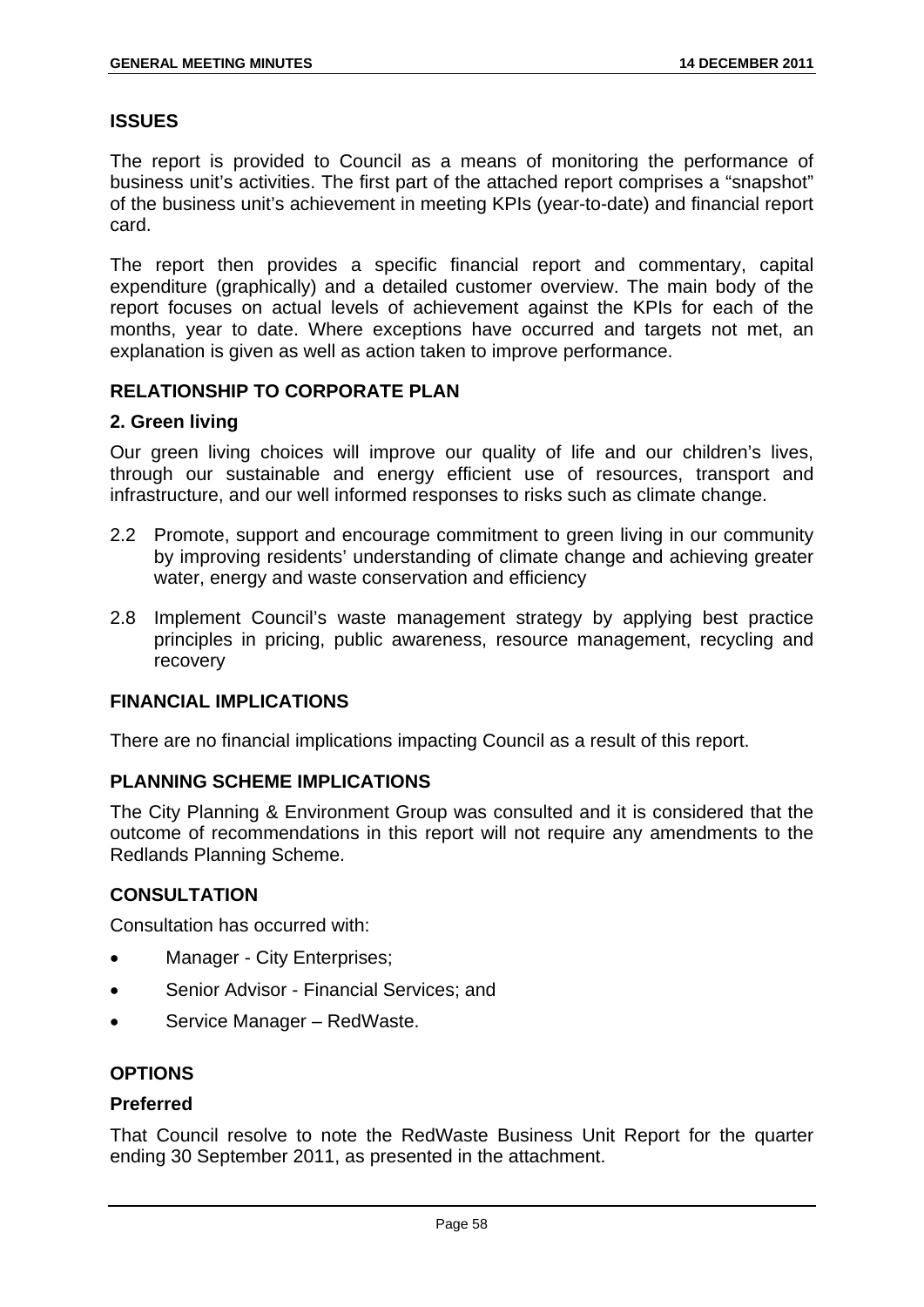## ISSUES

The report is provided to Council as a means of monitoring the performance of business unit's activities. The first part of the attached report comprises a "snapshot" of the business unit's achievement in meeting KPIs (year-to-date) and financial report card.

The report then provides a specific financial report and commentary, capital expenditure (graphically) and a detailed customer overview. The main body of the report focuses on actual levels of achievement against the KPIs for each of the months, year to date. Where exceptions have occurred and targets not met, an explanation is given as well as action taken to improve performance.

## RELATIONSHIP TO CORPORATE PLAN

### 2. Green living

Our green living choices will improve our quality of life and our children's lives, through our sustainable and energy efficient use of resources, transport and infrastructure, and our well informed responses to risks such as climate change.

2.2 Promote, support and encourage commitment to green living in our community by improving residents' understanding of climate change and achieving greater water, energy and waste conservation and efficiency

2.8 Implement Council's waste management strategy by applying best practice principles in pricing, public awareness, resource management, recycling and recovery

## FINANCIAL IMPLICATIONS

There are no financial implications impacting Council as a result of this report.

## PLANNING SCHEME IMPLICATIONS

The City Planning & Environment Group was consulted and it is considered that the outcome of recommendations in this report will not require any amendments to the Redlands Planning Scheme.

## CONSULTATION

Consultation has occurred with:

- Manager - City Enterprises;
- Senior Advisor - Financial Services; and
- Service Manager – RedWaste.

## OPTIONS

### Preferred

That Council resolve to note the RedWaste Business Unit Report for the quarter ending 30 September 2011, as presented in the attachment.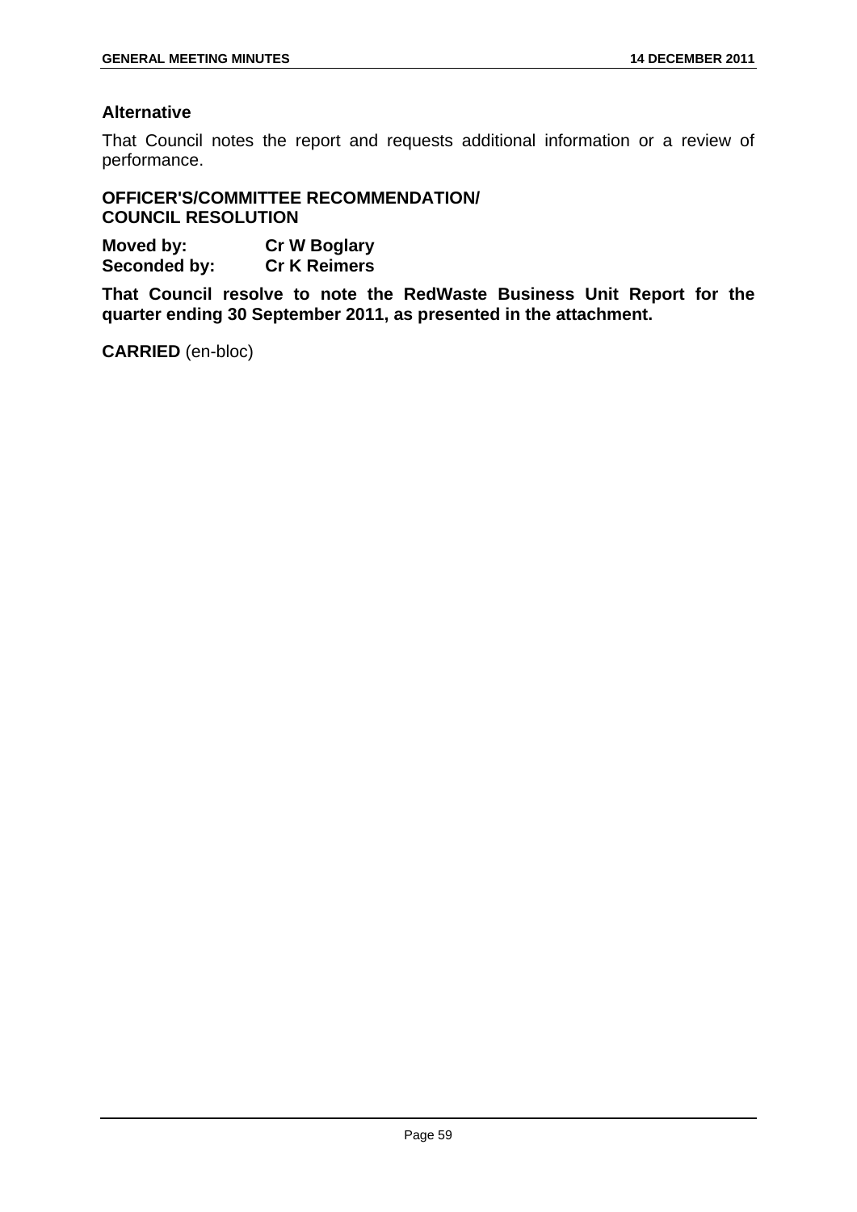**Alternative**

That Council notes the report and requests additional information or a review of performance.

**OFFICER'S/COMMITTEE RECOMMENDATION/ COUNCIL RESOLUTION**

**Moved by:** **Cr W Boglary**
**Seconded by:** **Cr K Reimers**

**That Council resolve to note the RedWaste Business Unit Report for the quarter ending 30 September 2011, as presented in the attachment.**

**CARRIED** (en-bloc)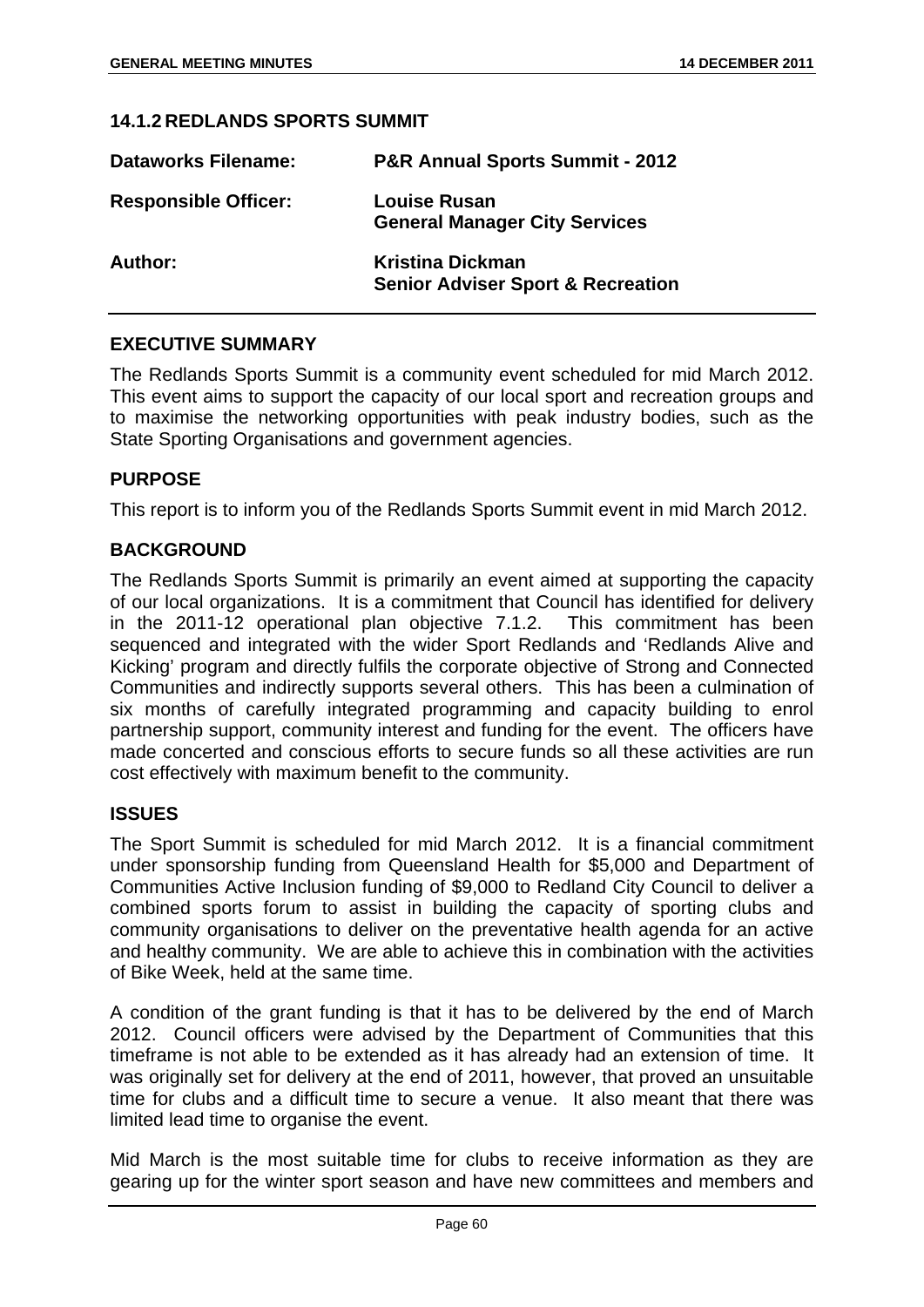## 14.1.2 REDLANDS SPORTS SUMMIT

| | |
|---|---|
| **Dataworks Filename:** | **P&R Annual Sports Summit - 2012** |
| **Responsible Officer:** | **Louise Rusan**<br>**General Manager City Services** |
| **Author:** | **Kristina Dickman**<br>**Senior Adviser Sport & Recreation** |

### EXECUTIVE SUMMARY

The Redlands Sports Summit is a community event scheduled for mid March 2012. This event aims to support the capacity of our local sport and recreation groups and to maximise the networking opportunities with peak industry bodies, such as the State Sporting Organisations and government agencies.

### PURPOSE

This report is to inform you of the Redlands Sports Summit event in mid March 2012.

### BACKGROUND

The Redlands Sports Summit is primarily an event aimed at supporting the capacity of our local organizations. It is a commitment that Council has identified for delivery in the 2011-12 operational plan objective 7.1.2. This commitment has been sequenced and integrated with the wider Sport Redlands and 'Redlands Alive and Kicking' program and directly fulfils the corporate objective of Strong and Connected Communities and indirectly supports several others. This has been a culmination of six months of carefully integrated programming and capacity building to enrol partnership support, community interest and funding for the event. The officers have made concerted and conscious efforts to secure funds so all these activities are run cost effectively with maximum benefit to the community.

### ISSUES

The Sport Summit is scheduled for mid March 2012. It is a financial commitment under sponsorship funding from Queensland Health for $5,000 and Department of Communities Active Inclusion funding of $9,000 to Redland City Council to deliver a combined sports forum to assist in building the capacity of sporting clubs and community organisations to deliver on the preventative health agenda for an active and healthy community. We are able to achieve this in combination with the activities of Bike Week, held at the same time.

A condition of the grant funding is that it has to be delivered by the end of March 2012. Council officers were advised by the Department of Communities that this timeframe is not able to be extended as it has already had an extension of time. It was originally set for delivery at the end of 2011, however, that proved an unsuitable time for clubs and a difficult time to secure a venue. It also meant that there was limited lead time to organise the event.

Mid March is the most suitable time for clubs to receive information as they are gearing up for the winter sport season and have new committees and members and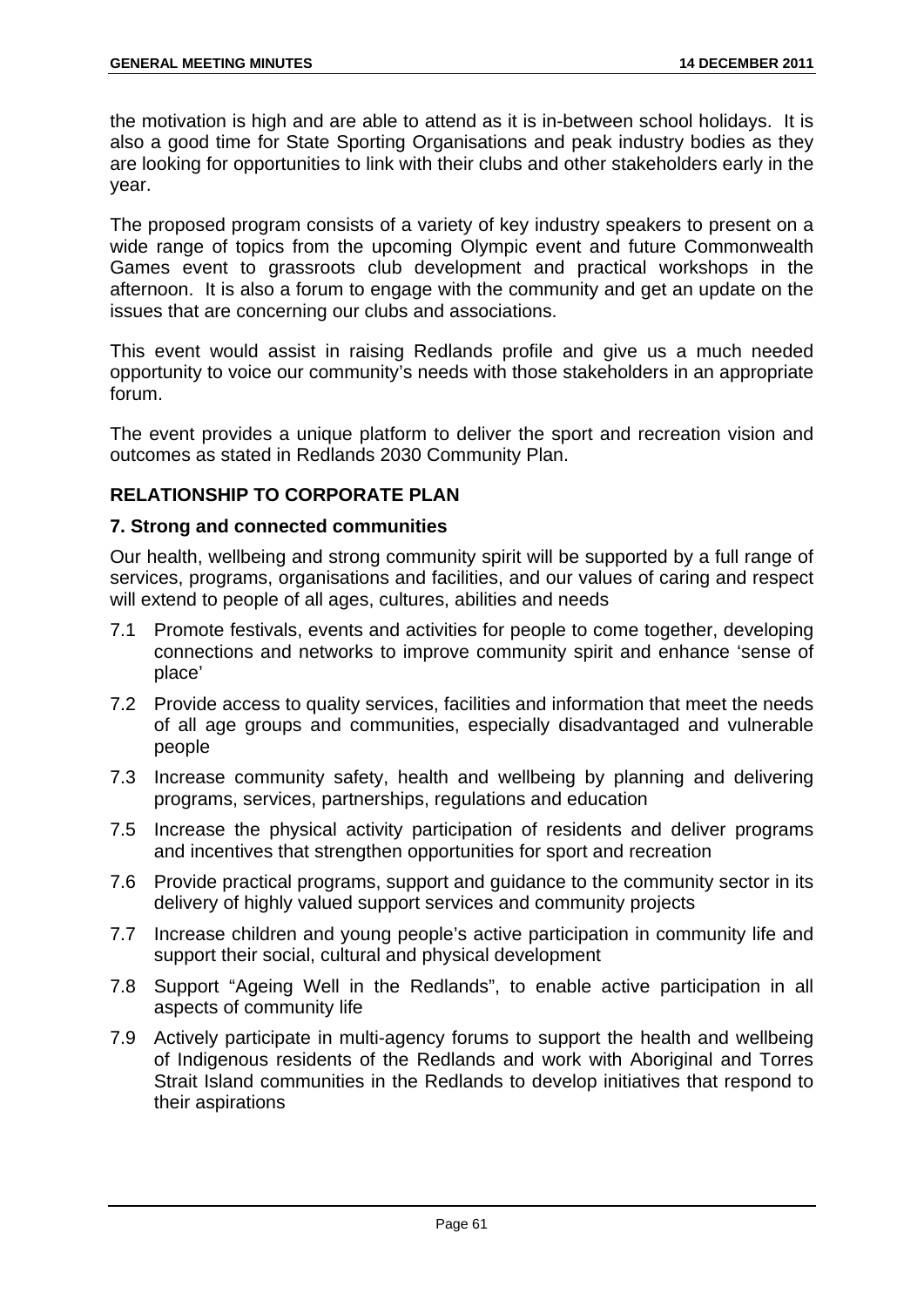the motivation is high and are able to attend as it is in-between school holidays. It is also a good time for State Sporting Organisations and peak industry bodies as they are looking for opportunities to link with their clubs and other stakeholders early in the year.

The proposed program consists of a variety of key industry speakers to present on a wide range of topics from the upcoming Olympic event and future Commonwealth Games event to grassroots club development and practical workshops in the afternoon. It is also a forum to engage with the community and get an update on the issues that are concerning our clubs and associations.

This event would assist in raising Redlands profile and give us a much needed opportunity to voice our community's needs with those stakeholders in an appropriate forum.

The event provides a unique platform to deliver the sport and recreation vision and outcomes as stated in Redlands 2030 Community Plan.

## RELATIONSHIP TO CORPORATE PLAN

### 7. Strong and connected communities

Our health, wellbeing and strong community spirit will be supported by a full range of services, programs, organisations and facilities, and our values of caring and respect will extend to people of all ages, cultures, abilities and needs

- 7.1 Promote festivals, events and activities for people to come together, developing connections and networks to improve community spirit and enhance 'sense of place'
- 7.2 Provide access to quality services, facilities and information that meet the needs of all age groups and communities, especially disadvantaged and vulnerable people
- 7.3 Increase community safety, health and wellbeing by planning and delivering programs, services, partnerships, regulations and education
- 7.5 Increase the physical activity participation of residents and deliver programs and incentives that strengthen opportunities for sport and recreation
- 7.6 Provide practical programs, support and guidance to the community sector in its delivery of highly valued support services and community projects
- 7.7 Increase children and young people's active participation in community life and support their social, cultural and physical development
- 7.8 Support "Ageing Well in the Redlands", to enable active participation in all aspects of community life
- 7.9 Actively participate in multi-agency forums to support the health and wellbeing of Indigenous residents of the Redlands and work with Aboriginal and Torres Strait Island communities in the Redlands to develop initiatives that respond to their aspirations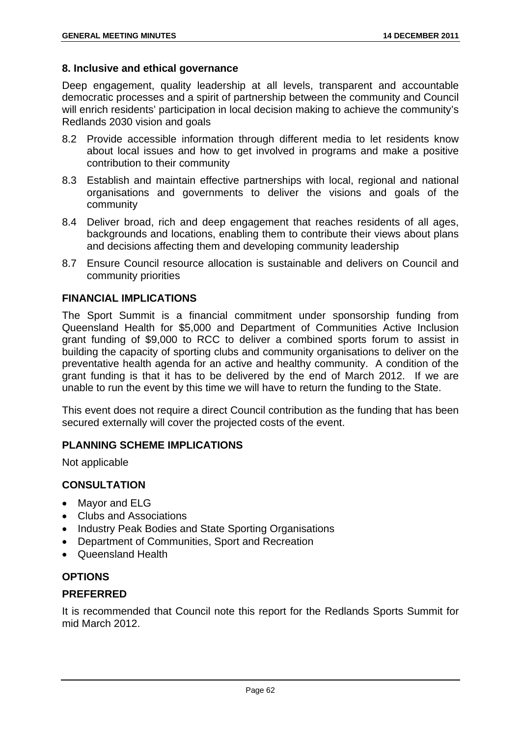**8. Inclusive and ethical governance**

Deep engagement, quality leadership at all levels, transparent and accountable democratic processes and a spirit of partnership between the community and Council will enrich residents' participation in local decision making to achieve the community's Redlands 2030 vision and goals

8.2 Provide accessible information through different media to let residents know about local issues and how to get involved in programs and make a positive contribution to their community

8.3 Establish and maintain effective partnerships with local, regional and national organisations and governments to deliver the visions and goals of the community

8.4 Deliver broad, rich and deep engagement that reaches residents of all ages, backgrounds and locations, enabling them to contribute their views about plans and decisions affecting them and developing community leadership

8.7 Ensure Council resource allocation is sustainable and delivers on Council and community priorities

## FINANCIAL IMPLICATIONS

The Sport Summit is a financial commitment under sponsorship funding from Queensland Health for $5,000 and Department of Communities Active Inclusion grant funding of $9,000 to RCC to deliver a combined sports forum to assist in building the capacity of sporting clubs and community organisations to deliver on the preventative health agenda for an active and healthy community. A condition of the grant funding is that it has to be delivered by the end of March 2012. If we are unable to run the event by this time we will have to return the funding to the State.

This event does not require a direct Council contribution as the funding that has been secured externally will cover the projected costs of the event.

## PLANNING SCHEME IMPLICATIONS

Not applicable

## CONSULTATION

- Mayor and ELG
- Clubs and Associations
- Industry Peak Bodies and State Sporting Organisations
- Department of Communities, Sport and Recreation
- Queensland Health

## OPTIONS

### PREFERRED

It is recommended that Council note this report for the Redlands Sports Summit for mid March 2012.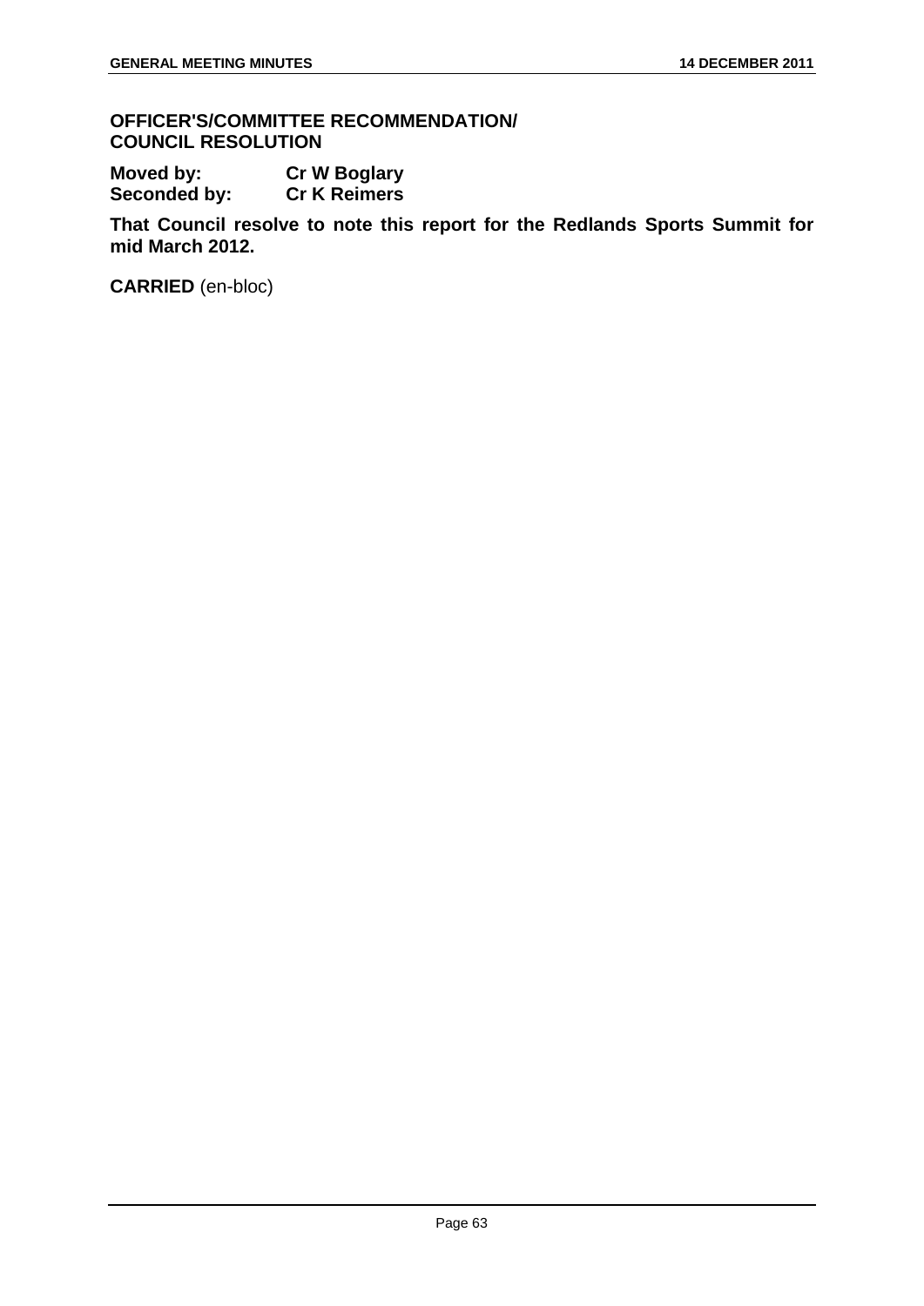**OFFICER'S/COMMITTEE RECOMMENDATION/ COUNCIL RESOLUTION**

**Moved by: Cr W Boglary**
**Seconded by: Cr K Reimers**

**That Council resolve to note this report for the Redlands Sports Summit for mid March 2012.**

**CARRIED** (en-bloc)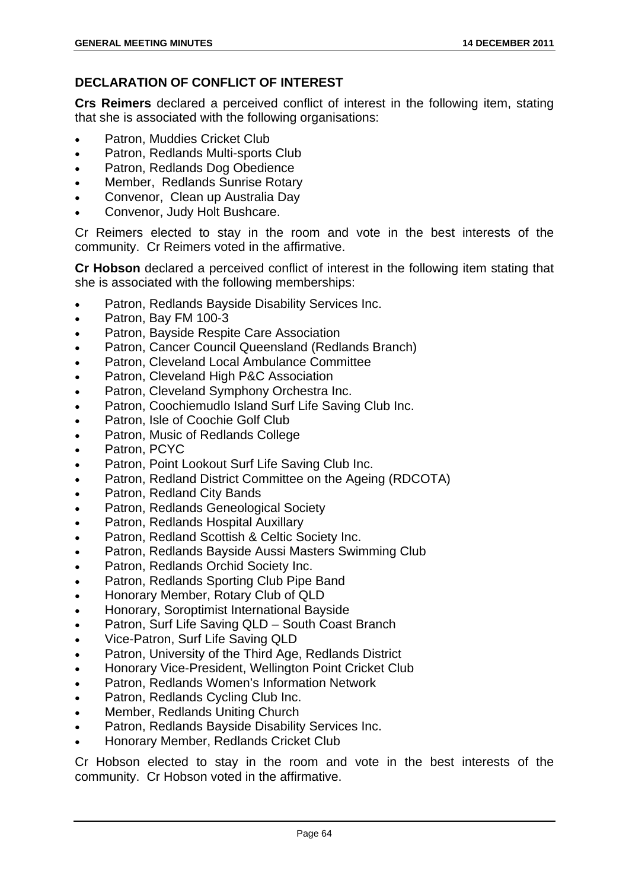## DECLARATION OF CONFLICT OF INTEREST

**Crs Reimers** declared a perceived conflict of interest in the following item, stating that she is associated with the following organisations:

- Patron, Muddies Cricket Club
- Patron, Redlands Multi-sports Club
- Patron, Redlands Dog Obedience
- Member, Redlands Sunrise Rotary
- Convenor, Clean up Australia Day
- Convenor, Judy Holt Bushcare.

Cr Reimers elected to stay in the room and vote in the best interests of the community. Cr Reimers voted in the affirmative.

**Cr Hobson** declared a perceived conflict of interest in the following item stating that she is associated with the following memberships:

- Patron, Redlands Bayside Disability Services Inc.
- Patron, Bay FM 100-3
- Patron, Bayside Respite Care Association
- Patron, Cancer Council Queensland (Redlands Branch)
- Patron, Cleveland Local Ambulance Committee
- Patron, Cleveland High P&C Association
- Patron, Cleveland Symphony Orchestra Inc.
- Patron, Coochiemudlo Island Surf Life Saving Club Inc.
- Patron, Isle of Coochie Golf Club
- Patron, Music of Redlands College
- Patron, PCYC
- Patron, Point Lookout Surf Life Saving Club Inc.
- Patron, Redland District Committee on the Ageing (RDCOTA)
- Patron, Redland City Bands
- Patron, Redlands Geneological Society
- Patron, Redlands Hospital Auxillary
- Patron, Redland Scottish & Celtic Society Inc.
- Patron, Redlands Bayside Aussi Masters Swimming Club
- Patron, Redlands Orchid Society Inc.
- Patron, Redlands Sporting Club Pipe Band
- Honorary Member, Rotary Club of QLD
- Honorary, Soroptimist International Bayside
- Patron, Surf Life Saving QLD – South Coast Branch
- Vice-Patron, Surf Life Saving QLD
- Patron, University of the Third Age, Redlands District
- Honorary Vice-President, Wellington Point Cricket Club
- Patron, Redlands Women's Information Network
- Patron, Redlands Cycling Club Inc.
- Member, Redlands Uniting Church
- Patron, Redlands Bayside Disability Services Inc.
- Honorary Member, Redlands Cricket Club

Cr Hobson elected to stay in the room and vote in the best interests of the community. Cr Hobson voted in the affirmative.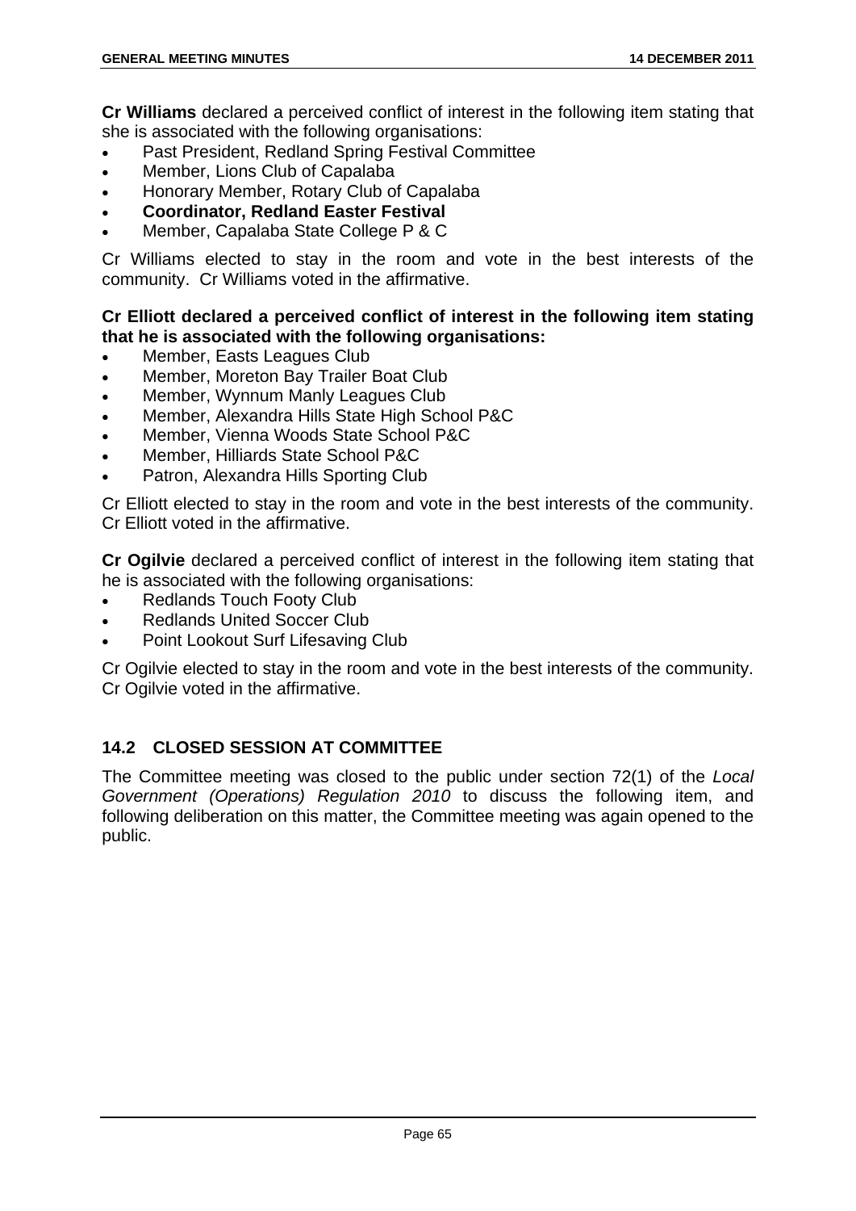**Cr Williams** declared a perceived conflict of interest in the following item stating that she is associated with the following organisations:

- Past President, Redland Spring Festival Committee
- Member, Lions Club of Capalaba
- Honorary Member, Rotary Club of Capalaba
- **Coordinator, Redland Easter Festival**
- Member, Capalaba State College P & C

Cr Williams elected to stay in the room and vote in the best interests of the community. Cr Williams voted in the affirmative.

**Cr Elliott declared a perceived conflict of interest in the following item stating that he is associated with the following organisations:**

- Member, Easts Leagues Club
- Member, Moreton Bay Trailer Boat Club
- Member, Wynnum Manly Leagues Club
- Member, Alexandra Hills State High School P&C
- Member, Vienna Woods State School P&C
- Member, Hilliards State School P&C
- Patron, Alexandra Hills Sporting Club

Cr Elliott elected to stay in the room and vote in the best interests of the community. Cr Elliott voted in the affirmative.

**Cr Ogilvie** declared a perceived conflict of interest in the following item stating that he is associated with the following organisations:

- Redlands Touch Footy Club
- Redlands United Soccer Club
- Point Lookout Surf Lifesaving Club

Cr Ogilvie elected to stay in the room and vote in the best interests of the community. Cr Ogilvie voted in the affirmative.

## 14.2 CLOSED SESSION AT COMMITTEE

The Committee meeting was closed to the public under section 72(1) of the *Local Government (Operations) Regulation 2010* to discuss the following item, and following deliberation on this matter, the Committee meeting was again opened to the public.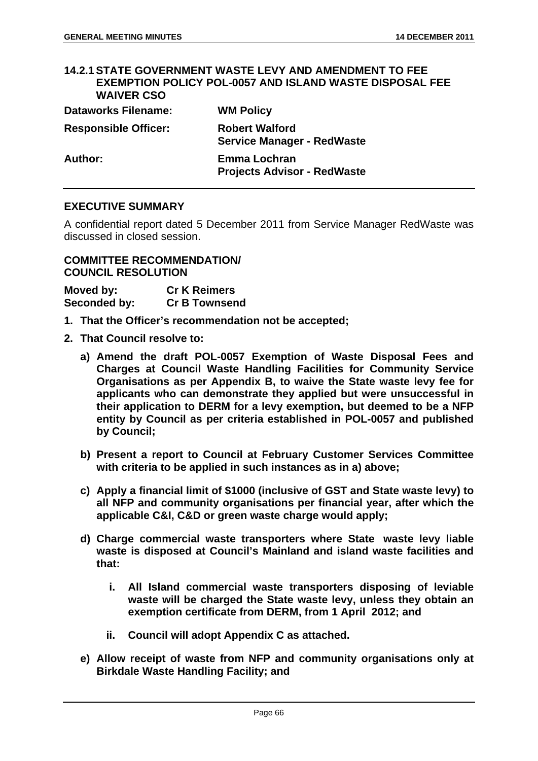## 14.2.1 STATE GOVERNMENT WASTE LEVY AND AMENDMENT TO FEE EXEMPTION POLICY POL-0057 AND ISLAND WASTE DISPOSAL FEE WAIVER CSO

| | |
|---|---|
| **Dataworks Filename:** | **WM Policy** |
| **Responsible Officer:** | **Robert Walford**<br>**Service Manager - RedWaste** |
| **Author:** | **Emma Lochran**<br>**Projects Advisor - RedWaste** |

### EXECUTIVE SUMMARY

A confidential report dated 5 December 2011 from Service Manager RedWaste was discussed in closed session.

### COMMITTEE RECOMMENDATION/ COUNCIL RESOLUTION

**Moved by:** **Cr K Reimers**
**Seconded by:** **Cr B Townsend**

1. **That the Officer's recommendation not be accepted;**
2. **That Council resolve to:**
   - a) **Amend the draft POL-0057 Exemption of Waste Disposal Fees and Charges at Council Waste Handling Facilities for Community Service Organisations as per Appendix B, to waive the State waste levy fee for applicants who can demonstrate they applied but were unsuccessful in their application to DERM for a levy exemption, but deemed to be a NFP entity by Council as per criteria established in POL-0057 and published by Council;**
   - b) **Present a report to Council at February Customer Services Committee with criteria to be applied in such instances as in a) above;**
   - c) **Apply a financial limit of $1000 (inclusive of GST and State waste levy) to all NFP and community organisations per financial year, after which the applicable C&I, C&D or green waste charge would apply;**
   - d) **Charge commercial waste transporters where State waste levy liable waste is disposed at Council's Mainland and island waste facilities and that:**
     - i. **All Island commercial waste transporters disposing of leviable waste will be charged the State waste levy, unless they obtain an exemption certificate from DERM, from 1 April 2012; and**
     - ii. **Council will adopt Appendix C as attached.**
   - e) **Allow receipt of waste from NFP and community organisations only at Birkdale Waste Handling Facility; and**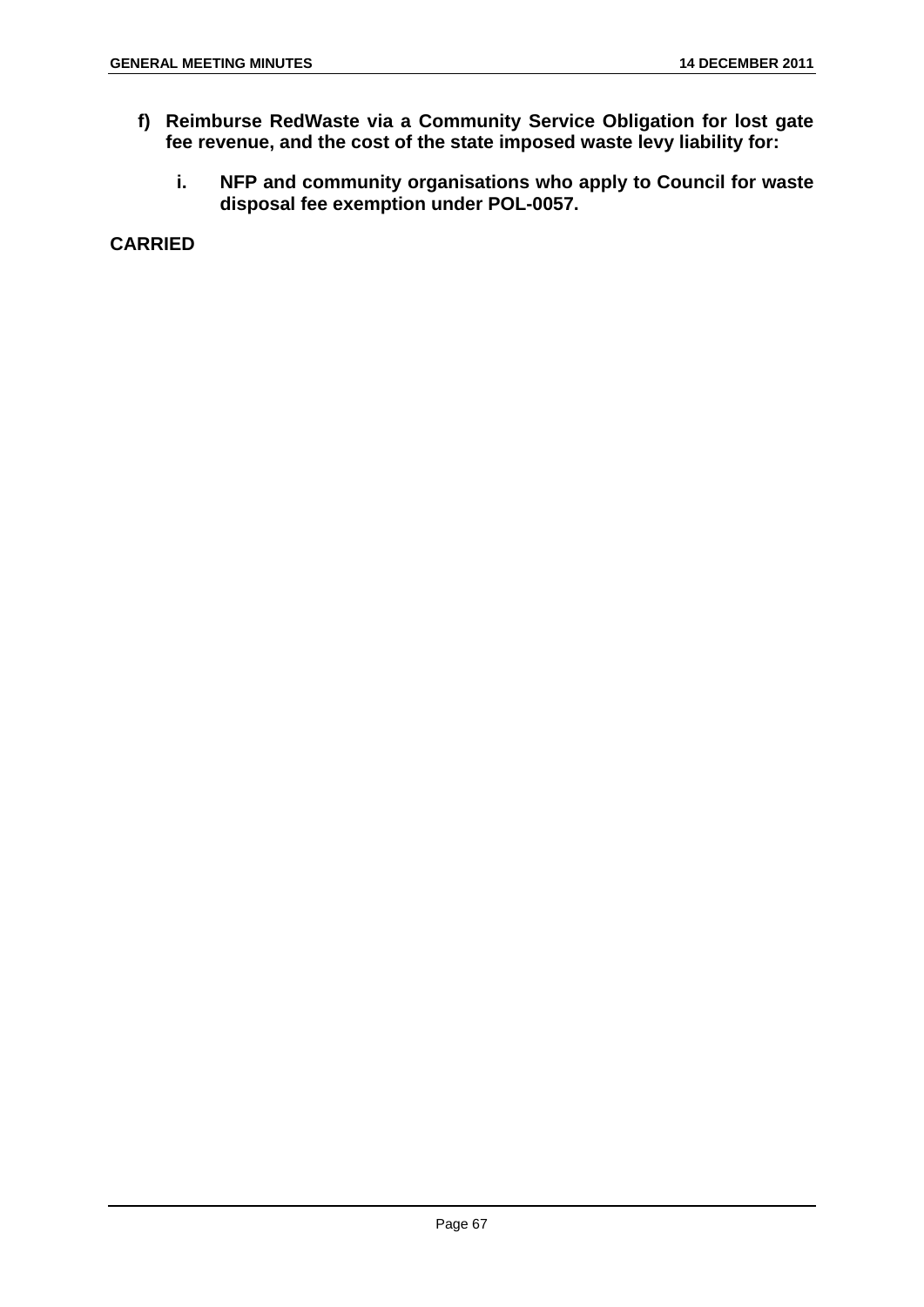**f) Reimburse RedWaste via a Community Service Obligation for lost gate fee revenue, and the cost of the state imposed waste levy liability for:**

   **i. NFP and community organisations who apply to Council for waste disposal fee exemption under POL-0057.**

**CARRIED**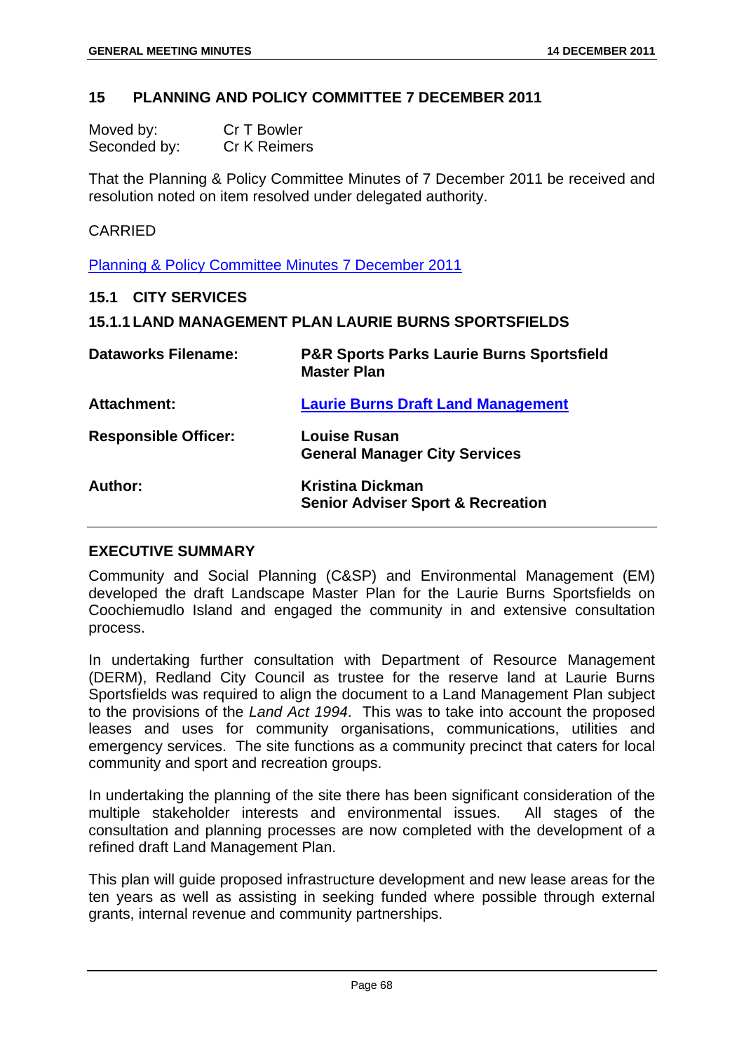## 15 PLANNING AND POLICY COMMITTEE 7 DECEMBER 2011

Moved by: Cr T Bowler
Seconded by: Cr K Reimers

That the Planning & Policy Committee Minutes of 7 December 2011 be received and resolution noted on item resolved under delegated authority.

CARRIED

Planning & Policy Committee Minutes 7 December 2011

### 15.1 CITY SERVICES

### 15.1.1 LAND MANAGEMENT PLAN LAURIE BURNS SPORTSFIELDS

| | |
|---|---|
| **Dataworks Filename:** | **P&R Sports Parks Laurie Burns Sportsfield Master Plan** |
| **Attachment:** | **Laurie Burns Draft Land Management** |
| **Responsible Officer:** | **Louise Rusan**<br>**General Manager City Services** |
| **Author:** | **Kristina Dickman**<br>**Senior Adviser Sport & Recreation** |

#### EXECUTIVE SUMMARY

Community and Social Planning (C&SP) and Environmental Management (EM) developed the draft Landscape Master Plan for the Laurie Burns Sportsfields on Coochiemudlo Island and engaged the community in and extensive consultation process.

In undertaking further consultation with Department of Resource Management (DERM), Redland City Council as trustee for the reserve land at Laurie Burns Sportsfields was required to align the document to a Land Management Plan subject to the provisions of the *Land Act 1994*. This was to take into account the proposed leases and uses for community organisations, communications, utilities and emergency services. The site functions as a community precinct that caters for local community and sport and recreation groups.

In undertaking the planning of the site there has been significant consideration of the multiple stakeholder interests and environmental issues. All stages of the consultation and planning processes are now completed with the development of a refined draft Land Management Plan.

This plan will guide proposed infrastructure development and new lease areas for the ten years as well as assisting in seeking funded where possible through external grants, internal revenue and community partnerships.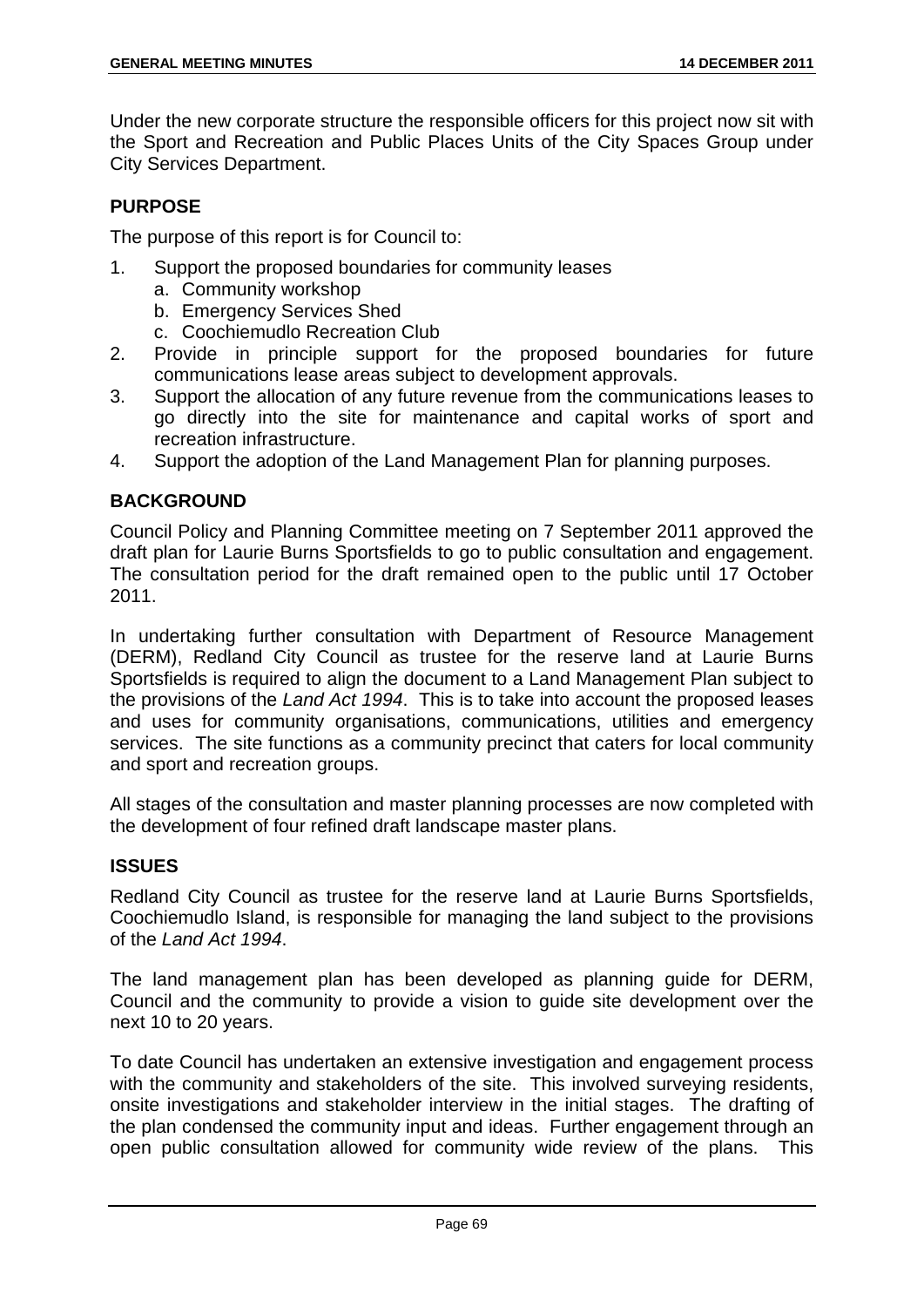Under the new corporate structure the responsible officers for this project now sit with the Sport and Recreation and Public Places Units of the City Spaces Group under City Services Department.

## PURPOSE

The purpose of this report is for Council to:

1. Support the proposed boundaries for community leases
    a. Community workshop
    b. Emergency Services Shed
    c. Coochiemudlo Recreation Club
2. Provide in principle support for the proposed boundaries for future communications lease areas subject to development approvals.
3. Support the allocation of any future revenue from the communications leases to go directly into the site for maintenance and capital works of sport and recreation infrastructure.
4. Support the adoption of the Land Management Plan for planning purposes.

## BACKGROUND

Council Policy and Planning Committee meeting on 7 September 2011 approved the draft plan for Laurie Burns Sportsfields to go to public consultation and engagement. The consultation period for the draft remained open to the public until 17 October 2011.

In undertaking further consultation with Department of Resource Management (DERM), Redland City Council as trustee for the reserve land at Laurie Burns Sportsfields is required to align the document to a Land Management Plan subject to the provisions of the *Land Act 1994*. This is to take into account the proposed leases and uses for community organisations, communications, utilities and emergency services. The site functions as a community precinct that caters for local community and sport and recreation groups.

All stages of the consultation and master planning processes are now completed with the development of four refined draft landscape master plans.

## ISSUES

Redland City Council as trustee for the reserve land at Laurie Burns Sportsfields, Coochiemudlo Island, is responsible for managing the land subject to the provisions of the *Land Act 1994*.

The land management plan has been developed as planning guide for DERM, Council and the community to provide a vision to guide site development over the next 10 to 20 years.

To date Council has undertaken an extensive investigation and engagement process with the community and stakeholders of the site. This involved surveying residents, onsite investigations and stakeholder interview in the initial stages. The drafting of the plan condensed the community input and ideas. Further engagement through an open public consultation allowed for community wide review of the plans. This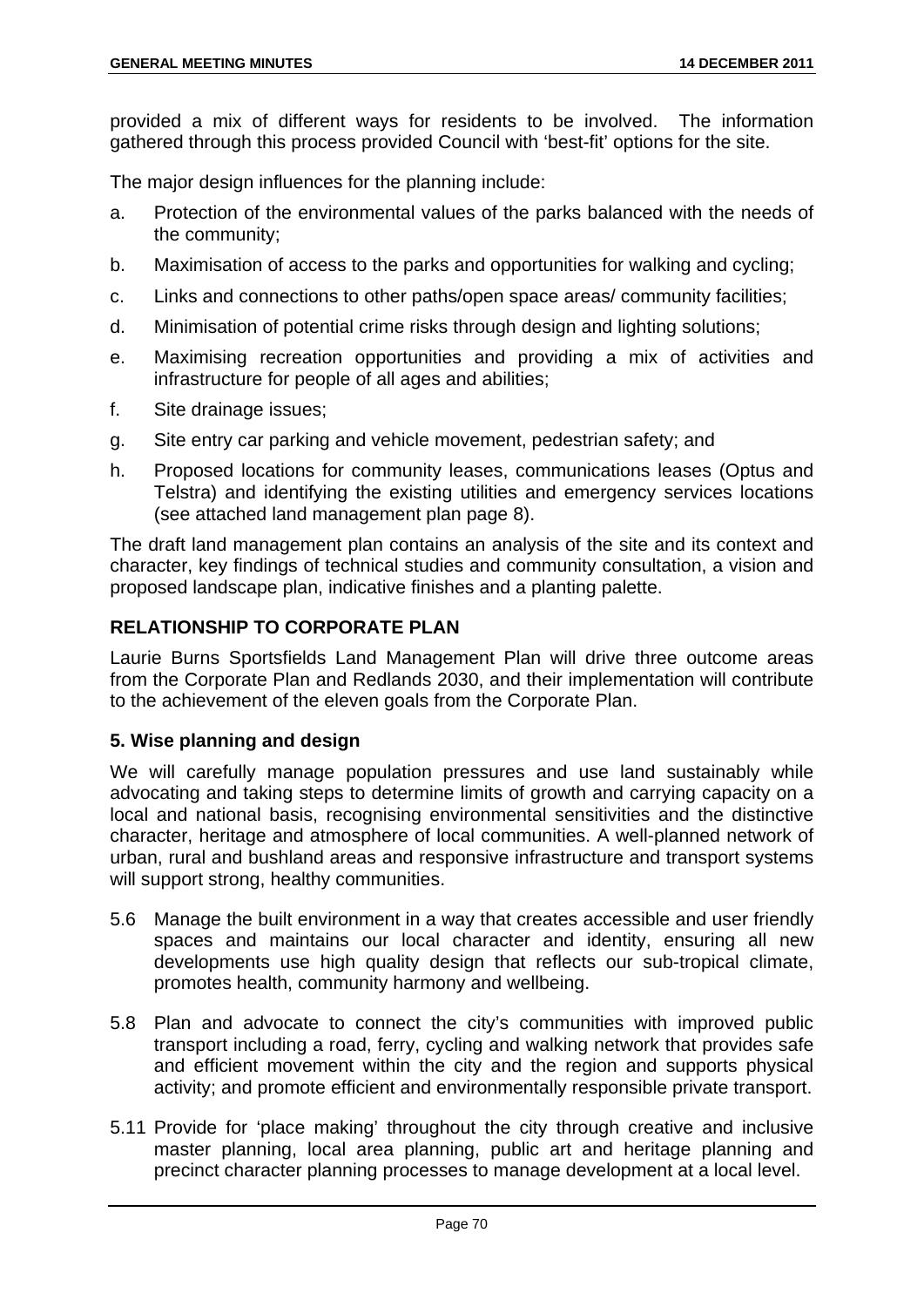provided a mix of different ways for residents to be involved. The information gathered through this process provided Council with 'best-fit' options for the site.

The major design influences for the planning include:

a. Protection of the environmental values of the parks balanced with the needs of the community;

b. Maximisation of access to the parks and opportunities for walking and cycling;

c. Links and connections to other paths/open space areas/ community facilities;

d. Minimisation of potential crime risks through design and lighting solutions;

e. Maximising recreation opportunities and providing a mix of activities and infrastructure for people of all ages and abilities;

f. Site drainage issues;

g. Site entry car parking and vehicle movement, pedestrian safety; and

h. Proposed locations for community leases, communications leases (Optus and Telstra) and identifying the existing utilities and emergency services locations (see attached land management plan page 8).

The draft land management plan contains an analysis of the site and its context and character, key findings of technical studies and community consultation, a vision and proposed landscape plan, indicative finishes and a planting palette.

## RELATIONSHIP TO CORPORATE PLAN

Laurie Burns Sportsfields Land Management Plan will drive three outcome areas from the Corporate Plan and Redlands 2030, and their implementation will contribute to the achievement of the eleven goals from the Corporate Plan.

### 5. Wise planning and design

We will carefully manage population pressures and use land sustainably while advocating and taking steps to determine limits of growth and carrying capacity on a local and national basis, recognising environmental sensitivities and the distinctive character, heritage and atmosphere of local communities. A well-planned network of urban, rural and bushland areas and responsive infrastructure and transport systems will support strong, healthy communities.

5.6 Manage the built environment in a way that creates accessible and user friendly spaces and maintains our local character and identity, ensuring all new developments use high quality design that reflects our sub-tropical climate, promotes health, community harmony and wellbeing.

5.8 Plan and advocate to connect the city's communities with improved public transport including a road, ferry, cycling and walking network that provides safe and efficient movement within the city and the region and supports physical activity; and promote efficient and environmentally responsible private transport.

5.11 Provide for 'place making' throughout the city through creative and inclusive master planning, local area planning, public art and heritage planning and precinct character planning processes to manage development at a local level.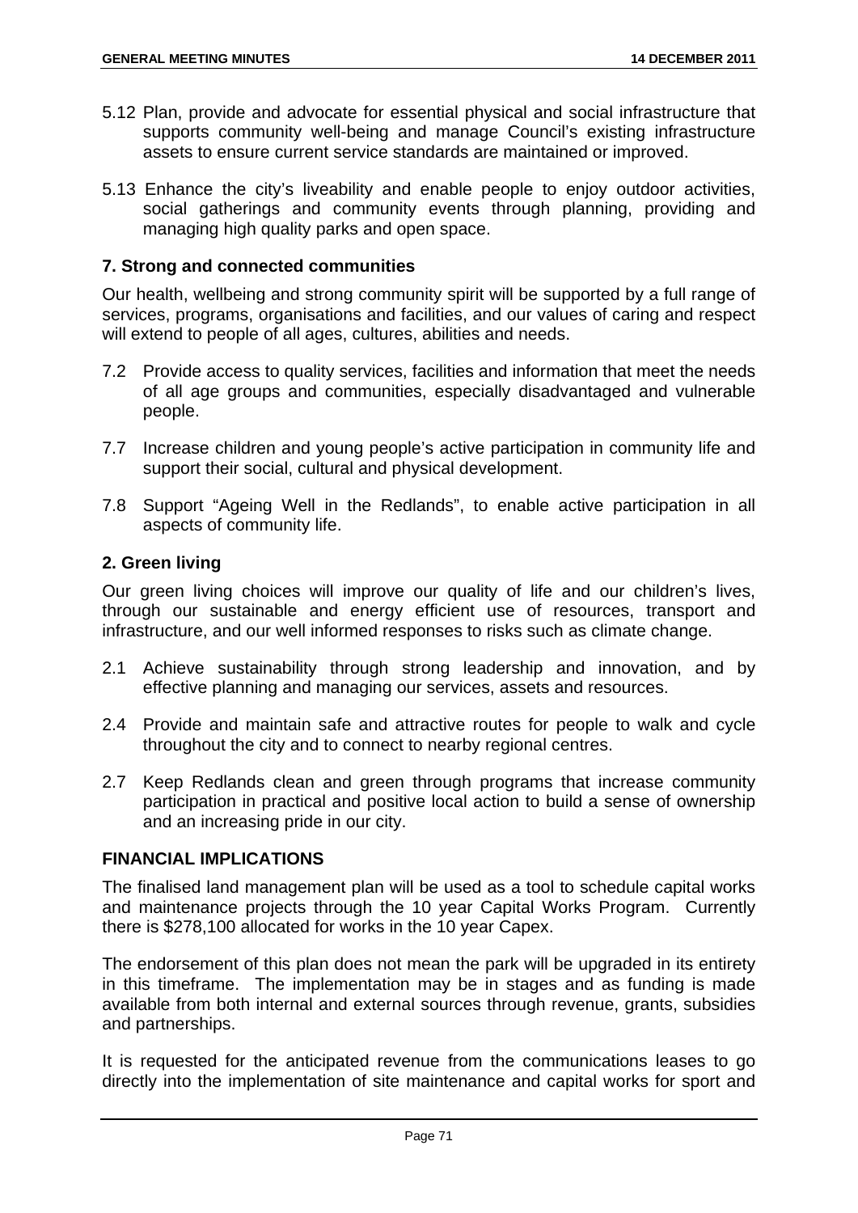5.12 Plan, provide and advocate for essential physical and social infrastructure that supports community well-being and manage Council's existing infrastructure assets to ensure current service standards are maintained or improved.

5.13 Enhance the city's liveability and enable people to enjoy outdoor activities, social gatherings and community events through planning, providing and managing high quality parks and open space.

**7. Strong and connected communities**

Our health, wellbeing and strong community spirit will be supported by a full range of services, programs, organisations and facilities, and our values of caring and respect will extend to people of all ages, cultures, abilities and needs.

7.2 Provide access to quality services, facilities and information that meet the needs of all age groups and communities, especially disadvantaged and vulnerable people.

7.7 Increase children and young people's active participation in community life and support their social, cultural and physical development.

7.8 Support "Ageing Well in the Redlands", to enable active participation in all aspects of community life.

**2. Green living**

Our green living choices will improve our quality of life and our children's lives, through our sustainable and energy efficient use of resources, transport and infrastructure, and our well informed responses to risks such as climate change.

2.1 Achieve sustainability through strong leadership and innovation, and by effective planning and managing our services, assets and resources.

2.4 Provide and maintain safe and attractive routes for people to walk and cycle throughout the city and to connect to nearby regional centres.

2.7 Keep Redlands clean and green through programs that increase community participation in practical and positive local action to build a sense of ownership and an increasing pride in our city.

## FINANCIAL IMPLICATIONS

The finalised land management plan will be used as a tool to schedule capital works and maintenance projects through the 10 year Capital Works Program. Currently there is $278,100 allocated for works in the 10 year Capex.

The endorsement of this plan does not mean the park will be upgraded in its entirety in this timeframe. The implementation may be in stages and as funding is made available from both internal and external sources through revenue, grants, subsidies and partnerships.

It is requested for the anticipated revenue from the communications leases to go directly into the implementation of site maintenance and capital works for sport and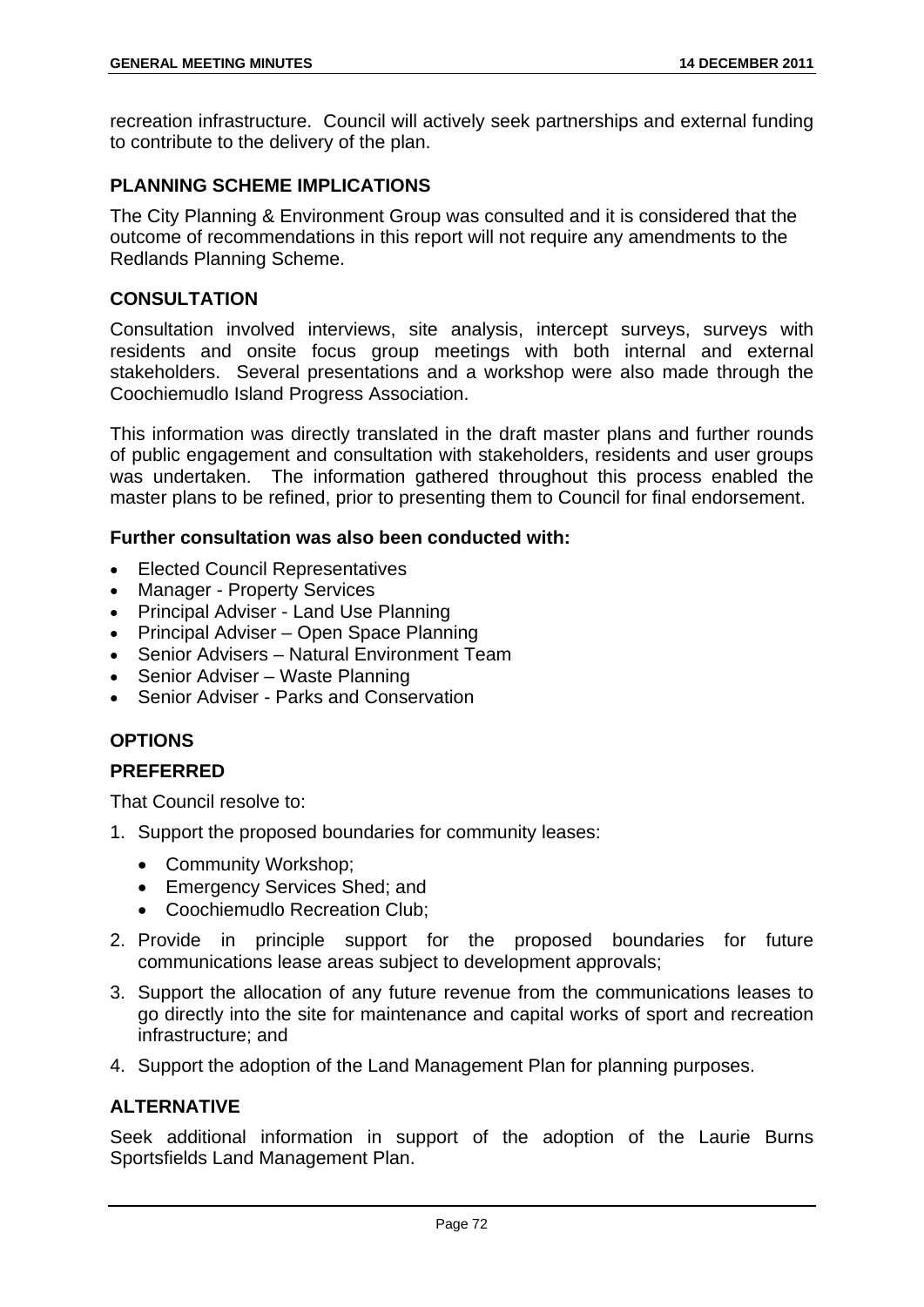recreation infrastructure. Council will actively seek partnerships and external funding to contribute to the delivery of the plan.

**PLANNING SCHEME IMPLICATIONS**

The City Planning & Environment Group was consulted and it is considered that the outcome of recommendations in this report will not require any amendments to the Redlands Planning Scheme.

**CONSULTATION**

Consultation involved interviews, site analysis, intercept surveys, surveys with residents and onsite focus group meetings with both internal and external stakeholders. Several presentations and a workshop were also made through the Coochiemudlo Island Progress Association.

This information was directly translated in the draft master plans and further rounds of public engagement and consultation with stakeholders, residents and user groups was undertaken. The information gathered throughout this process enabled the master plans to be refined, prior to presenting them to Council for final endorsement.

**Further consultation was also been conducted with:**

- Elected Council Representatives
- Manager - Property Services
- Principal Adviser - Land Use Planning
- Principal Adviser – Open Space Planning
- Senior Advisers – Natural Environment Team
- Senior Adviser – Waste Planning
- Senior Adviser - Parks and Conservation

**OPTIONS**

**PREFERRED**

That Council resolve to:

1. Support the proposed boundaries for community leases:
   - Community Workshop;
   - Emergency Services Shed; and
   - Coochiemudlo Recreation Club;
2. Provide in principle support for the proposed boundaries for future communications lease areas subject to development approvals;
3. Support the allocation of any future revenue from the communications leases to go directly into the site for maintenance and capital works of sport and recreation infrastructure; and
4. Support the adoption of the Land Management Plan for planning purposes.

**ALTERNATIVE**

Seek additional information in support of the adoption of the Laurie Burns Sportsfields Land Management Plan.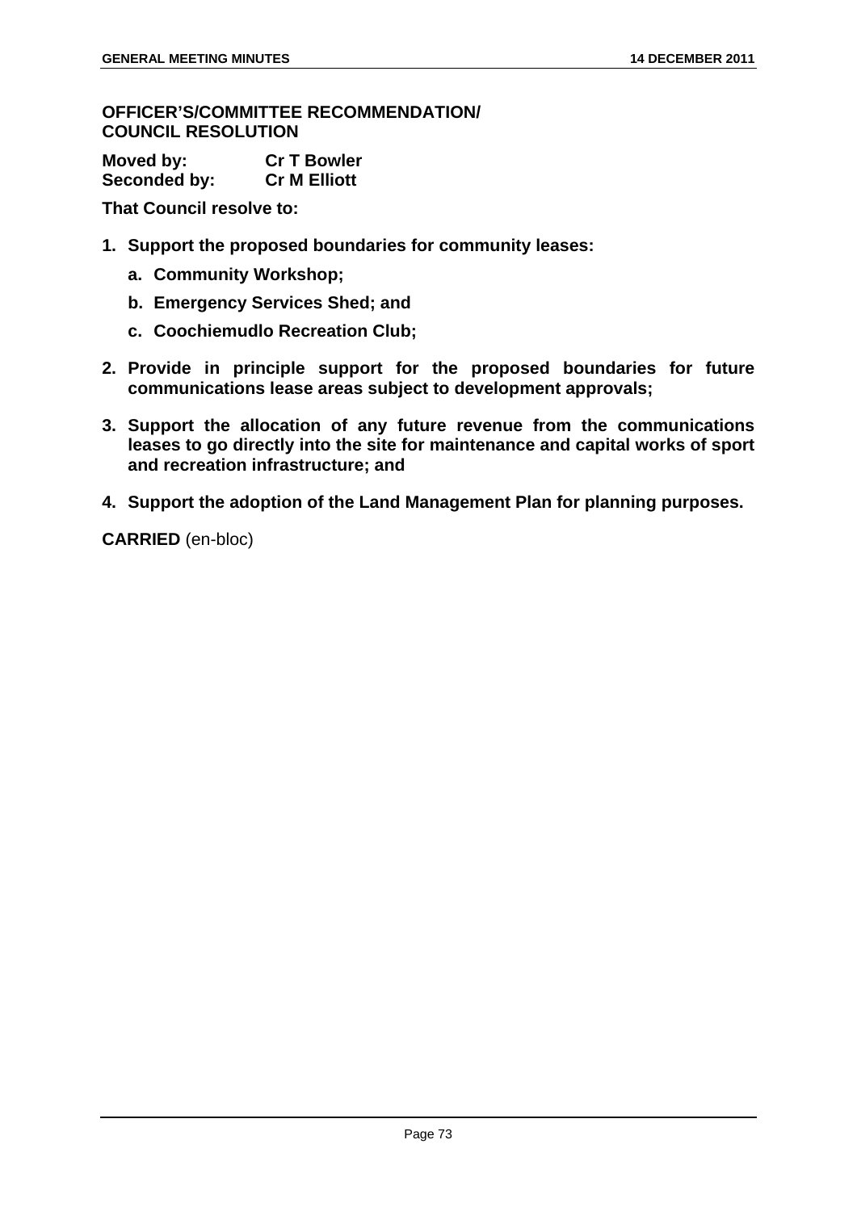**OFFICER'S/COMMITTEE RECOMMENDATION/ COUNCIL RESOLUTION**

**Moved by: Cr T Bowler**
**Seconded by: Cr M Elliott**

**That Council resolve to:**

1. **Support the proposed boundaries for community leases:**
   a. **Community Workshop;**
   b. **Emergency Services Shed; and**
   c. **Coochiemudlo Recreation Club;**
2. **Provide in principle support for the proposed boundaries for future communications lease areas subject to development approvals;**
3. **Support the allocation of any future revenue from the communications leases to go directly into the site for maintenance and capital works of sport and recreation infrastructure; and**
4. **Support the adoption of the Land Management Plan for planning purposes.**

**CARRIED** (en-bloc)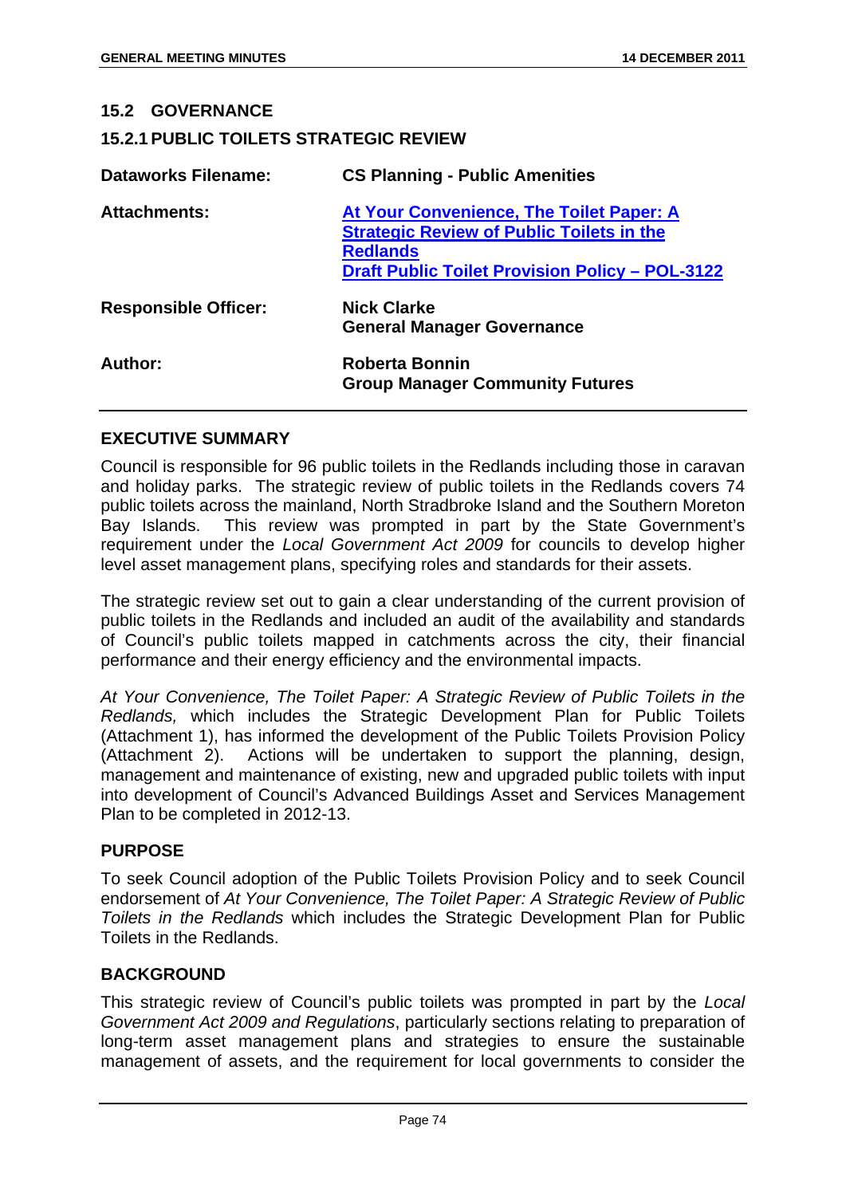## 15.2 GOVERNANCE

### 15.2.1 PUBLIC TOILETS STRATEGIC REVIEW

| | |
|---|---|
| **Dataworks Filename:** | **CS Planning - Public Amenities** |
| **Attachments:** | **At Your Convenience, The Toilet Paper: A Strategic Review of Public Toilets in the Redlands**<br>**Draft Public Toilet Provision Policy – POL-3122** |
| **Responsible Officer:** | **Nick Clarke**<br>**General Manager Governance** |
| **Author:** | **Roberta Bonnin**<br>**Group Manager Community Futures** |

### EXECUTIVE SUMMARY

Council is responsible for 96 public toilets in the Redlands including those in caravan and holiday parks. The strategic review of public toilets in the Redlands covers 74 public toilets across the mainland, North Stradbroke Island and the Southern Moreton Bay Islands. This review was prompted in part by the State Government's requirement under the *Local Government Act 2009* for councils to develop higher level asset management plans, specifying roles and standards for their assets.

The strategic review set out to gain a clear understanding of the current provision of public toilets in the Redlands and included an audit of the availability and standards of Council's public toilets mapped in catchments across the city, their financial performance and their energy efficiency and the environmental impacts.

*At Your Convenience, The Toilet Paper: A Strategic Review of Public Toilets in the Redlands,* which includes the Strategic Development Plan for Public Toilets (Attachment 1), has informed the development of the Public Toilets Provision Policy (Attachment 2). Actions will be undertaken to support the planning, design, management and maintenance of existing, new and upgraded public toilets with input into development of Council's Advanced Buildings Asset and Services Management Plan to be completed in 2012-13.

### PURPOSE

To seek Council adoption of the Public Toilets Provision Policy and to seek Council endorsement of *At Your Convenience, The Toilet Paper: A Strategic Review of Public Toilets in the Redlands* which includes the Strategic Development Plan for Public Toilets in the Redlands.

### BACKGROUND

This strategic review of Council's public toilets was prompted in part by the *Local Government Act 2009 and Regulations*, particularly sections relating to preparation of long-term asset management plans and strategies to ensure the sustainable management of assets, and the requirement for local governments to consider the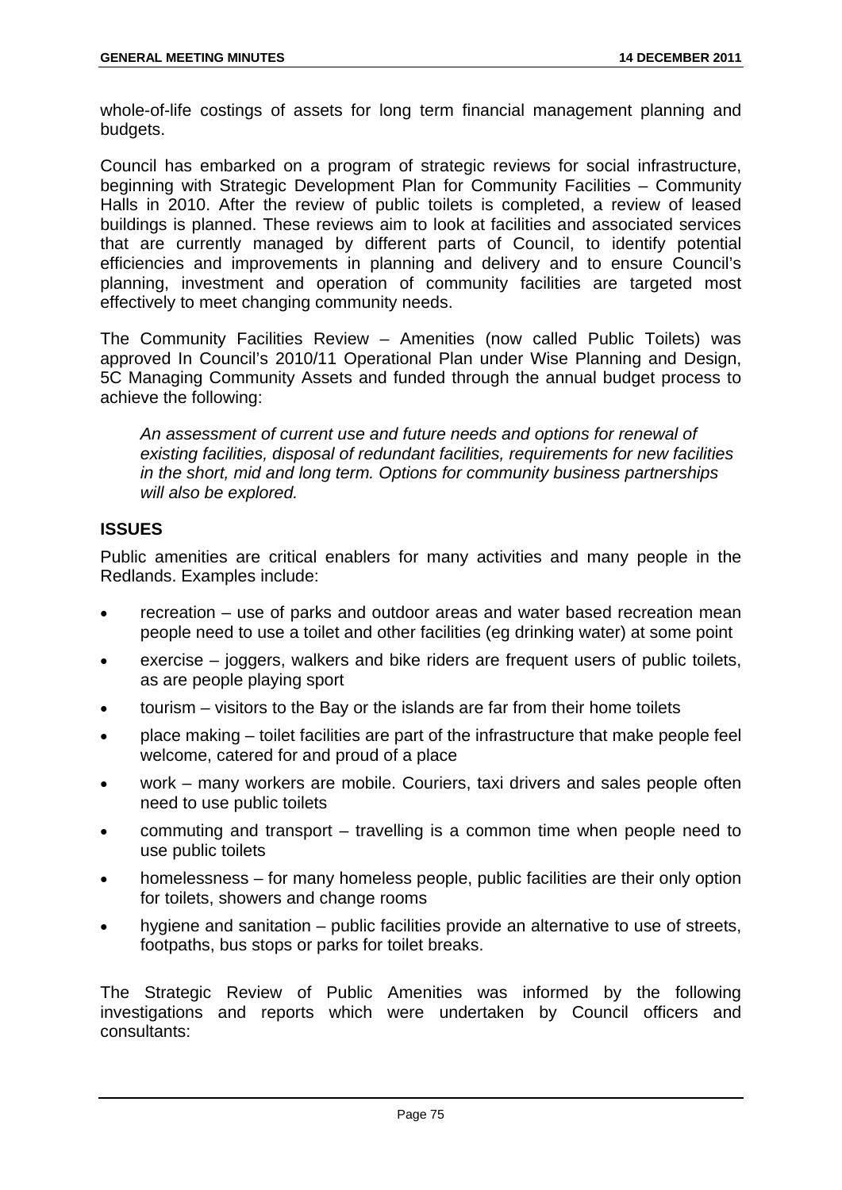whole-of-life costings of assets for long term financial management planning and budgets.

Council has embarked on a program of strategic reviews for social infrastructure, beginning with Strategic Development Plan for Community Facilities – Community Halls in 2010. After the review of public toilets is completed, a review of leased buildings is planned. These reviews aim to look at facilities and associated services that are currently managed by different parts of Council, to identify potential efficiencies and improvements in planning and delivery and to ensure Council's planning, investment and operation of community facilities are targeted most effectively to meet changing community needs.

The Community Facilities Review – Amenities (now called Public Toilets) was approved In Council's 2010/11 Operational Plan under Wise Planning and Design, 5C Managing Community Assets and funded through the annual budget process to achieve the following:

*An assessment of current use and future needs and options for renewal of existing facilities, disposal of redundant facilities, requirements for new facilities in the short, mid and long term. Options for community business partnerships will also be explored.*

## ISSUES

Public amenities are critical enablers for many activities and many people in the Redlands. Examples include:

- recreation – use of parks and outdoor areas and water based recreation mean people need to use a toilet and other facilities (eg drinking water) at some point
- exercise – joggers, walkers and bike riders are frequent users of public toilets, as are people playing sport
- tourism – visitors to the Bay or the islands are far from their home toilets
- place making – toilet facilities are part of the infrastructure that make people feel welcome, catered for and proud of a place
- work – many workers are mobile. Couriers, taxi drivers and sales people often need to use public toilets
- commuting and transport – travelling is a common time when people need to use public toilets
- homelessness – for many homeless people, public facilities are their only option for toilets, showers and change rooms
- hygiene and sanitation – public facilities provide an alternative to use of streets, footpaths, bus stops or parks for toilet breaks.

The Strategic Review of Public Amenities was informed by the following investigations and reports which were undertaken by Council officers and consultants: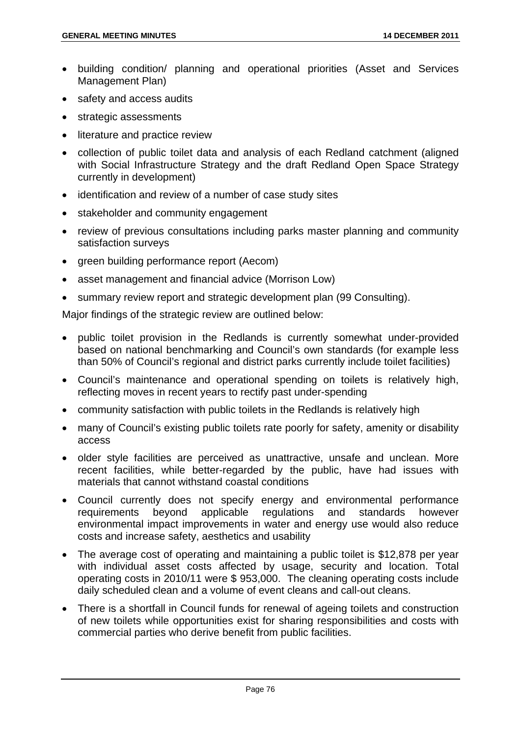- building condition/ planning and operational priorities (Asset and Services Management Plan)
- safety and access audits
- strategic assessments
- literature and practice review
- collection of public toilet data and analysis of each Redland catchment (aligned with Social Infrastructure Strategy and the draft Redland Open Space Strategy currently in development)
- identification and review of a number of case study sites
- stakeholder and community engagement
- review of previous consultations including parks master planning and community satisfaction surveys
- green building performance report (Aecom)
- asset management and financial advice (Morrison Low)
- summary review report and strategic development plan (99 Consulting).

Major findings of the strategic review are outlined below:

- public toilet provision in the Redlands is currently somewhat under-provided based on national benchmarking and Council's own standards (for example less than 50% of Council's regional and district parks currently include toilet facilities)
- Council's maintenance and operational spending on toilets is relatively high, reflecting moves in recent years to rectify past under-spending
- community satisfaction with public toilets in the Redlands is relatively high
- many of Council's existing public toilets rate poorly for safety, amenity or disability access
- older style facilities are perceived as unattractive, unsafe and unclean. More recent facilities, while better-regarded by the public, have had issues with materials that cannot withstand coastal conditions
- Council currently does not specify energy and environmental performance requirements beyond applicable regulations and standards however environmental impact improvements in water and energy use would also reduce costs and increase safety, aesthetics and usability
- The average cost of operating and maintaining a public toilet is $12,878 per year with individual asset costs affected by usage, security and location. Total operating costs in 2010/11 were $ 953,000. The cleaning operating costs include daily scheduled clean and a volume of event cleans and call-out cleans.
- There is a shortfall in Council funds for renewal of ageing toilets and construction of new toilets while opportunities exist for sharing responsibilities and costs with commercial parties who derive benefit from public facilities.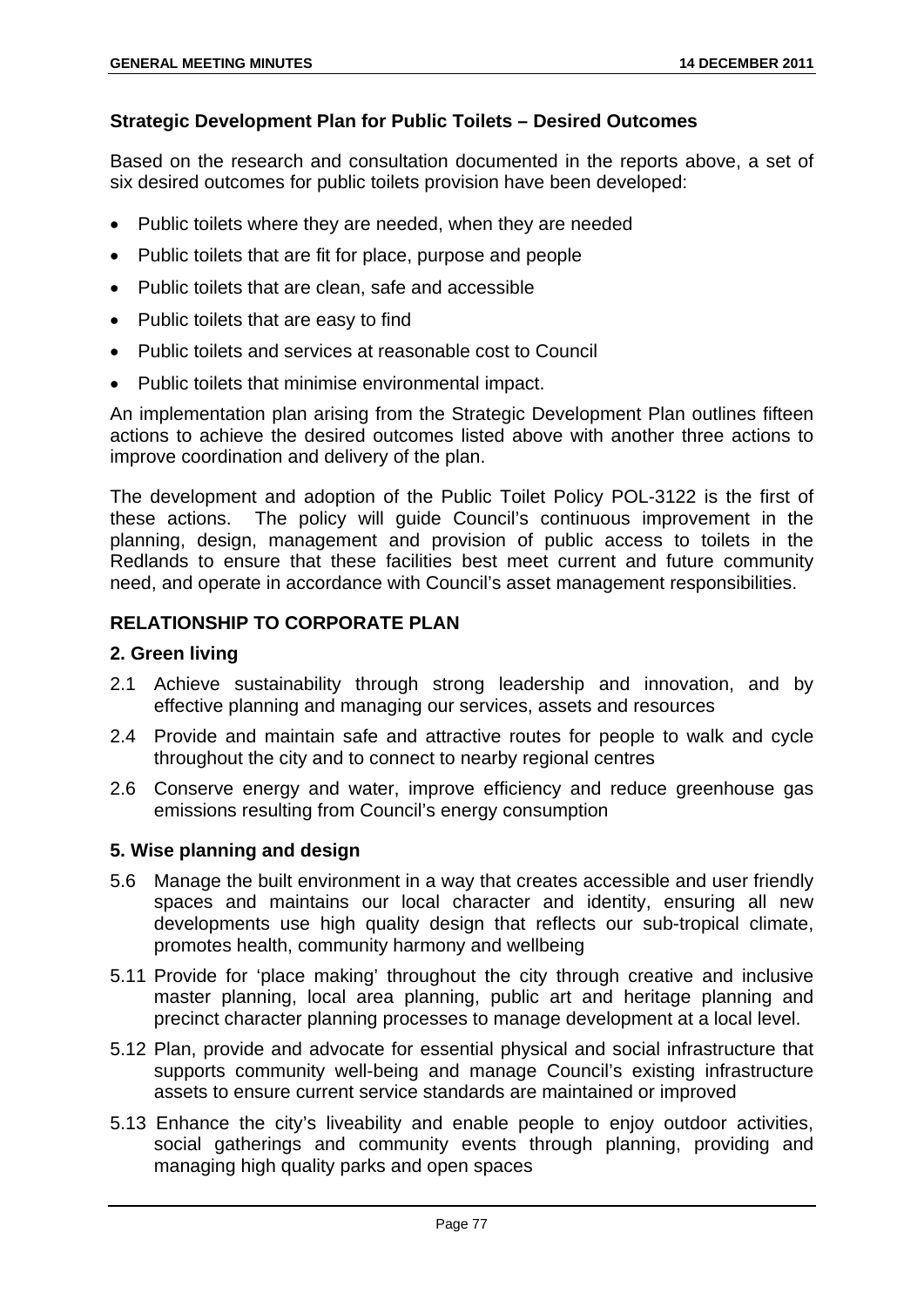### Strategic Development Plan for Public Toilets – Desired Outcomes

Based on the research and consultation documented in the reports above, a set of six desired outcomes for public toilets provision have been developed:

- Public toilets where they are needed, when they are needed
- Public toilets that are fit for place, purpose and people
- Public toilets that are clean, safe and accessible
- Public toilets that are easy to find
- Public toilets and services at reasonable cost to Council
- Public toilets that minimise environmental impact.

An implementation plan arising from the Strategic Development Plan outlines fifteen actions to achieve the desired outcomes listed above with another three actions to improve coordination and delivery of the plan.

The development and adoption of the Public Toilet Policy POL-3122 is the first of these actions. The policy will guide Council's continuous improvement in the planning, design, management and provision of public access to toilets in the Redlands to ensure that these facilities best meet current and future community need, and operate in accordance with Council's asset management responsibilities.

## RELATIONSHIP TO CORPORATE PLAN

### 2. Green living

2.1 Achieve sustainability through strong leadership and innovation, and by effective planning and managing our services, assets and resources

2.4 Provide and maintain safe and attractive routes for people to walk and cycle throughout the city and to connect to nearby regional centres

2.6 Conserve energy and water, improve efficiency and reduce greenhouse gas emissions resulting from Council's energy consumption

### 5. Wise planning and design

5.6 Manage the built environment in a way that creates accessible and user friendly spaces and maintains our local character and identity, ensuring all new developments use high quality design that reflects our sub-tropical climate, promotes health, community harmony and wellbeing

5.11 Provide for 'place making' throughout the city through creative and inclusive master planning, local area planning, public art and heritage planning and precinct character planning processes to manage development at a local level.

5.12 Plan, provide and advocate for essential physical and social infrastructure that supports community well-being and manage Council's existing infrastructure assets to ensure current service standards are maintained or improved

5.13 Enhance the city's liveability and enable people to enjoy outdoor activities, social gatherings and community events through planning, providing and managing high quality parks and open spaces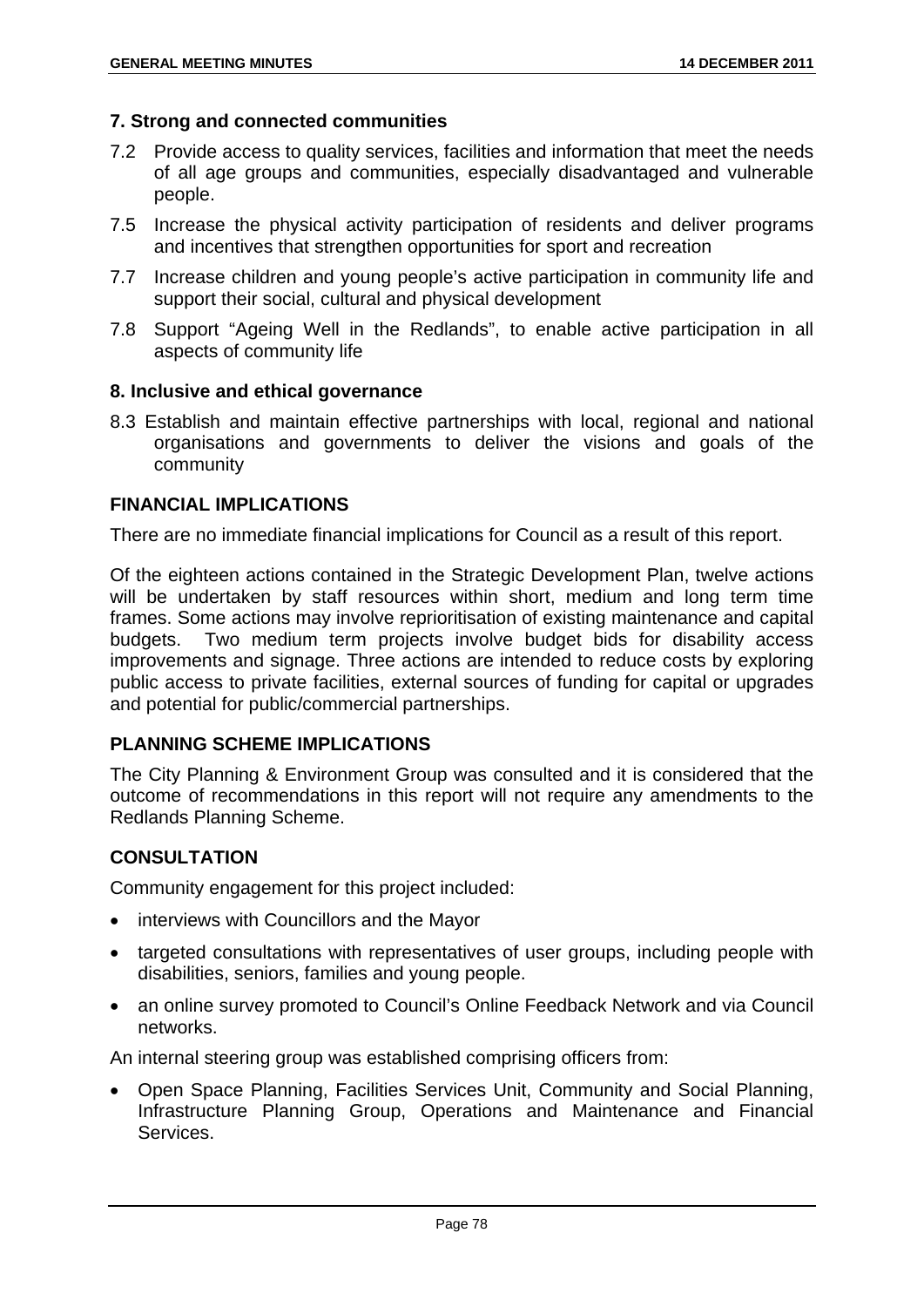### 7. Strong and connected communities

7.2 Provide access to quality services, facilities and information that meet the needs of all age groups and communities, especially disadvantaged and vulnerable people.

7.5 Increase the physical activity participation of residents and deliver programs and incentives that strengthen opportunities for sport and recreation

7.7 Increase children and young people's active participation in community life and support their social, cultural and physical development

7.8 Support "Ageing Well in the Redlands", to enable active participation in all aspects of community life

### 8. Inclusive and ethical governance

8.3 Establish and maintain effective partnerships with local, regional and national organisations and governments to deliver the visions and goals of the community

### FINANCIAL IMPLICATIONS

There are no immediate financial implications for Council as a result of this report.

Of the eighteen actions contained in the Strategic Development Plan, twelve actions will be undertaken by staff resources within short, medium and long term time frames. Some actions may involve reprioritisation of existing maintenance and capital budgets. Two medium term projects involve budget bids for disability access improvements and signage. Three actions are intended to reduce costs by exploring public access to private facilities, external sources of funding for capital or upgrades and potential for public/commercial partnerships.

### PLANNING SCHEME IMPLICATIONS

The City Planning & Environment Group was consulted and it is considered that the outcome of recommendations in this report will not require any amendments to the Redlands Planning Scheme.

### CONSULTATION

Community engagement for this project included:

- interviews with Councillors and the Mayor
- targeted consultations with representatives of user groups, including people with disabilities, seniors, families and young people.
- an online survey promoted to Council's Online Feedback Network and via Council networks.

An internal steering group was established comprising officers from:

- Open Space Planning, Facilities Services Unit, Community and Social Planning, Infrastructure Planning Group, Operations and Maintenance and Financial Services.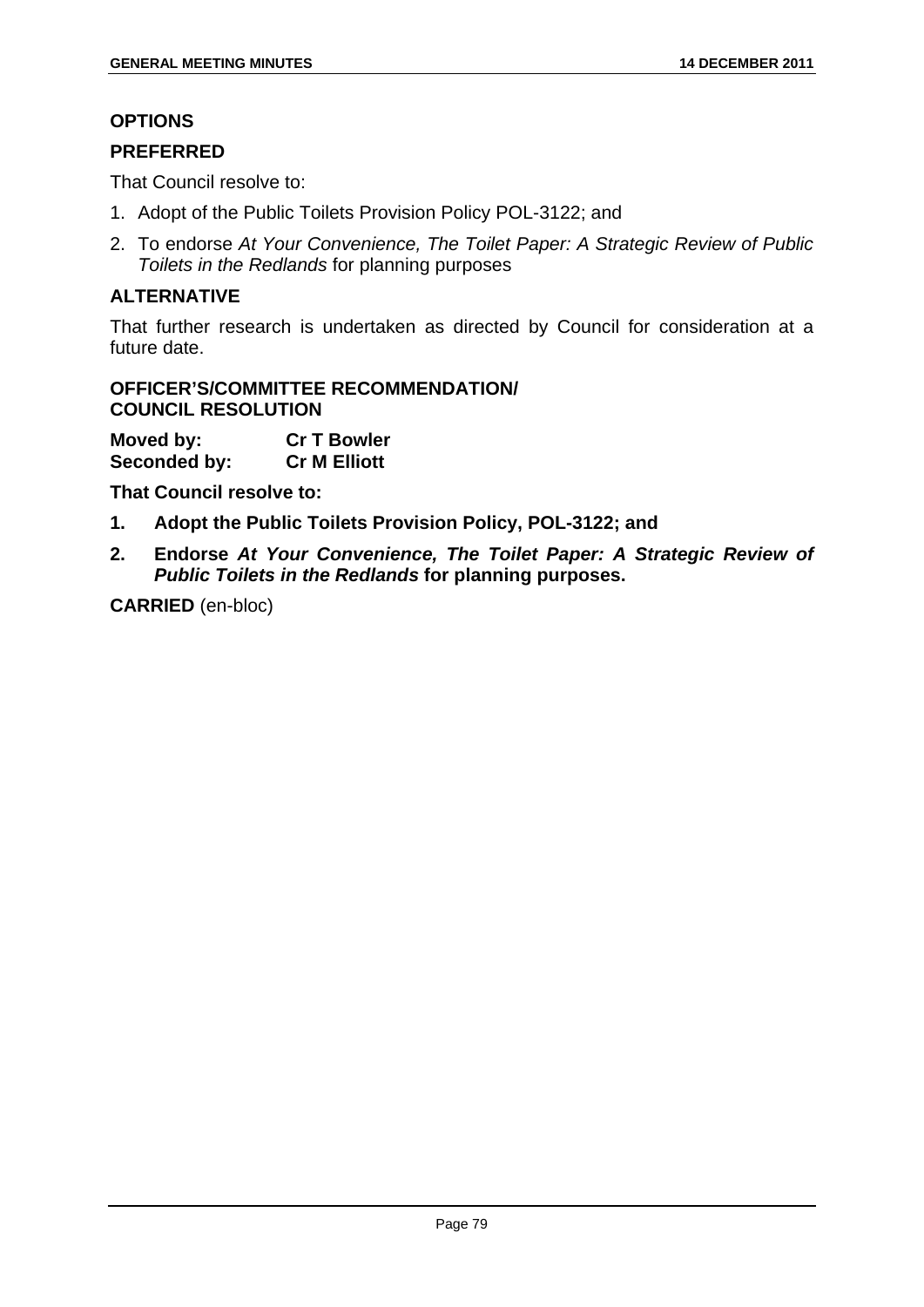## OPTIONS

### PREFERRED

That Council resolve to:

1. Adopt of the Public Toilets Provision Policy POL-3122; and
2. To endorse *At Your Convenience, The Toilet Paper: A Strategic Review of Public Toilets in the Redlands* for planning purposes

### ALTERNATIVE

That further research is undertaken as directed by Council for consideration at a future date.

**OFFICER'S/COMMITTEE RECOMMENDATION/ COUNCIL RESOLUTION**

**Moved by:** **Cr T Bowler**
**Seconded by:** **Cr M Elliott**

**That Council resolve to:**

1. **Adopt the Public Toilets Provision Policy, POL-3122; and**
2. **Endorse *At Your Convenience, The Toilet Paper: A Strategic Review of Public Toilets in the Redlands* for planning purposes.**

**CARRIED** (en-bloc)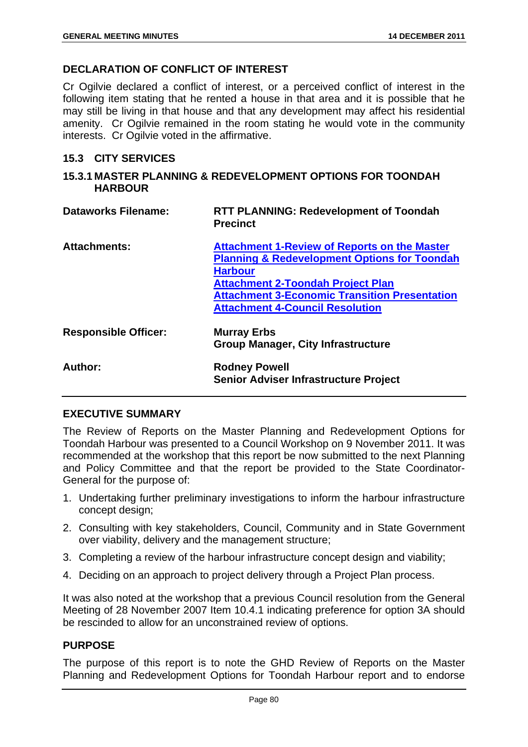## DECLARATION OF CONFLICT OF INTEREST

Cr Ogilvie declared a conflict of interest, or a perceived conflict of interest in the following item stating that he rented a house in that area and it is possible that he may still be living in that house and that any development may affect his residential amenity. Cr Ogilvie remained in the room stating he would vote in the community interests. Cr Ogilvie voted in the affirmative.

## 15.3 CITY SERVICES

### 15.3.1 MASTER PLANNING & REDEVELOPMENT OPTIONS FOR TOONDAH HARBOUR

| | |
|---|---|
| **Dataworks Filename:** | **RTT PLANNING: Redevelopment of Toondah Precinct** |
| **Attachments:** | **Attachment 1-Review of Reports on the Master Planning & Redevelopment Options for Toondah Harbour**<br>**Attachment 2-Toondah Project Plan**<br>**Attachment 3-Economic Transition Presentation**<br>**Attachment 4-Council Resolution** |
| **Responsible Officer:** | **Murray Erbs**<br>**Group Manager, City Infrastructure** |
| **Author:** | **Rodney Powell**<br>**Senior Adviser Infrastructure Project** |

## EXECUTIVE SUMMARY

The Review of Reports on the Master Planning and Redevelopment Options for Toondah Harbour was presented to a Council Workshop on 9 November 2011. It was recommended at the workshop that this report be now submitted to the next Planning and Policy Committee and that the report be provided to the State Coordinator-General for the purpose of:

1. Undertaking further preliminary investigations to inform the harbour infrastructure concept design;
2. Consulting with key stakeholders, Council, Community and in State Government over viability, delivery and the management structure;
3. Completing a review of the harbour infrastructure concept design and viability;
4. Deciding on an approach to project delivery through a Project Plan process.

It was also noted at the workshop that a previous Council resolution from the General Meeting of 28 November 2007 Item 10.4.1 indicating preference for option 3A should be rescinded to allow for an unconstrained review of options.

## PURPOSE

The purpose of this report is to note the GHD Review of Reports on the Master Planning and Redevelopment Options for Toondah Harbour report and to endorse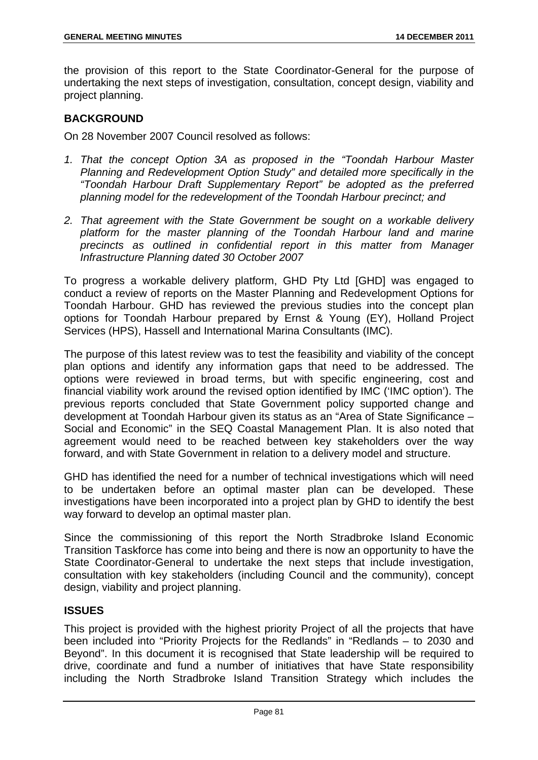the provision of this report to the State Coordinator-General for the purpose of undertaking the next steps of investigation, consultation, concept design, viability and project planning.

## BACKGROUND

On 28 November 2007 Council resolved as follows:

1. *That the concept Option 3A as proposed in the "Toondah Harbour Master Planning and Redevelopment Option Study" and detailed more specifically in the "Toondah Harbour Draft Supplementary Report" be adopted as the preferred planning model for the redevelopment of the Toondah Harbour precinct; and*
2. *That agreement with the State Government be sought on a workable delivery platform for the master planning of the Toondah Harbour land and marine precincts as outlined in confidential report in this matter from Manager Infrastructure Planning dated 30 October 2007*

To progress a workable delivery platform, GHD Pty Ltd [GHD] was engaged to conduct a review of reports on the Master Planning and Redevelopment Options for Toondah Harbour. GHD has reviewed the previous studies into the concept plan options for Toondah Harbour prepared by Ernst & Young (EY), Holland Project Services (HPS), Hassell and International Marina Consultants (IMC).

The purpose of this latest review was to test the feasibility and viability of the concept plan options and identify any information gaps that need to be addressed. The options were reviewed in broad terms, but with specific engineering, cost and financial viability work around the revised option identified by IMC ('IMC option'). The previous reports concluded that State Government policy supported change and development at Toondah Harbour given its status as an "Area of State Significance – Social and Economic" in the SEQ Coastal Management Plan. It is also noted that agreement would need to be reached between key stakeholders over the way forward, and with State Government in relation to a delivery model and structure.

GHD has identified the need for a number of technical investigations which will need to be undertaken before an optimal master plan can be developed. These investigations have been incorporated into a project plan by GHD to identify the best way forward to develop an optimal master plan.

Since the commissioning of this report the North Stradbroke Island Economic Transition Taskforce has come into being and there is now an opportunity to have the State Coordinator-General to undertake the next steps that include investigation, consultation with key stakeholders (including Council and the community), concept design, viability and project planning.

## ISSUES

This project is provided with the highest priority Project of all the projects that have been included into "Priority Projects for the Redlands" in "Redlands – to 2030 and Beyond". In this document it is recognised that State leadership will be required to drive, coordinate and fund a number of initiatives that have State responsibility including the North Stradbroke Island Transition Strategy which includes the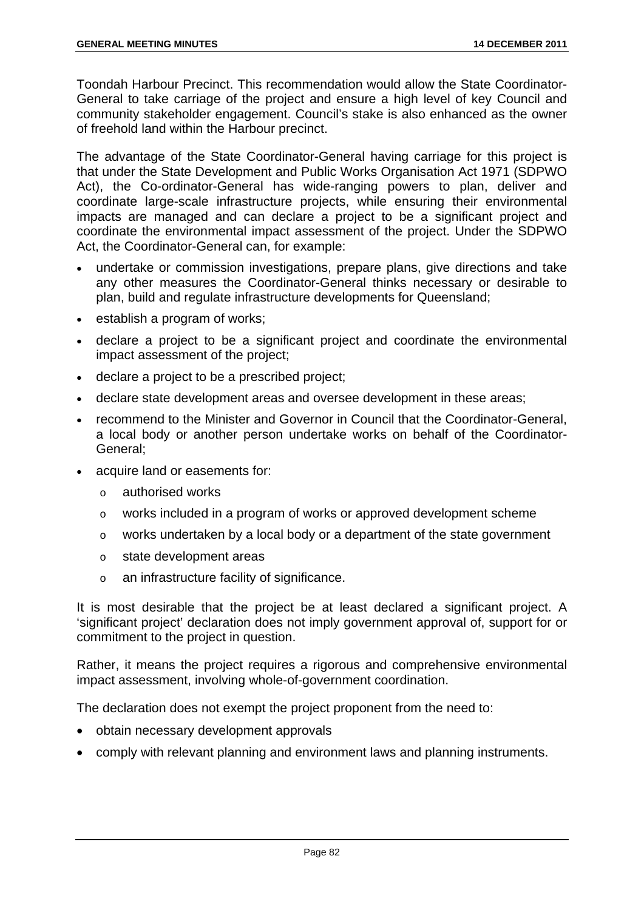Toondah Harbour Precinct. This recommendation would allow the State Coordinator-General to take carriage of the project and ensure a high level of key Council and community stakeholder engagement. Council's stake is also enhanced as the owner of freehold land within the Harbour precinct.

The advantage of the State Coordinator-General having carriage for this project is that under the State Development and Public Works Organisation Act 1971 (SDPWO Act), the Co-ordinator-General has wide-ranging powers to plan, deliver and coordinate large-scale infrastructure projects, while ensuring their environmental impacts are managed and can declare a project to be a significant project and coordinate the environmental impact assessment of the project. Under the SDPWO Act, the Coordinator-General can, for example:

- undertake or commission investigations, prepare plans, give directions and take any other measures the Coordinator-General thinks necessary or desirable to plan, build and regulate infrastructure developments for Queensland;
- establish a program of works;
- declare a project to be a significant project and coordinate the environmental impact assessment of the project;
- declare a project to be a prescribed project;
- declare state development areas and oversee development in these areas;
- recommend to the Minister and Governor in Council that the Coordinator-General, a local body or another person undertake works on behalf of the Coordinator-General;
- acquire land or easements for:
  - authorised works
  - works included in a program of works or approved development scheme
  - works undertaken by a local body or a department of the state government
  - state development areas
  - an infrastructure facility of significance.

It is most desirable that the project be at least declared a significant project. A 'significant project' declaration does not imply government approval of, support for or commitment to the project in question.

Rather, it means the project requires a rigorous and comprehensive environmental impact assessment, involving whole-of-government coordination.

The declaration does not exempt the project proponent from the need to:

- obtain necessary development approvals
- comply with relevant planning and environment laws and planning instruments.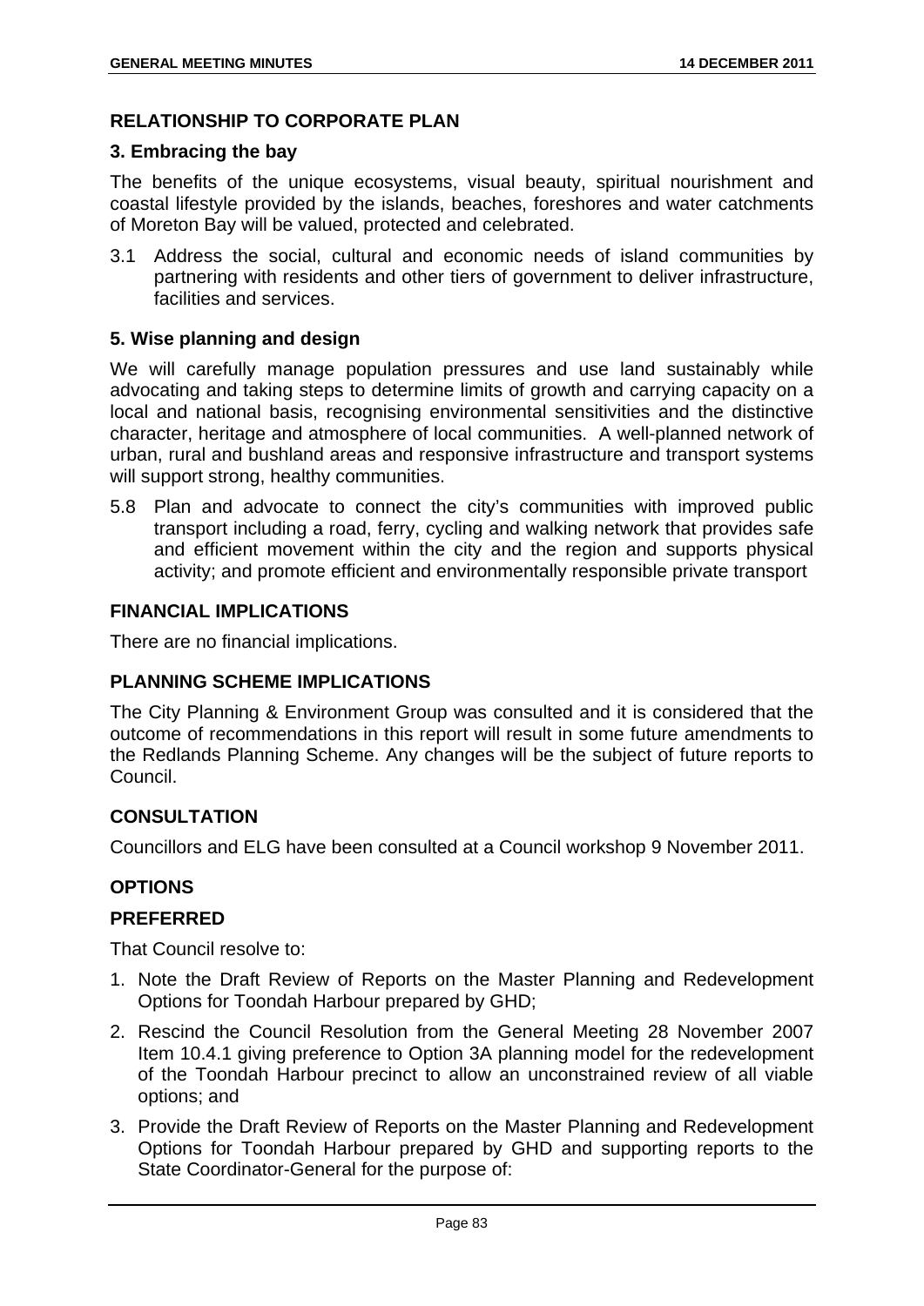## RELATIONSHIP TO CORPORATE PLAN

### 3. Embracing the bay

The benefits of the unique ecosystems, visual beauty, spiritual nourishment and coastal lifestyle provided by the islands, beaches, foreshores and water catchments of Moreton Bay will be valued, protected and celebrated.

3.1 Address the social, cultural and economic needs of island communities by partnering with residents and other tiers of government to deliver infrastructure, facilities and services.

### 5. Wise planning and design

We will carefully manage population pressures and use land sustainably while advocating and taking steps to determine limits of growth and carrying capacity on a local and national basis, recognising environmental sensitivities and the distinctive character, heritage and atmosphere of local communities. A well-planned network of urban, rural and bushland areas and responsive infrastructure and transport systems will support strong, healthy communities.

5.8 Plan and advocate to connect the city's communities with improved public transport including a road, ferry, cycling and walking network that provides safe and efficient movement within the city and the region and supports physical activity; and promote efficient and environmentally responsible private transport

## FINANCIAL IMPLICATIONS

There are no financial implications.

## PLANNING SCHEME IMPLICATIONS

The City Planning & Environment Group was consulted and it is considered that the outcome of recommendations in this report will result in some future amendments to the Redlands Planning Scheme. Any changes will be the subject of future reports to Council.

## CONSULTATION

Councillors and ELG have been consulted at a Council workshop 9 November 2011.

## OPTIONS

### PREFERRED

That Council resolve to:

1. Note the Draft Review of Reports on the Master Planning and Redevelopment Options for Toondah Harbour prepared by GHD;
2. Rescind the Council Resolution from the General Meeting 28 November 2007 Item 10.4.1 giving preference to Option 3A planning model for the redevelopment of the Toondah Harbour precinct to allow an unconstrained review of all viable options; and
3. Provide the Draft Review of Reports on the Master Planning and Redevelopment Options for Toondah Harbour prepared by GHD and supporting reports to the State Coordinator-General for the purpose of: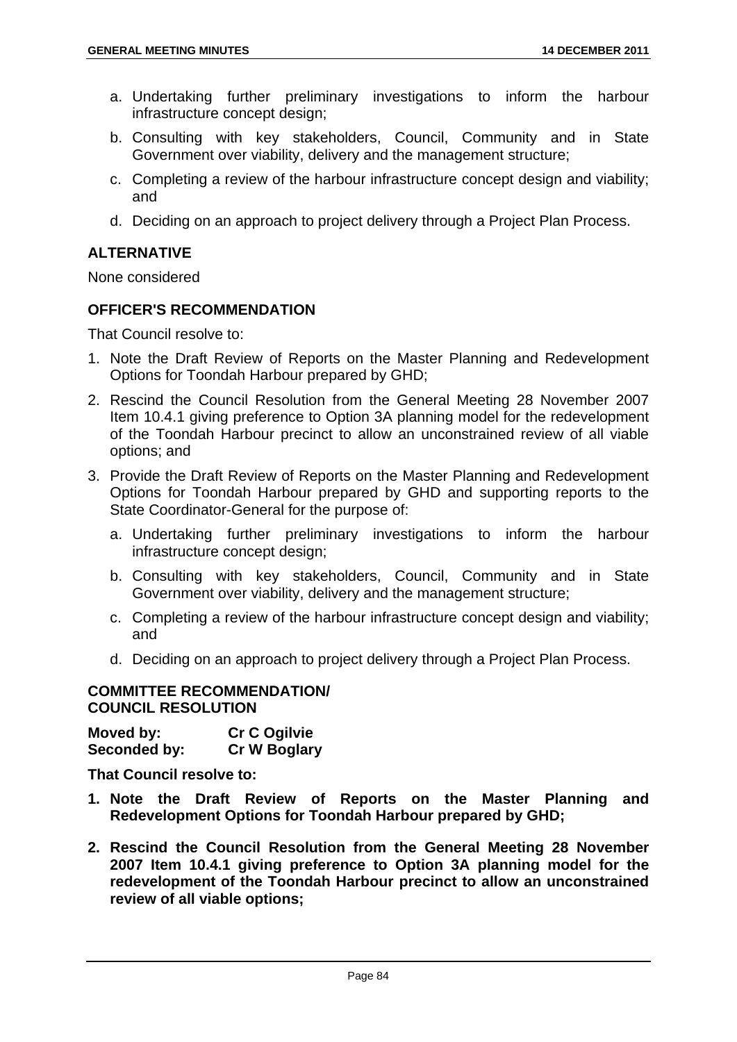a. Undertaking further preliminary investigations to inform the harbour infrastructure concept design;

b. Consulting with key stakeholders, Council, Community and in State Government over viability, delivery and the management structure;

c. Completing a review of the harbour infrastructure concept design and viability; and

d. Deciding on an approach to project delivery through a Project Plan Process.

## ALTERNATIVE

None considered

## OFFICER'S RECOMMENDATION

That Council resolve to:

1. Note the Draft Review of Reports on the Master Planning and Redevelopment Options for Toondah Harbour prepared by GHD;
2. Rescind the Council Resolution from the General Meeting 28 November 2007 Item 10.4.1 giving preference to Option 3A planning model for the redevelopment of the Toondah Harbour precinct to allow an unconstrained review of all viable options; and
3. Provide the Draft Review of Reports on the Master Planning and Redevelopment Options for Toondah Harbour prepared by GHD and supporting reports to the State Coordinator-General for the purpose of:
   a. Undertaking further preliminary investigations to inform the harbour infrastructure concept design;
   b. Consulting with key stakeholders, Council, Community and in State Government over viability, delivery and the management structure;
   c. Completing a review of the harbour infrastructure concept design and viability; and
   d. Deciding on an approach to project delivery through a Project Plan Process.

## COMMITTEE RECOMMENDATION/ COUNCIL RESOLUTION

**Moved by:** **Cr C Ogilvie**
**Seconded by:** **Cr W Boglary**

**That Council resolve to:**

1. **Note the Draft Review of Reports on the Master Planning and Redevelopment Options for Toondah Harbour prepared by GHD;**
2. **Rescind the Council Resolution from the General Meeting 28 November 2007 Item 10.4.1 giving preference to Option 3A planning model for the redevelopment of the Toondah Harbour precinct to allow an unconstrained review of all viable options;**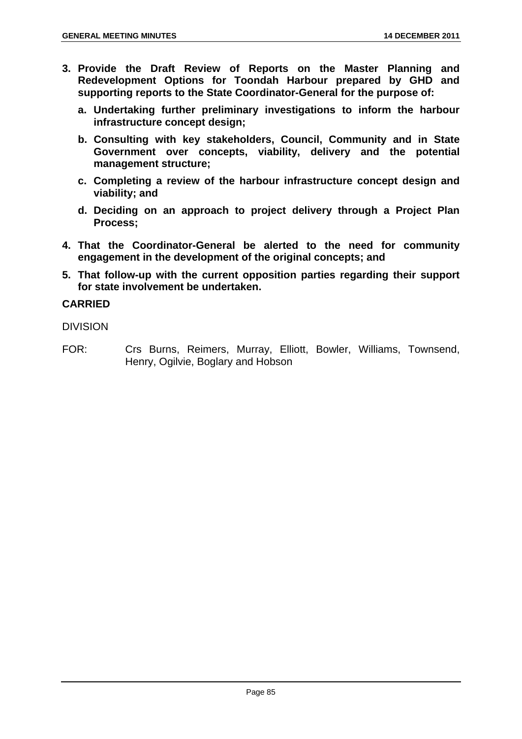3. **Provide the Draft Review of Reports on the Master Planning and Redevelopment Options for Toondah Harbour prepared by GHD and supporting reports to the State Coordinator-General for the purpose of:**
   a. **Undertaking further preliminary investigations to inform the harbour infrastructure concept design;**
   b. **Consulting with key stakeholders, Council, Community and in State Government over concepts, viability, delivery and the potential management structure;**
   c. **Completing a review of the harbour infrastructure concept design and viability; and**
   d. **Deciding on an approach to project delivery through a Project Plan Process;**
4. **That the Coordinator-General be alerted to the need for community engagement in the development of the original concepts; and**
5. **That follow-up with the current opposition parties regarding their support for state involvement be undertaken.**

**CARRIED**

DIVISION

FOR: Crs Burns, Reimers, Murray, Elliott, Bowler, Williams, Townsend, Henry, Ogilvie, Boglary and Hobson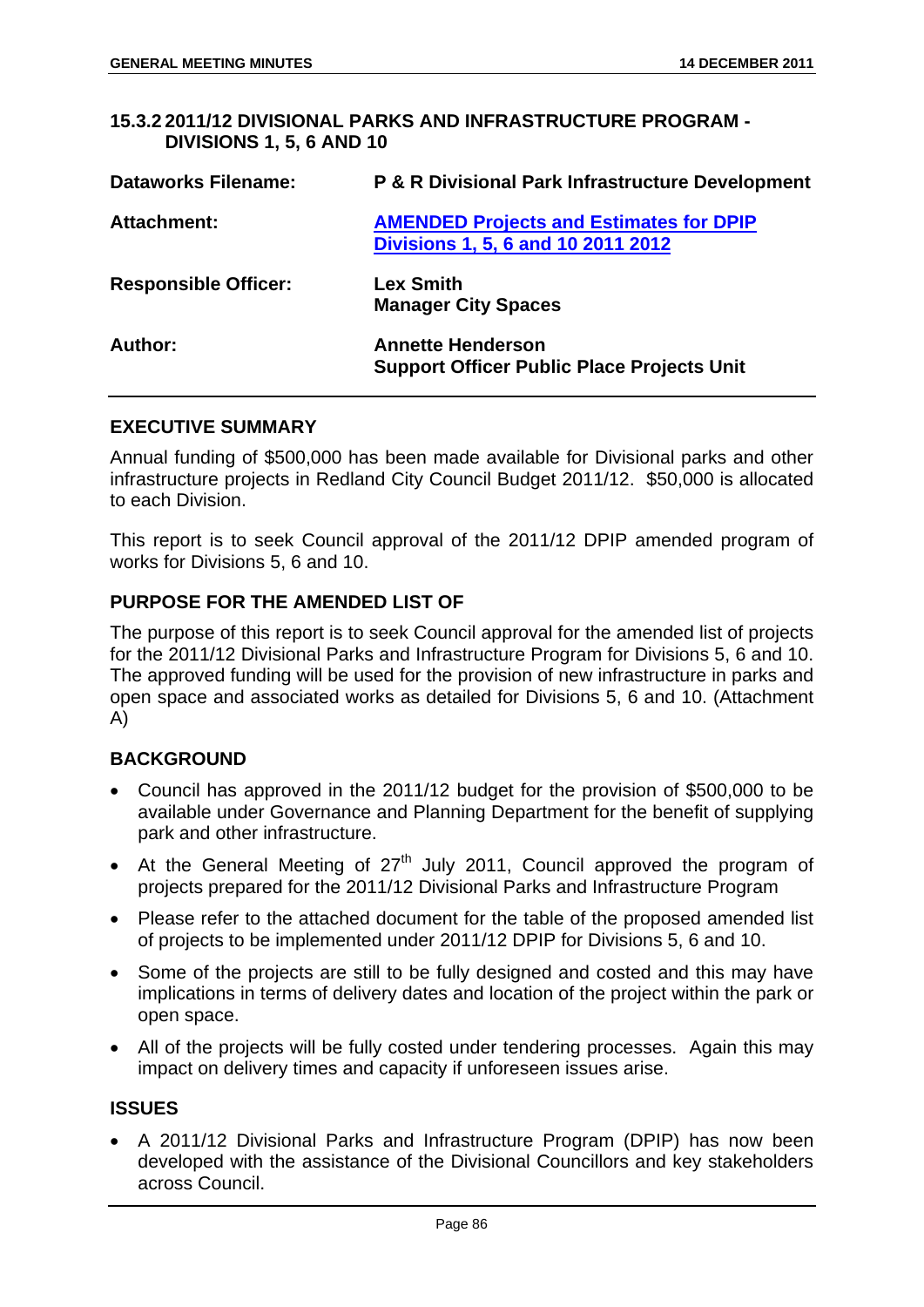## 15.3.2 2011/12 DIVISIONAL PARKS AND INFRASTRUCTURE PROGRAM - DIVISIONS 1, 5, 6 AND 10

| | |
|---|---|
| **Dataworks Filename:** | **P & R Divisional Park Infrastructure Development** |
| **Attachment:** | **AMENDED Projects and Estimates for DPIP Divisions 1, 5, 6 and 10 2011 2012** |
| **Responsible Officer:** | **Lex Smith**<br>**Manager City Spaces** |
| **Author:** | **Annette Henderson**<br>**Support Officer Public Place Projects Unit** |

### EXECUTIVE SUMMARY

Annual funding of $500,000 has been made available for Divisional parks and other infrastructure projects in Redland City Council Budget 2011/12. $50,000 is allocated to each Division.

This report is to seek Council approval of the 2011/12 DPIP amended program of works for Divisions 5, 6 and 10.

### PURPOSE FOR THE AMENDED LIST OF

The purpose of this report is to seek Council approval for the amended list of projects for the 2011/12 Divisional Parks and Infrastructure Program for Divisions 5, 6 and 10. The approved funding will be used for the provision of new infrastructure in parks and open space and associated works as detailed for Divisions 5, 6 and 10. (Attachment A)

### BACKGROUND

- Council has approved in the 2011/12 budget for the provision of $500,000 to be available under Governance and Planning Department for the benefit of supplying park and other infrastructure.
- At the General Meeting of 27th July 2011, Council approved the program of projects prepared for the 2011/12 Divisional Parks and Infrastructure Program
- Please refer to the attached document for the table of the proposed amended list of projects to be implemented under 2011/12 DPIP for Divisions 5, 6 and 10.
- Some of the projects are still to be fully designed and costed and this may have implications in terms of delivery dates and location of the project within the park or open space.
- All of the projects will be fully costed under tendering processes. Again this may impact on delivery times and capacity if unforeseen issues arise.

### ISSUES

- A 2011/12 Divisional Parks and Infrastructure Program (DPIP) has now been developed with the assistance of the Divisional Councillors and key stakeholders across Council.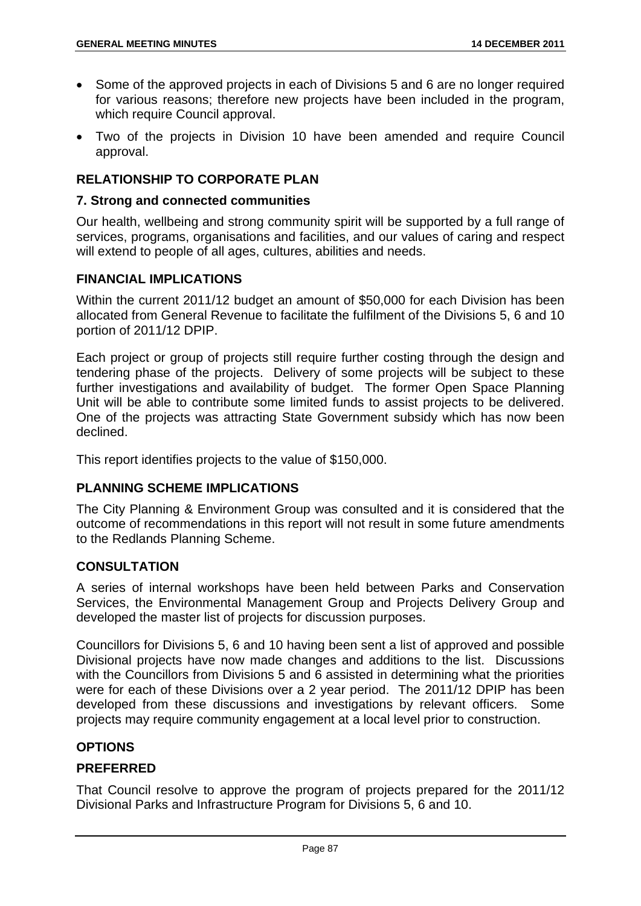- Some of the approved projects in each of Divisions 5 and 6 are no longer required for various reasons; therefore new projects have been included in the program, which require Council approval.
- Two of the projects in Division 10 have been amended and require Council approval.

## RELATIONSHIP TO CORPORATE PLAN

### 7. Strong and connected communities

Our health, wellbeing and strong community spirit will be supported by a full range of services, programs, organisations and facilities, and our values of caring and respect will extend to people of all ages, cultures, abilities and needs.

## FINANCIAL IMPLICATIONS

Within the current 2011/12 budget an amount of $50,000 for each Division has been allocated from General Revenue to facilitate the fulfilment of the Divisions 5, 6 and 10 portion of 2011/12 DPIP.

Each project or group of projects still require further costing through the design and tendering phase of the projects. Delivery of some projects will be subject to these further investigations and availability of budget. The former Open Space Planning Unit will be able to contribute some limited funds to assist projects to be delivered. One of the projects was attracting State Government subsidy which has now been declined.

This report identifies projects to the value of $150,000.

## PLANNING SCHEME IMPLICATIONS

The City Planning & Environment Group was consulted and it is considered that the outcome of recommendations in this report will not result in some future amendments to the Redlands Planning Scheme.

## CONSULTATION

A series of internal workshops have been held between Parks and Conservation Services, the Environmental Management Group and Projects Delivery Group and developed the master list of projects for discussion purposes.

Councillors for Divisions 5, 6 and 10 having been sent a list of approved and possible Divisional projects have now made changes and additions to the list. Discussions with the Councillors from Divisions 5 and 6 assisted in determining what the priorities were for each of these Divisions over a 2 year period. The 2011/12 DPIP has been developed from these discussions and investigations by relevant officers. Some projects may require community engagement at a local level prior to construction.

## OPTIONS

### PREFERRED

That Council resolve to approve the program of projects prepared for the 2011/12 Divisional Parks and Infrastructure Program for Divisions 5, 6 and 10.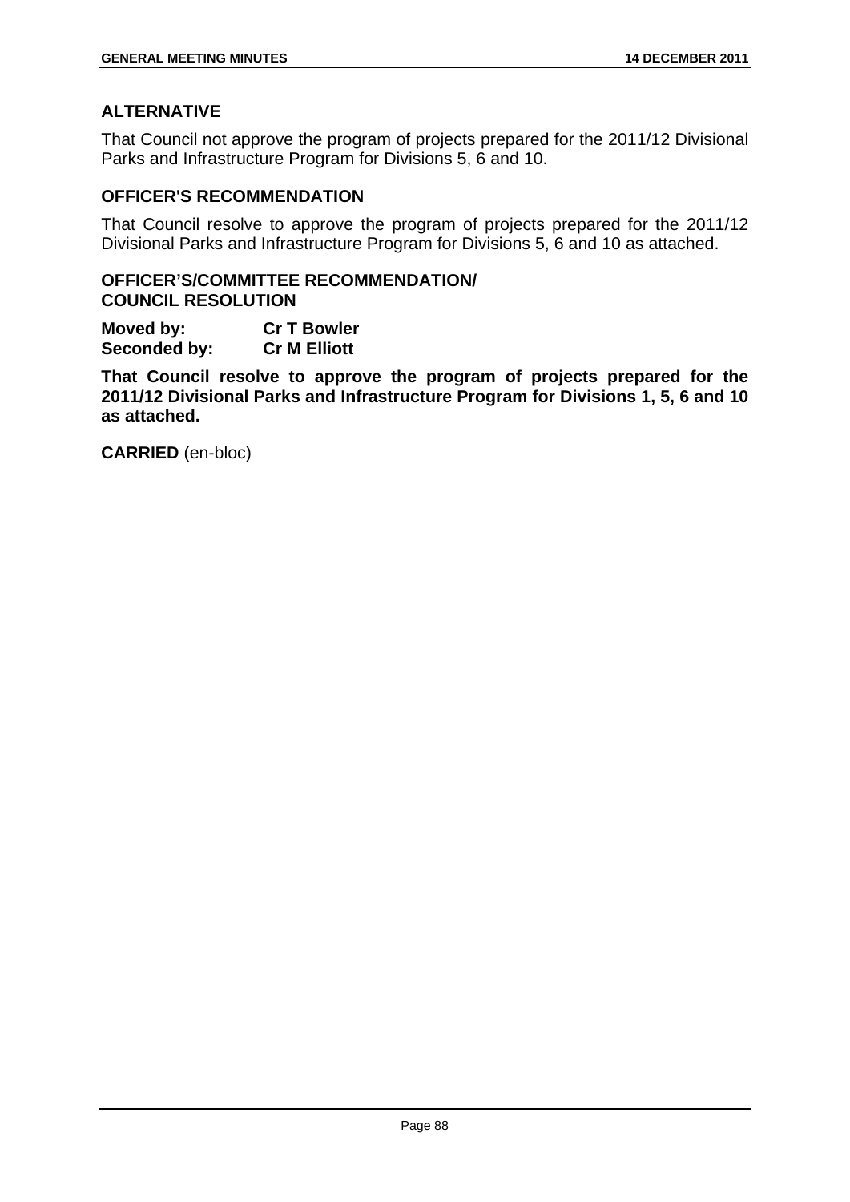## ALTERNATIVE

That Council not approve the program of projects prepared for the 2011/12 Divisional Parks and Infrastructure Program for Divisions 5, 6 and 10.

## OFFICER'S RECOMMENDATION

That Council resolve to approve the program of projects prepared for the 2011/12 Divisional Parks and Infrastructure Program for Divisions 5, 6 and 10 as attached.

## OFFICER'S/COMMITTEE RECOMMENDATION/ COUNCIL RESOLUTION

**Moved by:** **Cr T Bowler**
**Seconded by:** **Cr M Elliott**

**That Council resolve to approve the program of projects prepared for the 2011/12 Divisional Parks and Infrastructure Program for Divisions 1, 5, 6 and 10 as attached.**

**CARRIED** (en-bloc)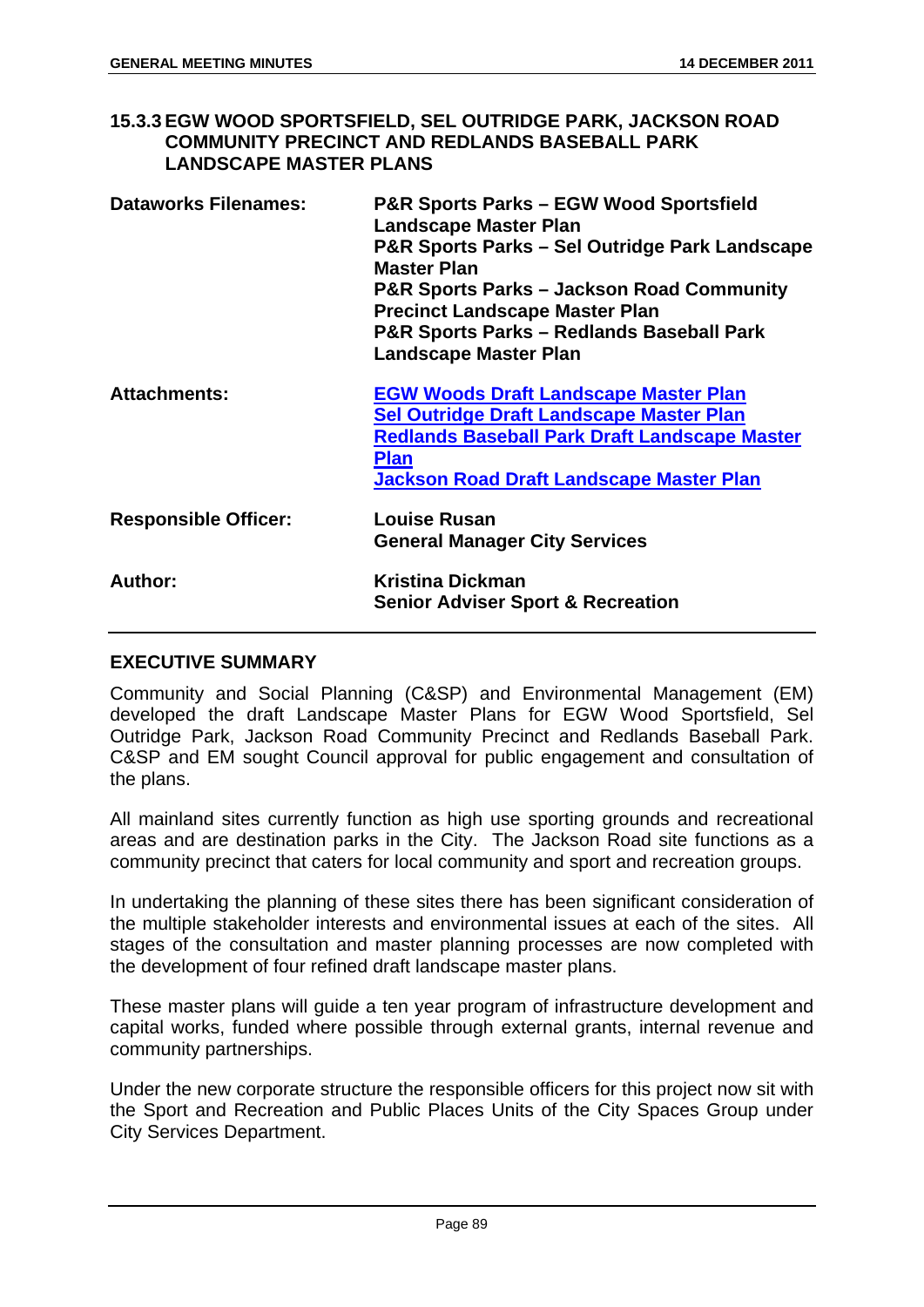### 15.3.3 EGW WOOD SPORTSFIELD, SEL OUTRIDGE PARK, JACKSON ROAD COMMUNITY PRECINCT AND REDLANDS BASEBALL PARK LANDSCAPE MASTER PLANS

| | |
|---|---|
| **Dataworks Filenames:** | **P&R Sports Parks – EGW Wood Sportsfield Landscape Master Plan**<br>**P&R Sports Parks – Sel Outridge Park Landscape Master Plan**<br>**P&R Sports Parks – Jackson Road Community Precinct Landscape Master Plan**<br>**P&R Sports Parks – Redlands Baseball Park Landscape Master Plan** |
| **Attachments:** | **EGW Woods Draft Landscape Master Plan**<br>**Sel Outridge Draft Landscape Master Plan**<br>**Redlands Baseball Park Draft Landscape Master Plan**<br>**Jackson Road Draft Landscape Master Plan** |
| **Responsible Officer:** | **Louise Rusan**<br>**General Manager City Services** |
| **Author:** | **Kristina Dickman**<br>**Senior Adviser Sport & Recreation** |

#### EXECUTIVE SUMMARY

Community and Social Planning (C&SP) and Environmental Management (EM) developed the draft Landscape Master Plans for EGW Wood Sportsfield, Sel Outridge Park, Jackson Road Community Precinct and Redlands Baseball Park. C&SP and EM sought Council approval for public engagement and consultation of the plans.

All mainland sites currently function as high use sporting grounds and recreational areas and are destination parks in the City. The Jackson Road site functions as a community precinct that caters for local community and sport and recreation groups.

In undertaking the planning of these sites there has been significant consideration of the multiple stakeholder interests and environmental issues at each of the sites. All stages of the consultation and master planning processes are now completed with the development of four refined draft landscape master plans.

These master plans will guide a ten year program of infrastructure development and capital works, funded where possible through external grants, internal revenue and community partnerships.

Under the new corporate structure the responsible officers for this project now sit with the Sport and Recreation and Public Places Units of the City Spaces Group under City Services Department.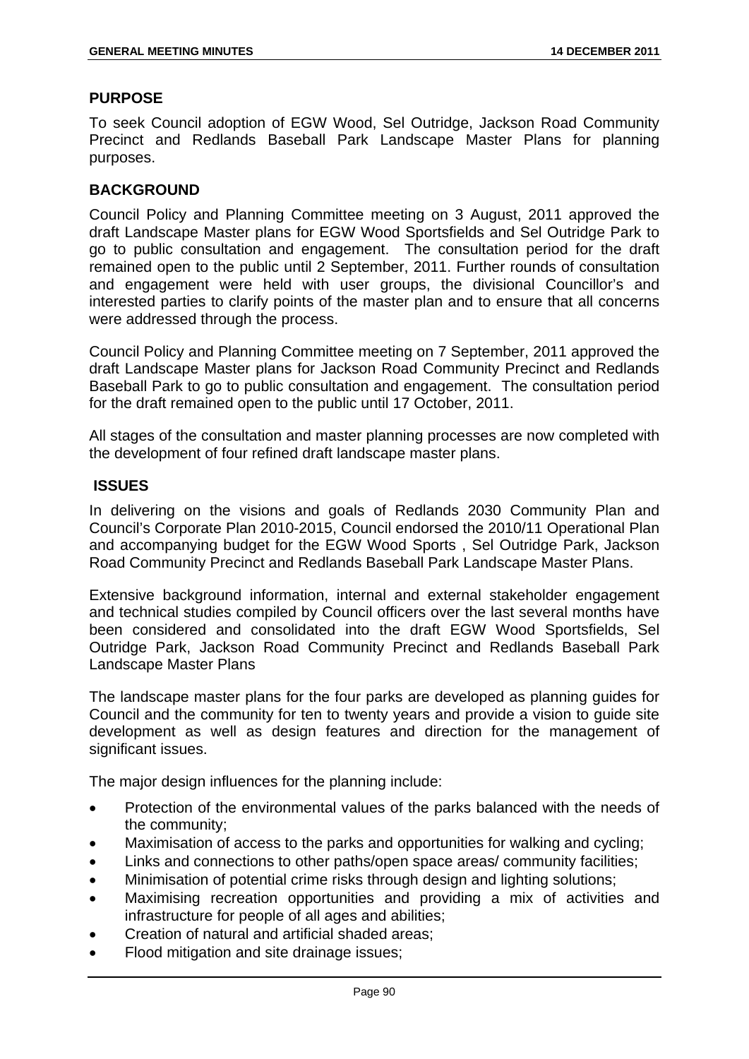## PURPOSE

To seek Council adoption of EGW Wood, Sel Outridge, Jackson Road Community Precinct and Redlands Baseball Park Landscape Master Plans for planning purposes.

## BACKGROUND

Council Policy and Planning Committee meeting on 3 August, 2011 approved the draft Landscape Master plans for EGW Wood Sportsfields and Sel Outridge Park to go to public consultation and engagement. The consultation period for the draft remained open to the public until 2 September, 2011. Further rounds of consultation and engagement were held with user groups, the divisional Councillor's and interested parties to clarify points of the master plan and to ensure that all concerns were addressed through the process.

Council Policy and Planning Committee meeting on 7 September, 2011 approved the draft Landscape Master plans for Jackson Road Community Precinct and Redlands Baseball Park to go to public consultation and engagement. The consultation period for the draft remained open to the public until 17 October, 2011.

All stages of the consultation and master planning processes are now completed with the development of four refined draft landscape master plans.

## ISSUES

In delivering on the visions and goals of Redlands 2030 Community Plan and Council's Corporate Plan 2010-2015, Council endorsed the 2010/11 Operational Plan and accompanying budget for the EGW Wood Sports , Sel Outridge Park, Jackson Road Community Precinct and Redlands Baseball Park Landscape Master Plans.

Extensive background information, internal and external stakeholder engagement and technical studies compiled by Council officers over the last several months have been considered and consolidated into the draft EGW Wood Sportsfields, Sel Outridge Park, Jackson Road Community Precinct and Redlands Baseball Park Landscape Master Plans

The landscape master plans for the four parks are developed as planning guides for Council and the community for ten to twenty years and provide a vision to guide site development as well as design features and direction for the management of significant issues.

The major design influences for the planning include:

- Protection of the environmental values of the parks balanced with the needs of the community;
- Maximisation of access to the parks and opportunities for walking and cycling;
- Links and connections to other paths/open space areas/ community facilities;
- Minimisation of potential crime risks through design and lighting solutions;
- Maximising recreation opportunities and providing a mix of activities and infrastructure for people of all ages and abilities;
- Creation of natural and artificial shaded areas;
- Flood mitigation and site drainage issues;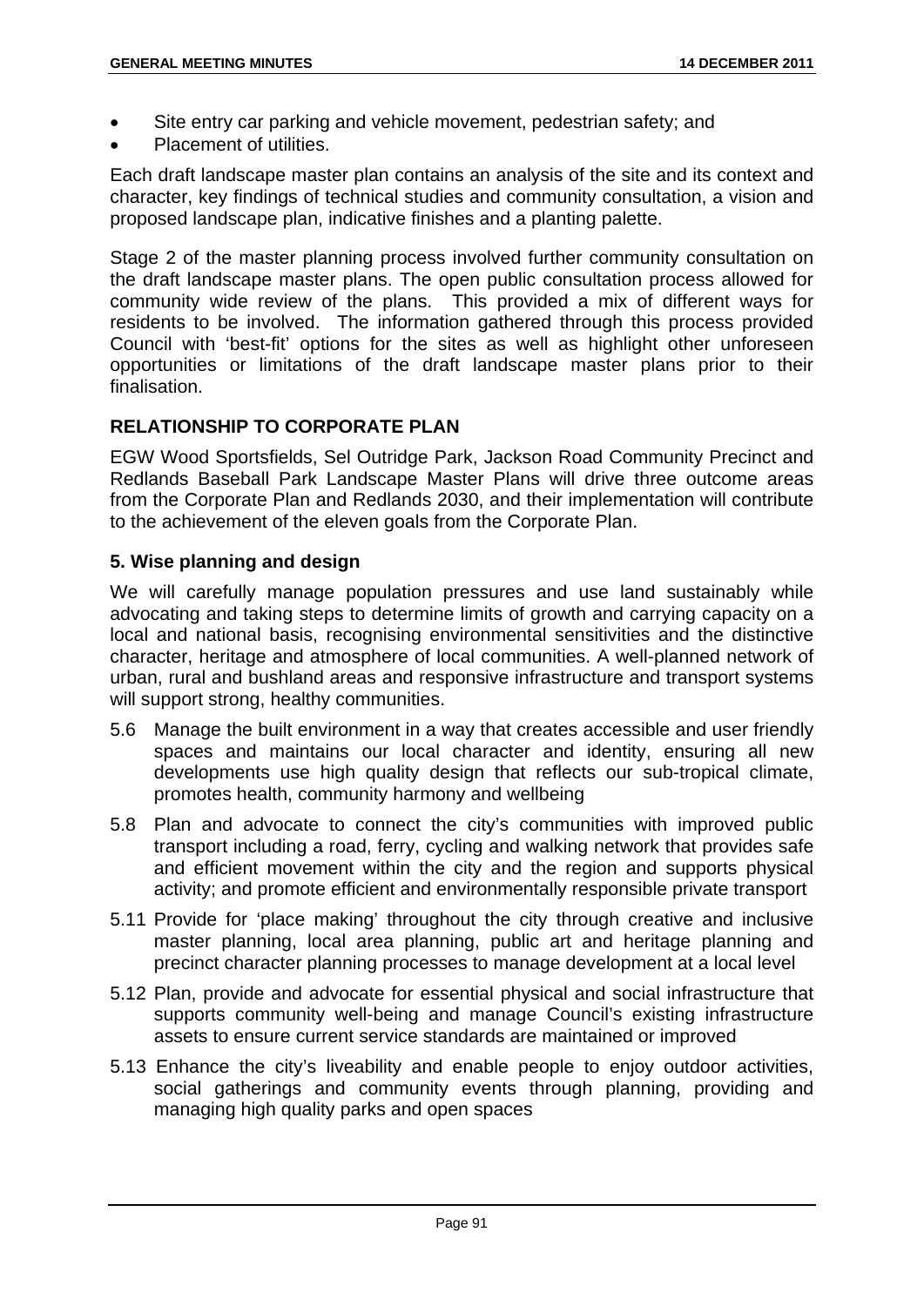- Site entry car parking and vehicle movement, pedestrian safety; and
- Placement of utilities.

Each draft landscape master plan contains an analysis of the site and its context and character, key findings of technical studies and community consultation, a vision and proposed landscape plan, indicative finishes and a planting palette.

Stage 2 of the master planning process involved further community consultation on the draft landscape master plans. The open public consultation process allowed for community wide review of the plans. This provided a mix of different ways for residents to be involved. The information gathered through this process provided Council with 'best-fit' options for the sites as well as highlight other unforeseen opportunities or limitations of the draft landscape master plans prior to their finalisation.

## RELATIONSHIP TO CORPORATE PLAN

EGW Wood Sportsfields, Sel Outridge Park, Jackson Road Community Precinct and Redlands Baseball Park Landscape Master Plans will drive three outcome areas from the Corporate Plan and Redlands 2030, and their implementation will contribute to the achievement of the eleven goals from the Corporate Plan.

### 5. Wise planning and design

We will carefully manage population pressures and use land sustainably while advocating and taking steps to determine limits of growth and carrying capacity on a local and national basis, recognising environmental sensitivities and the distinctive character, heritage and atmosphere of local communities. A well-planned network of urban, rural and bushland areas and responsive infrastructure and transport systems will support strong, healthy communities.

5.6 Manage the built environment in a way that creates accessible and user friendly spaces and maintains our local character and identity, ensuring all new developments use high quality design that reflects our sub-tropical climate, promotes health, community harmony and wellbeing

5.8 Plan and advocate to connect the city's communities with improved public transport including a road, ferry, cycling and walking network that provides safe and efficient movement within the city and the region and supports physical activity; and promote efficient and environmentally responsible private transport

5.11 Provide for 'place making' throughout the city through creative and inclusive master planning, local area planning, public art and heritage planning and precinct character planning processes to manage development at a local level

5.12 Plan, provide and advocate for essential physical and social infrastructure that supports community well-being and manage Council's existing infrastructure assets to ensure current service standards are maintained or improved

5.13 Enhance the city's liveability and enable people to enjoy outdoor activities, social gatherings and community events through planning, providing and managing high quality parks and open spaces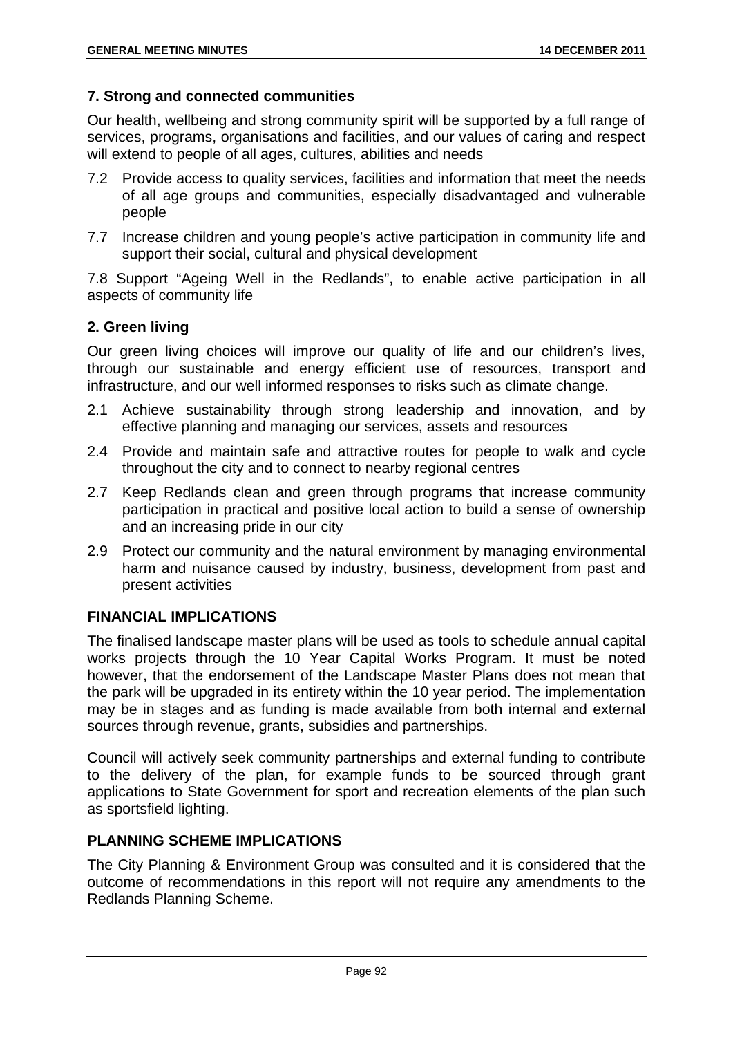### 7. Strong and connected communities

Our health, wellbeing and strong community spirit will be supported by a full range of services, programs, organisations and facilities, and our values of caring and respect will extend to people of all ages, cultures, abilities and needs

7.2 Provide access to quality services, facilities and information that meet the needs of all age groups and communities, especially disadvantaged and vulnerable people

7.7 Increase children and young people's active participation in community life and support their social, cultural and physical development

7.8 Support "Ageing Well in the Redlands", to enable active participation in all aspects of community life

### 2. Green living

Our green living choices will improve our quality of life and our children's lives, through our sustainable and energy efficient use of resources, transport and infrastructure, and our well informed responses to risks such as climate change.

2.1 Achieve sustainability through strong leadership and innovation, and by effective planning and managing our services, assets and resources

2.4 Provide and maintain safe and attractive routes for people to walk and cycle throughout the city and to connect to nearby regional centres

2.7 Keep Redlands clean and green through programs that increase community participation in practical and positive local action to build a sense of ownership and an increasing pride in our city

2.9 Protect our community and the natural environment by managing environmental harm and nuisance caused by industry, business, development from past and present activities

### FINANCIAL IMPLICATIONS

The finalised landscape master plans will be used as tools to schedule annual capital works projects through the 10 Year Capital Works Program. It must be noted however, that the endorsement of the Landscape Master Plans does not mean that the park will be upgraded in its entirety within the 10 year period. The implementation may be in stages and as funding is made available from both internal and external sources through revenue, grants, subsidies and partnerships.

Council will actively seek community partnerships and external funding to contribute to the delivery of the plan, for example funds to be sourced through grant applications to State Government for sport and recreation elements of the plan such as sportsfield lighting.

### PLANNING SCHEME IMPLICATIONS

The City Planning & Environment Group was consulted and it is considered that the outcome of recommendations in this report will not require any amendments to the Redlands Planning Scheme.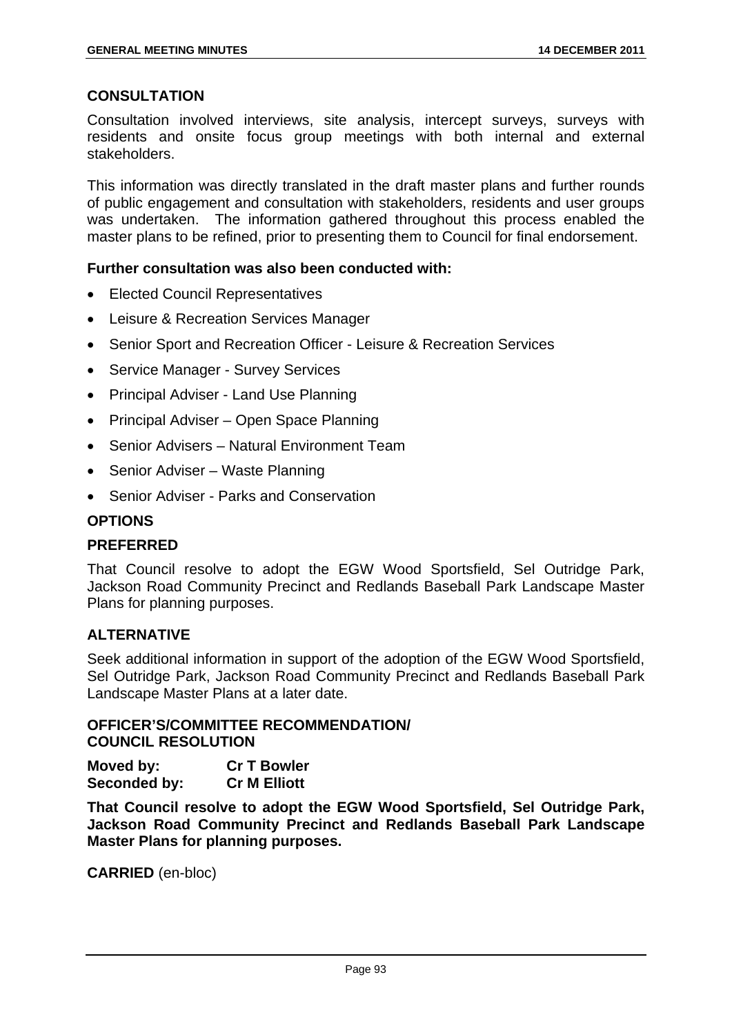## CONSULTATION

Consultation involved interviews, site analysis, intercept surveys, surveys with residents and onsite focus group meetings with both internal and external stakeholders.

This information was directly translated in the draft master plans and further rounds of public engagement and consultation with stakeholders, residents and user groups was undertaken. The information gathered throughout this process enabled the master plans to be refined, prior to presenting them to Council for final endorsement.

**Further consultation was also been conducted with:**

- Elected Council Representatives
- Leisure & Recreation Services Manager
- Senior Sport and Recreation Officer - Leisure & Recreation Services
- Service Manager - Survey Services
- Principal Adviser - Land Use Planning
- Principal Adviser – Open Space Planning
- Senior Advisers – Natural Environment Team
- Senior Adviser – Waste Planning
- Senior Adviser - Parks and Conservation

## OPTIONS

### PREFERRED

That Council resolve to adopt the EGW Wood Sportsfield, Sel Outridge Park, Jackson Road Community Precinct and Redlands Baseball Park Landscape Master Plans for planning purposes.

### ALTERNATIVE

Seek additional information in support of the adoption of the EGW Wood Sportsfield, Sel Outridge Park, Jackson Road Community Precinct and Redlands Baseball Park Landscape Master Plans at a later date.

**OFFICER'S/COMMITTEE RECOMMENDATION/
COUNCIL RESOLUTION**

**Moved by:** **Cr T Bowler**
**Seconded by:** **Cr M Elliott**

**That Council resolve to adopt the EGW Wood Sportsfield, Sel Outridge Park, Jackson Road Community Precinct and Redlands Baseball Park Landscape Master Plans for planning purposes.**

**CARRIED** (en-bloc)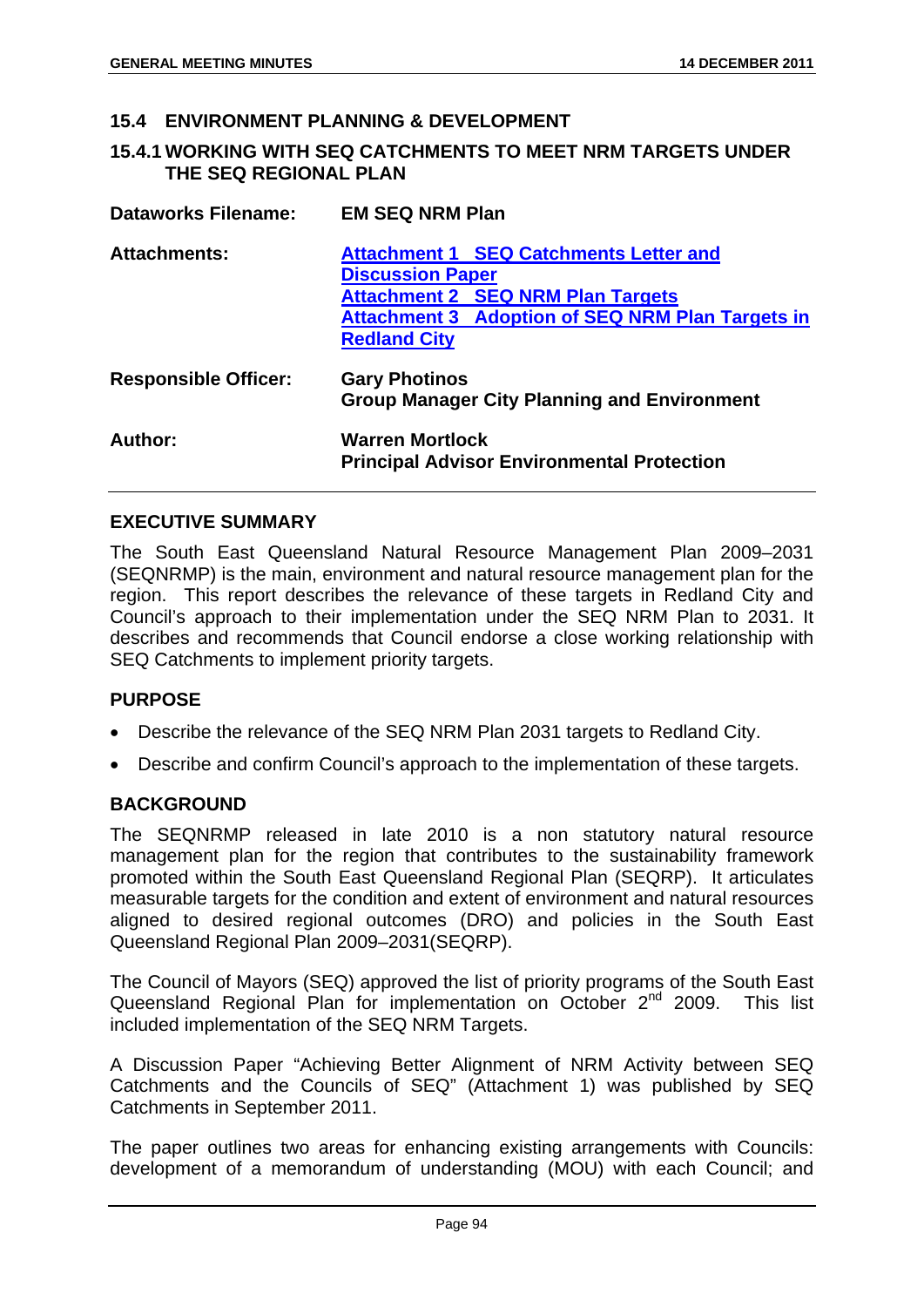## 15.4 ENVIRONMENT PLANNING & DEVELOPMENT

### 15.4.1 WORKING WITH SEQ CATCHMENTS TO MEET NRM TARGETS UNDER THE SEQ REGIONAL PLAN

| | |
|---|---|
| **Dataworks Filename:** | **EM SEQ NRM Plan** |
| **Attachments:** | **Attachment 1 SEQ Catchments Letter and Discussion Paper**<br>**Attachment 2 SEQ NRM Plan Targets**<br>**Attachment 3 Adoption of SEQ NRM Plan Targets in Redland City** |
| **Responsible Officer:** | **Gary Photinos**<br>**Group Manager City Planning and Environment** |
| **Author:** | **Warren Mortlock**<br>**Principal Advisor Environmental Protection** |

### EXECUTIVE SUMMARY

The South East Queensland Natural Resource Management Plan 2009–2031 (SEQNRMP) is the main, environment and natural resource management plan for the region. This report describes the relevance of these targets in Redland City and Council's approach to their implementation under the SEQ NRM Plan to 2031. It describes and recommends that Council endorse a close working relationship with SEQ Catchments to implement priority targets.

### PURPOSE

- Describe the relevance of the SEQ NRM Plan 2031 targets to Redland City.
- Describe and confirm Council's approach to the implementation of these targets.

### BACKGROUND

The SEQNRMP released in late 2010 is a non statutory natural resource management plan for the region that contributes to the sustainability framework promoted within the South East Queensland Regional Plan (SEQRP). It articulates measurable targets for the condition and extent of environment and natural resources aligned to desired regional outcomes (DRO) and policies in the South East Queensland Regional Plan 2009–2031(SEQRP).

The Council of Mayors (SEQ) approved the list of priority programs of the South East Queensland Regional Plan for implementation on October 2nd 2009. This list included implementation of the SEQ NRM Targets.

A Discussion Paper "Achieving Better Alignment of NRM Activity between SEQ Catchments and the Councils of SEQ" (Attachment 1) was published by SEQ Catchments in September 2011.

The paper outlines two areas for enhancing existing arrangements with Councils: development of a memorandum of understanding (MOU) with each Council; and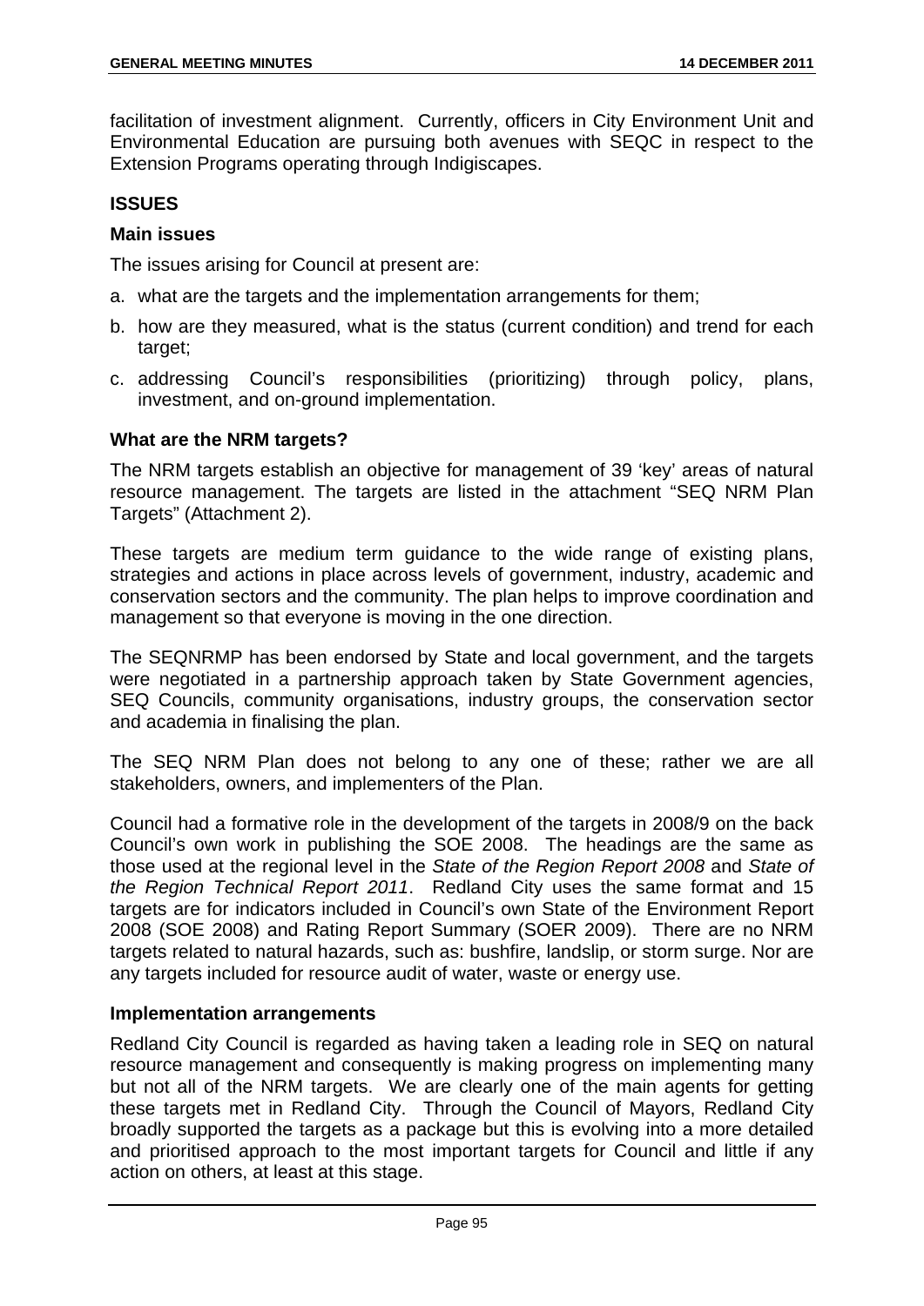facilitation of investment alignment. Currently, officers in City Environment Unit and Environmental Education are pursuing both avenues with SEQC in respect to the Extension Programs operating through Indigiscapes.

## ISSUES

### Main issues

The issues arising for Council at present are:

a. what are the targets and the implementation arrangements for them;

b. how are they measured, what is the status (current condition) and trend for each target;

c. addressing Council's responsibilities (prioritizing) through policy, plans, investment, and on-ground implementation.

### What are the NRM targets?

The NRM targets establish an objective for management of 39 'key' areas of natural resource management. The targets are listed in the attachment "SEQ NRM Plan Targets" (Attachment 2).

These targets are medium term guidance to the wide range of existing plans, strategies and actions in place across levels of government, industry, academic and conservation sectors and the community. The plan helps to improve coordination and management so that everyone is moving in the one direction.

The SEQNRMP has been endorsed by State and local government, and the targets were negotiated in a partnership approach taken by State Government agencies, SEQ Councils, community organisations, industry groups, the conservation sector and academia in finalising the plan.

The SEQ NRM Plan does not belong to any one of these; rather we are all stakeholders, owners, and implementers of the Plan.

Council had a formative role in the development of the targets in 2008/9 on the back Council's own work in publishing the SOE 2008. The headings are the same as those used at the regional level in the *State of the Region Report 2008* and *State of the Region Technical Report 2011*. Redland City uses the same format and 15 targets are for indicators included in Council's own State of the Environment Report 2008 (SOE 2008) and Rating Report Summary (SOER 2009). There are no NRM targets related to natural hazards, such as: bushfire, landslip, or storm surge. Nor are any targets included for resource audit of water, waste or energy use.

### Implementation arrangements

Redland City Council is regarded as having taken a leading role in SEQ on natural resource management and consequently is making progress on implementing many but not all of the NRM targets. We are clearly one of the main agents for getting these targets met in Redland City. Through the Council of Mayors, Redland City broadly supported the targets as a package but this is evolving into a more detailed and prioritised approach to the most important targets for Council and little if any action on others, at least at this stage.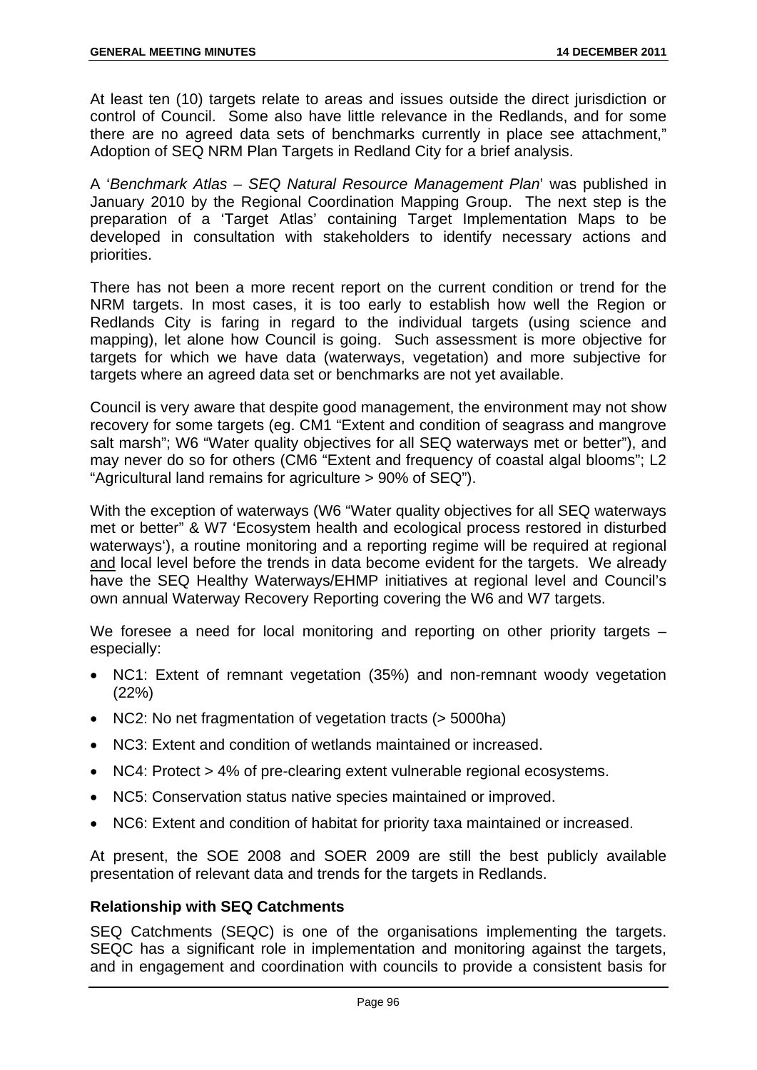At least ten (10) targets relate to areas and issues outside the direct jurisdiction or control of Council. Some also have little relevance in the Redlands, and for some there are no agreed data sets of benchmarks currently in place see attachment," Adoption of SEQ NRM Plan Targets in Redland City for a brief analysis.

A '*Benchmark Atlas – SEQ Natural Resource Management Plan*' was published in January 2010 by the Regional Coordination Mapping Group. The next step is the preparation of a 'Target Atlas' containing Target Implementation Maps to be developed in consultation with stakeholders to identify necessary actions and priorities.

There has not been a more recent report on the current condition or trend for the NRM targets. In most cases, it is too early to establish how well the Region or Redlands City is faring in regard to the individual targets (using science and mapping), let alone how Council is going. Such assessment is more objective for targets for which we have data (waterways, vegetation) and more subjective for targets where an agreed data set or benchmarks are not yet available.

Council is very aware that despite good management, the environment may not show recovery for some targets (eg. CM1 "Extent and condition of seagrass and mangrove salt marsh"; W6 "Water quality objectives for all SEQ waterways met or better"), and may never do so for others (CM6 "Extent and frequency of coastal algal blooms"; L2 "Agricultural land remains for agriculture > 90% of SEQ").

With the exception of waterways (W6 "Water quality objectives for all SEQ waterways met or better" & W7 'Ecosystem health and ecological process restored in disturbed waterways'), a routine monitoring and a reporting regime will be required at regional <u>and</u> local level before the trends in data become evident for the targets. We already have the SEQ Healthy Waterways/EHMP initiatives at regional level and Council's own annual Waterway Recovery Reporting covering the W6 and W7 targets.

We foresee a need for local monitoring and reporting on other priority targets – especially:

- NC1: Extent of remnant vegetation (35%) and non-remnant woody vegetation (22%)
- NC2: No net fragmentation of vegetation tracts (> 5000ha)
- NC3: Extent and condition of wetlands maintained or increased.
- NC4: Protect > 4% of pre-clearing extent vulnerable regional ecosystems.
- NC5: Conservation status native species maintained or improved.
- NC6: Extent and condition of habitat for priority taxa maintained or increased.

At present, the SOE 2008 and SOER 2009 are still the best publicly available presentation of relevant data and trends for the targets in Redlands.

### Relationship with SEQ Catchments

SEQ Catchments (SEQC) is one of the organisations implementing the targets. SEQC has a significant role in implementation and monitoring against the targets, and in engagement and coordination with councils to provide a consistent basis for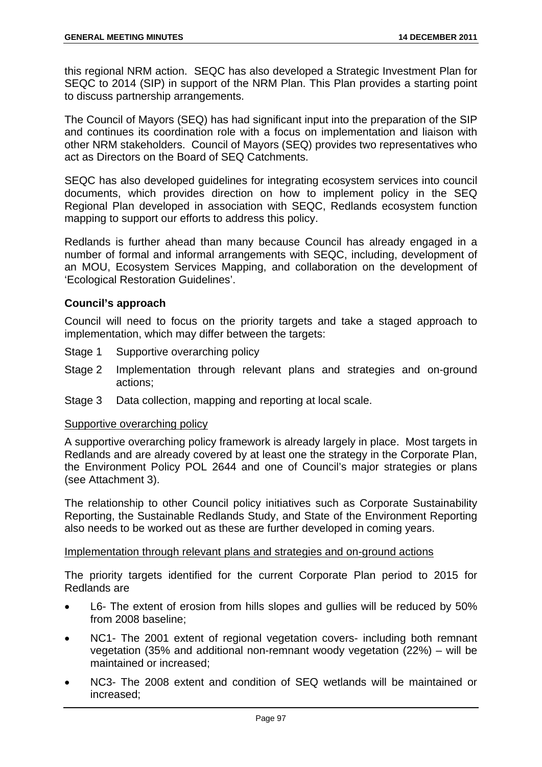this regional NRM action. SEQC has also developed a Strategic Investment Plan for SEQC to 2014 (SIP) in support of the NRM Plan. This Plan provides a starting point to discuss partnership arrangements.

The Council of Mayors (SEQ) has had significant input into the preparation of the SIP and continues its coordination role with a focus on implementation and liaison with other NRM stakeholders. Council of Mayors (SEQ) provides two representatives who act as Directors on the Board of SEQ Catchments.

SEQC has also developed guidelines for integrating ecosystem services into council documents, which provides direction on how to implement policy in the SEQ Regional Plan developed in association with SEQC, Redlands ecosystem function mapping to support our efforts to address this policy.

Redlands is further ahead than many because Council has already engaged in a number of formal and informal arrangements with SEQC, including, development of an MOU, Ecosystem Services Mapping, and collaboration on the development of 'Ecological Restoration Guidelines'.

**Council's approach**

Council will need to focus on the priority targets and take a staged approach to implementation, which may differ between the targets:

Stage 1 Supportive overarching policy

Stage 2 Implementation through relevant plans and strategies and on-ground actions;

Stage 3 Data collection, mapping and reporting at local scale.

Supportive overarching policy

A supportive overarching policy framework is already largely in place. Most targets in Redlands and are already covered by at least one the strategy in the Corporate Plan, the Environment Policy POL 2644 and one of Council's major strategies or plans (see Attachment 3).

The relationship to other Council policy initiatives such as Corporate Sustainability Reporting, the Sustainable Redlands Study, and State of the Environment Reporting also needs to be worked out as these are further developed in coming years.

Implementation through relevant plans and strategies and on-ground actions

The priority targets identified for the current Corporate Plan period to 2015 for Redlands are

- L6- The extent of erosion from hills slopes and gullies will be reduced by 50% from 2008 baseline;
- NC1- The 2001 extent of regional vegetation covers- including both remnant vegetation (35% and additional non-remnant woody vegetation (22%) – will be maintained or increased;
- NC3- The 2008 extent and condition of SEQ wetlands will be maintained or increased;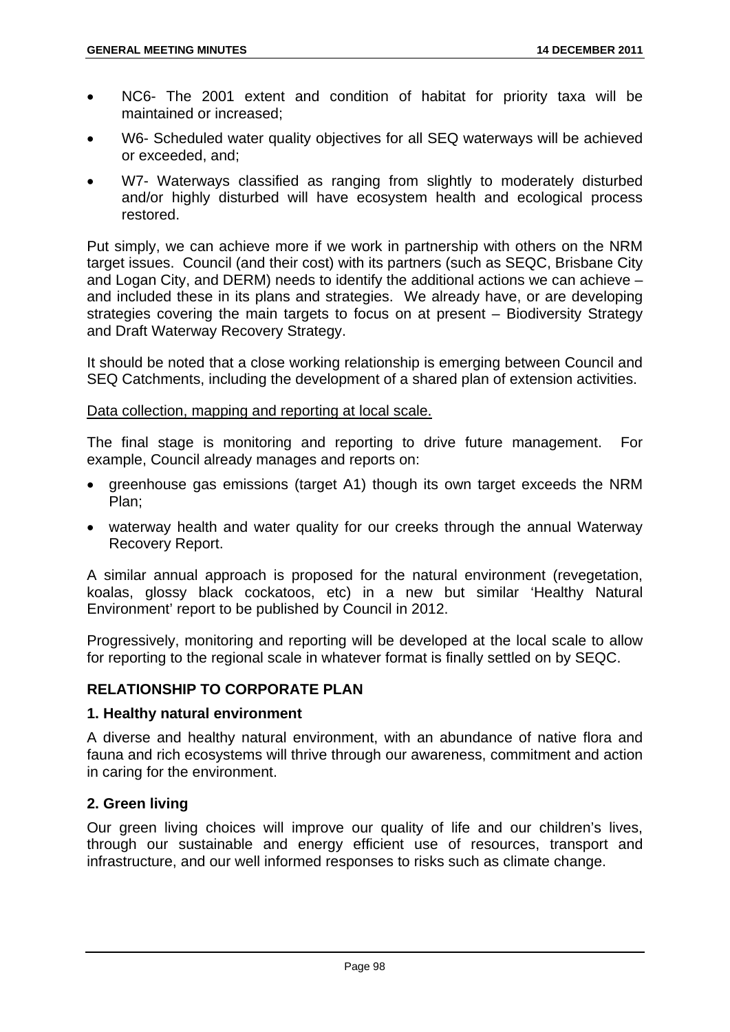- NC6- The 2001 extent and condition of habitat for priority taxa will be maintained or increased;
- W6- Scheduled water quality objectives for all SEQ waterways will be achieved or exceeded, and;
- W7- Waterways classified as ranging from slightly to moderately disturbed and/or highly disturbed will have ecosystem health and ecological process restored.

Put simply, we can achieve more if we work in partnership with others on the NRM target issues. Council (and their cost) with its partners (such as SEQC, Brisbane City and Logan City, and DERM) needs to identify the additional actions we can achieve – and included these in its plans and strategies. We already have, or are developing strategies covering the main targets to focus on at present – Biodiversity Strategy and Draft Waterway Recovery Strategy.

It should be noted that a close working relationship is emerging between Council and SEQ Catchments, including the development of a shared plan of extension activities.

<u>Data collection, mapping and reporting at local scale.</u>

The final stage is monitoring and reporting to drive future management. For example, Council already manages and reports on:

- greenhouse gas emissions (target A1) though its own target exceeds the NRM Plan;
- waterway health and water quality for our creeks through the annual Waterway Recovery Report.

A similar annual approach is proposed for the natural environment (revegetation, koalas, glossy black cockatoos, etc) in a new but similar 'Healthy Natural Environment' report to be published by Council in 2012.

Progressively, monitoring and reporting will be developed at the local scale to allow for reporting to the regional scale in whatever format is finally settled on by SEQC.

## RELATIONSHIP TO CORPORATE PLAN

### 1. Healthy natural environment

A diverse and healthy natural environment, with an abundance of native flora and fauna and rich ecosystems will thrive through our awareness, commitment and action in caring for the environment.

### 2. Green living

Our green living choices will improve our quality of life and our children's lives, through our sustainable and energy efficient use of resources, transport and infrastructure, and our well informed responses to risks such as climate change.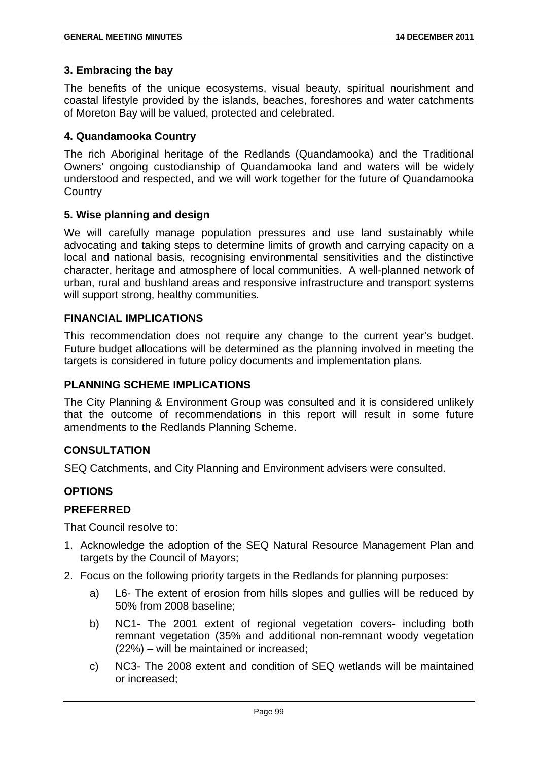### 3. Embracing the bay

The benefits of the unique ecosystems, visual beauty, spiritual nourishment and coastal lifestyle provided by the islands, beaches, foreshores and water catchments of Moreton Bay will be valued, protected and celebrated.

### 4. Quandamooka Country

The rich Aboriginal heritage of the Redlands (Quandamooka) and the Traditional Owners' ongoing custodianship of Quandamooka land and waters will be widely understood and respected, and we will work together for the future of Quandamooka Country

### 5. Wise planning and design

We will carefully manage population pressures and use land sustainably while advocating and taking steps to determine limits of growth and carrying capacity on a local and national basis, recognising environmental sensitivities and the distinctive character, heritage and atmosphere of local communities. A well-planned network of urban, rural and bushland areas and responsive infrastructure and transport systems will support strong, healthy communities.

## FINANCIAL IMPLICATIONS

This recommendation does not require any change to the current year's budget. Future budget allocations will be determined as the planning involved in meeting the targets is considered in future policy documents and implementation plans.

## PLANNING SCHEME IMPLICATIONS

The City Planning & Environment Group was consulted and it is considered unlikely that the outcome of recommendations in this report will result in some future amendments to the Redlands Planning Scheme.

## CONSULTATION

SEQ Catchments, and City Planning and Environment advisers were consulted.

## OPTIONS

### PREFERRED

That Council resolve to:

1. Acknowledge the adoption of the SEQ Natural Resource Management Plan and targets by the Council of Mayors;
2. Focus on the following priority targets in the Redlands for planning purposes:
   a) L6- The extent of erosion from hills slopes and gullies will be reduced by 50% from 2008 baseline;
   b) NC1- The 2001 extent of regional vegetation covers- including both remnant vegetation (35% and additional non-remnant woody vegetation (22%) – will be maintained or increased;
   c) NC3- The 2008 extent and condition of SEQ wetlands will be maintained or increased;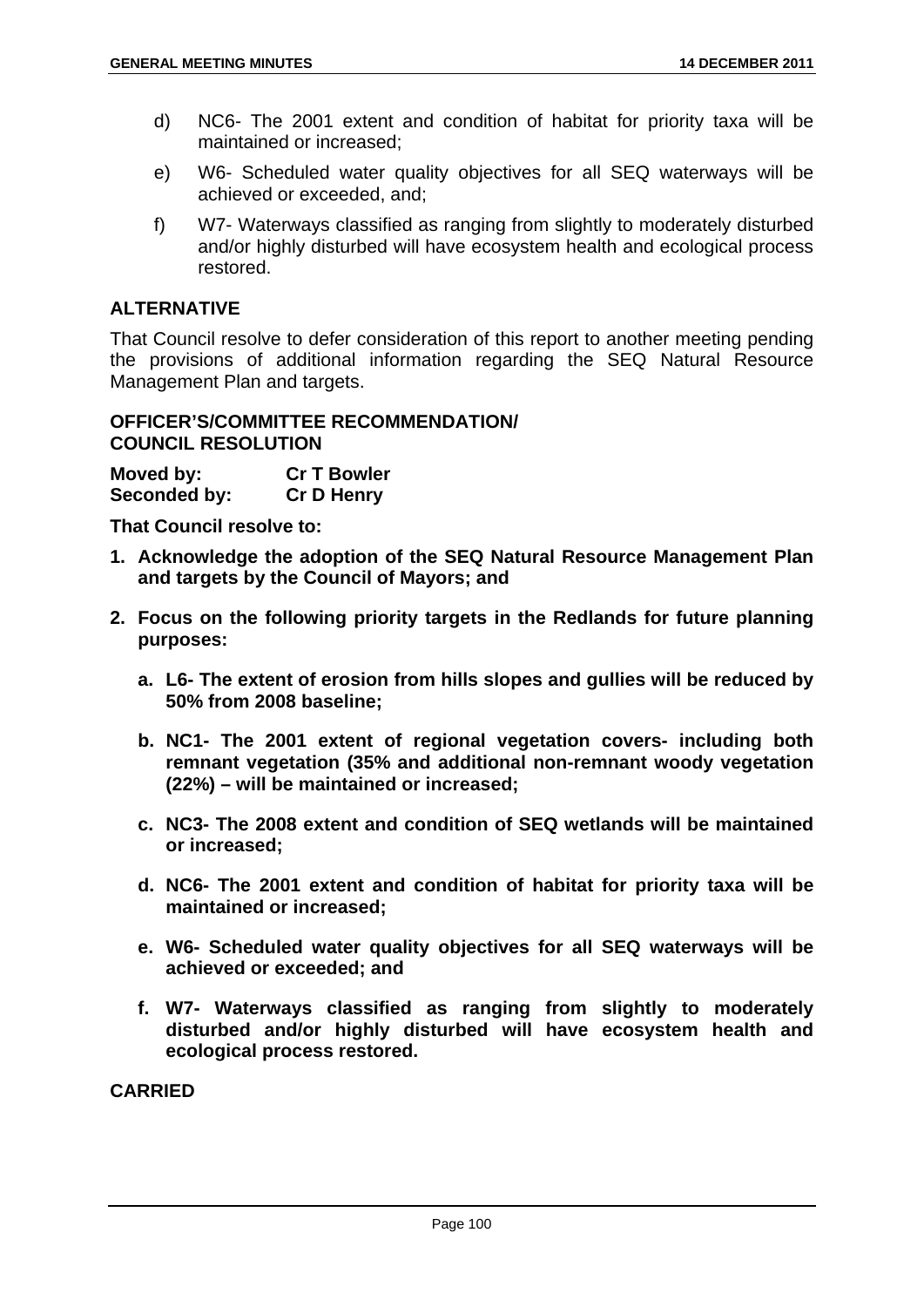d) NC6- The 2001 extent and condition of habitat for priority taxa will be maintained or increased;

e) W6- Scheduled water quality objectives for all SEQ waterways will be achieved or exceeded, and;

f) W7- Waterways classified as ranging from slightly to moderately disturbed and/or highly disturbed will have ecosystem health and ecological process restored.

## ALTERNATIVE

That Council resolve to defer consideration of this report to another meeting pending the provisions of additional information regarding the SEQ Natural Resource Management Plan and targets.

## OFFICER'S/COMMITTEE RECOMMENDATION/ COUNCIL RESOLUTION

**Moved by:** **Cr T Bowler**
**Seconded by:** **Cr D Henry**

**That Council resolve to:**

1. **Acknowledge the adoption of the SEQ Natural Resource Management Plan and targets by the Council of Mayors; and**
2. **Focus on the following priority targets in the Redlands for future planning purposes:**
   a. **L6- The extent of erosion from hills slopes and gullies will be reduced by 50% from 2008 baseline;**
   b. **NC1- The 2001 extent of regional vegetation covers- including both remnant vegetation (35% and additional non-remnant woody vegetation (22%) – will be maintained or increased;**
   c. **NC3- The 2008 extent and condition of SEQ wetlands will be maintained or increased;**
   d. **NC6- The 2001 extent and condition of habitat for priority taxa will be maintained or increased;**
   e. **W6- Scheduled water quality objectives for all SEQ waterways will be achieved or exceeded; and**
   f. **W7- Waterways classified as ranging from slightly to moderately disturbed and/or highly disturbed will have ecosystem health and ecological process restored.**

**CARRIED**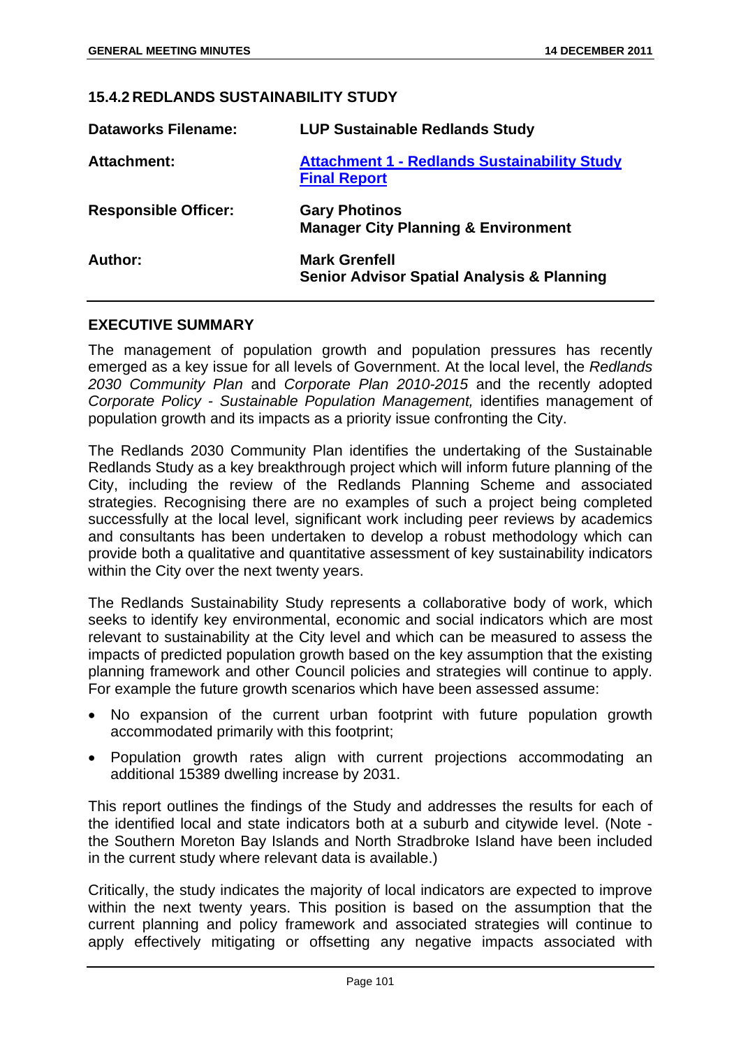## 15.4.2 REDLANDS SUSTAINABILITY STUDY

| | |
|---|---|
| **Dataworks Filename:** | **LUP Sustainable Redlands Study** |
| **Attachment:** | **Attachment 1 - Redlands Sustainability Study Final Report** |
| **Responsible Officer:** | **Gary Photinos**<br>**Manager City Planning & Environment** |
| **Author:** | **Mark Grenfell**<br>**Senior Advisor Spatial Analysis & Planning** |

### EXECUTIVE SUMMARY

The management of population growth and population pressures has recently emerged as a key issue for all levels of Government. At the local level, the *Redlands 2030 Community Plan* and *Corporate Plan 2010-2015* and the recently adopted *Corporate Policy - Sustainable Population Management,* identifies management of population growth and its impacts as a priority issue confronting the City.

The Redlands 2030 Community Plan identifies the undertaking of the Sustainable Redlands Study as a key breakthrough project which will inform future planning of the City, including the review of the Redlands Planning Scheme and associated strategies. Recognising there are no examples of such a project being completed successfully at the local level, significant work including peer reviews by academics and consultants has been undertaken to develop a robust methodology which can provide both a qualitative and quantitative assessment of key sustainability indicators within the City over the next twenty years.

The Redlands Sustainability Study represents a collaborative body of work, which seeks to identify key environmental, economic and social indicators which are most relevant to sustainability at the City level and which can be measured to assess the impacts of predicted population growth based on the key assumption that the existing planning framework and other Council policies and strategies will continue to apply. For example the future growth scenarios which have been assessed assume:

- No expansion of the current urban footprint with future population growth accommodated primarily with this footprint;
- Population growth rates align with current projections accommodating an additional 15389 dwelling increase by 2031.

This report outlines the findings of the Study and addresses the results for each of the identified local and state indicators both at a suburb and citywide level. (Note - the Southern Moreton Bay Islands and North Stradbroke Island have been included in the current study where relevant data is available.)

Critically, the study indicates the majority of local indicators are expected to improve within the next twenty years. This position is based on the assumption that the current planning and policy framework and associated strategies will continue to apply effectively mitigating or offsetting any negative impacts associated with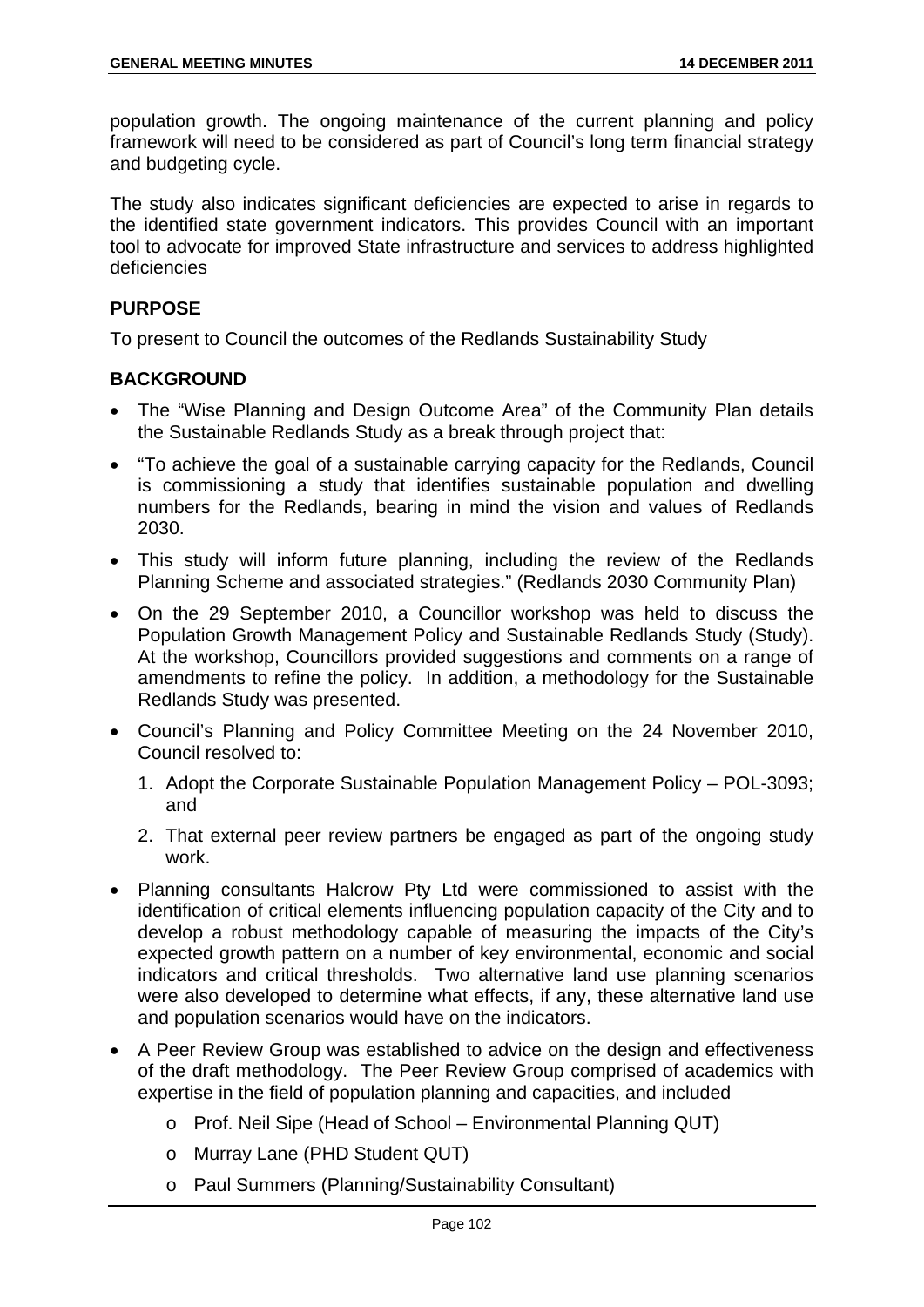population growth. The ongoing maintenance of the current planning and policy framework will need to be considered as part of Council's long term financial strategy and budgeting cycle.

The study also indicates significant deficiencies are expected to arise in regards to the identified state government indicators. This provides Council with an important tool to advocate for improved State infrastructure and services to address highlighted deficiencies

## PURPOSE

To present to Council the outcomes of the Redlands Sustainability Study

## BACKGROUND

- The "Wise Planning and Design Outcome Area" of the Community Plan details the Sustainable Redlands Study as a break through project that:
- "To achieve the goal of a sustainable carrying capacity for the Redlands, Council is commissioning a study that identifies sustainable population and dwelling numbers for the Redlands, bearing in mind the vision and values of Redlands 2030.
- This study will inform future planning, including the review of the Redlands Planning Scheme and associated strategies." (Redlands 2030 Community Plan)
- On the 29 September 2010, a Councillor workshop was held to discuss the Population Growth Management Policy and Sustainable Redlands Study (Study). At the workshop, Councillors provided suggestions and comments on a range of amendments to refine the policy. In addition, a methodology for the Sustainable Redlands Study was presented.
- Council's Planning and Policy Committee Meeting on the 24 November 2010, Council resolved to:
  1. Adopt the Corporate Sustainable Population Management Policy – POL-3093; and
  2. That external peer review partners be engaged as part of the ongoing study work.
- Planning consultants Halcrow Pty Ltd were commissioned to assist with the identification of critical elements influencing population capacity of the City and to develop a robust methodology capable of measuring the impacts of the City's expected growth pattern on a number of key environmental, economic and social indicators and critical thresholds. Two alternative land use planning scenarios were also developed to determine what effects, if any, these alternative land use and population scenarios would have on the indicators.
- A Peer Review Group was established to advice on the design and effectiveness of the draft methodology. The Peer Review Group comprised of academics with expertise in the field of population planning and capacities, and included
  - Prof. Neil Sipe (Head of School – Environmental Planning QUT)
  - Murray Lane (PHD Student QUT)
  - Paul Summers (Planning/Sustainability Consultant)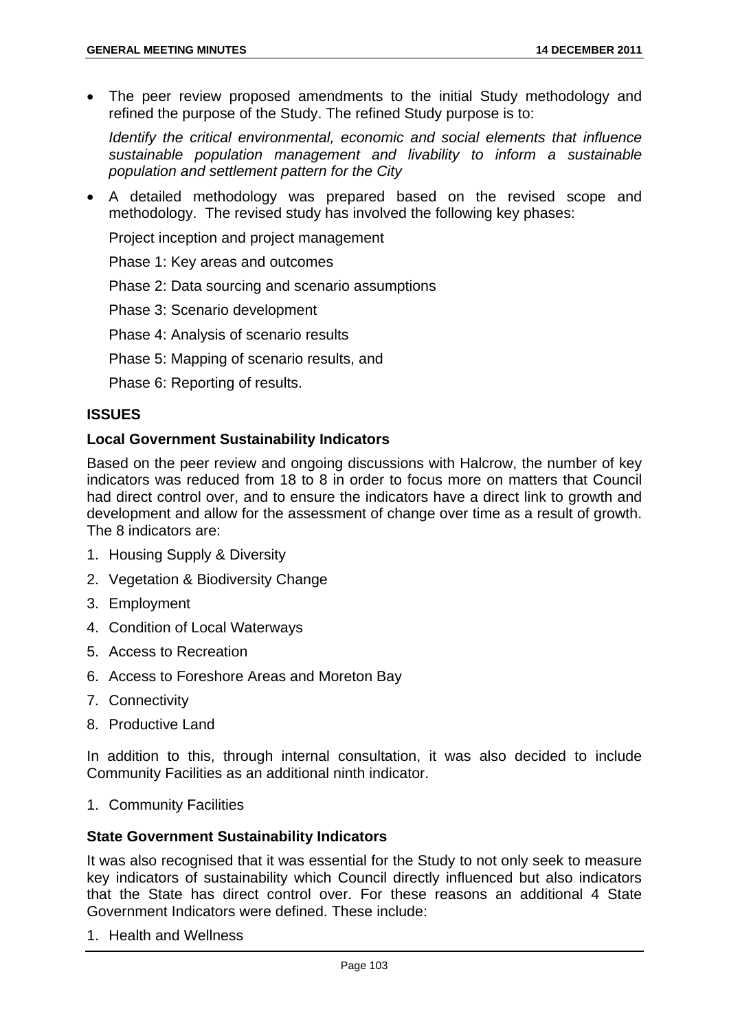- The peer review proposed amendments to the initial Study methodology and refined the purpose of the Study. The refined Study purpose is to:

  *Identify the critical environmental, economic and social elements that influence sustainable population management and livability to inform a sustainable population and settlement pattern for the City*

- A detailed methodology was prepared based on the revised scope and methodology. The revised study has involved the following key phases:

  Project inception and project management

  Phase 1: Key areas and outcomes

  Phase 2: Data sourcing and scenario assumptions

  Phase 3: Scenario development

  Phase 4: Analysis of scenario results

  Phase 5: Mapping of scenario results, and

  Phase 6: Reporting of results.

## ISSUES

### Local Government Sustainability Indicators

Based on the peer review and ongoing discussions with Halcrow, the number of key indicators was reduced from 18 to 8 in order to focus more on matters that Council had direct control over, and to ensure the indicators have a direct link to growth and development and allow for the assessment of change over time as a result of growth. The 8 indicators are:

1. Housing Supply & Diversity
2. Vegetation & Biodiversity Change
3. Employment
4. Condition of Local Waterways
5. Access to Recreation
6. Access to Foreshore Areas and Moreton Bay
7. Connectivity
8. Productive Land

In addition to this, through internal consultation, it was also decided to include Community Facilities as an additional ninth indicator.

1. Community Facilities

### State Government Sustainability Indicators

It was also recognised that it was essential for the Study to not only seek to measure key indicators of sustainability which Council directly influenced but also indicators that the State has direct control over. For these reasons an additional 4 State Government Indicators were defined. These include:

1. Health and Wellness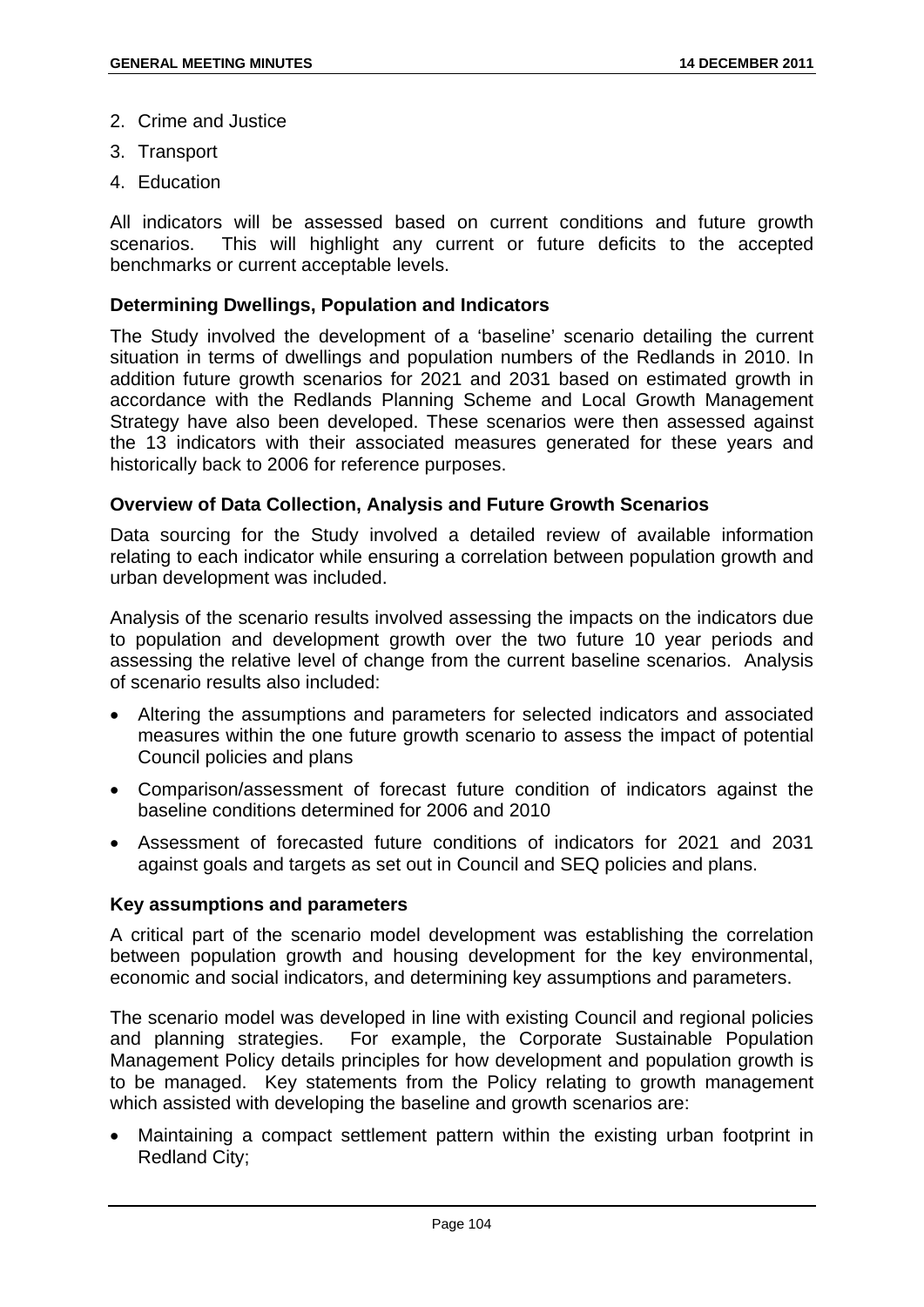2. Crime and Justice
3. Transport
4. Education

All indicators will be assessed based on current conditions and future growth scenarios. This will highlight any current or future deficits to the accepted benchmarks or current acceptable levels.

**Determining Dwellings, Population and Indicators**

The Study involved the development of a 'baseline' scenario detailing the current situation in terms of dwellings and population numbers of the Redlands in 2010. In addition future growth scenarios for 2021 and 2031 based on estimated growth in accordance with the Redlands Planning Scheme and Local Growth Management Strategy have also been developed. These scenarios were then assessed against the 13 indicators with their associated measures generated for these years and historically back to 2006 for reference purposes.

**Overview of Data Collection, Analysis and Future Growth Scenarios**

Data sourcing for the Study involved a detailed review of available information relating to each indicator while ensuring a correlation between population growth and urban development was included.

Analysis of the scenario results involved assessing the impacts on the indicators due to population and development growth over the two future 10 year periods and assessing the relative level of change from the current baseline scenarios. Analysis of scenario results also included:

- Altering the assumptions and parameters for selected indicators and associated measures within the one future growth scenario to assess the impact of potential Council policies and plans
- Comparison/assessment of forecast future condition of indicators against the baseline conditions determined for 2006 and 2010
- Assessment of forecasted future conditions of indicators for 2021 and 2031 against goals and targets as set out in Council and SEQ policies and plans.

**Key assumptions and parameters**

A critical part of the scenario model development was establishing the correlation between population growth and housing development for the key environmental, economic and social indicators, and determining key assumptions and parameters.

The scenario model was developed in line with existing Council and regional policies and planning strategies. For example, the Corporate Sustainable Population Management Policy details principles for how development and population growth is to be managed. Key statements from the Policy relating to growth management which assisted with developing the baseline and growth scenarios are:

- Maintaining a compact settlement pattern within the existing urban footprint in Redland City;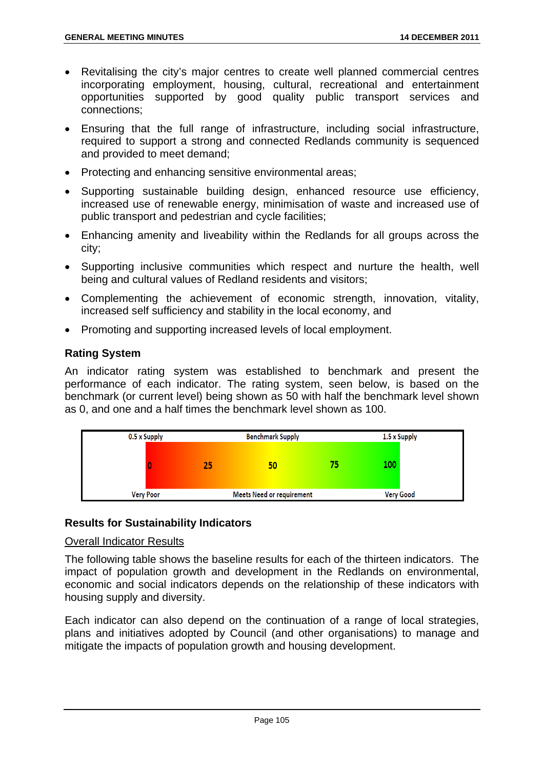- Revitalising the city's major centres to create well planned commercial centres incorporating employment, housing, cultural, recreational and entertainment opportunities supported by good quality public transport services and connections;
- Ensuring that the full range of infrastructure, including social infrastructure, required to support a strong and connected Redlands community is sequenced and provided to meet demand;
- Protecting and enhancing sensitive environmental areas;
- Supporting sustainable building design, enhanced resource use efficiency, increased use of renewable energy, minimisation of waste and increased use of public transport and pedestrian and cycle facilities;
- Enhancing amenity and liveability within the Redlands for all groups across the city;
- Supporting inclusive communities which respect and nurture the health, well being and cultural values of Redland residents and visitors;
- Complementing the achievement of economic strength, innovation, vitality, increased self sufficiency and stability in the local economy, and
- Promoting and supporting increased levels of local employment.

### Rating System

An indicator rating system was established to benchmark and present the performance of each indicator. The rating system, seen below, is based on the benchmark (or current level) being shown as 50 with half the benchmark level shown as 0, and one and a half times the benchmark level shown as 100.

| 0.5 x Supply | | Benchmark Supply | | 1.5 x Supply |
|---|---|---|---|---|
| 0 | 25 | 50 | 75 | 100 |
| Very Poor | | Meets Need or requirement | | Very Good |

### Results for Sustainability Indicators

Overall Indicator Results

The following table shows the baseline results for each of the thirteen indicators. The impact of population growth and development in the Redlands on environmental, economic and social indicators depends on the relationship of these indicators with housing supply and diversity.

Each indicator can also depend on the continuation of a range of local strategies, plans and initiatives adopted by Council (and other organisations) to manage and mitigate the impacts of population growth and housing development.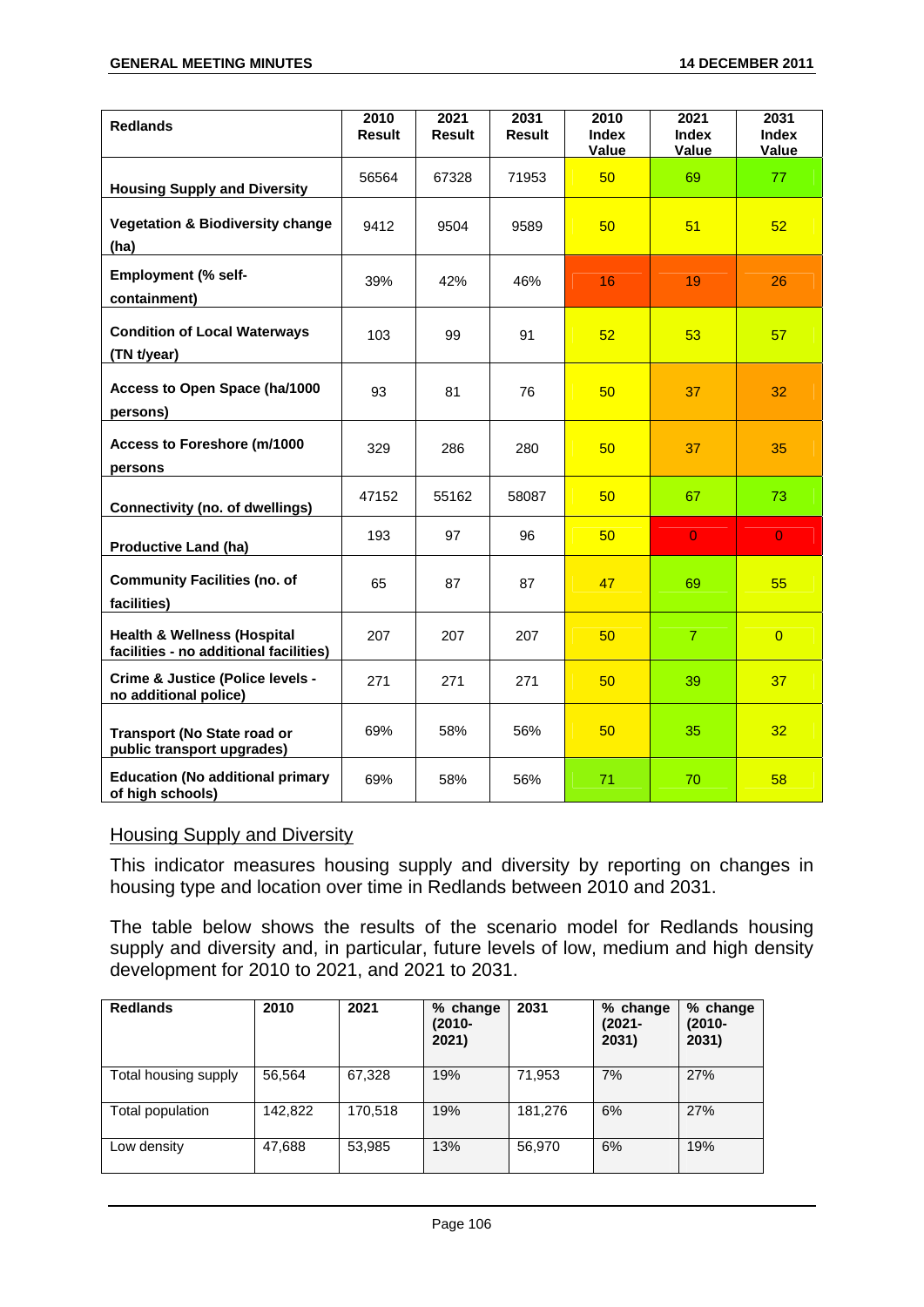| Redlands | 2010 Result | 2021 Result | 2031 Result | 2010 Index Value | 2021 Index Value | 2031 Index Value |
|---|---|---|---|---|---|---|
| **Housing Supply and Diversity** | 56564 | 67328 | 71953 | 50 | 69 | 77 |
| **Vegetation & Biodiversity change (ha)** | 9412 | 9504 | 9589 | 50 | 51 | 52 |
| **Employment (% self-containment)** | 39% | 42% | 46% | 16 | 19 | 26 |
| **Condition of Local Waterways (TN t/year)** | 103 | 99 | 91 | 52 | 53 | 57 |
| **Access to Open Space (ha/1000 persons)** | 93 | 81 | 76 | 50 | 37 | 32 |
| **Access to Foreshore (m/1000 persons** | 329 | 286 | 280 | 50 | 37 | 35 |
| **Connectivity (no. of dwellings)** | 47152 | 55162 | 58087 | 50 | 67 | 73 |
| **Productive Land (ha)** | 193 | 97 | 96 | 50 | 0 | 0 |
| **Community Facilities (no. of facilities)** | 65 | 87 | 87 | 47 | 69 | 55 |
| **Health & Wellness (Hospital facilities - no additional facilities)** | 207 | 207 | 207 | 50 | 7 | 0 |
| **Crime & Justice (Police levels - no additional police)** | 271 | 271 | 271 | 50 | 39 | 37 |
| **Transport (No State road or public transport upgrades)** | 69% | 58% | 56% | 50 | 35 | 32 |
| **Education (No additional primary of high schools)** | 69% | 58% | 56% | 71 | 70 | 58 |

## Housing Supply and Diversity

This indicator measures housing supply and diversity by reporting on changes in housing type and location over time in Redlands between 2010 and 2031.

The table below shows the results of the scenario model for Redlands housing supply and diversity and, in particular, future levels of low, medium and high density development for 2010 to 2021, and 2021 to 2031.

| Redlands | 2010 | 2021 | % change (2010-2021) | 2031 | % change (2021-2031) | % change (2010-2031) |
|---|---|---|---|---|---|---|
| Total housing supply | 56,564 | 67,328 | 19% | 71,953 | 7% | 27% |
| Total population | 142,822 | 170,518 | 19% | 181,276 | 6% | 27% |
| Low density | 47,688 | 53,985 | 13% | 56,970 | 6% | 19% |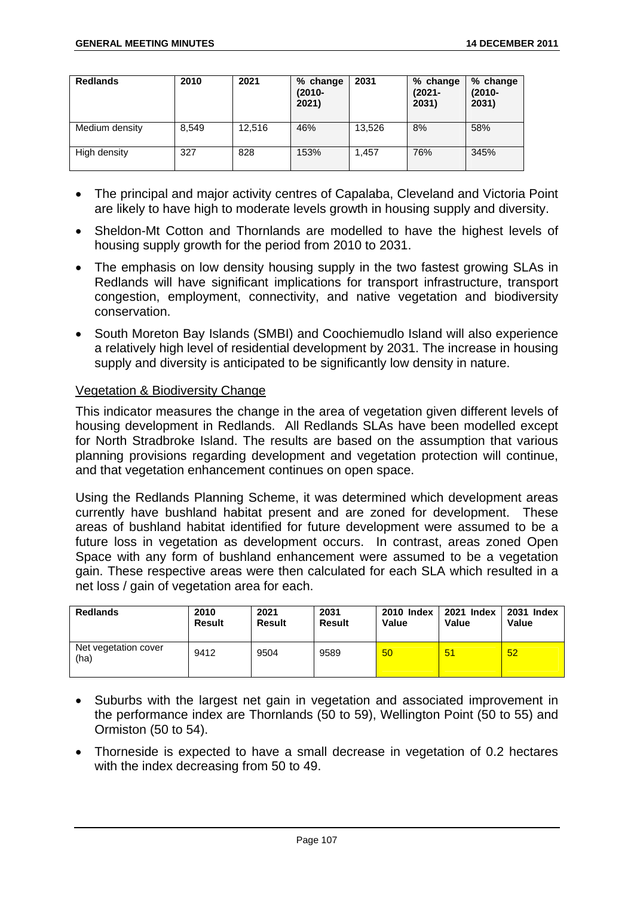| Redlands | 2010 | 2021 | % change (2010-2021) | 2031 | % change (2021-2031) | % change (2010-2031) |
|---|---|---|---|---|---|---|
| Medium density | 8,549 | 12,516 | 46% | 13,526 | 8% | 58% |
| High density | 327 | 828 | 153% | 1,457 | 76% | 345% |

- The principal and major activity centres of Capalaba, Cleveland and Victoria Point are likely to have high to moderate levels growth in housing supply and diversity.
- Sheldon-Mt Cotton and Thornlands are modelled to have the highest levels of housing supply growth for the period from 2010 to 2031.
- The emphasis on low density housing supply in the two fastest growing SLAs in Redlands will have significant implications for transport infrastructure, transport congestion, employment, connectivity, and native vegetation and biodiversity conservation.
- South Moreton Bay Islands (SMBI) and Coochiemudlo Island will also experience a relatively high level of residential development by 2031. The increase in housing supply and diversity is anticipated to be significantly low density in nature.

Vegetation & Biodiversity Change

This indicator measures the change in the area of vegetation given different levels of housing development in Redlands. All Redlands SLAs have been modelled except for North Stradbroke Island. The results are based on the assumption that various planning provisions regarding development and vegetation protection will continue, and that vegetation enhancement continues on open space.

Using the Redlands Planning Scheme, it was determined which development areas currently have bushland habitat present and are zoned for development. These areas of bushland habitat identified for future development were assumed to be a future loss in vegetation as development occurs. In contrast, areas zoned Open Space with any form of bushland enhancement were assumed to be a vegetation gain. These respective areas were then calculated for each SLA which resulted in a net loss / gain of vegetation area for each.

| Redlands | 2010 Result | 2021 Result | 2031 Result | 2010 Index Value | 2021 Index Value | 2031 Index Value |
|---|---|---|---|---|---|---|
| Net vegetation cover (ha) | 9412 | 9504 | 9589 | 50 | 51 | 52 |

- Suburbs with the largest net gain in vegetation and associated improvement in the performance index are Thornlands (50 to 59), Wellington Point (50 to 55) and Ormiston (50 to 54).
- Thorneside is expected to have a small decrease in vegetation of 0.2 hectares with the index decreasing from 50 to 49.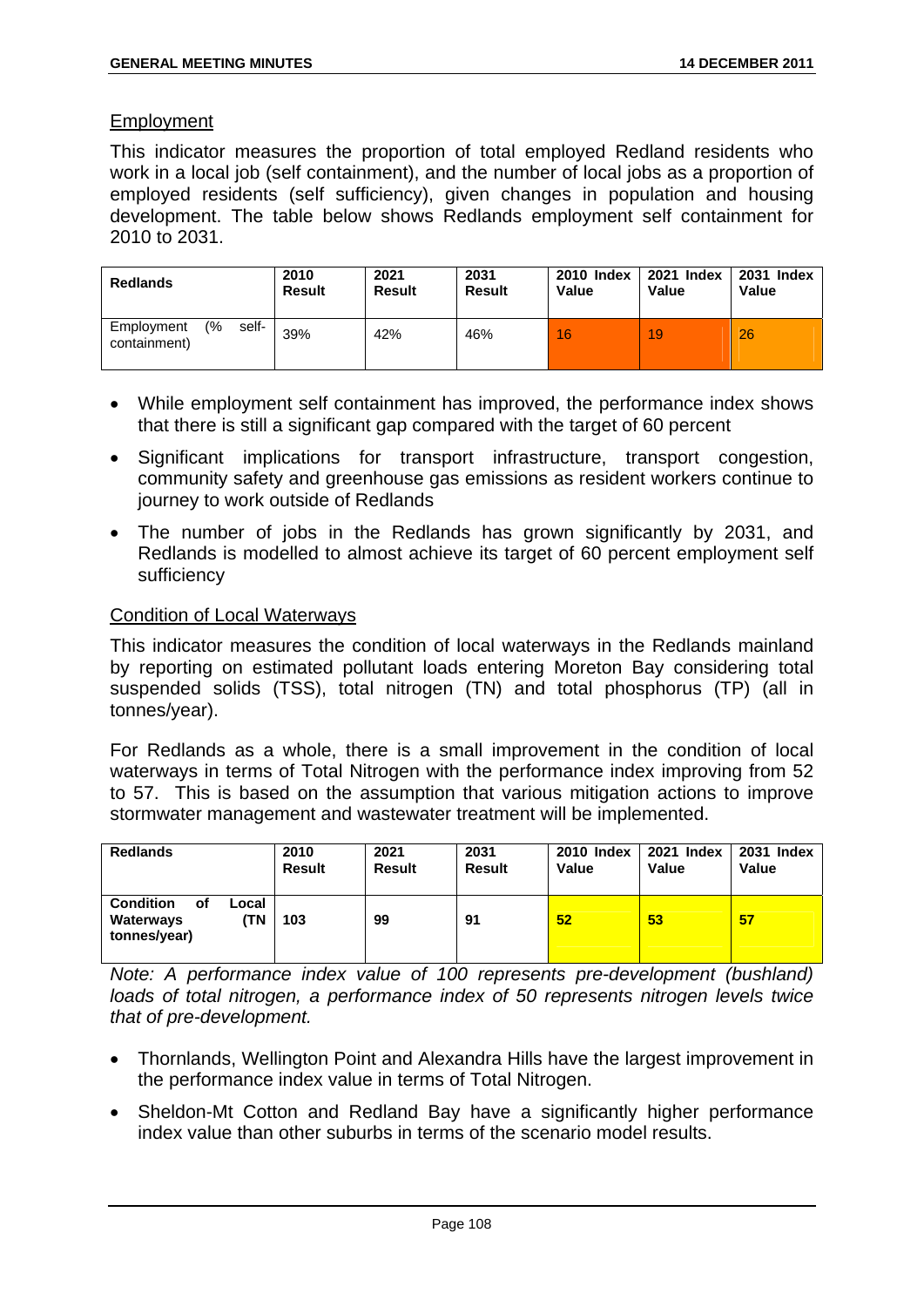Employment

This indicator measures the proportion of total employed Redland residents who work in a local job (self containment), and the number of local jobs as a proportion of employed residents (self sufficiency), given changes in population and housing development. The table below shows Redlands employment self containment for 2010 to 2031.

| **Redlands** | **2010 Result** | **2021 Result** | **2031 Result** | **2010 Index Value** | **2021 Index Value** | **2031 Index Value** |
|---|---|---|---|---|---|---|
| Employment (% self-containment) | 39% | 42% | 46% | 16 | 19 | 26 |

- While employment self containment has improved, the performance index shows that there is still a significant gap compared with the target of 60 percent
- Significant implications for transport infrastructure, transport congestion, community safety and greenhouse gas emissions as resident workers continue to journey to work outside of Redlands
- The number of jobs in the Redlands has grown significantly by 2031, and Redlands is modelled to almost achieve its target of 60 percent employment self sufficiency

Condition of Local Waterways

This indicator measures the condition of local waterways in the Redlands mainland by reporting on estimated pollutant loads entering Moreton Bay considering total suspended solids (TSS), total nitrogen (TN) and total phosphorus (TP) (all in tonnes/year).

For Redlands as a whole, there is a small improvement in the condition of local waterways in terms of Total Nitrogen with the performance index improving from 52 to 57. This is based on the assumption that various mitigation actions to improve stormwater management and wastewater treatment will be implemented.

| **Redlands** | **2010 Result** | **2021 Result** | **2031 Result** | **2010 Index Value** | **2021 Index Value** | **2031 Index Value** |
|---|---|---|---|---|---|---|
| **Condition of Local Waterways (TN tonnes/year)** | **103** | **99** | **91** | **52** | **53** | **57** |

*Note: A performance index value of 100 represents pre-development (bushland) loads of total nitrogen, a performance index of 50 represents nitrogen levels twice that of pre-development.*

- Thornlands, Wellington Point and Alexandra Hills have the largest improvement in the performance index value in terms of Total Nitrogen.
- Sheldon-Mt Cotton and Redland Bay have a significantly higher performance index value than other suburbs in terms of the scenario model results.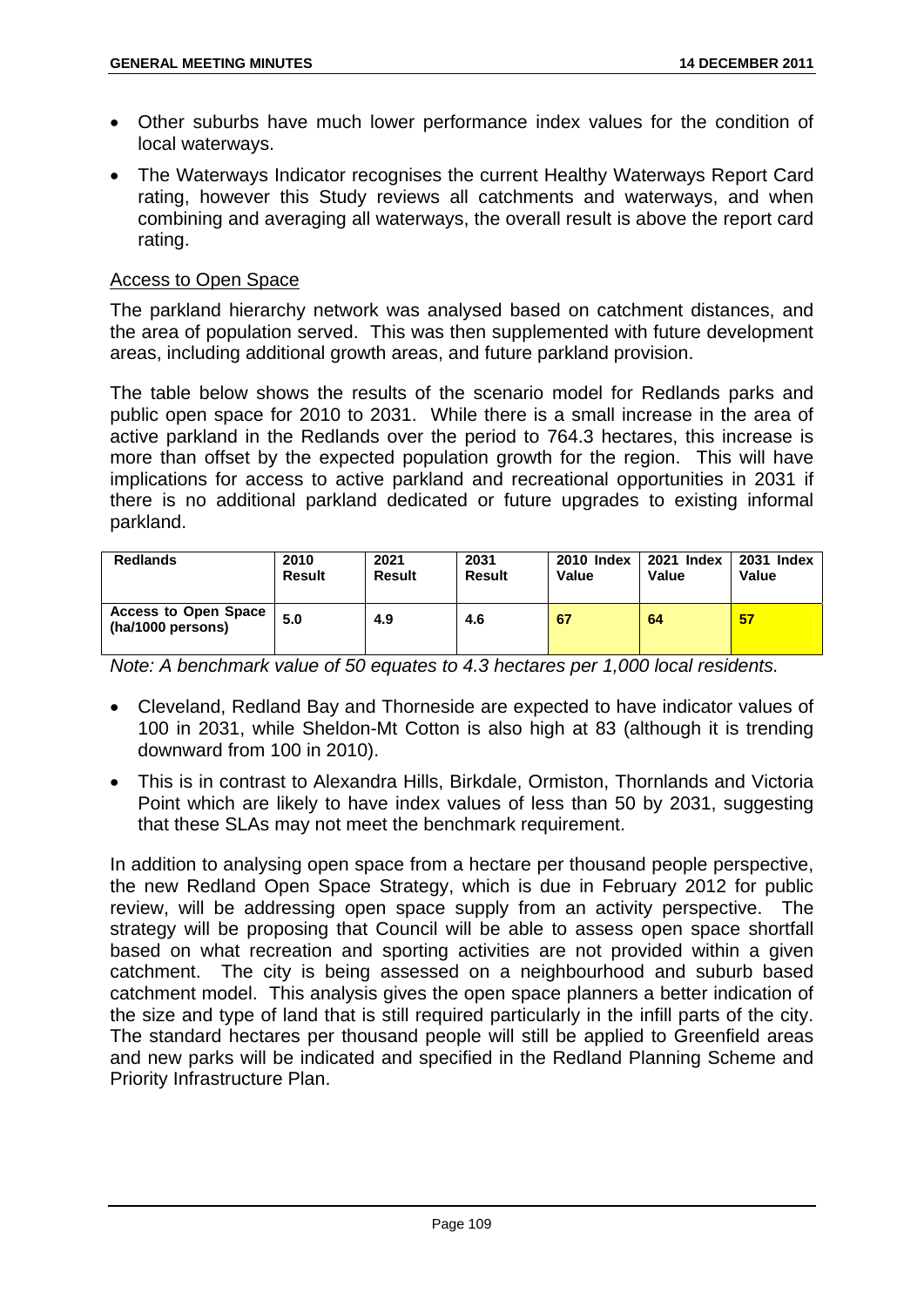- Other suburbs have much lower performance index values for the condition of local waterways.
- The Waterways Indicator recognises the current Healthy Waterways Report Card rating, however this Study reviews all catchments and waterways, and when combining and averaging all waterways, the overall result is above the report card rating.

Access to Open Space

The parkland hierarchy network was analysed based on catchment distances, and the area of population served. This was then supplemented with future development areas, including additional growth areas, and future parkland provision.

The table below shows the results of the scenario model for Redlands parks and public open space for 2010 to 2031. While there is a small increase in the area of active parkland in the Redlands over the period to 764.3 hectares, this increase is more than offset by the expected population growth for the region. This will have implications for access to active parkland and recreational opportunities in 2031 if there is no additional parkland dedicated or future upgrades to existing informal parkland.

| Redlands | 2010 Result | 2021 Result | 2031 Result | 2010 Index Value | 2021 Index Value | 2031 Index Value |
|---|---|---|---|---|---|---|
| Access to Open Space (ha/1000 persons) | 5.0 | 4.9 | 4.6 | 67 | 64 | 57 |

*Note: A benchmark value of 50 equates to 4.3 hectares per 1,000 local residents.*

- Cleveland, Redland Bay and Thorneside are expected to have indicator values of 100 in 2031, while Sheldon-Mt Cotton is also high at 83 (although it is trending downward from 100 in 2010).
- This is in contrast to Alexandra Hills, Birkdale, Ormiston, Thornlands and Victoria Point which are likely to have index values of less than 50 by 2031, suggesting that these SLAs may not meet the benchmark requirement.

In addition to analysing open space from a hectare per thousand people perspective, the new Redland Open Space Strategy, which is due in February 2012 for public review, will be addressing open space supply from an activity perspective. The strategy will be proposing that Council will be able to assess open space shortfall based on what recreation and sporting activities are not provided within a given catchment. The city is being assessed on a neighbourhood and suburb based catchment model. This analysis gives the open space planners a better indication of the size and type of land that is still required particularly in the infill parts of the city. The standard hectares per thousand people will still be applied to Greenfield areas and new parks will be indicated and specified in the Redland Planning Scheme and Priority Infrastructure Plan.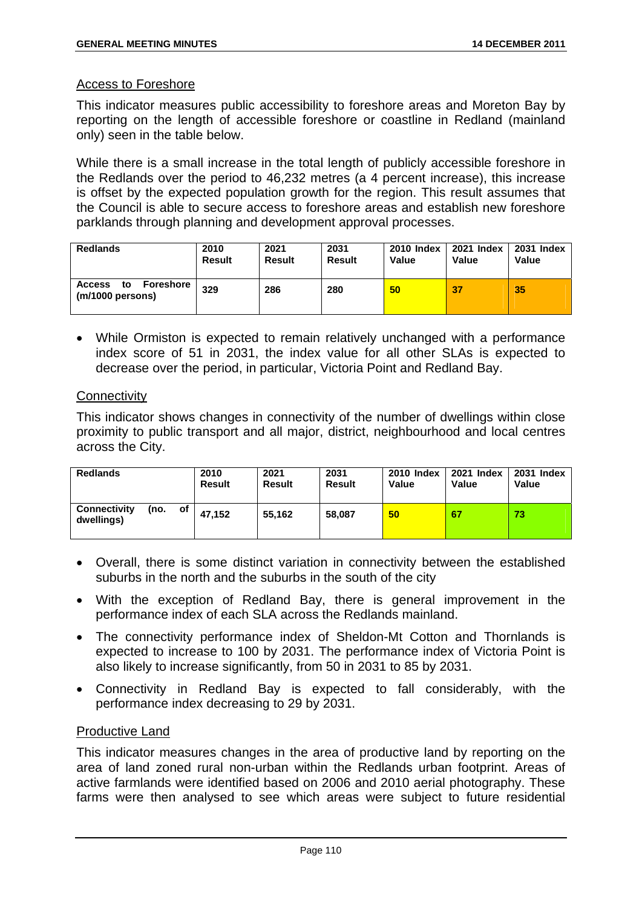Access to Foreshore

This indicator measures public accessibility to foreshore areas and Moreton Bay by reporting on the length of accessible foreshore or coastline in Redland (mainland only) seen in the table below.

While there is a small increase in the total length of publicly accessible foreshore in the Redlands over the period to 46,232 metres (a 4 percent increase), this increase is offset by the expected population growth for the region. This result assumes that the Council is able to secure access to foreshore areas and establish new foreshore parklands through planning and development approval processes.

| Redlands | 2010 Result | 2021 Result | 2031 Result | 2010 Index Value | 2021 Index Value | 2031 Index Value |
|---|---|---|---|---|---|---|
| Access to Foreshore (m/1000 persons) | 329 | 286 | 280 | 50 | 37 | 35 |

- While Ormiston is expected to remain relatively unchanged with a performance index score of 51 in 2031, the index value for all other SLAs is expected to decrease over the period, in particular, Victoria Point and Redland Bay.

Connectivity

This indicator shows changes in connectivity of the number of dwellings within close proximity to public transport and all major, district, neighbourhood and local centres across the City.

| Redlands | 2010 Result | 2021 Result | 2031 Result | 2010 Index Value | 2021 Index Value | 2031 Index Value |
|---|---|---|---|---|---|---|
| Connectivity (no. of dwellings) | 47,152 | 55,162 | 58,087 | 50 | 67 | 73 |

- Overall, there is some distinct variation in connectivity between the established suburbs in the north and the suburbs in the south of the city
- With the exception of Redland Bay, there is general improvement in the performance index of each SLA across the Redlands mainland.
- The connectivity performance index of Sheldon-Mt Cotton and Thornlands is expected to increase to 100 by 2031. The performance index of Victoria Point is also likely to increase significantly, from 50 in 2031 to 85 by 2031.
- Connectivity in Redland Bay is expected to fall considerably, with the performance index decreasing to 29 by 2031.

Productive Land

This indicator measures changes in the area of productive land by reporting on the area of land zoned rural non-urban within the Redlands urban footprint. Areas of active farmlands were identified based on 2006 and 2010 aerial photography. These farms were then analysed to see which areas were subject to future residential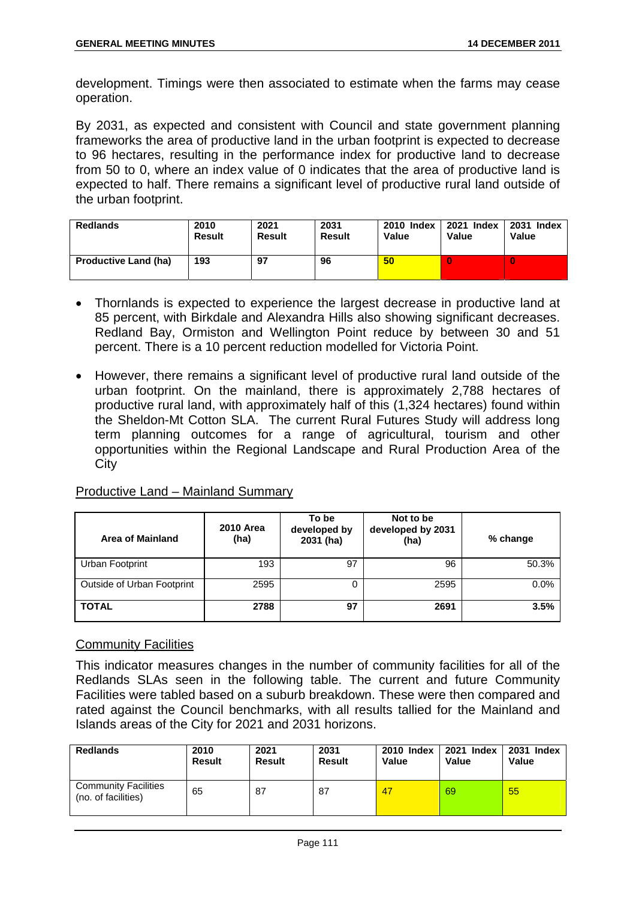development. Timings were then associated to estimate when the farms may cease operation.

By 2031, as expected and consistent with Council and state government planning frameworks the area of productive land in the urban footprint is expected to decrease to 96 hectares, resulting in the performance index for productive land to decrease from 50 to 0, where an index value of 0 indicates that the area of productive land is expected to half. There remains a significant level of productive rural land outside of the urban footprint.

| Redlands | 2010 Result | 2021 Result | 2031 Result | 2010 Index Value | 2021 Index Value | 2031 Index Value |
|---|---|---|---|---|---|---|
| Productive Land (ha) | 193 | 97 | 96 | 50 | 0 | 0 |

- Thornlands is expected to experience the largest decrease in productive land at 85 percent, with Birkdale and Alexandra Hills also showing significant decreases. Redland Bay, Ormiston and Wellington Point reduce by between 30 and 51 percent. There is a 10 percent reduction modelled for Victoria Point.
- However, there remains a significant level of productive rural land outside of the urban footprint. On the mainland, there is approximately 2,788 hectares of productive rural land, with approximately half of this (1,324 hectares) found within the Sheldon-Mt Cotton SLA. The current Rural Futures Study will address long term planning outcomes for a range of agricultural, tourism and other opportunities within the Regional Landscape and Rural Production Area of the City

Productive Land – Mainland Summary

| Area of Mainland | 2010 Area (ha) | To be developed by 2031 (ha) | Not to be developed by 2031 (ha) | % change |
|---|---|---|---|---|
| Urban Footprint | 193 | 97 | 96 | 50.3% |
| Outside of Urban Footprint | 2595 | 0 | 2595 | 0.0% |
| **TOTAL** | **2788** | **97** | **2691** | **3.5%** |

## Community Facilities

This indicator measures changes in the number of community facilities for all of the Redlands SLAs seen in the following table. The current and future Community Facilities were tabled based on a suburb breakdown. These were then compared and rated against the Council benchmarks, with all results tallied for the Mainland and Islands areas of the City for 2021 and 2031 horizons.

| Redlands | 2010 Result | 2021 Result | 2031 Result | 2010 Index Value | 2021 Index Value | 2031 Index Value |
|---|---|---|---|---|---|---|
| Community Facilities (no. of facilities) | 65 | 87 | 87 | 47 | 69 | 55 |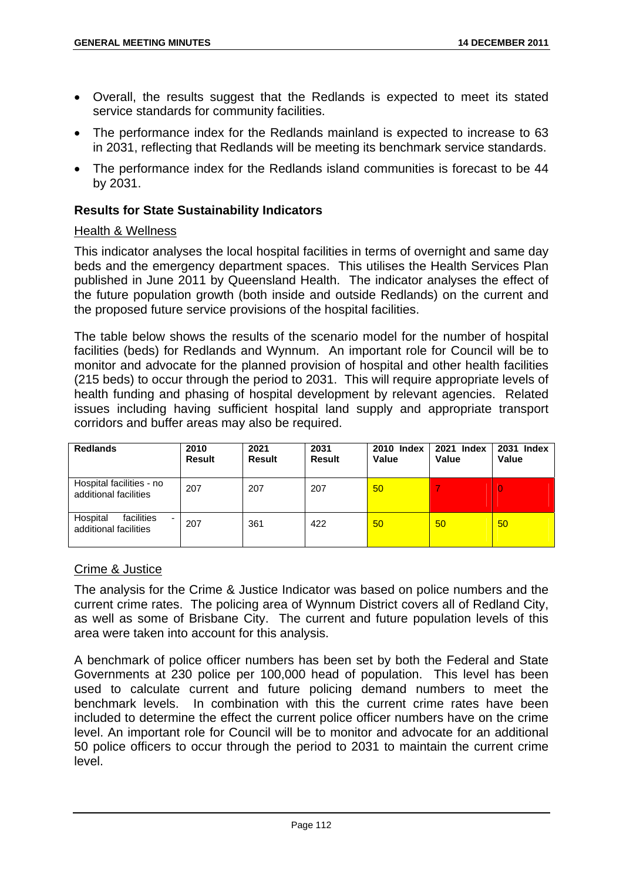- Overall, the results suggest that the Redlands is expected to meet its stated service standards for community facilities.
- The performance index for the Redlands mainland is expected to increase to 63 in 2031, reflecting that Redlands will be meeting its benchmark service standards.
- The performance index for the Redlands island communities is forecast to be 44 by 2031.

**Results for State Sustainability Indicators**

Health & Wellness

This indicator analyses the local hospital facilities in terms of overnight and same day beds and the emergency department spaces. This utilises the Health Services Plan published in June 2011 by Queensland Health. The indicator analyses the effect of the future population growth (both inside and outside Redlands) on the current and the proposed future service provisions of the hospital facilities.

The table below shows the results of the scenario model for the number of hospital facilities (beds) for Redlands and Wynnum. An important role for Council will be to monitor and advocate for the planned provision of hospital and other health facilities (215 beds) to occur through the period to 2031. This will require appropriate levels of health funding and phasing of hospital development by relevant agencies. Related issues including having sufficient hospital land supply and appropriate transport corridors and buffer areas may also be required.

| Redlands | 2010 Result | 2021 Result | 2031 Result | 2010 Index Value | 2021 Index Value | 2031 Index Value |
|---|---|---|---|---|---|---|
| Hospital facilities - no additional facilities | 207 | 207 | 207 | 50 | 7 | 0 |
| Hospital facilities - additional facilities | 207 | 361 | 422 | 50 | 50 | 50 |

Crime & Justice

The analysis for the Crime & Justice Indicator was based on police numbers and the current crime rates. The policing area of Wynnum District covers all of Redland City, as well as some of Brisbane City. The current and future population levels of this area were taken into account for this analysis.

A benchmark of police officer numbers has been set by both the Federal and State Governments at 230 police per 100,000 head of population. This level has been used to calculate current and future policing demand numbers to meet the benchmark levels. In combination with this the current crime rates have been included to determine the effect the current police officer numbers have on the crime level. An important role for Council will be to monitor and advocate for an additional 50 police officers to occur through the period to 2031 to maintain the current crime level.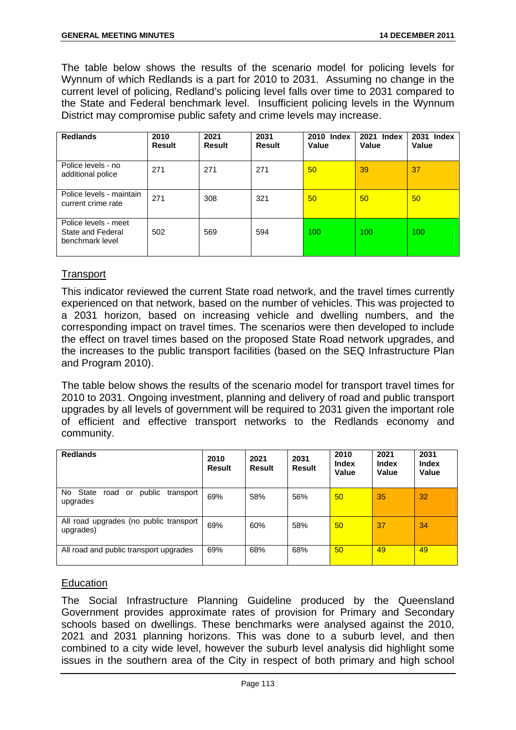The table below shows the results of the scenario model for policing levels for Wynnum of which Redlands is a part for 2010 to 2031. Assuming no change in the current level of policing, Redland's policing level falls over time to 2031 compared to the State and Federal benchmark level. Insufficient policing levels in the Wynnum District may compromise public safety and crime levels may increase.

| Redlands | 2010 Result | 2021 Result | 2031 Result | 2010 Index Value | 2021 Index Value | 2031 Index Value |
|---|---|---|---|---|---|---|
| Police levels - no additional police | 271 | 271 | 271 | 50 | 39 | 37 |
| Police levels - maintain current crime rate | 271 | 308 | 321 | 50 | 50 | 50 |
| Police levels - meet State and Federal benchmark level | 502 | 569 | 594 | 100 | 100 | 100 |

## Transport

This indicator reviewed the current State road network, and the travel times currently experienced on that network, based on the number of vehicles. This was projected to a 2031 horizon, based on increasing vehicle and dwelling numbers, and the corresponding impact on travel times. The scenarios were then developed to include the effect on travel times based on the proposed State Road network upgrades, and the increases to the public transport facilities (based on the SEQ Infrastructure Plan and Program 2010).

The table below shows the results of the scenario model for transport travel times for 2010 to 2031. Ongoing investment, planning and delivery of road and public transport upgrades by all levels of government will be required to 2031 given the important role of efficient and effective transport networks to the Redlands economy and community.

| Redlands | 2010 Result | 2021 Result | 2031 Result | 2010 Index Value | 2021 Index Value | 2031 Index Value |
|---|---|---|---|---|---|---|
| No State road or public transport upgrades | 69% | 58% | 56% | 50 | 35 | 32 |
| All road upgrades (no public transport upgrades) | 69% | 60% | 58% | 50 | 37 | 34 |
| All road and public transport upgrades | 69% | 68% | 68% | 50 | 49 | 49 |

## Education

The Social Infrastructure Planning Guideline produced by the Queensland Government provides approximate rates of provision for Primary and Secondary schools based on dwellings. These benchmarks were analysed against the 2010, 2021 and 2031 planning horizons. This was done to a suburb level, and then combined to a city wide level, however the suburb level analysis did highlight some issues in the southern area of the City in respect of both primary and high school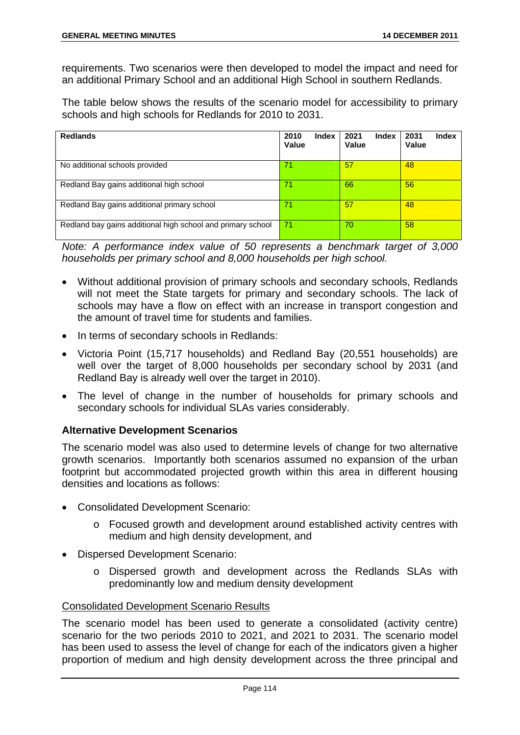requirements. Two scenarios were then developed to model the impact and need for an additional Primary School and an additional High School in southern Redlands.

The table below shows the results of the scenario model for accessibility to primary schools and high schools for Redlands for 2010 to 2031.

| Redlands | 2010 Index Value | 2021 Index Value | 2031 Index Value |
|---|---|---|---|
| No additional schools provided | 71 | 57 | 48 |
| Redland Bay gains additional high school | 71 | 66 | 56 |
| Redland Bay gains additional primary school | 71 | 57 | 48 |
| Redland bay gains additional high school and primary school | 71 | 70 | 58 |

*Note: A performance index value of 50 represents a benchmark target of 3,000 households per primary school and 8,000 households per high school.*

- Without additional provision of primary schools and secondary schools, Redlands will not meet the State targets for primary and secondary schools. The lack of schools may have a flow on effect with an increase in transport congestion and the amount of travel time for students and families.
- In terms of secondary schools in Redlands:
- Victoria Point (15,717 households) and Redland Bay (20,551 households) are well over the target of 8,000 households per secondary school by 2031 (and Redland Bay is already well over the target in 2010).
- The level of change in the number of households for primary schools and secondary schools for individual SLAs varies considerably.

### Alternative Development Scenarios

The scenario model was also used to determine levels of change for two alternative growth scenarios. Importantly both scenarios assumed no expansion of the urban footprint but accommodated projected growth within this area in different housing densities and locations as follows:

- Consolidated Development Scenario:
  - Focused growth and development around established activity centres with medium and high density development, and
- Dispersed Development Scenario:
  - Dispersed growth and development across the Redlands SLAs with predominantly low and medium density development

Consolidated Development Scenario Results

The scenario model has been used to generate a consolidated (activity centre) scenario for the two periods 2010 to 2021, and 2021 to 2031. The scenario model has been used to assess the level of change for each of the indicators given a higher proportion of medium and high density development across the three principal and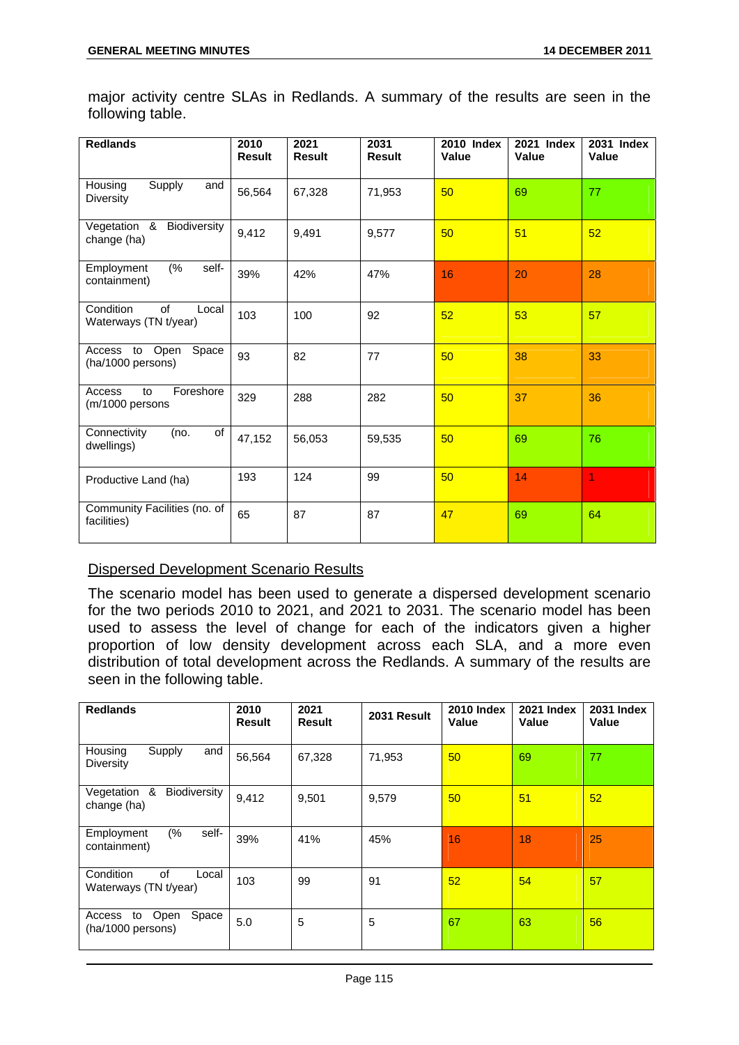major activity centre SLAs in Redlands. A summary of the results are seen in the following table.

| Redlands | 2010 Result | 2021 Result | 2031 Result | 2010 Index Value | 2021 Index Value | 2031 Index Value |
|---|---|---|---|---|---|---|
| Housing Supply and Diversity | 56,564 | 67,328 | 71,953 | 50 | 69 | 77 |
| Vegetation & Biodiversity change (ha) | 9,412 | 9,491 | 9,577 | 50 | 51 | 52 |
| Employment (% self-containment) | 39% | 42% | 47% | 16 | 20 | 28 |
| Condition of Local Waterways (TN t/year) | 103 | 100 | 92 | 52 | 53 | 57 |
| Access to Open Space (ha/1000 persons) | 93 | 82 | 77 | 50 | 38 | 33 |
| Access to Foreshore (m/1000 persons | 329 | 288 | 282 | 50 | 37 | 36 |
| Connectivity (no. of dwellings) | 47,152 | 56,053 | 59,535 | 50 | 69 | 76 |
| Productive Land (ha) | 193 | 124 | 99 | 50 | 14 | 1 |
| Community Facilities (no. of facilities) | 65 | 87 | 87 | 47 | 69 | 64 |

Dispersed Development Scenario Results

The scenario model has been used to generate a dispersed development scenario for the two periods 2010 to 2021, and 2021 to 2031. The scenario model has been used to assess the level of change for each of the indicators given a higher proportion of low density development across each SLA, and a more even distribution of total development across the Redlands. A summary of the results are seen in the following table.

| Redlands | 2010 Result | 2021 Result | 2031 Result | 2010 Index Value | 2021 Index Value | 2031 Index Value |
|---|---|---|---|---|---|---|
| Housing Supply and Diversity | 56,564 | 67,328 | 71,953 | 50 | 69 | 77 |
| Vegetation & Biodiversity change (ha) | 9,412 | 9,501 | 9,579 | 50 | 51 | 52 |
| Employment (% self-containment) | 39% | 41% | 45% | 16 | 18 | 25 |
| Condition of Local Waterways (TN t/year) | 103 | 99 | 91 | 52 | 54 | 57 |
| Access to Open Space (ha/1000 persons) | 5.0 | 5 | 5 | 67 | 63 | 56 |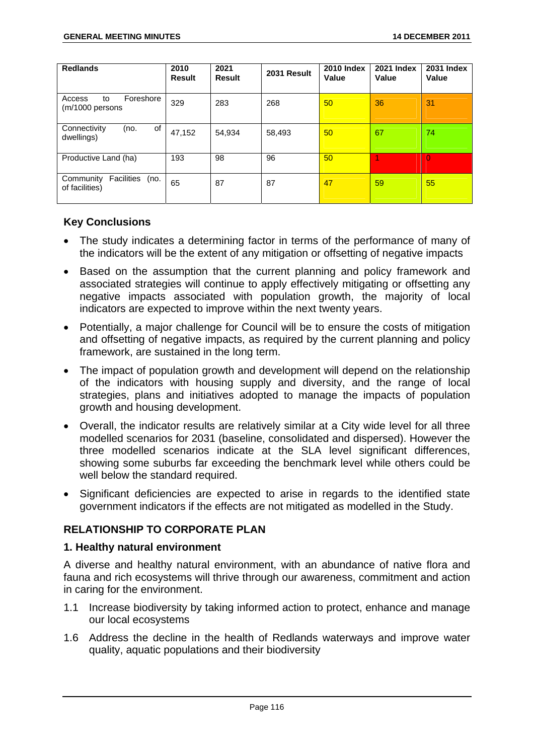| Redlands | 2010 Result | 2021 Result | 2031 Result | 2010 Index Value | 2021 Index Value | 2031 Index Value |
|---|---|---|---|---|---|---|
| Access to Foreshore (m/1000 persons | 329 | 283 | 268 | 50 | 36 | 31 |
| Connectivity (no. of dwellings) | 47,152 | 54,934 | 58,493 | 50 | 67 | 74 |
| Productive Land (ha) | 193 | 98 | 96 | 50 | 1 | 0 |
| Community Facilities (no. of facilities) | 65 | 87 | 87 | 47 | 59 | 55 |

### Key Conclusions

- The study indicates a determining factor in terms of the performance of many of the indicators will be the extent of any mitigation or offsetting of negative impacts
- Based on the assumption that the current planning and policy framework and associated strategies will continue to apply effectively mitigating or offsetting any negative impacts associated with population growth, the majority of local indicators are expected to improve within the next twenty years.
- Potentially, a major challenge for Council will be to ensure the costs of mitigation and offsetting of negative impacts, as required by the current planning and policy framework, are sustained in the long term.
- The impact of population growth and development will depend on the relationship of the indicators with housing supply and diversity, and the range of local strategies, plans and initiatives adopted to manage the impacts of population growth and housing development.
- Overall, the indicator results are relatively similar at a City wide level for all three modelled scenarios for 2031 (baseline, consolidated and dispersed). However the three modelled scenarios indicate at the SLA level significant differences, showing some suburbs far exceeding the benchmark level while others could be well below the standard required.
- Significant deficiencies are expected to arise in regards to the identified state government indicators if the effects are not mitigated as modelled in the Study.

## RELATIONSHIP TO CORPORATE PLAN

### 1. Healthy natural environment

A diverse and healthy natural environment, with an abundance of native flora and fauna and rich ecosystems will thrive through our awareness, commitment and action in caring for the environment.

1.1 Increase biodiversity by taking informed action to protect, enhance and manage our local ecosystems

1.6 Address the decline in the health of Redlands waterways and improve water quality, aquatic populations and their biodiversity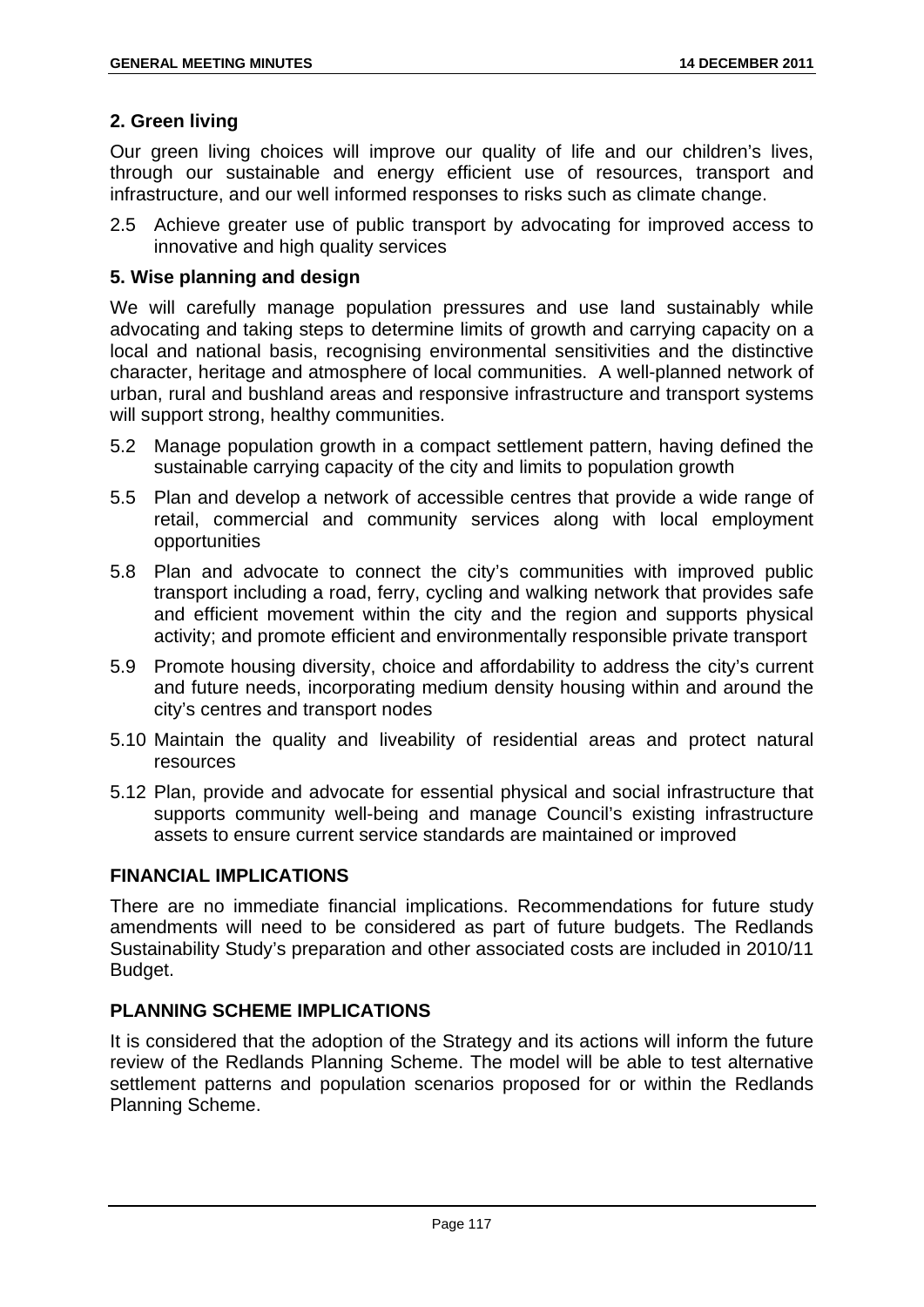## 2. Green living

Our green living choices will improve our quality of life and our children's lives, through our sustainable and energy efficient use of resources, transport and infrastructure, and our well informed responses to risks such as climate change.

2.5 Achieve greater use of public transport by advocating for improved access to innovative and high quality services

## 5. Wise planning and design

We will carefully manage population pressures and use land sustainably while advocating and taking steps to determine limits of growth and carrying capacity on a local and national basis, recognising environmental sensitivities and the distinctive character, heritage and atmosphere of local communities. A well-planned network of urban, rural and bushland areas and responsive infrastructure and transport systems will support strong, healthy communities.

5.2 Manage population growth in a compact settlement pattern, having defined the sustainable carrying capacity of the city and limits to population growth

5.5 Plan and develop a network of accessible centres that provide a wide range of retail, commercial and community services along with local employment opportunities

5.8 Plan and advocate to connect the city's communities with improved public transport including a road, ferry, cycling and walking network that provides safe and efficient movement within the city and the region and supports physical activity; and promote efficient and environmentally responsible private transport

5.9 Promote housing diversity, choice and affordability to address the city's current and future needs, incorporating medium density housing within and around the city's centres and transport nodes

5.10 Maintain the quality and liveability of residential areas and protect natural resources

5.12 Plan, provide and advocate for essential physical and social infrastructure that supports community well-being and manage Council's existing infrastructure assets to ensure current service standards are maintained or improved

## FINANCIAL IMPLICATIONS

There are no immediate financial implications. Recommendations for future study amendments will need to be considered as part of future budgets. The Redlands Sustainability Study's preparation and other associated costs are included in 2010/11 Budget.

## PLANNING SCHEME IMPLICATIONS

It is considered that the adoption of the Strategy and its actions will inform the future review of the Redlands Planning Scheme. The model will be able to test alternative settlement patterns and population scenarios proposed for or within the Redlands Planning Scheme.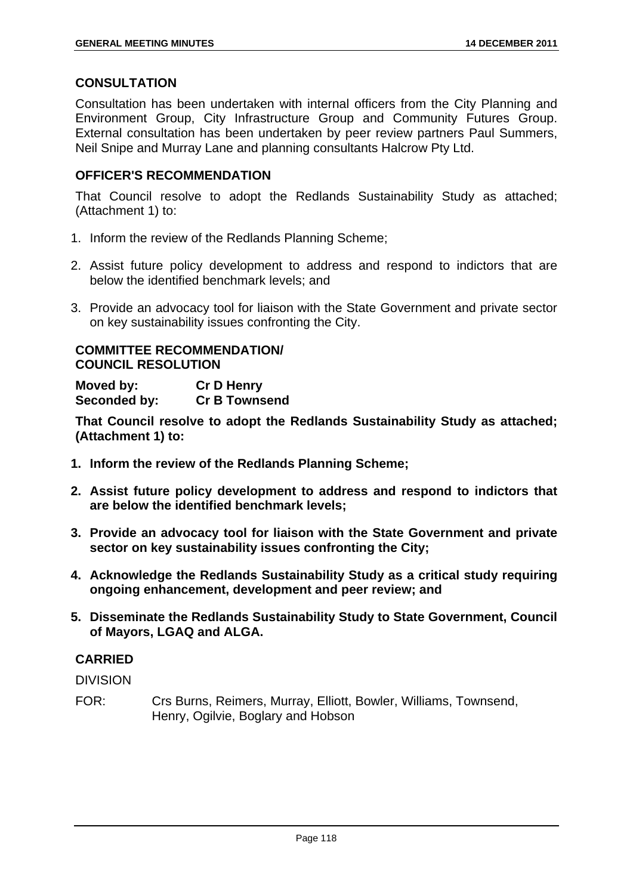## CONSULTATION

Consultation has been undertaken with internal officers from the City Planning and Environment Group, City Infrastructure Group and Community Futures Group. External consultation has been undertaken by peer review partners Paul Summers, Neil Snipe and Murray Lane and planning consultants Halcrow Pty Ltd.

## OFFICER'S RECOMMENDATION

That Council resolve to adopt the Redlands Sustainability Study as attached; (Attachment 1) to:

1. Inform the review of the Redlands Planning Scheme;
2. Assist future policy development to address and respond to indictors that are below the identified benchmark levels; and
3. Provide an advocacy tool for liaison with the State Government and private sector on key sustainability issues confronting the City.

## COMMITTEE RECOMMENDATION/ COUNCIL RESOLUTION

**Moved by:** **Cr D Henry**
**Seconded by:** **Cr B Townsend**

**That Council resolve to adopt the Redlands Sustainability Study as attached; (Attachment 1) to:**

1. **Inform the review of the Redlands Planning Scheme;**
2. **Assist future policy development to address and respond to indictors that are below the identified benchmark levels;**
3. **Provide an advocacy tool for liaison with the State Government and private sector on key sustainability issues confronting the City;**
4. **Acknowledge the Redlands Sustainability Study as a critical study requiring ongoing enhancement, development and peer review; and**
5. **Disseminate the Redlands Sustainability Study to State Government, Council of Mayors, LGAQ and ALGA.**

## CARRIED

DIVISION

FOR: Crs Burns, Reimers, Murray, Elliott, Bowler, Williams, Townsend, Henry, Ogilvie, Boglary and Hobson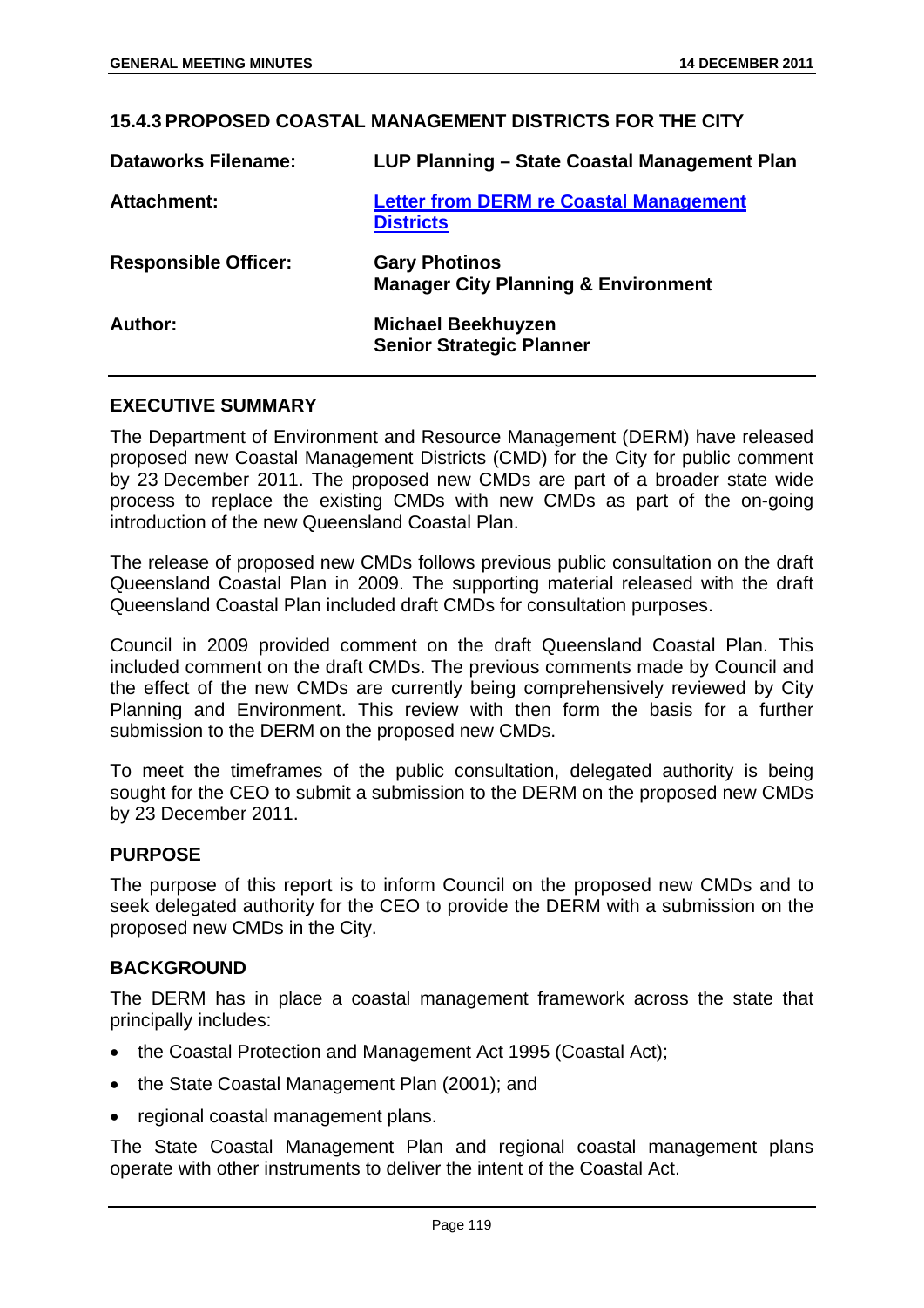## 15.4.3 PROPOSED COASTAL MANAGEMENT DISTRICTS FOR THE CITY

| | |
|---|---|
| **Dataworks Filename:** | **LUP Planning – State Coastal Management Plan** |
| **Attachment:** | **Letter from DERM re Coastal Management Districts** |
| **Responsible Officer:** | **Gary Photinos**<br>**Manager City Planning & Environment** |
| **Author:** | **Michael Beekhuyzen**<br>**Senior Strategic Planner** |

### EXECUTIVE SUMMARY

The Department of Environment and Resource Management (DERM) have released proposed new Coastal Management Districts (CMD) for the City for public comment by 23 December 2011. The proposed new CMDs are part of a broader state wide process to replace the existing CMDs with new CMDs as part of the on-going introduction of the new Queensland Coastal Plan.

The release of proposed new CMDs follows previous public consultation on the draft Queensland Coastal Plan in 2009. The supporting material released with the draft Queensland Coastal Plan included draft CMDs for consultation purposes.

Council in 2009 provided comment on the draft Queensland Coastal Plan. This included comment on the draft CMDs. The previous comments made by Council and the effect of the new CMDs are currently being comprehensively reviewed by City Planning and Environment. This review with then form the basis for a further submission to the DERM on the proposed new CMDs.

To meet the timeframes of the public consultation, delegated authority is being sought for the CEO to submit a submission to the DERM on the proposed new CMDs by 23 December 2011.

### PURPOSE

The purpose of this report is to inform Council on the proposed new CMDs and to seek delegated authority for the CEO to provide the DERM with a submission on the proposed new CMDs in the City.

### BACKGROUND

The DERM has in place a coastal management framework across the state that principally includes:

- the Coastal Protection and Management Act 1995 (Coastal Act);
- the State Coastal Management Plan (2001); and
- regional coastal management plans.

The State Coastal Management Plan and regional coastal management plans operate with other instruments to deliver the intent of the Coastal Act.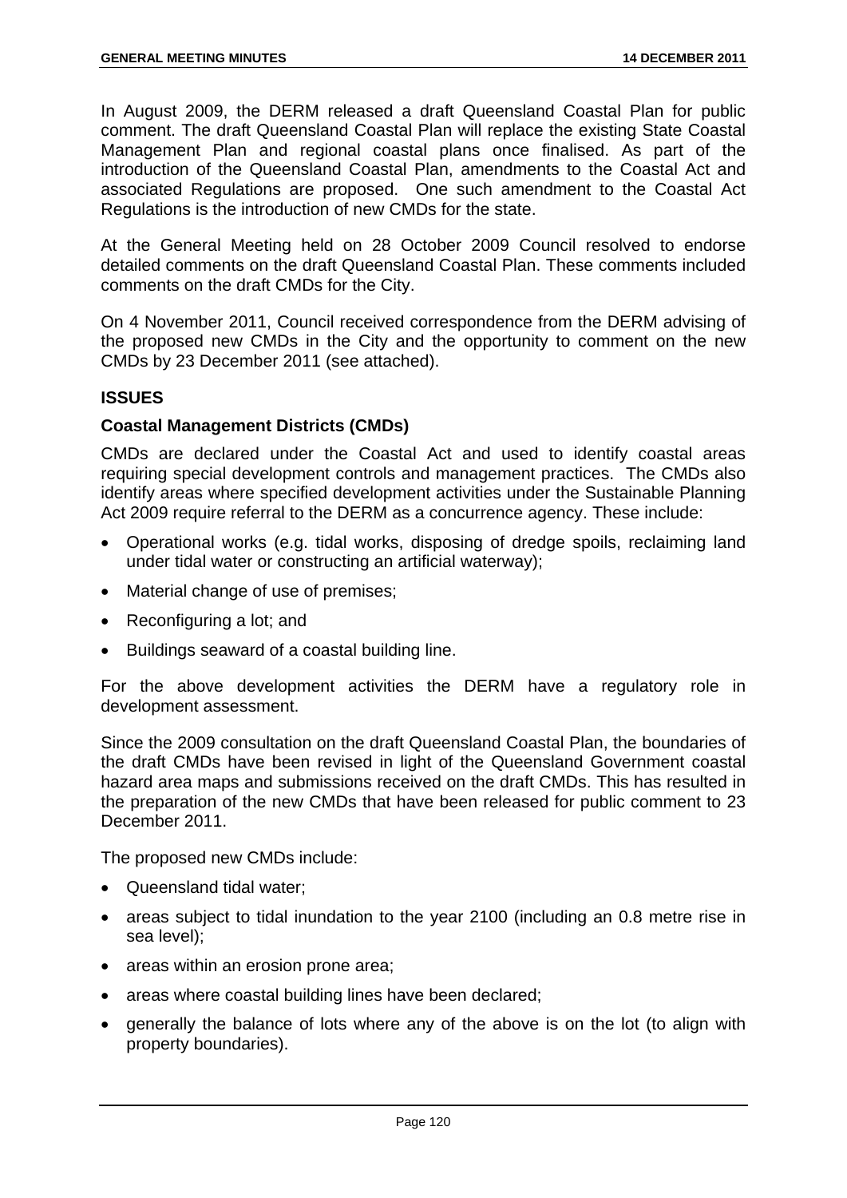In August 2009, the DERM released a draft Queensland Coastal Plan for public comment. The draft Queensland Coastal Plan will replace the existing State Coastal Management Plan and regional coastal plans once finalised. As part of the introduction of the Queensland Coastal Plan, amendments to the Coastal Act and associated Regulations are proposed. One such amendment to the Coastal Act Regulations is the introduction of new CMDs for the state.

At the General Meeting held on 28 October 2009 Council resolved to endorse detailed comments on the draft Queensland Coastal Plan. These comments included comments on the draft CMDs for the City.

On 4 November 2011, Council received correspondence from the DERM advising of the proposed new CMDs in the City and the opportunity to comment on the new CMDs by 23 December 2011 (see attached).

## ISSUES

### Coastal Management Districts (CMDs)

CMDs are declared under the Coastal Act and used to identify coastal areas requiring special development controls and management practices. The CMDs also identify areas where specified development activities under the Sustainable Planning Act 2009 require referral to the DERM as a concurrence agency. These include:

- Operational works (e.g. tidal works, disposing of dredge spoils, reclaiming land under tidal water or constructing an artificial waterway);
- Material change of use of premises;
- Reconfiguring a lot; and
- Buildings seaward of a coastal building line.

For the above development activities the DERM have a regulatory role in development assessment.

Since the 2009 consultation on the draft Queensland Coastal Plan, the boundaries of the draft CMDs have been revised in light of the Queensland Government coastal hazard area maps and submissions received on the draft CMDs. This has resulted in the preparation of the new CMDs that have been released for public comment to 23 December 2011.

The proposed new CMDs include:

- Queensland tidal water;
- areas subject to tidal inundation to the year 2100 (including an 0.8 metre rise in sea level);
- areas within an erosion prone area;
- areas where coastal building lines have been declared;
- generally the balance of lots where any of the above is on the lot (to align with property boundaries).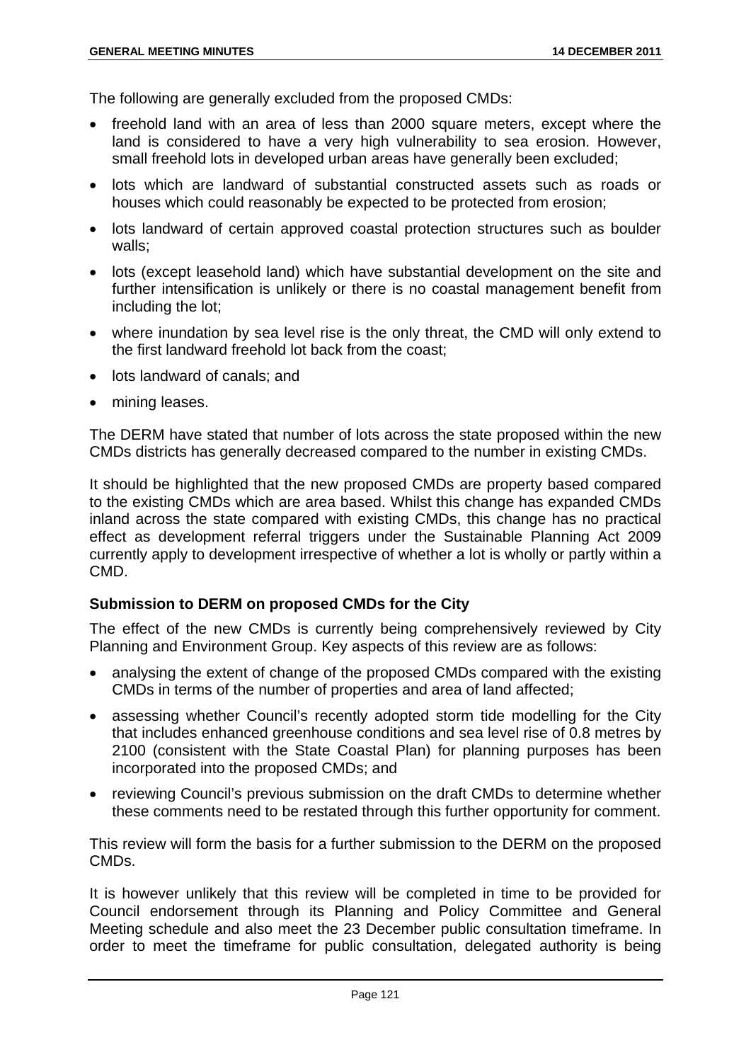The following are generally excluded from the proposed CMDs:

- freehold land with an area of less than 2000 square meters, except where the land is considered to have a very high vulnerability to sea erosion. However, small freehold lots in developed urban areas have generally been excluded;
- lots which are landward of substantial constructed assets such as roads or houses which could reasonably be expected to be protected from erosion;
- lots landward of certain approved coastal protection structures such as boulder walls;
- lots (except leasehold land) which have substantial development on the site and further intensification is unlikely or there is no coastal management benefit from including the lot;
- where inundation by sea level rise is the only threat, the CMD will only extend to the first landward freehold lot back from the coast;
- lots landward of canals; and
- mining leases.

The DERM have stated that number of lots across the state proposed within the new CMDs districts has generally decreased compared to the number in existing CMDs.

It should be highlighted that the new proposed CMDs are property based compared to the existing CMDs which are area based. Whilst this change has expanded CMDs inland across the state compared with existing CMDs, this change has no practical effect as development referral triggers under the Sustainable Planning Act 2009 currently apply to development irrespective of whether a lot is wholly or partly within a CMD.

**Submission to DERM on proposed CMDs for the City**

The effect of the new CMDs is currently being comprehensively reviewed by City Planning and Environment Group. Key aspects of this review are as follows:

- analysing the extent of change of the proposed CMDs compared with the existing CMDs in terms of the number of properties and area of land affected;
- assessing whether Council's recently adopted storm tide modelling for the City that includes enhanced greenhouse conditions and sea level rise of 0.8 metres by 2100 (consistent with the State Coastal Plan) for planning purposes has been incorporated into the proposed CMDs; and
- reviewing Council's previous submission on the draft CMDs to determine whether these comments need to be restated through this further opportunity for comment.

This review will form the basis for a further submission to the DERM on the proposed CMDs.

It is however unlikely that this review will be completed in time to be provided for Council endorsement through its Planning and Policy Committee and General Meeting schedule and also meet the 23 December public consultation timeframe. In order to meet the timeframe for public consultation, delegated authority is being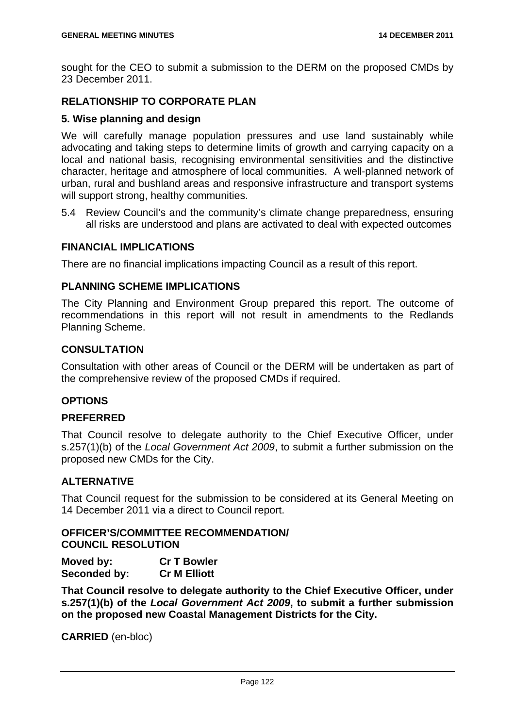sought for the CEO to submit a submission to the DERM on the proposed CMDs by 23 December 2011.

## RELATIONSHIP TO CORPORATE PLAN

### 5. Wise planning and design

We will carefully manage population pressures and use land sustainably while advocating and taking steps to determine limits of growth and carrying capacity on a local and national basis, recognising environmental sensitivities and the distinctive character, heritage and atmosphere of local communities. A well-planned network of urban, rural and bushland areas and responsive infrastructure and transport systems will support strong, healthy communities.

5.4 Review Council's and the community's climate change preparedness, ensuring all risks are understood and plans are activated to deal with expected outcomes

## FINANCIAL IMPLICATIONS

There are no financial implications impacting Council as a result of this report.

## PLANNING SCHEME IMPLICATIONS

The City Planning and Environment Group prepared this report. The outcome of recommendations in this report will not result in amendments to the Redlands Planning Scheme.

## CONSULTATION

Consultation with other areas of Council or the DERM will be undertaken as part of the comprehensive review of the proposed CMDs if required.

## OPTIONS

### PREFERRED

That Council resolve to delegate authority to the Chief Executive Officer, under s.257(1)(b) of the *Local Government Act 2009*, to submit a further submission on the proposed new CMDs for the City.

### ALTERNATIVE

That Council request for the submission to be considered at its General Meeting on 14 December 2011 via a direct to Council report.

## OFFICER'S/COMMITTEE RECOMMENDATION/ COUNCIL RESOLUTION

**Moved by:** **Cr T Bowler**
**Seconded by:** **Cr M Elliott**

**That Council resolve to delegate authority to the Chief Executive Officer, under s.257(1)(b) of the *Local Government Act 2009*, to submit a further submission on the proposed new Coastal Management Districts for the City.**

**CARRIED** (en-bloc)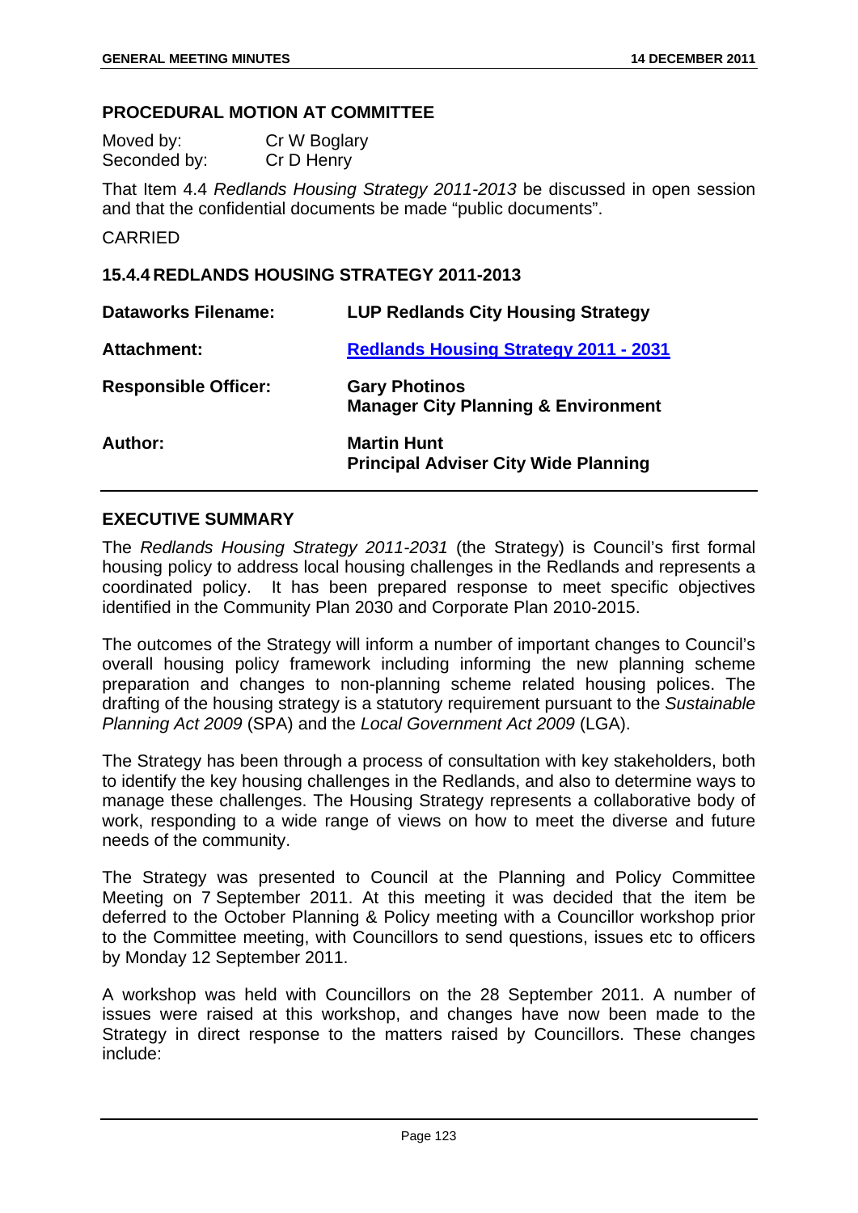## PROCEDURAL MOTION AT COMMITTEE

Moved by: Cr W Boglary
Seconded by: Cr D Henry

That Item 4.4 *Redlands Housing Strategy 2011-2013* be discussed in open session and that the confidential documents be made "public documents".

CARRIED

## 15.4.4 REDLANDS HOUSING STRATEGY 2011-2013

| | |
|---|---|
| **Dataworks Filename:** | **LUP Redlands City Housing Strategy** |
| **Attachment:** | **Redlands Housing Strategy 2011 - 2031** |
| **Responsible Officer:** | **Gary Photinos**<br>**Manager City Planning & Environment** |
| **Author:** | **Martin Hunt**<br>**Principal Adviser City Wide Planning** |

## EXECUTIVE SUMMARY

The *Redlands Housing Strategy 2011-2031* (the Strategy) is Council's first formal housing policy to address local housing challenges in the Redlands and represents a coordinated policy. It has been prepared response to meet specific objectives identified in the Community Plan 2030 and Corporate Plan 2010-2015.

The outcomes of the Strategy will inform a number of important changes to Council's overall housing policy framework including informing the new planning scheme preparation and changes to non-planning scheme related housing polices. The drafting of the housing strategy is a statutory requirement pursuant to the *Sustainable Planning Act 2009* (SPA) and the *Local Government Act 2009* (LGA).

The Strategy has been through a process of consultation with key stakeholders, both to identify the key housing challenges in the Redlands, and also to determine ways to manage these challenges. The Housing Strategy represents a collaborative body of work, responding to a wide range of views on how to meet the diverse and future needs of the community.

The Strategy was presented to Council at the Planning and Policy Committee Meeting on 7 September 2011. At this meeting it was decided that the item be deferred to the October Planning & Policy meeting with a Councillor workshop prior to the Committee meeting, with Councillors to send questions, issues etc to officers by Monday 12 September 2011.

A workshop was held with Councillors on the 28 September 2011. A number of issues were raised at this workshop, and changes have now been made to the Strategy in direct response to the matters raised by Councillors. These changes include: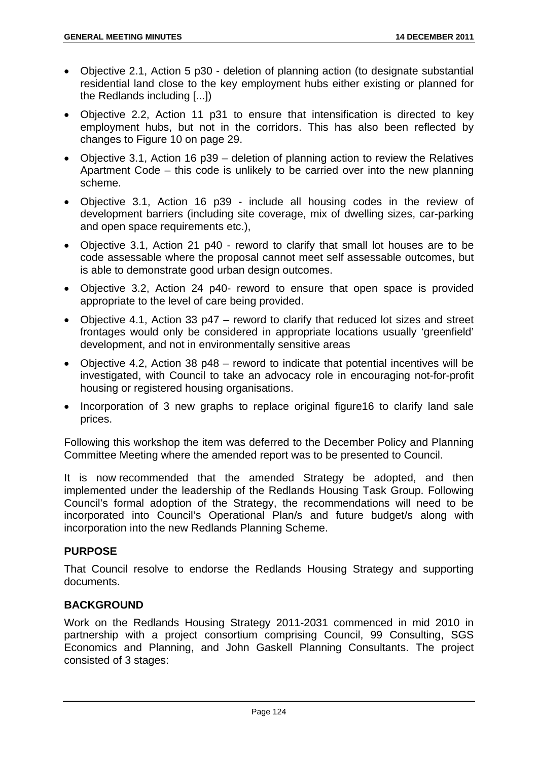- Objective 2.1, Action 5 p30 - deletion of planning action (to designate substantial residential land close to the key employment hubs either existing or planned for the Redlands including [...])
- Objective 2.2, Action 11 p31 to ensure that intensification is directed to key employment hubs, but not in the corridors. This has also been reflected by changes to Figure 10 on page 29.
- Objective 3.1, Action 16 p39 – deletion of planning action to review the Relatives Apartment Code – this code is unlikely to be carried over into the new planning scheme.
- Objective 3.1, Action 16 p39 - include all housing codes in the review of development barriers (including site coverage, mix of dwelling sizes, car-parking and open space requirements etc.),
- Objective 3.1, Action 21 p40 - reword to clarify that small lot houses are to be code assessable where the proposal cannot meet self assessable outcomes, but is able to demonstrate good urban design outcomes.
- Objective 3.2, Action 24 p40- reword to ensure that open space is provided appropriate to the level of care being provided.
- Objective 4.1, Action 33 p47 – reword to clarify that reduced lot sizes and street frontages would only be considered in appropriate locations usually 'greenfield' development, and not in environmentally sensitive areas
- Objective 4.2, Action 38 p48 – reword to indicate that potential incentives will be investigated, with Council to take an advocacy role in encouraging not-for-profit housing or registered housing organisations.
- Incorporation of 3 new graphs to replace original figure16 to clarify land sale prices.

Following this workshop the item was deferred to the December Policy and Planning Committee Meeting where the amended report was to be presented to Council.

It is now recommended that the amended Strategy be adopted, and then implemented under the leadership of the Redlands Housing Task Group. Following Council's formal adoption of the Strategy, the recommendations will need to be incorporated into Council's Operational Plan/s and future budget/s along with incorporation into the new Redlands Planning Scheme.

## PURPOSE

That Council resolve to endorse the Redlands Housing Strategy and supporting documents.

## BACKGROUND

Work on the Redlands Housing Strategy 2011-2031 commenced in mid 2010 in partnership with a project consortium comprising Council, 99 Consulting, SGS Economics and Planning, and John Gaskell Planning Consultants. The project consisted of 3 stages: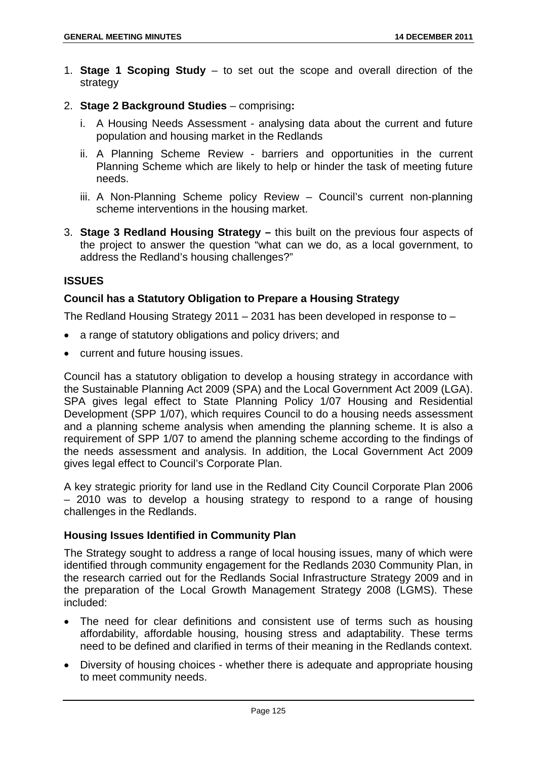1. **Stage 1 Scoping Study** – to set out the scope and overall direction of the strategy

2. **Stage 2 Background Studies** – comprising**:**

   i. A Housing Needs Assessment - analysing data about the current and future population and housing market in the Redlands

   ii. A Planning Scheme Review - barriers and opportunities in the current Planning Scheme which are likely to help or hinder the task of meeting future needs.

   iii. A Non-Planning Scheme policy Review – Council's current non-planning scheme interventions in the housing market.

3. **Stage 3 Redland Housing Strategy –** this built on the previous four aspects of the project to answer the question "what can we do, as a local government, to address the Redland's housing challenges?"

**ISSUES**

**Council has a Statutory Obligation to Prepare a Housing Strategy**

The Redland Housing Strategy 2011 – 2031 has been developed in response to –

- a range of statutory obligations and policy drivers; and
- current and future housing issues.

Council has a statutory obligation to develop a housing strategy in accordance with the Sustainable Planning Act 2009 (SPA) and the Local Government Act 2009 (LGA). SPA gives legal effect to State Planning Policy 1/07 Housing and Residential Development (SPP 1/07), which requires Council to do a housing needs assessment and a planning scheme analysis when amending the planning scheme. It is also a requirement of SPP 1/07 to amend the planning scheme according to the findings of the needs assessment and analysis. In addition, the Local Government Act 2009 gives legal effect to Council's Corporate Plan.

A key strategic priority for land use in the Redland City Council Corporate Plan 2006 – 2010 was to develop a housing strategy to respond to a range of housing challenges in the Redlands.

**Housing Issues Identified in Community Plan**

The Strategy sought to address a range of local housing issues, many of which were identified through community engagement for the Redlands 2030 Community Plan, in the research carried out for the Redlands Social Infrastructure Strategy 2009 and in the preparation of the Local Growth Management Strategy 2008 (LGMS). These included:

- The need for clear definitions and consistent use of terms such as housing affordability, affordable housing, housing stress and adaptability. These terms need to be defined and clarified in terms of their meaning in the Redlands context.
- Diversity of housing choices - whether there is adequate and appropriate housing to meet community needs.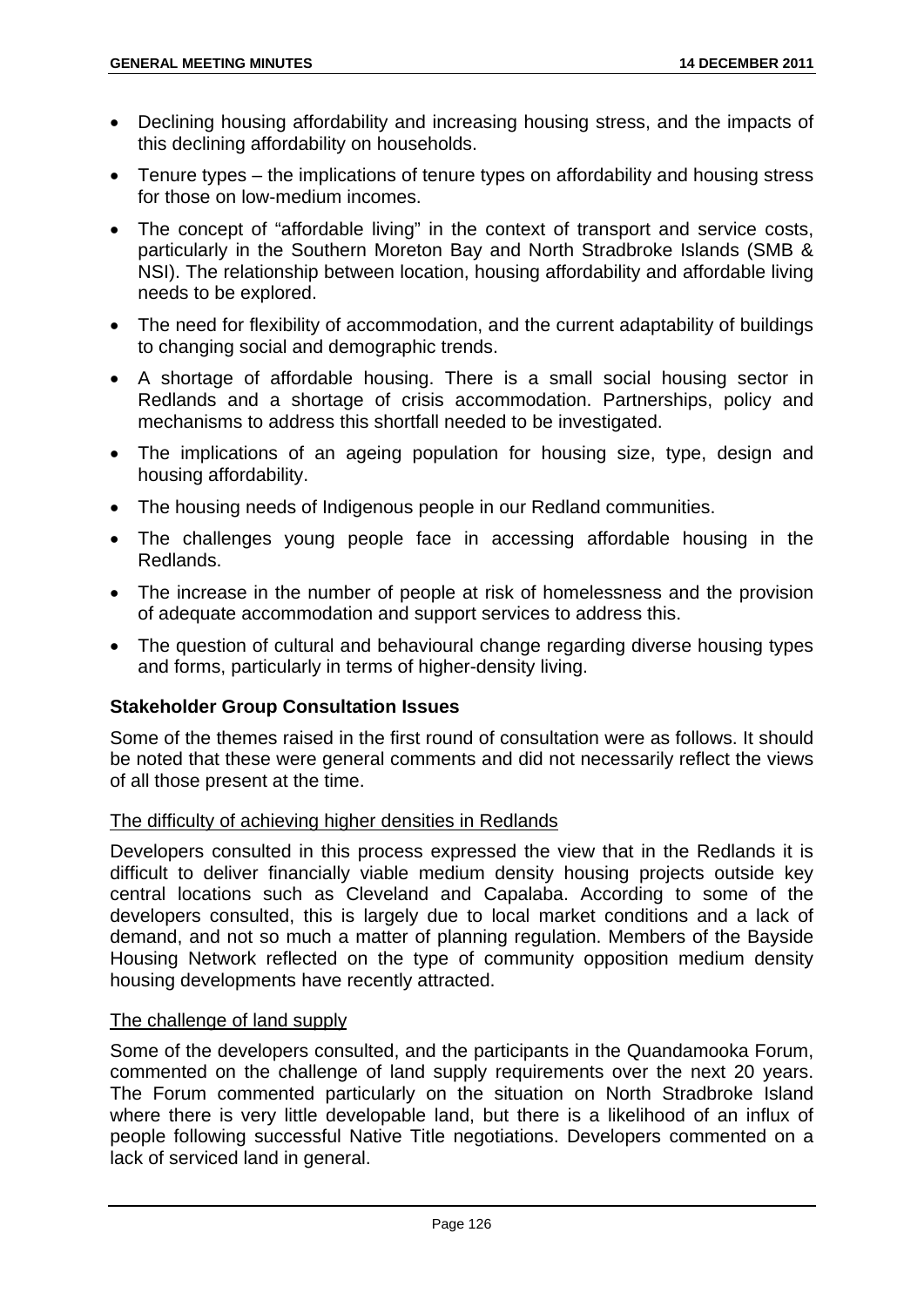- Declining housing affordability and increasing housing stress, and the impacts of this declining affordability on households.
- Tenure types – the implications of tenure types on affordability and housing stress for those on low-medium incomes.
- The concept of "affordable living" in the context of transport and service costs, particularly in the Southern Moreton Bay and North Stradbroke Islands (SMB & NSI). The relationship between location, housing affordability and affordable living needs to be explored.
- The need for flexibility of accommodation, and the current adaptability of buildings to changing social and demographic trends.
- A shortage of affordable housing. There is a small social housing sector in Redlands and a shortage of crisis accommodation. Partnerships, policy and mechanisms to address this shortfall needed to be investigated.
- The implications of an ageing population for housing size, type, design and housing affordability.
- The housing needs of Indigenous people in our Redland communities.
- The challenges young people face in accessing affordable housing in the Redlands.
- The increase in the number of people at risk of homelessness and the provision of adequate accommodation and support services to address this.
- The question of cultural and behavioural change regarding diverse housing types and forms, particularly in terms of higher-density living.

**Stakeholder Group Consultation Issues**

Some of the themes raised in the first round of consultation were as follows. It should be noted that these were general comments and did not necessarily reflect the views of all those present at the time.

<u>The difficulty of achieving higher densities in Redlands</u>

Developers consulted in this process expressed the view that in the Redlands it is difficult to deliver financially viable medium density housing projects outside key central locations such as Cleveland and Capalaba. According to some of the developers consulted, this is largely due to local market conditions and a lack of demand, and not so much a matter of planning regulation. Members of the Bayside Housing Network reflected on the type of community opposition medium density housing developments have recently attracted.

<u>The challenge of land supply</u>

Some of the developers consulted, and the participants in the Quandamooka Forum, commented on the challenge of land supply requirements over the next 20 years. The Forum commented particularly on the situation on North Stradbroke Island where there is very little developable land, but there is a likelihood of an influx of people following successful Native Title negotiations. Developers commented on a lack of serviced land in general.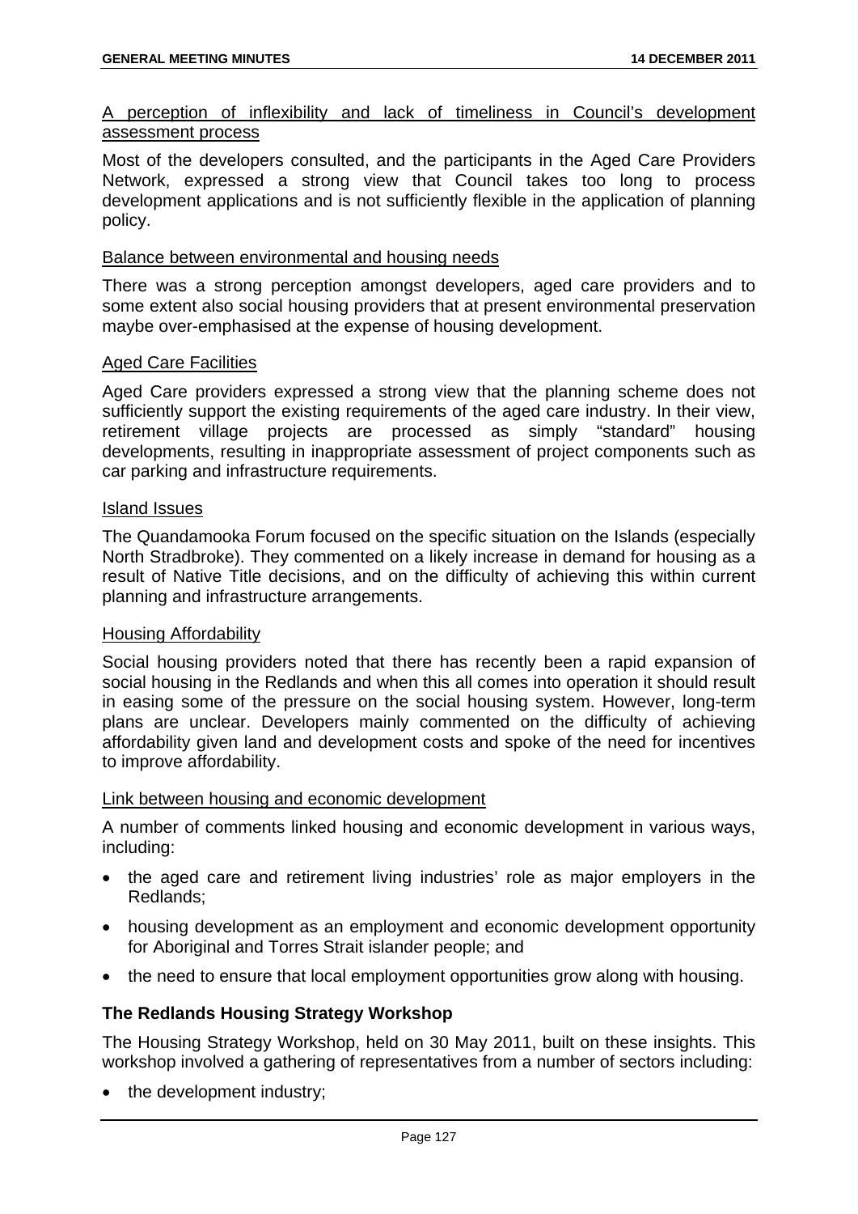<u>A perception of inflexibility and lack of timeliness in Council's development assessment process</u>

Most of the developers consulted, and the participants in the Aged Care Providers Network, expressed a strong view that Council takes too long to process development applications and is not sufficiently flexible in the application of planning policy.

<u>Balance between environmental and housing needs</u>

There was a strong perception amongst developers, aged care providers and to some extent also social housing providers that at present environmental preservation maybe over-emphasised at the expense of housing development.

<u>Aged Care Facilities</u>

Aged Care providers expressed a strong view that the planning scheme does not sufficiently support the existing requirements of the aged care industry. In their view, retirement village projects are processed as simply "standard" housing developments, resulting in inappropriate assessment of project components such as car parking and infrastructure requirements.

<u>Island Issues</u>

The Quandamooka Forum focused on the specific situation on the Islands (especially North Stradbroke). They commented on a likely increase in demand for housing as a result of Native Title decisions, and on the difficulty of achieving this within current planning and infrastructure arrangements.

<u>Housing Affordability</u>

Social housing providers noted that there has recently been a rapid expansion of social housing in the Redlands and when this all comes into operation it should result in easing some of the pressure on the social housing system. However, long-term plans are unclear. Developers mainly commented on the difficulty of achieving affordability given land and development costs and spoke of the need for incentives to improve affordability.

<u>Link between housing and economic development</u>

A number of comments linked housing and economic development in various ways, including:

- the aged care and retirement living industries' role as major employers in the Redlands;
- housing development as an employment and economic development opportunity for Aboriginal and Torres Strait islander people; and
- the need to ensure that local employment opportunities grow along with housing.

**The Redlands Housing Strategy Workshop**

The Housing Strategy Workshop, held on 30 May 2011, built on these insights. This workshop involved a gathering of representatives from a number of sectors including:

- the development industry;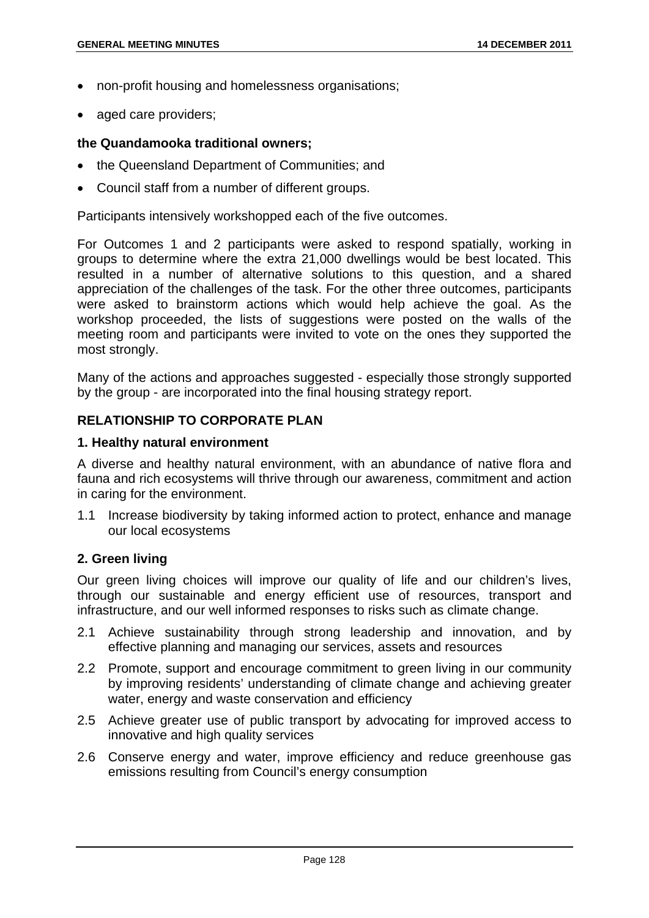- non-profit housing and homelessness organisations;
- aged care providers;

**the Quandamooka traditional owners;**

- the Queensland Department of Communities; and
- Council staff from a number of different groups.

Participants intensively workshopped each of the five outcomes.

For Outcomes 1 and 2 participants were asked to respond spatially, working in groups to determine where the extra 21,000 dwellings would be best located. This resulted in a number of alternative solutions to this question, and a shared appreciation of the challenges of the task. For the other three outcomes, participants were asked to brainstorm actions which would help achieve the goal. As the workshop proceeded, the lists of suggestions were posted on the walls of the meeting room and participants were invited to vote on the ones they supported the most strongly.

Many of the actions and approaches suggested - especially those strongly supported by the group - are incorporated into the final housing strategy report.

## RELATIONSHIP TO CORPORATE PLAN

### 1. Healthy natural environment

A diverse and healthy natural environment, with an abundance of native flora and fauna and rich ecosystems will thrive through our awareness, commitment and action in caring for the environment.

1.1 Increase biodiversity by taking informed action to protect, enhance and manage our local ecosystems

### 2. Green living

Our green living choices will improve our quality of life and our children's lives, through our sustainable and energy efficient use of resources, transport and infrastructure, and our well informed responses to risks such as climate change.

2.1 Achieve sustainability through strong leadership and innovation, and by effective planning and managing our services, assets and resources

2.2 Promote, support and encourage commitment to green living in our community by improving residents' understanding of climate change and achieving greater water, energy and waste conservation and efficiency

2.5 Achieve greater use of public transport by advocating for improved access to innovative and high quality services

2.6 Conserve energy and water, improve efficiency and reduce greenhouse gas emissions resulting from Council's energy consumption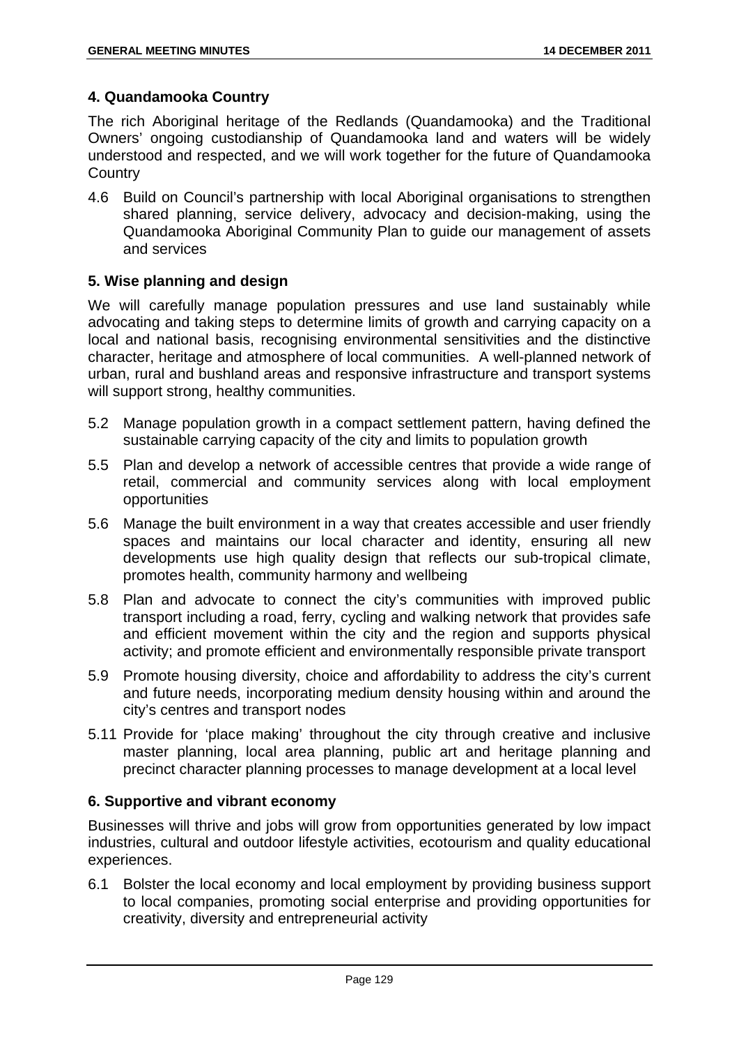## 4. Quandamooka Country

The rich Aboriginal heritage of the Redlands (Quandamooka) and the Traditional Owners' ongoing custodianship of Quandamooka land and waters will be widely understood and respected, and we will work together for the future of Quandamooka Country

4.6 Build on Council's partnership with local Aboriginal organisations to strengthen shared planning, service delivery, advocacy and decision-making, using the Quandamooka Aboriginal Community Plan to guide our management of assets and services

## 5. Wise planning and design

We will carefully manage population pressures and use land sustainably while advocating and taking steps to determine limits of growth and carrying capacity on a local and national basis, recognising environmental sensitivities and the distinctive character, heritage and atmosphere of local communities. A well-planned network of urban, rural and bushland areas and responsive infrastructure and transport systems will support strong, healthy communities.

5.2 Manage population growth in a compact settlement pattern, having defined the sustainable carrying capacity of the city and limits to population growth

5.5 Plan and develop a network of accessible centres that provide a wide range of retail, commercial and community services along with local employment opportunities

5.6 Manage the built environment in a way that creates accessible and user friendly spaces and maintains our local character and identity, ensuring all new developments use high quality design that reflects our sub-tropical climate, promotes health, community harmony and wellbeing

5.8 Plan and advocate to connect the city's communities with improved public transport including a road, ferry, cycling and walking network that provides safe and efficient movement within the city and the region and supports physical activity; and promote efficient and environmentally responsible private transport

5.9 Promote housing diversity, choice and affordability to address the city's current and future needs, incorporating medium density housing within and around the city's centres and transport nodes

5.11 Provide for 'place making' throughout the city through creative and inclusive master planning, local area planning, public art and heritage planning and precinct character planning processes to manage development at a local level

## 6. Supportive and vibrant economy

Businesses will thrive and jobs will grow from opportunities generated by low impact industries, cultural and outdoor lifestyle activities, ecotourism and quality educational experiences.

6.1 Bolster the local economy and local employment by providing business support to local companies, promoting social enterprise and providing opportunities for creativity, diversity and entrepreneurial activity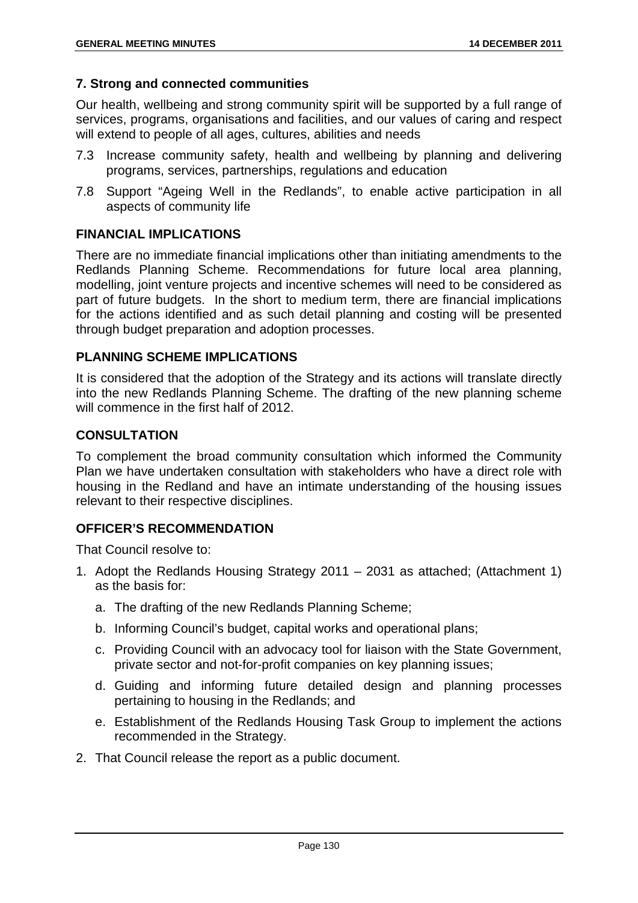### 7. Strong and connected communities

Our health, wellbeing and strong community spirit will be supported by a full range of services, programs, organisations and facilities, and our values of caring and respect will extend to people of all ages, cultures, abilities and needs

- 7.3 Increase community safety, health and wellbeing by planning and delivering programs, services, partnerships, regulations and education
- 7.8 Support "Ageing Well in the Redlands", to enable active participation in all aspects of community life

## FINANCIAL IMPLICATIONS

There are no immediate financial implications other than initiating amendments to the Redlands Planning Scheme. Recommendations for future local area planning, modelling, joint venture projects and incentive schemes will need to be considered as part of future budgets. In the short to medium term, there are financial implications for the actions identified and as such detail planning and costing will be presented through budget preparation and adoption processes.

## PLANNING SCHEME IMPLICATIONS

It is considered that the adoption of the Strategy and its actions will translate directly into the new Redlands Planning Scheme. The drafting of the new planning scheme will commence in the first half of 2012.

## CONSULTATION

To complement the broad community consultation which informed the Community Plan we have undertaken consultation with stakeholders who have a direct role with housing in the Redland and have an intimate understanding of the housing issues relevant to their respective disciplines.

## OFFICER'S RECOMMENDATION

That Council resolve to:

1. Adopt the Redlands Housing Strategy 2011 – 2031 as attached; (Attachment 1) as the basis for:
   a. The drafting of the new Redlands Planning Scheme;
   b. Informing Council's budget, capital works and operational plans;
   c. Providing Council with an advocacy tool for liaison with the State Government, private sector and not-for-profit companies on key planning issues;
   d. Guiding and informing future detailed design and planning processes pertaining to housing in the Redlands; and
   e. Establishment of the Redlands Housing Task Group to implement the actions recommended in the Strategy.
2. That Council release the report as a public document.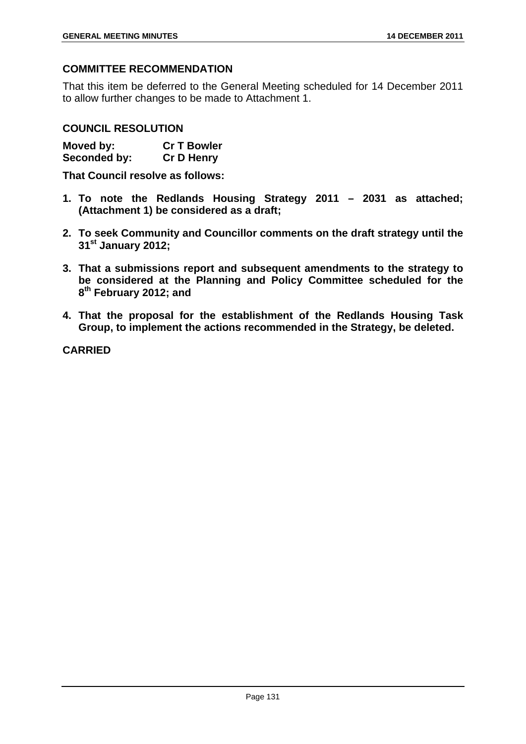### COMMITTEE RECOMMENDATION

That this item be deferred to the General Meeting scheduled for 14 December 2011 to allow further changes to be made to Attachment 1.

### COUNCIL RESOLUTION

**Moved by: Cr T Bowler**
**Seconded by: Cr D Henry**

**That Council resolve as follows:**

1. **To note the Redlands Housing Strategy 2011 – 2031 as attached; (Attachment 1) be considered as a draft;**
2. **To seek Community and Councillor comments on the draft strategy until the 31st January 2012;**
3. **That a submissions report and subsequent amendments to the strategy to be considered at the Planning and Policy Committee scheduled for the 8th February 2012; and**
4. **That the proposal for the establishment of the Redlands Housing Task Group, to implement the actions recommended in the Strategy, be deleted.**

**CARRIED**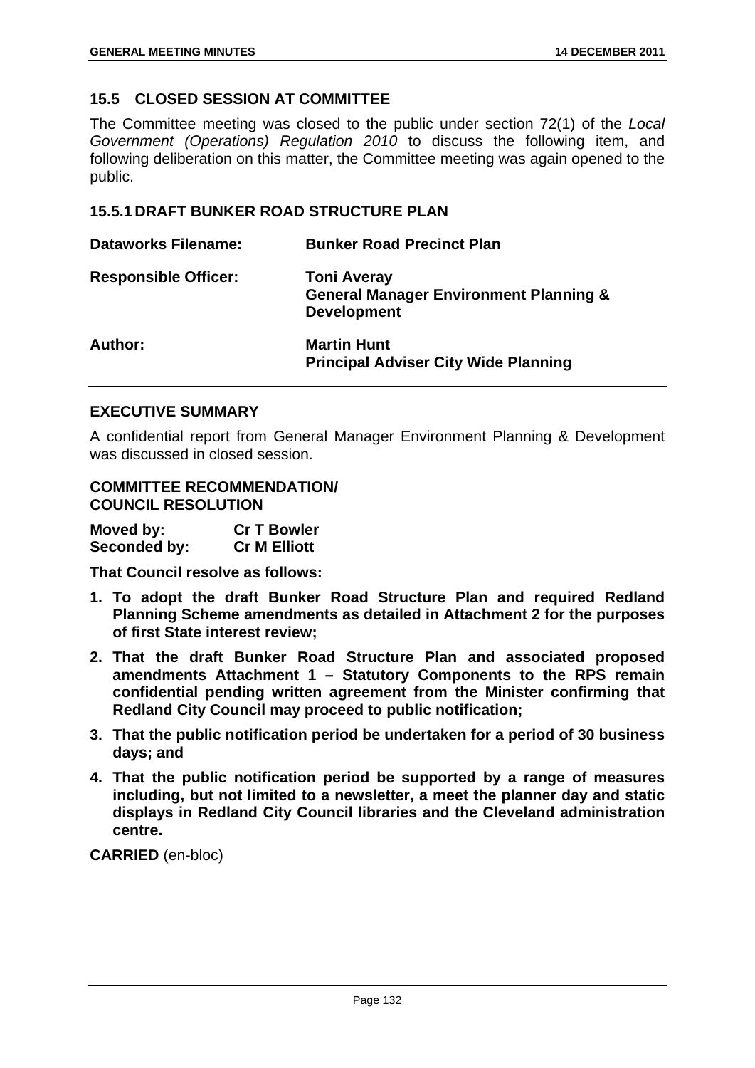## 15.5 CLOSED SESSION AT COMMITTEE

The Committee meeting was closed to the public under section 72(1) of the *Local Government (Operations) Regulation 2010* to discuss the following item, and following deliberation on this matter, the Committee meeting was again opened to the public.

### 15.5.1 DRAFT BUNKER ROAD STRUCTURE PLAN

| | |
|---|---|
| **Dataworks Filename:** | **Bunker Road Precinct Plan** |
| **Responsible Officer:** | **Toni Averay**<br>**General Manager Environment Planning & Development** |
| **Author:** | **Martin Hunt**<br>**Principal Adviser City Wide Planning** |

### EXECUTIVE SUMMARY

A confidential report from General Manager Environment Planning & Development was discussed in closed session.

### COMMITTEE RECOMMENDATION/ COUNCIL RESOLUTION

**Moved by:** **Cr T Bowler**
**Seconded by:** **Cr M Elliott**

**That Council resolve as follows:**

1. **To adopt the draft Bunker Road Structure Plan and required Redland Planning Scheme amendments as detailed in Attachment 2 for the purposes of first State interest review;**
2. **That the draft Bunker Road Structure Plan and associated proposed amendments Attachment 1 – Statutory Components to the RPS remain confidential pending written agreement from the Minister confirming that Redland City Council may proceed to public notification;**
3. **That the public notification period be undertaken for a period of 30 business days; and**
4. **That the public notification period be supported by a range of measures including, but not limited to a newsletter, a meet the planner day and static displays in Redland City Council libraries and the Cleveland administration centre.**

**CARRIED** (en-bloc)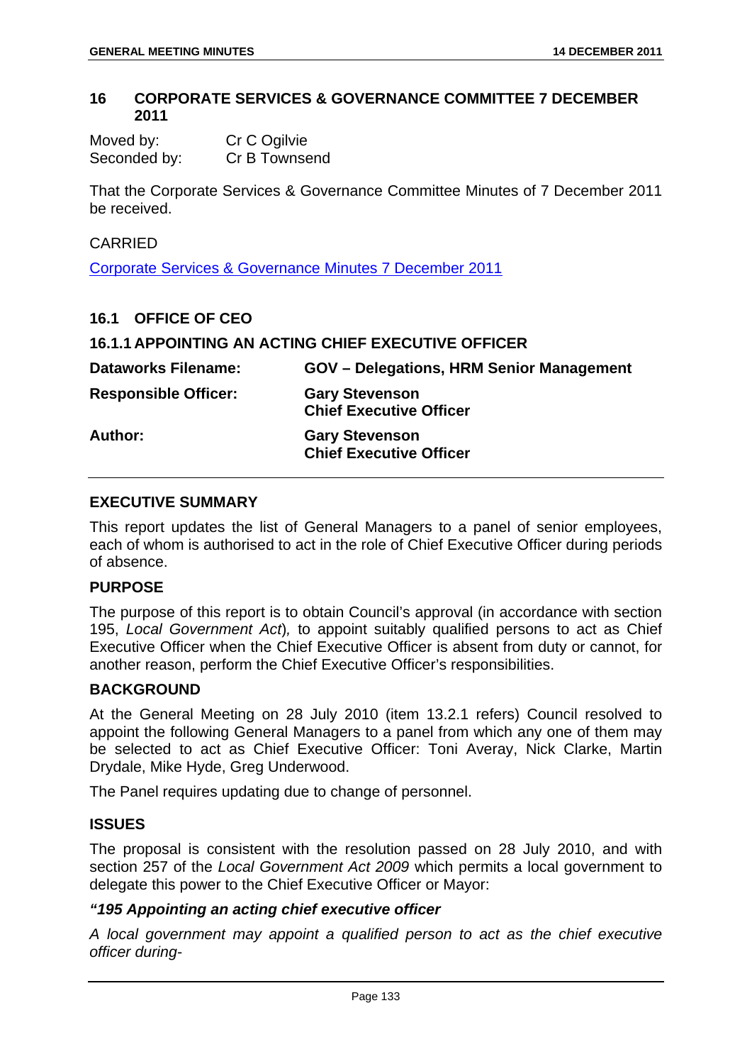## 16 CORPORATE SERVICES & GOVERNANCE COMMITTEE 7 DECEMBER 2011

Moved by: Cr C Ogilvie
Seconded by: Cr B Townsend

That the Corporate Services & Governance Committee Minutes of 7 December 2011 be received.

CARRIED

Corporate Services & Governance Minutes 7 December 2011

### 16.1 OFFICE OF CEO

### 16.1.1 APPOINTING AN ACTING CHIEF EXECUTIVE OFFICER

| | |
|---|---|
| **Dataworks Filename:** | **GOV – Delegations, HRM Senior Management** |
| **Responsible Officer:** | **Gary Stevenson**<br>**Chief Executive Officer** |
| **Author:** | **Gary Stevenson**<br>**Chief Executive Officer** |

#### EXECUTIVE SUMMARY

This report updates the list of General Managers to a panel of senior employees, each of whom is authorised to act in the role of Chief Executive Officer during periods of absence.

#### PURPOSE

The purpose of this report is to obtain Council's approval (in accordance with section 195, *Local Government Act*), to appoint suitably qualified persons to act as Chief Executive Officer when the Chief Executive Officer is absent from duty or cannot, for another reason, perform the Chief Executive Officer's responsibilities.

#### BACKGROUND

At the General Meeting on 28 July 2010 (item 13.2.1 refers) Council resolved to appoint the following General Managers to a panel from which any one of them may be selected to act as Chief Executive Officer: Toni Averay, Nick Clarke, Martin Drydale, Mike Hyde, Greg Underwood.

The Panel requires updating due to change of personnel.

#### ISSUES

The proposal is consistent with the resolution passed on 28 July 2010, and with section 257 of the *Local Government Act 2009* which permits a local government to delegate this power to the Chief Executive Officer or Mayor:

***"195 Appointing an acting chief executive officer***

*A local government may appoint a qualified person to act as the chief executive officer during-*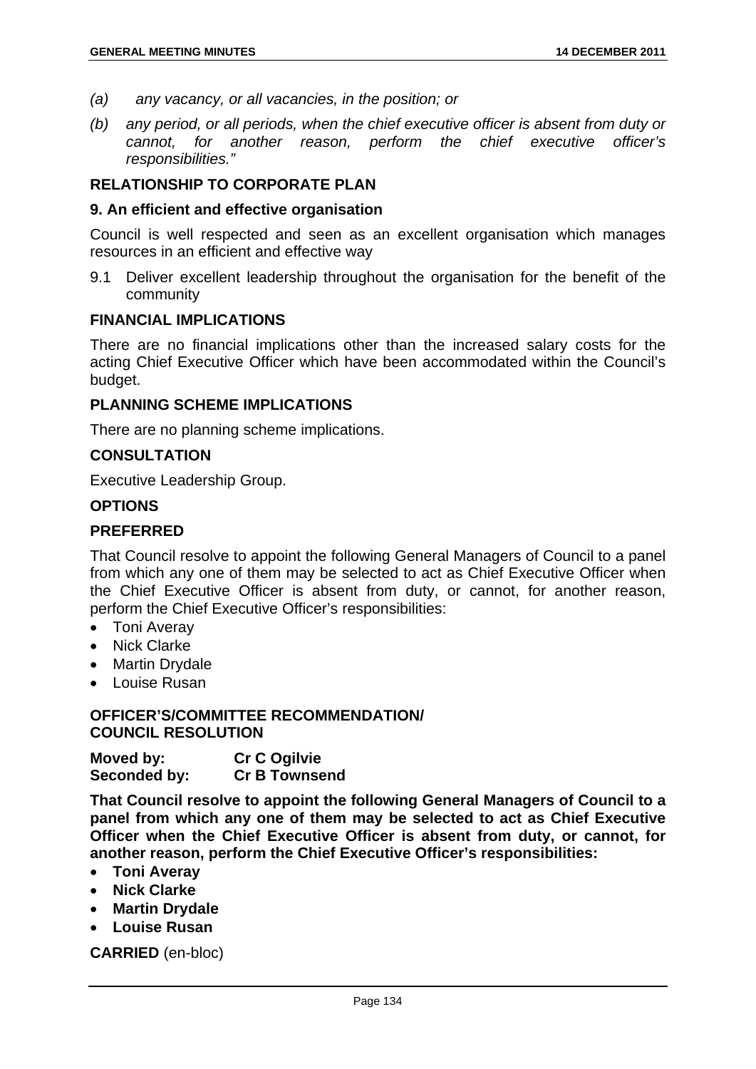*(a) any vacancy, or all vacancies, in the position; or*

*(b) any period, or all periods, when the chief executive officer is absent from duty or cannot, for another reason, perform the chief executive officer's responsibilities."*

## RELATIONSHIP TO CORPORATE PLAN

### 9. An efficient and effective organisation

Council is well respected and seen as an excellent organisation which manages resources in an efficient and effective way

9.1 Deliver excellent leadership throughout the organisation for the benefit of the community

## FINANCIAL IMPLICATIONS

There are no financial implications other than the increased salary costs for the acting Chief Executive Officer which have been accommodated within the Council's budget.

## PLANNING SCHEME IMPLICATIONS

There are no planning scheme implications.

## CONSULTATION

Executive Leadership Group.

## OPTIONS

## PREFERRED

That Council resolve to appoint the following General Managers of Council to a panel from which any one of them may be selected to act as Chief Executive Officer when the Chief Executive Officer is absent from duty, or cannot, for another reason, perform the Chief Executive Officer's responsibilities:

- Toni Averay
- Nick Clarke
- Martin Drydale
- Louise Rusan

## OFFICER'S/COMMITTEE RECOMMENDATION/ COUNCIL RESOLUTION

**Moved by:** **Cr C Ogilvie**
**Seconded by:** **Cr B Townsend**

**That Council resolve to appoint the following General Managers of Council to a panel from which any one of them may be selected to act as Chief Executive Officer when the Chief Executive Officer is absent from duty, or cannot, for another reason, perform the Chief Executive Officer's responsibilities:**

- **Toni Averay**
- **Nick Clarke**
- **Martin Drydale**
- **Louise Rusan**

**CARRIED** (en-bloc)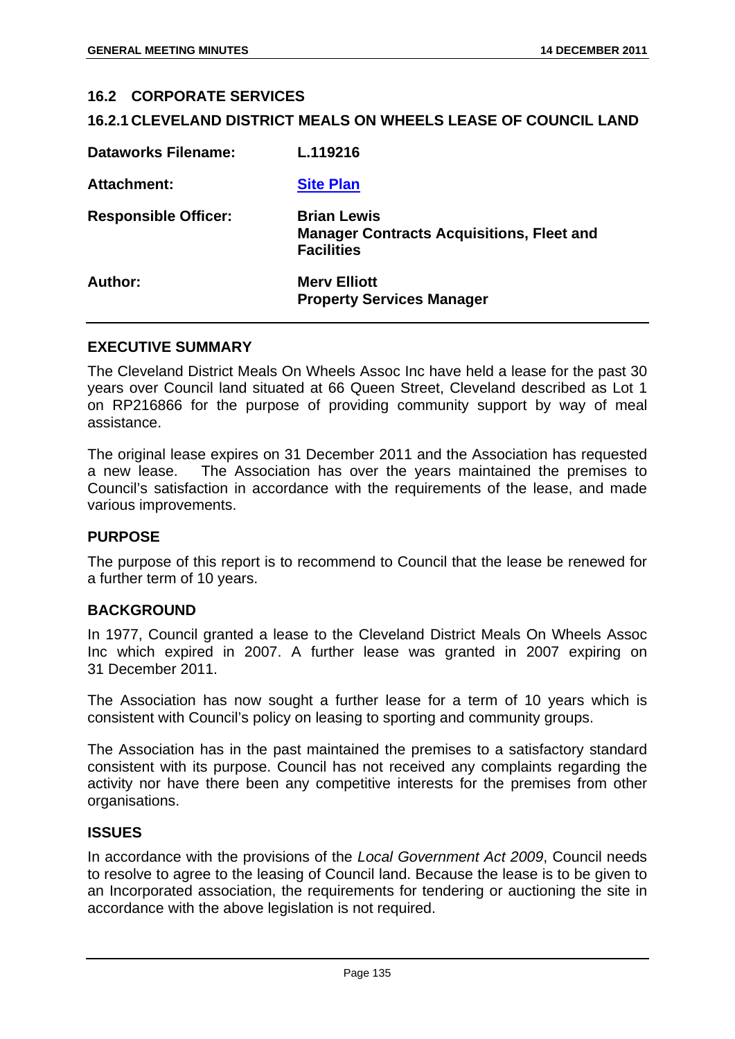## 16.2 CORPORATE SERVICES

### 16.2.1 CLEVELAND DISTRICT MEALS ON WHEELS LEASE OF COUNCIL LAND

| | |
|---|---|
| **Dataworks Filename:** | **L.119216** |
| **Attachment:** | **Site Plan** |
| **Responsible Officer:** | **Brian Lewis**<br>**Manager Contracts Acquisitions, Fleet and Facilities** |
| **Author:** | **Merv Elliott**<br>**Property Services Manager** |

#### EXECUTIVE SUMMARY

The Cleveland District Meals On Wheels Assoc Inc have held a lease for the past 30 years over Council land situated at 66 Queen Street, Cleveland described as Lot 1 on RP216866 for the purpose of providing community support by way of meal assistance.

The original lease expires on 31 December 2011 and the Association has requested a new lease. The Association has over the years maintained the premises to Council's satisfaction in accordance with the requirements of the lease, and made various improvements.

#### PURPOSE

The purpose of this report is to recommend to Council that the lease be renewed for a further term of 10 years.

#### BACKGROUND

In 1977, Council granted a lease to the Cleveland District Meals On Wheels Assoc Inc which expired in 2007. A further lease was granted in 2007 expiring on 31 December 2011.

The Association has now sought a further lease for a term of 10 years which is consistent with Council's policy on leasing to sporting and community groups.

The Association has in the past maintained the premises to a satisfactory standard consistent with its purpose. Council has not received any complaints regarding the activity nor have there been any competitive interests for the premises from other organisations.

#### ISSUES

In accordance with the provisions of the *Local Government Act 2009*, Council needs to resolve to agree to the leasing of Council land. Because the lease is to be given to an Incorporated association, the requirements for tendering or auctioning the site in accordance with the above legislation is not required.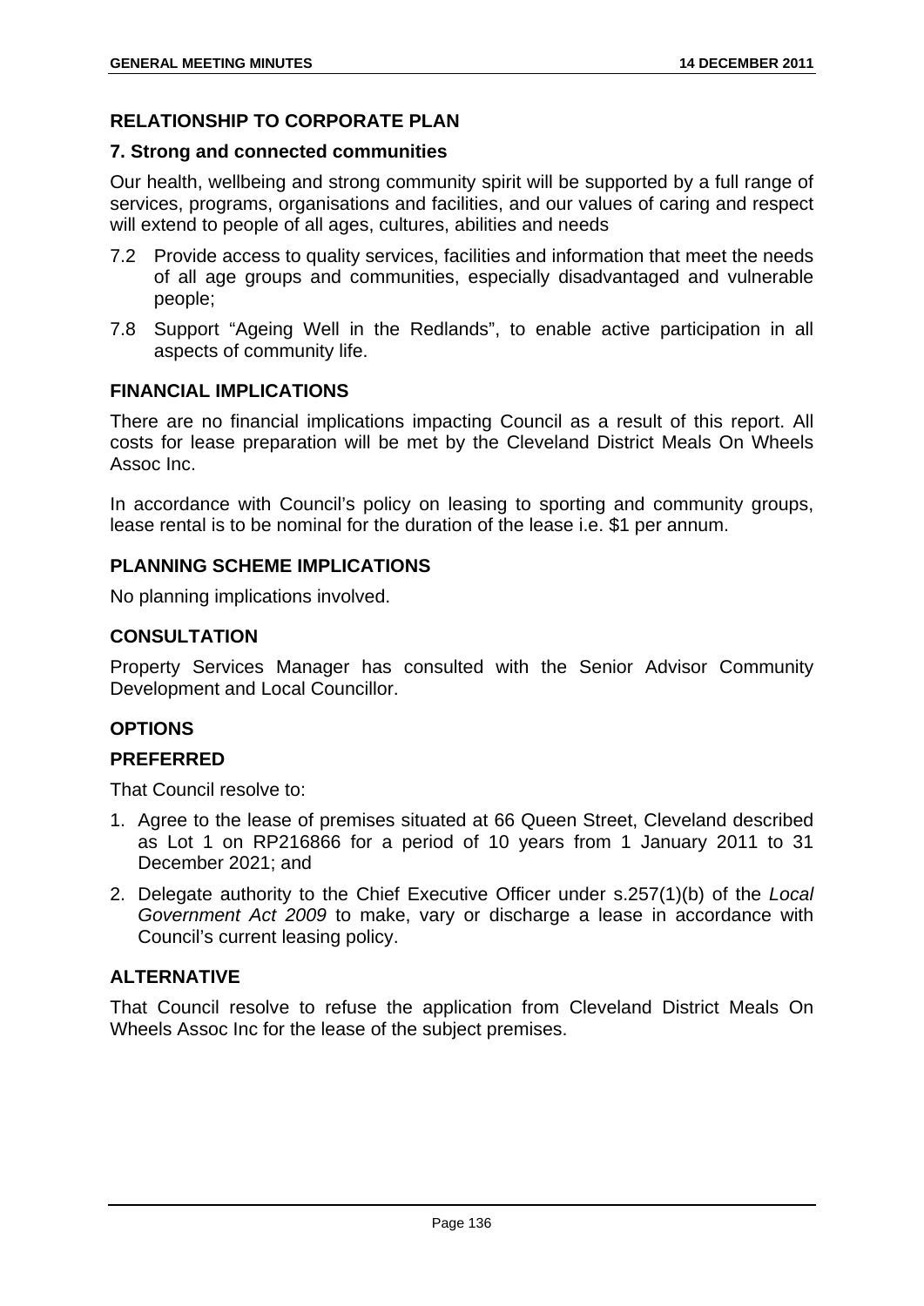## RELATIONSHIP TO CORPORATE PLAN

### 7. Strong and connected communities

Our health, wellbeing and strong community spirit will be supported by a full range of services, programs, organisations and facilities, and our values of caring and respect will extend to people of all ages, cultures, abilities and needs

7.2 Provide access to quality services, facilities and information that meet the needs of all age groups and communities, especially disadvantaged and vulnerable people;

7.8 Support "Ageing Well in the Redlands", to enable active participation in all aspects of community life.

## FINANCIAL IMPLICATIONS

There are no financial implications impacting Council as a result of this report. All costs for lease preparation will be met by the Cleveland District Meals On Wheels Assoc Inc.

In accordance with Council's policy on leasing to sporting and community groups, lease rental is to be nominal for the duration of the lease i.e. $1 per annum.

## PLANNING SCHEME IMPLICATIONS

No planning implications involved.

## CONSULTATION

Property Services Manager has consulted with the Senior Advisor Community Development and Local Councillor.

## OPTIONS

### PREFERRED

That Council resolve to:

1. Agree to the lease of premises situated at 66 Queen Street, Cleveland described as Lot 1 on RP216866 for a period of 10 years from 1 January 2011 to 31 December 2021; and
2. Delegate authority to the Chief Executive Officer under s.257(1)(b) of the *Local Government Act 2009* to make, vary or discharge a lease in accordance with Council's current leasing policy.

### ALTERNATIVE

That Council resolve to refuse the application from Cleveland District Meals On Wheels Assoc Inc for the lease of the subject premises.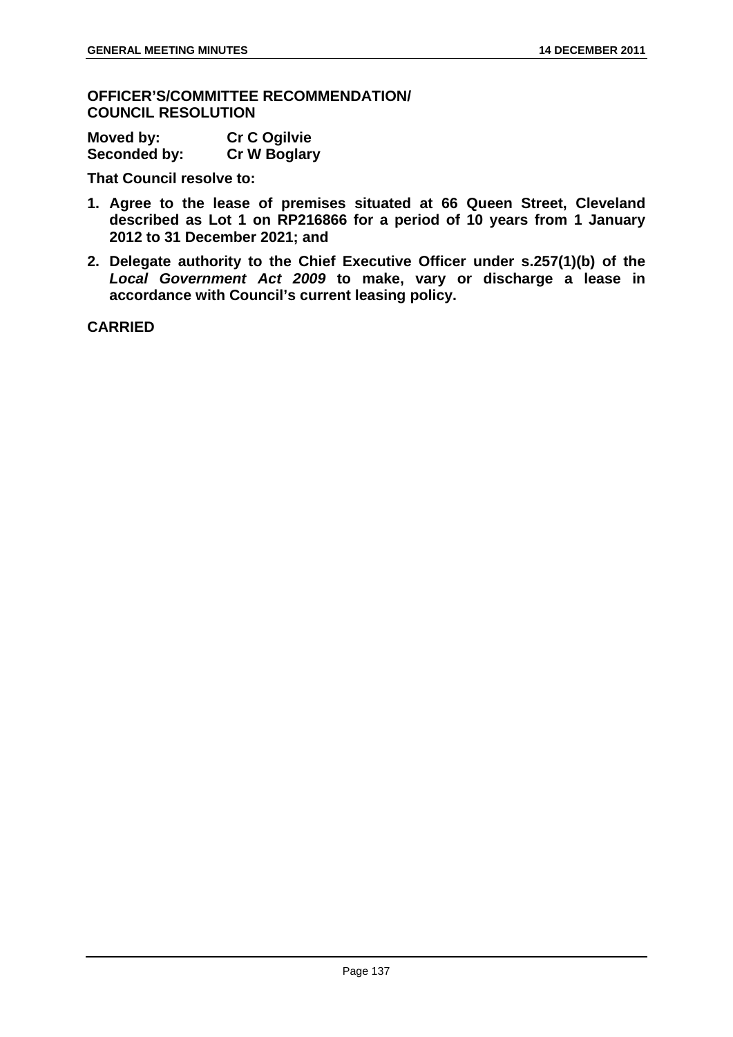**OFFICER'S/COMMITTEE RECOMMENDATION/ COUNCIL RESOLUTION**

**Moved by: Cr C Ogilvie**
**Seconded by: Cr W Boglary**

**That Council resolve to:**

1. **Agree to the lease of premises situated at 66 Queen Street, Cleveland described as Lot 1 on RP216866 for a period of 10 years from 1 January 2012 to 31 December 2021; and**
2. **Delegate authority to the Chief Executive Officer under s.257(1)(b) of the *Local Government Act 2009* to make, vary or discharge a lease in accordance with Council's current leasing policy.**

**CARRIED**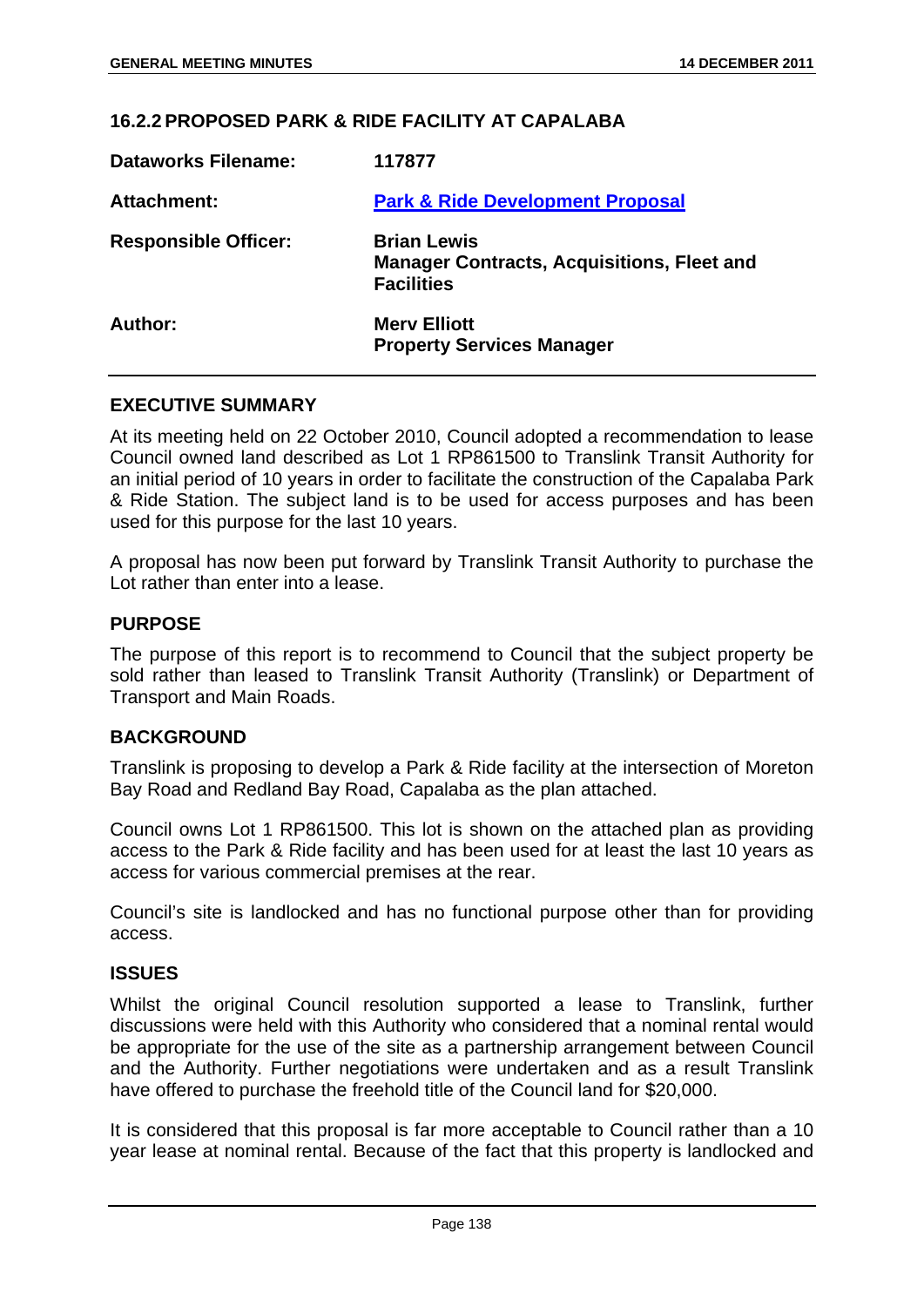## 16.2.2 PROPOSED PARK & RIDE FACILITY AT CAPALABA

| | |
|---|---|
| **Dataworks Filename:** | **117877** |
| **Attachment:** | **Park & Ride Development Proposal** |
| **Responsible Officer:** | **Brian Lewis**<br>**Manager Contracts, Acquisitions, Fleet and Facilities** |
| **Author:** | **Merv Elliott**<br>**Property Services Manager** |

### EXECUTIVE SUMMARY

At its meeting held on 22 October 2010, Council adopted a recommendation to lease Council owned land described as Lot 1 RP861500 to Translink Transit Authority for an initial period of 10 years in order to facilitate the construction of the Capalaba Park & Ride Station. The subject land is to be used for access purposes and has been used for this purpose for the last 10 years.

A proposal has now been put forward by Translink Transit Authority to purchase the Lot rather than enter into a lease.

### PURPOSE

The purpose of this report is to recommend to Council that the subject property be sold rather than leased to Translink Transit Authority (Translink) or Department of Transport and Main Roads.

### BACKGROUND

Translink is proposing to develop a Park & Ride facility at the intersection of Moreton Bay Road and Redland Bay Road, Capalaba as the plan attached.

Council owns Lot 1 RP861500. This lot is shown on the attached plan as providing access to the Park & Ride facility and has been used for at least the last 10 years as access for various commercial premises at the rear.

Council's site is landlocked and has no functional purpose other than for providing access.

### ISSUES

Whilst the original Council resolution supported a lease to Translink, further discussions were held with this Authority who considered that a nominal rental would be appropriate for the use of the site as a partnership arrangement between Council and the Authority. Further negotiations were undertaken and as a result Translink have offered to purchase the freehold title of the Council land for $20,000.

It is considered that this proposal is far more acceptable to Council rather than a 10 year lease at nominal rental. Because of the fact that this property is landlocked and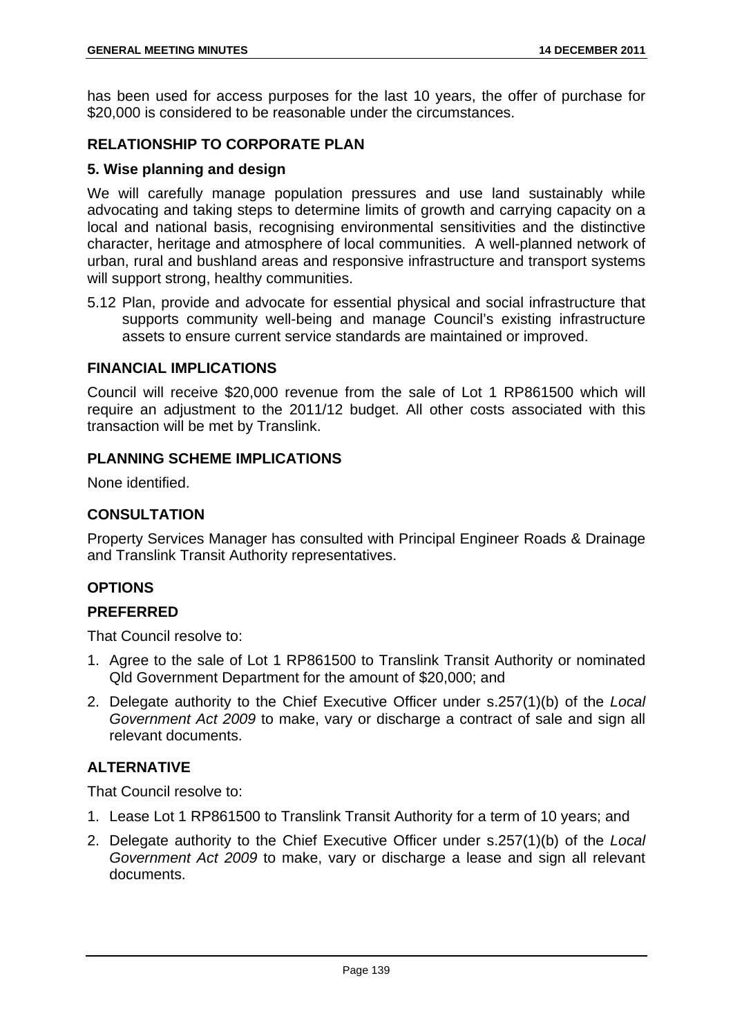has been used for access purposes for the last 10 years, the offer of purchase for $20,000 is considered to be reasonable under the circumstances.

## RELATIONSHIP TO CORPORATE PLAN

### 5. Wise planning and design

We will carefully manage population pressures and use land sustainably while advocating and taking steps to determine limits of growth and carrying capacity on a local and national basis, recognising environmental sensitivities and the distinctive character, heritage and atmosphere of local communities. A well-planned network of urban, rural and bushland areas and responsive infrastructure and transport systems will support strong, healthy communities.

5.12 Plan, provide and advocate for essential physical and social infrastructure that supports community well-being and manage Council's existing infrastructure assets to ensure current service standards are maintained or improved.

## FINANCIAL IMPLICATIONS

Council will receive $20,000 revenue from the sale of Lot 1 RP861500 which will require an adjustment to the 2011/12 budget. All other costs associated with this transaction will be met by Translink.

## PLANNING SCHEME IMPLICATIONS

None identified.

## CONSULTATION

Property Services Manager has consulted with Principal Engineer Roads & Drainage and Translink Transit Authority representatives.

## OPTIONS

### PREFERRED

That Council resolve to:

1. Agree to the sale of Lot 1 RP861500 to Translink Transit Authority or nominated Qld Government Department for the amount of $20,000; and
2. Delegate authority to the Chief Executive Officer under s.257(1)(b) of the *Local Government Act 2009* to make, vary or discharge a contract of sale and sign all relevant documents.

### ALTERNATIVE

That Council resolve to:

1. Lease Lot 1 RP861500 to Translink Transit Authority for a term of 10 years; and
2. Delegate authority to the Chief Executive Officer under s.257(1)(b) of the *Local Government Act 2009* to make, vary or discharge a lease and sign all relevant documents.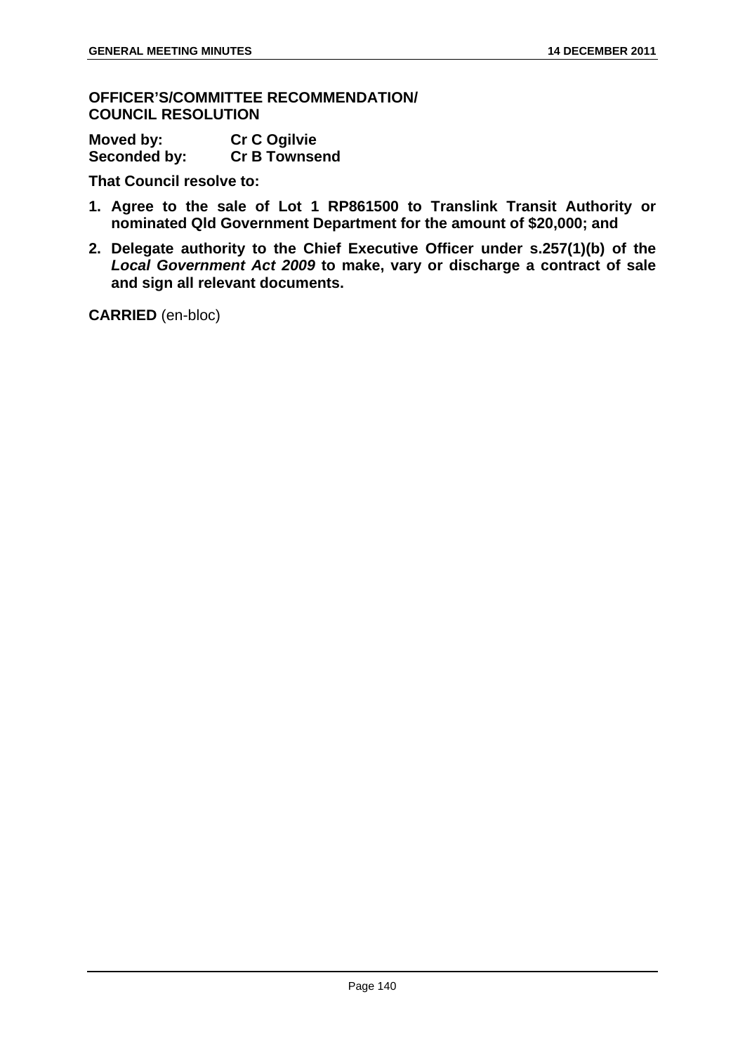**OFFICER'S/COMMITTEE RECOMMENDATION/ COUNCIL RESOLUTION**

**Moved by: Cr C Ogilvie**
**Seconded by: Cr B Townsend**

**That Council resolve to:**

1. **Agree to the sale of Lot 1 RP861500 to Translink Transit Authority or nominated Qld Government Department for the amount of $20,000; and**
2. **Delegate authority to the Chief Executive Officer under s.257(1)(b) of the *Local Government Act 2009* to make, vary or discharge a contract of sale and sign all relevant documents.**

**CARRIED** (en-bloc)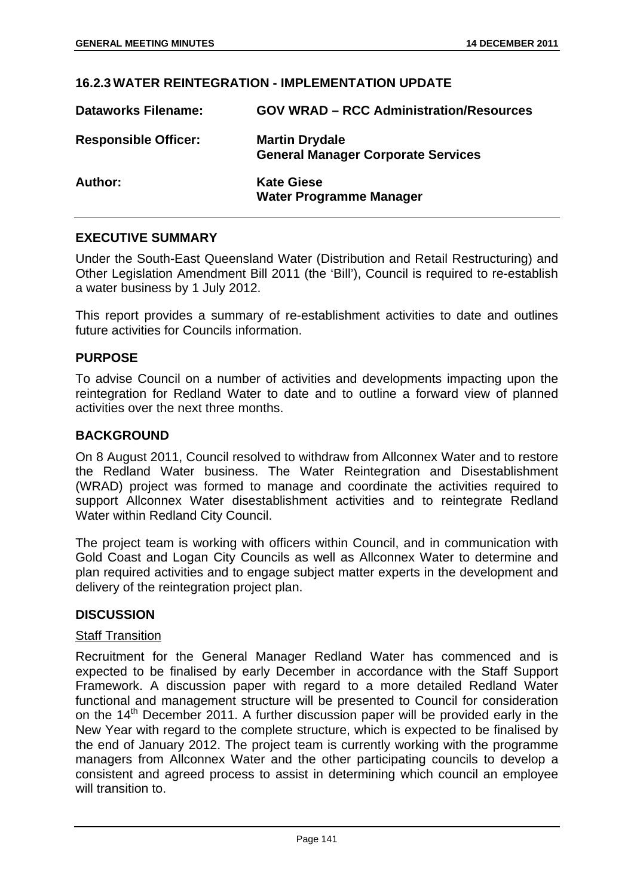## 16.2.3 WATER REINTEGRATION - IMPLEMENTATION UPDATE

**Dataworks Filename:** GOV WRAD – RCC Administration/Resources

**Responsible Officer:** Martin Drydale
General Manager Corporate Services

**Author:** Kate Giese
Water Programme Manager

### EXECUTIVE SUMMARY

Under the South-East Queensland Water (Distribution and Retail Restructuring) and Other Legislation Amendment Bill 2011 (the 'Bill'), Council is required to re-establish a water business by 1 July 2012.

This report provides a summary of re-establishment activities to date and outlines future activities for Councils information.

### PURPOSE

To advise Council on a number of activities and developments impacting upon the reintegration for Redland Water to date and to outline a forward view of planned activities over the next three months.

### BACKGROUND

On 8 August 2011, Council resolved to withdraw from Allconnex Water and to restore the Redland Water business. The Water Reintegration and Disestablishment (WRAD) project was formed to manage and coordinate the activities required to support Allconnex Water disestablishment activities and to reintegrate Redland Water within Redland City Council.

The project team is working with officers within Council, and in communication with Gold Coast and Logan City Councils as well as Allconnex Water to determine and plan required activities and to engage subject matter experts in the development and delivery of the reintegration project plan.

### DISCUSSION

#### Staff Transition

Recruitment for the General Manager Redland Water has commenced and is expected to be finalised by early December in accordance with the Staff Support Framework. A discussion paper with regard to a more detailed Redland Water functional and management structure will be presented to Council for consideration on the 14th December 2011. A further discussion paper will be provided early in the New Year with regard to the complete structure, which is expected to be finalised by the end of January 2012. The project team is currently working with the programme managers from Allconnex Water and the other participating councils to develop a consistent and agreed process to assist in determining which council an employee will transition to.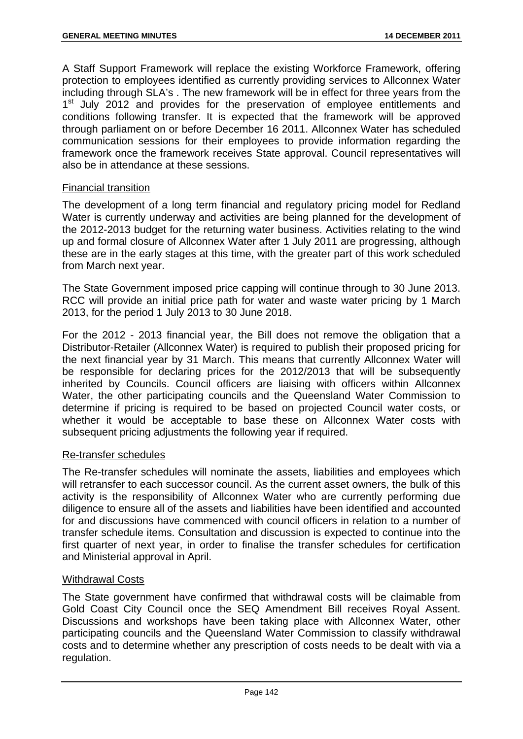A Staff Support Framework will replace the existing Workforce Framework, offering protection to employees identified as currently providing services to Allconnex Water including through SLA's . The new framework will be in effect for three years from the 1st July 2012 and provides for the preservation of employee entitlements and conditions following transfer. It is expected that the framework will be approved through parliament on or before December 16 2011. Allconnex Water has scheduled communication sessions for their employees to provide information regarding the framework once the framework receives State approval. Council representatives will also be in attendance at these sessions.

## Financial transition

The development of a long term financial and regulatory pricing model for Redland Water is currently underway and activities are being planned for the development of the 2012-2013 budget for the returning water business. Activities relating to the wind up and formal closure of Allconnex Water after 1 July 2011 are progressing, although these are in the early stages at this time, with the greater part of this work scheduled from March next year.

The State Government imposed price capping will continue through to 30 June 2013. RCC will provide an initial price path for water and waste water pricing by 1 March 2013, for the period 1 July 2013 to 30 June 2018.

For the 2012 - 2013 financial year, the Bill does not remove the obligation that a Distributor-Retailer (Allconnex Water) is required to publish their proposed pricing for the next financial year by 31 March. This means that currently Allconnex Water will be responsible for declaring prices for the 2012/2013 that will be subsequently inherited by Councils. Council officers are liaising with officers within Allconnex Water, the other participating councils and the Queensland Water Commission to determine if pricing is required to be based on projected Council water costs, or whether it would be acceptable to base these on Allconnex Water costs with subsequent pricing adjustments the following year if required.

## Re-transfer schedules

The Re-transfer schedules will nominate the assets, liabilities and employees which will retransfer to each successor council. As the current asset owners, the bulk of this activity is the responsibility of Allconnex Water who are currently performing due diligence to ensure all of the assets and liabilities have been identified and accounted for and discussions have commenced with council officers in relation to a number of transfer schedule items. Consultation and discussion is expected to continue into the first quarter of next year, in order to finalise the transfer schedules for certification and Ministerial approval in April.

## Withdrawal Costs

The State government have confirmed that withdrawal costs will be claimable from Gold Coast City Council once the SEQ Amendment Bill receives Royal Assent. Discussions and workshops have been taking place with Allconnex Water, other participating councils and the Queensland Water Commission to classify withdrawal costs and to determine whether any prescription of costs needs to be dealt with via a regulation.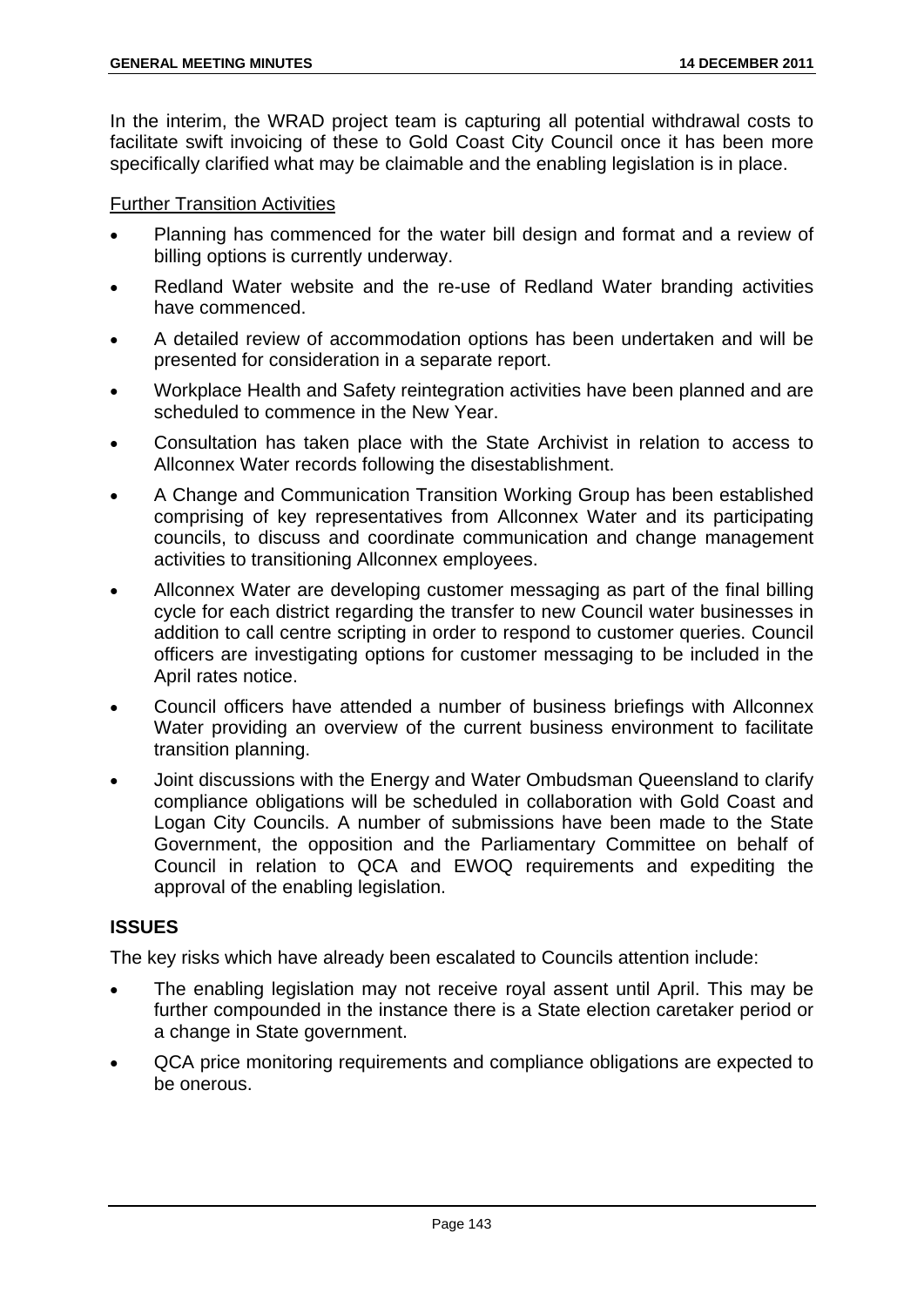In the interim, the WRAD project team is capturing all potential withdrawal costs to facilitate swift invoicing of these to Gold Coast City Council once it has been more specifically clarified what may be claimable and the enabling legislation is in place.

<u>Further Transition Activities</u>

- Planning has commenced for the water bill design and format and a review of billing options is currently underway.
- Redland Water website and the re-use of Redland Water branding activities have commenced.
- A detailed review of accommodation options has been undertaken and will be presented for consideration in a separate report.
- Workplace Health and Safety reintegration activities have been planned and are scheduled to commence in the New Year.
- Consultation has taken place with the State Archivist in relation to access to Allconnex Water records following the disestablishment.
- A Change and Communication Transition Working Group has been established comprising of key representatives from Allconnex Water and its participating councils, to discuss and coordinate communication and change management activities to transitioning Allconnex employees.
- Allconnex Water are developing customer messaging as part of the final billing cycle for each district regarding the transfer to new Council water businesses in addition to call centre scripting in order to respond to customer queries. Council officers are investigating options for customer messaging to be included in the April rates notice.
- Council officers have attended a number of business briefings with Allconnex Water providing an overview of the current business environment to facilitate transition planning.
- Joint discussions with the Energy and Water Ombudsman Queensland to clarify compliance obligations will be scheduled in collaboration with Gold Coast and Logan City Councils. A number of submissions have been made to the State Government, the opposition and the Parliamentary Committee on behalf of Council in relation to QCA and EWOQ requirements and expediting the approval of the enabling legislation.

## ISSUES

The key risks which have already been escalated to Councils attention include:

- The enabling legislation may not receive royal assent until April. This may be further compounded in the instance there is a State election caretaker period or a change in State government.
- QCA price monitoring requirements and compliance obligations are expected to be onerous.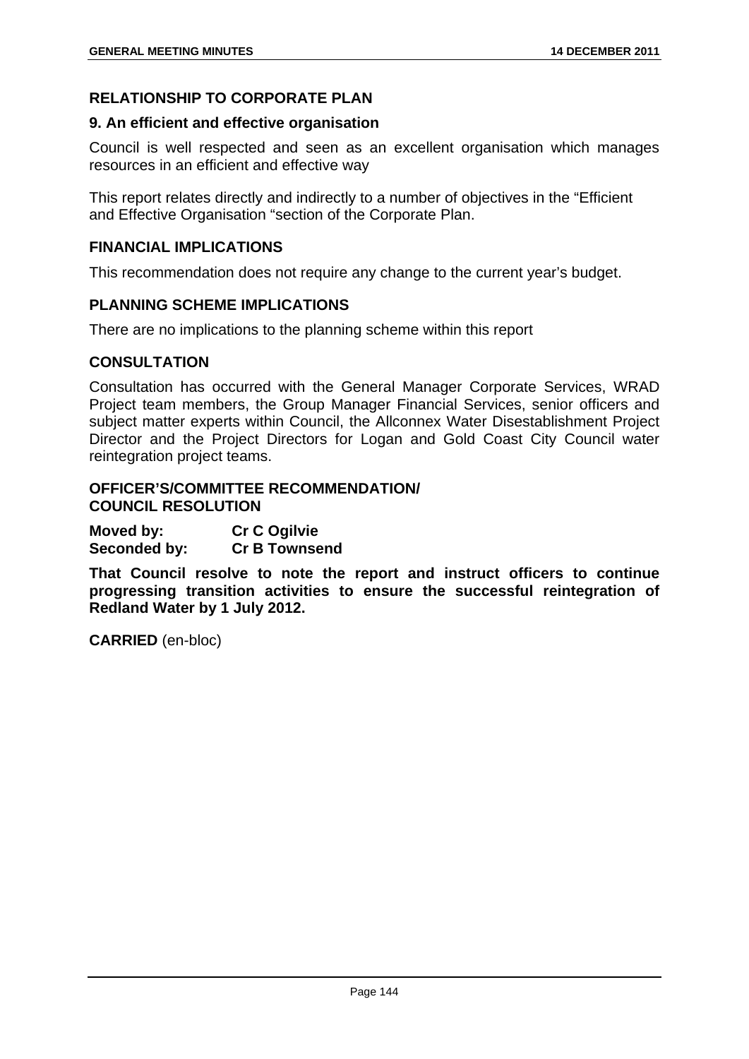## RELATIONSHIP TO CORPORATE PLAN

### 9. An efficient and effective organisation

Council is well respected and seen as an excellent organisation which manages resources in an efficient and effective way

This report relates directly and indirectly to a number of objectives in the "Efficient and Effective Organisation "section of the Corporate Plan.

## FINANCIAL IMPLICATIONS

This recommendation does not require any change to the current year's budget.

## PLANNING SCHEME IMPLICATIONS

There are no implications to the planning scheme within this report

## CONSULTATION

Consultation has occurred with the General Manager Corporate Services, WRAD Project team members, the Group Manager Financial Services, senior officers and subject matter experts within Council, the Allconnex Water Disestablishment Project Director and the Project Directors for Logan and Gold Coast City Council water reintegration project teams.

## OFFICER'S/COMMITTEE RECOMMENDATION/ COUNCIL RESOLUTION

**Moved by:** **Cr C Ogilvie**
**Seconded by:** **Cr B Townsend**

**That Council resolve to note the report and instruct officers to continue progressing transition activities to ensure the successful reintegration of Redland Water by 1 July 2012.**

**CARRIED** (en-bloc)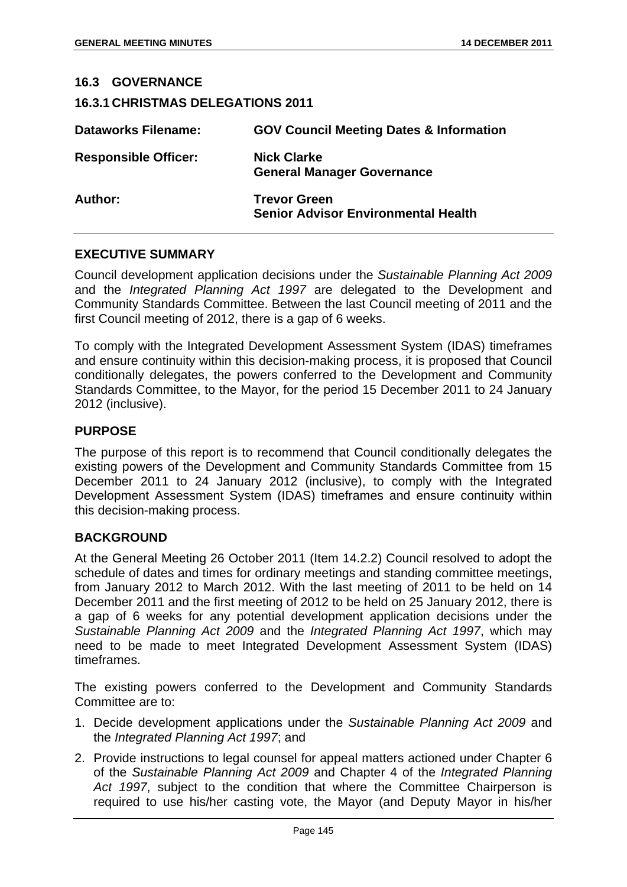## 16.3 GOVERNANCE

### 16.3.1 CHRISTMAS DELEGATIONS 2011

| | |
|---|---|
| **Dataworks Filename:** | **GOV Council Meeting Dates & Information** |
| **Responsible Officer:** | **Nick Clarke**<br>**General Manager Governance** |
| **Author:** | **Trevor Green**<br>**Senior Advisor Environmental Health** |

**EXECUTIVE SUMMARY**

Council development application decisions under the *Sustainable Planning Act 2009* and the *Integrated Planning Act 1997* are delegated to the Development and Community Standards Committee. Between the last Council meeting of 2011 and the first Council meeting of 2012, there is a gap of 6 weeks.

To comply with the Integrated Development Assessment System (IDAS) timeframes and ensure continuity within this decision-making process, it is proposed that Council conditionally delegates, the powers conferred to the Development and Community Standards Committee, to the Mayor, for the period 15 December 2011 to 24 January 2012 (inclusive).

**PURPOSE**

The purpose of this report is to recommend that Council conditionally delegates the existing powers of the Development and Community Standards Committee from 15 December 2011 to 24 January 2012 (inclusive), to comply with the Integrated Development Assessment System (IDAS) timeframes and ensure continuity within this decision-making process.

**BACKGROUND**

At the General Meeting 26 October 2011 (Item 14.2.2) Council resolved to adopt the schedule of dates and times for ordinary meetings and standing committee meetings, from January 2012 to March 2012. With the last meeting of 2011 to be held on 14 December 2011 and the first meeting of 2012 to be held on 25 January 2012, there is a gap of 6 weeks for any potential development application decisions under the *Sustainable Planning Act 2009* and the *Integrated Planning Act 1997*, which may need to be made to meet Integrated Development Assessment System (IDAS) timeframes.

The existing powers conferred to the Development and Community Standards Committee are to:

1. Decide development applications under the *Sustainable Planning Act 2009* and the *Integrated Planning Act 1997*; and
2. Provide instructions to legal counsel for appeal matters actioned under Chapter 6 of the *Sustainable Planning Act 2009* and Chapter 4 of the *Integrated Planning Act 1997*, subject to the condition that where the Committee Chairperson is required to use his/her casting vote, the Mayor (and Deputy Mayor in his/her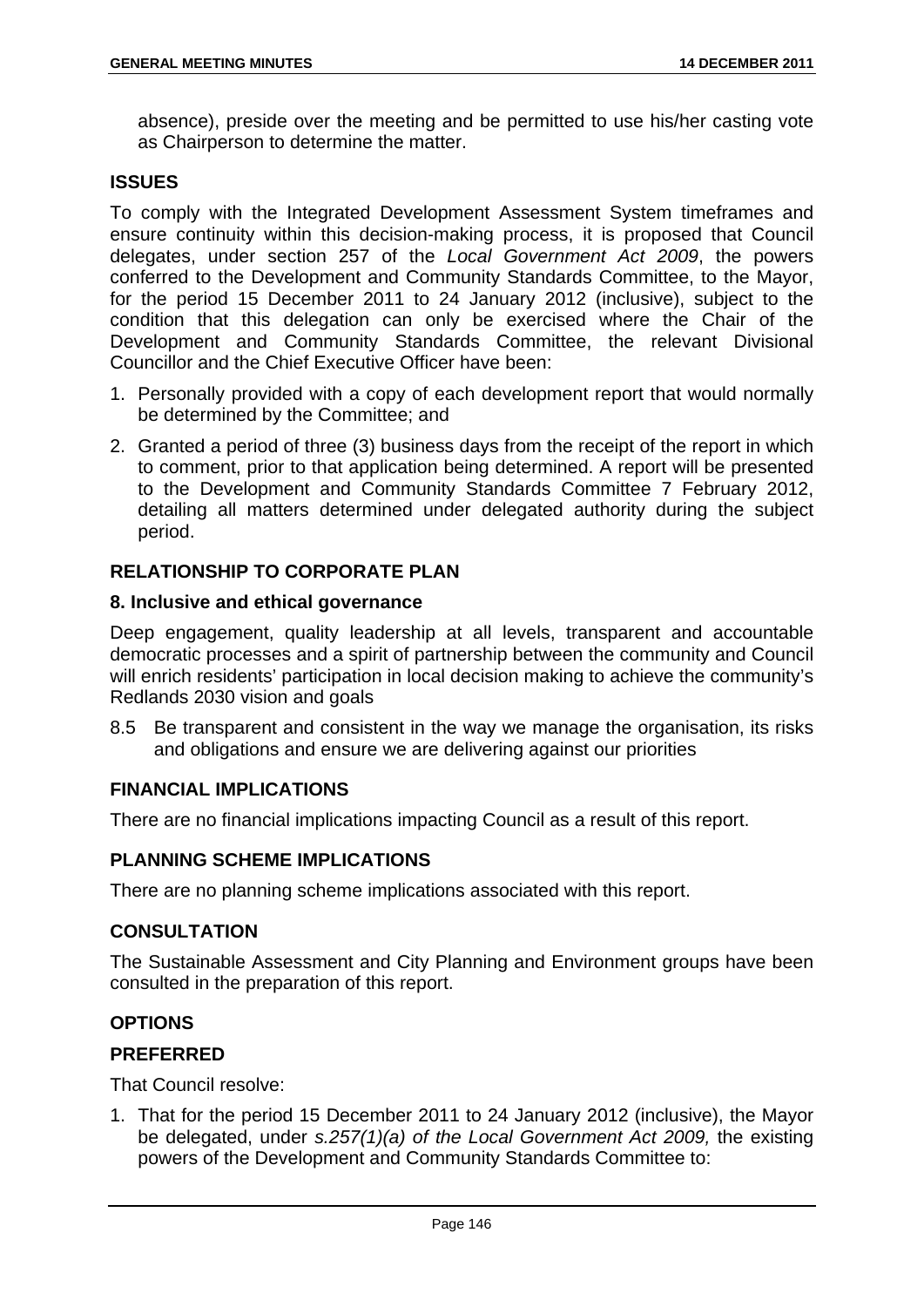absence), preside over the meeting and be permitted to use his/her casting vote as Chairperson to determine the matter.

## ISSUES

To comply with the Integrated Development Assessment System timeframes and ensure continuity within this decision-making process, it is proposed that Council delegates, under section 257 of the *Local Government Act 2009*, the powers conferred to the Development and Community Standards Committee, to the Mayor, for the period 15 December 2011 to 24 January 2012 (inclusive), subject to the condition that this delegation can only be exercised where the Chair of the Development and Community Standards Committee, the relevant Divisional Councillor and the Chief Executive Officer have been:

1. Personally provided with a copy of each development report that would normally be determined by the Committee; and
2. Granted a period of three (3) business days from the receipt of the report in which to comment, prior to that application being determined. A report will be presented to the Development and Community Standards Committee 7 February 2012, detailing all matters determined under delegated authority during the subject period.

## RELATIONSHIP TO CORPORATE PLAN

### 8. Inclusive and ethical governance

Deep engagement, quality leadership at all levels, transparent and accountable democratic processes and a spirit of partnership between the community and Council will enrich residents' participation in local decision making to achieve the community's Redlands 2030 vision and goals

8.5 Be transparent and consistent in the way we manage the organisation, its risks and obligations and ensure we are delivering against our priorities

## FINANCIAL IMPLICATIONS

There are no financial implications impacting Council as a result of this report.

## PLANNING SCHEME IMPLICATIONS

There are no planning scheme implications associated with this report.

## CONSULTATION

The Sustainable Assessment and City Planning and Environment groups have been consulted in the preparation of this report.

## OPTIONS

## PREFERRED

That Council resolve:

1. That for the period 15 December 2011 to 24 January 2012 (inclusive), the Mayor be delegated, under *s.257(1)(a) of the Local Government Act 2009,* the existing powers of the Development and Community Standards Committee to: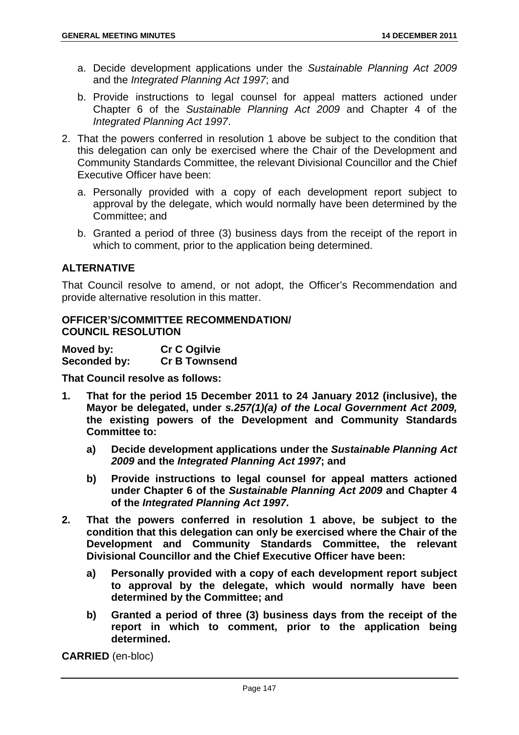a. Decide development applications under the *Sustainable Planning Act 2009* and the *Integrated Planning Act 1997*; and

b. Provide instructions to legal counsel for appeal matters actioned under Chapter 6 of the *Sustainable Planning Act 2009* and Chapter 4 of the *Integrated Planning Act 1997*.

2. That the powers conferred in resolution 1 above be subject to the condition that this delegation can only be exercised where the Chair of the Development and Community Standards Committee, the relevant Divisional Councillor and the Chief Executive Officer have been:

   a. Personally provided with a copy of each development report subject to approval by the delegate, which would normally have been determined by the Committee; and

   b. Granted a period of three (3) business days from the receipt of the report in which to comment, prior to the application being determined.

## ALTERNATIVE

That Council resolve to amend, or not adopt, the Officer's Recommendation and provide alternative resolution in this matter.

## OFFICER'S/COMMITTEE RECOMMENDATION/ COUNCIL RESOLUTION

**Moved by:** **Cr C Ogilvie**
**Seconded by:** **Cr B Townsend**

**That Council resolve as follows:**

**1. That for the period 15 December 2011 to 24 January 2012 (inclusive), the Mayor be delegated, under *s.257(1)(a) of the Local Government Act 2009,* the existing powers of the Development and Community Standards Committee to:**

   **a) Decide development applications under the *Sustainable Planning Act 2009* and the *Integrated Planning Act 1997*; and**

   **b) Provide instructions to legal counsel for appeal matters actioned under Chapter 6 of the *Sustainable Planning Act 2009* and Chapter 4 of the *Integrated Planning Act 1997*.**

**2. That the powers conferred in resolution 1 above, be subject to the condition that this delegation can only be exercised where the Chair of the Development and Community Standards Committee, the relevant Divisional Councillor and the Chief Executive Officer have been:**

   **a) Personally provided with a copy of each development report subject to approval by the delegate, which would normally have been determined by the Committee; and**

   **b) Granted a period of three (3) business days from the receipt of the report in which to comment, prior to the application being determined.**

**CARRIED** (en-bloc)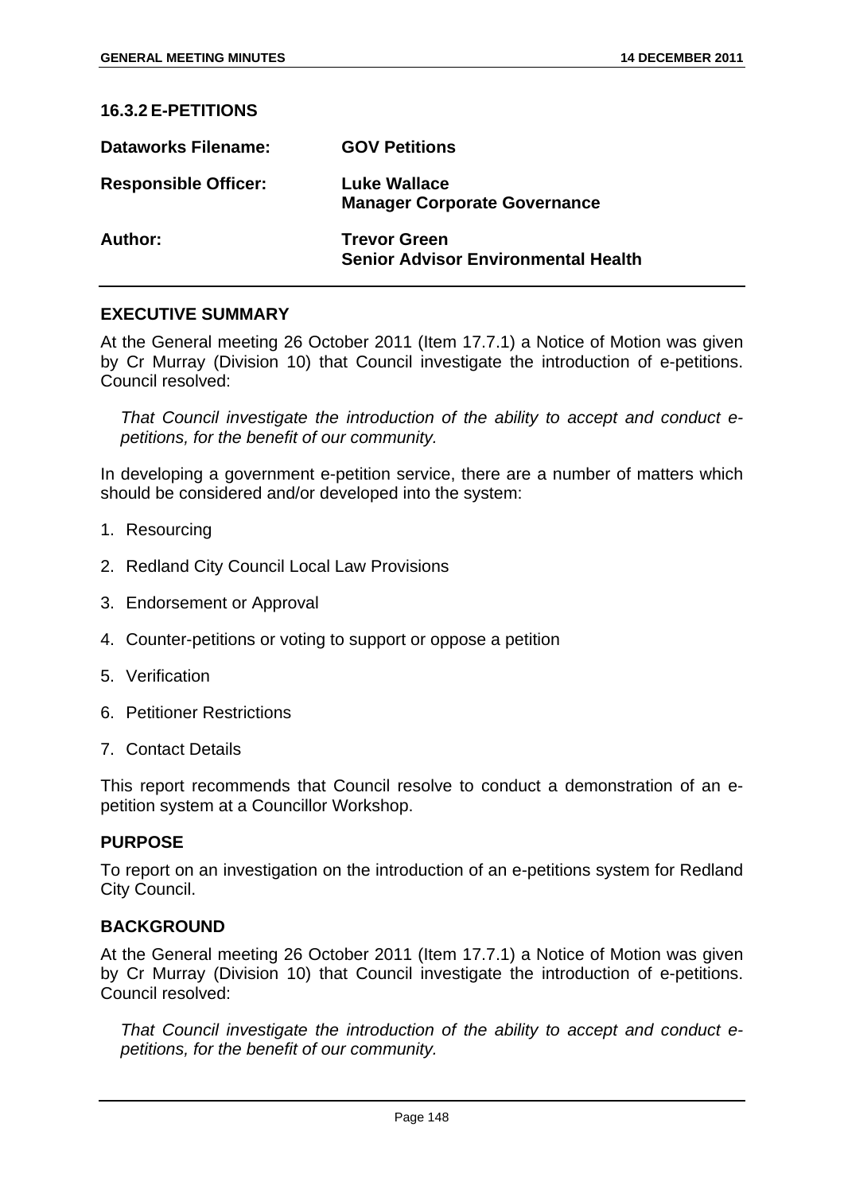## 16.3.2 E-PETITIONS

| | |
|---|---|
| **Dataworks Filename:** | **GOV Petitions** |
| **Responsible Officer:** | **Luke Wallace**<br>**Manager Corporate Governance** |
| **Author:** | **Trevor Green**<br>**Senior Advisor Environmental Health** |

### EXECUTIVE SUMMARY

At the General meeting 26 October 2011 (Item 17.7.1) a Notice of Motion was given by Cr Murray (Division 10) that Council investigate the introduction of e-petitions. Council resolved:

*That Council investigate the introduction of the ability to accept and conduct e-petitions, for the benefit of our community.*

In developing a government e-petition service, there are a number of matters which should be considered and/or developed into the system:

1. Resourcing
2. Redland City Council Local Law Provisions
3. Endorsement or Approval
4. Counter-petitions or voting to support or oppose a petition
5. Verification
6. Petitioner Restrictions
7. Contact Details

This report recommends that Council resolve to conduct a demonstration of an e-petition system at a Councillor Workshop.

### PURPOSE

To report on an investigation on the introduction of an e-petitions system for Redland City Council.

### BACKGROUND

At the General meeting 26 October 2011 (Item 17.7.1) a Notice of Motion was given by Cr Murray (Division 10) that Council investigate the introduction of e-petitions. Council resolved:

*That Council investigate the introduction of the ability to accept and conduct e-petitions, for the benefit of our community.*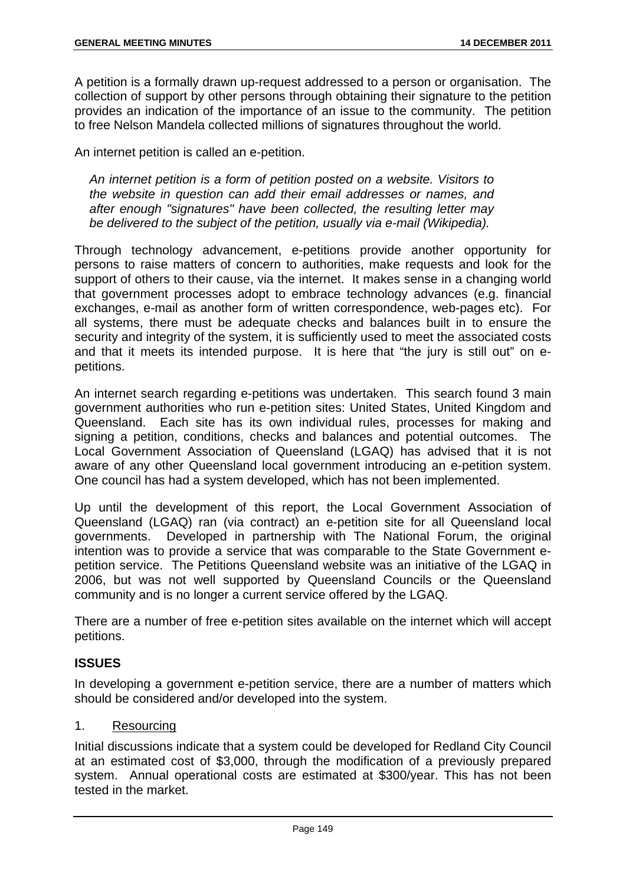A petition is a formally drawn up-request addressed to a person or organisation. The collection of support by other persons through obtaining their signature to the petition provides an indication of the importance of an issue to the community. The petition to free Nelson Mandela collected millions of signatures throughout the world.

An internet petition is called an e-petition.

> *An internet petition is a form of petition posted on a website. Visitors to the website in question can add their email addresses or names, and after enough "signatures" have been collected, the resulting letter may be delivered to the subject of the petition, usually via e-mail (Wikipedia).*

Through technology advancement, e-petitions provide another opportunity for persons to raise matters of concern to authorities, make requests and look for the support of others to their cause, via the internet. It makes sense in a changing world that government processes adopt to embrace technology advances (e.g. financial exchanges, e-mail as another form of written correspondence, web-pages etc). For all systems, there must be adequate checks and balances built in to ensure the security and integrity of the system, it is sufficiently used to meet the associated costs and that it meets its intended purpose. It is here that "the jury is still out" on e-petitions.

An internet search regarding e-petitions was undertaken. This search found 3 main government authorities who run e-petition sites: United States, United Kingdom and Queensland. Each site has its own individual rules, processes for making and signing a petition, conditions, checks and balances and potential outcomes. The Local Government Association of Queensland (LGAQ) has advised that it is not aware of any other Queensland local government introducing an e-petition system. One council has had a system developed, which has not been implemented.

Up until the development of this report, the Local Government Association of Queensland (LGAQ) ran (via contract) an e-petition site for all Queensland local governments. Developed in partnership with The National Forum, the original intention was to provide a service that was comparable to the State Government e-petition service. The Petitions Queensland website was an initiative of the LGAQ in 2006, but was not well supported by Queensland Councils or the Queensland community and is no longer a current service offered by the LGAQ.

There are a number of free e-petition sites available on the internet which will accept petitions.

## ISSUES

In developing a government e-petition service, there are a number of matters which should be considered and/or developed into the system.

1. Resourcing

Initial discussions indicate that a system could be developed for Redland City Council at an estimated cost of $3,000, through the modification of a previously prepared system. Annual operational costs are estimated at $300/year. This has not been tested in the market.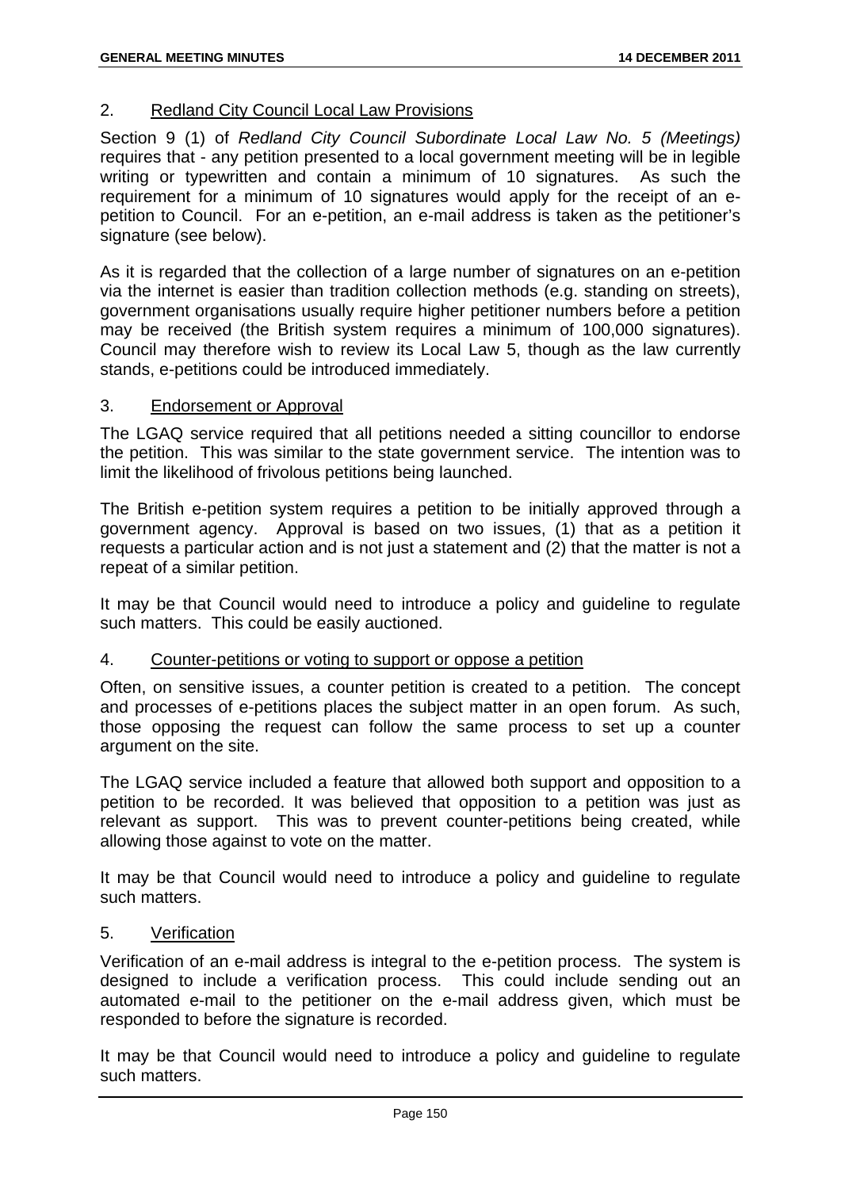2. Redland City Council Local Law Provisions

Section 9 (1) of *Redland City Council Subordinate Local Law No. 5 (Meetings)* requires that - any petition presented to a local government meeting will be in legible writing or typewritten and contain a minimum of 10 signatures. As such the requirement for a minimum of 10 signatures would apply for the receipt of an e-petition to Council. For an e-petition, an e-mail address is taken as the petitioner's signature (see below).

As it is regarded that the collection of a large number of signatures on an e-petition via the internet is easier than tradition collection methods (e.g. standing on streets), government organisations usually require higher petitioner numbers before a petition may be received (the British system requires a minimum of 100,000 signatures). Council may therefore wish to review its Local Law 5, though as the law currently stands, e-petitions could be introduced immediately.

3. Endorsement or Approval

The LGAQ service required that all petitions needed a sitting councillor to endorse the petition. This was similar to the state government service. The intention was to limit the likelihood of frivolous petitions being launched.

The British e-petition system requires a petition to be initially approved through a government agency. Approval is based on two issues, (1) that as a petition it requests a particular action and is not just a statement and (2) that the matter is not a repeat of a similar petition.

It may be that Council would need to introduce a policy and guideline to regulate such matters. This could be easily auctioned.

4. Counter-petitions or voting to support or oppose a petition

Often, on sensitive issues, a counter petition is created to a petition. The concept and processes of e-petitions places the subject matter in an open forum. As such, those opposing the request can follow the same process to set up a counter argument on the site.

The LGAQ service included a feature that allowed both support and opposition to a petition to be recorded. It was believed that opposition to a petition was just as relevant as support. This was to prevent counter-petitions being created, while allowing those against to vote on the matter.

It may be that Council would need to introduce a policy and guideline to regulate such matters.

5. Verification

Verification of an e-mail address is integral to the e-petition process. The system is designed to include a verification process. This could include sending out an automated e-mail to the petitioner on the e-mail address given, which must be responded to before the signature is recorded.

It may be that Council would need to introduce a policy and guideline to regulate such matters.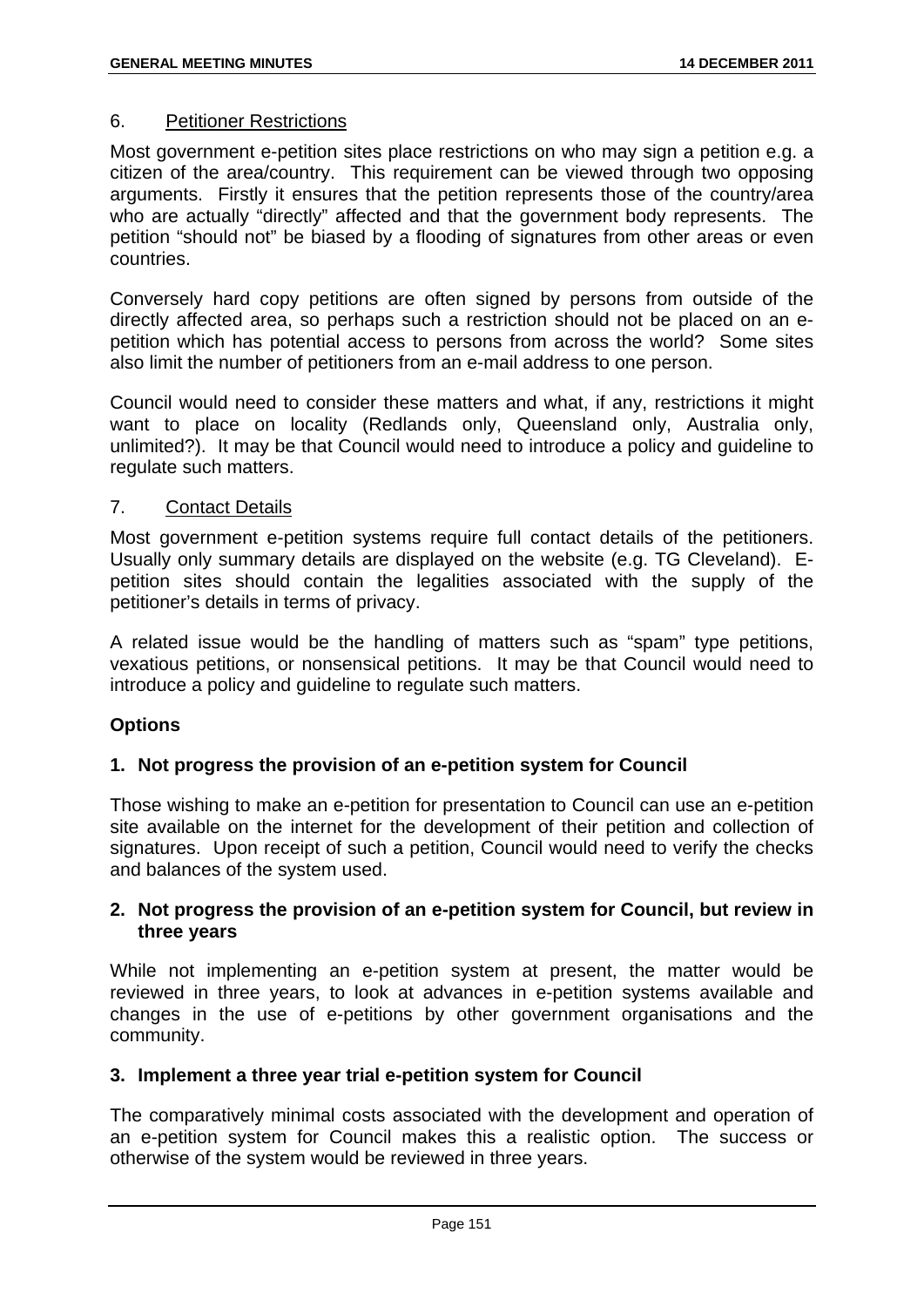6. <u>Petitioner Restrictions</u>

Most government e-petition sites place restrictions on who may sign a petition e.g. a citizen of the area/country. This requirement can be viewed through two opposing arguments. Firstly it ensures that the petition represents those of the country/area who are actually "directly" affected and that the government body represents. The petition "should not" be biased by a flooding of signatures from other areas or even countries.

Conversely hard copy petitions are often signed by persons from outside of the directly affected area, so perhaps such a restriction should not be placed on an e-petition which has potential access to persons from across the world? Some sites also limit the number of petitioners from an e-mail address to one person.

Council would need to consider these matters and what, if any, restrictions it might want to place on locality (Redlands only, Queensland only, Australia only, unlimited?). It may be that Council would need to introduce a policy and guideline to regulate such matters.

7. <u>Contact Details</u>

Most government e-petition systems require full contact details of the petitioners. Usually only summary details are displayed on the website (e.g. TG Cleveland). E-petition sites should contain the legalities associated with the supply of the petitioner's details in terms of privacy.

A related issue would be the handling of matters such as "spam" type petitions, vexatious petitions, or nonsensical petitions. It may be that Council would need to introduce a policy and guideline to regulate such matters.

**Options**

**1. Not progress the provision of an e-petition system for Council**

Those wishing to make an e-petition for presentation to Council can use an e-petition site available on the internet for the development of their petition and collection of signatures. Upon receipt of such a petition, Council would need to verify the checks and balances of the system used.

**2. Not progress the provision of an e-petition system for Council, but review in three years**

While not implementing an e-petition system at present, the matter would be reviewed in three years, to look at advances in e-petition systems available and changes in the use of e-petitions by other government organisations and the community.

**3. Implement a three year trial e-petition system for Council**

The comparatively minimal costs associated with the development and operation of an e-petition system for Council makes this a realistic option. The success or otherwise of the system would be reviewed in three years.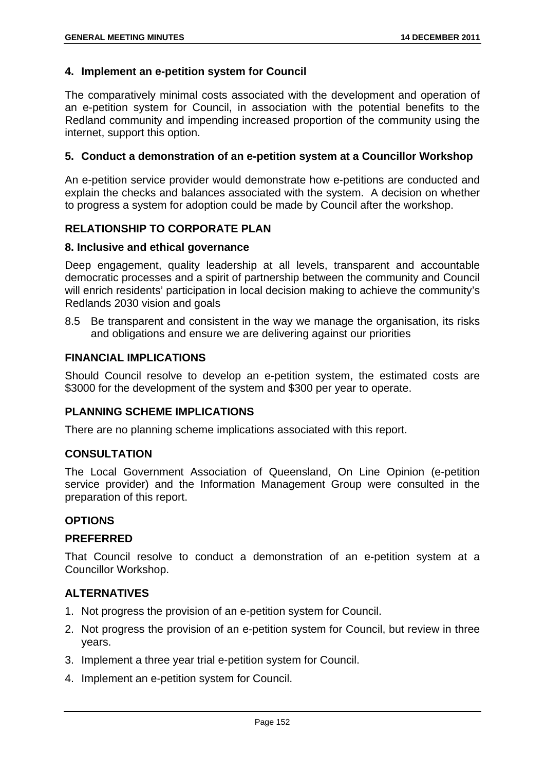### 4. Implement an e-petition system for Council

The comparatively minimal costs associated with the development and operation of an e-petition system for Council, in association with the potential benefits to the Redland community and impending increased proportion of the community using the internet, support this option.

### 5. Conduct a demonstration of an e-petition system at a Councillor Workshop

An e-petition service provider would demonstrate how e-petitions are conducted and explain the checks and balances associated with the system. A decision on whether to progress a system for adoption could be made by Council after the workshop.

## RELATIONSHIP TO CORPORATE PLAN

### 8. Inclusive and ethical governance

Deep engagement, quality leadership at all levels, transparent and accountable democratic processes and a spirit of partnership between the community and Council will enrich residents' participation in local decision making to achieve the community's Redlands 2030 vision and goals

8.5 Be transparent and consistent in the way we manage the organisation, its risks and obligations and ensure we are delivering against our priorities

## FINANCIAL IMPLICATIONS

Should Council resolve to develop an e-petition system, the estimated costs are $3000 for the development of the system and $300 per year to operate.

## PLANNING SCHEME IMPLICATIONS

There are no planning scheme implications associated with this report.

## CONSULTATION

The Local Government Association of Queensland, On Line Opinion (e-petition service provider) and the Information Management Group were consulted in the preparation of this report.

## OPTIONS

### PREFERRED

That Council resolve to conduct a demonstration of an e-petition system at a Councillor Workshop.

### ALTERNATIVES

1. Not progress the provision of an e-petition system for Council.
2. Not progress the provision of an e-petition system for Council, but review in three years.
3. Implement a three year trial e-petition system for Council.
4. Implement an e-petition system for Council.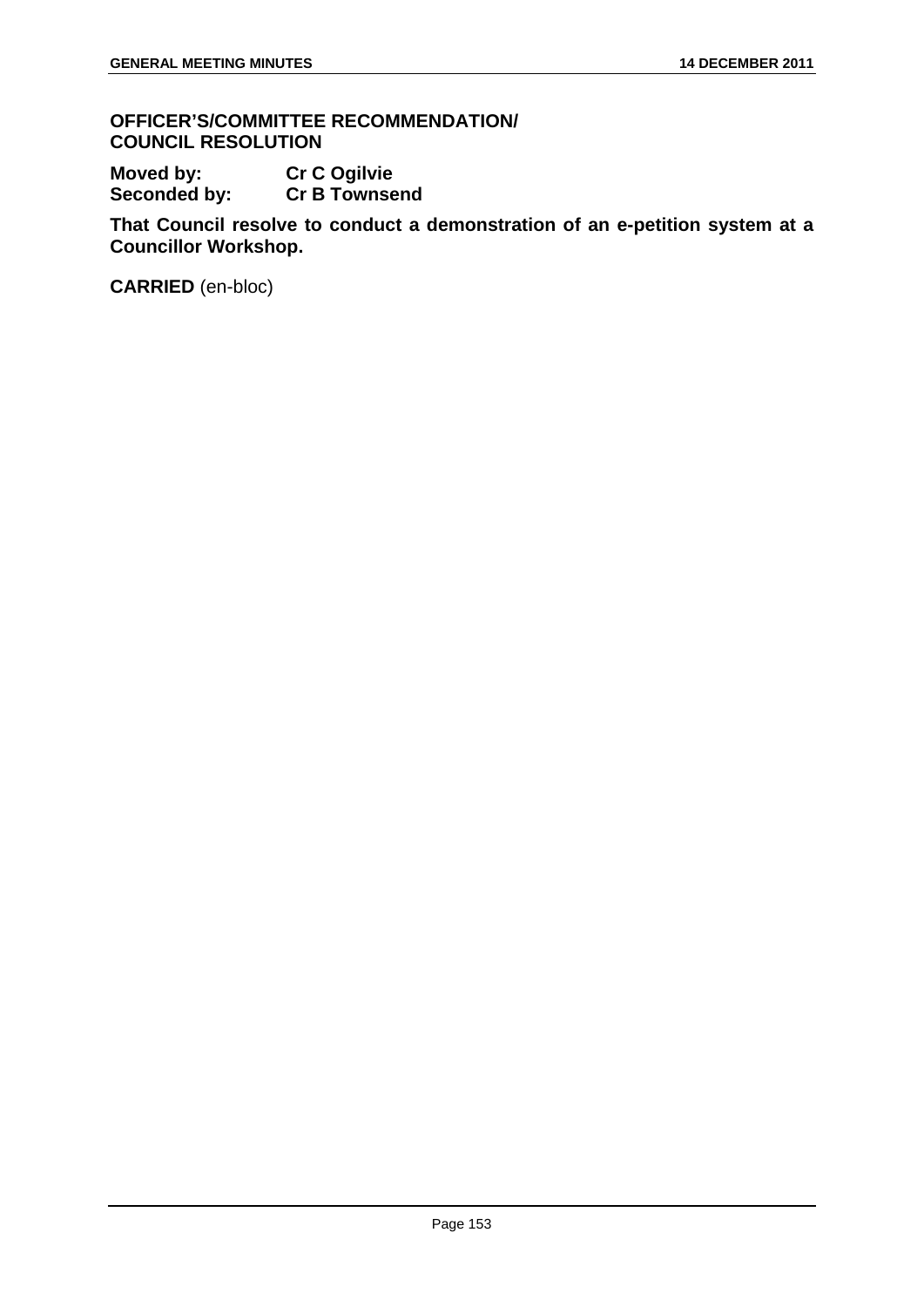**OFFICER'S/COMMITTEE RECOMMENDATION/ COUNCIL RESOLUTION**

**Moved by:** **Cr C Ogilvie**
**Seconded by:** **Cr B Townsend**

**That Council resolve to conduct a demonstration of an e-petition system at a Councillor Workshop.**

**CARRIED** (en-bloc)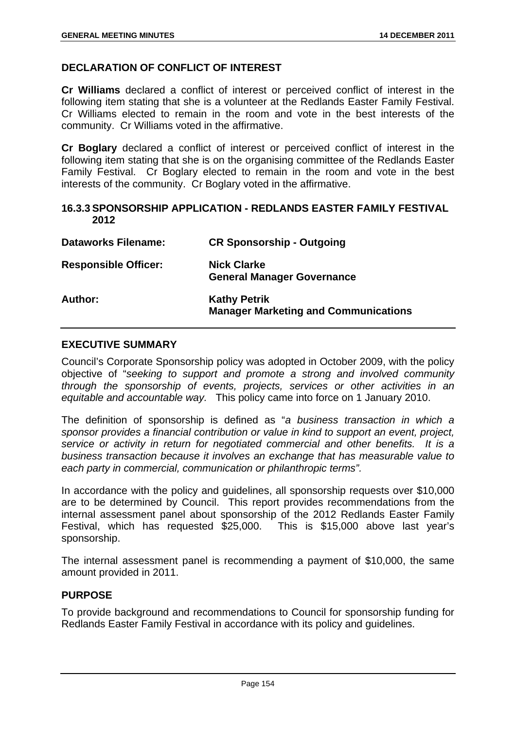## DECLARATION OF CONFLICT OF INTEREST

**Cr Williams** declared a conflict of interest or perceived conflict of interest in the following item stating that she is a volunteer at the Redlands Easter Family Festival. Cr Williams elected to remain in the room and vote in the best interests of the community. Cr Williams voted in the affirmative.

**Cr Boglary** declared a conflict of interest or perceived conflict of interest in the following item stating that she is on the organising committee of the Redlands Easter Family Festival. Cr Boglary elected to remain in the room and vote in the best interests of the community. Cr Boglary voted in the affirmative.

## 16.3.3 SPONSORSHIP APPLICATION - REDLANDS EASTER FAMILY FESTIVAL 2012

| | |
|---|---|
| **Dataworks Filename:** | **CR Sponsorship - Outgoing** |
| **Responsible Officer:** | **Nick Clarke**<br>**General Manager Governance** |
| **Author:** | **Kathy Petrik**<br>**Manager Marketing and Communications** |

## EXECUTIVE SUMMARY

Council's Corporate Sponsorship policy was adopted in October 2009, with the policy objective of "*seeking to support and promote a strong and involved community through the sponsorship of events, projects, services or other activities in an equitable and accountable way.* This policy came into force on 1 January 2010.

The definition of sponsorship is defined as "*a business transaction in which a sponsor provides a financial contribution or value in kind to support an event, project, service or activity in return for negotiated commercial and other benefits. It is a business transaction because it involves an exchange that has measurable value to each party in commercial, communication or philanthropic terms".*

In accordance with the policy and guidelines, all sponsorship requests over $10,000 are to be determined by Council. This report provides recommendations from the internal assessment panel about sponsorship of the 2012 Redlands Easter Family Festival, which has requested $25,000. This is $15,000 above last year's sponsorship.

The internal assessment panel is recommending a payment of $10,000, the same amount provided in 2011.

## PURPOSE

To provide background and recommendations to Council for sponsorship funding for Redlands Easter Family Festival in accordance with its policy and guidelines.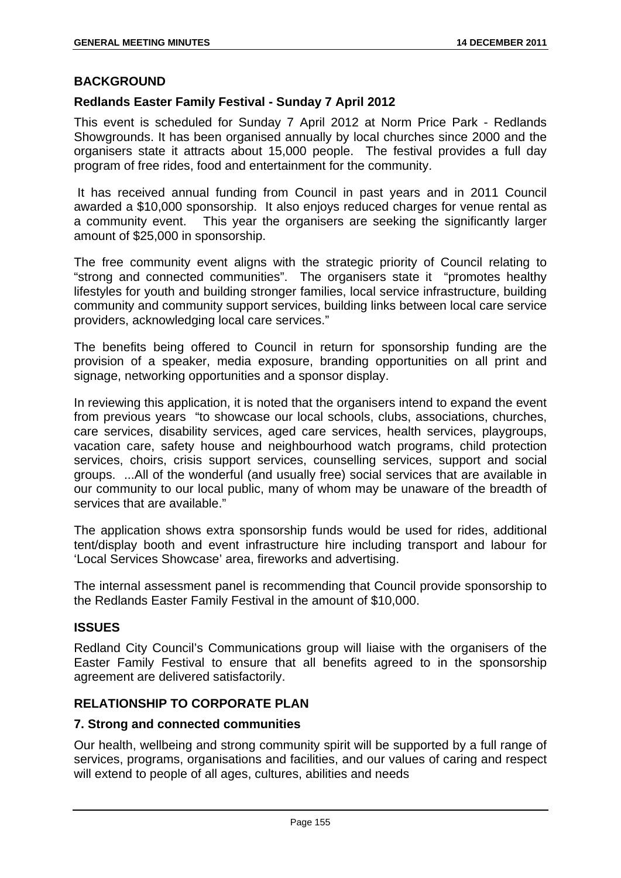## BACKGROUND

### Redlands Easter Family Festival - Sunday 7 April 2012

This event is scheduled for Sunday 7 April 2012 at Norm Price Park - Redlands Showgrounds. It has been organised annually by local churches since 2000 and the organisers state it attracts about 15,000 people. The festival provides a full day program of free rides, food and entertainment for the community.

It has received annual funding from Council in past years and in 2011 Council awarded a $10,000 sponsorship. It also enjoys reduced charges for venue rental as a community event. This year the organisers are seeking the significantly larger amount of $25,000 in sponsorship.

The free community event aligns with the strategic priority of Council relating to "strong and connected communities". The organisers state it "promotes healthy lifestyles for youth and building stronger families, local service infrastructure, building community and community support services, building links between local care service providers, acknowledging local care services."

The benefits being offered to Council in return for sponsorship funding are the provision of a speaker, media exposure, branding opportunities on all print and signage, networking opportunities and a sponsor display.

In reviewing this application, it is noted that the organisers intend to expand the event from previous years "to showcase our local schools, clubs, associations, churches, care services, disability services, aged care services, health services, playgroups, vacation care, safety house and neighbourhood watch programs, child protection services, choirs, crisis support services, counselling services, support and social groups. ...All of the wonderful (and usually free) social services that are available in our community to our local public, many of whom may be unaware of the breadth of services that are available."

The application shows extra sponsorship funds would be used for rides, additional tent/display booth and event infrastructure hire including transport and labour for 'Local Services Showcase' area, fireworks and advertising.

The internal assessment panel is recommending that Council provide sponsorship to the Redlands Easter Family Festival in the amount of $10,000.

## ISSUES

Redland City Council's Communications group will liaise with the organisers of the Easter Family Festival to ensure that all benefits agreed to in the sponsorship agreement are delivered satisfactorily.

## RELATIONSHIP TO CORPORATE PLAN

### 7. Strong and connected communities

Our health, wellbeing and strong community spirit will be supported by a full range of services, programs, organisations and facilities, and our values of caring and respect will extend to people of all ages, cultures, abilities and needs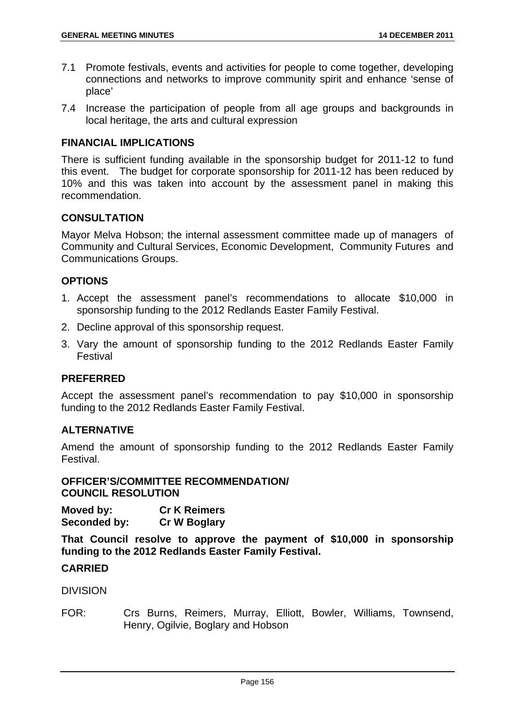7.1 Promote festivals, events and activities for people to come together, developing connections and networks to improve community spirit and enhance 'sense of place'

7.4 Increase the participation of people from all age groups and backgrounds in local heritage, the arts and cultural expression

## FINANCIAL IMPLICATIONS

There is sufficient funding available in the sponsorship budget for 2011-12 to fund this event. The budget for corporate sponsorship for 2011-12 has been reduced by 10% and this was taken into account by the assessment panel in making this recommendation.

## CONSULTATION

Mayor Melva Hobson; the internal assessment committee made up of managers of Community and Cultural Services, Economic Development, Community Futures and Communications Groups.

## OPTIONS

1. Accept the assessment panel's recommendations to allocate $10,000 in sponsorship funding to the 2012 Redlands Easter Family Festival.
2. Decline approval of this sponsorship request.
3. Vary the amount of sponsorship funding to the 2012 Redlands Easter Family Festival

## PREFERRED

Accept the assessment panel's recommendation to pay $10,000 in sponsorship funding to the 2012 Redlands Easter Family Festival.

## ALTERNATIVE

Amend the amount of sponsorship funding to the 2012 Redlands Easter Family Festival.

## OFFICER'S/COMMITTEE RECOMMENDATION/ COUNCIL RESOLUTION

**Moved by:** **Cr K Reimers**
**Seconded by:** **Cr W Boglary**

**That Council resolve to approve the payment of $10,000 in sponsorship funding to the 2012 Redlands Easter Family Festival.**

**CARRIED**

DIVISION

FOR: Crs Burns, Reimers, Murray, Elliott, Bowler, Williams, Townsend, Henry, Ogilvie, Boglary and Hobson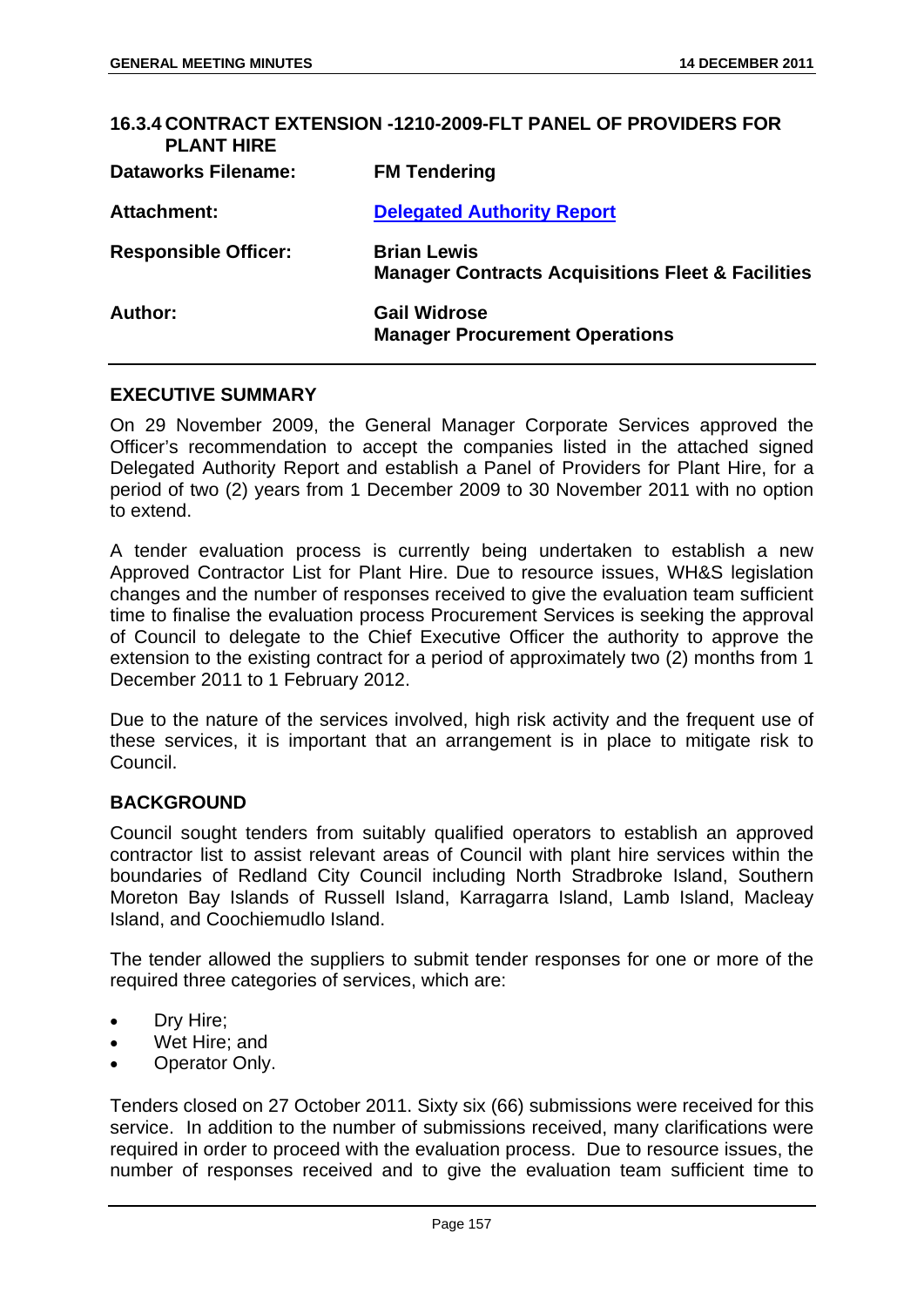## 16.3.4 CONTRACT EXTENSION -1210-2009-FLT PANEL OF PROVIDERS FOR PLANT HIRE

| | |
|---|---|
| **Dataworks Filename:** | **FM Tendering** |
| **Attachment:** | **Delegated Authority Report** |
| **Responsible Officer:** | **Brian Lewis**<br>**Manager Contracts Acquisitions Fleet & Facilities** |
| **Author:** | **Gail Widrose**<br>**Manager Procurement Operations** |

### EXECUTIVE SUMMARY

On 29 November 2009, the General Manager Corporate Services approved the Officer's recommendation to accept the companies listed in the attached signed Delegated Authority Report and establish a Panel of Providers for Plant Hire, for a period of two (2) years from 1 December 2009 to 30 November 2011 with no option to extend.

A tender evaluation process is currently being undertaken to establish a new Approved Contractor List for Plant Hire. Due to resource issues, WH&S legislation changes and the number of responses received to give the evaluation team sufficient time to finalise the evaluation process Procurement Services is seeking the approval of Council to delegate to the Chief Executive Officer the authority to approve the extension to the existing contract for a period of approximately two (2) months from 1 December 2011 to 1 February 2012.

Due to the nature of the services involved, high risk activity and the frequent use of these services, it is important that an arrangement is in place to mitigate risk to Council.

### BACKGROUND

Council sought tenders from suitably qualified operators to establish an approved contractor list to assist relevant areas of Council with plant hire services within the boundaries of Redland City Council including North Stradbroke Island, Southern Moreton Bay Islands of Russell Island, Karragarra Island, Lamb Island, Macleay Island, and Coochiemudlo Island.

The tender allowed the suppliers to submit tender responses for one or more of the required three categories of services, which are:

- Dry Hire;
- Wet Hire; and
- Operator Only.

Tenders closed on 27 October 2011. Sixty six (66) submissions were received for this service. In addition to the number of submissions received, many clarifications were required in order to proceed with the evaluation process. Due to resource issues, the number of responses received and to give the evaluation team sufficient time to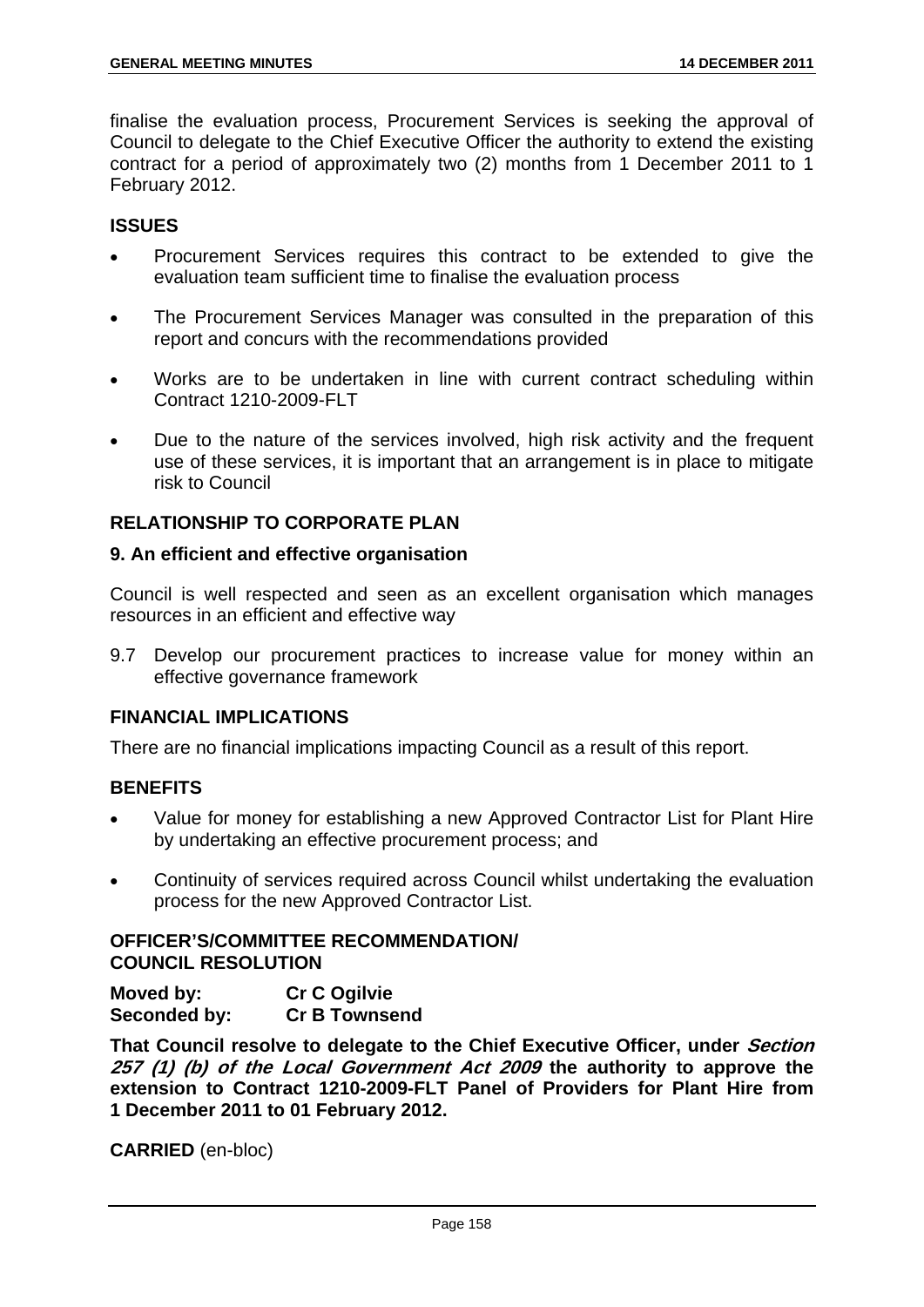finalise the evaluation process, Procurement Services is seeking the approval of Council to delegate to the Chief Executive Officer the authority to extend the existing contract for a period of approximately two (2) months from 1 December 2011 to 1 February 2012.

## ISSUES

- Procurement Services requires this contract to be extended to give the evaluation team sufficient time to finalise the evaluation process
- The Procurement Services Manager was consulted in the preparation of this report and concurs with the recommendations provided
- Works are to be undertaken in line with current contract scheduling within Contract 1210-2009-FLT
- Due to the nature of the services involved, high risk activity and the frequent use of these services, it is important that an arrangement is in place to mitigate risk to Council

## RELATIONSHIP TO CORPORATE PLAN

### 9. An efficient and effective organisation

Council is well respected and seen as an excellent organisation which manages resources in an efficient and effective way

9.7 Develop our procurement practices to increase value for money within an effective governance framework

## FINANCIAL IMPLICATIONS

There are no financial implications impacting Council as a result of this report.

## BENEFITS

- Value for money for establishing a new Approved Contractor List for Plant Hire by undertaking an effective procurement process; and
- Continuity of services required across Council whilst undertaking the evaluation process for the new Approved Contractor List.

## OFFICER'S/COMMITTEE RECOMMENDATION/ COUNCIL RESOLUTION

**Moved by:** **Cr C Ogilvie**
**Seconded by:** **Cr B Townsend**

**That Council resolve to delegate to the Chief Executive Officer, under *Section 257 (1) (b) of the Local Government Act 2009* the authority to approve the extension to Contract 1210-2009-FLT Panel of Providers for Plant Hire from 1 December 2011 to 01 February 2012.**

**CARRIED** (en-bloc)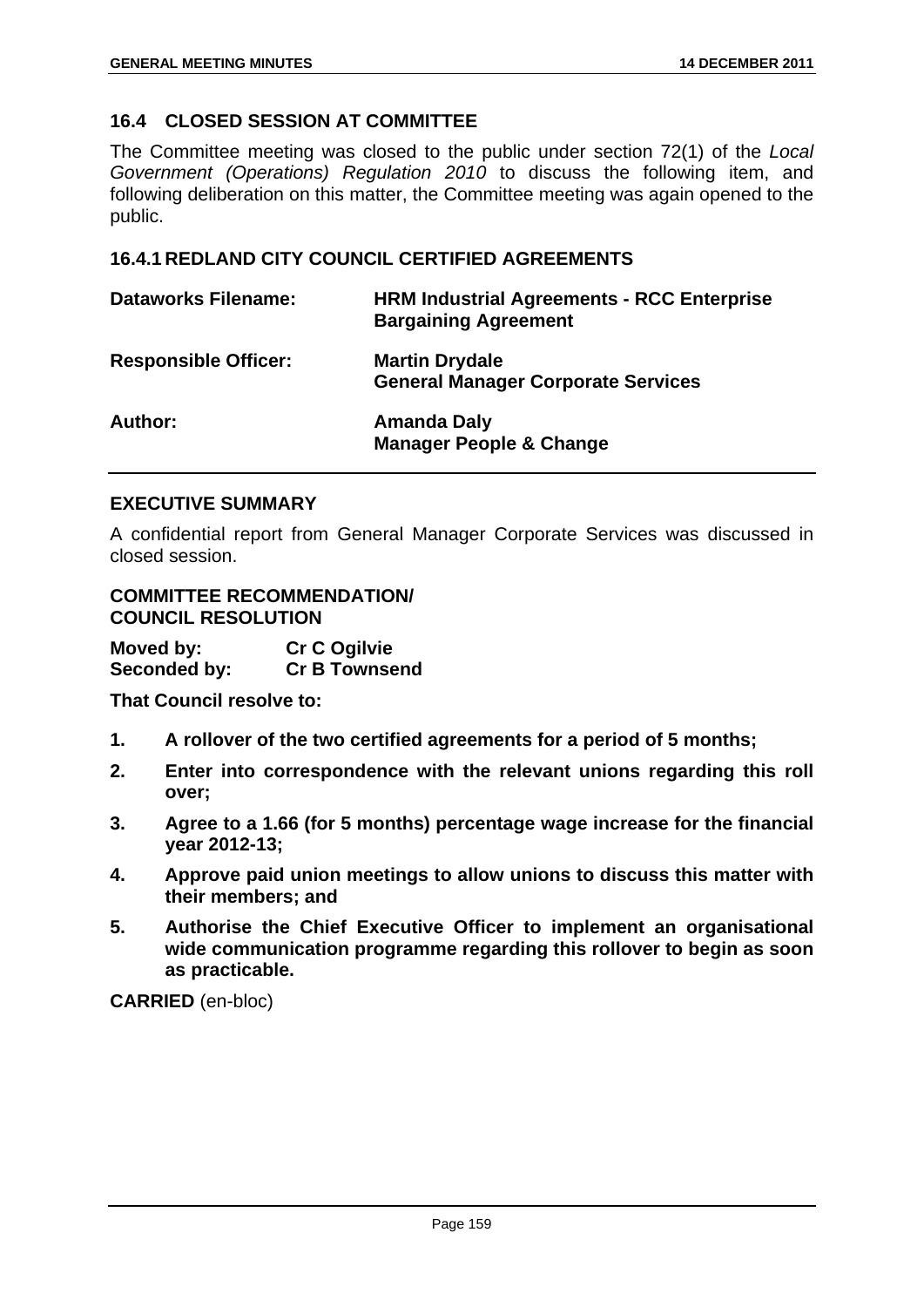## 16.4 CLOSED SESSION AT COMMITTEE

The Committee meeting was closed to the public under section 72(1) of the *Local Government (Operations) Regulation 2010* to discuss the following item, and following deliberation on this matter, the Committee meeting was again opened to the public.

### 16.4.1 REDLAND CITY COUNCIL CERTIFIED AGREEMENTS

| | |
|---|---|
| **Dataworks Filename:** | **HRM Industrial Agreements - RCC Enterprise Bargaining Agreement** |
| **Responsible Officer:** | **Martin Drydale**<br>**General Manager Corporate Services** |
| **Author:** | **Amanda Daly**<br>**Manager People & Change** |

#### EXECUTIVE SUMMARY

A confidential report from General Manager Corporate Services was discussed in closed session.

#### COMMITTEE RECOMMENDATION/ COUNCIL RESOLUTION

**Moved by:** **Cr C Ogilvie**
**Seconded by:** **Cr B Townsend**

**That Council resolve to:**

1. **A rollover of the two certified agreements for a period of 5 months;**
2. **Enter into correspondence with the relevant unions regarding this roll over;**
3. **Agree to a 1.66 (for 5 months) percentage wage increase for the financial year 2012-13;**
4. **Approve paid union meetings to allow unions to discuss this matter with their members; and**
5. **Authorise the Chief Executive Officer to implement an organisational wide communication programme regarding this rollover to begin as soon as practicable.**

**CARRIED** (en-bloc)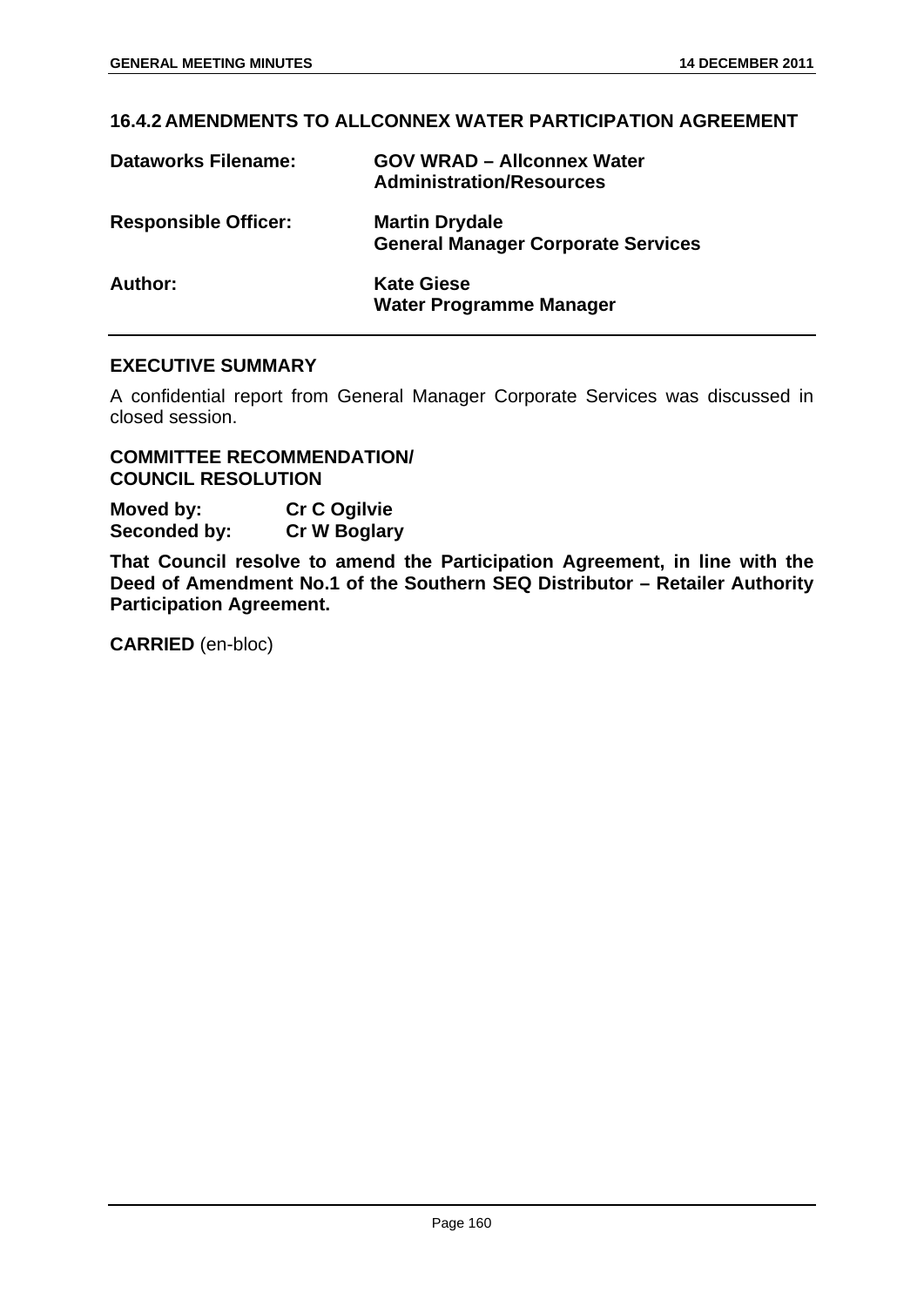## 16.4.2 AMENDMENTS TO ALLCONNEX WATER PARTICIPATION AGREEMENT

| | |
|---|---|
| **Dataworks Filename:** | **GOV WRAD – Allconnex Water Administration/Resources** |
| **Responsible Officer:** | **Martin Drydale**<br>**General Manager Corporate Services** |
| **Author:** | **Kate Giese**<br>**Water Programme Manager** |

### EXECUTIVE SUMMARY

A confidential report from General Manager Corporate Services was discussed in closed session.

### COMMITTEE RECOMMENDATION/ COUNCIL RESOLUTION

**Moved by:** **Cr C Ogilvie**
**Seconded by:** **Cr W Boglary**

**That Council resolve to amend the Participation Agreement, in line with the Deed of Amendment No.1 of the Southern SEQ Distributor – Retailer Authority Participation Agreement.**

**CARRIED** (en-bloc)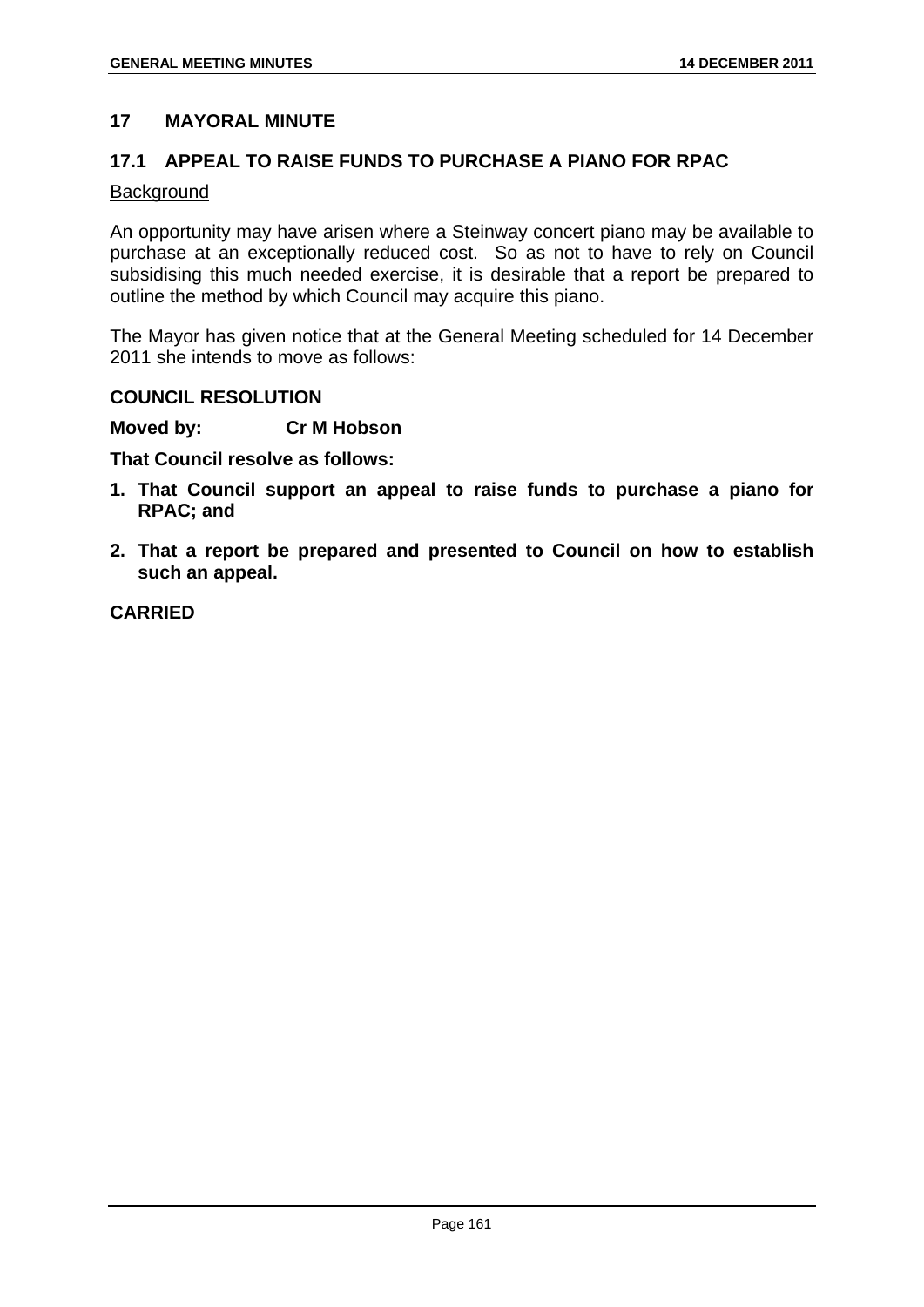## 17 MAYORAL MINUTE

### 17.1 APPEAL TO RAISE FUNDS TO PURCHASE A PIANO FOR RPAC

Background

An opportunity may have arisen where a Steinway concert piano may be available to purchase at an exceptionally reduced cost. So as not to have to rely on Council subsidising this much needed exercise, it is desirable that a report be prepared to outline the method by which Council may acquire this piano.

The Mayor has given notice that at the General Meeting scheduled for 14 December 2011 she intends to move as follows:

**COUNCIL RESOLUTION**

**Moved by: Cr M Hobson**

**That Council resolve as follows:**

1. **That Council support an appeal to raise funds to purchase a piano for RPAC; and**
2. **That a report be prepared and presented to Council on how to establish such an appeal.**

**CARRIED**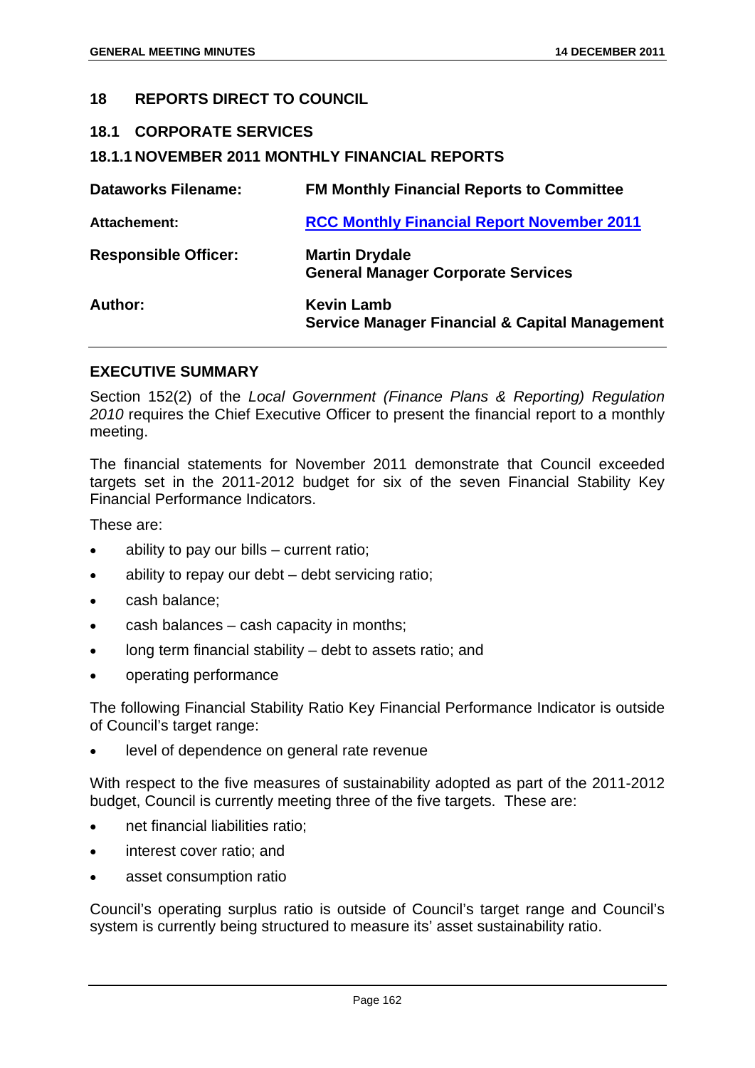## 18 REPORTS DIRECT TO COUNCIL

### 18.1 CORPORATE SERVICES

### 18.1.1 NOVEMBER 2011 MONTHLY FINANCIAL REPORTS

| | |
|---|---|
| **Dataworks Filename:** | **FM Monthly Financial Reports to Committee** |
| **Attachement:** | **RCC Monthly Financial Report November 2011** |
| **Responsible Officer:** | **Martin Drydale**<br>**General Manager Corporate Services** |
| **Author:** | **Kevin Lamb**<br>**Service Manager Financial & Capital Management** |

#### EXECUTIVE SUMMARY

Section 152(2) of the *Local Government (Finance Plans & Reporting) Regulation 2010* requires the Chief Executive Officer to present the financial report to a monthly meeting.

The financial statements for November 2011 demonstrate that Council exceeded targets set in the 2011-2012 budget for six of the seven Financial Stability Key Financial Performance Indicators.

These are:

- ability to pay our bills – current ratio;
- ability to repay our debt – debt servicing ratio;
- cash balance;
- cash balances – cash capacity in months;
- long term financial stability – debt to assets ratio; and
- operating performance

The following Financial Stability Ratio Key Financial Performance Indicator is outside of Council's target range:

- level of dependence on general rate revenue

With respect to the five measures of sustainability adopted as part of the 2011-2012 budget, Council is currently meeting three of the five targets. These are:

- net financial liabilities ratio;
- interest cover ratio; and
- asset consumption ratio

Council's operating surplus ratio is outside of Council's target range and Council's system is currently being structured to measure its' asset sustainability ratio.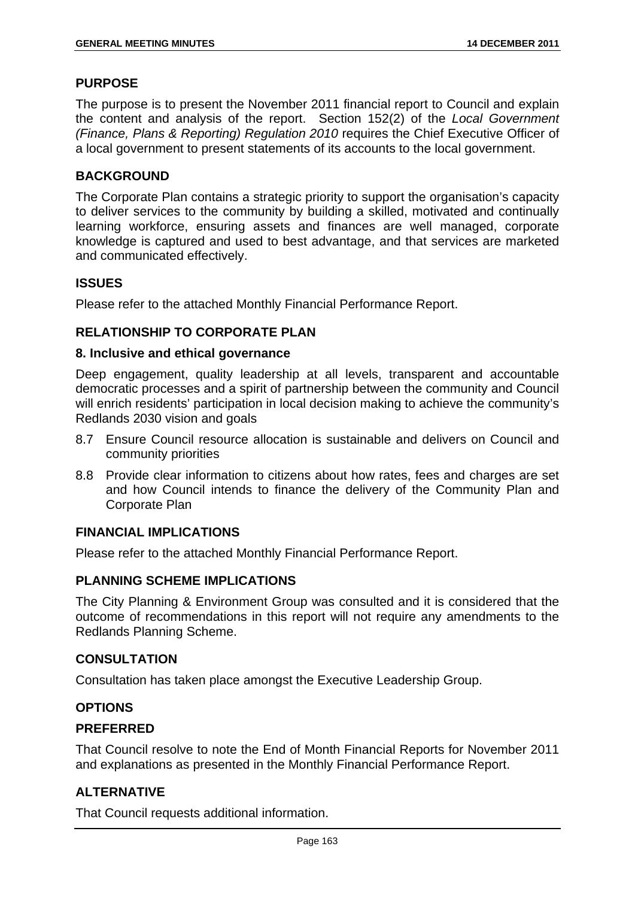## PURPOSE

The purpose is to present the November 2011 financial report to Council and explain the content and analysis of the report. Section 152(2) of the *Local Government (Finance, Plans & Reporting) Regulation 2010* requires the Chief Executive Officer of a local government to present statements of its accounts to the local government.

## BACKGROUND

The Corporate Plan contains a strategic priority to support the organisation's capacity to deliver services to the community by building a skilled, motivated and continually learning workforce, ensuring assets and finances are well managed, corporate knowledge is captured and used to best advantage, and that services are marketed and communicated effectively.

## ISSUES

Please refer to the attached Monthly Financial Performance Report.

## RELATIONSHIP TO CORPORATE PLAN

### 8. Inclusive and ethical governance

Deep engagement, quality leadership at all levels, transparent and accountable democratic processes and a spirit of partnership between the community and Council will enrich residents' participation in local decision making to achieve the community's Redlands 2030 vision and goals

8.7 Ensure Council resource allocation is sustainable and delivers on Council and community priorities

8.8 Provide clear information to citizens about how rates, fees and charges are set and how Council intends to finance the delivery of the Community Plan and Corporate Plan

## FINANCIAL IMPLICATIONS

Please refer to the attached Monthly Financial Performance Report.

## PLANNING SCHEME IMPLICATIONS

The City Planning & Environment Group was consulted and it is considered that the outcome of recommendations in this report will not require any amendments to the Redlands Planning Scheme.

## CONSULTATION

Consultation has taken place amongst the Executive Leadership Group.

## OPTIONS

### PREFERRED

That Council resolve to note the End of Month Financial Reports for November 2011 and explanations as presented in the Monthly Financial Performance Report.

### ALTERNATIVE

That Council requests additional information.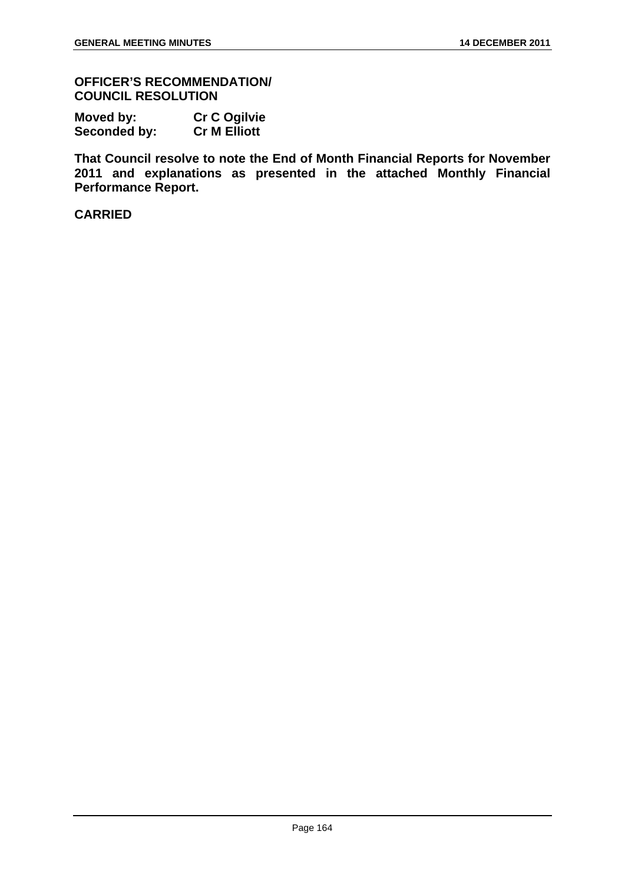**OFFICER'S RECOMMENDATION/ COUNCIL RESOLUTION**

**Moved by: Cr C Ogilvie**
**Seconded by: Cr M Elliott**

**That Council resolve to note the End of Month Financial Reports for November 2011 and explanations as presented in the attached Monthly Financial Performance Report.**

**CARRIED**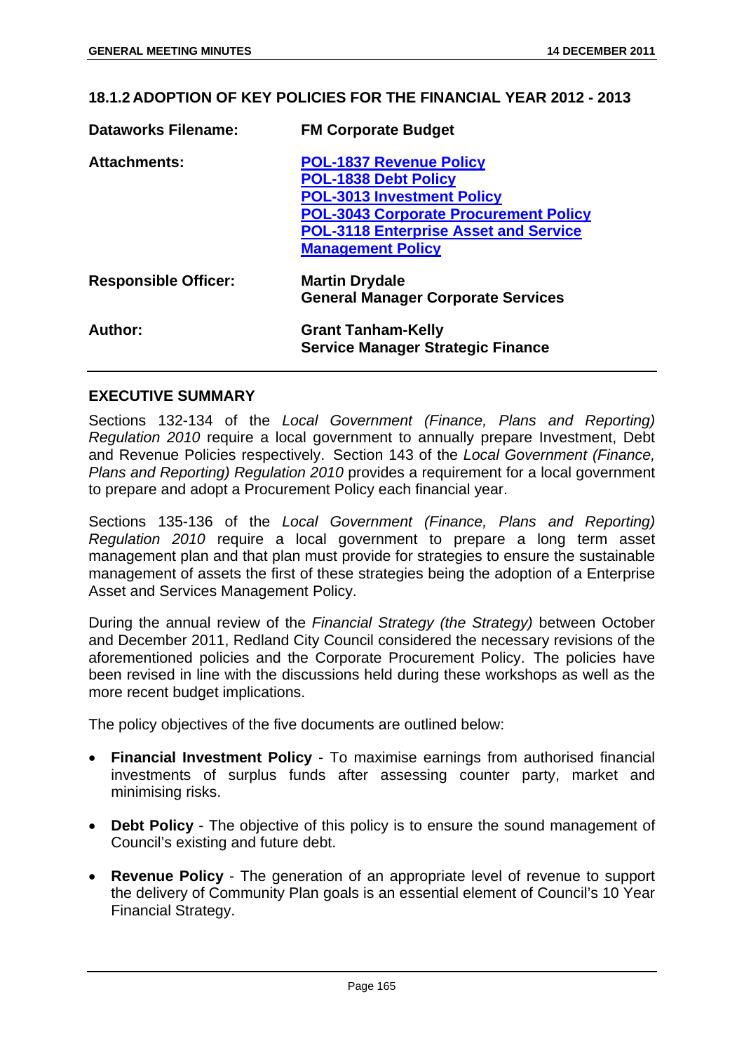## 18.1.2 ADOPTION OF KEY POLICIES FOR THE FINANCIAL YEAR 2012 - 2013

| | |
|---|---|
| **Dataworks Filename:** | **FM Corporate Budget** |
| **Attachments:** | **POL-1837 Revenue Policy**<br>**POL-1838 Debt Policy**<br>**POL-3013 Investment Policy**<br>**POL-3043 Corporate Procurement Policy**<br>**POL-3118 Enterprise Asset and Service Management Policy** |
| **Responsible Officer:** | **Martin Drydale**<br>**General Manager Corporate Services** |
| **Author:** | **Grant Tanham-Kelly**<br>**Service Manager Strategic Finance** |

### EXECUTIVE SUMMARY

Sections 132-134 of the *Local Government (Finance, Plans and Reporting) Regulation 2010* require a local government to annually prepare Investment, Debt and Revenue Policies respectively. Section 143 of the *Local Government (Finance, Plans and Reporting) Regulation 2010* provides a requirement for a local government to prepare and adopt a Procurement Policy each financial year.

Sections 135-136 of the *Local Government (Finance, Plans and Reporting) Regulation 2010* require a local government to prepare a long term asset management plan and that plan must provide for strategies to ensure the sustainable management of assets the first of these strategies being the adoption of a Enterprise Asset and Services Management Policy.

During the annual review of the *Financial Strategy (the Strategy)* between October and December 2011, Redland City Council considered the necessary revisions of the aforementioned policies and the Corporate Procurement Policy. The policies have been revised in line with the discussions held during these workshops as well as the more recent budget implications.

The policy objectives of the five documents are outlined below:

- **Financial Investment Policy** - To maximise earnings from authorised financial investments of surplus funds after assessing counter party, market and minimising risks.
- **Debt Policy** - The objective of this policy is to ensure the sound management of Council's existing and future debt.
- **Revenue Policy** - The generation of an appropriate level of revenue to support the delivery of Community Plan goals is an essential element of Council's 10 Year Financial Strategy.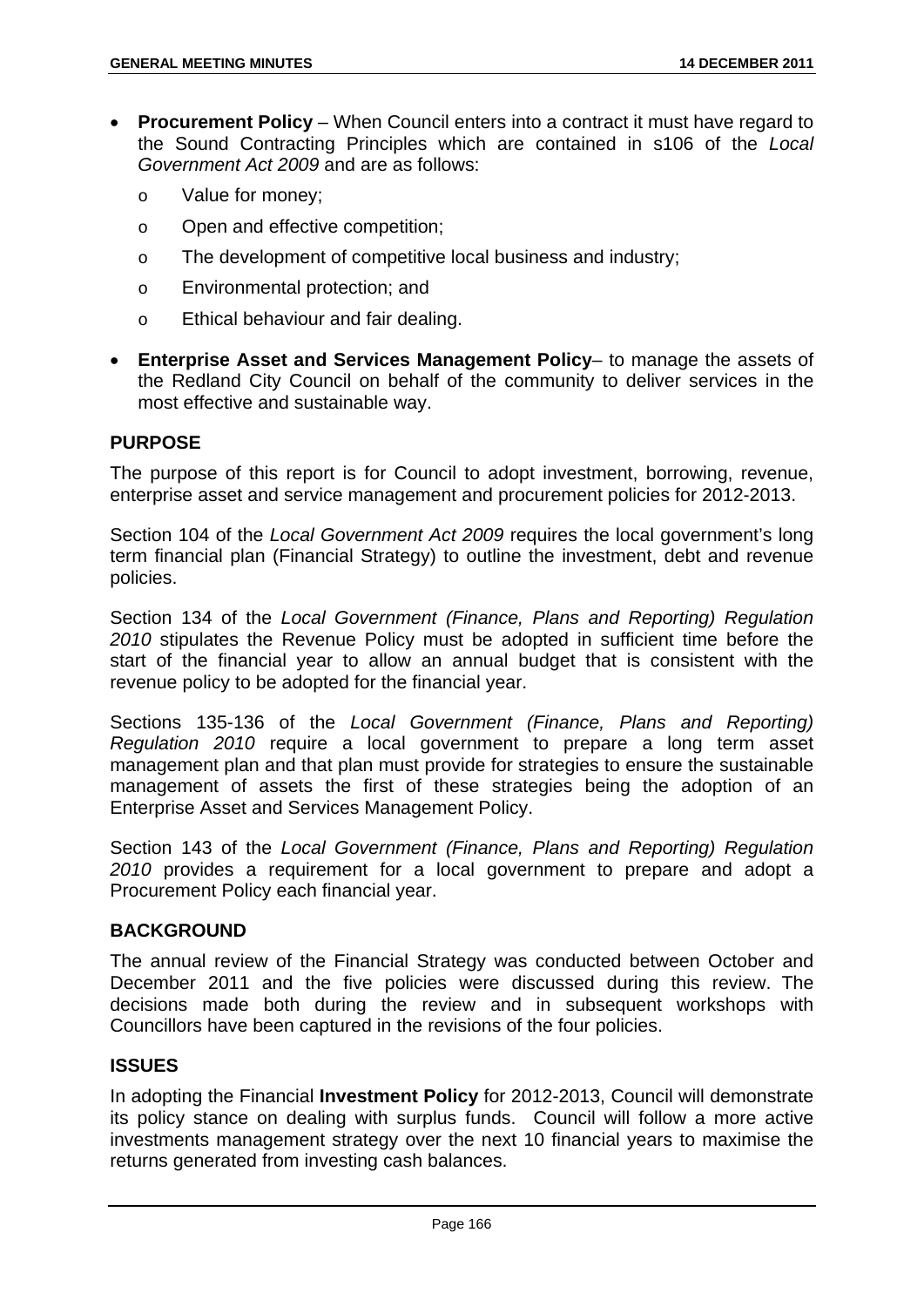- **Procurement Policy** – When Council enters into a contract it must have regard to the Sound Contracting Principles which are contained in s106 of the *Local Government Act 2009* and are as follows:
  - Value for money;
  - Open and effective competition;
  - The development of competitive local business and industry;
  - Environmental protection; and
  - Ethical behaviour and fair dealing.
- **Enterprise Asset and Services Management Policy**– to manage the assets of the Redland City Council on behalf of the community to deliver services in the most effective and sustainable way.

## PURPOSE

The purpose of this report is for Council to adopt investment, borrowing, revenue, enterprise asset and service management and procurement policies for 2012-2013.

Section 104 of the *Local Government Act 2009* requires the local government's long term financial plan (Financial Strategy) to outline the investment, debt and revenue policies.

Section 134 of the *Local Government (Finance, Plans and Reporting) Regulation 2010* stipulates the Revenue Policy must be adopted in sufficient time before the start of the financial year to allow an annual budget that is consistent with the revenue policy to be adopted for the financial year.

Sections 135-136 of the *Local Government (Finance, Plans and Reporting) Regulation 2010* require a local government to prepare a long term asset management plan and that plan must provide for strategies to ensure the sustainable management of assets the first of these strategies being the adoption of an Enterprise Asset and Services Management Policy.

Section 143 of the *Local Government (Finance, Plans and Reporting) Regulation 2010* provides a requirement for a local government to prepare and adopt a Procurement Policy each financial year.

## BACKGROUND

The annual review of the Financial Strategy was conducted between October and December 2011 and the five policies were discussed during this review. The decisions made both during the review and in subsequent workshops with Councillors have been captured in the revisions of the four policies.

## ISSUES

In adopting the Financial **Investment Policy** for 2012-2013, Council will demonstrate its policy stance on dealing with surplus funds. Council will follow a more active investments management strategy over the next 10 financial years to maximise the returns generated from investing cash balances.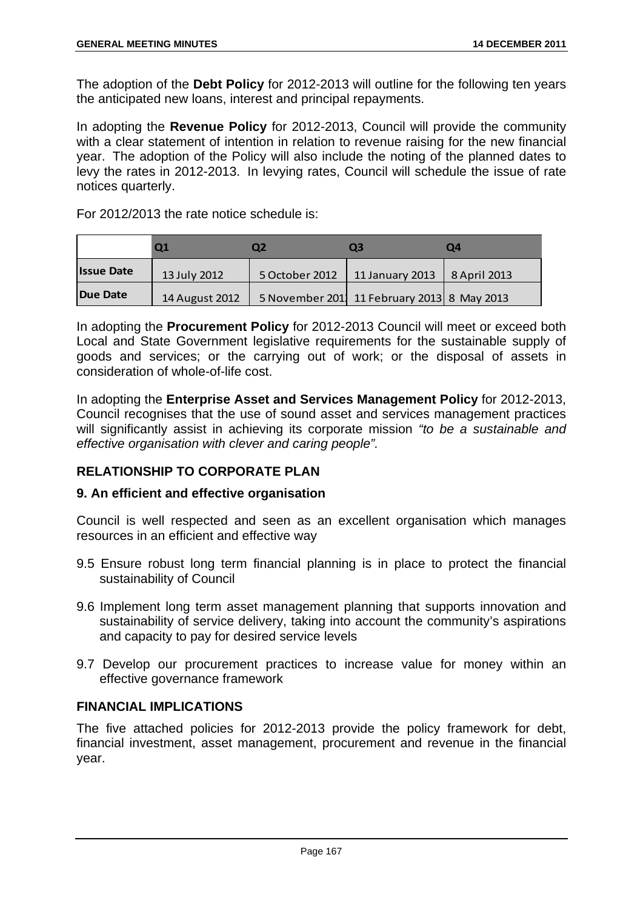The adoption of the **Debt Policy** for 2012-2013 will outline for the following ten years the anticipated new loans, interest and principal repayments.

In adopting the **Revenue Policy** for 2012-2013, Council will provide the community with a clear statement of intention in relation to revenue raising for the new financial year. The adoption of the Policy will also include the noting of the planned dates to levy the rates in 2012-2013. In levying rates, Council will schedule the issue of rate notices quarterly.

For 2012/2013 the rate notice schedule is:

| | Q1 | Q2 | Q3 | Q4 |
|---|---|---|---|---|
| **Issue Date** | 13 July 2012 | 5 October 2012 | 11 January 2013 | 8 April 2013 |
| **Due Date** | 14 August 2012 | 5 November 201 | 11 February 2013 | 8 May 2013 |

In adopting the **Procurement Policy** for 2012-2013 Council will meet or exceed both Local and State Government legislative requirements for the sustainable supply of goods and services; or the carrying out of work; or the disposal of assets in consideration of whole-of-life cost.

In adopting the **Enterprise Asset and Services Management Policy** for 2012-2013, Council recognises that the use of sound asset and services management practices will significantly assist in achieving its corporate mission *"to be a sustainable and effective organisation with clever and caring people".*

## RELATIONSHIP TO CORPORATE PLAN

### 9. An efficient and effective organisation

Council is well respected and seen as an excellent organisation which manages resources in an efficient and effective way

- 9.5 Ensure robust long term financial planning is in place to protect the financial sustainability of Council
- 9.6 Implement long term asset management planning that supports innovation and sustainability of service delivery, taking into account the community's aspirations and capacity to pay for desired service levels
- 9.7 Develop our procurement practices to increase value for money within an effective governance framework

## FINANCIAL IMPLICATIONS

The five attached policies for 2012-2013 provide the policy framework for debt, financial investment, asset management, procurement and revenue in the financial year.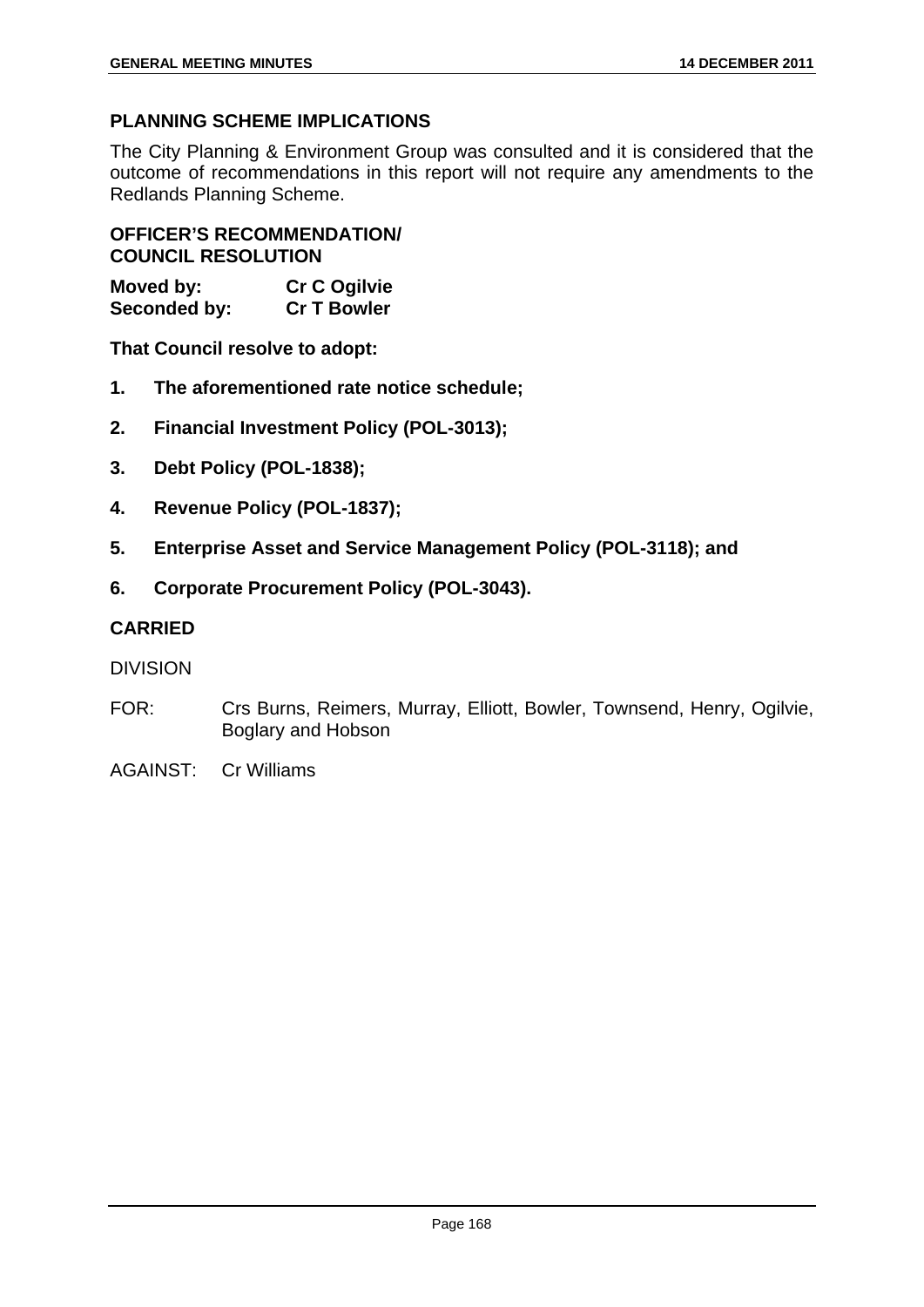## PLANNING SCHEME IMPLICATIONS

The City Planning & Environment Group was consulted and it is considered that the outcome of recommendations in this report will not require any amendments to the Redlands Planning Scheme.

## OFFICER'S RECOMMENDATION/ COUNCIL RESOLUTION

**Moved by:** **Cr C Ogilvie**
**Seconded by:** **Cr T Bowler**

**That Council resolve to adopt:**

1. **The aforementioned rate notice schedule;**
2. **Financial Investment Policy (POL-3013);**
3. **Debt Policy (POL-1838);**
4. **Revenue Policy (POL-1837);**
5. **Enterprise Asset and Service Management Policy (POL-3118); and**
6. **Corporate Procurement Policy (POL-3043).**

**CARRIED**

DIVISION

FOR: Crs Burns, Reimers, Murray, Elliott, Bowler, Townsend, Henry, Ogilvie, Boglary and Hobson

AGAINST: Cr Williams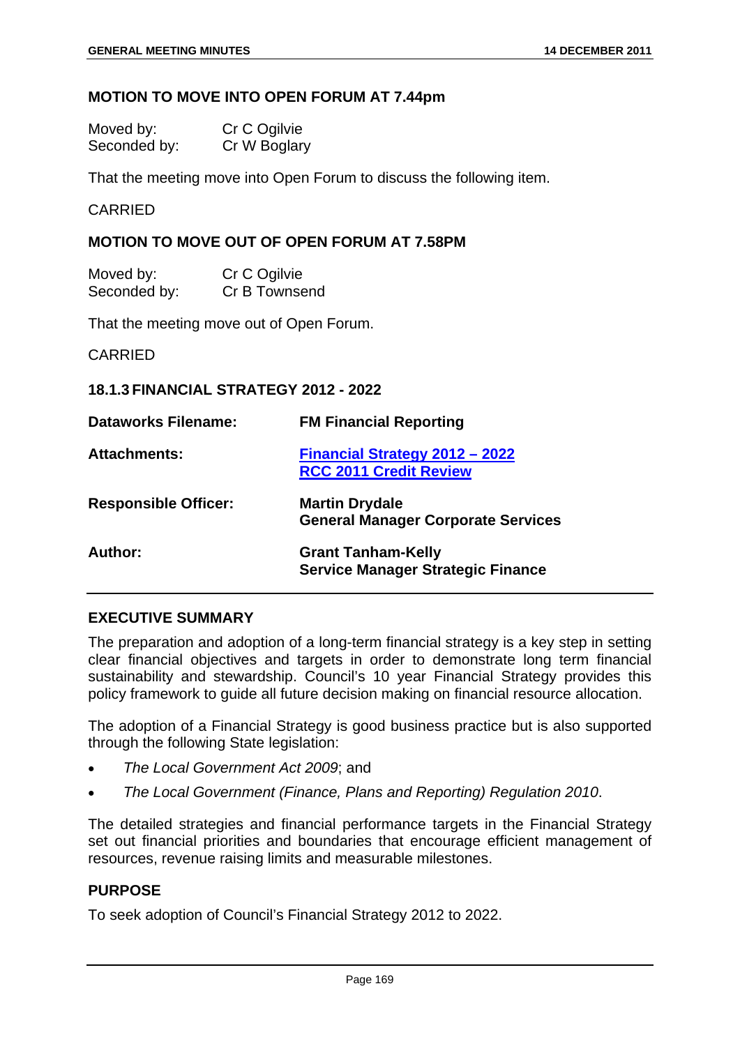### MOTION TO MOVE INTO OPEN FORUM AT 7.44pm

| | |
|---|---|
| Moved by: | Cr C Ogilvie |
| Seconded by: | Cr W Boglary |

That the meeting move into Open Forum to discuss the following item.

CARRIED

### MOTION TO MOVE OUT OF OPEN FORUM AT 7.58PM

| | |
|---|---|
| Moved by: | Cr C Ogilvie |
| Seconded by: | Cr B Townsend |

That the meeting move out of Open Forum.

CARRIED

### 18.1.3 FINANCIAL STRATEGY 2012 - 2022

| | |
|---|---|
| **Dataworks Filename:** | **FM Financial Reporting** |
| **Attachments:** | **Financial Strategy 2012 – 2022**<br>**RCC 2011 Credit Review** |
| **Responsible Officer:** | **Martin Drydale**<br>**General Manager Corporate Services** |
| **Author:** | **Grant Tanham-Kelly**<br>**Service Manager Strategic Finance** |

### EXECUTIVE SUMMARY

The preparation and adoption of a long-term financial strategy is a key step in setting clear financial objectives and targets in order to demonstrate long term financial sustainability and stewardship. Council's 10 year Financial Strategy provides this policy framework to guide all future decision making on financial resource allocation.

The adoption of a Financial Strategy is good business practice but is also supported through the following State legislation:

- *The Local Government Act 2009*; and
- *The Local Government (Finance, Plans and Reporting) Regulation 2010*.

The detailed strategies and financial performance targets in the Financial Strategy set out financial priorities and boundaries that encourage efficient management of resources, revenue raising limits and measurable milestones.

### PURPOSE

To seek adoption of Council's Financial Strategy 2012 to 2022.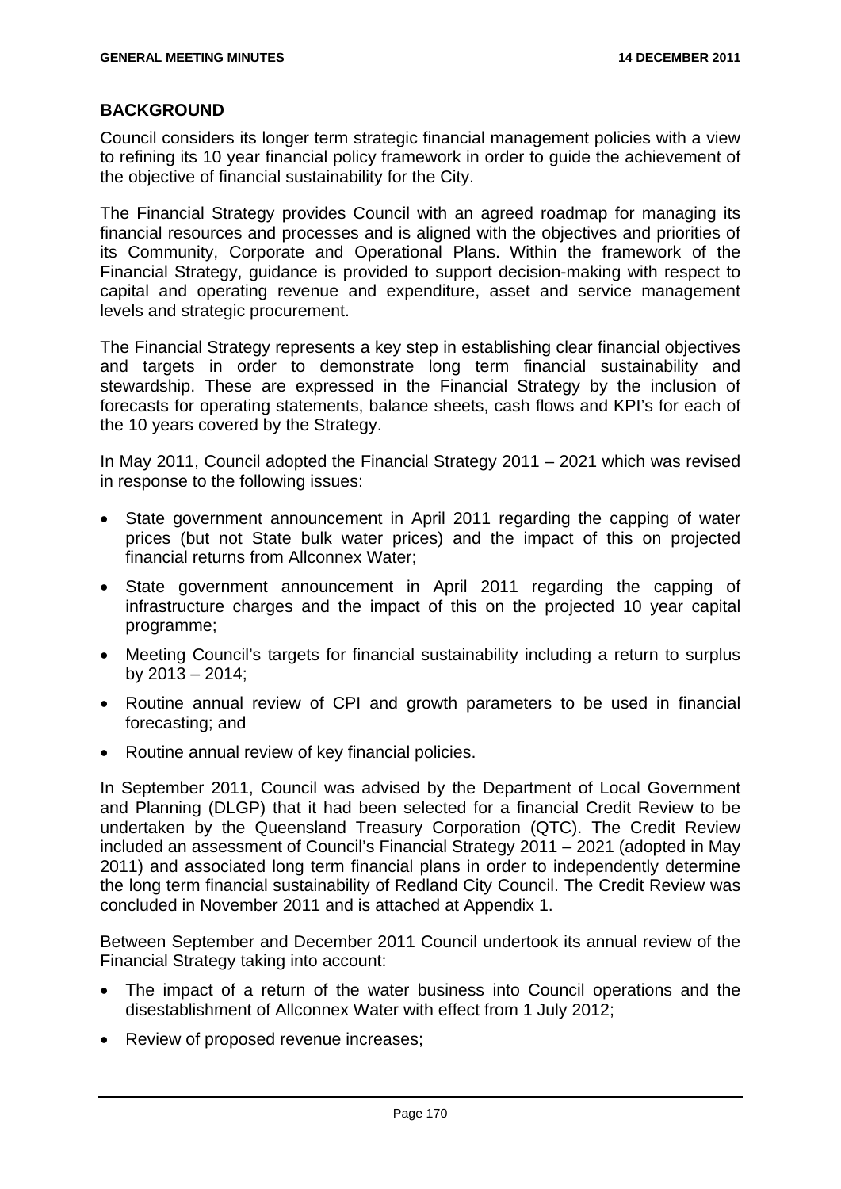## BACKGROUND

Council considers its longer term strategic financial management policies with a view to refining its 10 year financial policy framework in order to guide the achievement of the objective of financial sustainability for the City.

The Financial Strategy provides Council with an agreed roadmap for managing its financial resources and processes and is aligned with the objectives and priorities of its Community, Corporate and Operational Plans. Within the framework of the Financial Strategy, guidance is provided to support decision-making with respect to capital and operating revenue and expenditure, asset and service management levels and strategic procurement.

The Financial Strategy represents a key step in establishing clear financial objectives and targets in order to demonstrate long term financial sustainability and stewardship. These are expressed in the Financial Strategy by the inclusion of forecasts for operating statements, balance sheets, cash flows and KPI's for each of the 10 years covered by the Strategy.

In May 2011, Council adopted the Financial Strategy 2011 – 2021 which was revised in response to the following issues:

- State government announcement in April 2011 regarding the capping of water prices (but not State bulk water prices) and the impact of this on projected financial returns from Allconnex Water;
- State government announcement in April 2011 regarding the capping of infrastructure charges and the impact of this on the projected 10 year capital programme;
- Meeting Council's targets for financial sustainability including a return to surplus by 2013 – 2014;
- Routine annual review of CPI and growth parameters to be used in financial forecasting; and
- Routine annual review of key financial policies.

In September 2011, Council was advised by the Department of Local Government and Planning (DLGP) that it had been selected for a financial Credit Review to be undertaken by the Queensland Treasury Corporation (QTC). The Credit Review included an assessment of Council's Financial Strategy 2011 – 2021 (adopted in May 2011) and associated long term financial plans in order to independently determine the long term financial sustainability of Redland City Council. The Credit Review was concluded in November 2011 and is attached at Appendix 1.

Between September and December 2011 Council undertook its annual review of the Financial Strategy taking into account:

- The impact of a return of the water business into Council operations and the disestablishment of Allconnex Water with effect from 1 July 2012;
- Review of proposed revenue increases;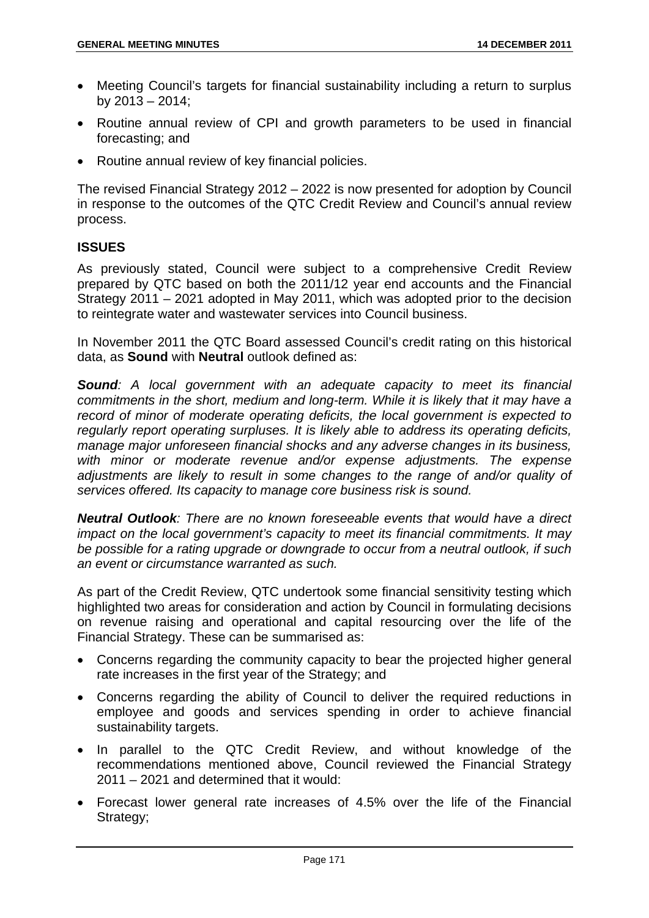- Meeting Council's targets for financial sustainability including a return to surplus by 2013 – 2014;
- Routine annual review of CPI and growth parameters to be used in financial forecasting; and
- Routine annual review of key financial policies.

The revised Financial Strategy 2012 – 2022 is now presented for adoption by Council in response to the outcomes of the QTC Credit Review and Council's annual review process.

## ISSUES

As previously stated, Council were subject to a comprehensive Credit Review prepared by QTC based on both the 2011/12 year end accounts and the Financial Strategy 2011 – 2021 adopted in May 2011, which was adopted prior to the decision to reintegrate water and wastewater services into Council business.

In November 2011 the QTC Board assessed Council's credit rating on this historical data, as **Sound** with **Neutral** outlook defined as:

***Sound****: A local government with an adequate capacity to meet its financial commitments in the short, medium and long-term. While it is likely that it may have a record of minor of moderate operating deficits, the local government is expected to regularly report operating surpluses. It is likely able to address its operating deficits, manage major unforeseen financial shocks and any adverse changes in its business, with minor or moderate revenue and/or expense adjustments. The expense adjustments are likely to result in some changes to the range of and/or quality of services offered. Its capacity to manage core business risk is sound.*

***Neutral Outlook****: There are no known foreseeable events that would have a direct impact on the local government's capacity to meet its financial commitments. It may be possible for a rating upgrade or downgrade to occur from a neutral outlook, if such an event or circumstance warranted as such.*

As part of the Credit Review, QTC undertook some financial sensitivity testing which highlighted two areas for consideration and action by Council in formulating decisions on revenue raising and operational and capital resourcing over the life of the Financial Strategy. These can be summarised as:

- Concerns regarding the community capacity to bear the projected higher general rate increases in the first year of the Strategy; and
- Concerns regarding the ability of Council to deliver the required reductions in employee and goods and services spending in order to achieve financial sustainability targets.
- In parallel to the QTC Credit Review, and without knowledge of the recommendations mentioned above, Council reviewed the Financial Strategy 2011 – 2021 and determined that it would:
- Forecast lower general rate increases of 4.5% over the life of the Financial Strategy;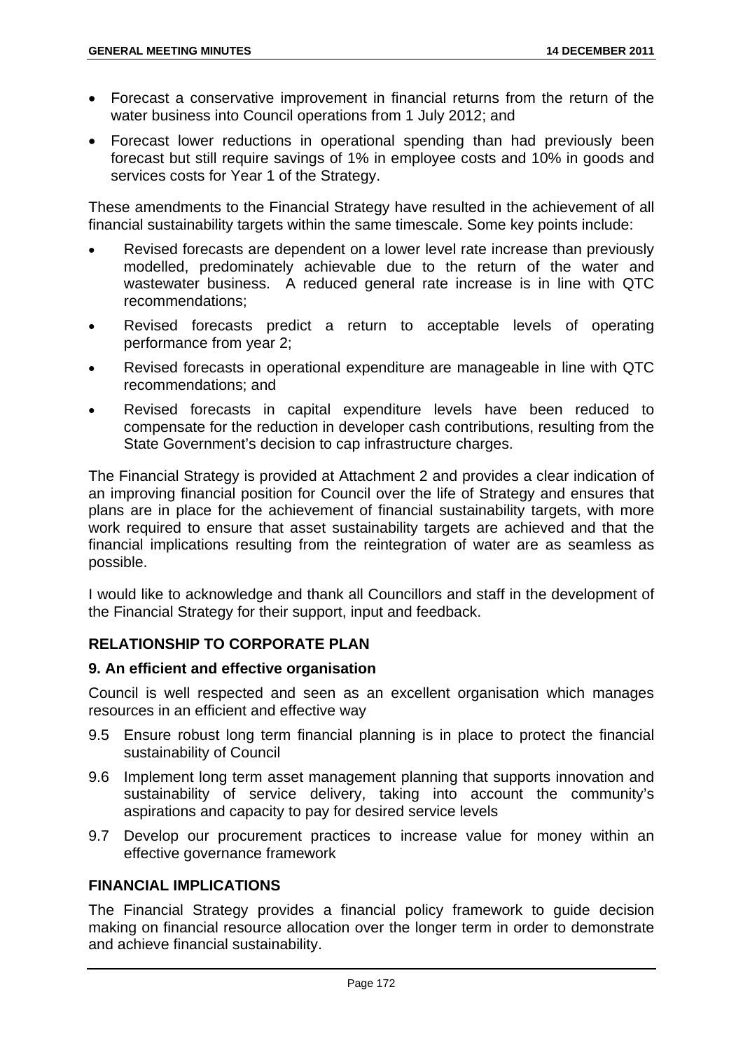- Forecast a conservative improvement in financial returns from the return of the water business into Council operations from 1 July 2012; and
- Forecast lower reductions in operational spending than had previously been forecast but still require savings of 1% in employee costs and 10% in goods and services costs for Year 1 of the Strategy.

These amendments to the Financial Strategy have resulted in the achievement of all financial sustainability targets within the same timescale. Some key points include:

- Revised forecasts are dependent on a lower level rate increase than previously modelled, predominately achievable due to the return of the water and wastewater business. A reduced general rate increase is in line with QTC recommendations;
- Revised forecasts predict a return to acceptable levels of operating performance from year 2;
- Revised forecasts in operational expenditure are manageable in line with QTC recommendations; and
- Revised forecasts in capital expenditure levels have been reduced to compensate for the reduction in developer cash contributions, resulting from the State Government's decision to cap infrastructure charges.

The Financial Strategy is provided at Attachment 2 and provides a clear indication of an improving financial position for Council over the life of Strategy and ensures that plans are in place for the achievement of financial sustainability targets, with more work required to ensure that asset sustainability targets are achieved and that the financial implications resulting from the reintegration of water are as seamless as possible.

I would like to acknowledge and thank all Councillors and staff in the development of the Financial Strategy for their support, input and feedback.

## RELATIONSHIP TO CORPORATE PLAN

### 9. An efficient and effective organisation

Council is well respected and seen as an excellent organisation which manages resources in an efficient and effective way

9.5 Ensure robust long term financial planning is in place to protect the financial sustainability of Council

9.6 Implement long term asset management planning that supports innovation and sustainability of service delivery, taking into account the community's aspirations and capacity to pay for desired service levels

9.7 Develop our procurement practices to increase value for money within an effective governance framework

## FINANCIAL IMPLICATIONS

The Financial Strategy provides a financial policy framework to guide decision making on financial resource allocation over the longer term in order to demonstrate and achieve financial sustainability.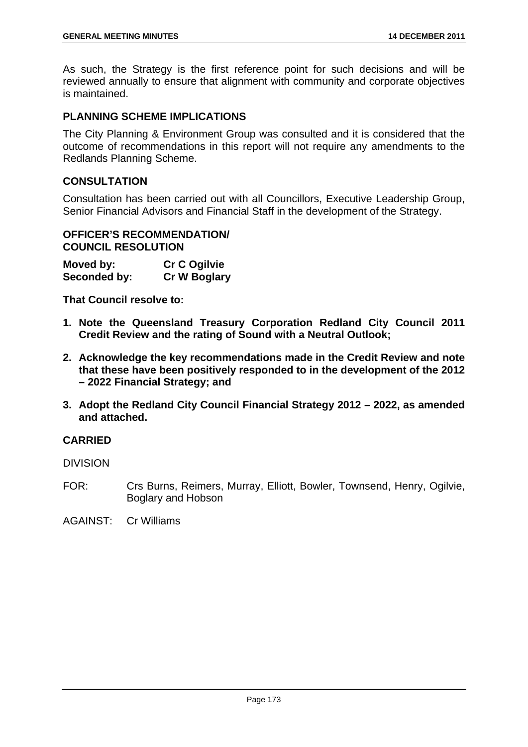As such, the Strategy is the first reference point for such decisions and will be reviewed annually to ensure that alignment with community and corporate objectives is maintained.

## PLANNING SCHEME IMPLICATIONS

The City Planning & Environment Group was consulted and it is considered that the outcome of recommendations in this report will not require any amendments to the Redlands Planning Scheme.

## CONSULTATION

Consultation has been carried out with all Councillors, Executive Leadership Group, Senior Financial Advisors and Financial Staff in the development of the Strategy.

## OFFICER'S RECOMMENDATION/ COUNCIL RESOLUTION

**Moved by:** **Cr C Ogilvie**
**Seconded by:** **Cr W Boglary**

**That Council resolve to:**

1. **Note the Queensland Treasury Corporation Redland City Council 2011 Credit Review and the rating of Sound with a Neutral Outlook;**
2. **Acknowledge the key recommendations made in the Credit Review and note that these have been positively responded to in the development of the 2012 – 2022 Financial Strategy; and**
3. **Adopt the Redland City Council Financial Strategy 2012 – 2022, as amended and attached.**

**CARRIED**

DIVISION

FOR: Crs Burns, Reimers, Murray, Elliott, Bowler, Townsend, Henry, Ogilvie, Boglary and Hobson

AGAINST: Cr Williams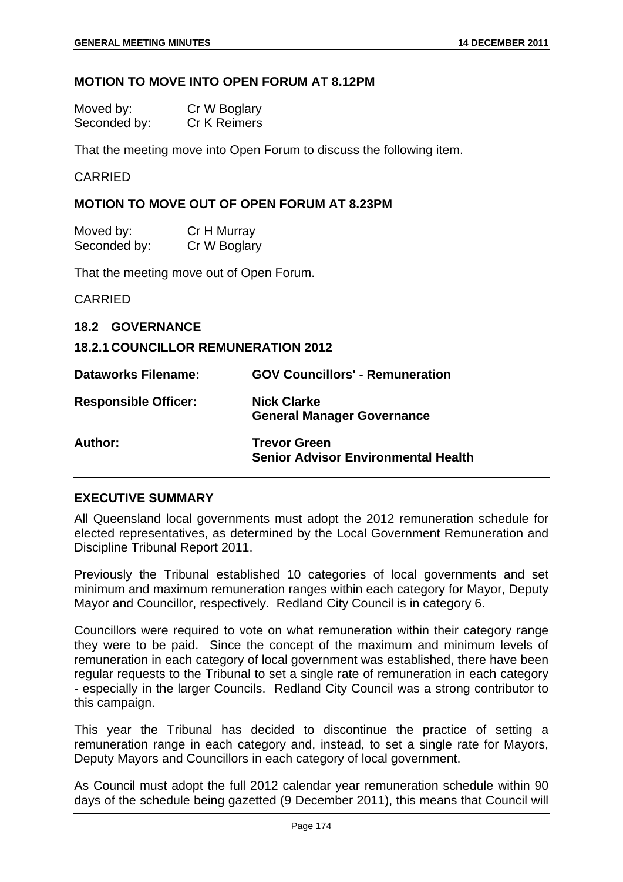**MOTION TO MOVE INTO OPEN FORUM AT 8.12PM**

| | |
|---|---|
| Moved by: | Cr W Boglary |
| Seconded by: | Cr K Reimers |

That the meeting move into Open Forum to discuss the following item.

CARRIED

**MOTION TO MOVE OUT OF OPEN FORUM AT 8.23PM**

| | |
|---|---|
| Moved by: | Cr H Murray |
| Seconded by: | Cr W Boglary |

That the meeting move out of Open Forum.

CARRIED

## 18.2 GOVERNANCE

### 18.2.1 COUNCILLOR REMUNERATION 2012

| | |
|---|---|
| **Dataworks Filename:** | **GOV Councillors' - Remuneration** |
| **Responsible Officer:** | **Nick Clarke**<br>**General Manager Governance** |
| **Author:** | **Trevor Green**<br>**Senior Advisor Environmental Health** |

**EXECUTIVE SUMMARY**

All Queensland local governments must adopt the 2012 remuneration schedule for elected representatives, as determined by the Local Government Remuneration and Discipline Tribunal Report 2011.

Previously the Tribunal established 10 categories of local governments and set minimum and maximum remuneration ranges within each category for Mayor, Deputy Mayor and Councillor, respectively. Redland City Council is in category 6.

Councillors were required to vote on what remuneration within their category range they were to be paid. Since the concept of the maximum and minimum levels of remuneration in each category of local government was established, there have been regular requests to the Tribunal to set a single rate of remuneration in each category - especially in the larger Councils. Redland City Council was a strong contributor to this campaign.

This year the Tribunal has decided to discontinue the practice of setting a remuneration range in each category and, instead, to set a single rate for Mayors, Deputy Mayors and Councillors in each category of local government.

As Council must adopt the full 2012 calendar year remuneration schedule within 90 days of the schedule being gazetted (9 December 2011), this means that Council will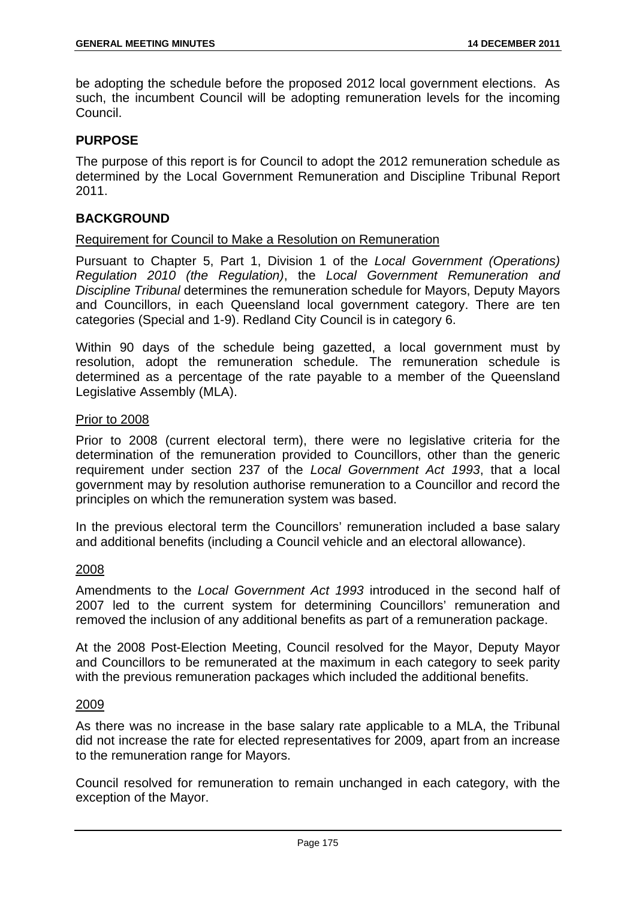be adopting the schedule before the proposed 2012 local government elections. As such, the incumbent Council will be adopting remuneration levels for the incoming Council.

## PURPOSE

The purpose of this report is for Council to adopt the 2012 remuneration schedule as determined by the Local Government Remuneration and Discipline Tribunal Report 2011.

## BACKGROUND

Requirement for Council to Make a Resolution on Remuneration

Pursuant to Chapter 5, Part 1, Division 1 of the *Local Government (Operations) Regulation 2010 (the Regulation)*, the *Local Government Remuneration and Discipline Tribunal* determines the remuneration schedule for Mayors, Deputy Mayors and Councillors, in each Queensland local government category. There are ten categories (Special and 1-9). Redland City Council is in category 6.

Within 90 days of the schedule being gazetted, a local government must by resolution, adopt the remuneration schedule. The remuneration schedule is determined as a percentage of the rate payable to a member of the Queensland Legislative Assembly (MLA).

Prior to 2008

Prior to 2008 (current electoral term), there were no legislative criteria for the determination of the remuneration provided to Councillors, other than the generic requirement under section 237 of the *Local Government Act 1993*, that a local government may by resolution authorise remuneration to a Councillor and record the principles on which the remuneration system was based.

In the previous electoral term the Councillors' remuneration included a base salary and additional benefits (including a Council vehicle and an electoral allowance).

2008

Amendments to the *Local Government Act 1993* introduced in the second half of 2007 led to the current system for determining Councillors' remuneration and removed the inclusion of any additional benefits as part of a remuneration package.

At the 2008 Post-Election Meeting, Council resolved for the Mayor, Deputy Mayor and Councillors to be remunerated at the maximum in each category to seek parity with the previous remuneration packages which included the additional benefits.

2009

As there was no increase in the base salary rate applicable to a MLA, the Tribunal did not increase the rate for elected representatives for 2009, apart from an increase to the remuneration range for Mayors.

Council resolved for remuneration to remain unchanged in each category, with the exception of the Mayor.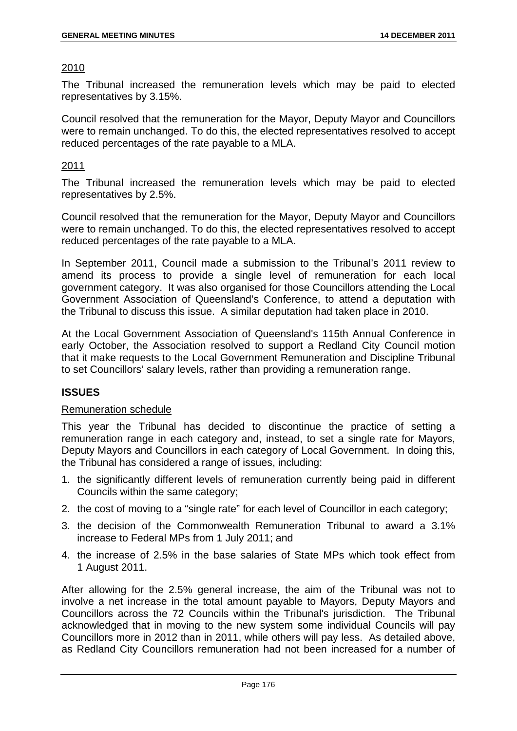2010

The Tribunal increased the remuneration levels which may be paid to elected representatives by 3.15%.

Council resolved that the remuneration for the Mayor, Deputy Mayor and Councillors were to remain unchanged. To do this, the elected representatives resolved to accept reduced percentages of the rate payable to a MLA.

2011

The Tribunal increased the remuneration levels which may be paid to elected representatives by 2.5%.

Council resolved that the remuneration for the Mayor, Deputy Mayor and Councillors were to remain unchanged. To do this, the elected representatives resolved to accept reduced percentages of the rate payable to a MLA.

In September 2011, Council made a submission to the Tribunal's 2011 review to amend its process to provide a single level of remuneration for each local government category. It was also organised for those Councillors attending the Local Government Association of Queensland's Conference, to attend a deputation with the Tribunal to discuss this issue. A similar deputation had taken place in 2010.

At the Local Government Association of Queensland's 115th Annual Conference in early October, the Association resolved to support a Redland City Council motion that it make requests to the Local Government Remuneration and Discipline Tribunal to set Councillors' salary levels, rather than providing a remuneration range.

**ISSUES**

Remuneration schedule

This year the Tribunal has decided to discontinue the practice of setting a remuneration range in each category and, instead, to set a single rate for Mayors, Deputy Mayors and Councillors in each category of Local Government. In doing this, the Tribunal has considered a range of issues, including:

1. the significantly different levels of remuneration currently being paid in different Councils within the same category;
2. the cost of moving to a "single rate" for each level of Councillor in each category;
3. the decision of the Commonwealth Remuneration Tribunal to award a 3.1% increase to Federal MPs from 1 July 2011; and
4. the increase of 2.5% in the base salaries of State MPs which took effect from 1 August 2011.

After allowing for the 2.5% general increase, the aim of the Tribunal was not to involve a net increase in the total amount payable to Mayors, Deputy Mayors and Councillors across the 72 Councils within the Tribunal's jurisdiction. The Tribunal acknowledged that in moving to the new system some individual Councils will pay Councillors more in 2012 than in 2011, while others will pay less. As detailed above, as Redland City Councillors remuneration had not been increased for a number of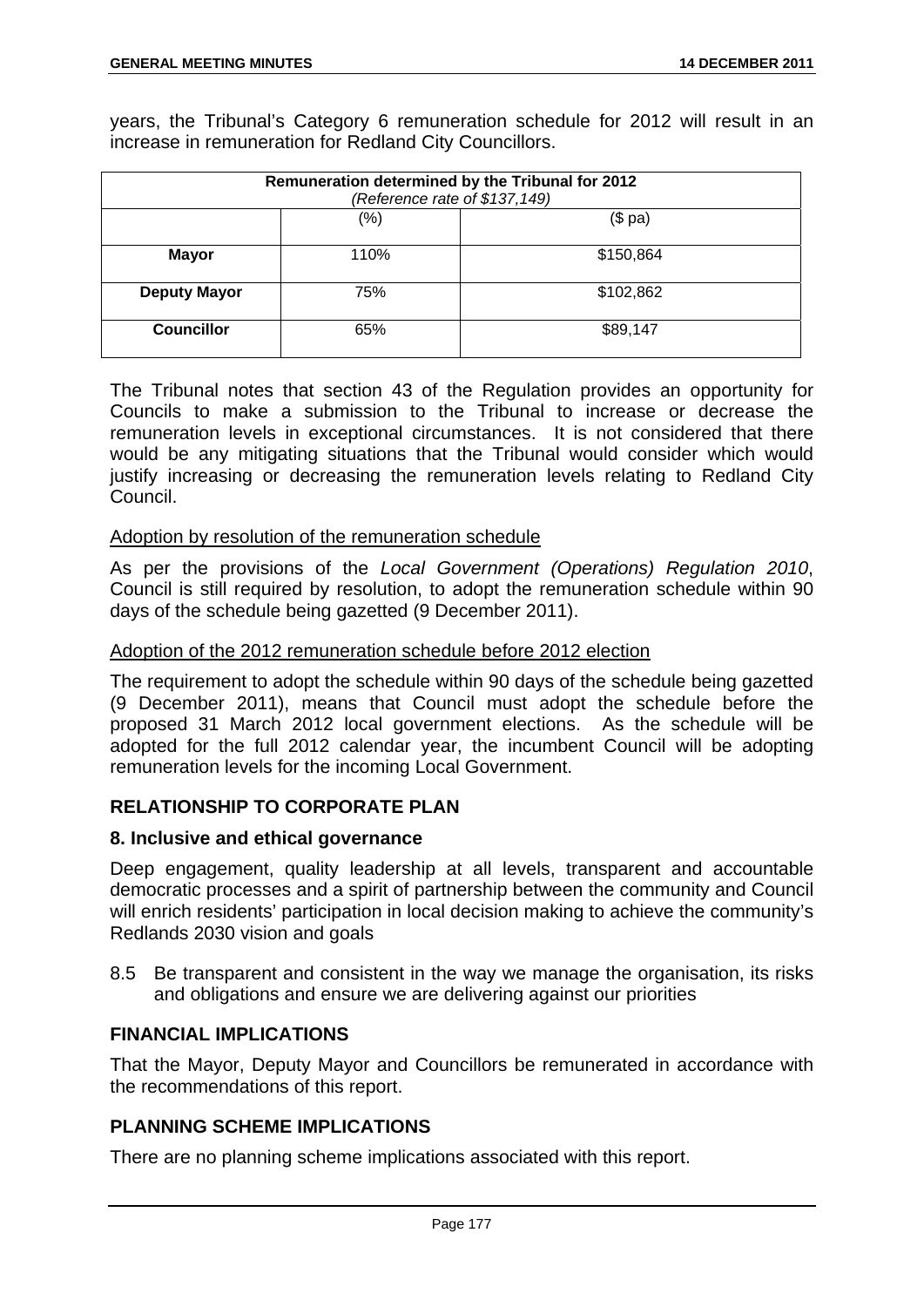years, the Tribunal's Category 6 remuneration schedule for 2012 will result in an increase in remuneration for Redland City Councillors.

| Remuneration determined by the Tribunal for 2012 *(Reference rate of $137,149)* | | |
|---|---|---|
| | (%) | ($ pa) |
| **Mayor** | 110% | $150,864 |
| **Deputy Mayor** | 75% | $102,862 |
| **Councillor** | 65% | $89,147 |

The Tribunal notes that section 43 of the Regulation provides an opportunity for Councils to make a submission to the Tribunal to increase or decrease the remuneration levels in exceptional circumstances. It is not considered that there would be any mitigating situations that the Tribunal would consider which would justify increasing or decreasing the remuneration levels relating to Redland City Council.

Adoption by resolution of the remuneration schedule

As per the provisions of the *Local Government (Operations) Regulation 2010*, Council is still required by resolution, to adopt the remuneration schedule within 90 days of the schedule being gazetted (9 December 2011).

Adoption of the 2012 remuneration schedule before 2012 election

The requirement to adopt the schedule within 90 days of the schedule being gazetted (9 December 2011), means that Council must adopt the schedule before the proposed 31 March 2012 local government elections. As the schedule will be adopted for the full 2012 calendar year, the incumbent Council will be adopting remuneration levels for the incoming Local Government.

## RELATIONSHIP TO CORPORATE PLAN

### 8. Inclusive and ethical governance

Deep engagement, quality leadership at all levels, transparent and accountable democratic processes and a spirit of partnership between the community and Council will enrich residents' participation in local decision making to achieve the community's Redlands 2030 vision and goals

8.5 Be transparent and consistent in the way we manage the organisation, its risks and obligations and ensure we are delivering against our priorities

## FINANCIAL IMPLICATIONS

That the Mayor, Deputy Mayor and Councillors be remunerated in accordance with the recommendations of this report.

## PLANNING SCHEME IMPLICATIONS

There are no planning scheme implications associated with this report.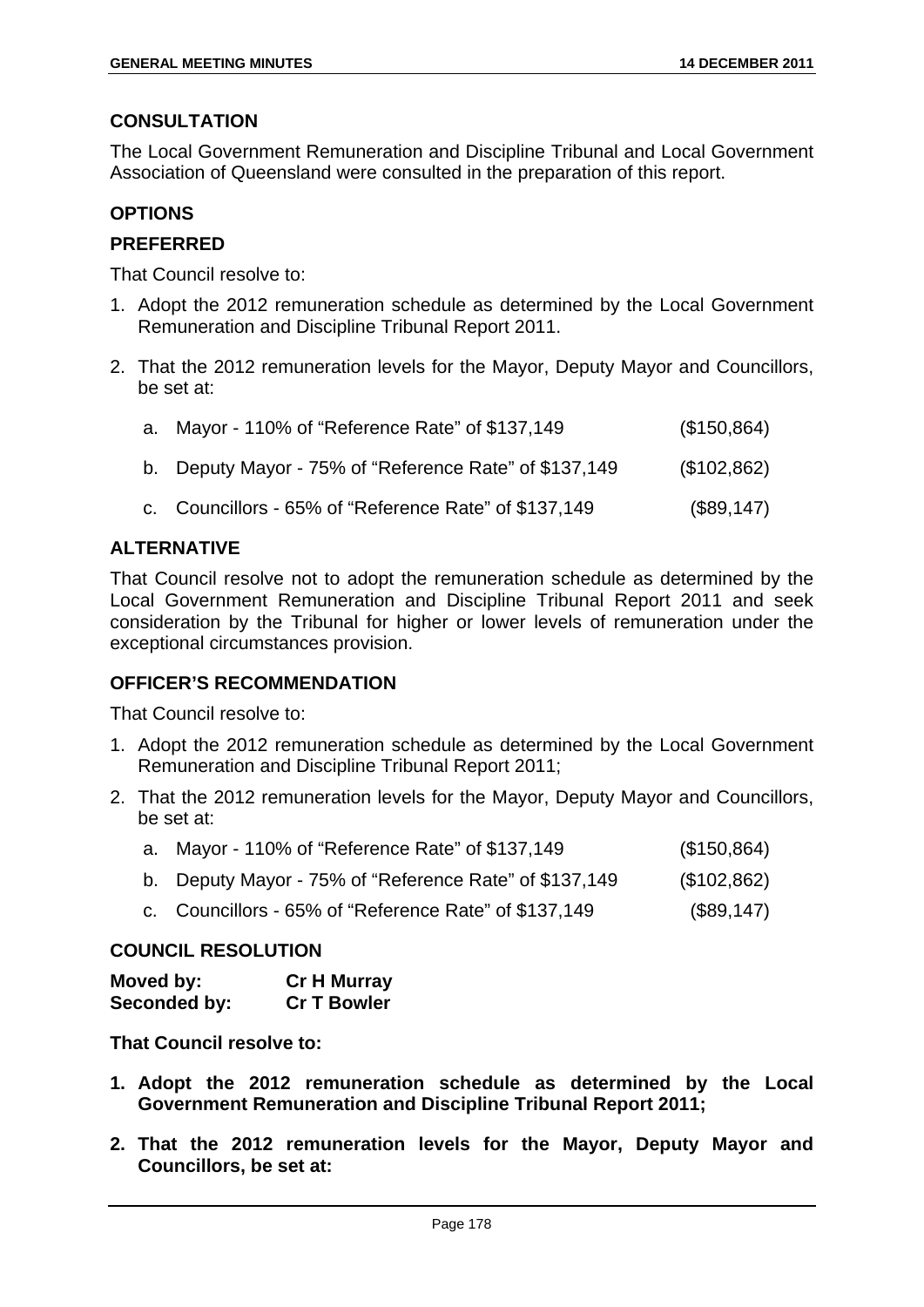## CONSULTATION

The Local Government Remuneration and Discipline Tribunal and Local Government Association of Queensland were consulted in the preparation of this report.

## OPTIONS

### PREFERRED

That Council resolve to:

1. Adopt the 2012 remuneration schedule as determined by the Local Government Remuneration and Discipline Tribunal Report 2011.
2. That the 2012 remuneration levels for the Mayor, Deputy Mayor and Councillors, be set at:

   a. Mayor - 110% of "Reference Rate" of $137,149 ($150,864)

   b. Deputy Mayor - 75% of "Reference Rate" of $137,149 ($102,862)

   c. Councillors - 65% of "Reference Rate" of $137,149 ($89,147)

### ALTERNATIVE

That Council resolve not to adopt the remuneration schedule as determined by the Local Government Remuneration and Discipline Tribunal Report 2011 and seek consideration by the Tribunal for higher or lower levels of remuneration under the exceptional circumstances provision.

## OFFICER'S RECOMMENDATION

That Council resolve to:

1. Adopt the 2012 remuneration schedule as determined by the Local Government Remuneration and Discipline Tribunal Report 2011;
2. That the 2012 remuneration levels for the Mayor, Deputy Mayor and Councillors, be set at:

   a. Mayor - 110% of "Reference Rate" of $137,149 ($150,864)

   b. Deputy Mayor - 75% of "Reference Rate" of $137,149 ($102,862)

   c. Councillors - 65% of "Reference Rate" of $137,149 ($89,147)

## COUNCIL RESOLUTION

**Moved by:** **Cr H Murray**
**Seconded by:** **Cr T Bowler**

**That Council resolve to:**

1. **Adopt the 2012 remuneration schedule as determined by the Local Government Remuneration and Discipline Tribunal Report 2011;**
2. **That the 2012 remuneration levels for the Mayor, Deputy Mayor and Councillors, be set at:**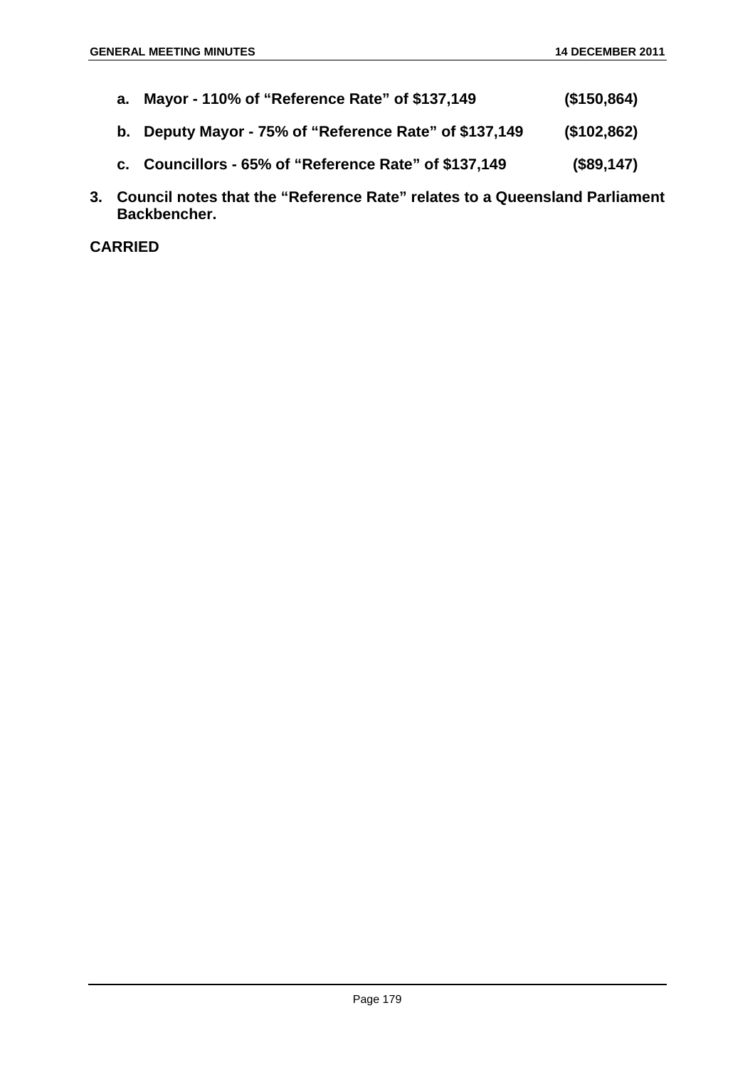a. **Mayor - 110% of "Reference Rate" of $137,149 ($150,864)**

   b. **Deputy Mayor - 75% of "Reference Rate" of $137,149 ($102,862)**

   c. **Councillors - 65% of "Reference Rate" of $137,149 ($89,147)**

3. **Council notes that the "Reference Rate" relates to a Queensland Parliament Backbencher.**

**CARRIED**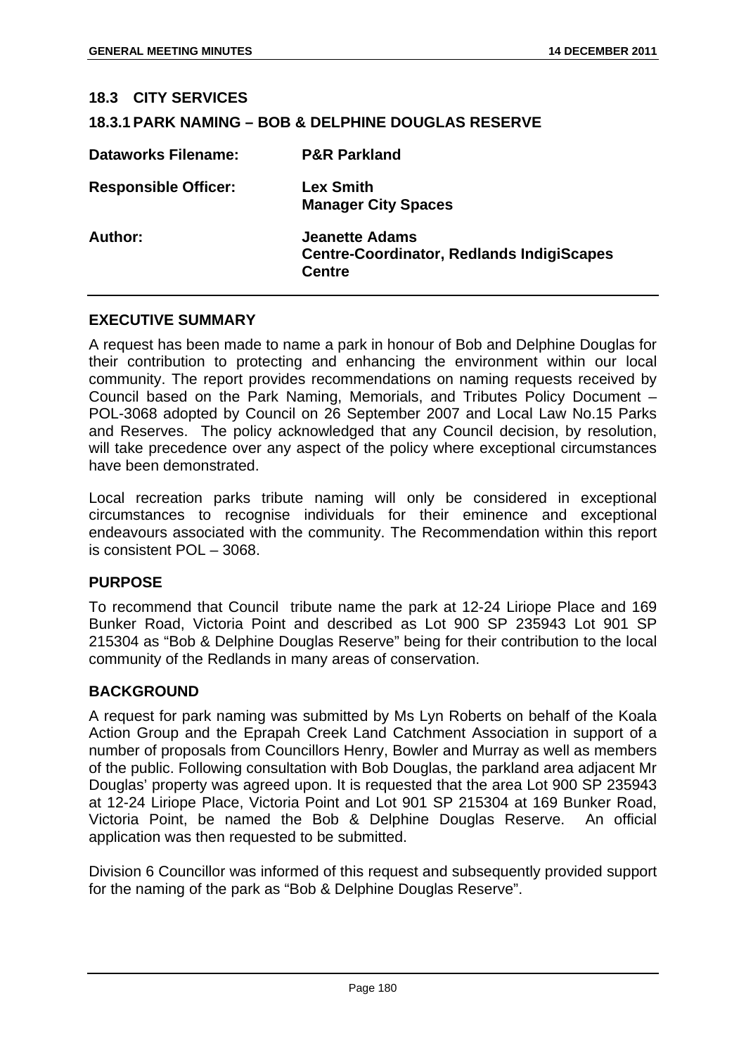## 18.3 CITY SERVICES

### 18.3.1 PARK NAMING – BOB & DELPHINE DOUGLAS RESERVE

| | |
|---|---|
| **Dataworks Filename:** | **P&R Parkland** |
| **Responsible Officer:** | **Lex Smith**<br>**Manager City Spaces** |
| **Author:** | **Jeanette Adams**<br>**Centre-Coordinator, Redlands IndigiScapes Centre** |

**EXECUTIVE SUMMARY**

A request has been made to name a park in honour of Bob and Delphine Douglas for their contribution to protecting and enhancing the environment within our local community. The report provides recommendations on naming requests received by Council based on the Park Naming, Memorials, and Tributes Policy Document – POL-3068 adopted by Council on 26 September 2007 and Local Law No.15 Parks and Reserves. The policy acknowledged that any Council decision, by resolution, will take precedence over any aspect of the policy where exceptional circumstances have been demonstrated.

Local recreation parks tribute naming will only be considered in exceptional circumstances to recognise individuals for their eminence and exceptional endeavours associated with the community. The Recommendation within this report is consistent POL – 3068.

**PURPOSE**

To recommend that Council tribute name the park at 12-24 Liriope Place and 169 Bunker Road, Victoria Point and described as Lot 900 SP 235943 Lot 901 SP 215304 as "Bob & Delphine Douglas Reserve" being for their contribution to the local community of the Redlands in many areas of conservation.

**BACKGROUND**

A request for park naming was submitted by Ms Lyn Roberts on behalf of the Koala Action Group and the Eprapah Creek Land Catchment Association in support of a number of proposals from Councillors Henry, Bowler and Murray as well as members of the public. Following consultation with Bob Douglas, the parkland area adjacent Mr Douglas' property was agreed upon. It is requested that the area Lot 900 SP 235943 at 12-24 Liriope Place, Victoria Point and Lot 901 SP 215304 at 169 Bunker Road, Victoria Point, be named the Bob & Delphine Douglas Reserve. An official application was then requested to be submitted.

Division 6 Councillor was informed of this request and subsequently provided support for the naming of the park as "Bob & Delphine Douglas Reserve".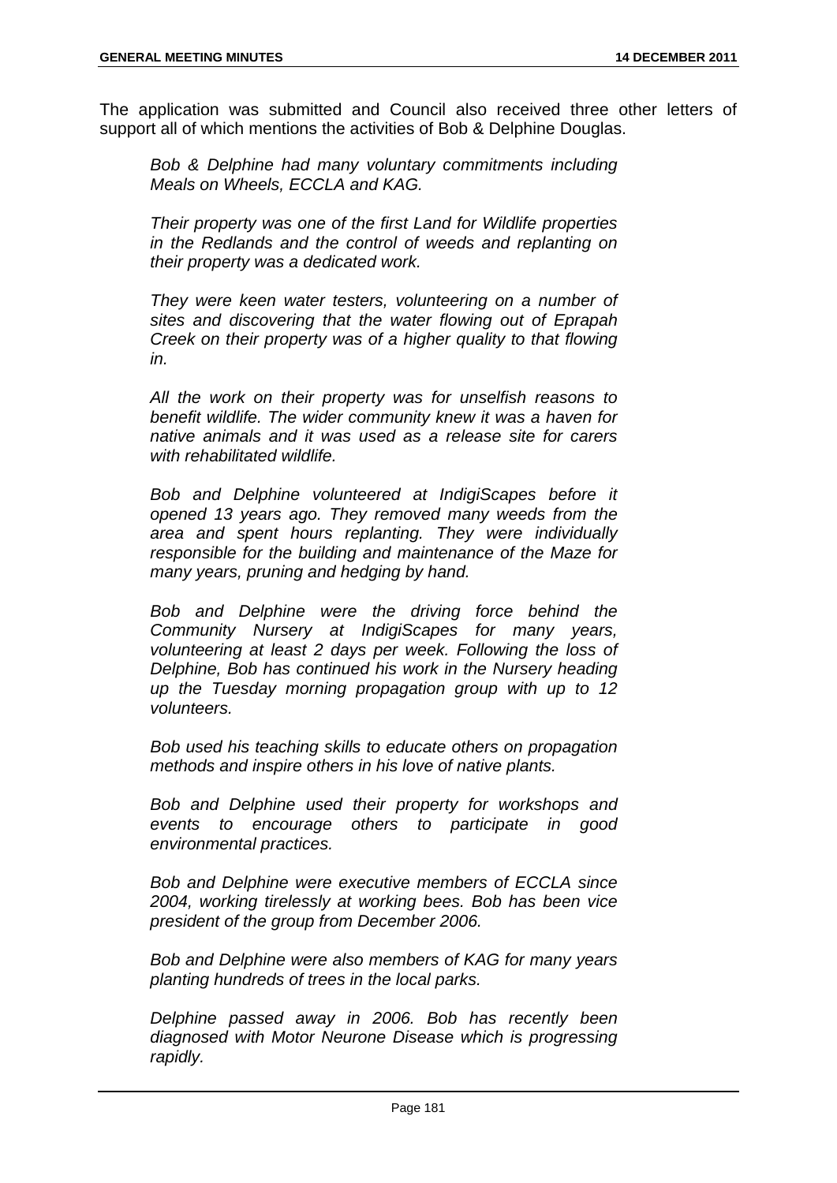The application was submitted and Council also received three other letters of support all of which mentions the activities of Bob & Delphine Douglas.

> *Bob & Delphine had many voluntary commitments including Meals on Wheels, ECCLA and KAG.*
>
> *Their property was one of the first Land for Wildlife properties in the Redlands and the control of weeds and replanting on their property was a dedicated work.*
>
> *They were keen water testers, volunteering on a number of sites and discovering that the water flowing out of Eprapah Creek on their property was of a higher quality to that flowing in.*
>
> *All the work on their property was for unselfish reasons to benefit wildlife. The wider community knew it was a haven for native animals and it was used as a release site for carers with rehabilitated wildlife.*
>
> *Bob and Delphine volunteered at IndigiScapes before it opened 13 years ago. They removed many weeds from the area and spent hours replanting. They were individually responsible for the building and maintenance of the Maze for many years, pruning and hedging by hand.*
>
> *Bob and Delphine were the driving force behind the Community Nursery at IndigiScapes for many years, volunteering at least 2 days per week. Following the loss of Delphine, Bob has continued his work in the Nursery heading up the Tuesday morning propagation group with up to 12 volunteers.*
>
> *Bob used his teaching skills to educate others on propagation methods and inspire others in his love of native plants.*
>
> *Bob and Delphine used their property for workshops and events to encourage others to participate in good environmental practices.*
>
> *Bob and Delphine were executive members of ECCLA since 2004, working tirelessly at working bees. Bob has been vice president of the group from December 2006.*
>
> *Bob and Delphine were also members of KAG for many years planting hundreds of trees in the local parks.*
>
> *Delphine passed away in 2006. Bob has recently been diagnosed with Motor Neurone Disease which is progressing rapidly.*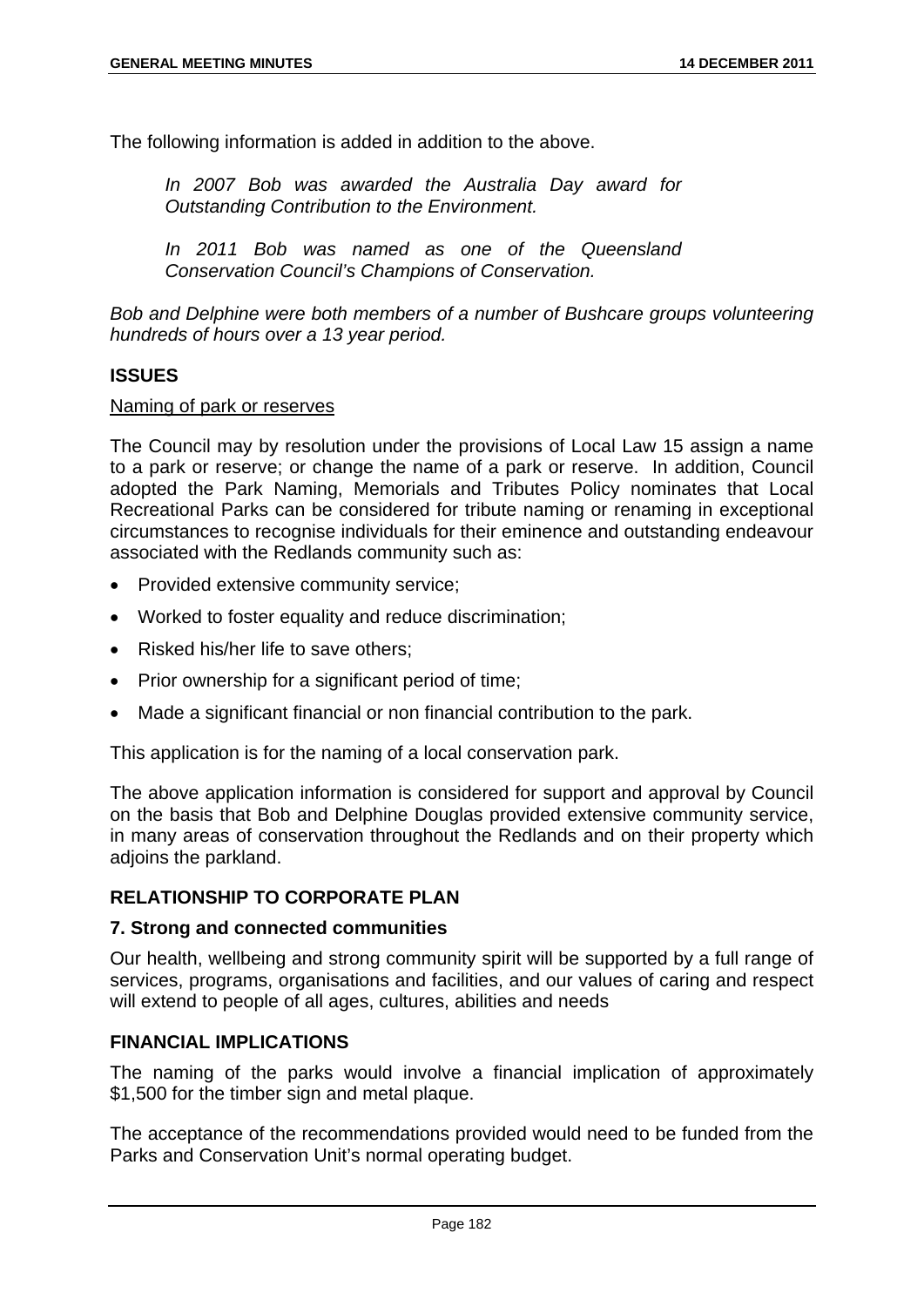The following information is added in addition to the above.

*In 2007 Bob was awarded the Australia Day award for Outstanding Contribution to the Environment.*

*In 2011 Bob was named as one of the Queensland Conservation Council's Champions of Conservation.*

*Bob and Delphine were both members of a number of Bushcare groups volunteering hundreds of hours over a 13 year period.*

## ISSUES

Naming of park or reserves

The Council may by resolution under the provisions of Local Law 15 assign a name to a park or reserve; or change the name of a park or reserve. In addition, Council adopted the Park Naming, Memorials and Tributes Policy nominates that Local Recreational Parks can be considered for tribute naming or renaming in exceptional circumstances to recognise individuals for their eminence and outstanding endeavour associated with the Redlands community such as:

- Provided extensive community service;
- Worked to foster equality and reduce discrimination;
- Risked his/her life to save others;
- Prior ownership for a significant period of time;
- Made a significant financial or non financial contribution to the park.

This application is for the naming of a local conservation park.

The above application information is considered for support and approval by Council on the basis that Bob and Delphine Douglas provided extensive community service, in many areas of conservation throughout the Redlands and on their property which adjoins the parkland.

## RELATIONSHIP TO CORPORATE PLAN

### 7. Strong and connected communities

Our health, wellbeing and strong community spirit will be supported by a full range of services, programs, organisations and facilities, and our values of caring and respect will extend to people of all ages, cultures, abilities and needs

## FINANCIAL IMPLICATIONS

The naming of the parks would involve a financial implication of approximately $1,500 for the timber sign and metal plaque.

The acceptance of the recommendations provided would need to be funded from the Parks and Conservation Unit's normal operating budget.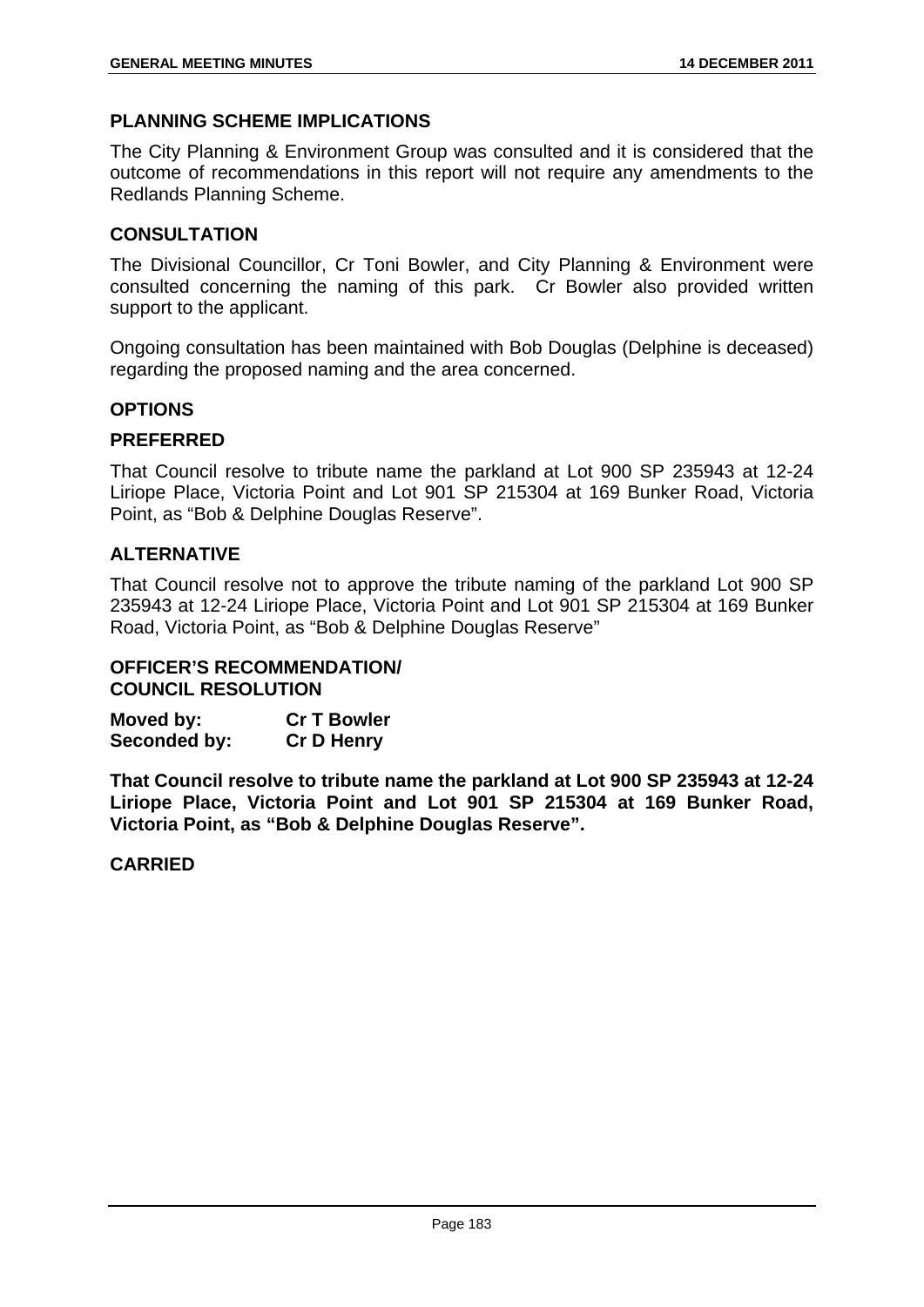## PLANNING SCHEME IMPLICATIONS

The City Planning & Environment Group was consulted and it is considered that the outcome of recommendations in this report will not require any amendments to the Redlands Planning Scheme.

## CONSULTATION

The Divisional Councillor, Cr Toni Bowler, and City Planning & Environment were consulted concerning the naming of this park. Cr Bowler also provided written support to the applicant.

Ongoing consultation has been maintained with Bob Douglas (Delphine is deceased) regarding the proposed naming and the area concerned.

## OPTIONS

### PREFERRED

That Council resolve to tribute name the parkland at Lot 900 SP 235943 at 12-24 Liriope Place, Victoria Point and Lot 901 SP 215304 at 169 Bunker Road, Victoria Point, as "Bob & Delphine Douglas Reserve".

### ALTERNATIVE

That Council resolve not to approve the tribute naming of the parkland Lot 900 SP 235943 at 12-24 Liriope Place, Victoria Point and Lot 901 SP 215304 at 169 Bunker Road, Victoria Point, as "Bob & Delphine Douglas Reserve"

## OFFICER'S RECOMMENDATION/ COUNCIL RESOLUTION

**Moved by:** **Cr T Bowler**
**Seconded by:** **Cr D Henry**

**That Council resolve to tribute name the parkland at Lot 900 SP 235943 at 12-24 Liriope Place, Victoria Point and Lot 901 SP 215304 at 169 Bunker Road, Victoria Point, as "Bob & Delphine Douglas Reserve".**

**CARRIED**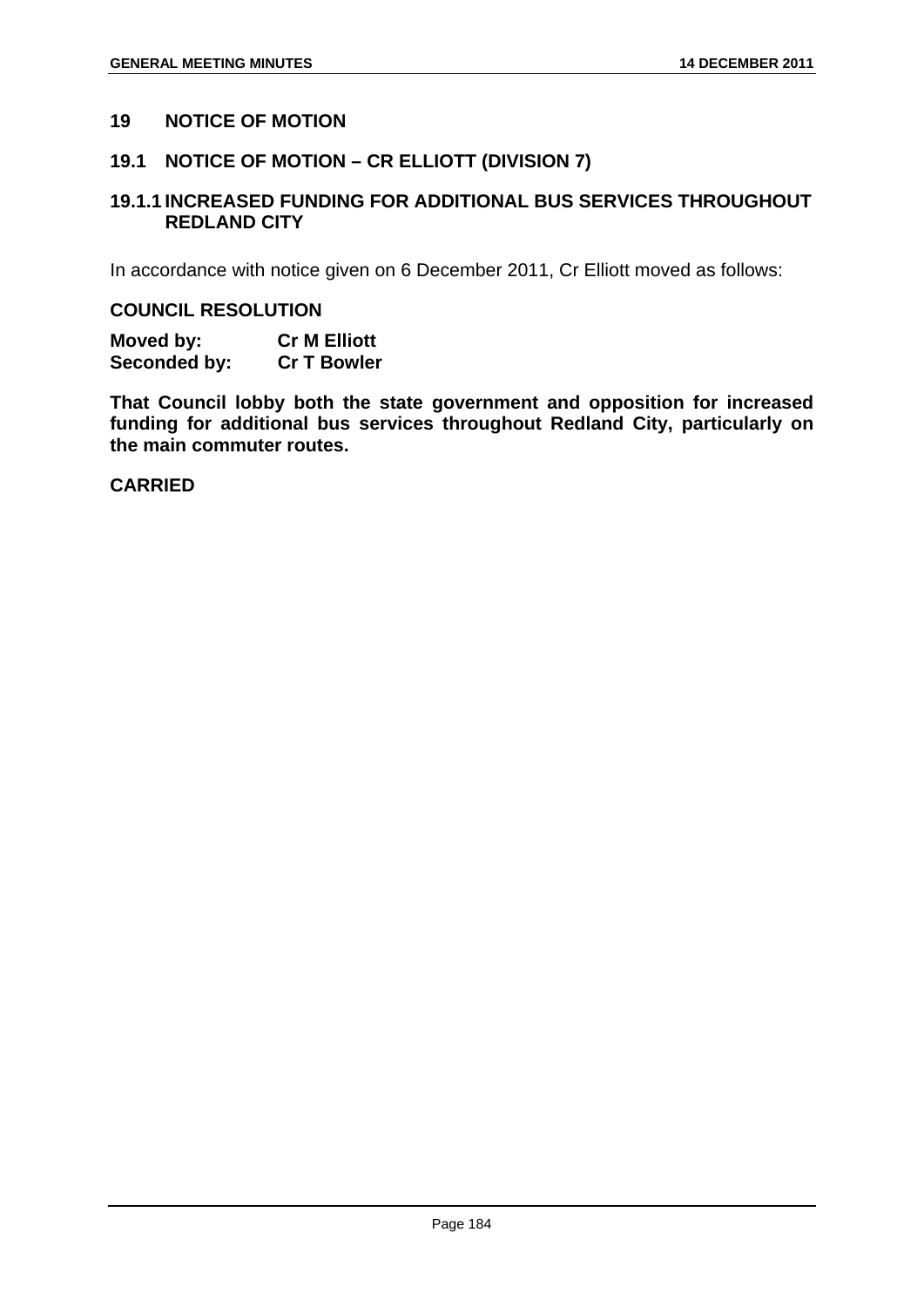## 19 NOTICE OF MOTION

### 19.1 NOTICE OF MOTION – CR ELLIOTT (DIVISION 7)

### 19.1.1 INCREASED FUNDING FOR ADDITIONAL BUS SERVICES THROUGHOUT REDLAND CITY

In accordance with notice given on 6 December 2011, Cr Elliott moved as follows:

**COUNCIL RESOLUTION**

**Moved by:** **Cr M Elliott**
**Seconded by:** **Cr T Bowler**

**That Council lobby both the state government and opposition for increased funding for additional bus services throughout Redland City, particularly on the main commuter routes.**

**CARRIED**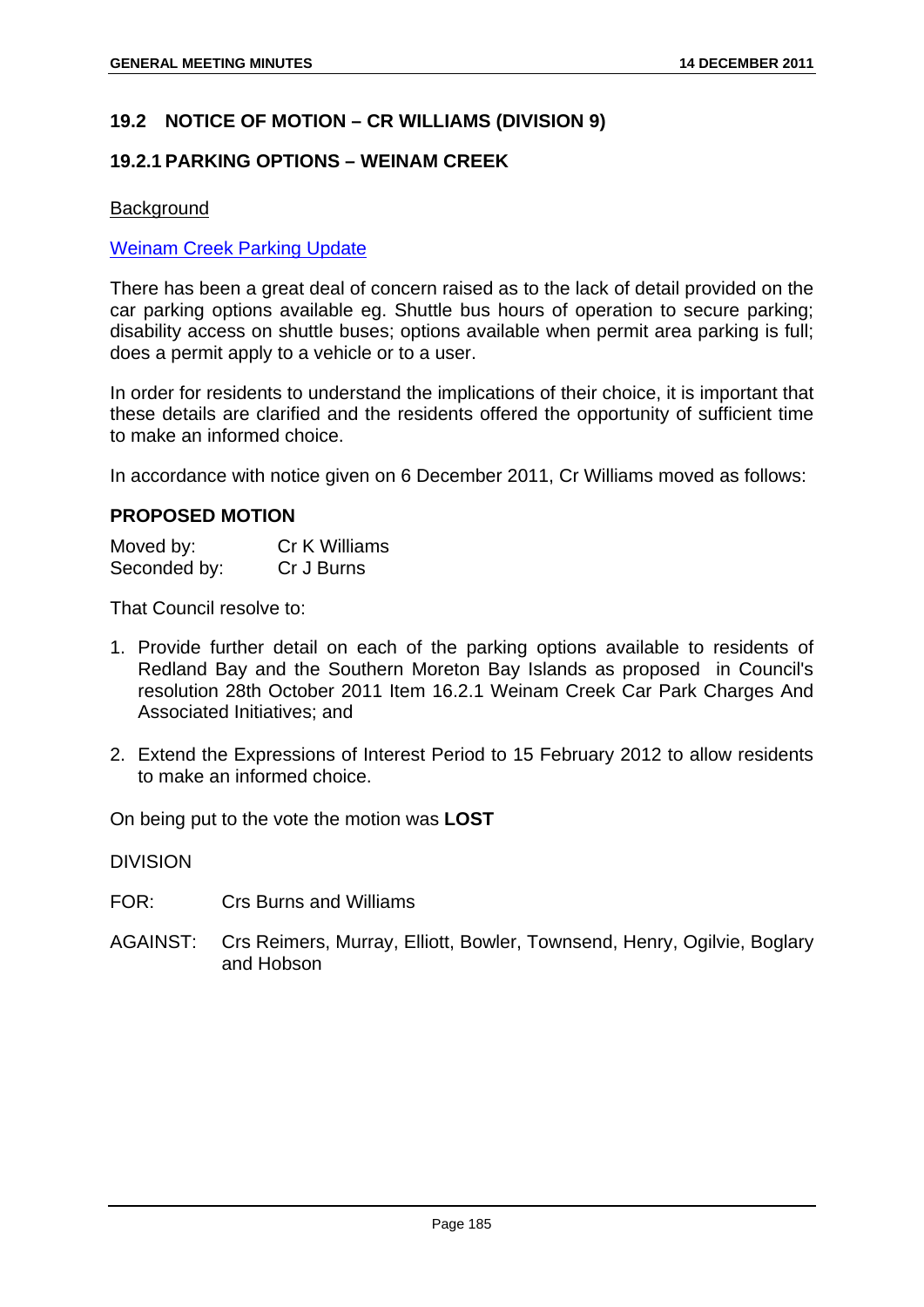## 19.2 NOTICE OF MOTION – CR WILLIAMS (DIVISION 9)

### 19.2.1 PARKING OPTIONS – WEINAM CREEK

Background

Weinam Creek Parking Update

There has been a great deal of concern raised as to the lack of detail provided on the car parking options available eg. Shuttle bus hours of operation to secure parking; disability access on shuttle buses; options available when permit area parking is full; does a permit apply to a vehicle or to a user.

In order for residents to understand the implications of their choice, it is important that these details are clarified and the residents offered the opportunity of sufficient time to make an informed choice.

In accordance with notice given on 6 December 2011, Cr Williams moved as follows:

**PROPOSED MOTION**

| | |
|---|---|
| Moved by: | Cr K Williams |
| Seconded by: | Cr J Burns |

That Council resolve to:

1. Provide further detail on each of the parking options available to residents of Redland Bay and the Southern Moreton Bay Islands as proposed in Council's resolution 28th October 2011 Item 16.2.1 Weinam Creek Car Park Charges And Associated Initiatives; and
2. Extend the Expressions of Interest Period to 15 February 2012 to allow residents to make an informed choice.

On being put to the vote the motion was **LOST**

DIVISION

FOR: Crs Burns and Williams

AGAINST: Crs Reimers, Murray, Elliott, Bowler, Townsend, Henry, Ogilvie, Boglary and Hobson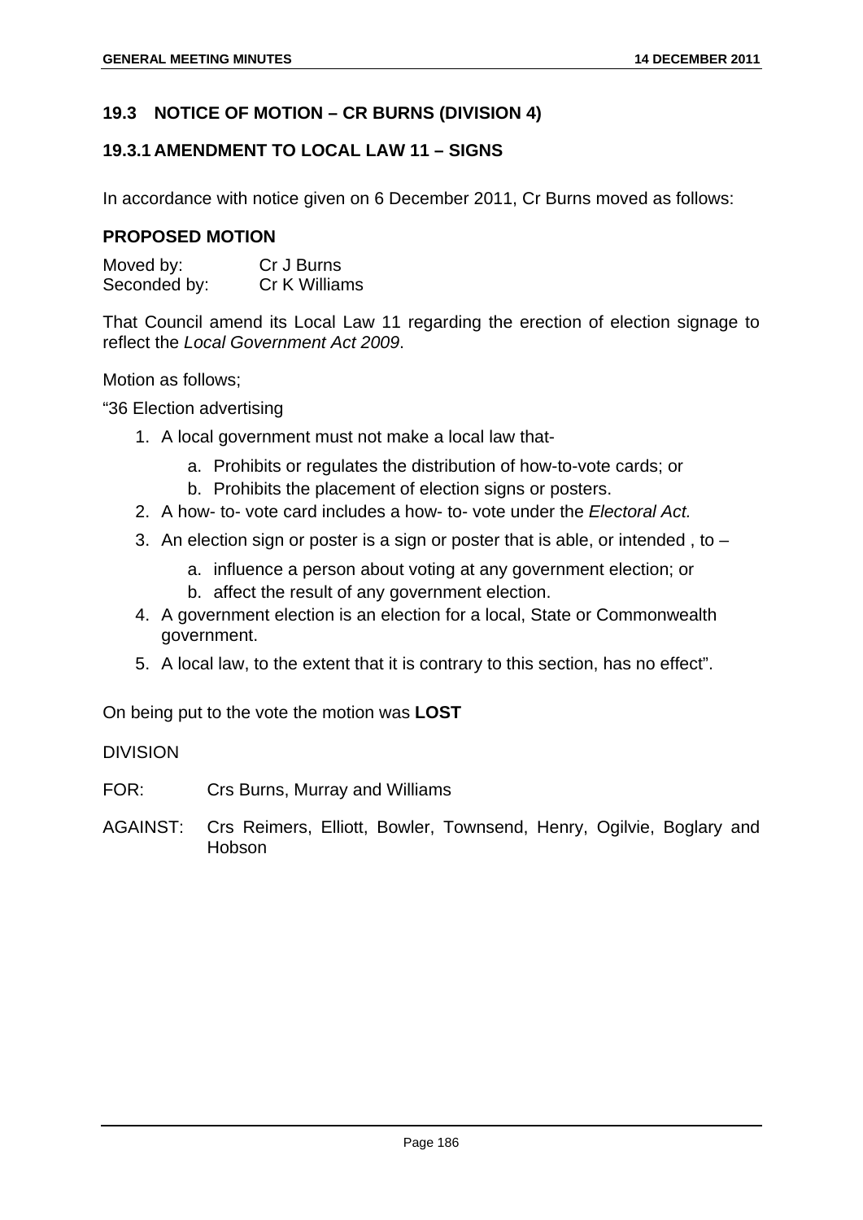## 19.3 NOTICE OF MOTION – CR BURNS (DIVISION 4)

### 19.3.1 AMENDMENT TO LOCAL LAW 11 – SIGNS

In accordance with notice given on 6 December 2011, Cr Burns moved as follows:

**PROPOSED MOTION**

Moved by: Cr J Burns
Seconded by: Cr K Williams

That Council amend its Local Law 11 regarding the erection of election signage to reflect the *Local Government Act 2009*.

Motion as follows;

"36 Election advertising

1. A local government must not make a local law that-
   a. Prohibits or regulates the distribution of how-to-vote cards; or
   b. Prohibits the placement of election signs or posters.
2. A how- to- vote card includes a how- to- vote under the *Electoral Act.*
3. An election sign or poster is a sign or poster that is able, or intended , to –
   a. influence a person about voting at any government election; or
   b. affect the result of any government election.
4. A government election is an election for a local, State or Commonwealth government.
5. A local law, to the extent that it is contrary to this section, has no effect".

On being put to the vote the motion was **LOST**

DIVISION

FOR: Crs Burns, Murray and Williams

AGAINST: Crs Reimers, Elliott, Bowler, Townsend, Henry, Ogilvie, Boglary and Hobson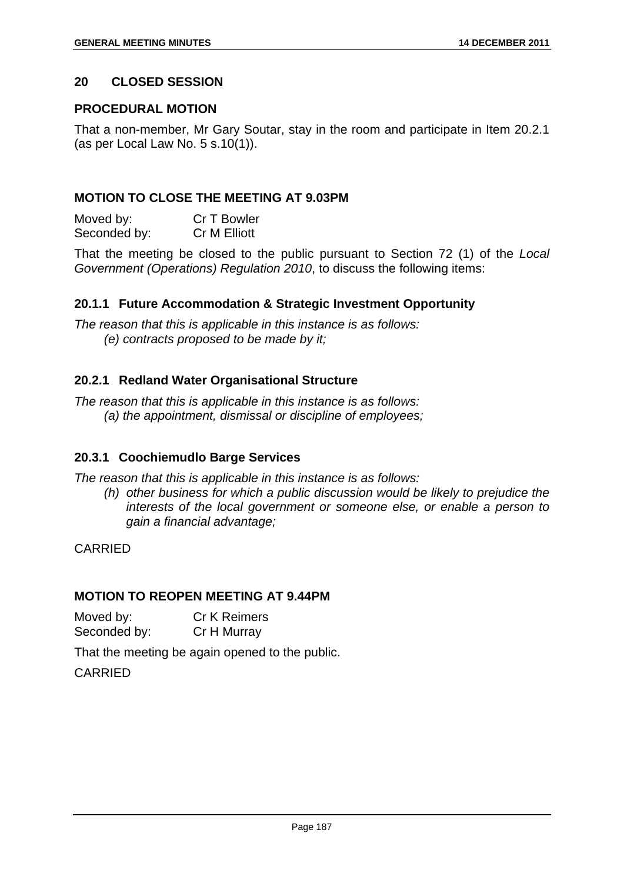## 20 CLOSED SESSION

### PROCEDURAL MOTION

That a non-member, Mr Gary Soutar, stay in the room and participate in Item 20.2.1 (as per Local Law No. 5 s.10(1)).

### MOTION TO CLOSE THE MEETING AT 9.03PM

Moved by: Cr T Bowler
Seconded by: Cr M Elliott

That the meeting be closed to the public pursuant to Section 72 (1) of the *Local Government (Operations) Regulation 2010*, to discuss the following items:

### 20.1.1 Future Accommodation & Strategic Investment Opportunity

*The reason that this is applicable in this instance is as follows:*
*(e) contracts proposed to be made by it;*

### 20.2.1 Redland Water Organisational Structure

*The reason that this is applicable in this instance is as follows:*
*(a) the appointment, dismissal or discipline of employees;*

### 20.3.1 Coochiemudlo Barge Services

*The reason that this is applicable in this instance is as follows:*
*(h) other business for which a public discussion would be likely to prejudice the interests of the local government or someone else, or enable a person to gain a financial advantage;*

CARRIED

### MOTION TO REOPEN MEETING AT 9.44PM

Moved by: Cr K Reimers
Seconded by: Cr H Murray

That the meeting be again opened to the public.

CARRIED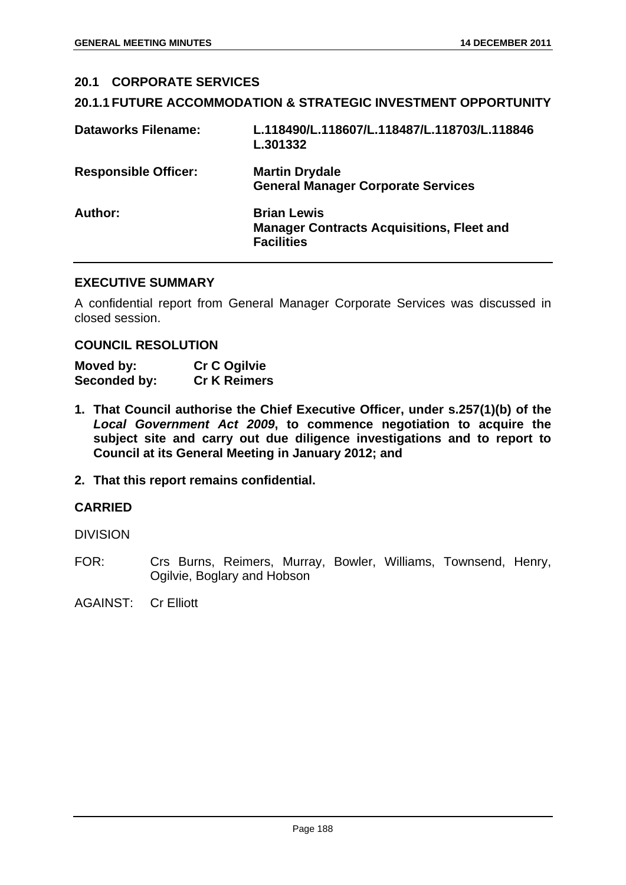## 20.1 CORPORATE SERVICES

### 20.1.1 FUTURE ACCOMMODATION & STRATEGIC INVESTMENT OPPORTUNITY

| | |
|---|---|
| **Dataworks Filename:** | **L.118490/L.118607/L.118487/L.118703/L.118846 L.301332** |
| **Responsible Officer:** | **Martin Drydale**<br>**General Manager Corporate Services** |
| **Author:** | **Brian Lewis**<br>**Manager Contracts Acquisitions, Fleet and Facilities** |

### EXECUTIVE SUMMARY

A confidential report from General Manager Corporate Services was discussed in closed session.

### COUNCIL RESOLUTION

| | |
|---|---|
| **Moved by:** | **Cr C Ogilvie** |
| **Seconded by:** | **Cr K Reimers** |

1. **That Council authorise the Chief Executive Officer, under s.257(1)(b) of the *Local Government Act 2009*, to commence negotiation to acquire the subject site and carry out due diligence investigations and to report to Council at its General Meeting in January 2012; and**
2. **That this report remains confidential.**

### CARRIED

DIVISION

FOR: Crs Burns, Reimers, Murray, Bowler, Williams, Townsend, Henry, Ogilvie, Boglary and Hobson

AGAINST: Cr Elliott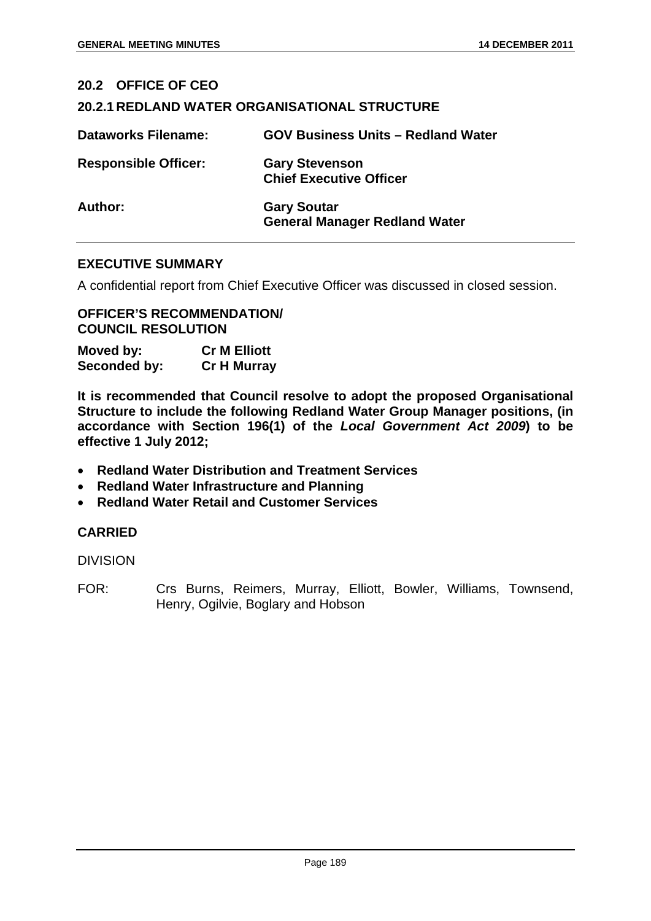## 20.2 OFFICE OF CEO

### 20.2.1 REDLAND WATER ORGANISATIONAL STRUCTURE

| | |
|---|---|
| **Dataworks Filename:** | **GOV Business Units – Redland Water** |
| **Responsible Officer:** | **Gary Stevenson**<br>**Chief Executive Officer** |
| **Author:** | **Gary Soutar**<br>**General Manager Redland Water** |

### EXECUTIVE SUMMARY

A confidential report from Chief Executive Officer was discussed in closed session.

### OFFICER'S RECOMMENDATION/ COUNCIL RESOLUTION

**Moved by:** **Cr M Elliott**
**Seconded by:** **Cr H Murray**

**It is recommended that Council resolve to adopt the proposed Organisational Structure to include the following Redland Water Group Manager positions, (in accordance with Section 196(1) of the *Local Government Act 2009*) to be effective 1 July 2012;**

- **Redland Water Distribution and Treatment Services**
- **Redland Water Infrastructure and Planning**
- **Redland Water Retail and Customer Services**

### CARRIED

DIVISION

FOR: Crs Burns, Reimers, Murray, Elliott, Bowler, Williams, Townsend, Henry, Ogilvie, Boglary and Hobson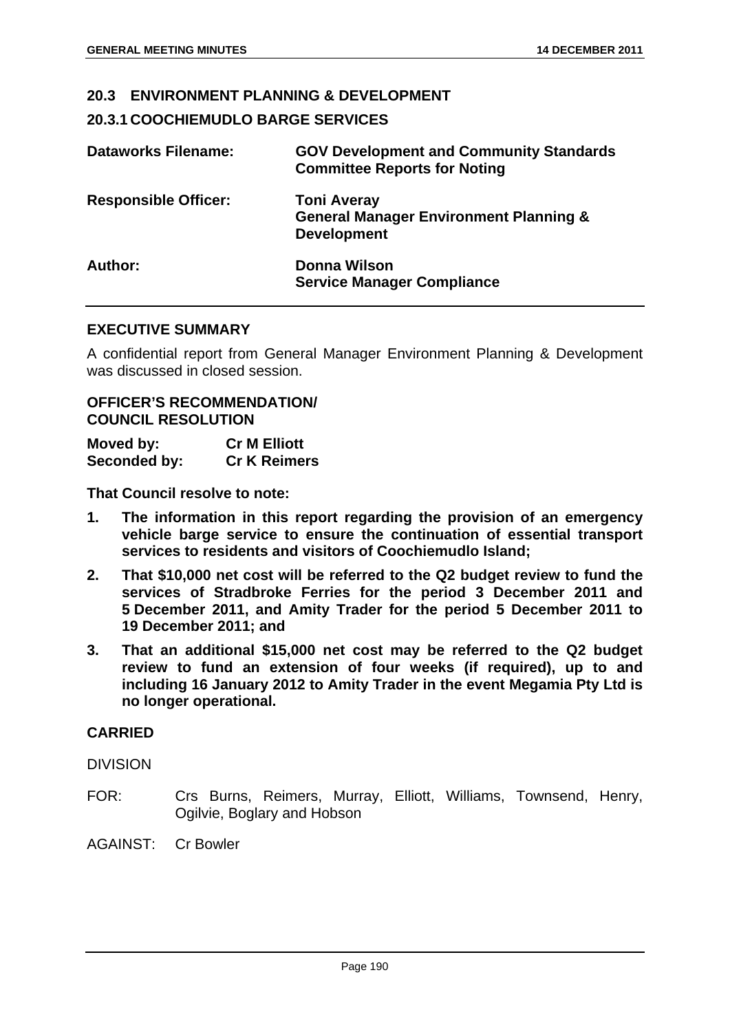## 20.3 ENVIRONMENT PLANNING & DEVELOPMENT

### 20.3.1 COOCHIEMUDLO BARGE SERVICES

| | |
|---|---|
| **Dataworks Filename:** | **GOV Development and Community Standards Committee Reports for Noting** |
| **Responsible Officer:** | **Toni Averay**<br>**General Manager Environment Planning & Development** |
| **Author:** | **Donna Wilson**<br>**Service Manager Compliance** |

**EXECUTIVE SUMMARY**

A confidential report from General Manager Environment Planning & Development was discussed in closed session.

**OFFICER'S RECOMMENDATION/ COUNCIL RESOLUTION**

| | |
|---|---|
| **Moved by:** | **Cr M Elliott** |
| **Seconded by:** | **Cr K Reimers** |

**That Council resolve to note:**

1. **The information in this report regarding the provision of an emergency vehicle barge service to ensure the continuation of essential transport services to residents and visitors of Coochiemudlo Island;**
2. **That $10,000 net cost will be referred to the Q2 budget review to fund the services of Stradbroke Ferries for the period 3 December 2011 and 5 December 2011, and Amity Trader for the period 5 December 2011 to 19 December 2011; and**
3. **That an additional $15,000 net cost may be referred to the Q2 budget review to fund an extension of four weeks (if required), up to and including 16 January 2012 to Amity Trader in the event Megamia Pty Ltd is no longer operational.**

**CARRIED**

DIVISION

FOR: Crs Burns, Reimers, Murray, Elliott, Williams, Townsend, Henry, Ogilvie, Boglary and Hobson

AGAINST: Cr Bowler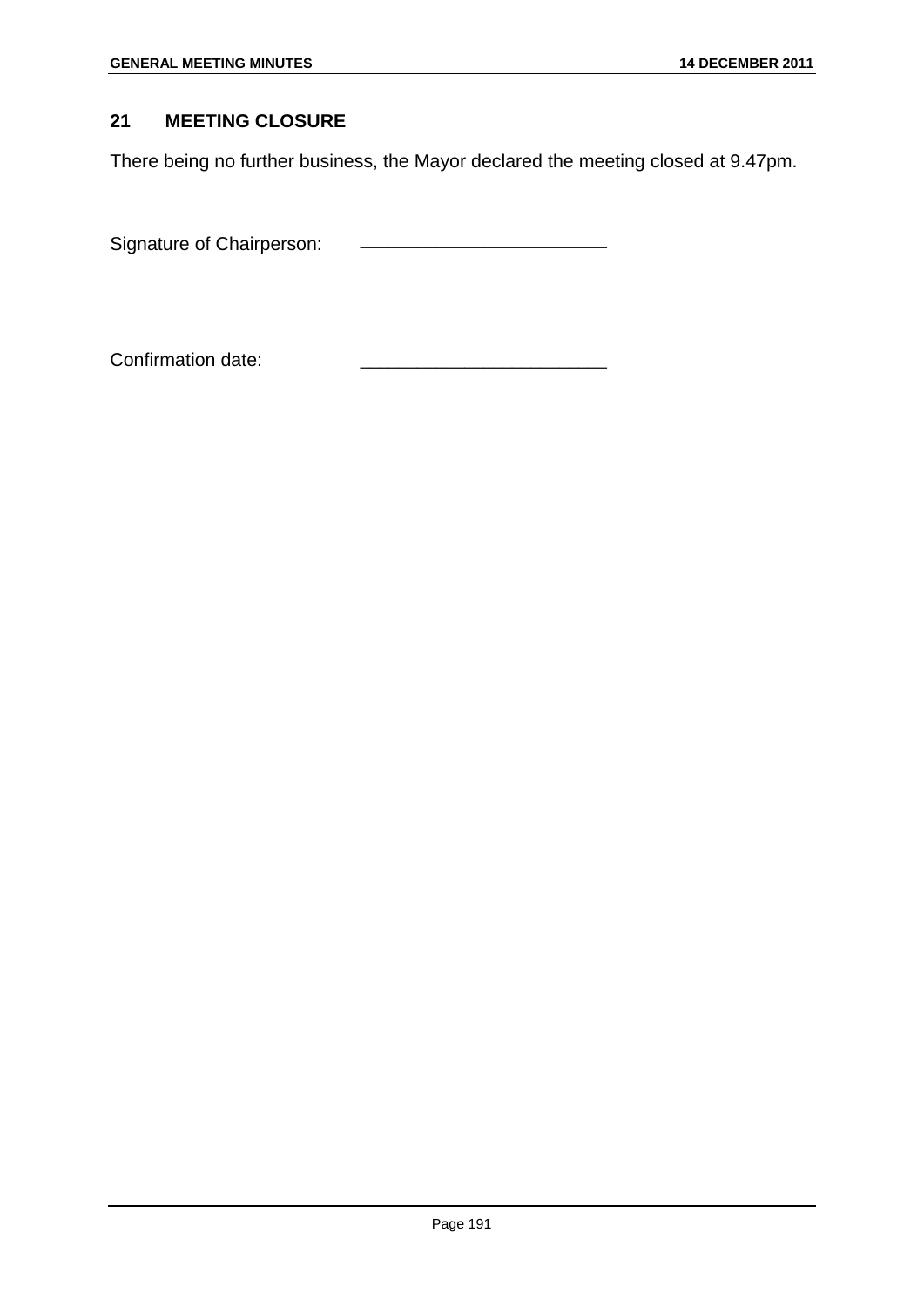## 21 MEETING CLOSURE

There being no further business, the Mayor declared the meeting closed at 9.47pm.

Signature of Chairperson: ________________________

Confirmation date: ________________________